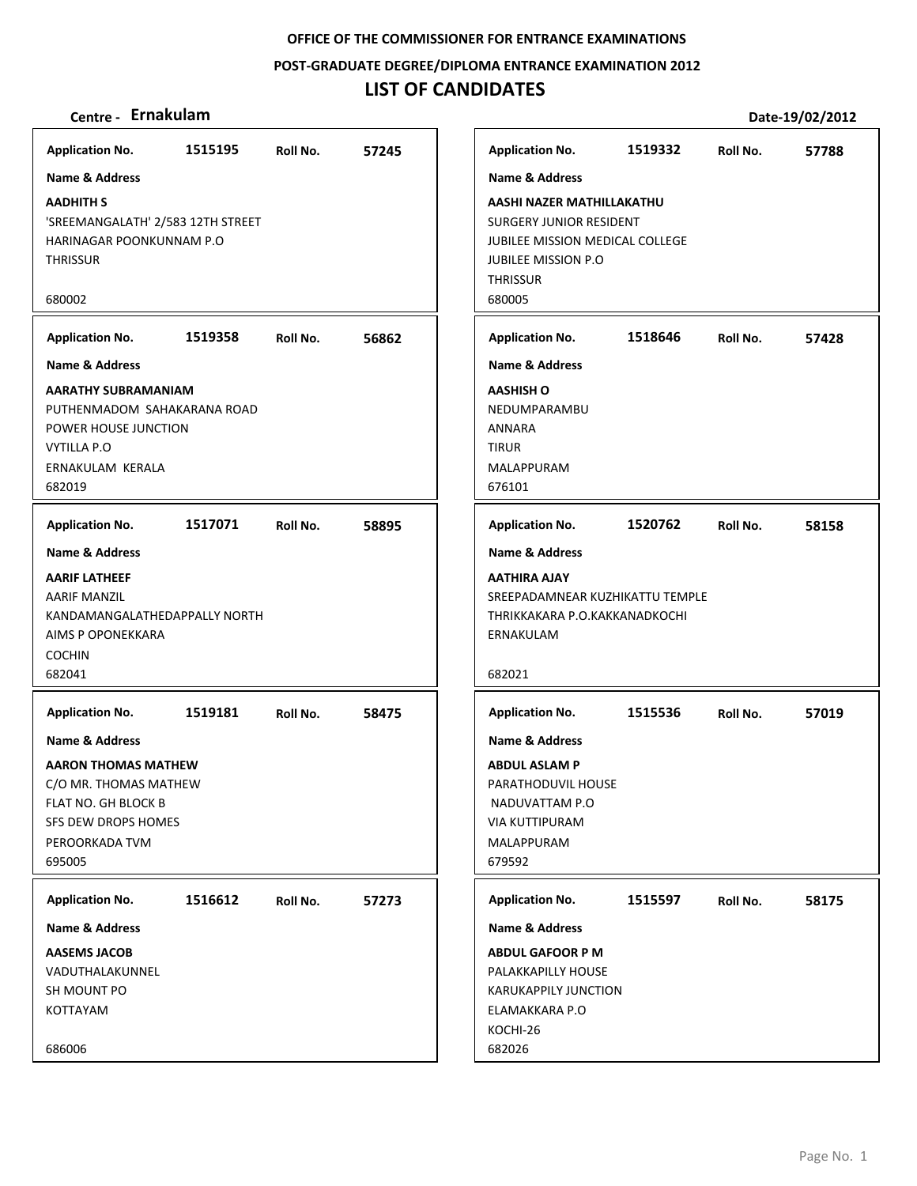OFFICE OF THE COMMISSIONER FOR ENTRANCE EXAMINATIONS

POST-GRADUATE DEGREE/DIPLOMA ENTRANCE EXAMINATION 2012

# LIST OF CANDIDATES

**Centre - Ernakulam** **Date-19/02/2012**

**Application No.** 1515195 **Roll No.** 57245

**Name & Address**

**AADHITH S**
'SREEMANGALATH' 2/583 12TH STREET
HARINAGAR POONKUNNAM P.O
THRISSUR
680002

---

**Application No.** 1519332 **Roll No.** 57788

**Name & Address**

**AASHI NAZER MATHILLAKATHU**
SURGERY JUNIOR RESIDENT
JUBILEE MISSION MEDICAL COLLEGE
JUBILEE MISSION P.O
THRISSUR
680005

---

**Application No.** 1519358 **Roll No.** 56862

**Name & Address**

**AARATHY SUBRAMANIAM**
PUTHENMADOM SAHAKARANA ROAD
POWER HOUSE JUNCTION
VYTILLA P.O
ERNAKULAM KERALA
682019

---

**Application No.** 1518646 **Roll No.** 57428

**Name & Address**

**AASHISH O**
NEDUMPARAMBU
ANNARA
TIRUR
MALAPPURAM
676101

---

**Application No.** 1517071 **Roll No.** 58895

**Name & Address**

**AARIF LATHEEF**
AARIF MANZIL
KANDAMANGALATHEDAPPALLY NORTH
AIMS P OPONEKKARA
COCHIN
682041

---

**Application No.** 1520762 **Roll No.** 58158

**Name & Address**

**AATHIRA AJAY**
SREEPADAMNEAR KUZHIKATTU TEMPLE
THRIKKAKARA P.O.KAKKANADKOCHI
ERNAKULAM
682021

---

**Application No.** 1519181 **Roll No.** 58475

**Name & Address**

**AARON THOMAS MATHEW**
C/O MR. THOMAS MATHEW
FLAT NO. GH BLOCK B
SFS DEW DROPS HOMES
PEROORKADA TVM
695005

---

**Application No.** 1515536 **Roll No.** 57019

**Name & Address**

**ABDUL ASLAM P**
PARATHODUVIL HOUSE
NADUVATTAM P.O
VIA KUTTIPURAM
MALAPPURAM
679592

---

**Application No.** 1516612 **Roll No.** 57273

**Name & Address**

**AASEMS JACOB**
VADUTHALAKUNNEL
SH MOUNT PO
KOTTAYAM
686006

---

**Application No.** 1515597 **Roll No.** 58175

**Name & Address**

**ABDUL GAFOOR P M**
PALAKKAPILLY HOUSE
KARUKAPPILY JUNCTION
ELAMAKKARA P.O
KOCHI-26
682026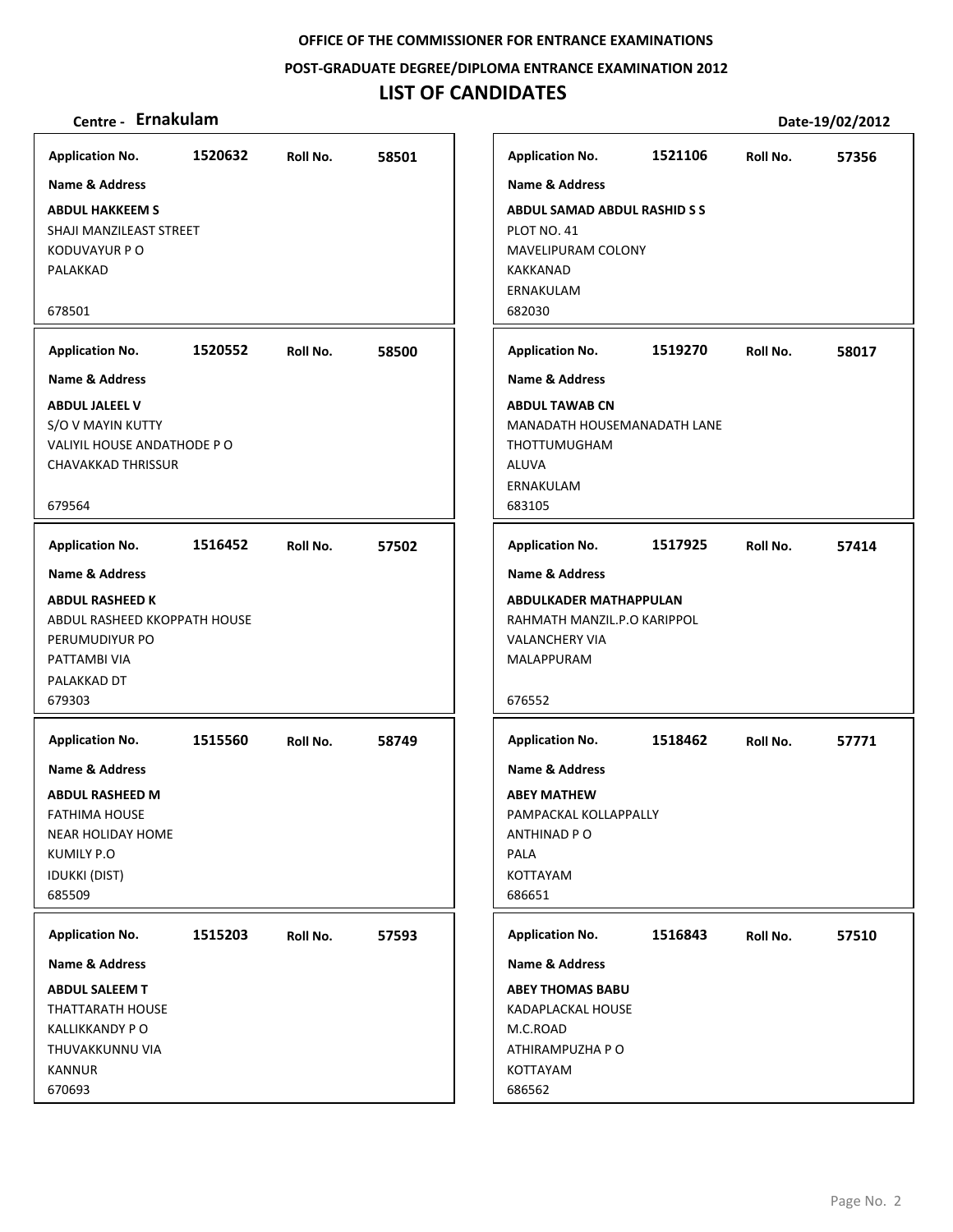**OFFICE OF THE COMMISSIONER FOR ENTRANCE EXAMINATIONS**

**POST-GRADUATE DEGREE/DIPLOMA ENTRANCE EXAMINATION 2012**

# LIST OF CANDIDATES

**Centre - Ernakulam** **Date-19/02/2012**

**Application No.** 1520632 **Roll No.** 58501

**Name & Address**

**ABDUL HAKKEEM S**
SHAJI MANZILEAST STREET
KODUVAYUR P O
PALAKKAD

678501

---

**Application No.** 1520552 **Roll No.** 58500

**Name & Address**

**ABDUL JALEEL V**
S/O V MAYIN KUTTY
VALIYIL HOUSE ANDATHODE P O
CHAVAKKAD THRISSUR

679564

---

**Application No.** 1516452 **Roll No.** 57502

**Name & Address**

**ABDUL RASHEED K**
ABDUL RASHEED KKOPPATH HOUSE
PERUMUDIYUR PO
PATTAMBI VIA
PALAKKAD DT
679303

---

**Application No.** 1515560 **Roll No.** 58749

**Name & Address**

**ABDUL RASHEED M**
FATHIMA HOUSE
NEAR HOLIDAY HOME
KUMILY P.O
IDUKKI (DIST)
685509

---

**Application No.** 1515203 **Roll No.** 57593

**Name & Address**

**ABDUL SALEEM T**
THATTARATH HOUSE
KALLIKKANDY P O
THUVAKKUNNU VIA
KANNUR
670693

---

**Application No.** 1521106 **Roll No.** 57356

**Name & Address**

**ABDUL SAMAD ABDUL RASHID S S**
PLOT NO. 41
MAVELIPURAM COLONY
KAKKANAD
ERNAKULAM
682030

---

**Application No.** 1519270 **Roll No.** 58017

**Name & Address**

**ABDUL TAWAB CN**
MANADATH HOUSEMANADATH LANE
THOTTUMUGHAM
ALUVA
ERNAKULAM
683105

---

**Application No.** 1517925 **Roll No.** 57414

**Name & Address**

**ABDULKADER MATHAPPULAN**
RAHMATH MANZIL.P.O KARIPPOL
VALANCHERY VIA
MALAPPURAM

676552

---

**Application No.** 1518462 **Roll No.** 57771

**Name & Address**

**ABEY MATHEW**
PAMPACKAL KOLLAPPALLY
ANTHINAD P O
PALA
KOTTAYAM
686651

---

**Application No.** 1516843 **Roll No.** 57510

**Name & Address**

**ABEY THOMAS BABU**
KADAPLACKAL HOUSE
M.C.ROAD
ATHIRAMPUZHA P O
KOTTAYAM
686562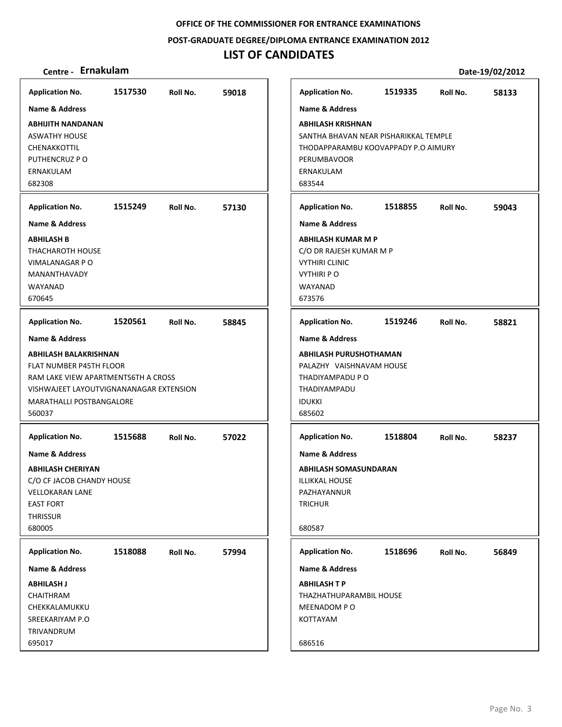**OFFICE OF THE COMMISSIONER FOR ENTRANCE EXAMINATIONS**

**POST-GRADUATE DEGREE/DIPLOMA ENTRANCE EXAMINATION 2012**

# LIST OF CANDIDATES

**Centre - Ernakulam** **Date-19/02/2012**

**Application No.** 1517530 **Roll No.** 59018
**Name & Address**
**ABHIJITH NANDANAN**
ASWATHY HOUSE
CHENAKKOTTIL
PUTHENCRUZ P O
ERNAKULAM
682308

**Application No.** 1515249 **Roll No.** 57130
**Name & Address**
**ABHILASH B**
THACHAROTH HOUSE
VIMALANAGAR P O
MANANTHAVADY
WAYANAD
670645

**Application No.** 1520561 **Roll No.** 58845
**Name & Address**
**ABHILASH BALAKRISHNAN**
FLAT NUMBER P45TH FLOOR
RAM LAKE VIEW APARTMENTS6TH A CROSS
VISHWAJEET LAYOUTVIGNANANAGAR EXTENSION
MARATHALLI POSTBANGALORE
560037

**Application No.** 1515688 **Roll No.** 57022
**Name & Address**
**ABHILASH CHERIYAN**
C/O CF JACOB CHANDY HOUSE
VELLOKARAN LANE
EAST FORT
THRISSUR
680005

**Application No.** 1518088 **Roll No.** 57994
**Name & Address**
**ABHILASH J**
CHAITHRAM
CHEKKALAMUKKU
SREEKARIYAM P.O
TRIVANDRUM
695017

**Application No.** 1519335 **Roll No.** 58133
**Name & Address**
**ABHILASH KRISHNAN**
SANTHA BHAVAN NEAR PISHARIKKAL TEMPLE
THODAPPARAMBU KOOVAPPADY P.O AIMURY
PERUMBAVOOR
ERNAKULAM
683544

**Application No.** 1518855 **Roll No.** 59043
**Name & Address**
**ABHILASH KUMAR M P**
C/O DR RAJESH KUMAR M P
VYTHIRI CLINIC
VYTHIRI P O
WAYANAD
673576

**Application No.** 1519246 **Roll No.** 58821
**Name & Address**
**ABHILASH PURUSHOTHAMAN**
PALAZHY VAISHNAVAM HOUSE
THADIYAMPADU P O
THADIYAMPADU
IDUKKI
685602

**Application No.** 1518804 **Roll No.** 58237
**Name & Address**
**ABHILASH SOMASUNDARAN**
ILLIKKAL HOUSE
PAZHAYANNUR
TRICHUR
680587

**Application No.** 1518696 **Roll No.** 56849
**Name & Address**
**ABHILASH T P**
THAZHATHUPARAMBIL HOUSE
MEENADOM P O
KOTTAYAM
686516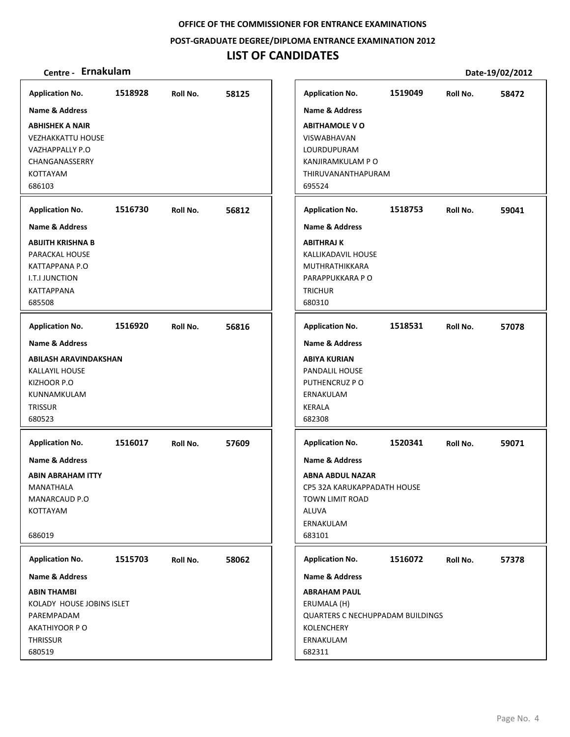**OFFICE OF THE COMMISSIONER FOR ENTRANCE EXAMINATIONS**

**POST-GRADUATE DEGREE/DIPLOMA ENTRANCE EXAMINATION 2012**

# LIST OF CANDIDATES

**Centre - Ernakulam** **Date-19/02/2012**

**Application No.** 1518928 **Roll No.** 58125

**Name & Address**

**ABHISHEK A NAIR**
VEZHAKKATTU HOUSE
VAZHAPPALLY P.O
CHANGANASSERRY
KOTTAYAM
686103

---

**Application No.** 1516730 **Roll No.** 56812

**Name & Address**

**ABIJITH KRISHNA B**
PARACKAL HOUSE
KATTAPPANA P.O
I.T.I JUNCTION
KATTAPPANA
685508

---

**Application No.** 1516920 **Roll No.** 56816

**Name & Address**

**ABILASH ARAVINDAKSHAN**
KALLAYIL HOUSE
KIZHOOR P.O
KUNNAMKULAM
TRISSUR
680523

---

**Application No.** 1516017 **Roll No.** 57609

**Name & Address**

**ABIN ABRAHAM ITTY**
MANATHALA
MANARCAUD P.O
KOTTAYAM

686019

---

**Application No.** 1515703 **Roll No.** 58062

**Name & Address**

**ABIN THAMBI**
KOLADY HOUSE JOBINS ISLET
PAREMPADAM
AKATHIYOOR P O
THRISSUR
680519

---

**Application No.** 1519049 **Roll No.** 58472

**Name & Address**

**ABITHAMOLE V O**
VISWABHAVAN
LOURDUPURAM
KANJIRAMKULAM P O
THIRUVANANTHAPURAM
695524

---

**Application No.** 1518753 **Roll No.** 59041

**Name & Address**

**ABITHRAJ K**
KALLIKADAVIL HOUSE
MUTHRATHIKKARA
PARAPPUKKARA P O
TRICHUR
680310

---

**Application No.** 1518531 **Roll No.** 57078

**Name & Address**

**ABIYA KURIAN**
PANDALIL HOUSE
PUTHENCRUZ P O
ERNAKULAM
KERALA
682308

---

**Application No.** 1520341 **Roll No.** 59071

**Name & Address**

**ABNA ABDUL NAZAR**
CP5 32A KARUKAPPADATH HOUSE
TOWN LIMIT ROAD
ALUVA
ERNAKULAM
683101

---

**Application No.** 1516072 **Roll No.** 57378

**Name & Address**

**ABRAHAM PAUL**
ERUMALA (H)
QUARTERS C NECHUPPADAM BUILDINGS
KOLENCHERY
ERNAKULAM
682311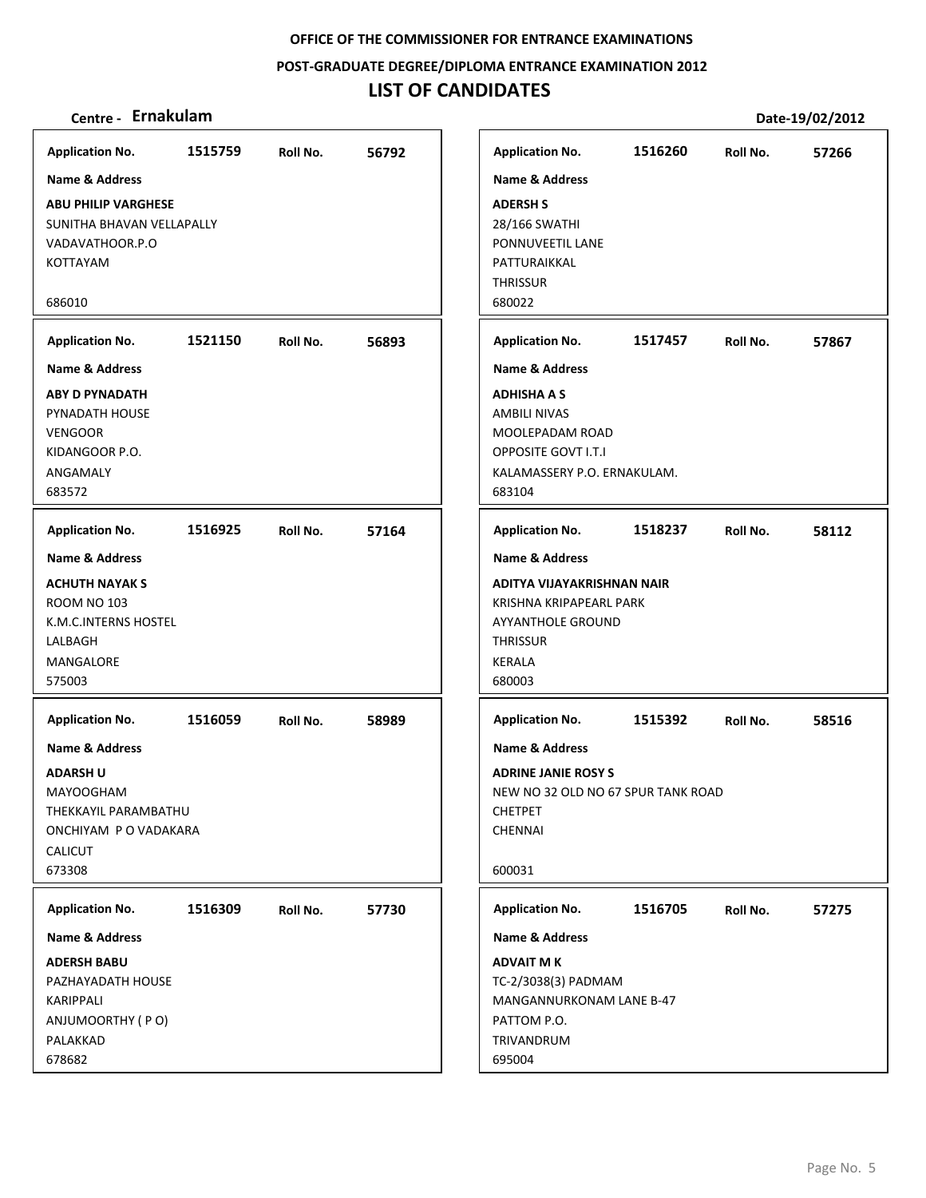OFFICE OF THE COMMISSIONER FOR ENTRANCE EXAMINATIONS

POST-GRADUATE DEGREE/DIPLOMA ENTRANCE EXAMINATION 2012

# LIST OF CANDIDATES

**Centre - Ernakulam** **Date-19/02/2012**

**Application No.** 1515759 **Roll No.** 56792

**Name & Address**

**ABU PHILIP VARGHESE**
SUNITHA BHAVAN VELLAPALLY
VADAVATHOOR.P.O
KOTTAYAM

686010

**Application No.** 1521150 **Roll No.** 56893

**Name & Address**

**ABY D PYNADATH**
PYNADATH HOUSE
VENGOOR
KIDANGOOR P.O.
ANGAMALY
683572

**Application No.** 1516925 **Roll No.** 57164

**Name & Address**

**ACHUTH NAYAK S**
ROOM NO 103
K.M.C.INTERNS HOSTEL
LALBAGH
MANGALORE
575003

**Application No.** 1516059 **Roll No.** 58989

**Name & Address**

**ADARSH U**
MAYOOGHAM
THEKKAYIL PARAMBATHU
ONCHIYAM P O VADAKARA
CALICUT
673308

**Application No.** 1516309 **Roll No.** 57730

**Name & Address**

**ADERSH BABU**
PAZHAYADATH HOUSE
KARIPPALI
ANJUMOORTHY ( P O)
PALAKKAD
678682

**Application No.** 1516260 **Roll No.** 57266

**Name & Address**

**ADERSH S**
28/166 SWATHI
PONNUVEETIL LANE
PATTURAIKKAL
THRISSUR
680022

**Application No.** 1517457 **Roll No.** 57867

**Name & Address**

**ADHISHA A S**
AMBILI NIVAS
MOOLEPADAM ROAD
OPPOSITE GOVT I.T.I
KALAMASSERY P.O. ERNAKULAM.
683104

**Application No.** 1518237 **Roll No.** 58112

**Name & Address**

**ADITYA VIJAYAKRISHNAN NAIR**
KRISHNA KRIPAPEARL PARK
AYYANTHOLE GROUND
THRISSUR
KERALA
680003

**Application No.** 1515392 **Roll No.** 58516

**Name & Address**

**ADRINE JANIE ROSY S**
NEW NO 32 OLD NO 67 SPUR TANK ROAD
CHETPET
CHENNAI

600031

**Application No.** 1516705 **Roll No.** 57275

**Name & Address**

**ADVAIT M K**
TC-2/3038(3) PADMAM
MANGANNURKONAM LANE B-47
PATTOM P.O.
TRIVANDRUM
695004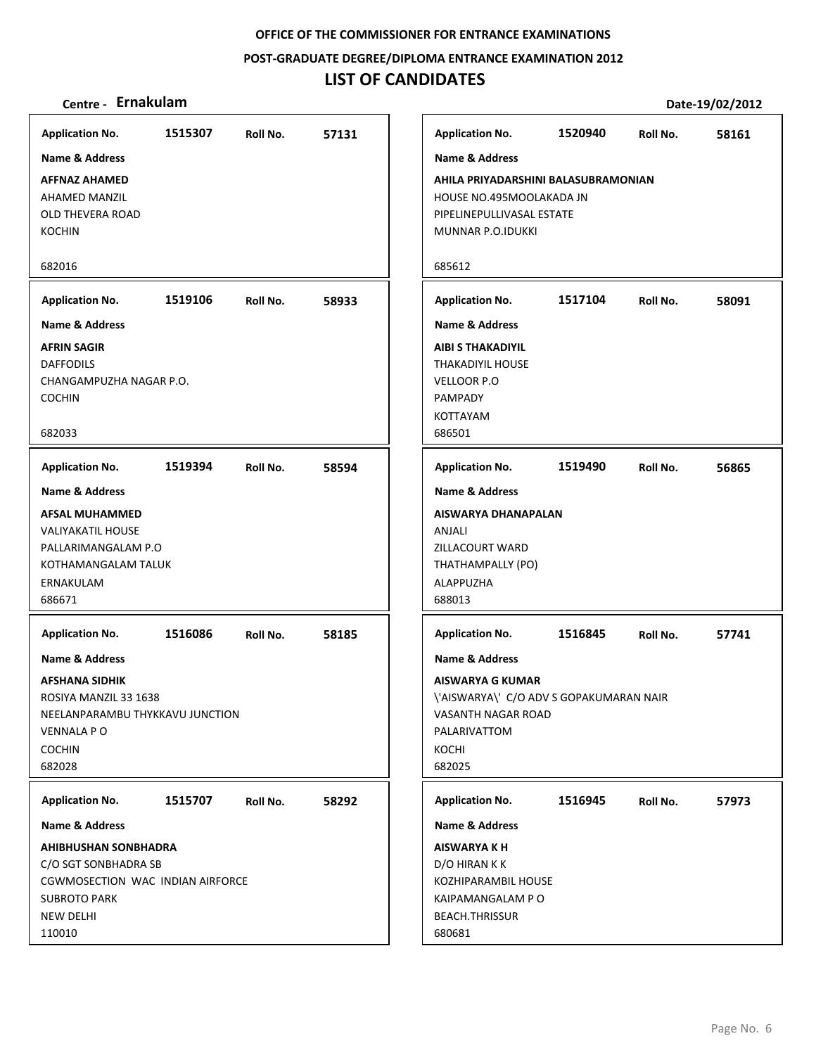OFFICE OF THE COMMISSIONER FOR ENTRANCE EXAMINATIONS

POST-GRADUATE DEGREE/DIPLOMA ENTRANCE EXAMINATION 2012

# LIST OF CANDIDATES

**Centre - Ernakulam** **Date-19/02/2012**

---

**Application No.** 1515307 **Roll No.** 57131

**Name & Address**

**AFFNAZ AHAMED**
AHAMED MANZIL
OLD THEVERA ROAD
KOCHIN

682016

---

**Application No.** 1519106 **Roll No.** 58933

**Name & Address**

**AFRIN SAGIR**
DAFFODILS
CHANGAMPUZHA NAGAR P.O.
COCHIN

682033

---

**Application No.** 1519394 **Roll No.** 58594

**Name & Address**

**AFSAL MUHAMMED**
VALIYAKATIL HOUSE
PALLARIMANGALAM P.O
KOTHAMANGALAM TALUK
ERNAKULAM
686671

---

**Application No.** 1516086 **Roll No.** 58185

**Name & Address**

**AFSHANA SIDHIK**
ROSIYA MANZIL 33 1638
NEELANPARAMBU THYKKAVU JUNCTION
VENNALA P O
COCHIN
682028

---

**Application No.** 1515707 **Roll No.** 58292

**Name & Address**

**AHIBHUSHAN SONBHADRA**
C/O SGT SONBHADRA SB
CGWMOSECTION WAC INDIAN AIRFORCE
SUBROTO PARK
NEW DELHI
110010

---

**Application No.** 1520940 **Roll No.** 58161

**Name & Address**

**AHILA PRIYADARSHINI BALASUBRAMONIAN**
HOUSE NO.495MOOLAKADA JN
PIPELINEPULLIVASAL ESTATE
MUNNAR P.O.IDUKKI

685612

---

**Application No.** 1517104 **Roll No.** 58091

**Name & Address**

**AIBI S THAKADIYIL**
THAKADIYIL HOUSE
VELLOOR P.O
PAMPADY
KOTTAYAM
686501

---

**Application No.** 1519490 **Roll No.** 56865

**Name & Address**

**AISWARYA DHANAPALAN**
ANJALI
ZILLACOURT WARD
THATHAMPALLY (PO)
ALAPPUZHA
688013

---

**Application No.** 1516845 **Roll No.** 57741

**Name & Address**

**AISWARYA G KUMAR**
\'AISWARYA\' C/O ADV S GOPAKUMARAN NAIR
VASANTH NAGAR ROAD
PALARIVATTOM
KOCHI
682025

---

**Application No.** 1516945 **Roll No.** 57973

**Name & Address**

**AISWARYA K H**
D/O HIRAN K K
KOZHIPARAMBIL HOUSE
KAIPAMANGALAM P O
BEACH.THRISSUR
680681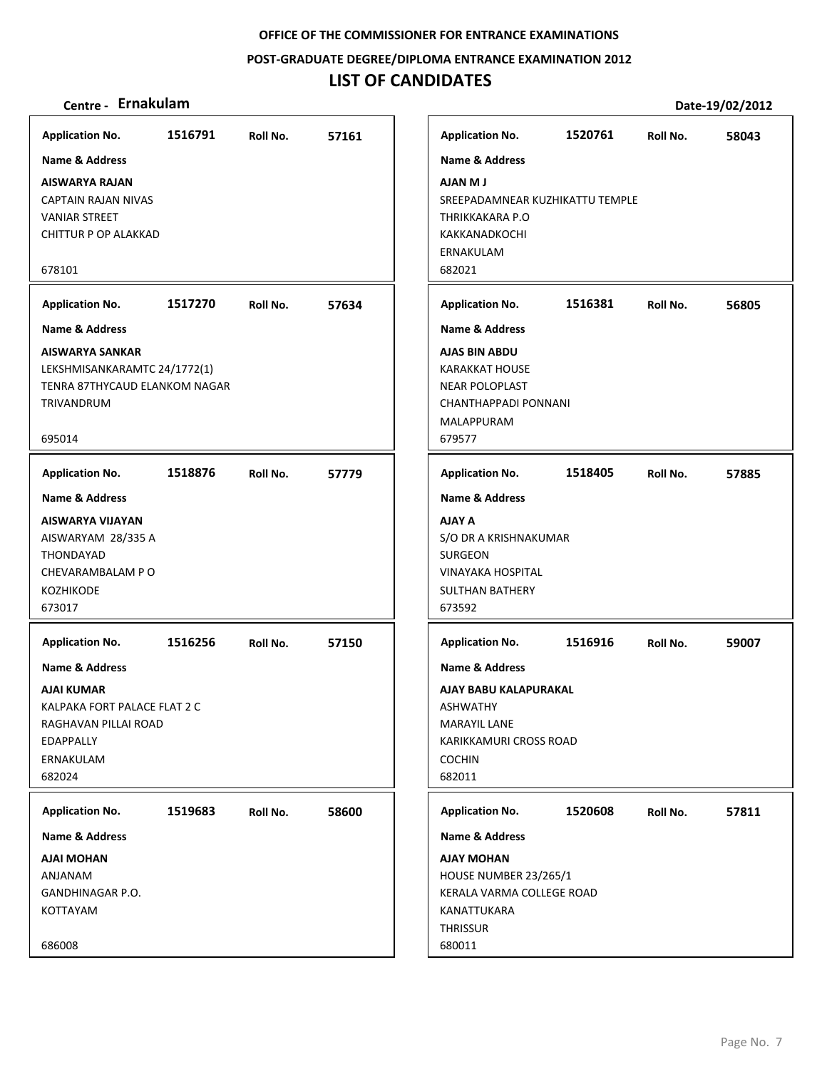OFFICE OF THE COMMISSIONER FOR ENTRANCE EXAMINATIONS

POST-GRADUATE DEGREE/DIPLOMA ENTRANCE EXAMINATION 2012

# LIST OF CANDIDATES

**Centre - Ernakulam** **Date-19/02/2012**

| Application No. | Roll No. | Name & Address |
|---|---|---|
| 1516791 | 57161 | **AISWARYA RAJAN**<br>CAPTAIN RAJAN NIVAS<br>VANIAR STREET<br>CHITTUR P OP ALAKKAD<br>678101 |
| 1517270 | 57634 | **AISWARYA SANKAR**<br>LEKSHMISANKARAMTC 24/1772(1)<br>TENRA 87THYCAUD ELANKOM NAGAR<br>TRIVANDRUM<br>695014 |
| 1518876 | 57779 | **AISWARYA VIJAYAN**<br>AISWARYAM 28/335 A<br>THONDAYAD<br>CHEVARAMBALAM P O<br>KOZHIKODE<br>673017 |
| 1516256 | 57150 | **AJAI KUMAR**<br>KALPAKA FORT PALACE FLAT 2 C<br>RAGHAVAN PILLAI ROAD<br>EDAPPALLY<br>ERNAKULAM<br>682024 |
| 1519683 | 58600 | **AJAI MOHAN**<br>ANJANAM<br>GANDHINAGAR P.O.<br>KOTTAYAM<br>686008 |
| 1520761 | 58043 | **AJAN M J**<br>SREEPADAMNEAR KUZHIKATTU TEMPLE<br>THRIKKAKARA P.O<br>KAKKANADKOCHI<br>ERNAKULAM<br>682021 |
| 1516381 | 56805 | **AJAS BIN ABDU**<br>KARAKKAT HOUSE<br>NEAR POLOPLAST<br>CHANTHAPPADI PONNANI<br>MALAPPURAM<br>679577 |
| 1518405 | 57885 | **AJAY A**<br>S/O DR A KRISHNAKUMAR<br>SURGEON<br>VINAYAKA HOSPITAL<br>SULTHAN BATHERY<br>673592 |
| 1516916 | 59007 | **AJAY BABU KALAPURAKAL**<br>ASHWATHY<br>MARAYIL LANE<br>KARIKKAMURI CROSS ROAD<br>COCHIN<br>682011 |
| 1520608 | 57811 | **AJAY MOHAN**<br>HOUSE NUMBER 23/265/1<br>KERALA VARMA COLLEGE ROAD<br>KANATTUKARA<br>THRISSUR<br>680011 |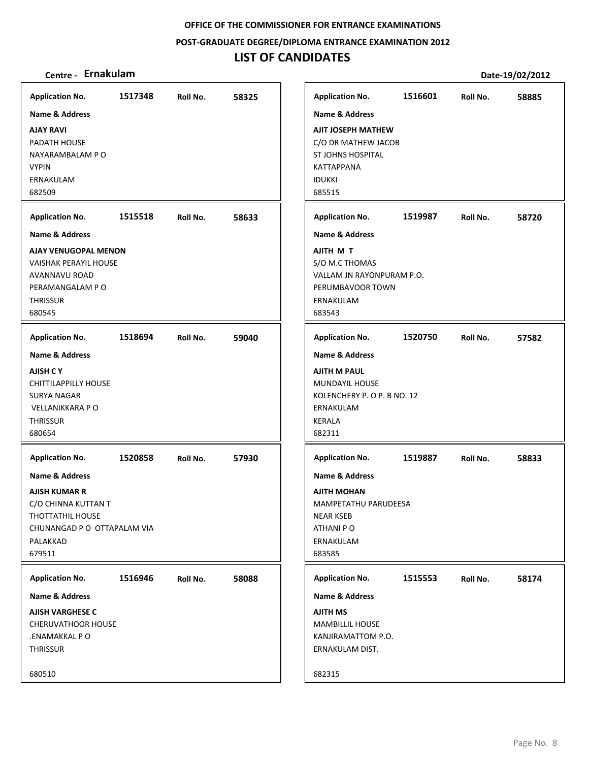**OFFICE OF THE COMMISSIONER FOR ENTRANCE EXAMINATIONS**

**POST-GRADUATE DEGREE/DIPLOMA ENTRANCE EXAMINATION 2012**

# LIST OF CANDIDATES

**Centre - Ernakulam** **Date-19/02/2012**

**Application No.** 1517348 **Roll No.** 58325

**Name & Address**

**AJAY RAVI**
PADATH HOUSE
NAYARAMBALAM P O
VYPIN
ERNAKULAM
682509

**Application No.** 1515518 **Roll No.** 58633

**Name & Address**

**AJAY VENUGOPAL MENON**
VAISHAK PERAYIL HOUSE
AVANNAVU ROAD
PERAMANGALAM P O
THRISSUR
680545

**Application No.** 1518694 **Roll No.** 59040

**Name & Address**

**AJISH C Y**
CHITTILAPPILLY HOUSE
SURYA NAGAR
VELLANIKKARA P O
THRISSUR
680654

**Application No.** 1520858 **Roll No.** 57930

**Name & Address**

**AJISH KUMAR R**
C/O CHINNA KUTTAN T
THOTTATHIL HOUSE
CHUNANGAD P O OTTAPALAM VIA
PALAKKAD
679511

**Application No.** 1516946 **Roll No.** 58088

**Name & Address**

**AJISH VARGHESE C**
CHERUVATHOOR HOUSE
.ENAMAKKAL P O
THRISSUR

680510

**Application No.** 1516601 **Roll No.** 58885

**Name & Address**

**AJIT JOSEPH MATHEW**
C/O DR MATHEW JACOB
ST JOHNS HOSPITAL
KATTAPPANA
IDUKKI
685515

**Application No.** 1519987 **Roll No.** 58720

**Name & Address**

**AJITH M T**
S/O M.C THOMAS
VALLAM JN RAYONPURAM P.O.
PERUMBAVOOR TOWN
ERNAKULAM
683543

**Application No.** 1520750 **Roll No.** 57582

**Name & Address**

**AJITH M PAUL**
MUNDAYIL HOUSE
KOLENCHERY P. O P. B NO. 12
ERNAKULAM
KERALA
682311

**Application No.** 1519887 **Roll No.** 58833

**Name & Address**

**AJITH MOHAN**
MAMPETATHU PARUDEESA
NEAR KSEB
ATHANI P O
ERNAKULAM
683585

**Application No.** 1515553 **Roll No.** 58174

**Name & Address**

**AJITH MS**
MAMBILLIL HOUSE
KANJIRAMATTOM P.O.
ERNAKULAM DIST.

682315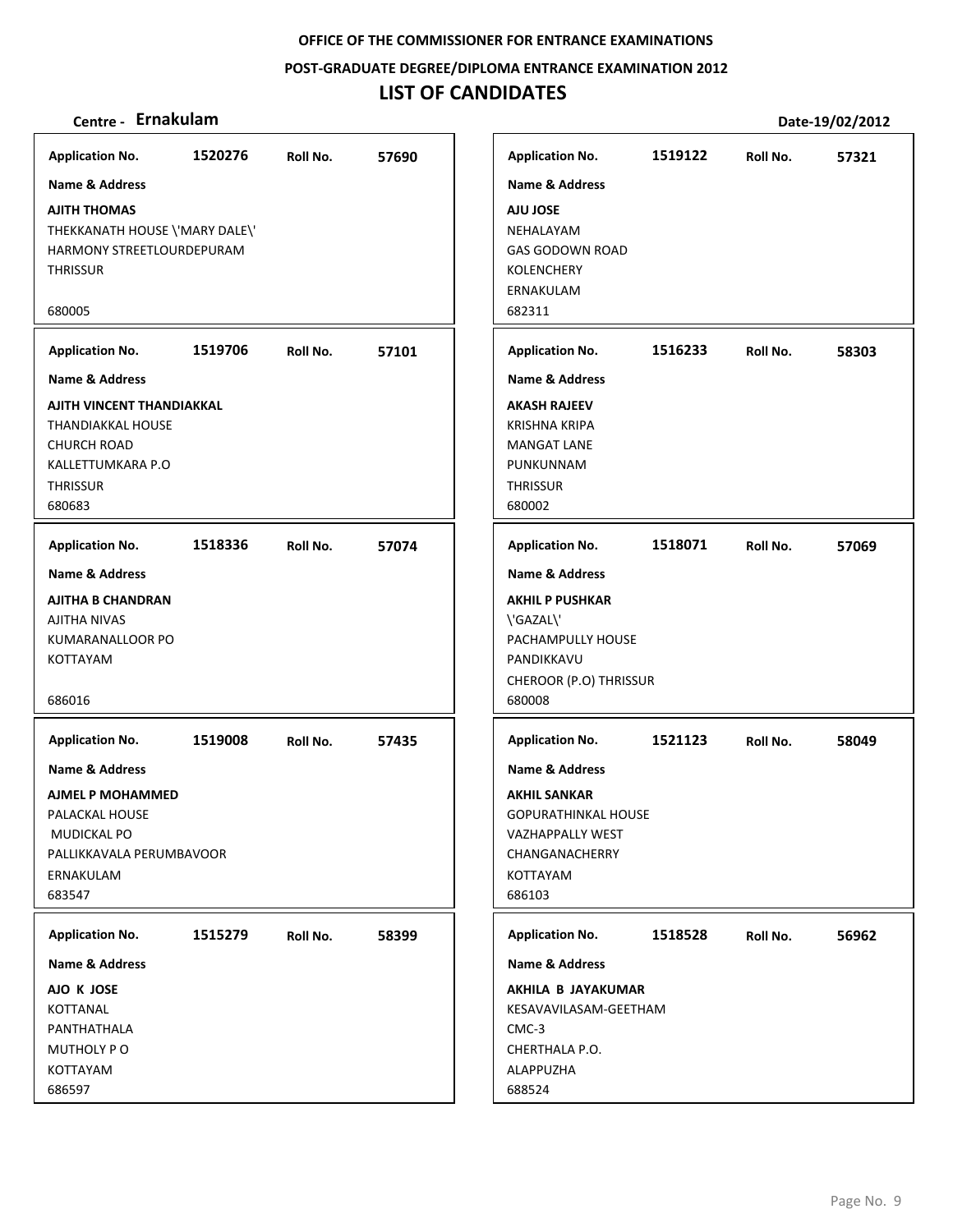OFFICE OF THE COMMISSIONER FOR ENTRANCE EXAMINATIONS

POST-GRADUATE DEGREE/DIPLOMA ENTRANCE EXAMINATION 2012

# LIST OF CANDIDATES

**Centre - Ernakulam** | **Date-19/02/2012**

---

**Application No.** 1520276 **Roll No.** 57690

**Name & Address**

**AJITH THOMAS**
THEKKANATH HOUSE \'MARY DALE\'
HARMONY STREETLOURDEPURAM
THRISSUR

680005

---

**Application No.** 1519706 **Roll No.** 57101

**Name & Address**

**AJITH VINCENT THANDIAKKAL**
THANDIAKKAL HOUSE
CHURCH ROAD
KALLETTUMKARA P.O
THRISSUR
680683

---

**Application No.** 1518336 **Roll No.** 57074

**Name & Address**

**AJITHA B CHANDRAN**
AJITHA NIVAS
KUMARANALLOOR PO
KOTTAYAM

686016

---

**Application No.** 1519008 **Roll No.** 57435

**Name & Address**

**AJMEL P MOHAMMED**
PALACKAL HOUSE
MUDICKAL PO
PALLIKKAVALA PERUMBAVOOR
ERNAKULAM
683547

---

**Application No.** 1515279 **Roll No.** 58399

**Name & Address**

**AJO K JOSE**
KOTTANAL
PANTHATHALA
MUTHOLY P O
KOTTAYAM
686597

---

**Application No.** 1519122 **Roll No.** 57321

**Name & Address**

**AJU JOSE**
NEHALAYAM
GAS GODOWN ROAD
KOLENCHERY
ERNAKULAM
682311

---

**Application No.** 1516233 **Roll No.** 58303

**Name & Address**

**AKASH RAJEEV**
KRISHNA KRIPA
MANGAT LANE
PUNKUNNAM
THRISSUR
680002

---

**Application No.** 1518071 **Roll No.** 57069

**Name & Address**

**AKHIL P PUSHKAR**
\'GAZAL\'
PACHAMPULLY HOUSE
PANDIKKAVU
CHEROOR (P.O) THRISSUR
680008

---

**Application No.** 1521123 **Roll No.** 58049

**Name & Address**

**AKHIL SANKAR**
GOPURATHINKAL HOUSE
VAZHAPPALLY WEST
CHANGANACHERRY
KOTTAYAM
686103

---

**Application No.** 1518528 **Roll No.** 56962

**Name & Address**

**AKHILA B JAYAKUMAR**
KESAVAVILASAM-GEETHAM
CMC-3
CHERTHALA P.O.
ALAPPUZHA
688524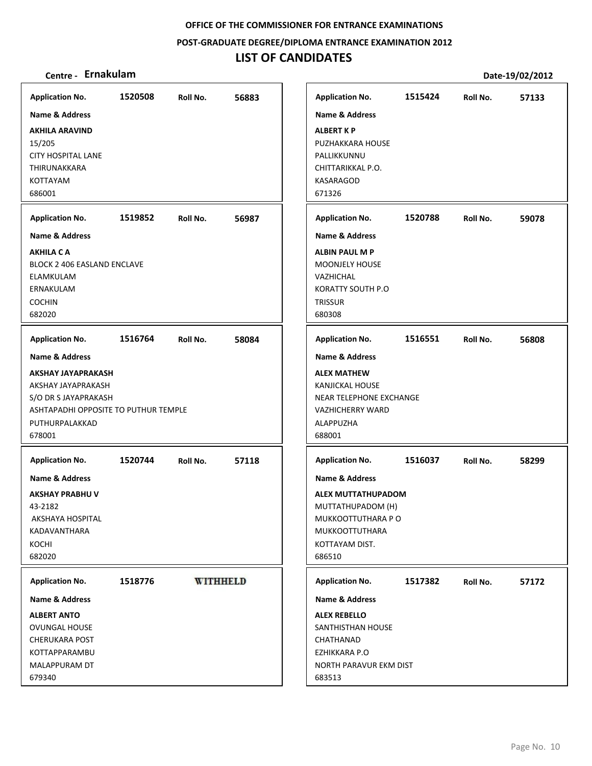OFFICE OF THE COMMISSIONER FOR ENTRANCE EXAMINATIONS

POST-GRADUATE DEGREE/DIPLOMA ENTRANCE EXAMINATION 2012

# LIST OF CANDIDATES

**Centre - Ernakulam** **Date-19/02/2012**

**Application No.** 1520508 **Roll No.** 56883

**Name & Address**

**AKHILA ARAVIND**
15/205
CITY HOSPITAL LANE
THIRUNAKKARA
KOTTAYAM
686001

**Application No.** 1519852 **Roll No.** 56987

**Name & Address**

**AKHILA C A**
BLOCK 2 406 EASLAND ENCLAVE
ELAMKULAM
ERNAKULAM
COCHIN
682020

**Application No.** 1516764 **Roll No.** 58084

**Name & Address**

**AKSHAY JAYAPRAKASH**
AKSHAY JAYAPRAKASH
S/O DR S JAYAPRAKASH
ASHTAPADHI OPPOSITE TO PUTHUR TEMPLE
PUTHURPALAKKAD
678001

**Application No.** 1520744 **Roll No.** 57118

**Name & Address**

**AKSHAY PRABHU V**
43-2182
AKSHAYA HOSPITAL
KADAVANTHARA
KOCHI
682020

**Application No.** 1518776 **WITHHELD**

**Name & Address**

**ALBERT ANTO**
OVUNGAL HOUSE
CHERUKARA POST
KOTTAPPARAMBU
MALAPPURAM DT
679340

**Application No.** 1515424 **Roll No.** 57133

**Name & Address**

**ALBERT K P**
PUZHAKKARA HOUSE
PALLIKKUNNU
CHITTARIKKAL P.O.
KASARAGOD
671326

**Application No.** 1520788 **Roll No.** 59078

**Name & Address**

**ALBIN PAUL M P**
MOONJELY HOUSE
VAZHICHAL
KORATTY SOUTH P.O
TRISSUR
680308

**Application No.** 1516551 **Roll No.** 56808

**Name & Address**

**ALEX MATHEW**
KANJICKAL HOUSE
NEAR TELEPHONE EXCHANGE
VAZHICHERRY WARD
ALAPPUZHA
688001

**Application No.** 1516037 **Roll No.** 58299

**Name & Address**

**ALEX MUTTATHUPADOM**
MUTTATHUPADOM (H)
MUKKOOTTUTHARA P O
MUKKOOTTUTHARA
KOTTAYAM DIST.
686510

**Application No.** 1517382 **Roll No.** 57172

**Name & Address**

**ALEX REBELLO**
SANTHISTHAN HOUSE
CHATHANAD
EZHIKKARA P.O
NORTH PARAVUR EKM DIST
683513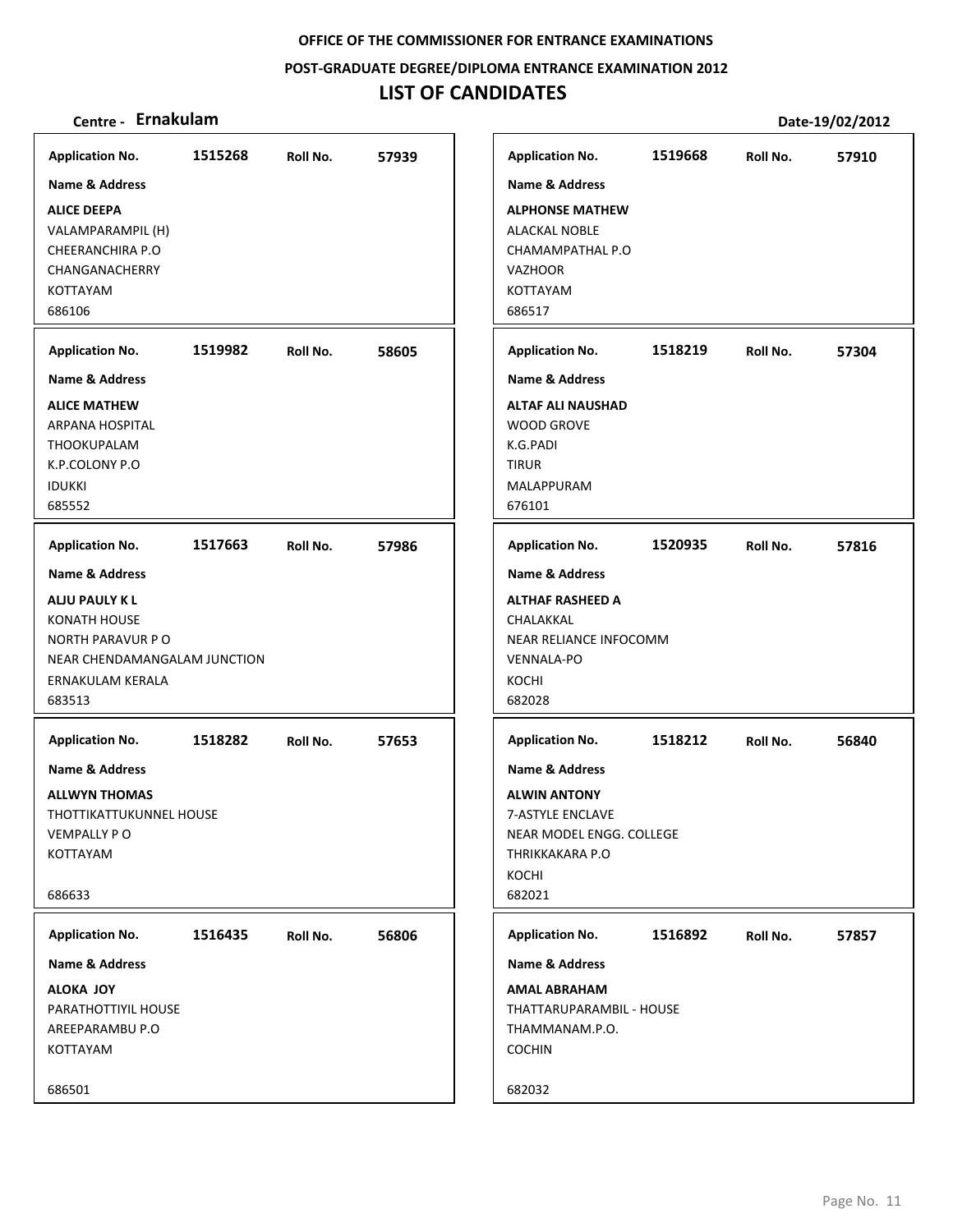**OFFICE OF THE COMMISSIONER FOR ENTRANCE EXAMINATIONS**

**POST-GRADUATE DEGREE/DIPLOMA ENTRANCE EXAMINATION 2012**

# LIST OF CANDIDATES

**Centre - Ernakulam** **Date-19/02/2012**

**Application No.** 1515268 **Roll No.** 57939

**Name & Address**

**ALICE DEEPA**
VALAMPARAMPIL (H)
CHEERANCHIRA P.O
CHANGANACHERRY
KOTTAYAM
686106

**Application No.** 1519668 **Roll No.** 57910

**Name & Address**

**ALPHONSE MATHEW**
ALACKAL NOBLE
CHAMAMPATHAL P.O
VAZHOOR
KOTTAYAM
686517

**Application No.** 1519982 **Roll No.** 58605

**Name & Address**

**ALICE MATHEW**
ARPANA HOSPITAL
THOOKUPALAM
K.P.COLONY P.O
IDUKKI
685552

**Application No.** 1518219 **Roll No.** 57304

**Name & Address**

**ALTAF ALI NAUSHAD**
WOOD GROVE
K.G.PADI
TIRUR
MALAPPURAM
676101

**Application No.** 1517663 **Roll No.** 57986

**Name & Address**

**ALJU PAULY K L**
KONATH HOUSE
NORTH PARAVUR P O
NEAR CHENDAMANGALAM JUNCTION
ERNAKULAM KERALA
683513

**Application No.** 1520935 **Roll No.** 57816

**Name & Address**

**ALTHAF RASHEED A**
CHALAKKAL
NEAR RELIANCE INFOCOMM
VENNALA-PO
KOCHI
682028

**Application No.** 1518282 **Roll No.** 57653

**Name & Address**

**ALLWYN THOMAS**
THOTTIKATTUKUNNEL HOUSE
VEMPALLY P O
KOTTAYAM

686633

**Application No.** 1518212 **Roll No.** 56840

**Name & Address**

**ALWIN ANTONY**
7-ASTYLE ENCLAVE
NEAR MODEL ENGG. COLLEGE
THRIKKAKARA P.O
KOCHI
682021

**Application No.** 1516435 **Roll No.** 56806

**Name & Address**

**ALOKA JOY**
PARATHOTTIYIL HOUSE
AREEPARAMBU P.O
KOTTAYAM

686501

**Application No.** 1516892 **Roll No.** 57857

**Name & Address**

**AMAL ABRAHAM**
THATTARUPARAMBIL - HOUSE
THAMMANAM.P.O.
COCHIN

682032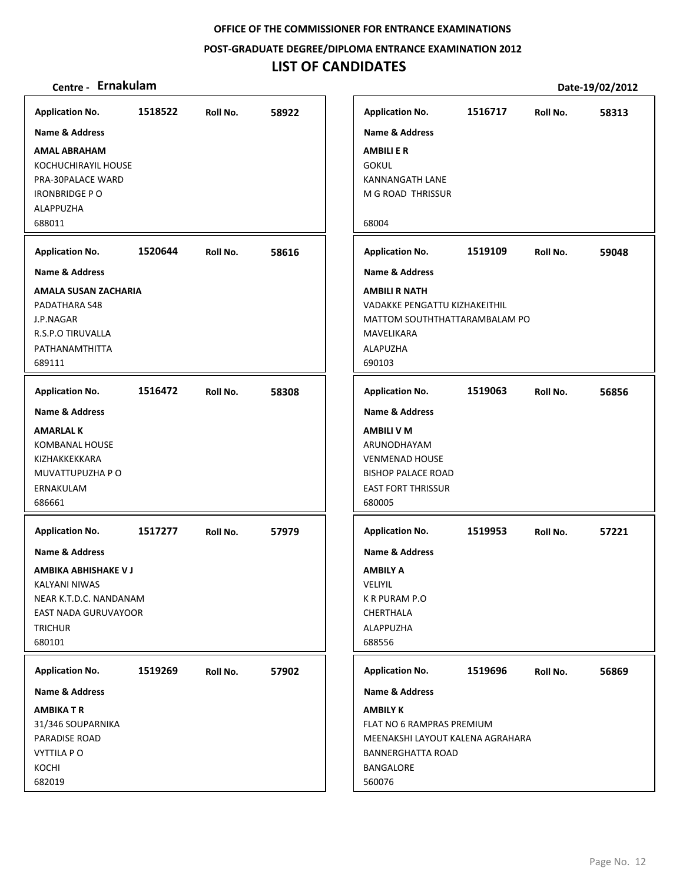**OFFICE OF THE COMMISSIONER FOR ENTRANCE EXAMINATIONS**

**POST-GRADUATE DEGREE/DIPLOMA ENTRANCE EXAMINATION 2012**

# LIST OF CANDIDATES

**Centre - Ernakulam** **Date-19/02/2012**

**Application No.** 1518522 **Roll No.** 58922
**Name & Address**
**AMAL ABRAHAM**
KOCHUCHIRAYIL HOUSE
PRA-30PALACE WARD
IRONBRIDGE P O
ALAPPUZHA
688011

**Application No.** 1520644 **Roll No.** 58616
**Name & Address**
**AMALA SUSAN ZACHARIA**
PADATHARA S48
J.P.NAGAR
R.S.P.O TIRUVALLA
PATHANAMTHITTA
689111

**Application No.** 1516472 **Roll No.** 58308
**Name & Address**
**AMARLAL K**
KOMBANAL HOUSE
KIZHAKKEKKARA
MUVATTUPUZHA P O
ERNAKULAM
686661

**Application No.** 1517277 **Roll No.** 57979
**Name & Address**
**AMBIKA ABHISHAKE V J**
KALYANI NIWAS
NEAR K.T.D.C. NANDANAM
EAST NADA GURUVAYOOR
TRICHUR
680101

**Application No.** 1519269 **Roll No.** 57902
**Name & Address**
**AMBIKA T R**
31/346 SOUPARNIKA
PARADISE ROAD
VYTTILA P O
KOCHI
682019

**Application No.** 1516717 **Roll No.** 58313
**Name & Address**
**AMBILI E R**
GOKUL
KANNANGATH LANE
M G ROAD THRISSUR
68004

**Application No.** 1519109 **Roll No.** 59048
**Name & Address**
**AMBILI R NATH**
VADAKKE PENGATTU KIZHAKEITHIL
MATTOM SOUTHTHATTARAMBALAM PO
MAVELIKARA
ALAPUZHA
690103

**Application No.** 1519063 **Roll No.** 56856
**Name & Address**
**AMBILI V M**
ARUNODHAYAM
VENMENAD HOUSE
BISHOP PALACE ROAD
EAST FORT THRISSUR
680005

**Application No.** 1519953 **Roll No.** 57221
**Name & Address**
**AMBILY A**
VELIYIL
K R PURAM P.O
CHERTHALA
ALAPPUZHA
688556

**Application No.** 1519696 **Roll No.** 56869
**Name & Address**
**AMBILY K**
FLAT NO 6 RAMPRAS PREMIUM
MEENAKSHI LAYOUT KALENA AGRAHARA
BANNERGHATTA ROAD
BANGALORE
560076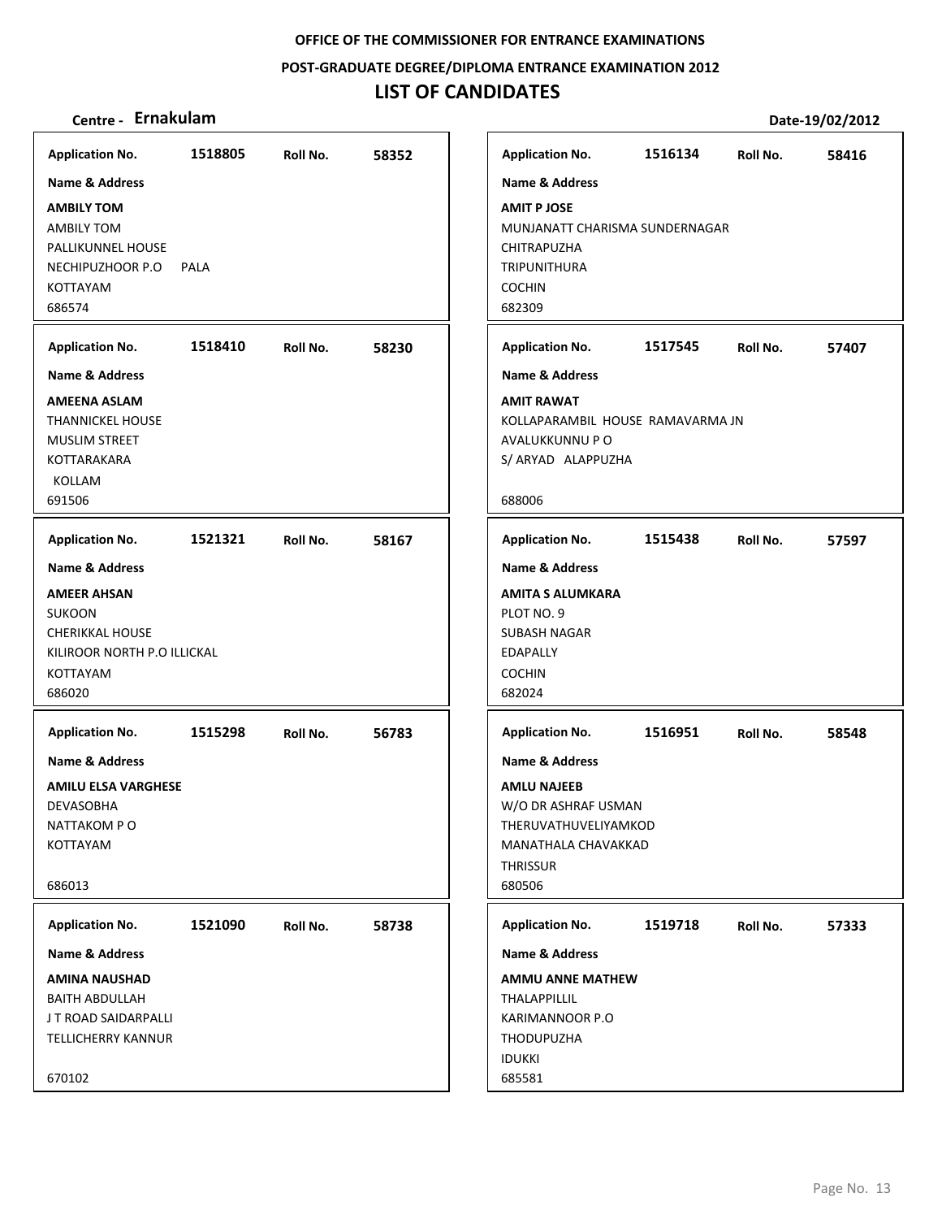OFFICE OF THE COMMISSIONER FOR ENTRANCE EXAMINATIONS

POST-GRADUATE DEGREE/DIPLOMA ENTRANCE EXAMINATION 2012

# LIST OF CANDIDATES

**Centre - Ernakulam** **Date-19/02/2012**

| Application No. | Roll No. | Name & Address |
|---|---|---|
| 1518805 | 58352 | **AMBILY TOM**<br>AMBILY TOM<br>PALLIKUNNEL HOUSE<br>NECHIPUZHOOR P.O PALA<br>KOTTAYAM<br>686574 |
| 1518410 | 58230 | **AMEENA ASLAM**<br>THANNICKEL HOUSE<br>MUSLIM STREET<br>KOTTARAKARA<br>KOLLAM<br>691506 |
| 1521321 | 58167 | **AMEER AHSAN**<br>SUKOON<br>CHERIKKAL HOUSE<br>KILIROOR NORTH P.O ILLICKAL<br>KOTTAYAM<br>686020 |
| 1515298 | 56783 | **AMILU ELSA VARGHESE**<br>DEVASOBHA<br>NATTAKOM P O<br>KOTTAYAM<br>686013 |
| 1521090 | 58738 | **AMINA NAUSHAD**<br>BAITH ABDULLAH<br>J T ROAD SAIDARPALLI<br>TELLICHERRY KANNUR<br>670102 |
| 1516134 | 58416 | **AMIT P JOSE**<br>MUNJANATT CHARISMA SUNDERNAGAR<br>CHITRAPUZHA<br>TRIPUNITHURA<br>COCHIN<br>682309 |
| 1517545 | 57407 | **AMIT RAWAT**<br>KOLLAPARAMBIL HOUSE RAMAVARMA JN<br>AVALUKKUNNU P O<br>S/ ARYAD ALAPPUZHA<br>688006 |
| 1515438 | 57597 | **AMITA S ALUMKARA**<br>PLOT NO. 9<br>SUBASH NAGAR<br>EDAPALLY<br>COCHIN<br>682024 |
| 1516951 | 58548 | **AMLU NAJEEB**<br>W/O DR ASHRAF USMAN<br>THERUVATHUVELIYAMKOD<br>MANATHALA CHAVAKKAD<br>THRISSUR<br>680506 |
| 1519718 | 57333 | **AMMU ANNE MATHEW**<br>THALAPPILLIL<br>KARIMANNOOR P.O<br>THODUPUZHA<br>IDUKKI<br>685581 |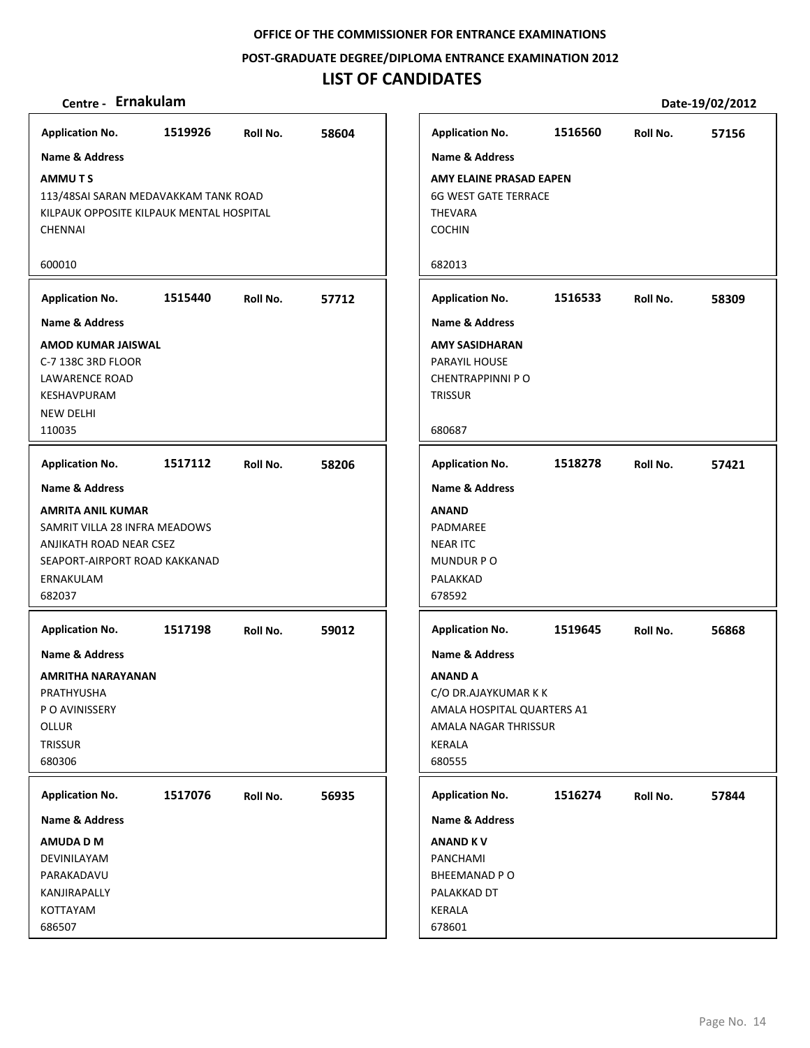**OFFICE OF THE COMMISSIONER FOR ENTRANCE EXAMINATIONS**

**POST-GRADUATE DEGREE/DIPLOMA ENTRANCE EXAMINATION 2012**

# LIST OF CANDIDATES

**Centre - Ernakulam**

**Date-19/02/2012**

---

**Application No.** 1519926 **Roll No.** 58604

**Name & Address**

**AMMU T S**
113/48SAI SARAN MEDAVAKKAM TANK ROAD
KILPAUK OPPOSITE KILPAUK MENTAL HOSPITAL
CHENNAI

600010

---

**Application No.** 1515440 **Roll No.** 57712

**Name & Address**

**AMOD KUMAR JAISWAL**
C-7 138C 3RD FLOOR
LAWARENCE ROAD
KESHAVPURAM
NEW DELHI
110035

---

**Application No.** 1517112 **Roll No.** 58206

**Name & Address**

**AMRITA ANIL KUMAR**
SAMRIT VILLA 28 INFRA MEADOWS
ANJIKATH ROAD NEAR CSEZ
SEAPORT-AIRPORT ROAD KAKKANAD
ERNAKULAM
682037

---

**Application No.** 1517198 **Roll No.** 59012

**Name & Address**

**AMRITHA NARAYANAN**
PRATHYUSHA
P O AVINISSERY
OLLUR
TRISSUR
680306

---

**Application No.** 1517076 **Roll No.** 56935

**Name & Address**

**AMUDA D M**
DEVINILAYAM
PARAKADAVU
KANJIRAPALLY
KOTTAYAM
686507

---

**Application No.** 1516560 **Roll No.** 57156

**Name & Address**

**AMY ELAINE PRASAD EAPEN**
6G WEST GATE TERRACE
THEVARA
COCHIN

682013

---

**Application No.** 1516533 **Roll No.** 58309

**Name & Address**

**AMY SASIDHARAN**
PARAYIL HOUSE
CHENTRAPPINNI P O
TRISSUR

680687

---

**Application No.** 1518278 **Roll No.** 57421

**Name & Address**

**ANAND**
PADMAREE
NEAR ITC
MUNDUR P O
PALAKKAD
678592

---

**Application No.** 1519645 **Roll No.** 56868

**Name & Address**

**ANAND A**
C/O DR.AJAYKUMAR K K
AMALA HOSPITAL QUARTERS A1
AMALA NAGAR THRISSUR
KERALA
680555

---

**Application No.** 1516274 **Roll No.** 57844

**Name & Address**

**ANAND K V**
PANCHAMI
BHEEMANAD P O
PALAKKAD DT
KERALA
678601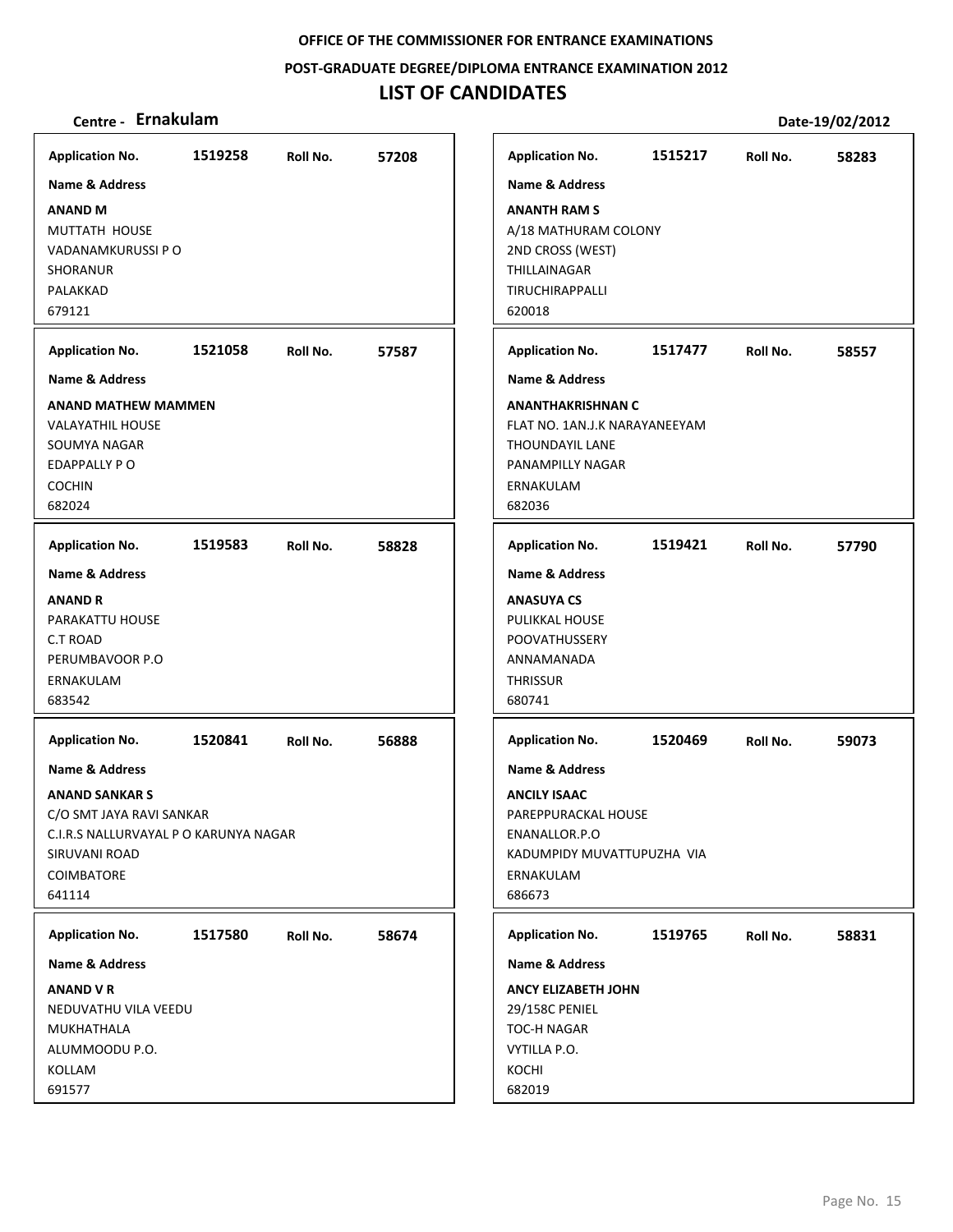**OFFICE OF THE COMMISSIONER FOR ENTRANCE EXAMINATIONS**

**POST-GRADUATE DEGREE/DIPLOMA ENTRANCE EXAMINATION 2012**

# LIST OF CANDIDATES

**Centre - Ernakulam** **Date-19/02/2012**

**Application No.** 1519258 **Roll No.** 57208

**Name & Address**

**ANAND M**
MUTTATH HOUSE
VADANAMKURUSSI P O
SHORANUR
PALAKKAD
679121

**Application No.** 1521058 **Roll No.** 57587

**Name & Address**

**ANAND MATHEW MAMMEN**
VALAYATHIL HOUSE
SOUMYA NAGAR
EDAPPALLY P O
COCHIN
682024

**Application No.** 1519583 **Roll No.** 58828

**Name & Address**

**ANAND R**
PARAKATTU HOUSE
C.T ROAD
PERUMBAVOOR P.O
ERNAKULAM
683542

**Application No.** 1520841 **Roll No.** 56888

**Name & Address**

**ANAND SANKAR S**
C/O SMT JAYA RAVI SANKAR
C.I.R.S NALLURVAYAL P O KARUNYA NAGAR
SIRUVANI ROAD
COIMBATORE
641114

**Application No.** 1517580 **Roll No.** 58674

**Name & Address**

**ANAND V R**
NEDUVATHU VILA VEEDU
MUKHATHALA
ALUMMOODU P.O.
KOLLAM
691577

**Application No.** 1515217 **Roll No.** 58283

**Name & Address**

**ANANTH RAM S**
A/18 MATHURAM COLONY
2ND CROSS (WEST)
THILLAINAGAR
TIRUCHIRAPPALLI
620018

**Application No.** 1517477 **Roll No.** 58557

**Name & Address**

**ANANTHAKRISHNAN C**
FLAT NO. 1AN.J.K NARAYANEEYAM
THOUNDAYIL LANE
PANAMPILLY NAGAR
ERNAKULAM
682036

**Application No.** 1519421 **Roll No.** 57790

**Name & Address**

**ANASUYA CS**
PULIKKAL HOUSE
POOVATHUSSERY
ANNAMANADA
THRISSUR
680741

**Application No.** 1520469 **Roll No.** 59073

**Name & Address**

**ANCILY ISAAC**
PAREPPURACKAL HOUSE
ENANALLOR.P.O
KADUMPIDY MUVATTUPUZHA VIA
ERNAKULAM
686673

**Application No.** 1519765 **Roll No.** 58831

**Name & Address**

**ANCY ELIZABETH JOHN**
29/158C PENIEL
TOC-H NAGAR
VYTILLA P.O.
KOCHI
682019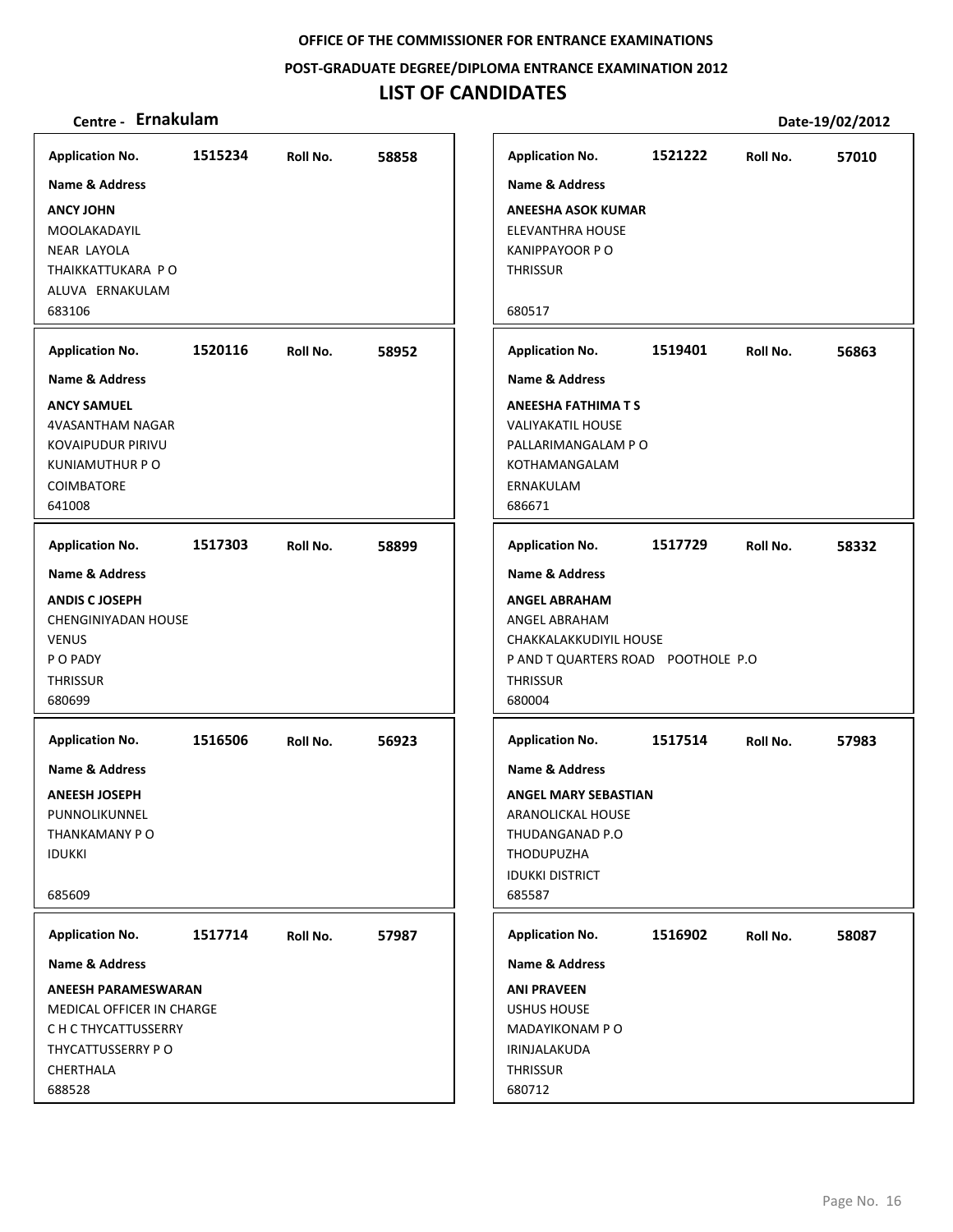**OFFICE OF THE COMMISSIONER FOR ENTRANCE EXAMINATIONS**

**POST-GRADUATE DEGREE/DIPLOMA ENTRANCE EXAMINATION 2012**

# LIST OF CANDIDATES

**Centre - Ernakulam** **Date-19/02/2012**

**Application No.** 1515234 **Roll No.** 58858
**Name & Address**
**ANCY JOHN**
MOOLAKADAYIL
NEAR LAYOLA
THAIKKATTUKARA P O
ALUVA ERNAKULAM
683106

**Application No.** 1520116 **Roll No.** 58952
**Name & Address**
**ANCY SAMUEL**
4VASANTHAM NAGAR
KOVAIPUDUR PIRIVU
KUNIAMUTHUR P O
COIMBATORE
641008

**Application No.** 1517303 **Roll No.** 58899
**Name & Address**
**ANDIS C JOSEPH**
CHENGINIYADAN HOUSE
VENUS
P O PADY
THRISSUR
680699

**Application No.** 1516506 **Roll No.** 56923
**Name & Address**
**ANEESH JOSEPH**
PUNNOLIKUNNEL
THANKAMANY P O
IDUKKI
685609

**Application No.** 1517714 **Roll No.** 57987
**Name & Address**
**ANEESH PARAMESWARAN**
MEDICAL OFFICER IN CHARGE
C H C THYCATTUSSERRY
THYCATTUSSERRY P O
CHERTHALA
688528

**Application No.** 1521222 **Roll No.** 57010
**Name & Address**
**ANEESHA ASOK KUMAR**
ELEVANTHRA HOUSE
KANIPPAYOOR P O
THRISSUR
680517

**Application No.** 1519401 **Roll No.** 56863
**Name & Address**
**ANEESHA FATHIMA T S**
VALIYAKATIL HOUSE
PALLARIMANGALAM P O
KOTHAMANGALAM
ERNAKULAM
686671

**Application No.** 1517729 **Roll No.** 58332
**Name & Address**
**ANGEL ABRAHAM**
ANGEL ABRAHAM
CHAKKALAKKUDIYIL HOUSE
P AND T QUARTERS ROAD POOTHOLE P.O
THRISSUR
680004

**Application No.** 1517514 **Roll No.** 57983
**Name & Address**
**ANGEL MARY SEBASTIAN**
ARANOLICKAL HOUSE
THUDANGANAD P.O
THODUPUZHA
IDUKKI DISTRICT
685587

**Application No.** 1516902 **Roll No.** 58087
**Name & Address**
**ANI PRAVEEN**
USHUS HOUSE
MADAYIKONAM P O
IRINJALAKUDA
THRISSUR
680712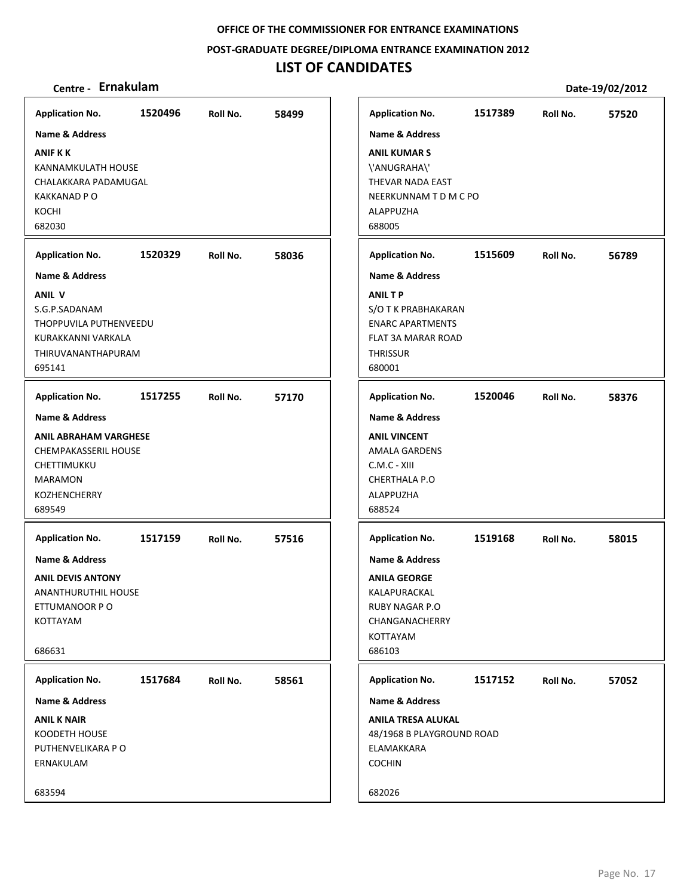**OFFICE OF THE COMMISSIONER FOR ENTRANCE EXAMINATIONS**

**POST-GRADUATE DEGREE/DIPLOMA ENTRANCE EXAMINATION 2012**

# LIST OF CANDIDATES

**Centre - Ernakulam** **Date-19/02/2012**

**Application No.** 1520496 **Roll No.** 58499

**Name & Address**

**ANIF K K**
KANNAMKULATH HOUSE
CHALAKKARA PADAMUGAL
KAKKANAD P O
KOCHI
682030

**Application No.** 1520329 **Roll No.** 58036

**Name & Address**

**ANIL V**
S.G.P.SADANAM
THOPPUVILA PUTHENVEEDU
KURAKKANNI VARKALA
THIRUVANANTHAPURAM
695141

**Application No.** 1517255 **Roll No.** 57170

**Name & Address**

**ANIL ABRAHAM VARGHESE**
CHEMPAKASSERIL HOUSE
CHETTIMUKKU
MARAMON
KOZHENCHERRY
689549

**Application No.** 1517159 **Roll No.** 57516

**Name & Address**

**ANIL DEVIS ANTONY**
ANANTHURUTHIL HOUSE
ETTUMANOOR P O
KOTTAYAM
686631

**Application No.** 1517684 **Roll No.** 58561

**Name & Address**

**ANIL K NAIR**
KOODETH HOUSE
PUTHENVELIKARA P O
ERNAKULAM
683594

**Application No.** 1517389 **Roll No.** 57520

**Name & Address**

**ANIL KUMAR S**
\'ANUGRAHA\'
THEVAR NADA EAST
NEERKUNNAM T D M C PO
ALAPPUZHA
688005

**Application No.** 1515609 **Roll No.** 56789

**Name & Address**

**ANIL T P**
S/O T K PRABHAKARAN
ENARC APARTMENTS
FLAT 3A MARAR ROAD
THRISSUR
680001

**Application No.** 1520046 **Roll No.** 58376

**Name & Address**

**ANIL VINCENT**
AMALA GARDENS
C.M.C - XIII
CHERTHALA P.O
ALAPPUZHA
688524

**Application No.** 1519168 **Roll No.** 58015

**Name & Address**

**ANILA GEORGE**
KALAPURACKAL
RUBY NAGAR P.O
CHANGANACHERRY
KOTTAYAM
686103

**Application No.** 1517152 **Roll No.** 57052

**Name & Address**

**ANILA TRESA ALUKAL**
48/1968 B PLAYGROUND ROAD
ELAMAKKARA
COCHIN
682026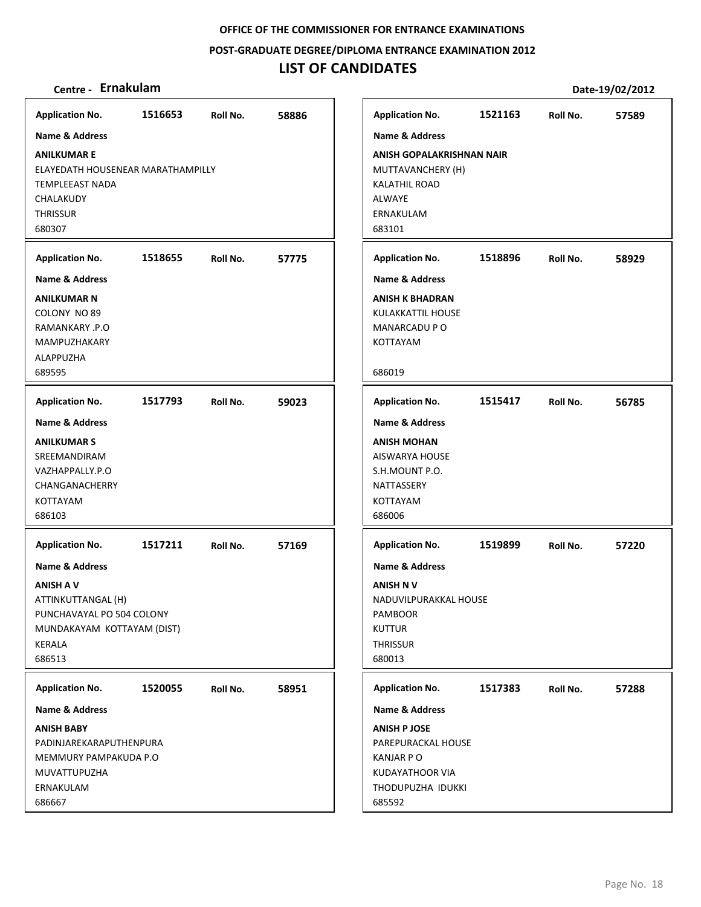OFFICE OF THE COMMISSIONER FOR ENTRANCE EXAMINATIONS

POST-GRADUATE DEGREE/DIPLOMA ENTRANCE EXAMINATION 2012

# LIST OF CANDIDATES

**Centre - Ernakulam**

**Date-19/02/2012**

**Application No.** 1516653 **Roll No.** 58886

**Name & Address**

**ANILKUMAR E**
ELAYEDATH HOUSENEAR MARATHAMPILLY
TEMPLEEAST NADA
CHALAKUDY
THRISSUR
680307

**Application No.** 1518655 **Roll No.** 57775

**Name & Address**

**ANILKUMAR N**
COLONY NO 89
RAMANKARY .P.O
MAMPUZHAKARY
ALAPPUZHA
689595

**Application No.** 1517793 **Roll No.** 59023

**Name & Address**

**ANILKUMAR S**
SREEMANDIRAM
VAZHAPPALLY.P.O
CHANGANACHERRY
KOTTAYAM
686103

**Application No.** 1517211 **Roll No.** 57169

**Name & Address**

**ANISH A V**
ATTINKUTTANGAL (H)
PUNCHAVAYAL PO 504 COLONY
MUNDAKAYAM KOTTAYAM (DIST)
KERALA
686513

**Application No.** 1520055 **Roll No.** 58951

**Name & Address**

**ANISH BABY**
PADINJAREKARAPUTHENPURA
MEMMURY PAMPAKUDA P.O
MUVATTUPUZHA
ERNAKULAM
686667

**Application No.** 1521163 **Roll No.** 57589

**Name & Address**

**ANISH GOPALAKRISHNAN NAIR**
MUTTAVANCHERY (H)
KALATHIL ROAD
ALWAYE
ERNAKULAM
683101

**Application No.** 1518896 **Roll No.** 58929

**Name & Address**

**ANISH K BHADRAN**
KULAKKATTIL HOUSE
MANARCADU P O
KOTTAYAM

686019

**Application No.** 1515417 **Roll No.** 56785

**Name & Address**

**ANISH MOHAN**
AISWARYA HOUSE
S.H.MOUNT P.O.
NATTASSERY
KOTTAYAM
686006

**Application No.** 1519899 **Roll No.** 57220

**Name & Address**

**ANISH N V**
NADUVILPURAKKAL HOUSE
PAMBOOR
KUTTUR
THRISSUR
680013

**Application No.** 1517383 **Roll No.** 57288

**Name & Address**

**ANISH P JOSE**
PAREPURACKAL HOUSE
KANJAR P O
KUDAYATHOOR VIA
THODUPUZHA IDUKKI
685592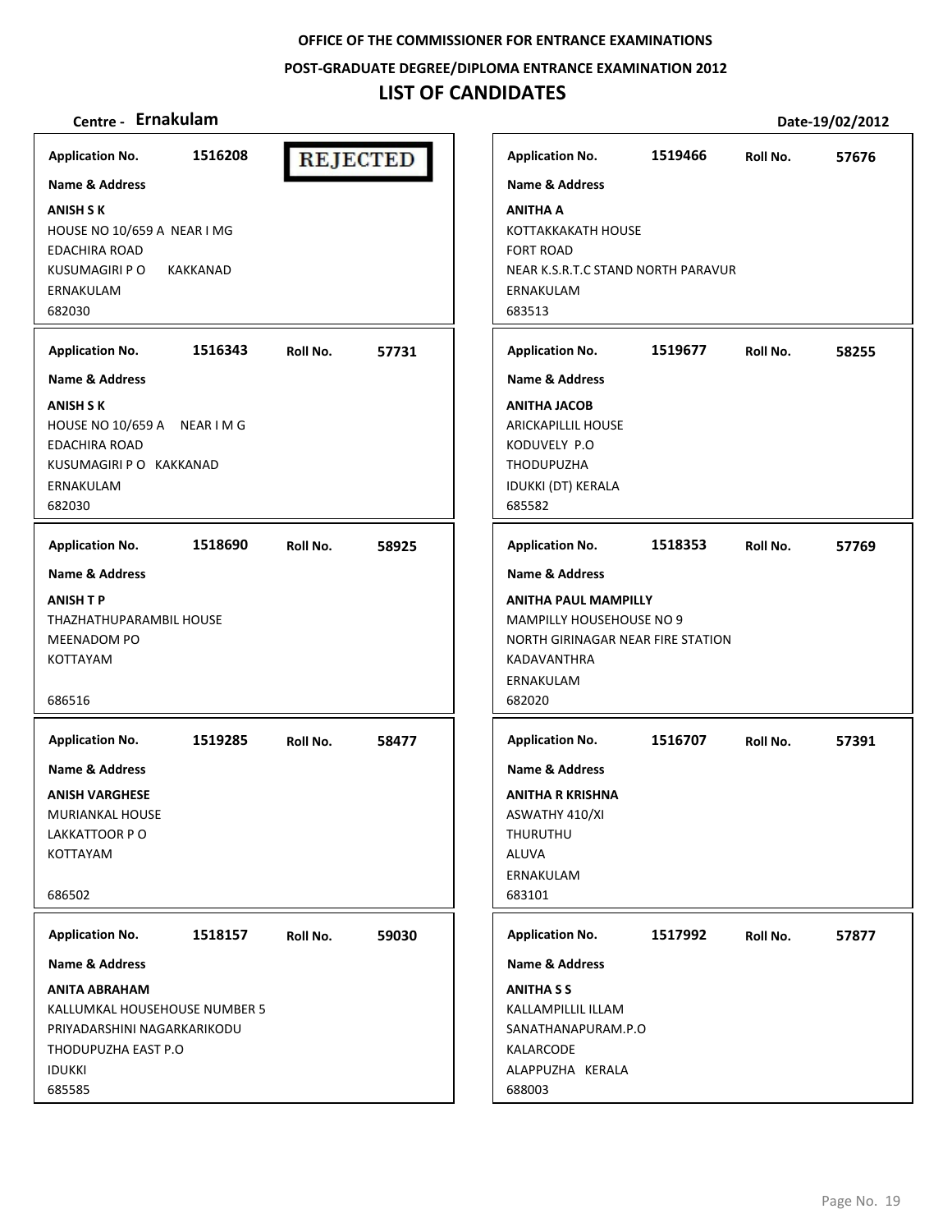**OFFICE OF THE COMMISSIONER FOR ENTRANCE EXAMINATIONS**

**POST-GRADUATE DEGREE/DIPLOMA ENTRANCE EXAMINATION 2012**

# LIST OF CANDIDATES

**Centre - Ernakulam** **Date-19/02/2012**

**Application No.** 1516208 **REJECTED**

**Name & Address**

**ANISH S K**
HOUSE NO 10/659 A NEAR I MG
EDACHIRA ROAD
KUSUMAGIRI P O KAKKANAD
ERNAKULAM
682030

---

**Application No.** 1516343 **Roll No.** 57731

**Name & Address**

**ANISH S K**
HOUSE NO 10/659 A NEAR I M G
EDACHIRA ROAD
KUSUMAGIRI P O KAKKANAD
ERNAKULAM
682030

---

**Application No.** 1518690 **Roll No.** 58925

**Name & Address**

**ANISH T P**
THAZHATHUPARAMBIL HOUSE
MEENADOM PO
KOTTAYAM

686516

---

**Application No.** 1519285 **Roll No.** 58477

**Name & Address**

**ANISH VARGHESE**
MURIANKAL HOUSE
LAKKATTOOR P O
KOTTAYAM

686502

---

**Application No.** 1518157 **Roll No.** 59030

**Name & Address**

**ANITA ABRAHAM**
KALLUMKAL HOUSEHOUSE NUMBER 5
PRIYADARSHINI NAGARKARIKODU
THODUPUZHA EAST P.O
IDUKKI
685585

---

**Application No.** 1519466 **Roll No.** 57676

**Name & Address**

**ANITHA A**
KOTTAKKAKATH HOUSE
FORT ROAD
NEAR K.S.R.T.C STAND NORTH PARAVUR
ERNAKULAM
683513

---

**Application No.** 1519677 **Roll No.** 58255

**Name & Address**

**ANITHA JACOB**
ARICKAPILLIL HOUSE
KODUVELY P.O
THODUPUZHA
IDUKKI (DT) KERALA
685582

---

**Application No.** 1518353 **Roll No.** 57769

**Name & Address**

**ANITHA PAUL MAMPILLY**
MAMPILLY HOUSEHOUSE NO 9
NORTH GIRINAGAR NEAR FIRE STATION
KADAVANTHRA
ERNAKULAM
682020

---

**Application No.** 1516707 **Roll No.** 57391

**Name & Address**

**ANITHA R KRISHNA**
ASWATHY 410/XI
THURUTHU
ALUVA
ERNAKULAM
683101

---

**Application No.** 1517992 **Roll No.** 57877

**Name & Address**

**ANITHA S S**
KALLAMPILLIL ILLAM
SANATHANAPURAM.P.O
KALARCODE
ALAPPUZHA KERALA
688003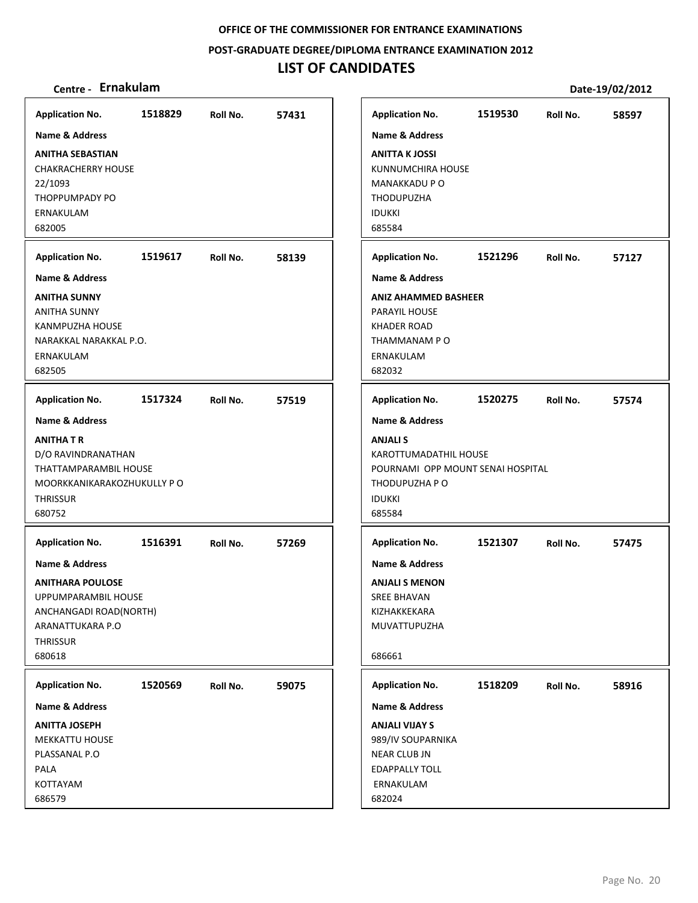**OFFICE OF THE COMMISSIONER FOR ENTRANCE EXAMINATIONS**

**POST-GRADUATE DEGREE/DIPLOMA ENTRANCE EXAMINATION 2012**

# LIST OF CANDIDATES

**Centre - Ernakulam** **Date-19/02/2012**

**Application No.** 1518829 **Roll No.** 57431

**Name & Address**

**ANITHA SEBASTIAN**
CHAKRACHERRY HOUSE
22/1093
THOPPUMPADY PO
ERNAKULAM
682005

**Application No.** 1519617 **Roll No.** 58139

**Name & Address**

**ANITHA SUNNY**
ANITHA SUNNY
KANMPUZHA HOUSE
NARAKKAL NARAKKAL P.O.
ERNAKULAM
682505

**Application No.** 1517324 **Roll No.** 57519

**Name & Address**

**ANITHA T R**
D/O RAVINDRANATHAN
THATTAMPARAMBIL HOUSE
MOORKKANIKARAKOZHUKULLY P O
THRISSUR
680752

**Application No.** 1516391 **Roll No.** 57269

**Name & Address**

**ANITHARA POULOSE**
UPPUMPARAMBIL HOUSE
ANCHANGADI ROAD(NORTH)
ARANATTUKARA P.O
THRISSUR
680618

**Application No.** 1520569 **Roll No.** 59075

**Name & Address**

**ANITTA JOSEPH**
MEKKATTU HOUSE
PLASSANAL P.O
PALA
KOTTAYAM
686579

**Application No.** 1519530 **Roll No.** 58597

**Name & Address**

**ANITTA K JOSSI**
KUNNUMCHIRA HOUSE
MANAKKADU P O
THODUPUZHA
IDUKKI
685584

**Application No.** 1521296 **Roll No.** 57127

**Name & Address**

**ANIZ AHAMMED BASHEER**
PARAYIL HOUSE
KHADER ROAD
THAMMANAM P O
ERNAKULAM
682032

**Application No.** 1520275 **Roll No.** 57574

**Name & Address**

**ANJALI S**
KAROTTUMADATHIL HOUSE
POURNAMI OPP MOUNT SENAI HOSPITAL
THODUPUZHA P O
IDUKKI
685584

**Application No.** 1521307 **Roll No.** 57475

**Name & Address**

**ANJALI S MENON**
SREE BHAVAN
KIZHAKKEKARA
MUVATTUPUZHA

686661

**Application No.** 1518209 **Roll No.** 58916

**Name & Address**

**ANJALI VIJAY S**
989/IV SOUPARNIKA
NEAR CLUB JN
EDAPPALLY TOLL
ERNAKULAM
682024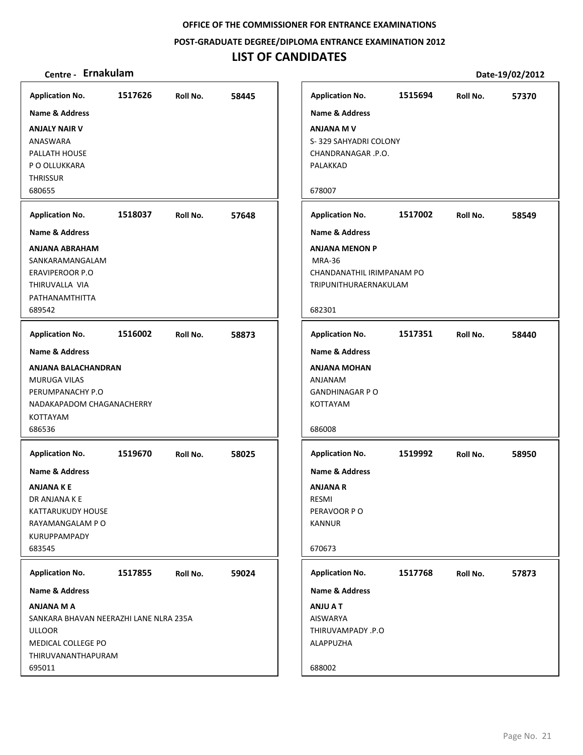OFFICE OF THE COMMISSIONER FOR ENTRANCE EXAMINATIONS

POST-GRADUATE DEGREE/DIPLOMA ENTRANCE EXAMINATION 2012

# LIST OF CANDIDATES

**Centre - Ernakulam** **Date-19/02/2012**

**Application No.** 1517626 **Roll No.** 58445
**Name & Address**
**ANJALY NAIR V**
ANASWARA
PALLATH HOUSE
P O OLLUKKARA
THRISSUR
680655

**Application No.** 1518037 **Roll No.** 57648
**Name & Address**
**ANJANA ABRAHAM**
SANKARAMANGALAM
ERAVIPEROOR P.O
THIRUVALLA VIA
PATHANAMTHITTA
689542

**Application No.** 1516002 **Roll No.** 58873
**Name & Address**
**ANJANA BALACHANDRAN**
MURUGA VILAS
PERUMPANACHY P.O
NADAKAPADOM CHAGANACHERRY
KOTTAYAM
686536

**Application No.** 1519670 **Roll No.** 58025
**Name & Address**
**ANJANA K E**
DR ANJANA K E
KATTARUKUDY HOUSE
RAYAMANGALAM P O
KURUPPAMPADY
683545

**Application No.** 1517855 **Roll No.** 59024
**Name & Address**
**ANJANA M A**
SANKARA BHAVAN NEERAZHI LANE NLRA 235A
ULLOOR
MEDICAL COLLEGE PO
THIRUVANANTHAPURAM
695011

**Application No.** 1515694 **Roll No.** 57370
**Name & Address**
**ANJANA M V**
S- 329 SAHYADRI COLONY
CHANDRANAGAR .P.O.
PALAKKAD

678007

**Application No.** 1517002 **Roll No.** 58549
**Name & Address**
**ANJANA MENON P**
MRA-36
CHANDANATHIL IRIMPANAM PO
TRIPUNITHURAERNAKULAM

682301

**Application No.** 1517351 **Roll No.** 58440
**Name & Address**
**ANJANA MOHAN**
ANJANAM
GANDHINAGAR P O
KOTTAYAM

686008

**Application No.** 1519992 **Roll No.** 58950
**Name & Address**
**ANJANA R**
RESMI
PERAVOOR P O
KANNUR

670673

**Application No.** 1517768 **Roll No.** 57873
**Name & Address**
**ANJU A T**
AISWARYA
THIRUVAMPADY .P.O
ALAPPUZHA

688002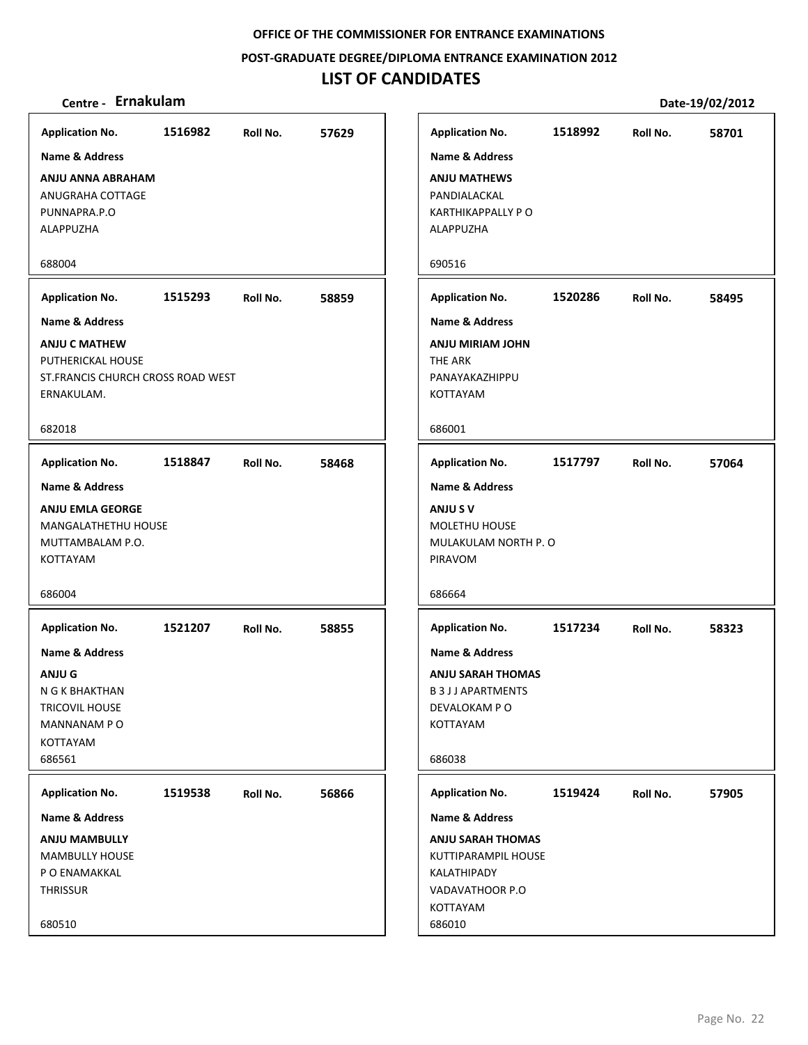OFFICE OF THE COMMISSIONER FOR ENTRANCE EXAMINATIONS

POST-GRADUATE DEGREE/DIPLOMA ENTRANCE EXAMINATION 2012

# LIST OF CANDIDATES

**Centre - Ernakulam** **Date-19/02/2012**

**Application No.** 1516982 **Roll No.** 57629
**Name & Address**
**ANJU ANNA ABRAHAM**
ANUGRAHA COTTAGE
PUNNAPRA.P.O
ALAPPUZHA
688004

**Application No.** 1518992 **Roll No.** 58701
**Name & Address**
**ANJU MATHEWS**
PANDIALACKAL
KARTHIKAPPALLY P O
ALAPPUZHA
690516

**Application No.** 1515293 **Roll No.** 58859
**Name & Address**
**ANJU C MATHEW**
PUTHERICKAL HOUSE
ST.FRANCIS CHURCH CROSS ROAD WEST
ERNAKULAM.
682018

**Application No.** 1520286 **Roll No.** 58495
**Name & Address**
**ANJU MIRIAM JOHN**
THE ARK
PANAYAKAZHIPPU
KOTTAYAM
686001

**Application No.** 1518847 **Roll No.** 58468
**Name & Address**
**ANJU EMLA GEORGE**
MANGALATHETHU HOUSE
MUTTAMBALAM P.O.
KOTTAYAM
686004

**Application No.** 1517797 **Roll No.** 57064
**Name & Address**
**ANJU S V**
MOLETHU HOUSE
MULAKULAM NORTH P. O
PIRAVOM
686664

**Application No.** 1521207 **Roll No.** 58855
**Name & Address**
**ANJU G**
N G K BHAKTHAN
TRICOVIL HOUSE
MANNANAM P O
KOTTAYAM
686561

**Application No.** 1517234 **Roll No.** 58323
**Name & Address**
**ANJU SARAH THOMAS**
B 3 J J APARTMENTS
DEVALOKAM P O
KOTTAYAM
686038

**Application No.** 1519538 **Roll No.** 56866
**Name & Address**
**ANJU MAMBULLY**
MAMBULLY HOUSE
P O ENAMAKKAL
THRISSUR
680510

**Application No.** 1519424 **Roll No.** 57905
**Name & Address**
**ANJU SARAH THOMAS**
KUTTIPARAMPIL HOUSE
KALATHIPADY
VADAVATHOOR P.O
KOTTAYAM
686010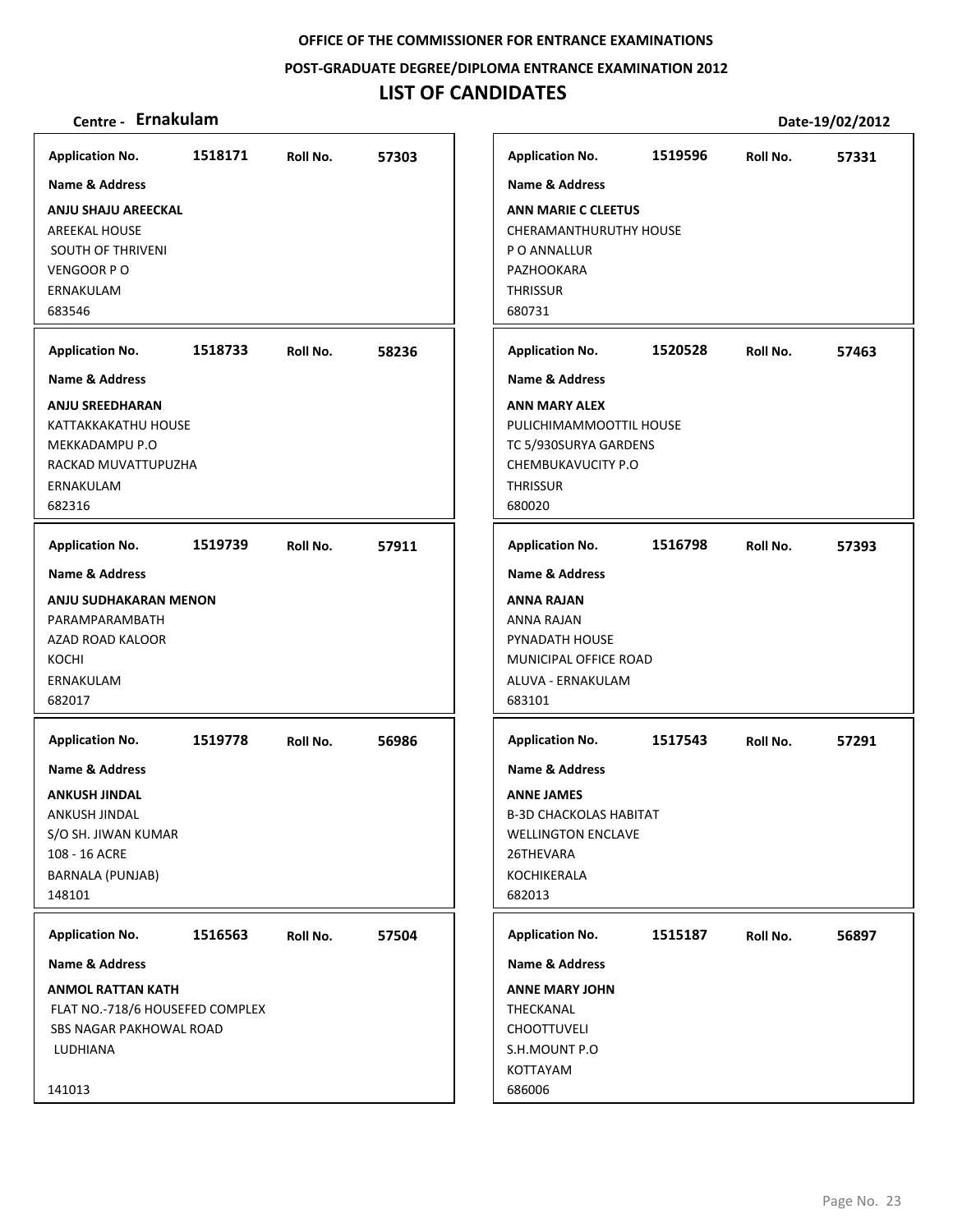OFFICE OF THE COMMISSIONER FOR ENTRANCE EXAMINATIONS

POST-GRADUATE DEGREE/DIPLOMA ENTRANCE EXAMINATION 2012

# LIST OF CANDIDATES

**Centre - Ernakulam** **Date-19/02/2012**

**Application No.** 1518171 **Roll No.** 57303

**Name & Address**

**ANJU SHAJU AREECKAL**
AREEKAL HOUSE
SOUTH OF THRIVENI
VENGOOR P O
ERNAKULAM
683546

---

**Application No.** 1518733 **Roll No.** 58236

**Name & Address**

**ANJU SREEDHARAN**
KATTAKKAKATHU HOUSE
MEKKADAMPU P.O
RACKAD MUVATTUPUZHA
ERNAKULAM
682316

---

**Application No.** 1519739 **Roll No.** 57911

**Name & Address**

**ANJU SUDHAKARAN MENON**
PARAMPARAMBATH
AZAD ROAD KALOOR
KOCHI
ERNAKULAM
682017

---

**Application No.** 1519778 **Roll No.** 56986

**Name & Address**

**ANKUSH JINDAL**
ANKUSH JINDAL
S/O SH. JIWAN KUMAR
108 - 16 ACRE
BARNALA (PUNJAB)
148101

---

**Application No.** 1516563 **Roll No.** 57504

**Name & Address**

**ANMOL RATTAN KATH**
FLAT NO.-718/6 HOUSEFED COMPLEX
SBS NAGAR PAKHOWAL ROAD
LUDHIANA

141013

---

**Application No.** 1519596 **Roll No.** 57331

**Name & Address**

**ANN MARIE C CLEETUS**
CHERAMANTHURUTHY HOUSE
P O ANNALLUR
PAZHOOKARA
THRISSUR
680731

---

**Application No.** 1520528 **Roll No.** 57463

**Name & Address**

**ANN MARY ALEX**
PULICHIMAMMOOTTIL HOUSE
TC 5/930SURYA GARDENS
CHEMBUKAVUCITY P.O
THRISSUR
680020

---

**Application No.** 1516798 **Roll No.** 57393

**Name & Address**

**ANNA RAJAN**
ANNA RAJAN
PYNADATH HOUSE
MUNICIPAL OFFICE ROAD
ALUVA - ERNAKULAM
683101

---

**Application No.** 1517543 **Roll No.** 57291

**Name & Address**

**ANNE JAMES**
B-3D CHACKOLAS HABITAT
WELLINGTON ENCLAVE
26THEVARA
KOCHIKERALA
682013

---

**Application No.** 1515187 **Roll No.** 56897

**Name & Address**

**ANNE MARY JOHN**
THECKANAL
CHOOTTUVELI
S.H.MOUNT P.O
KOTTAYAM
686006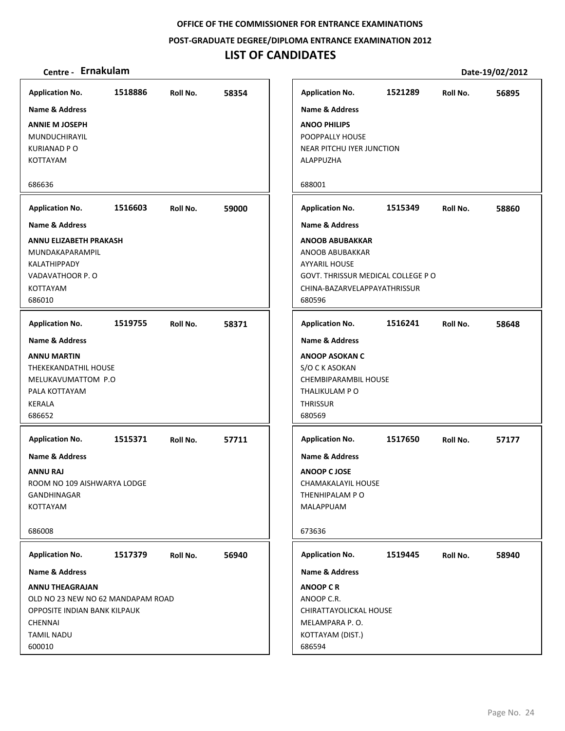OFFICE OF THE COMMISSIONER FOR ENTRANCE EXAMINATIONS

POST-GRADUATE DEGREE/DIPLOMA ENTRANCE EXAMINATION 2012

# LIST OF CANDIDATES

**Centre - Ernakulam** | **Date-19/02/2012**

**Application No.** 1518886 **Roll No.** 58354
**Name & Address**
**ANNIE M JOSEPH**
MUNDUCHIRAYIL
KURIANAD P O
KOTTAYAM
686636

**Application No.** 1521289 **Roll No.** 56895
**Name & Address**
**ANOO PHILIPS**
POOPPALLY HOUSE
NEAR PITCHU IYER JUNCTION
ALAPPUZHA
688001

**Application No.** 1516603 **Roll No.** 59000
**Name & Address**
**ANNU ELIZABETH PRAKASH**
MUNDAKAPARAMPIL
KALATHIPPADY
VADAVATHOOR P. O
KOTTAYAM
686010

**Application No.** 1515349 **Roll No.** 58860
**Name & Address**
**ANOOB ABUBAKKAR**
ANOOB ABUBAKKAR
AYYARIL HOUSE
GOVT. THRISSUR MEDICAL COLLEGE P O
CHINA-BAZARVELAPPAYATHRISSUR
680596

**Application No.** 1519755 **Roll No.** 58371
**Name & Address**
**ANNU MARTIN**
THEKEKANDATHIL HOUSE
MELUKAVUMATTOM P.O
PALA KOTTAYAM
KERALA
686652

**Application No.** 1516241 **Roll No.** 58648
**Name & Address**
**ANOOP ASOKAN C**
S/O C K ASOKAN
CHEMBIPARAMBIL HOUSE
THALIKULAM P O
THRISSUR
680569

**Application No.** 1515371 **Roll No.** 57711
**Name & Address**
**ANNU RAJ**
ROOM NO 109 AISHWARYA LODGE
GANDHINAGAR
KOTTAYAM
686008

**Application No.** 1517650 **Roll No.** 57177
**Name & Address**
**ANOOP C JOSE**
CHAMAKALAYIL HOUSE
THENHIPALAM P O
MALAPPUAM
673636

**Application No.** 1517379 **Roll No.** 56940
**Name & Address**
**ANNU THEAGRAJAN**
OLD NO 23 NEW NO 62 MANDAPAM ROAD
OPPOSITE INDIAN BANK KILPAUK
CHENNAI
TAMIL NADU
600010

**Application No.** 1519445 **Roll No.** 58940
**Name & Address**
**ANOOP C R**
ANOOP C.R.
CHIRATTAYOLICKAL HOUSE
MELAMPARA P. O.
KOTTAYAM (DIST.)
686594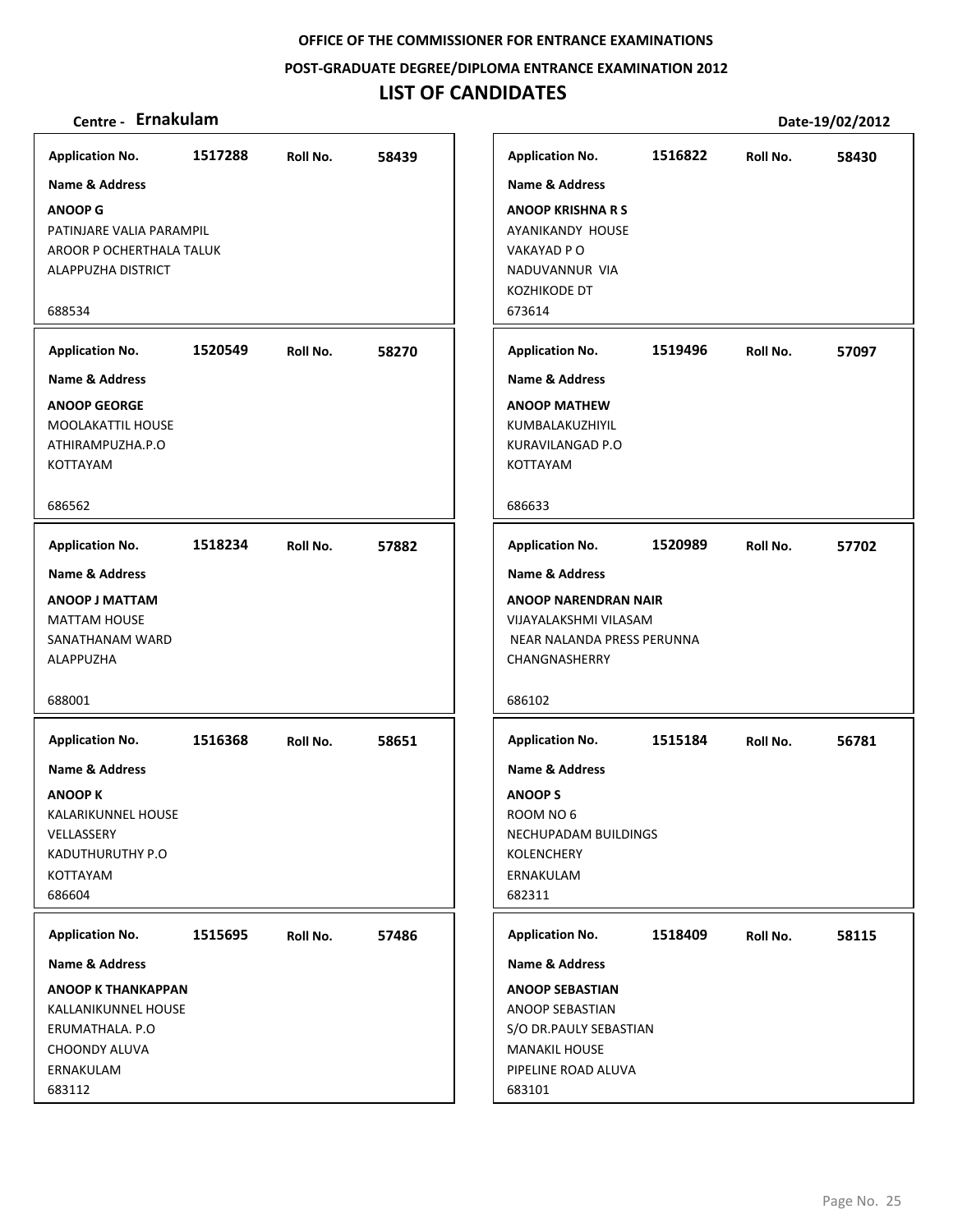OFFICE OF THE COMMISSIONER FOR ENTRANCE EXAMINATIONS

POST-GRADUATE DEGREE/DIPLOMA ENTRANCE EXAMINATION 2012

# LIST OF CANDIDATES

**Centre - Ernakulam** | **Date-19/02/2012**

**Application No.** 1517288 **Roll No.** 58439

**Name & Address**

**ANOOP G**
PATINJARE VALIA PARAMPIL
AROOR P OCHERTHALA TALUK
ALAPPUZHA DISTRICT
688534

**Application No.** 1516822 **Roll No.** 58430

**Name & Address**

**ANOOP KRISHNA R S**
AYANIKANDY HOUSE
VAKAYAD P O
NADUVANNUR VIA
KOZHIKODE DT
673614

**Application No.** 1520549 **Roll No.** 58270

**Name & Address**

**ANOOP GEORGE**
MOOLAKATTIL HOUSE
ATHIRAMPUZHA.P.O
KOTTAYAM
686562

**Application No.** 1519496 **Roll No.** 57097

**Name & Address**

**ANOOP MATHEW**
KUMBALAKUZHIYIL
KURAVILANGAD P.O
KOTTAYAM
686633

**Application No.** 1518234 **Roll No.** 57882

**Name & Address**

**ANOOP J MATTAM**
MATTAM HOUSE
SANATHANAM WARD
ALAPPUZHA
688001

**Application No.** 1520989 **Roll No.** 57702

**Name & Address**

**ANOOP NARENDRAN NAIR**
VIJAYALAKSHMI VILASAM
NEAR NALANDA PRESS PERUNNA
CHANGNASHERRY
686102

**Application No.** 1516368 **Roll No.** 58651

**Name & Address**

**ANOOP K**
KALARIKUNNEL HOUSE
VELLASSERY
KADUTHURUTHY P.O
KOTTAYAM
686604

**Application No.** 1515184 **Roll No.** 56781

**Name & Address**

**ANOOP S**
ROOM NO 6
NECHUPADAM BUILDINGS
KOLENCHERY
ERNAKULAM
682311

**Application No.** 1515695 **Roll No.** 57486

**Name & Address**

**ANOOP K THANKAPPAN**
KALLANIKUNNEL HOUSE
ERUMATHALA. P.O
CHOONDY ALUVA
ERNAKULAM
683112

**Application No.** 1518409 **Roll No.** 58115

**Name & Address**

**ANOOP SEBASTIAN**
ANOOP SEBASTIAN
S/O DR.PAULY SEBASTIAN
MANAKIL HOUSE
PIPELINE ROAD ALUVA
683101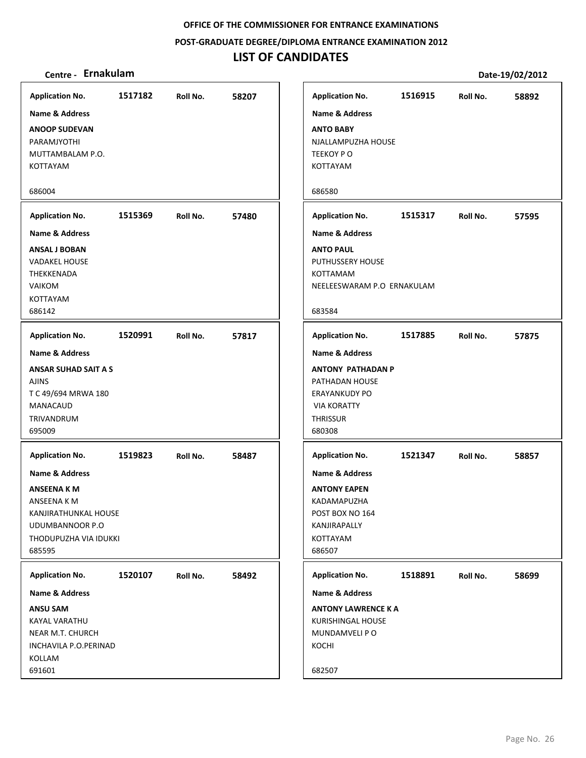OFFICE OF THE COMMISSIONER FOR ENTRANCE EXAMINATIONS

POST-GRADUATE DEGREE/DIPLOMA ENTRANCE EXAMINATION 2012

# LIST OF CANDIDATES

**Centre - Ernakulam** **Date-19/02/2012**

**Application No.** 1517182 **Roll No.** 58207
**Name & Address**
**ANOOP SUDEVAN**
PARAMJYOTHI
MUTTAMBALAM P.O.
KOTTAYAM
686004

**Application No.** 1515369 **Roll No.** 57480
**Name & Address**
**ANSAL J BOBAN**
VADAKEL HOUSE
THEKKENADA
VAIKOM
KOTTAYAM
686142

**Application No.** 1520991 **Roll No.** 57817
**Name & Address**
**ANSAR SUHAD SAIT A S**
AJINS
T C 49/694 MRWA 180
MANACAUD
TRIVANDRUM
695009

**Application No.** 1519823 **Roll No.** 58487
**Name & Address**
**ANSEENA K M**
ANSEENA K M
KANJIRATHUNKAL HOUSE
UDUMBANNOOR P.O
THODUPUZHA VIA IDUKKI
685595

**Application No.** 1520107 **Roll No.** 58492
**Name & Address**
**ANSU SAM**
KAYAL VARATHU
NEAR M.T. CHURCH
INCHAVILA P.O.PERINAD
KOLLAM
691601

**Application No.** 1516915 **Roll No.** 58892
**Name & Address**
**ANTO BABY**
NJALLAMPUZHA HOUSE
TEEKOY P O
KOTTAYAM
686580

**Application No.** 1515317 **Roll No.** 57595
**Name & Address**
**ANTO PAUL**
PUTHUSSERY HOUSE
KOTTAMAM
NEELEESWARAM P.O ERNAKULAM
683584

**Application No.** 1517885 **Roll No.** 57875
**Name & Address**
**ANTONY PATHADAN P**
PATHADAN HOUSE
ERAYANKUDY PO
VIA KORATTY
THRISSUR
680308

**Application No.** 1521347 **Roll No.** 58857
**Name & Address**
**ANTONY EAPEN**
KADAMAPUZHA
POST BOX NO 164
KANJIRAPALLY
KOTTAYAM
686507

**Application No.** 1518891 **Roll No.** 58699
**Name & Address**
**ANTONY LAWRENCE K A**
KURISHINGAL HOUSE
MUNDAMVELI P O
KOCHI
682507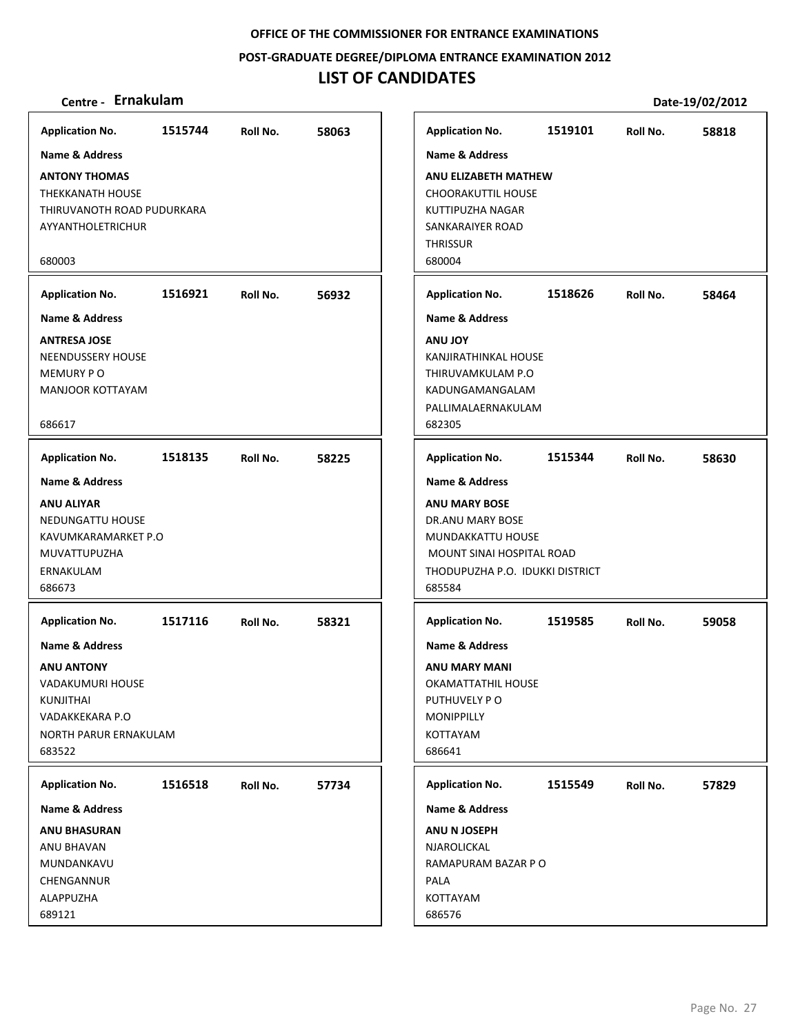OFFICE OF THE COMMISSIONER FOR ENTRANCE EXAMINATIONS

POST-GRADUATE DEGREE/DIPLOMA ENTRANCE EXAMINATION 2012

# LIST OF CANDIDATES

**Centre - Ernakulam** | **Date-19/02/2012**

---

**Application No.** 1515744 **Roll No.** 58063

**Name & Address**

**ANTONY THOMAS**
THEKKANATH HOUSE
THIRUVANOTH ROAD PUDURKARA
AYYANTHOLETRICHUR

680003

---

**Application No.** 1516921 **Roll No.** 56932

**Name & Address**

**ANTRESA JOSE**
NEENDUSSERY HOUSE
MEMURY P O
MANJOOR KOTTAYAM

686617

---

**Application No.** 1518135 **Roll No.** 58225

**Name & Address**

**ANU ALIYAR**
NEDUNGATTU HOUSE
KAVUMKARAMARKET P.O
MUVATTUPUZHA
ERNAKULAM
686673

---

**Application No.** 1517116 **Roll No.** 58321

**Name & Address**

**ANU ANTONY**
VADAKUMURI HOUSE
KUNJITHAI
VADAKKEKARA P.O
NORTH PARUR ERNAKULAM
683522

---

**Application No.** 1516518 **Roll No.** 57734

**Name & Address**

**ANU BHASURAN**
ANU BHAVAN
MUNDANKAVU
CHENGANNUR
ALAPPUZHA
689121

---

**Application No.** 1519101 **Roll No.** 58818

**Name & Address**

**ANU ELIZABETH MATHEW**
CHOORAKUTTIL HOUSE
KUTTIPUZHA NAGAR
SANKARAIYER ROAD
THRISSUR
680004

---

**Application No.** 1518626 **Roll No.** 58464

**Name & Address**

**ANU JOY**
KANJIRATHINKAL HOUSE
THIRUVAMKULAM P.O
KADUNGAMANGALAM
PALLIMALAERNAKULAM
682305

---

**Application No.** 1515344 **Roll No.** 58630

**Name & Address**

**ANU MARY BOSE**
DR.ANU MARY BOSE
MUNDAKKATTU HOUSE
MOUNT SINAI HOSPITAL ROAD
THODUPUZHA P.O. IDUKKI DISTRICT
685584

---

**Application No.** 1519585 **Roll No.** 59058

**Name & Address**

**ANU MARY MANI**
OKAMATTATHIL HOUSE
PUTHUVELY P O
MONIPPILLY
KOTTAYAM
686641

---

**Application No.** 1515549 **Roll No.** 57829

**Name & Address**

**ANU N JOSEPH**
NJAROLICKAL
RAMAPURAM BAZAR P O
PALA
KOTTAYAM
686576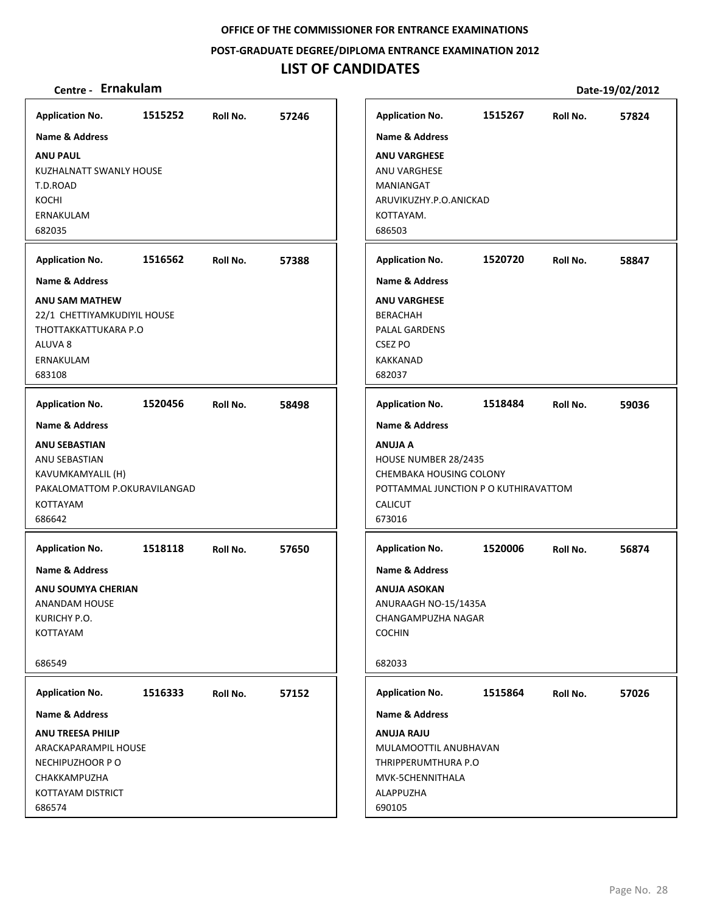**OFFICE OF THE COMMISSIONER FOR ENTRANCE EXAMINATIONS**

**POST-GRADUATE DEGREE/DIPLOMA ENTRANCE EXAMINATION 2012**

# LIST OF CANDIDATES

**Centre - Ernakulam** **Date-19/02/2012**

**Application No.** 1515252 **Roll No.** 57246

**Name & Address**

**ANU PAUL**
KUZHALNATT SWANLY HOUSE
T.D.ROAD
KOCHI
ERNAKULAM
682035

**Application No.** 1516562 **Roll No.** 57388

**Name & Address**

**ANU SAM MATHEW**
22/1 CHETTIYAMKUDIYIL HOUSE
THOTTAKKATTUKARA P.O
ALUVA 8
ERNAKULAM
683108

**Application No.** 1520456 **Roll No.** 58498

**Name & Address**

**ANU SEBASTIAN**
ANU SEBASTIAN
KAVUMKAMYALIL (H)
PAKALOMATTOM P.OKURAVILANGAD
KOTTAYAM
686642

**Application No.** 1518118 **Roll No.** 57650

**Name & Address**

**ANU SOUMYA CHERIAN**
ANANDAM HOUSE
KURICHY P.O.
KOTTAYAM

686549

**Application No.** 1516333 **Roll No.** 57152

**Name & Address**

**ANU TREESA PHILIP**
ARACKAPARAMPIL HOUSE
NECHIPUZHOOR P O
CHAKKAMPUZHA
KOTTAYAM DISTRICT
686574

**Application No.** 1515267 **Roll No.** 57824

**Name & Address**

**ANU VARGHESE**
ANU VARGHESE
MANIANGAT
ARUVIKUZHY.P.O.ANICKAD
KOTTAYAM.
686503

**Application No.** 1520720 **Roll No.** 58847

**Name & Address**

**ANU VARGHESE**
BERACHAH
PALAL GARDENS
CSEZ PO
KAKKANAD
682037

**Application No.** 1518484 **Roll No.** 59036

**Name & Address**

**ANUJA A**
HOUSE NUMBER 28/2435
CHEMBAKA HOUSING COLONY
POTTAMMAL JUNCTION P O KUTHIRAVATTOM
CALICUT
673016

**Application No.** 1520006 **Roll No.** 56874

**Name & Address**

**ANUJA ASOKAN**
ANURAAGH NO-15/1435A
CHANGAMPUZHA NAGAR
COCHIN

682033

**Application No.** 1515864 **Roll No.** 57026

**Name & Address**

**ANUJA RAJU**
MULAMOOTTIL ANUBHAVAN
THRIPPERUMTHURA P.O
MVK-5CHENNITHALA
ALAPPUZHA
690105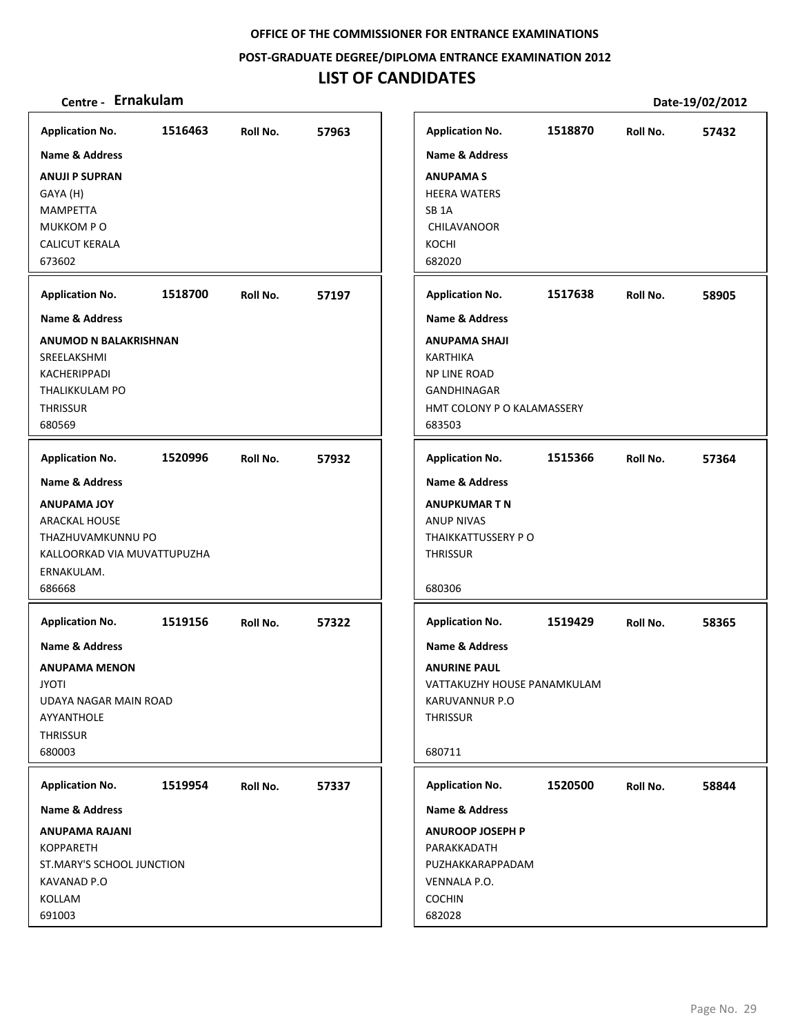OFFICE OF THE COMMISSIONER FOR ENTRANCE EXAMINATIONS

POST-GRADUATE DEGREE/DIPLOMA ENTRANCE EXAMINATION 2012

# LIST OF CANDIDATES

**Centre - Ernakulam** | **Date-19/02/2012**

| Application No. | Roll No. | Name & Address |
|---|---|---|
| 1516463 | 57963 | **ANUJI P SUPRAN**<br>GAYA (H)<br>MAMPETTA<br>MUKKOM P O<br>CALICUT KERALA<br>673602 |
| 1518870 | 57432 | **ANUPAMA S**<br>HEERA WATERS<br>SB 1A<br>CHILAVANOOR<br>KOCHI<br>682020 |
| 1518700 | 57197 | **ANUMOD N BALAKRISHNAN**<br>SREELAKSHMI<br>KACHERIPPADI<br>THALIKKULAM PO<br>THRISSUR<br>680569 |
| 1517638 | 58905 | **ANUPAMA SHAJI**<br>KARTHIKA<br>NP LINE ROAD<br>GANDHINAGAR<br>HMT COLONY P O KALAMASSERY<br>683503 |
| 1520996 | 57932 | **ANUPAMA JOY**<br>ARACKAL HOUSE<br>THAZHUVAMKUNNU PO<br>KALLOORKAD VIA MUVATTUPUZHA<br>ERNAKULAM.<br>686668 |
| 1515366 | 57364 | **ANUPKUMAR T N**<br>ANUP NIVAS<br>THAIKKATTUSSERY P O<br>THRISSUR<br>680306 |
| 1519156 | 57322 | **ANUPAMA MENON**<br>JYOTI<br>UDAYA NAGAR MAIN ROAD<br>AYYANTHOLE<br>THRISSUR<br>680003 |
| 1519429 | 58365 | **ANURINE PAUL**<br>VATTAKUZHY HOUSE PANAMKULAM<br>KARUVANNUR P.O<br>THRISSUR<br>680711 |
| 1519954 | 57337 | **ANUPAMA RAJANI**<br>KOPPARETH<br>ST.MARY'S SCHOOL JUNCTION<br>KAVANAD P.O<br>KOLLAM<br>691003 |
| 1520500 | 58844 | **ANUROOP JOSEPH P**<br>PARAKKADATH<br>PUZHAKKARAPPADAM<br>VENNALA P.O.<br>COCHIN<br>682028 |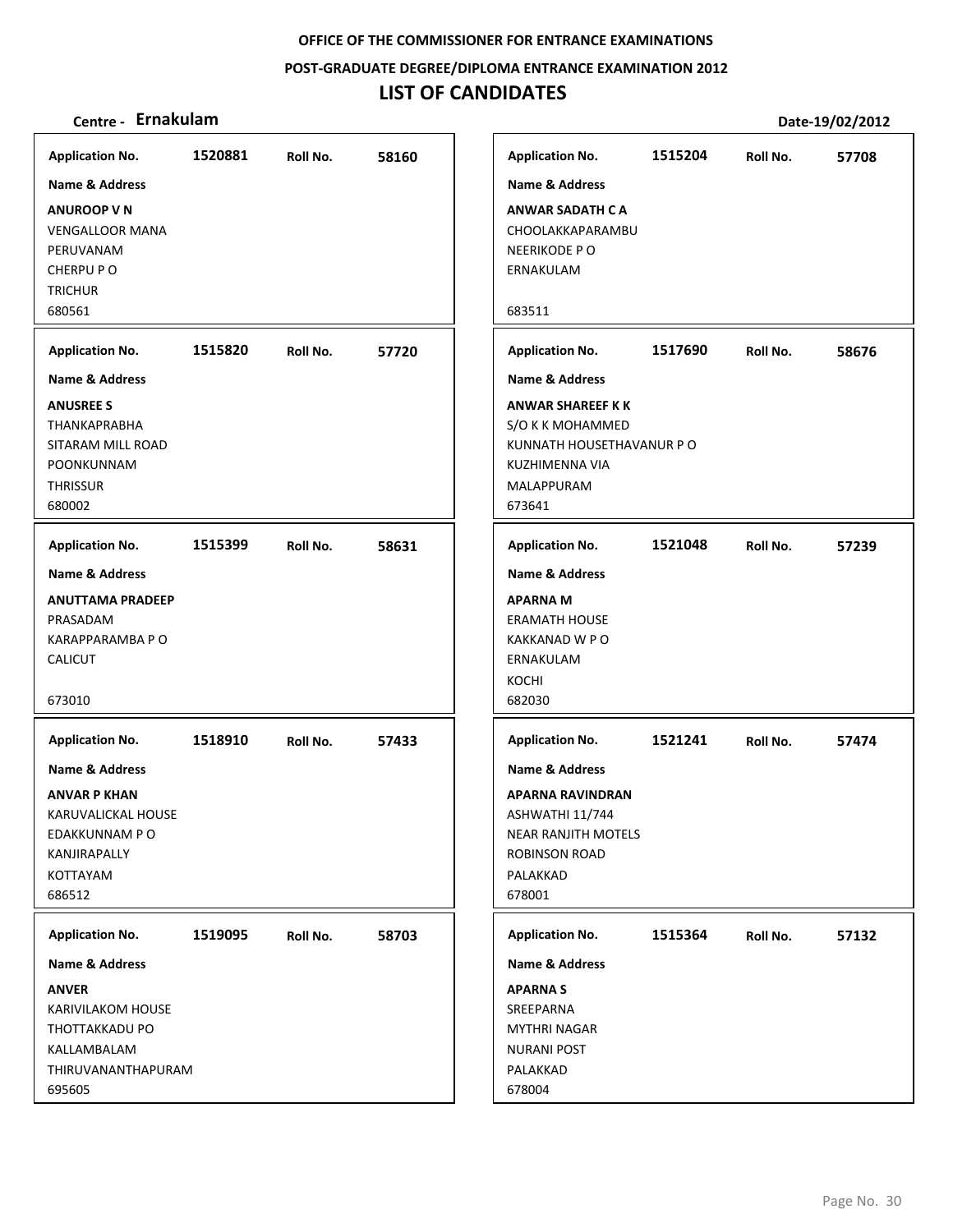**OFFICE OF THE COMMISSIONER FOR ENTRANCE EXAMINATIONS**

**POST-GRADUATE DEGREE/DIPLOMA ENTRANCE EXAMINATION 2012**

# LIST OF CANDIDATES

**Centre - Ernakulam** **Date-19/02/2012**

**Application No.** 1520881 **Roll No.** 58160
**Name & Address**
**ANUROOP V N**
VENGALLOOR MANA
PERUVANAM
CHERPU P O
TRICHUR
680561

**Application No.** 1515820 **Roll No.** 57720
**Name & Address**
**ANUSREE S**
THANKAPRABHA
SITARAM MILL ROAD
POONKUNNAM
THRISSUR
680002

**Application No.** 1515399 **Roll No.** 58631
**Name & Address**
**ANUTTAMA PRADEEP**
PRASADAM
KARAPPARAMBA P O
CALICUT
673010

**Application No.** 1518910 **Roll No.** 57433
**Name & Address**
**ANVAR P KHAN**
KARUVALICKAL HOUSE
EDAKKUNNAM P O
KANJIRAPALLY
KOTTAYAM
686512

**Application No.** 1519095 **Roll No.** 58703
**Name & Address**
**ANVER**
KARIVILAKOM HOUSE
THOTTAKKADU PO
KALLAMBALAM
THIRUVANANTHAPURAM
695605

**Application No.** 1515204 **Roll No.** 57708
**Name & Address**
**ANWAR SADATH C A**
CHOOLAKKAPARAMBU
NEERIKODE P O
ERNAKULAM
683511

**Application No.** 1517690 **Roll No.** 58676
**Name & Address**
**ANWAR SHAREEF K K**
S/O K K MOHAMMED
KUNNATH HOUSETHAVANUR P O
KUZHIMENNA VIA
MALAPPURAM
673641

**Application No.** 1521048 **Roll No.** 57239
**Name & Address**
**APARNA M**
ERAMATH HOUSE
KAKKANAD W P O
ERNAKULAM
KOCHI
682030

**Application No.** 1521241 **Roll No.** 57474
**Name & Address**
**APARNA RAVINDRAN**
ASHWATHI 11/744
NEAR RANJITH MOTELS
ROBINSON ROAD
PALAKKAD
678001

**Application No.** 1515364 **Roll No.** 57132
**Name & Address**
**APARNA S**
SREEPARNA
MYTHRI NAGAR
NURANI POST
PALAKKAD
678004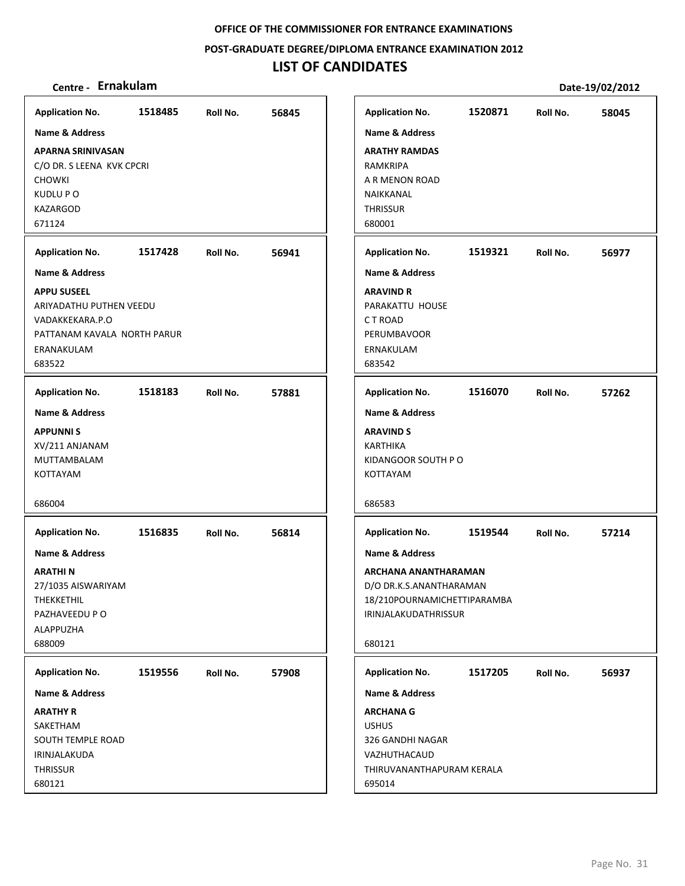**OFFICE OF THE COMMISSIONER FOR ENTRANCE EXAMINATIONS**

**POST-GRADUATE DEGREE/DIPLOMA ENTRANCE EXAMINATION 2012**

# LIST OF CANDIDATES

**Centre - Ernakulam** — **Date-19/02/2012**

---

**Application No.** 1518485 **Roll No.** 56845

**Name & Address**

**APARNA SRINIVASAN**
C/O DR. S LEENA KVK CPCRI
CHOWKI
KUDLU P O
KAZARGOD
671124

---

**Application No.** 1517428 **Roll No.** 56941

**Name & Address**

**APPU SUSEEL**
ARIYADATHU PUTHEN VEEDU
VADAKKEKARA.P.O
PATTANAM KAVALA NORTH PARUR
ERANAKULAM
683522

---

**Application No.** 1518183 **Roll No.** 57881

**Name & Address**

**APPUNNI S**
XV/211 ANJANAM
MUTTAMBALAM
KOTTAYAM

686004

---

**Application No.** 1516835 **Roll No.** 56814

**Name & Address**

**ARATHI N**
27/1035 AISWARIYAM
THEKKETHIL
PAZHAVEEDU P O
ALAPPUZHA
688009

---

**Application No.** 1519556 **Roll No.** 57908

**Name & Address**

**ARATHY R**
SAKETHAM
SOUTH TEMPLE ROAD
IRINJALAKUDA
THRISSUR
680121

---

**Application No.** 1520871 **Roll No.** 58045

**Name & Address**

**ARATHY RAMDAS**
RAMKRIPA
A R MENON ROAD
NAIKKANAL
THRISSUR
680001

---

**Application No.** 1519321 **Roll No.** 56977

**Name & Address**

**ARAVIND R**
PARAKATTU HOUSE
C T ROAD
PERUMBAVOOR
ERNAKULAM
683542

---

**Application No.** 1516070 **Roll No.** 57262

**Name & Address**

**ARAVIND S**
KARTHIKA
KIDANGOOR SOUTH P O
KOTTAYAM

686583

---

**Application No.** 1519544 **Roll No.** 57214

**Name & Address**

**ARCHANA ANANTHARAMAN**
D/O DR.K.S.ANANTHARAMAN
18/210POURNAMICHETTIPARAMBA
IRINJALAKUDATHRISSUR

680121

---

**Application No.** 1517205 **Roll No.** 56937

**Name & Address**

**ARCHANA G**
USHUS
326 GANDHI NAGAR
VAZHUTHACAUD
THIRUVANANTHAPURAM KERALA
695014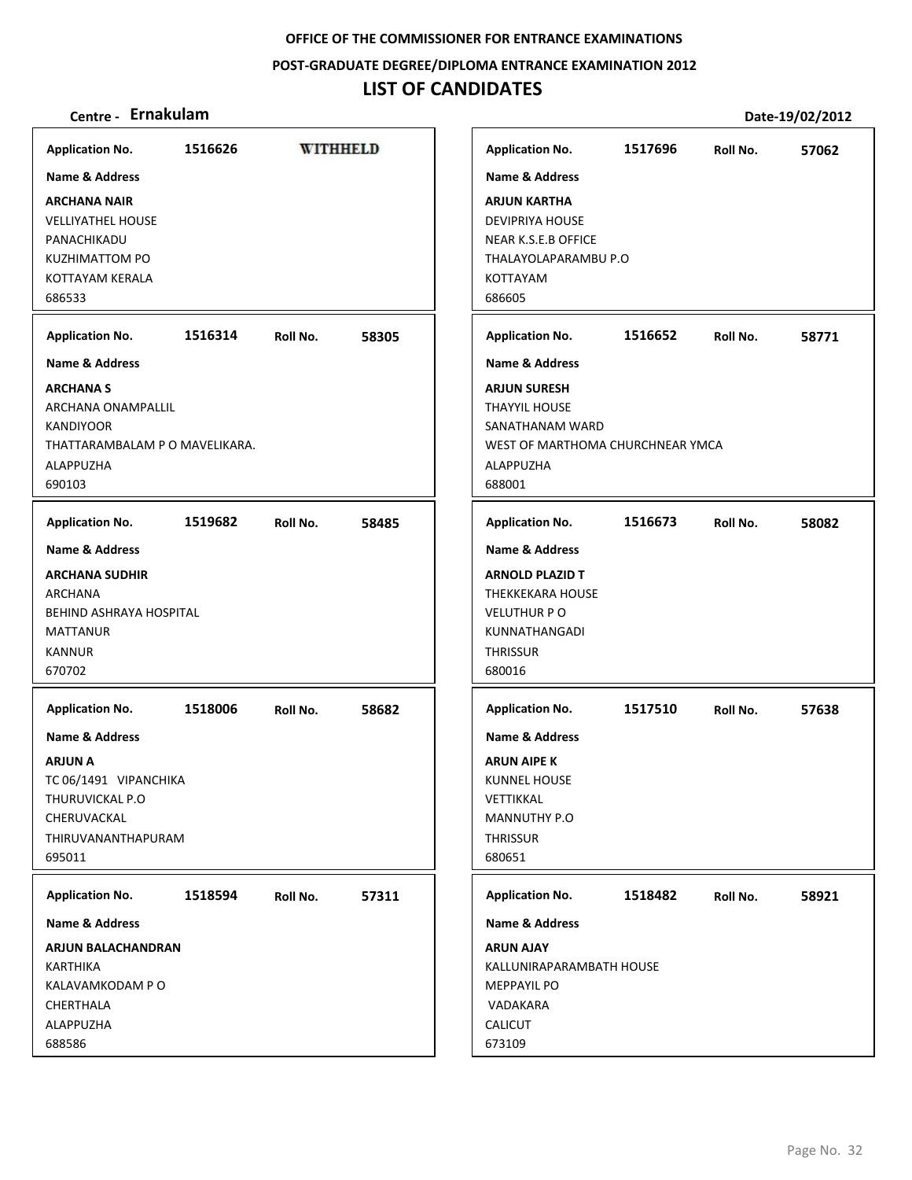**OFFICE OF THE COMMISSIONER FOR ENTRANCE EXAMINATIONS**

**POST-GRADUATE DEGREE/DIPLOMA ENTRANCE EXAMINATION 2012**

# LIST OF CANDIDATES

**Centre - Ernakulam** **Date-19/02/2012**

**Application No.** 1516626 **WITHHELD**

**Name & Address**

**ARCHANA NAIR**
VELLIYATHEL HOUSE
PANACHIKADU
KUZHIMATTOM PO
KOTTAYAM KERALA
686533

---

**Application No.** 1516314 **Roll No.** 58305

**Name & Address**

**ARCHANA S**
ARCHANA ONAMPALLIL
KANDIYOOR
THATTARAMBALAM P O MAVELIKARA.
ALAPPUZHA
690103

---

**Application No.** 1519682 **Roll No.** 58485

**Name & Address**

**ARCHANA SUDHIR**
ARCHANA
BEHIND ASHRAYA HOSPITAL
MATTANUR
KANNUR
670702

---

**Application No.** 1518006 **Roll No.** 58682

**Name & Address**

**ARJUN A**
TC 06/1491 VIPANCHIKA
THURUVICKAL P.O
CHERUVACKAL
THIRUVANANTHAPURAM
695011

---

**Application No.** 1518594 **Roll No.** 57311

**Name & Address**

**ARJUN BALACHANDRAN**
KARTHIKA
KALAVAMKODAM P O
CHERTHALA
ALAPPUZHA
688586

---

**Application No.** 1517696 **Roll No.** 57062

**Name & Address**

**ARJUN KARTHA**
DEVIPRIYA HOUSE
NEAR K.S.E.B OFFICE
THALAYOLAPARAMBU P.O
KOTTAYAM
686605

---

**Application No.** 1516652 **Roll No.** 58771

**Name & Address**

**ARJUN SURESH**
THAYYIL HOUSE
SANATHANAM WARD
WEST OF MARTHOMA CHURCHNEAR YMCA
ALAPPUZHA
688001

---

**Application No.** 1516673 **Roll No.** 58082

**Name & Address**

**ARNOLD PLAZID T**
THEKKEKARA HOUSE
VELUTHUR P O
KUNNATHANGADI
THRISSUR
680016

---

**Application No.** 1517510 **Roll No.** 57638

**Name & Address**

**ARUN AIPE K**
KUNNEL HOUSE
VETTIKKAL
MANNUTHY P.O
THRISSUR
680651

---

**Application No.** 1518482 **Roll No.** 58921

**Name & Address**

**ARUN AJAY**
KALLUNIRAPARAMBATH HOUSE
MEPPAYIL PO
VADAKARA
CALICUT
673109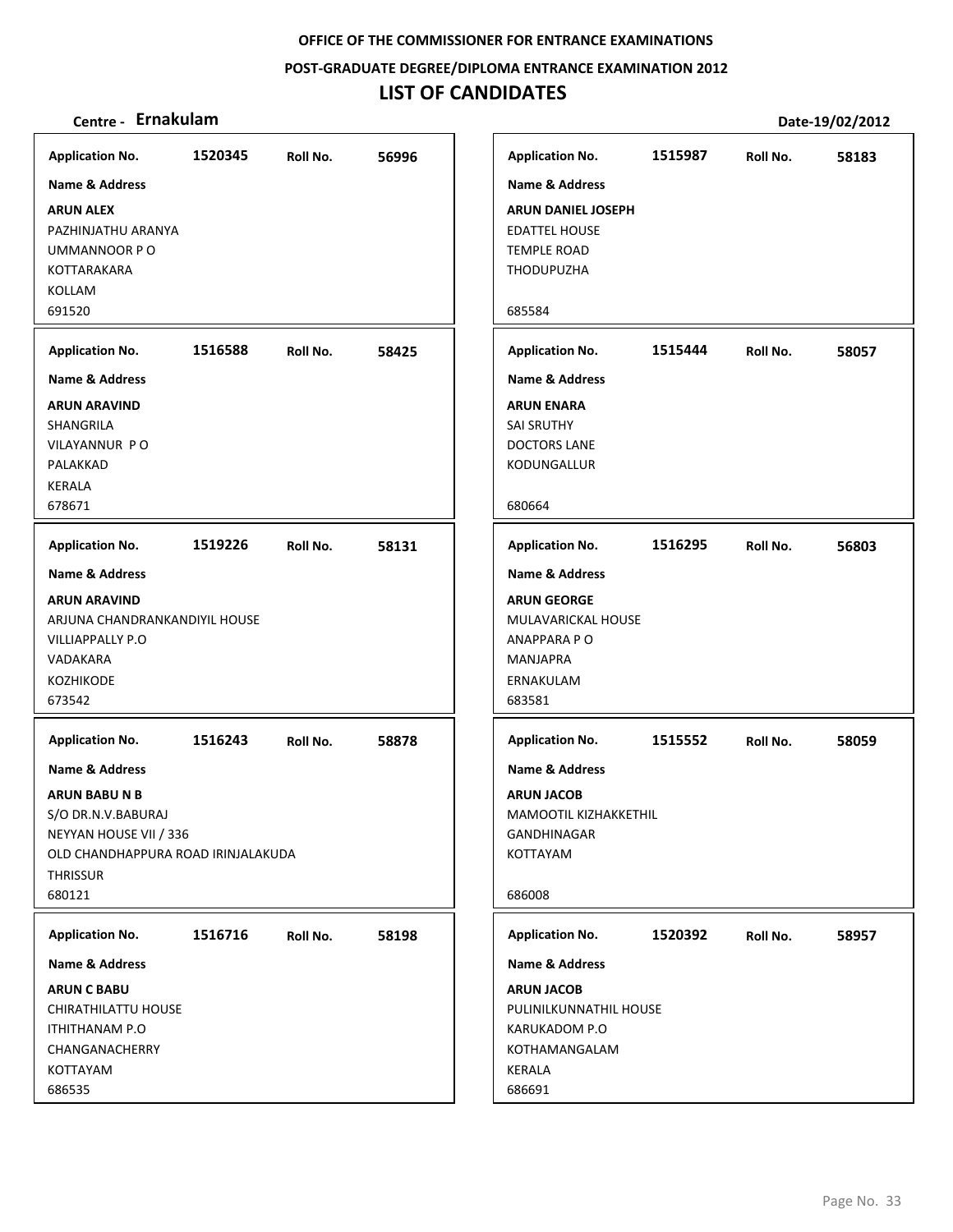**OFFICE OF THE COMMISSIONER FOR ENTRANCE EXAMINATIONS**

**POST-GRADUATE DEGREE/DIPLOMA ENTRANCE EXAMINATION 2012**

# LIST OF CANDIDATES

**Centre - Ernakulam** **Date-19/02/2012**

**Application No.** 1520345 **Roll No.** 56996

**Name & Address**

**ARUN ALEX**
PAZHINJATHU ARANYA
UMMANNOOR P O
KOTTARAKARA
KOLLAM
691520

---

**Application No.** 1516588 **Roll No.** 58425

**Name & Address**

**ARUN ARAVIND**
SHANGRILA
VILAYANNUR P O
PALAKKAD
KERALA
678671

---

**Application No.** 1519226 **Roll No.** 58131

**Name & Address**

**ARUN ARAVIND**
ARJUNA CHANDRANKANDIYIL HOUSE
VILLIAPPALLY P.O
VADAKARA
KOZHIKODE
673542

---

**Application No.** 1516243 **Roll No.** 58878

**Name & Address**

**ARUN BABU N B**
S/O DR.N.V.BABURAJ
NEYYAN HOUSE VII / 336
OLD CHANDHAPPURA ROAD IRINJALAKUDA
THRISSUR
680121

---

**Application No.** 1516716 **Roll No.** 58198

**Name & Address**

**ARUN C BABU**
CHIRATHILATTU HOUSE
ITHITHANAM P.O
CHANGANACHERRY
KOTTAYAM
686535

---

**Application No.** 1515987 **Roll No.** 58183

**Name & Address**

**ARUN DANIEL JOSEPH**
EDATTEL HOUSE
TEMPLE ROAD
THODUPUZHA
685584

---

**Application No.** 1515444 **Roll No.** 58057

**Name & Address**

**ARUN ENARA**
SAI SRUTHY
DOCTORS LANE
KODUNGALLUR
680664

---

**Application No.** 1516295 **Roll No.** 56803

**Name & Address**

**ARUN GEORGE**
MULAVARICKAL HOUSE
ANAPPARA P O
MANJAPRA
ERNAKULAM
683581

---

**Application No.** 1515552 **Roll No.** 58059

**Name & Address**

**ARUN JACOB**
MAMOOTIL KIZHAKKETHIL
GANDHINAGAR
KOTTAYAM
686008

---

**Application No.** 1520392 **Roll No.** 58957

**Name & Address**

**ARUN JACOB**
PULINILKUNNATHIL HOUSE
KARUKADOM P.O
KOTHAMANGALAM
KERALA
686691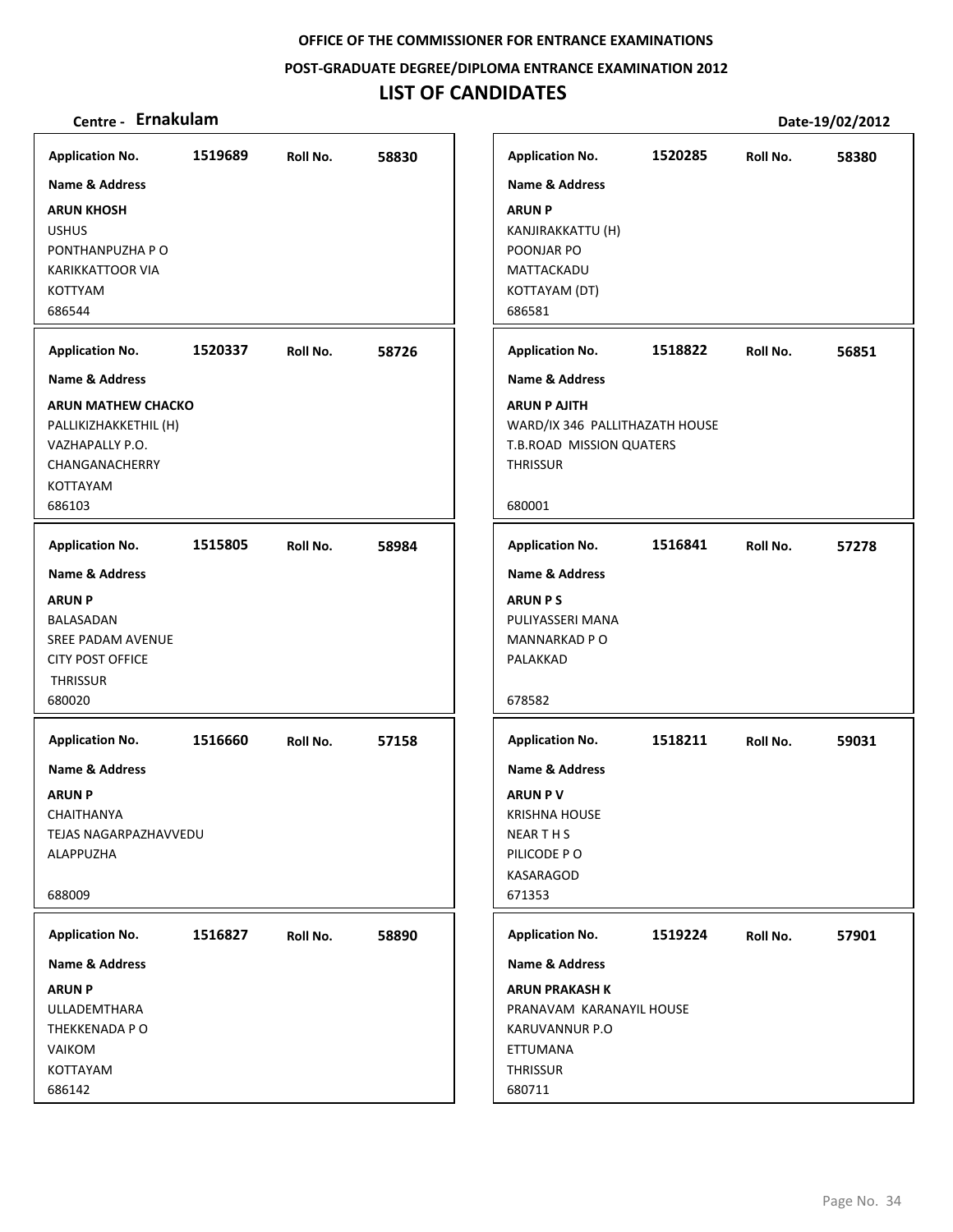OFFICE OF THE COMMISSIONER FOR ENTRANCE EXAMINATIONS

POST-GRADUATE DEGREE/DIPLOMA ENTRANCE EXAMINATION 2012

# LIST OF CANDIDATES

**Centre - Ernakulam** **Date-19/02/2012**

| Application No. | Roll No. | Name & Address |
|---|---|---|
| 1519689 | 58830 | **ARUN KHOSH**<br>USHUS<br>PONTHANPUZHA P O<br>KARIKKATTOOR VIA<br>KOTTYAM<br>686544 |
| 1520337 | 58726 | **ARUN MATHEW CHACKO**<br>PALLIKIZHAKKETHIL (H)<br>VAZHAPALLY P.O.<br>CHANGANACHERRY<br>KOTTAYAM<br>686103 |
| 1515805 | 58984 | **ARUN P**<br>BALASADAN<br>SREE PADAM AVENUE<br>CITY POST OFFICE<br>THRISSUR<br>680020 |
| 1516660 | 57158 | **ARUN P**<br>CHAITHANYA<br>TEJAS NAGARPAZHAVVEDU<br>ALAPPUZHA<br>688009 |
| 1516827 | 58890 | **ARUN P**<br>ULLADEMTHARA<br>THEKKENADA P O<br>VAIKOM<br>KOTTAYAM<br>686142 |
| 1520285 | 58380 | **ARUN P**<br>KANJIRAKKATTU (H)<br>POONJAR PO<br>MATTACKADU<br>KOTTAYAM (DT)<br>686581 |
| 1518822 | 56851 | **ARUN P AJITH**<br>WARD/IX 346 PALLITHAZATH HOUSE<br>T.B.ROAD MISSION QUATERS<br>THRISSUR<br>680001 |
| 1516841 | 57278 | **ARUN P S**<br>PULIYASSERI MANA<br>MANNARKAD P O<br>PALAKKAD<br>678582 |
| 1518211 | 59031 | **ARUN P V**<br>KRISHNA HOUSE<br>NEAR T H S<br>PILICODE P O<br>KASARAGOD<br>671353 |
| 1519224 | 57901 | **ARUN PRAKASH K**<br>PRANAVAM KARANAYIL HOUSE<br>KARUVANNUR P.O<br>ETTUMANA<br>THRISSUR<br>680711 |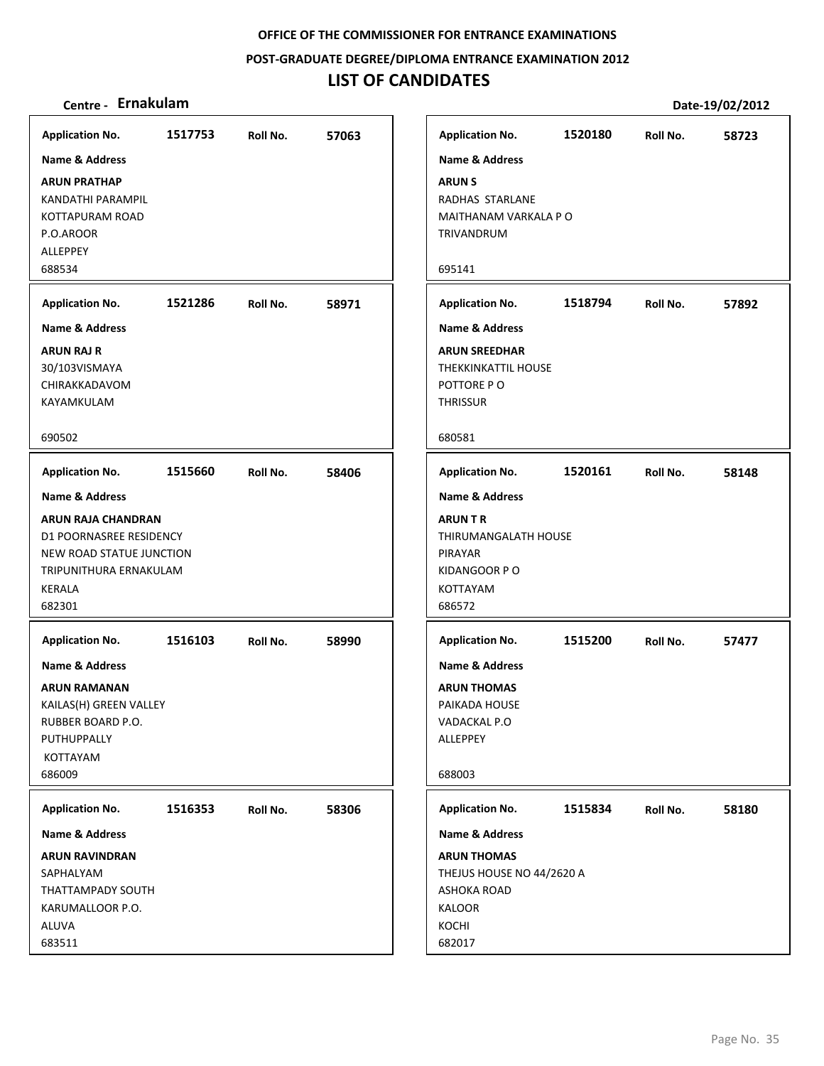**OFFICE OF THE COMMISSIONER FOR ENTRANCE EXAMINATIONS**

**POST-GRADUATE DEGREE/DIPLOMA ENTRANCE EXAMINATION 2012**

# LIST OF CANDIDATES

**Centre - Ernakulam** **Date-19/02/2012**

**Application No.** 1517753 **Roll No.** 57063

**Name & Address**

**ARUN PRATHAP**
KANDATHI PARAMPIL
KOTTAPURAM ROAD
P.O.AROOR
ALLEPPEY
688534

---

**Application No.** 1521286 **Roll No.** 58971

**Name & Address**

**ARUN RAJ R**
30/103VISMAYA
CHIRAKKADAVOM
KAYAMKULAM

690502

---

**Application No.** 1515660 **Roll No.** 58406

**Name & Address**

**ARUN RAJA CHANDRAN**
D1 POORNASREE RESIDENCY
NEW ROAD STATUE JUNCTION
TRIPUNITHURA ERNAKULAM
KERALA
682301

---

**Application No.** 1516103 **Roll No.** 58990

**Name & Address**

**ARUN RAMANAN**
KAILAS(H) GREEN VALLEY
RUBBER BOARD P.O.
PUTHUPPALLY
KOTTAYAM
686009

---

**Application No.** 1516353 **Roll No.** 58306

**Name & Address**

**ARUN RAVINDRAN**
SAPHALYAM
THATTAMPADY SOUTH
KARUMALLOOR P.O.
ALUVA
683511

---

**Application No.** 1520180 **Roll No.** 58723

**Name & Address**

**ARUN S**
RADHAS STARLANE
MAITHANAM VARKALA P O
TRIVANDRUM

695141

---

**Application No.** 1518794 **Roll No.** 57892

**Name & Address**

**ARUN SREEDHAR**
THEKKINKATTIL HOUSE
POTTORE P O
THRISSUR

680581

---

**Application No.** 1520161 **Roll No.** 58148

**Name & Address**

**ARUN T R**
THIRUMANGALATH HOUSE
PIRAYAR
KIDANGOOR P O
KOTTAYAM
686572

---

**Application No.** 1515200 **Roll No.** 57477

**Name & Address**

**ARUN THOMAS**
PAIKADA HOUSE
VADACKAL P.O
ALLEPPEY

688003

---

**Application No.** 1515834 **Roll No.** 58180

**Name & Address**

**ARUN THOMAS**
THEJUS HOUSE NO 44/2620 A
ASHOKA ROAD
KALOOR
KOCHI
682017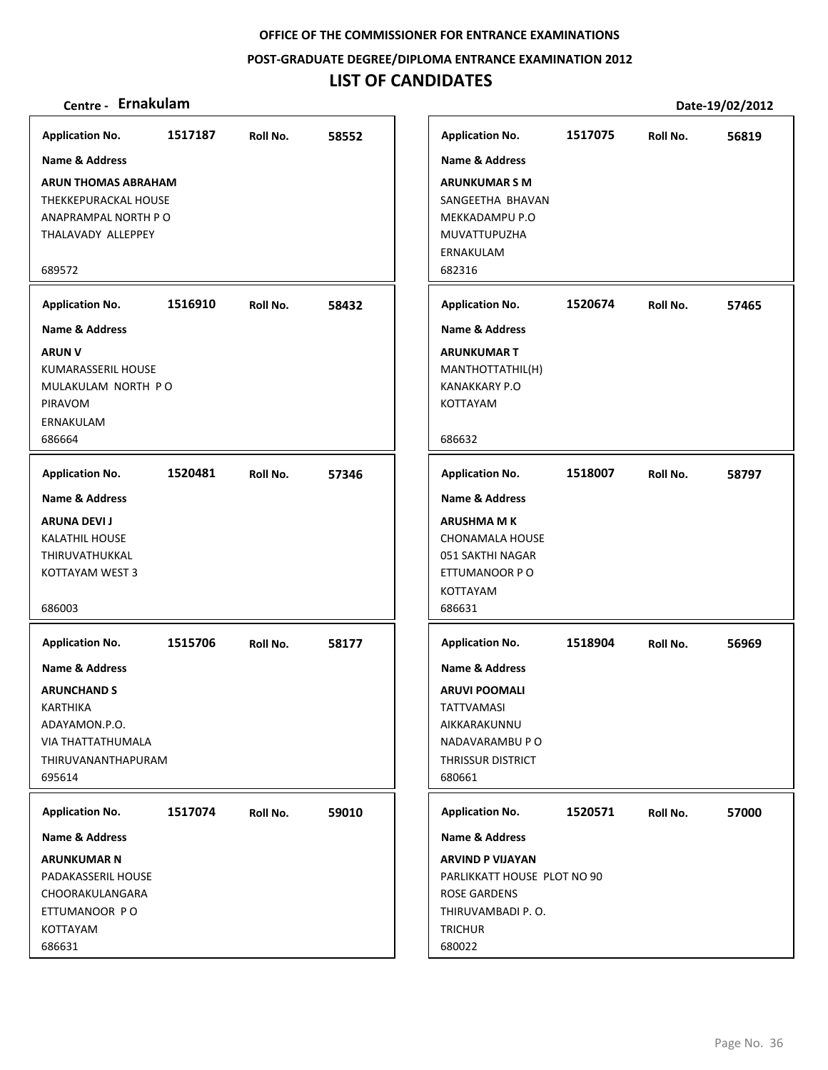OFFICE OF THE COMMISSIONER FOR ENTRANCE EXAMINATIONS

POST-GRADUATE DEGREE/DIPLOMA ENTRANCE EXAMINATION 2012

# LIST OF CANDIDATES

**Centre - Ernakulam** Date-19/02/2012

**Application No.** 1517187 **Roll No.** 58552
**Name & Address**
**ARUN THOMAS ABRAHAM**
THEKKEPURACKAL HOUSE
ANAPRAMPAL NORTH P O
THALAVADY ALLEPPEY
689572

**Application No.** 1516910 **Roll No.** 58432
**Name & Address**
**ARUN V**
KUMARASSERIL HOUSE
MULAKULAM NORTH P O
PIRAVOM
ERNAKULAM
686664

**Application No.** 1520481 **Roll No.** 57346
**Name & Address**
**ARUNA DEVI J**
KALATHIL HOUSE
THIRUVATHUKKAL
KOTTAYAM WEST 3
686003

**Application No.** 1515706 **Roll No.** 58177
**Name & Address**
**ARUNCHAND S**
KARTHIKA
ADAYAMON.P.O.
VIA THATTATHUMALA
THIRUVANANTHAPURAM
695614

**Application No.** 1517074 **Roll No.** 59010
**Name & Address**
**ARUNKUMAR N**
PADAKASSERIL HOUSE
CHOORAKULANGARA
ETTUMANOOR P O
KOTTAYAM
686631

**Application No.** 1517075 **Roll No.** 56819
**Name & Address**
**ARUNKUMAR S M**
SANGEETHA BHAVAN
MEKKADAMPU P.O
MUVATTUPUZHA
ERNAKULAM
682316

**Application No.** 1520674 **Roll No.** 57465
**Name & Address**
**ARUNKUMAR T**
MANTHOTTATHIL(H)
KANAKKARY P.O
KOTTAYAM
686632

**Application No.** 1518007 **Roll No.** 58797
**Name & Address**
**ARUSHMA M K**
CHONAMALA HOUSE
051 SAKTHI NAGAR
ETTUMANOOR P O
KOTTAYAM
686631

**Application No.** 1518904 **Roll No.** 56969
**Name & Address**
**ARUVI POOMALI**
TATTVAMASI
AIKKARAKUNNU
NADAVARAMBU P O
THRISSUR DISTRICT
680661

**Application No.** 1520571 **Roll No.** 57000
**Name & Address**
**ARVIND P VIJAYAN**
PARLIKKATT HOUSE PLOT NO 90
ROSE GARDENS
THIRUVAMBADI P. O.
TRICHUR
680022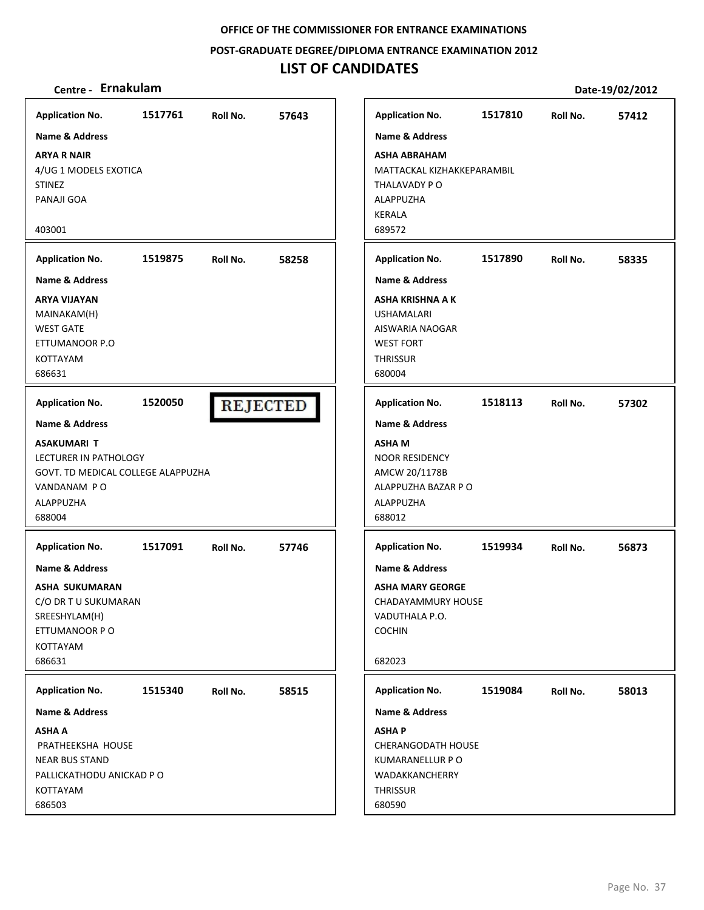OFFICE OF THE COMMISSIONER FOR ENTRANCE EXAMINATIONS

POST-GRADUATE DEGREE/DIPLOMA ENTRANCE EXAMINATION 2012

# LIST OF CANDIDATES

**Centre - Ernakulam**

**Date-19/02/2012**

**Application No.** 1517761 **Roll No.** 57643

**Name & Address**

**ARYA R NAIR**
4/UG 1 MODELS EXOTICA
STINEZ
PANAJI GOA

403001

**Application No.** 1519875 **Roll No.** 58258

**Name & Address**

**ARYA VIJAYAN**
MAINAKAM(H)
WEST GATE
ETTUMANOOR P.O
KOTTAYAM
686631

**Application No.** 1520050 **REJECTED**

**Name & Address**

**ASAKUMARI T**
LECTURER IN PATHOLOGY
GOVT. TD MEDICAL COLLEGE ALAPPUZHA
VANDANAM P O
ALAPPUZHA
688004

**Application No.** 1517091 **Roll No.** 57746

**Name & Address**

**ASHA SUKUMARAN**
C/O DR T U SUKUMARAN
SREESHYLAM(H)
ETTUMANOOR P O
KOTTAYAM
686631

**Application No.** 1515340 **Roll No.** 58515

**Name & Address**

**ASHA A**
PRATHEEKSHA HOUSE
NEAR BUS STAND
PALLICKATHODU ANICKAD P O
KOTTAYAM
686503

**Application No.** 1517810 **Roll No.** 57412

**Name & Address**

**ASHA ABRAHAM**
MATTACKAL KIZHAKKEPARAMBIL
THALAVADY P O
ALAPPUZHA
KERALA
689572

**Application No.** 1517890 **Roll No.** 58335

**Name & Address**

**ASHA KRISHNA A K**
USHAMALARI
AISWARIA NAOGAR
WEST FORT
THRISSUR
680004

**Application No.** 1518113 **Roll No.** 57302

**Name & Address**

**ASHA M**
NOOR RESIDENCY
AMCW 20/1178B
ALAPPUZHA BAZAR P O
ALAPPUZHA
688012

**Application No.** 1519934 **Roll No.** 56873

**Name & Address**

**ASHA MARY GEORGE**
CHADAYAMMURY HOUSE
VADUTHALA P.O.
COCHIN

682023

**Application No.** 1519084 **Roll No.** 58013

**Name & Address**

**ASHA P**
CHERANGODATH HOUSE
KUMARANELLUR P O
WADAKKANCHERRY
THRISSUR
680590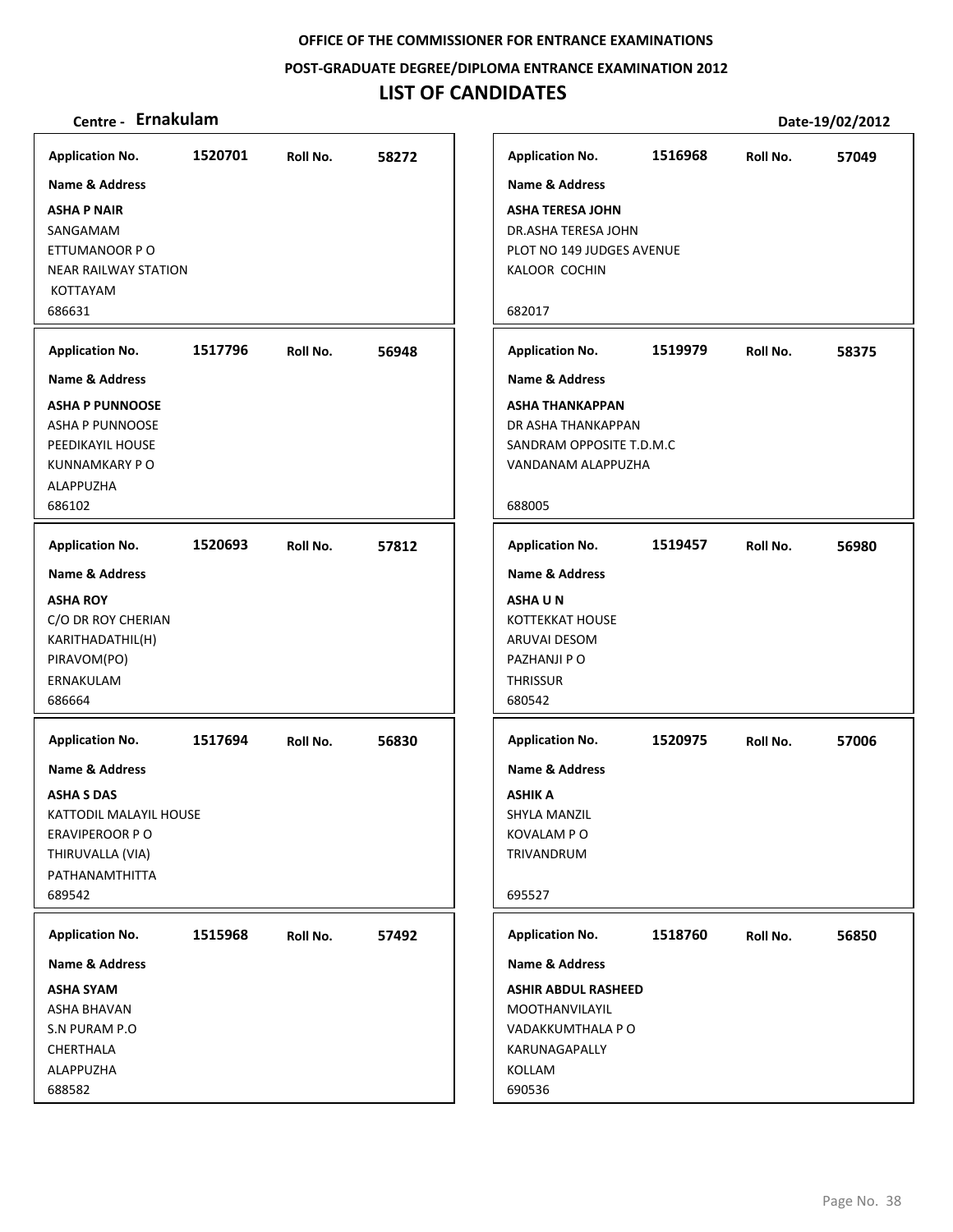**OFFICE OF THE COMMISSIONER FOR ENTRANCE EXAMINATIONS**

**POST-GRADUATE DEGREE/DIPLOMA ENTRANCE EXAMINATION 2012**

# LIST OF CANDIDATES

**Centre - Ernakulam** **Date-19/02/2012**

**Application No.** 1520701 **Roll No.** 58272
**Name & Address**
**ASHA P NAIR**
SANGAMAM
ETTUMANOOR P O
NEAR RAILWAY STATION
KOTTAYAM
686631

**Application No.** 1517796 **Roll No.** 56948
**Name & Address**
**ASHA P PUNNOOSE**
ASHA P PUNNOOSE
PEEDIKAYIL HOUSE
KUNNAMKARY P O
ALAPPUZHA
686102

**Application No.** 1520693 **Roll No.** 57812
**Name & Address**
**ASHA ROY**
C/O DR ROY CHERIAN
KARITHADATHIL(H)
PIRAVOM(PO)
ERNAKULAM
686664

**Application No.** 1517694 **Roll No.** 56830
**Name & Address**
**ASHA S DAS**
KATTODIL MALAYIL HOUSE
ERAVIPEROOR P O
THIRUVALLA (VIA)
PATHANAMTHITTA
689542

**Application No.** 1515968 **Roll No.** 57492
**Name & Address**
**ASHA SYAM**
ASHA BHAVAN
S.N PURAM P.O
CHERTHALA
ALAPPUZHA
688582

**Application No.** 1516968 **Roll No.** 57049
**Name & Address**
**ASHA TERESA JOHN**
DR.ASHA TERESA JOHN
PLOT NO 149 JUDGES AVENUE
KALOOR COCHIN
682017

**Application No.** 1519979 **Roll No.** 58375
**Name & Address**
**ASHA THANKAPPAN**
DR ASHA THANKAPPAN
SANDRAM OPPOSITE T.D.M.C
VANDANAM ALAPPUZHA
688005

**Application No.** 1519457 **Roll No.** 56980
**Name & Address**
**ASHA U N**
KOTTEKKAT HOUSE
ARUVAI DESOM
PAZHANJI P O
THRISSUR
680542

**Application No.** 1520975 **Roll No.** 57006
**Name & Address**
**ASHIK A**
SHYLA MANZIL
KOVALAM P O
TRIVANDRUM
695527

**Application No.** 1518760 **Roll No.** 56850
**Name & Address**
**ASHIR ABDUL RASHEED**
MOOTHANVILAYIL
VADAKKUMTHALA P O
KARUNAGAPALLY
KOLLAM
690536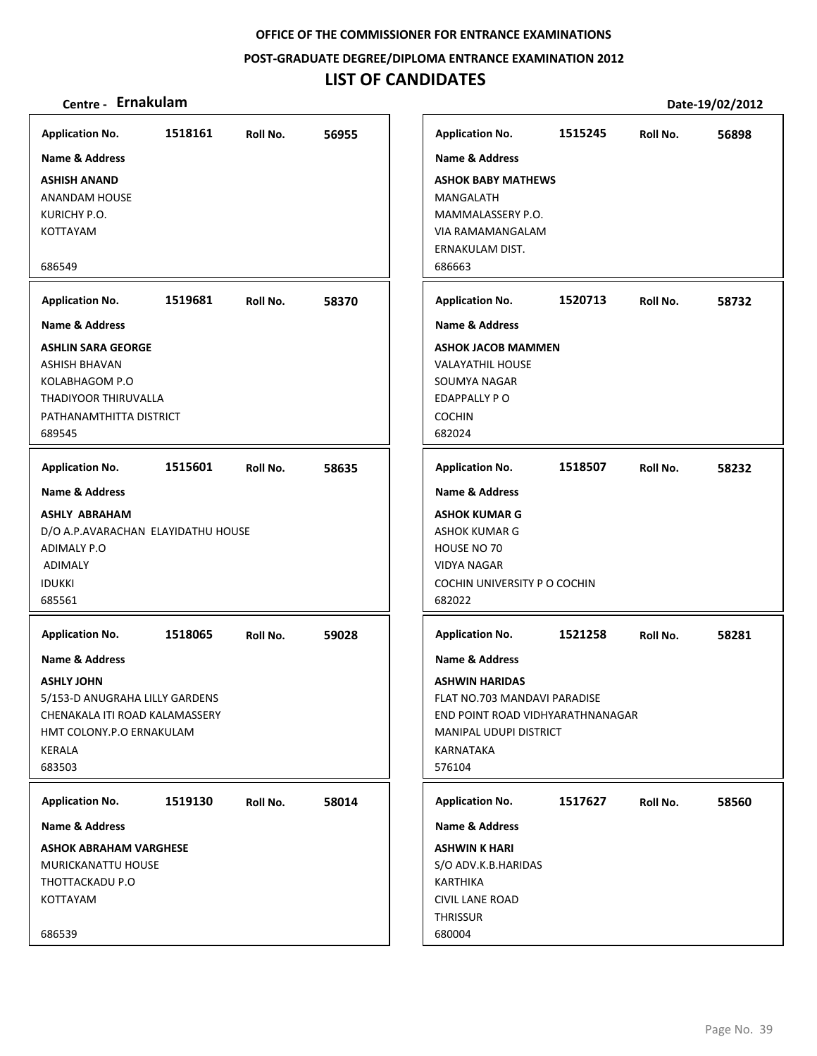**OFFICE OF THE COMMISSIONER FOR ENTRANCE EXAMINATIONS**

**POST-GRADUATE DEGREE/DIPLOMA ENTRANCE EXAMINATION 2012**

# LIST OF CANDIDATES

**Centre - Ernakulam** **Date-19/02/2012**

**Application No.** 1518161 **Roll No.** 56955
**Name & Address**
**ASHISH ANAND**
ANANDAM HOUSE
KURICHY P.O.
KOTTAYAM
686549

**Application No.** 1519681 **Roll No.** 58370
**Name & Address**
**ASHLIN SARA GEORGE**
ASHISH BHAVAN
KOLABHAGOM P.O
THADIYOOR THIRUVALLA
PATHANAMTHITTA DISTRICT
689545

**Application No.** 1515601 **Roll No.** 58635
**Name & Address**
**ASHLY ABRAHAM**
D/O A.P.AVARACHAN ELAYIDATHU HOUSE
ADIMALY P.O
ADIMALY
IDUKKI
685561

**Application No.** 1518065 **Roll No.** 59028
**Name & Address**
**ASHLY JOHN**
5/153-D ANUGRAHA LILLY GARDENS
CHENAKALA ITI ROAD KALAMASSERY
HMT COLONY.P.O ERNAKULAM
KERALA
683503

**Application No.** 1519130 **Roll No.** 58014
**Name & Address**
**ASHOK ABRAHAM VARGHESE**
MURICKANATTU HOUSE
THOTTACKADU P.O
KOTTAYAM
686539

**Application No.** 1515245 **Roll No.** 56898
**Name & Address**
**ASHOK BABY MATHEWS**
MANGALATH
MAMMALASSERY P.O.
VIA RAMAMANGALAM
ERNAKULAM DIST.
686663

**Application No.** 1520713 **Roll No.** 58732
**Name & Address**
**ASHOK JACOB MAMMEN**
VALAYATHIL HOUSE
SOUMYA NAGAR
EDAPPALLY P O
COCHIN
682024

**Application No.** 1518507 **Roll No.** 58232
**Name & Address**
**ASHOK KUMAR G**
ASHOK KUMAR G
HOUSE NO 70
VIDYA NAGAR
COCHIN UNIVERSITY P O COCHIN
682022

**Application No.** 1521258 **Roll No.** 58281
**Name & Address**
**ASHWIN HARIDAS**
FLAT NO.703 MANDAVI PARADISE
END POINT ROAD VIDHYARATHNANAGAR
MANIPAL UDUPI DISTRICT
KARNATAKA
576104

**Application No.** 1517627 **Roll No.** 58560
**Name & Address**
**ASHWIN K HARI**
S/O ADV.K.B.HARIDAS
KARTHIKA
CIVIL LANE ROAD
THRISSUR
680004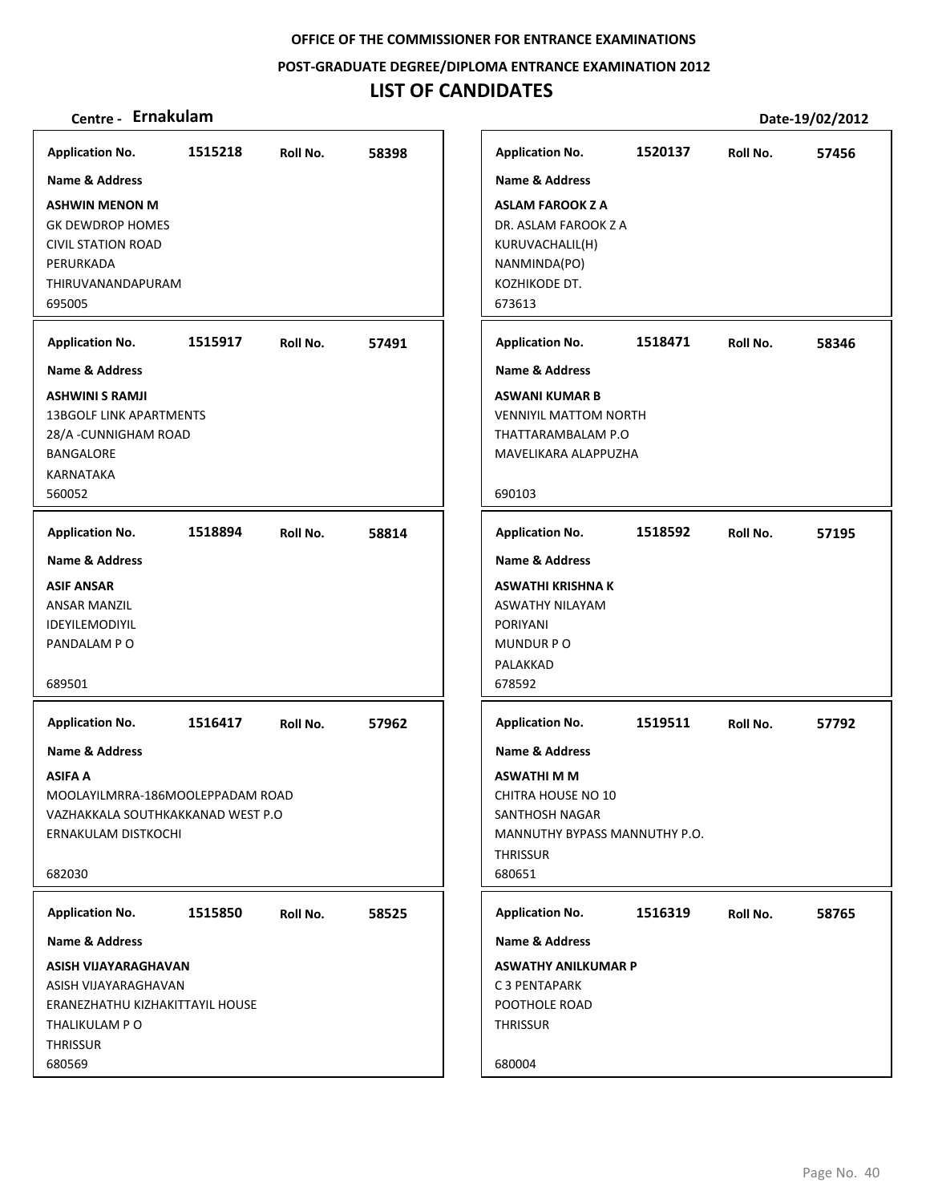OFFICE OF THE COMMISSIONER FOR ENTRANCE EXAMINATIONS

POST-GRADUATE DEGREE/DIPLOMA ENTRANCE EXAMINATION 2012

# LIST OF CANDIDATES

**Centre - Ernakulam** | **Date-19/02/2012**

---

**Application No.** 1515218 **Roll No.** 58398

**Name & Address**

**ASHWIN MENON M**
GK DEWDROP HOMES
CIVIL STATION ROAD
PERURKADA
THIRUVANANDAPURAM
695005

---

**Application No.** 1515917 **Roll No.** 57491

**Name & Address**

**ASHWINI S RAMJI**
13BGOLF LINK APARTMENTS
28/A -CUNNIGHAM ROAD
BANGALORE
KARNATAKA
560052

---

**Application No.** 1518894 **Roll No.** 58814

**Name & Address**

**ASIF ANSAR**
ANSAR MANZIL
IDEYILEMODIYIL
PANDALAM P O

689501

---

**Application No.** 1516417 **Roll No.** 57962

**Name & Address**

**ASIFA A**
MOOLAYILMRRA-186MOOLEPPADAM ROAD
VAZHAKKALA SOUTHKAKKANAD WEST P.O
ERNAKULAM DISTKOCHI

682030

---

**Application No.** 1515850 **Roll No.** 58525

**Name & Address**

**ASISH VIJAYARAGHAVAN**
ASISH VIJAYARAGHAVAN
ERANEZHATHU KIZHAKITTAYIL HOUSE
THALIKULAM P O
THRISSUR
680569

---

**Application No.** 1520137 **Roll No.** 57456

**Name & Address**

**ASLAM FAROOK Z A**
DR. ASLAM FAROOK Z A
KURUVACHALIL(H)
NANMINDA(PO)
KOZHIKODE DT.
673613

---

**Application No.** 1518471 **Roll No.** 58346

**Name & Address**

**ASWANI KUMAR B**
VENNIYIL MATTOM NORTH
THATTARAMBALAM P.O
MAVELIKARA ALAPPUZHA

690103

---

**Application No.** 1518592 **Roll No.** 57195

**Name & Address**

**ASWATHI KRISHNA K**
ASWATHY NILAYAM
PORIYANI
MUNDUR P O
PALAKKAD
678592

---

**Application No.** 1519511 **Roll No.** 57792

**Name & Address**

**ASWATHI M M**
CHITRA HOUSE NO 10
SANTHOSH NAGAR
MANNUTHY BYPASS MANNUTHY P.O.
THRISSUR
680651

---

**Application No.** 1516319 **Roll No.** 58765

**Name & Address**

**ASWATHY ANILKUMAR P**
C 3 PENTAPARK
POOTHOLE ROAD
THRISSUR

680004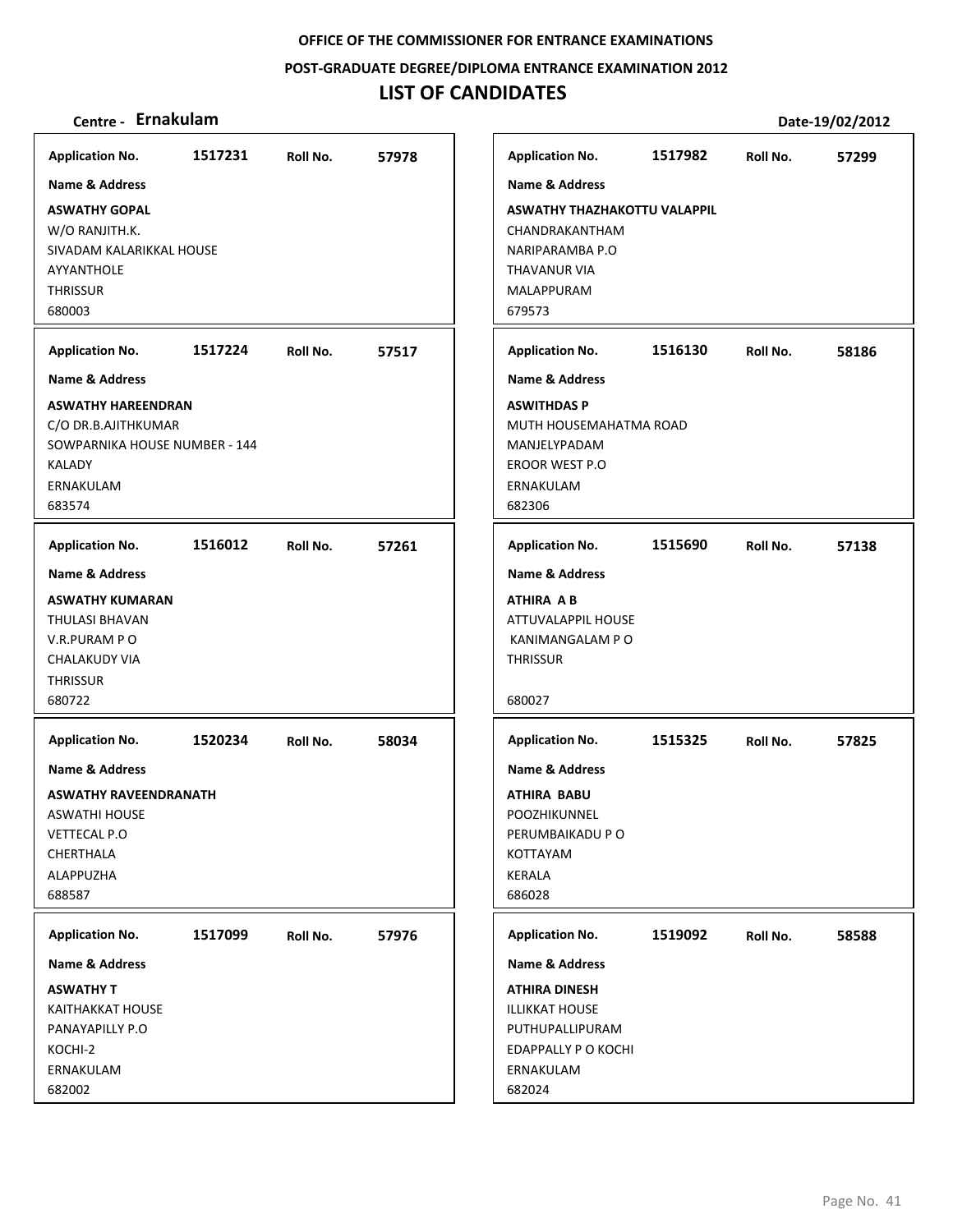**OFFICE OF THE COMMISSIONER FOR ENTRANCE EXAMINATIONS**

**POST-GRADUATE DEGREE/DIPLOMA ENTRANCE EXAMINATION 2012**

# LIST OF CANDIDATES

**Centre - Ernakulam** **Date-19/02/2012**

**Application No.** 1517231 **Roll No.** 57978

**Name & Address**

**ASWATHY GOPAL**
W/O RANJITH.K.
SIVADAM KALARIKKAL HOUSE
AYYANTHOLE
THRISSUR
680003

---

**Application No.** 1517224 **Roll No.** 57517

**Name & Address**

**ASWATHY HAREENDRAN**
C/O DR.B.AJITHKUMAR
SOWPARNIKA HOUSE NUMBER - 144
KALADY
ERNAKULAM
683574

---

**Application No.** 1516012 **Roll No.** 57261

**Name & Address**

**ASWATHY KUMARAN**
THULASI BHAVAN
V.R.PURAM P O
CHALAKUDY VIA
THRISSUR
680722

---

**Application No.** 1520234 **Roll No.** 58034

**Name & Address**

**ASWATHY RAVEENDRANATH**
ASWATHI HOUSE
VETTECAL P.O
CHERTHALA
ALAPPUZHA
688587

---

**Application No.** 1517099 **Roll No.** 57976

**Name & Address**

**ASWATHY T**
KAITHAKKAT HOUSE
PANAYAPILLY P.O
KOCHI-2
ERNAKULAM
682002

---

**Application No.** 1517982 **Roll No.** 57299

**Name & Address**

**ASWATHY THAZHAKOTTU VALAPPIL**
CHANDRAKANTHAM
NARIPARAMBA P.O
THAVANUR VIA
MALAPPURAM
679573

---

**Application No.** 1516130 **Roll No.** 58186

**Name & Address**

**ASWITHDAS P**
MUTH HOUSEMAHATMA ROAD
MANJELYPADAM
EROOR WEST P.O
ERNAKULAM
682306

---

**Application No.** 1515690 **Roll No.** 57138

**Name & Address**

**ATHIRA A B**
ATTUVALAPPIL HOUSE
KANIMANGALAM P O
THRISSUR

680027

---

**Application No.** 1515325 **Roll No.** 57825

**Name & Address**

**ATHIRA BABU**
POOZHIKUNNEL
PERUMBAIKADU P O
KOTTAYAM
KERALA
686028

---

**Application No.** 1519092 **Roll No.** 58588

**Name & Address**

**ATHIRA DINESH**
ILLIKKAT HOUSE
PUTHUPALLIPURAM
EDAPPALLY P O KOCHI
ERNAKULAM
682024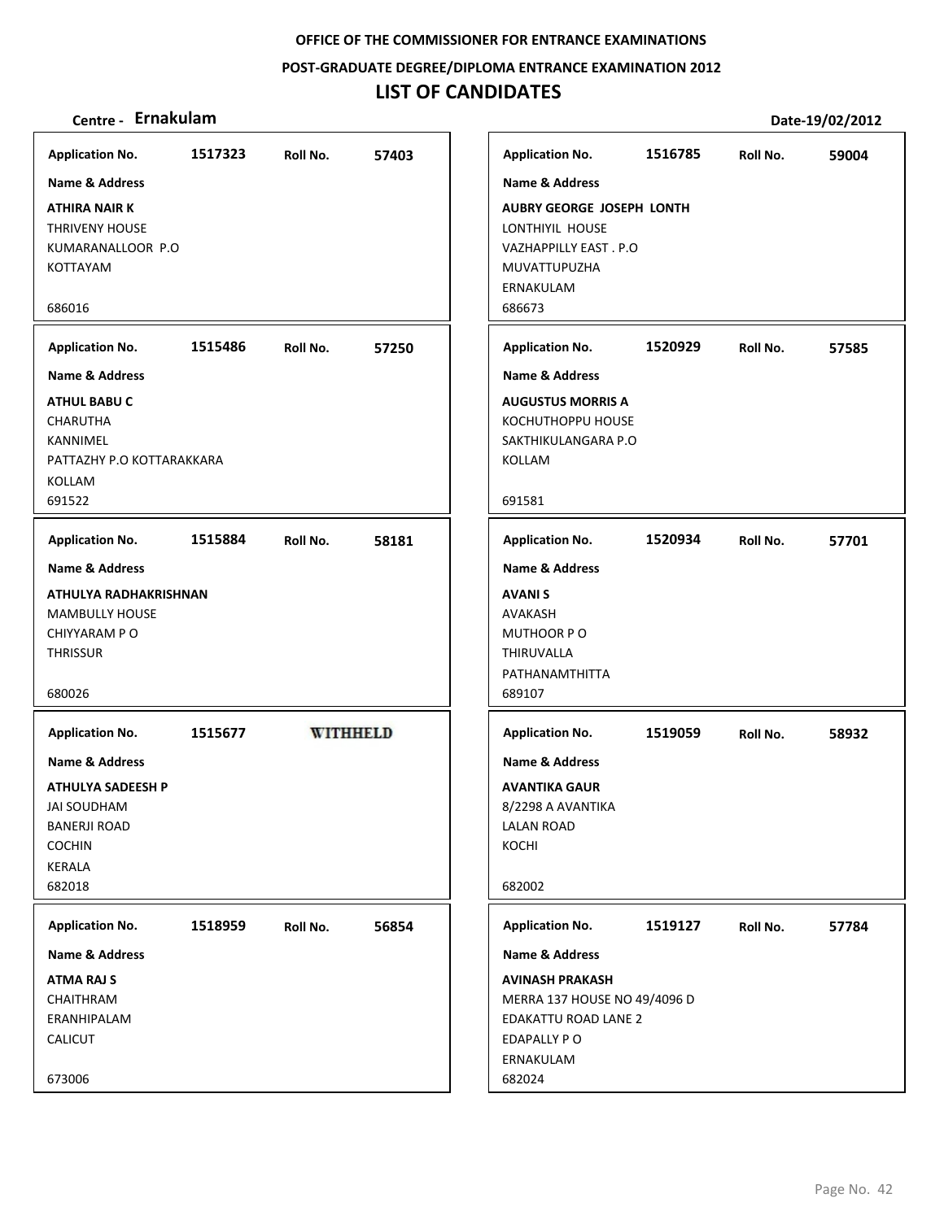OFFICE OF THE COMMISSIONER FOR ENTRANCE EXAMINATIONS

POST-GRADUATE DEGREE/DIPLOMA ENTRANCE EXAMINATION 2012

# LIST OF CANDIDATES

**Centre - Ernakulam** | **Date-19/02/2012**

| Application No. | Roll No. | Name & Address |
|---|---|---|
| 1517323 | 57403 | **ATHIRA NAIR K**<br>THRIVENY HOUSE<br>KUMARANALLOOR P.O<br>KOTTAYAM<br>686016 |
| 1515486 | 57250 | **ATHUL BABU C**<br>CHARUTHA<br>KANNIMEL<br>PATTAZHY P.O KOTTARAKKARA<br>KOLLAM<br>691522 |
| 1515884 | 58181 | **ATHULYA RADHAKRISHNAN**<br>MAMBULLY HOUSE<br>CHIYYARAM P O<br>THRISSUR<br>680026 |
| 1515677 | WITHHELD | **ATHULYA SADEESH P**<br>JAI SOUDHAM<br>BANERJI ROAD<br>COCHIN<br>KERALA<br>682018 |
| 1518959 | 56854 | **ATMA RAJ S**<br>CHAITHRAM<br>ERANHIPALAM<br>CALICUT<br>673006 |
| 1516785 | 59004 | **AUBRY GEORGE JOSEPH LONTH**<br>LONTHIYIL HOUSE<br>VAZHAPPILLY EAST . P.O<br>MUVATTUPUZHA<br>ERNAKULAM<br>686673 |
| 1520929 | 57585 | **AUGUSTUS MORRIS A**<br>KOCHUTHOPPU HOUSE<br>SAKTHIKULANGARA P.O<br>KOLLAM<br>691581 |
| 1520934 | 57701 | **AVANI S**<br>AVAKASH<br>MUTHOOR P O<br>THIRUVALLA<br>PATHANAMTHITTA<br>689107 |
| 1519059 | 58932 | **AVANTIKA GAUR**<br>8/2298 A AVANTIKA<br>LALAN ROAD<br>KOCHI<br>682002 |
| 1519127 | 57784 | **AVINASH PRAKASH**<br>MERRA 137 HOUSE NO 49/4096 D<br>EDAKATTU ROAD LANE 2<br>EDAPALLY P O<br>ERNAKULAM<br>682024 |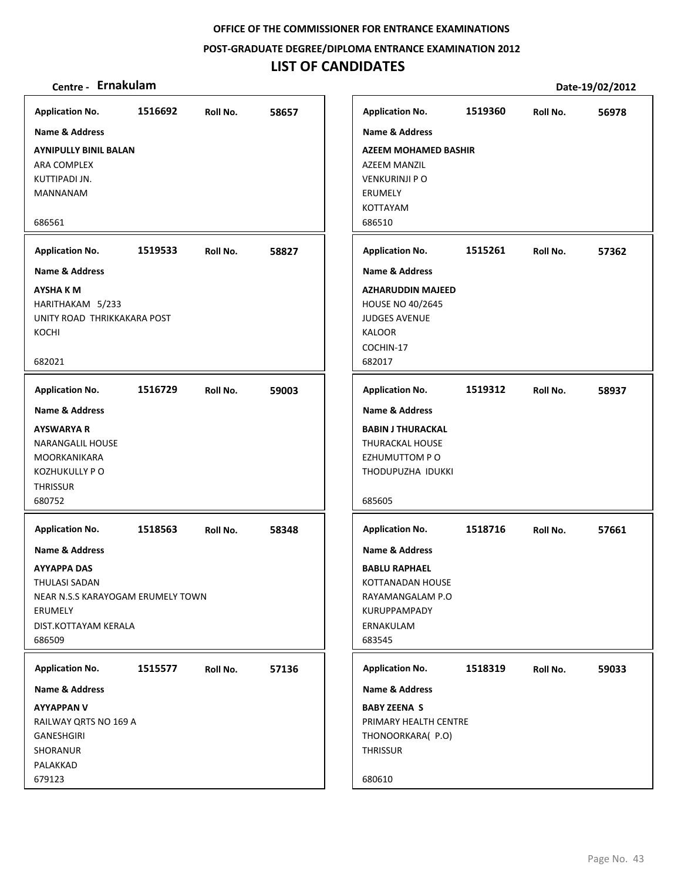**OFFICE OF THE COMMISSIONER FOR ENTRANCE EXAMINATIONS**

**POST-GRADUATE DEGREE/DIPLOMA ENTRANCE EXAMINATION 2012**

# LIST OF CANDIDATES

**Centre - Ernakulam** **Date-19/02/2012**

| Application No. | Roll No. | Name & Address |
|---|---|---|
| 1516692 | 58657 | **AYNIPULLY BINIL BALAN**<br>ARA COMPLEX<br>KUTTIPADI JN.<br>MANNANAM<br>686561 |
| 1519533 | 58827 | **AYSHA K M**<br>HARITHAKAM 5/233<br>UNITY ROAD THRIKKAKARA POST<br>KOCHI<br>682021 |
| 1516729 | 59003 | **AYSWARYA R**<br>NARANGALIL HOUSE<br>MOORKANIKARA<br>KOZHUKULLY P O<br>THRISSUR<br>680752 |
| 1518563 | 58348 | **AYYAPPA DAS**<br>THULASI SADAN<br>NEAR N.S.S KARAYOGAM ERUMELY TOWN<br>ERUMELY<br>DIST.KOTTAYAM KERALA<br>686509 |
| 1515577 | 57136 | **AYYAPPAN V**<br>RAILWAY QRTS NO 169 A<br>GANESHGIRI<br>SHORANUR<br>PALAKKAD<br>679123 |
| 1519360 | 56978 | **AZEEM MOHAMED BASHIR**<br>AZEEM MANZIL<br>VENKURINJI P O<br>ERUMELY<br>KOTTAYAM<br>686510 |
| 1515261 | 57362 | **AZHARUDDIN MAJEED**<br>HOUSE NO 40/2645<br>JUDGES AVENUE<br>KALOOR<br>COCHIN-17<br>682017 |
| 1519312 | 58937 | **BABIN J THURACKAL**<br>THURACKAL HOUSE<br>EZHUMUTTOM P O<br>THODUPUZHA IDUKKI<br>685605 |
| 1518716 | 57661 | **BABLU RAPHAEL**<br>KOTTANADAN HOUSE<br>RAYAMANGALAM P.O<br>KURUPPAMPADY<br>ERNAKULAM<br>683545 |
| 1518319 | 59033 | **BABY ZEENA S**<br>PRIMARY HEALTH CENTRE<br>THONOORKARA( P.O)<br>THRISSUR<br>680610 |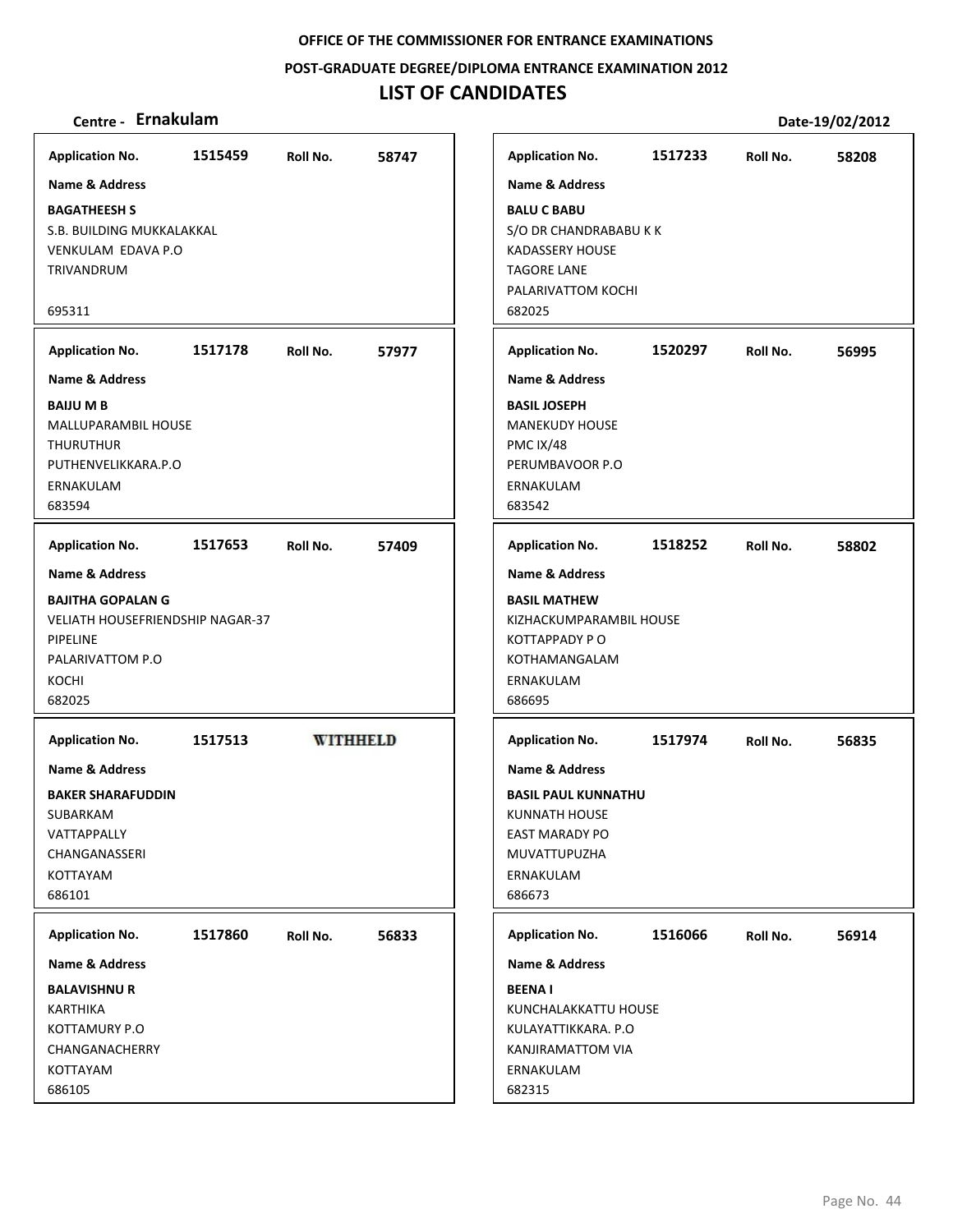**OFFICE OF THE COMMISSIONER FOR ENTRANCE EXAMINATIONS**

**POST-GRADUATE DEGREE/DIPLOMA ENTRANCE EXAMINATION 2012**

# LIST OF CANDIDATES

**Centre - Ernakulam** **Date-19/02/2012**

**Application No.** 1515459 **Roll No.** 58747

**Name & Address**

**BAGATHEESH S**
S.B. BUILDING MUKKALAKKAL
VENKULAM EDAVA P.O
TRIVANDRUM

695311

**Application No.** 1517178 **Roll No.** 57977

**Name & Address**

**BAIJU M B**
MALLUPARAMBIL HOUSE
THURUTHUR
PUTHENVELIKKARA.P.O
ERNAKULAM
683594

**Application No.** 1517653 **Roll No.** 57409

**Name & Address**

**BAJITHA GOPALAN G**
VELIATH HOUSEFRIENDSHIP NAGAR-37
PIPELINE
PALARIVATTOM P.O
KOCHI
682025

**Application No.** 1517513 **WITHHELD**

**Name & Address**

**BAKER SHARAFUDDIN**
SUBARKAM
VATTAPPALLY
CHANGANASSERI
KOTTAYAM
686101

**Application No.** 1517860 **Roll No.** 56833

**Name & Address**

**BALAVISHNU R**
KARTHIKA
KOTTAMURY P.O
CHANGANACHERRY
KOTTAYAM
686105

**Application No.** 1517233 **Roll No.** 58208

**Name & Address**

**BALU C BABU**
S/O DR CHANDRABABU K K
KADASSERY HOUSE
TAGORE LANE
PALARIVATTOM KOCHI
682025

**Application No.** 1520297 **Roll No.** 56995

**Name & Address**

**BASIL JOSEPH**
MANEKUDY HOUSE
PMC IX/48
PERUMBAVOOR P.O
ERNAKULAM
683542

**Application No.** 1518252 **Roll No.** 58802

**Name & Address**

**BASIL MATHEW**
KIZHACKUMPARAMBIL HOUSE
KOTTAPPADY P O
KOTHAMANGALAM
ERNAKULAM
686695

**Application No.** 1517974 **Roll No.** 56835

**Name & Address**

**BASIL PAUL KUNNATHU**
KUNNATH HOUSE
EAST MARADY PO
MUVATTUPUZHA
ERNAKULAM
686673

**Application No.** 1516066 **Roll No.** 56914

**Name & Address**

**BEENA I**
KUNCHALAKKATTU HOUSE
KULAYATTIKKARA. P.O
KANJIRAMATTOM VIA
ERNAKULAM
682315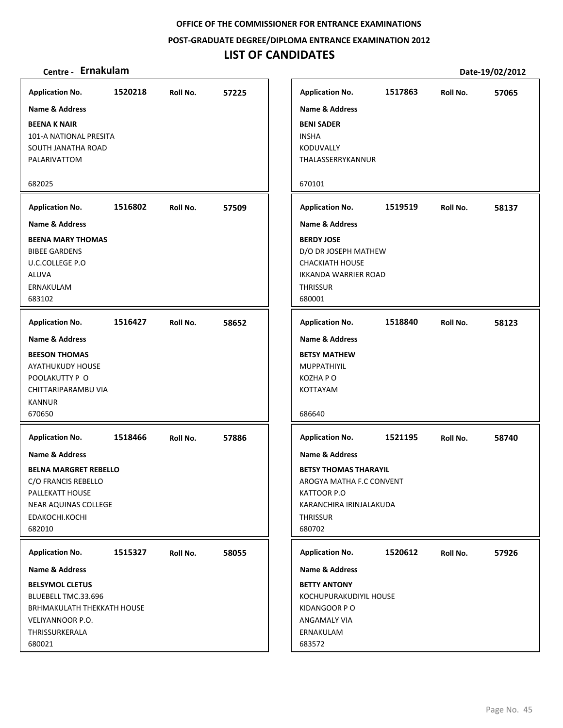**OFFICE OF THE COMMISSIONER FOR ENTRANCE EXAMINATIONS**

**POST-GRADUATE DEGREE/DIPLOMA ENTRANCE EXAMINATION 2012**

# LIST OF CANDIDATES

**Centre - Ernakulam** **Date-19/02/2012**

**Application No.** 1520218 **Roll No.** 57225
**Name & Address**
**BEENA K NAIR**
101-A NATIONAL PRESITA
SOUTH JANATHA ROAD
PALARIVATTOM
682025

**Application No.** 1517863 **Roll No.** 57065
**Name & Address**
**BENI SADER**
INSHA
KODUVALLY
THALASSERRYKANNUR
670101

**Application No.** 1516802 **Roll No.** 57509
**Name & Address**
**BEENA MARY THOMAS**
BIBEE GARDENS
U.C.COLLEGE P.O
ALUVA
ERNAKULAM
683102

**Application No.** 1519519 **Roll No.** 58137
**Name & Address**
**BERDY JOSE**
D/O DR JOSEPH MATHEW
CHACKIATH HOUSE
IKKANDA WARRIER ROAD
THRISSUR
680001

**Application No.** 1516427 **Roll No.** 58652
**Name & Address**
**BEESON THOMAS**
AYATHUKUDY HOUSE
POOLAKUTTY P O
CHITTARIPARAMBU VIA
KANNUR
670650

**Application No.** 1518840 **Roll No.** 58123
**Name & Address**
**BETSY MATHEW**
MUPPATHIYIL
KOZHA P O
KOTTAYAM
686640

**Application No.** 1518466 **Roll No.** 57886
**Name & Address**
**BELNA MARGRET REBELLO**
C/O FRANCIS REBELLO
PALLEKATT HOUSE
NEAR AQUINAS COLLEGE
EDAKOCHI.KOCHI
682010

**Application No.** 1521195 **Roll No.** 58740
**Name & Address**
**BETSY THOMAS THARAYIL**
AROGYA MATHA F.C CONVENT
KATTOOR P.O
KARANCHIRA IRINJALAKUDA
THRISSUR
680702

**Application No.** 1515327 **Roll No.** 58055
**Name & Address**
**BELSYMOL CLETUS**
BLUEBELL TMC.33.696
BRHMAKULATH THEKKATH HOUSE
VELIYANNOOR P.O.
THRISSURKERALA
680021

**Application No.** 1520612 **Roll No.** 57926
**Name & Address**
**BETTY ANTONY**
KOCHUPURAKUDIYIL HOUSE
KIDANGOOR P O
ANGAMALY VIA
ERNAKULAM
683572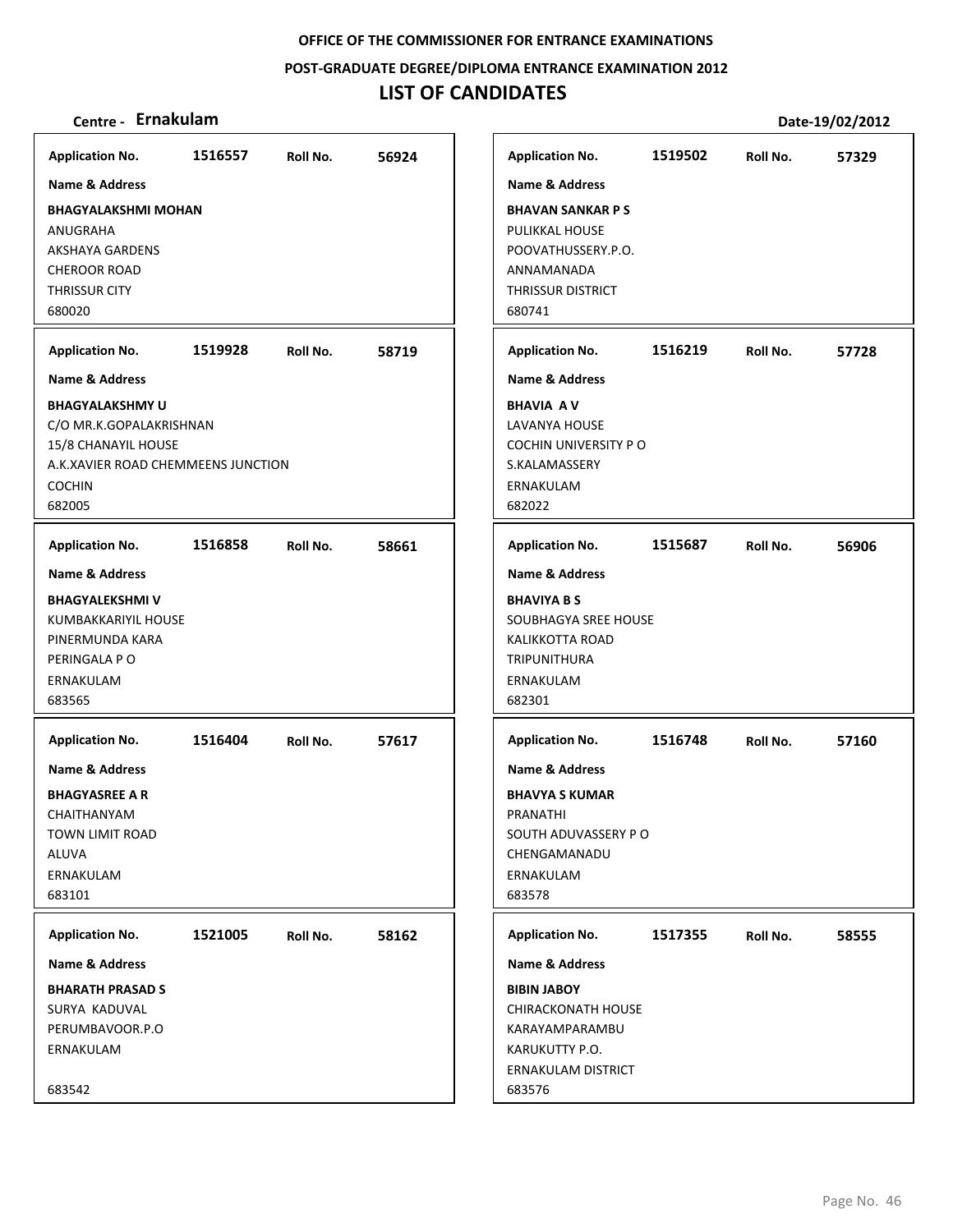OFFICE OF THE COMMISSIONER FOR ENTRANCE EXAMINATIONS

POST-GRADUATE DEGREE/DIPLOMA ENTRANCE EXAMINATION 2012

# LIST OF CANDIDATES

**Centre - Ernakulam** **Date-19/02/2012**

**Application No.** 1516557 **Roll No.** 56924

**Name & Address**

**BHAGYALAKSHMI MOHAN**
ANUGRAHA
AKSHAYA GARDENS
CHEROOR ROAD
THRISSUR CITY
680020

**Application No.** 1519928 **Roll No.** 58719

**Name & Address**

**BHAGYALAKSHMY U**
C/O MR.K.GOPALAKRISHNAN
15/8 CHANAYIL HOUSE
A.K.XAVIER ROAD CHEMMEENS JUNCTION
COCHIN
682005

**Application No.** 1516858 **Roll No.** 58661

**Name & Address**

**BHAGYALEKSHMI V**
KUMBAKKARIYIL HOUSE
PINERMUNDA KARA
PERINGALA P O
ERNAKULAM
683565

**Application No.** 1516404 **Roll No.** 57617

**Name & Address**

**BHAGYASREE A R**
CHAITHANYAM
TOWN LIMIT ROAD
ALUVA
ERNAKULAM
683101

**Application No.** 1521005 **Roll No.** 58162

**Name & Address**

**BHARATH PRASAD S**
SURYA KADUVAL
PERUMBAVOOR.P.O
ERNAKULAM

683542

**Application No.** 1519502 **Roll No.** 57329

**Name & Address**

**BHAVAN SANKAR P S**
PULIKKAL HOUSE
POOVATHUSSERY.P.O.
ANNAMANADA
THRISSUR DISTRICT
680741

**Application No.** 1516219 **Roll No.** 57728

**Name & Address**

**BHAVIA A V**
LAVANYA HOUSE
COCHIN UNIVERSITY P O
S.KALAMASSERY
ERNAKULAM
682022

**Application No.** 1515687 **Roll No.** 56906

**Name & Address**

**BHAVIYA B S**
SOUBHAGYA SREE HOUSE
KALIKKOTTA ROAD
TRIPUNITHURA
ERNAKULAM
682301

**Application No.** 1516748 **Roll No.** 57160

**Name & Address**

**BHAVYA S KUMAR**
PRANATHI
SOUTH ADUVASSERY P O
CHENGAMANADU
ERNAKULAM
683578

**Application No.** 1517355 **Roll No.** 58555

**Name & Address**

**BIBIN JABOY**
CHIRACKONATH HOUSE
KARAYAMPARAMBU
KARUKUTTY P.O.
ERNAKULAM DISTRICT
683576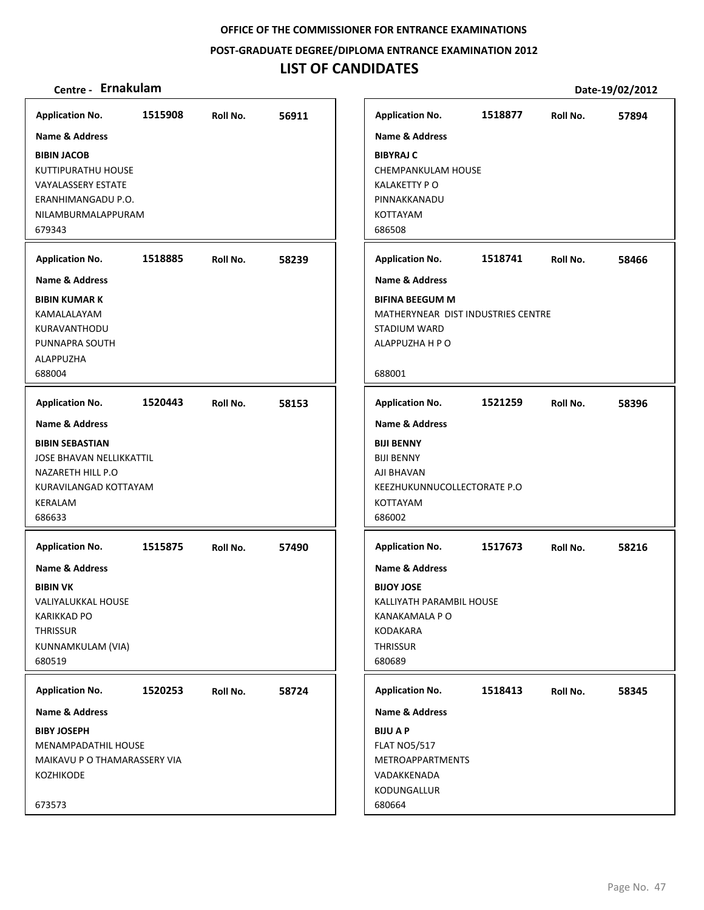**OFFICE OF THE COMMISSIONER FOR ENTRANCE EXAMINATIONS**

**POST-GRADUATE DEGREE/DIPLOMA ENTRANCE EXAMINATION 2012**

# LIST OF CANDIDATES

**Centre - Ernakulam** **Date-19/02/2012**

**Application No.** 1515908 **Roll No.** 56911
**Name & Address**
**BIBIN JACOB**
KUTTIPURATHU HOUSE
VAYALASSERY ESTATE
ERANHIMANGADU P.O.
NILAMBURMALAPPURAM
679343

**Application No.** 1518885 **Roll No.** 58239
**Name & Address**
**BIBIN KUMAR K**
KAMALALAYAM
KURAVANTHODU
PUNNAPRA SOUTH
ALAPPUZHA
688004

**Application No.** 1520443 **Roll No.** 58153
**Name & Address**
**BIBIN SEBASTIAN**
JOSE BHAVAN NELLIKKATTIL
NAZARETH HILL P.O
KURAVILANGAD KOTTAYAM
KERALAM
686633

**Application No.** 1515875 **Roll No.** 57490
**Name & Address**
**BIBIN VK**
VALIYALUKKAL HOUSE
KARIKKAD PO
THRISSUR
KUNNAMKULAM (VIA)
680519

**Application No.** 1520253 **Roll No.** 58724
**Name & Address**
**BIBY JOSEPH**
MENAMPADATHIL HOUSE
MAIKAVU P O THAMARASSERY VIA
KOZHIKODE
673573

**Application No.** 1518877 **Roll No.** 57894
**Name & Address**
**BIBYRAJ C**
CHEMPANKULAM HOUSE
KALAKETTY P O
PINNAKKANADU
KOTTAYAM
686508

**Application No.** 1518741 **Roll No.** 58466
**Name & Address**
**BIFINA BEEGUM M**
MATHERYNEAR DIST INDUSTRIES CENTRE
STADIUM WARD
ALAPPUZHA H P O
688001

**Application No.** 1521259 **Roll No.** 58396
**Name & Address**
**BIJI BENNY**
BIJI BENNY
AJI BHAVAN
KEEZHUKUNNUCOLLECTORATE P.O
KOTTAYAM
686002

**Application No.** 1517673 **Roll No.** 58216
**Name & Address**
**BIJOY JOSE**
KALLIYATH PARAMBIL HOUSE
KANAKAMALA P O
KODAKARA
THRISSUR
680689

**Application No.** 1518413 **Roll No.** 58345
**Name & Address**
**BIJU A P**
FLAT NO5/517
METROAPPARTMENTS
VADAKKENADA
KODUNGALLUR
680664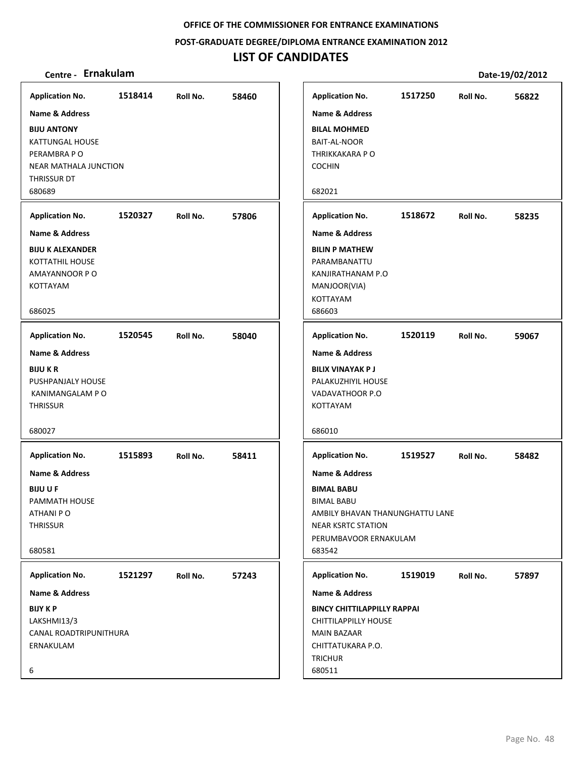OFFICE OF THE COMMISSIONER FOR ENTRANCE EXAMINATIONS

POST-GRADUATE DEGREE/DIPLOMA ENTRANCE EXAMINATION 2012

# LIST OF CANDIDATES

**Centre - Ernakulam** **Date-19/02/2012**

**Application No.** 1518414 **Roll No.** 58460

**Name & Address**

**BIJU ANTONY**
KATTUNGAL HOUSE
PERAMBRA P O
NEAR MATHALA JUNCTION
THRISSUR DT
680689

---

**Application No.** 1520327 **Roll No.** 57806

**Name & Address**

**BIJU K ALEXANDER**
KOTTATHIL HOUSE
AMAYANNOOR P O
KOTTAYAM

686025

---

**Application No.** 1520545 **Roll No.** 58040

**Name & Address**

**BIJU K R**
PUSHPANJALY HOUSE
KANIMANGALAM P O
THRISSUR

680027

---

**Application No.** 1515893 **Roll No.** 58411

**Name & Address**

**BIJU U F**
PAMMATH HOUSE
ATHANI P O
THRISSUR

680581

---

**Application No.** 1521297 **Roll No.** 57243

**Name & Address**

**BIJY K P**
LAKSHMI13/3
CANAL ROADTRIPUNITHURA
ERNAKULAM

6

---

**Application No.** 1517250 **Roll No.** 56822

**Name & Address**

**BILAL MOHMED**
BAIT-AL-NOOR
THRIKKAKARA P O
COCHIN

682021

---

**Application No.** 1518672 **Roll No.** 58235

**Name & Address**

**BILIN P MATHEW**
PARAMBANATTU
KANJIRATHANAM P.O
MANJOOR(VIA)
KOTTAYAM
686603

---

**Application No.** 1520119 **Roll No.** 59067

**Name & Address**

**BILIX VINAYAK P J**
PALAKUZHIYIL HOUSE
VADAVATHOOR P.O
KOTTAYAM

686010

---

**Application No.** 1519527 **Roll No.** 58482

**Name & Address**

**BIMAL BABU**
BIMAL BABU
AMBILY BHAVAN THANUNGHATTU LANE
NEAR KSRTC STATION
PERUMBAVOOR ERNAKULAM
683542

---

**Application No.** 1519019 **Roll No.** 57897

**Name & Address**

**BINCY CHITTILAPPILLY RAPPAI**
CHITTILAPPILLY HOUSE
MAIN BAZAAR
CHITTATUKARA P.O.
TRICHUR
680511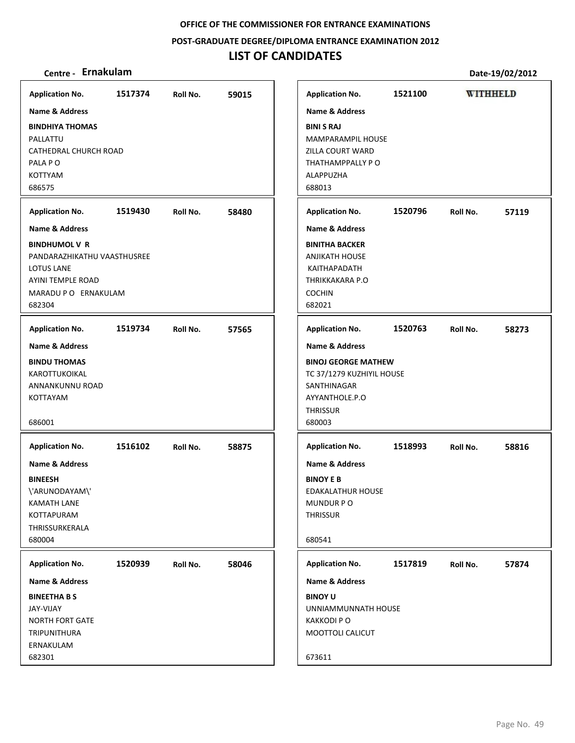OFFICE OF THE COMMISSIONER FOR ENTRANCE EXAMINATIONS

POST-GRADUATE DEGREE/DIPLOMA ENTRANCE EXAMINATION 2012

# LIST OF CANDIDATES

**Centre - Ernakulam** **Date-19/02/2012**

---

**Application No.** 1517374 **Roll No.** 59015

**Name & Address**

**BINDHIYA THOMAS**
PALLATTU
CATHEDRAL CHURCH ROAD
PALA P O
KOTTYAM
686575

---

**Application No.** 1519430 **Roll No.** 58480

**Name & Address**

**BINDHUMOL V R**
PANDARAZHIKATHU VAASTHUSREE
LOTUS LANE
AYINI TEMPLE ROAD
MARADU P O ERNAKULAM
682304

---

**Application No.** 1519734 **Roll No.** 57565

**Name & Address**

**BINDU THOMAS**
KAROTTUKOIKAL
ANNANKUNNU ROAD
KOTTAYAM

686001

---

**Application No.** 1516102 **Roll No.** 58875

**Name & Address**

**BINEESH**
\'ARUNODAYAM\'
KAMATH LANE
KOTTAPURAM
THRISSURKERALA
680004

---

**Application No.** 1520939 **Roll No.** 58046

**Name & Address**

**BINEETHA B S**
JAY-VIJAY
NORTH FORT GATE
TRIPUNITHURA
ERNAKULAM
682301

---

**Application No.** 1521100 **WITHHELD**

**Name & Address**

**BINI S RAJ**
MAMPARAMPIL HOUSE
ZILLA COURT WARD
THATHAMPPALLY P O
ALAPPUZHA
688013

---

**Application No.** 1520796 **Roll No.** 57119

**Name & Address**

**BINITHA BACKER**
ANJIKATH HOUSE
KAITHAPADATH
THRIKKAKARA P.O
COCHIN
682021

---

**Application No.** 1520763 **Roll No.** 58273

**Name & Address**

**BINOJ GEORGE MATHEW**
TC 37/1279 KUZHIYIL HOUSE
SANTHINAGAR
AYYANTHOLE.P.O
THRISSUR
680003

---

**Application No.** 1518993 **Roll No.** 58816

**Name & Address**

**BINOY E B**
EDAKALATHUR HOUSE
MUNDUR P O
THRISSUR

680541

---

**Application No.** 1517819 **Roll No.** 57874

**Name & Address**

**BINOY U**
UNNIAMMUNNATH HOUSE
KAKKODI P O
MOOTTOLI CALICUT

673611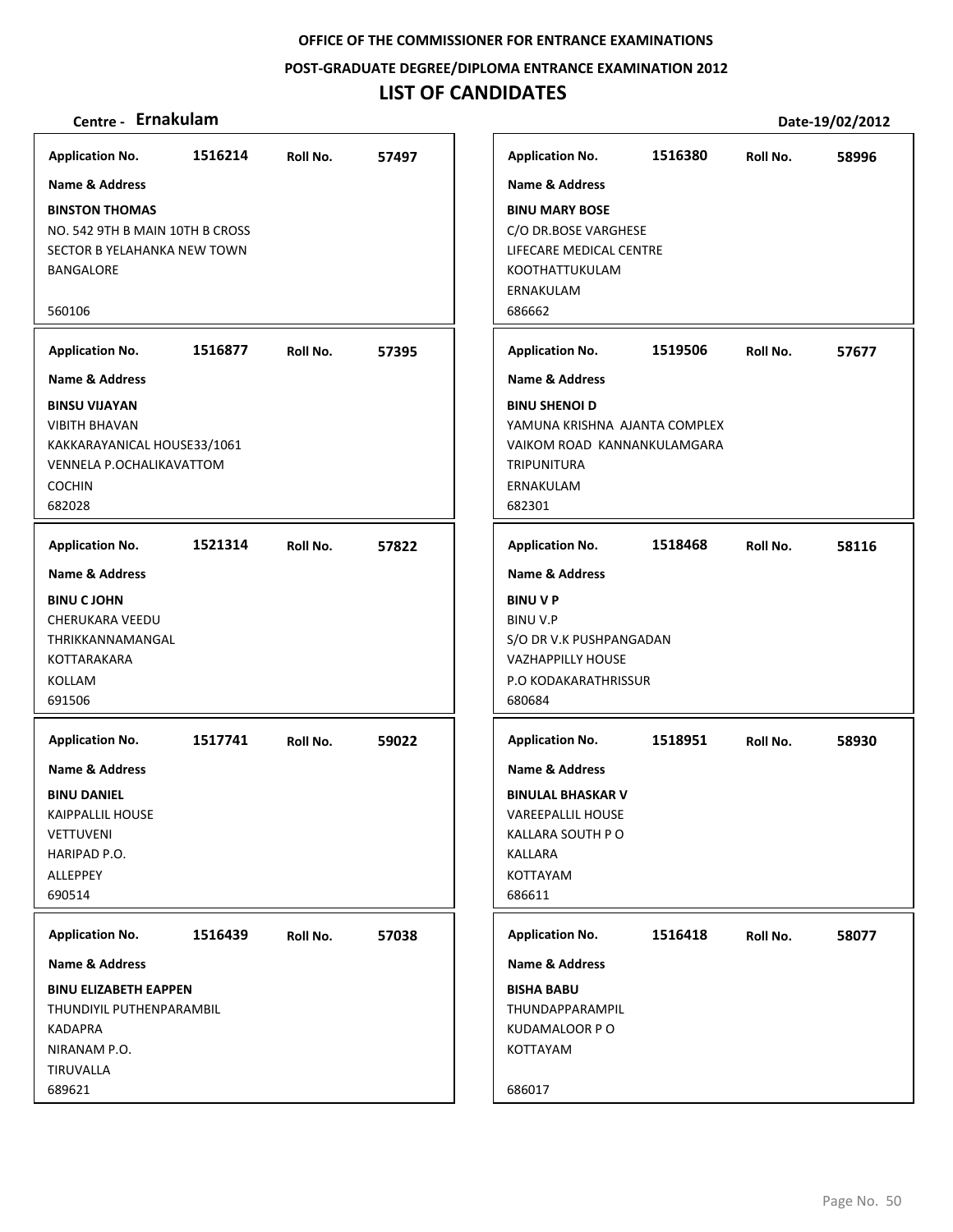**OFFICE OF THE COMMISSIONER FOR ENTRANCE EXAMINATIONS**

**POST-GRADUATE DEGREE/DIPLOMA ENTRANCE EXAMINATION 2012**

# LIST OF CANDIDATES

**Centre - Ernakulam** **Date-19/02/2012**

| Application No. | Roll No. | Name & Address |
|---|---|---|
| 1516214 | 57497 | **BINSTON THOMAS**<br>NO. 542 9TH B MAIN 10TH B CROSS<br>SECTOR B YELAHANKA NEW TOWN<br>BANGALORE<br>560106 |
| 1516877 | 57395 | **BINSU VIJAYAN**<br>VIBITH BHAVAN<br>KAKKARAYANICAL HOUSE33/1061<br>VENNELA P.OCHALIKAVATTOM<br>COCHIN<br>682028 |
| 1521314 | 57822 | **BINU C JOHN**<br>CHERUKARA VEEDU<br>THRIKKANNAMANGAL<br>KOTTARAKARA<br>KOLLAM<br>691506 |
| 1517741 | 59022 | **BINU DANIEL**<br>KAIPPALLIL HOUSE<br>VETTUVENI<br>HARIPAD P.O.<br>ALLEPPEY<br>690514 |
| 1516439 | 57038 | **BINU ELIZABETH EAPPEN**<br>THUNDIYIL PUTHENPARAMBIL<br>KADAPRA<br>NIRANAM P.O.<br>TIRUVALLA<br>689621 |
| 1516380 | 58996 | **BINU MARY BOSE**<br>C/O DR.BOSE VARGHESE<br>LIFECARE MEDICAL CENTRE<br>KOOTHATTUKULAM<br>ERNAKULAM<br>686662 |
| 1519506 | 57677 | **BINU SHENOI D**<br>YAMUNA KRISHNA AJANTA COMPLEX<br>VAIKOM ROAD KANNANKULAMGARA<br>TRIPUNITURA<br>ERNAKULAM<br>682301 |
| 1518468 | 58116 | **BINU V P**<br>BINU V.P<br>S/O DR V.K PUSHPANGADAN<br>VAZHAPPILLY HOUSE<br>P.O KODAKARATHRISSUR<br>680684 |
| 1518951 | 58930 | **BINULAL BHASKAR V**<br>VAREEPALLIL HOUSE<br>KALLARA SOUTH P O<br>KALLARA<br>KOTTAYAM<br>686611 |
| 1516418 | 58077 | **BISHA BABU**<br>THUNDAPPARAMPIL<br>KUDAMALOOR P O<br>KOTTAYAM<br>686017 |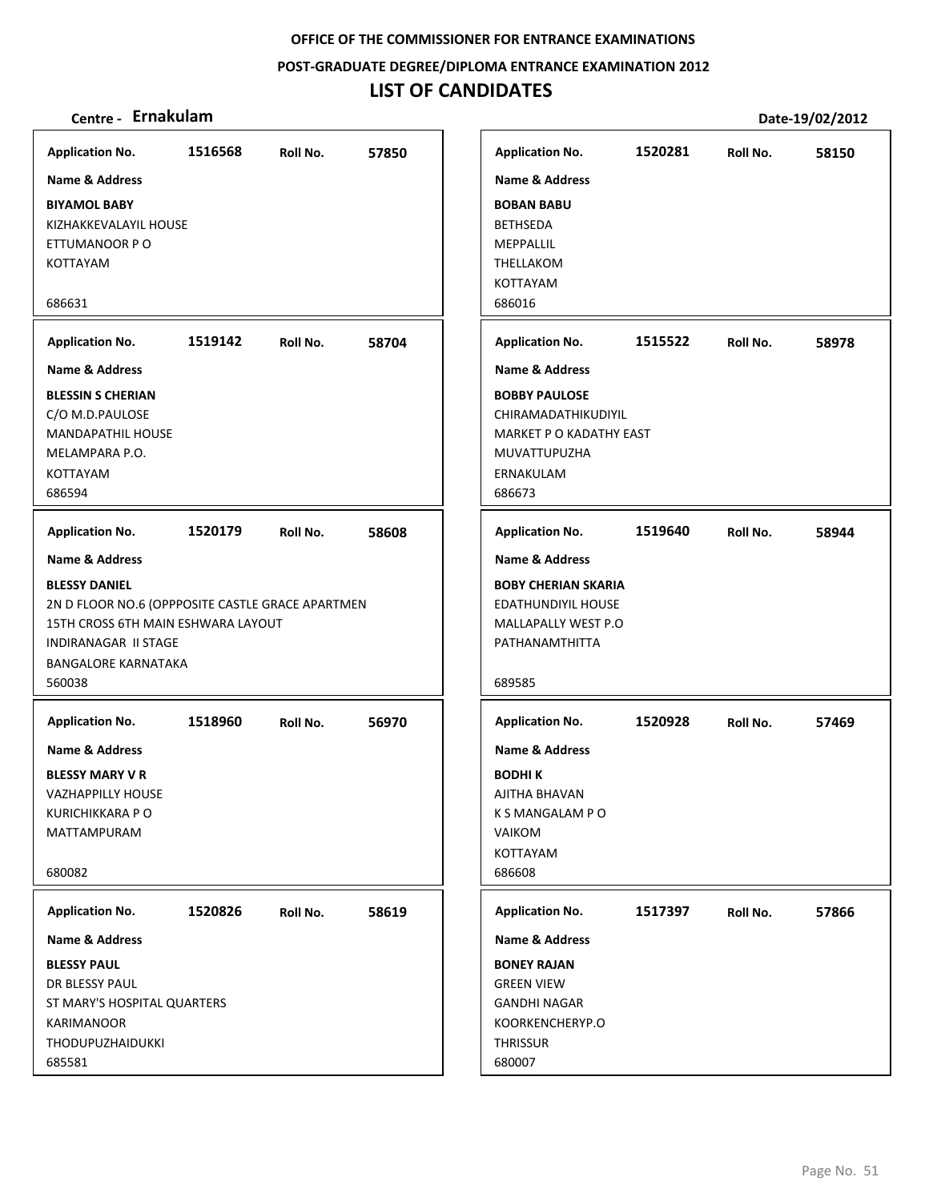**OFFICE OF THE COMMISSIONER FOR ENTRANCE EXAMINATIONS**

**POST-GRADUATE DEGREE/DIPLOMA ENTRANCE EXAMINATION 2012**

# LIST OF CANDIDATES

**Centre - Ernakulam** **Date-19/02/2012**

**Application No.** 1516568 **Roll No.** 57850

**Name & Address**

**BIYAMOL BABY**
KIZHAKKEVALAYIL HOUSE
ETTUMANOOR P O
KOTTAYAM
686631

**Application No.** 1519142 **Roll No.** 58704

**Name & Address**

**BLESSIN S CHERIAN**
C/O M.D.PAULOSE
MANDAPATHIL HOUSE
MELAMPARA P.O.
KOTTAYAM
686594

**Application No.** 1520179 **Roll No.** 58608

**Name & Address**

**BLESSY DANIEL**
2N D FLOOR NO.6 (OPPPOSITE CASTLE GRACE APARTMEN
15TH CROSS 6TH MAIN ESHWARA LAYOUT
INDIRANAGAR II STAGE
BANGALORE KARNATAKA
560038

**Application No.** 1518960 **Roll No.** 56970

**Name & Address**

**BLESSY MARY V R**
VAZHAPPILLY HOUSE
KURICHIKKARA P O
MATTAMPURAM
680082

**Application No.** 1520826 **Roll No.** 58619

**Name & Address**

**BLESSY PAUL**
DR BLESSY PAUL
ST MARY'S HOSPITAL QUARTERS
KARIMANOOR
THODUPUZHAIDUKKI
685581

**Application No.** 1520281 **Roll No.** 58150

**Name & Address**

**BOBAN BABU**
BETHSEDA
MEPPALLIL
THELLAKOM
KOTTAYAM
686016

**Application No.** 1515522 **Roll No.** 58978

**Name & Address**

**BOBBY PAULOSE**
CHIRAMADATHIKUDIYIL
MARKET P O KADATHY EAST
MUVATTUPUZHA
ERNAKULAM
686673

**Application No.** 1519640 **Roll No.** 58944

**Name & Address**

**BOBY CHERIAN SKARIA**
EDATHUNDIYIL HOUSE
MALLAPALLY WEST P.O
PATHANAMTHITTA
689585

**Application No.** 1520928 **Roll No.** 57469

**Name & Address**

**BODHI K**
AJITHA BHAVAN
K S MANGALAM P O
VAIKOM
KOTTAYAM
686608

**Application No.** 1517397 **Roll No.** 57866

**Name & Address**

**BONEY RAJAN**
GREEN VIEW
GANDHI NAGAR
KOORKENCHERYP.O
THRISSUR
680007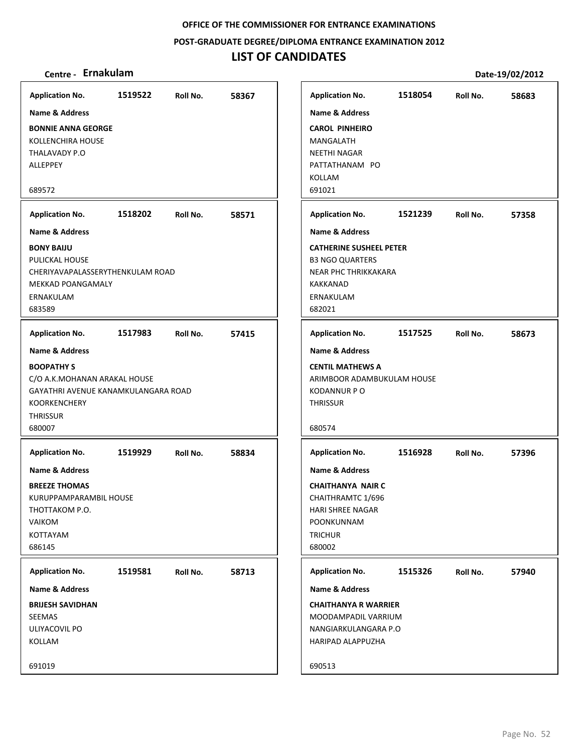**OFFICE OF THE COMMISSIONER FOR ENTRANCE EXAMINATIONS**

**POST-GRADUATE DEGREE/DIPLOMA ENTRANCE EXAMINATION 2012**

# LIST OF CANDIDATES

**Centre - Ernakulam** **Date-19/02/2012**

| Application No. | Roll No. | Name & Address |
|---|---|---|
| 1519522 | 58367 | **BONNIE ANNA GEORGE**<br>KOLLENCHIRA HOUSE<br>THALAVADY P.O<br>ALLEPPEY<br>689572 |
| 1518202 | 58571 | **BONY BAIJU**<br>PULICKAL HOUSE<br>CHERIYAVAPALASSERYTHENKULAM ROAD<br>MEKKAD POANGAMALY<br>ERNAKULAM<br>683589 |
| 1517983 | 57415 | **BOOPATHY S**<br>C/O A.K.MOHANAN ARAKAL HOUSE<br>GAYATHRI AVENUE KANAMKULANGARA ROAD<br>KOORKENCHERY<br>THRISSUR<br>680007 |
| 1519929 | 58834 | **BREEZE THOMAS**<br>KURUPPAMPARAMBIL HOUSE<br>THOTTAKOM P.O.<br>VAIKOM<br>KOTTAYAM<br>686145 |
| 1519581 | 58713 | **BRIJESH SAVIDHAN**<br>SEEMAS<br>ULIYACOVIL PO<br>KOLLAM<br>691019 |
| 1518054 | 58683 | **CAROL PINHEIRO**<br>MANGALATH<br>NEETHI NAGAR<br>PATTATHANAM PO<br>KOLLAM<br>691021 |
| 1521239 | 57358 | **CATHERINE SUSHEEL PETER**<br>B3 NGO QUARTERS<br>NEAR PHC THRIKKAKARA<br>KAKKANAD<br>ERNAKULAM<br>682021 |
| 1517525 | 58673 | **CENTIL MATHEWS A**<br>ARIMBOOR ADAMBUKULAM HOUSE<br>KODANNUR P O<br>THRISSUR<br>680574 |
| 1516928 | 57396 | **CHAITHANYA NAIR C**<br>CHAITHRAMTC 1/696<br>HARI SHREE NAGAR<br>POONKUNNAM<br>TRICHUR<br>680002 |
| 1515326 | 57940 | **CHAITHANYA R WARRIER**<br>MOODAMPADIL VARRIUM<br>NANGIARKULANGARA P.O<br>HARIPAD ALAPPUZHA<br>690513 |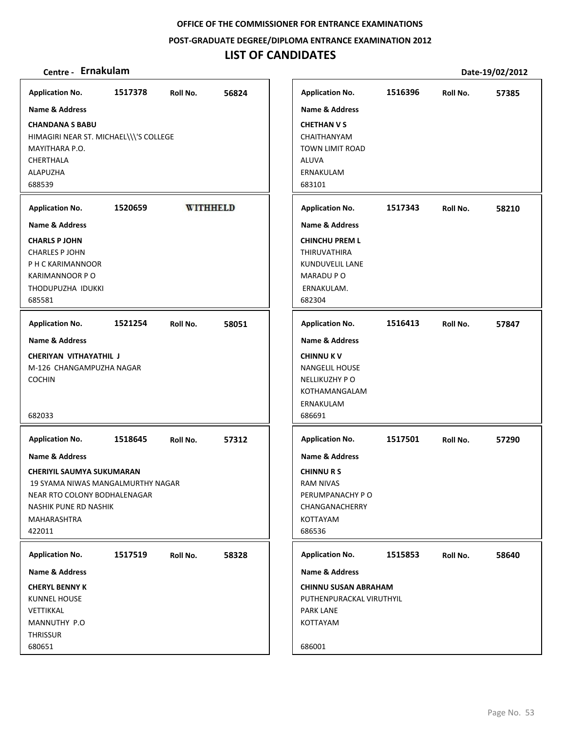OFFICE OF THE COMMISSIONER FOR ENTRANCE EXAMINATIONS

POST-GRADUATE DEGREE/DIPLOMA ENTRANCE EXAMINATION 2012

# LIST OF CANDIDATES

**Centre - Ernakulam** **Date-19/02/2012**

**Application No.** 1517378 **Roll No.** 56824

**Name & Address**

**CHANDANA S BABU**
HIMAGIRI NEAR ST. MICHAEL\\\'S COLLEGE
MAYITHARA P.O.
CHERTHALA
ALAPUZHA
688539

**Application No.** 1520659 **WITHHELD**

**Name & Address**

**CHARLS P JOHN**
CHARLES P JOHN
P H C KARIMANNOOR
KARIMANNOOR P O
THODUPUZHA IDUKKI
685581

**Application No.** 1521254 **Roll No.** 58051

**Name & Address**

**CHERIYAN VITHAYATHIL J**
M-126 CHANGAMPUZHA NAGAR
COCHIN
682033

**Application No.** 1518645 **Roll No.** 57312

**Name & Address**

**CHERIYIL SAUMYA SUKUMARAN**
19 SYAMA NIWAS MANGALMURTHY NAGAR
NEAR RTO COLONY BODHALENAGAR
NASHIK PUNE RD NASHIK
MAHARASHTRA
422011

**Application No.** 1517519 **Roll No.** 58328

**Name & Address**

**CHERYL BENNY K**
KUNNEL HOUSE
VETTIKKAL
MANNUTHY P.O
THRISSUR
680651

**Application No.** 1516396 **Roll No.** 57385

**Name & Address**

**CHETHAN V S**
CHAITHANYAM
TOWN LIMIT ROAD
ALUVA
ERNAKULAM
683101

**Application No.** 1517343 **Roll No.** 58210

**Name & Address**

**CHINCHU PREM L**
THIRUVATHIRA
KUNDUVELIL LANE
MARADU P O
ERNAKULAM.
682304

**Application No.** 1516413 **Roll No.** 57847

**Name & Address**

**CHINNU K V**
NANGELIL HOUSE
NELLIKUZHY P O
KOTHAMANGALAM
ERNAKULAM
686691

**Application No.** 1517501 **Roll No.** 57290

**Name & Address**

**CHINNU R S**
RAM NIVAS
PERUMPANACHY P O
CHANGANACHERRY
KOTTAYAM
686536

**Application No.** 1515853 **Roll No.** 58640

**Name & Address**

**CHINNU SUSAN ABRAHAM**
PUTHENPURACKAL VIRUTHYIL
PARK LANE
KOTTAYAM
686001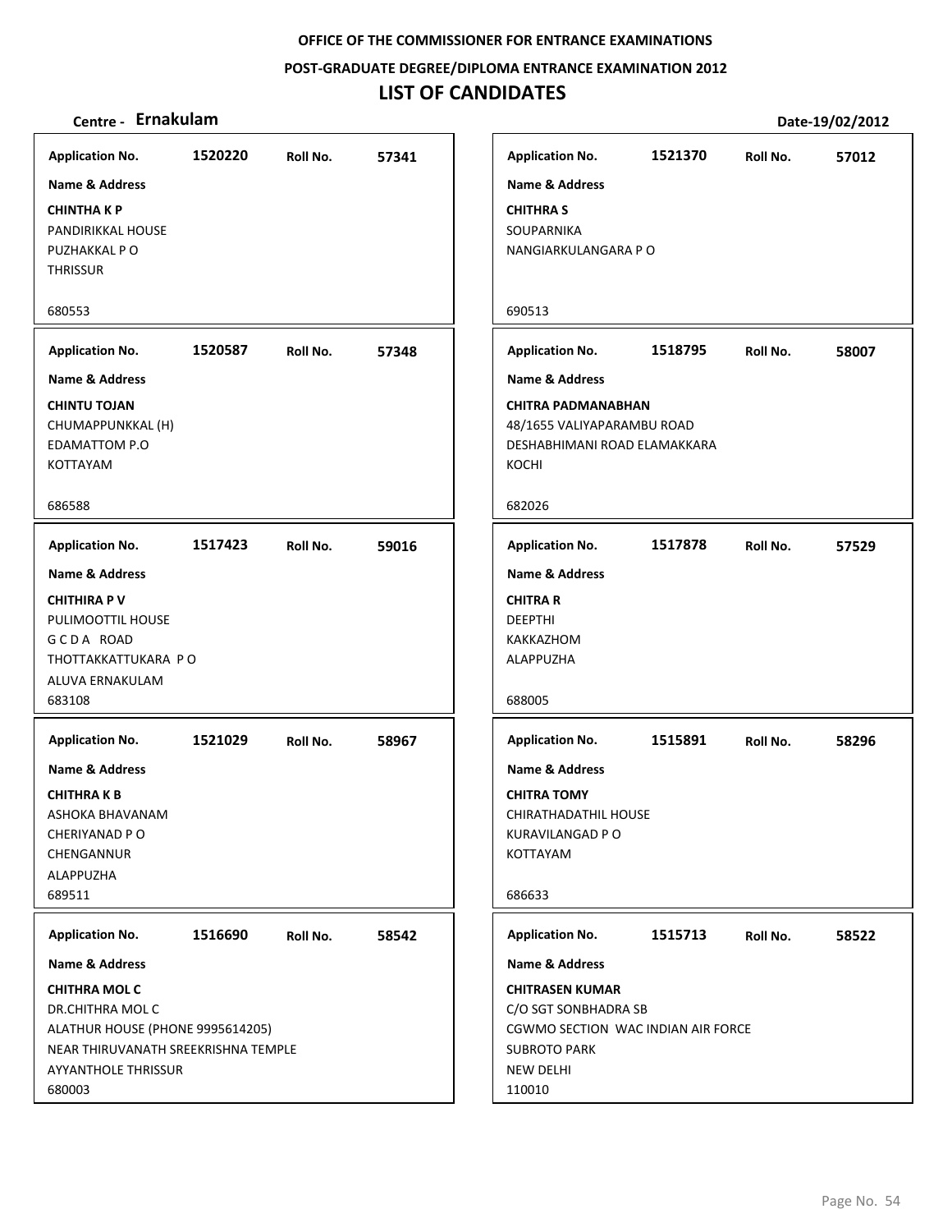**OFFICE OF THE COMMISSIONER FOR ENTRANCE EXAMINATIONS**

**POST-GRADUATE DEGREE/DIPLOMA ENTRANCE EXAMINATION 2012**

# LIST OF CANDIDATES

**Centre - Ernakulam** **Date-19/02/2012**

**Application No.** 1520220 **Roll No.** 57341
**Name & Address**
**CHINTHA K P**
PANDIRIKKAL HOUSE
PUZHAKKAL P O
THRISSUR
680553

**Application No.** 1521370 **Roll No.** 57012
**Name & Address**
**CHITHRA S**
SOUPARNIKA
NANGIARKULANGARA P O
690513

**Application No.** 1520587 **Roll No.** 57348
**Name & Address**
**CHINTU TOJAN**
CHUMAPPUNKKAL (H)
EDAMATTOM P.O
KOTTAYAM
686588

**Application No.** 1518795 **Roll No.** 58007
**Name & Address**
**CHITRA PADMANABHAN**
48/1655 VALIYAPARAMBU ROAD
DESHABHIMANI ROAD ELAMAKKARA
KOCHI
682026

**Application No.** 1517423 **Roll No.** 59016
**Name & Address**
**CHITHIRA P V**
PULIMOOTTIL HOUSE
G C D A ROAD
THOTTAKKATTUKARA P O
ALUVA ERNAKULAM
683108

**Application No.** 1517878 **Roll No.** 57529
**Name & Address**
**CHITRA R**
DEEPTHI
KAKKAZHOM
ALAPPUZHA
688005

**Application No.** 1521029 **Roll No.** 58967
**Name & Address**
**CHITHRA K B**
ASHOKA BHAVANAM
CHERIYANAD P O
CHENGANNUR
ALAPPUZHA
689511

**Application No.** 1515891 **Roll No.** 58296
**Name & Address**
**CHITRA TOMY**
CHIRATHADATHIL HOUSE
KURAVILANGAD P O
KOTTAYAM
686633

**Application No.** 1516690 **Roll No.** 58542
**Name & Address**
**CHITHRA MOL C**
DR.CHITHRA MOL C
ALATHUR HOUSE (PHONE 9995614205)
NEAR THIRUVANATH SREEKRISHNA TEMPLE
AYYANTHOLE THRISSUR
680003

**Application No.** 1515713 **Roll No.** 58522
**Name & Address**
**CHITRASEN KUMAR**
C/O SGT SONBHADRA SB
CGWMO SECTION WAC INDIAN AIR FORCE
SUBROTO PARK
NEW DELHI
110010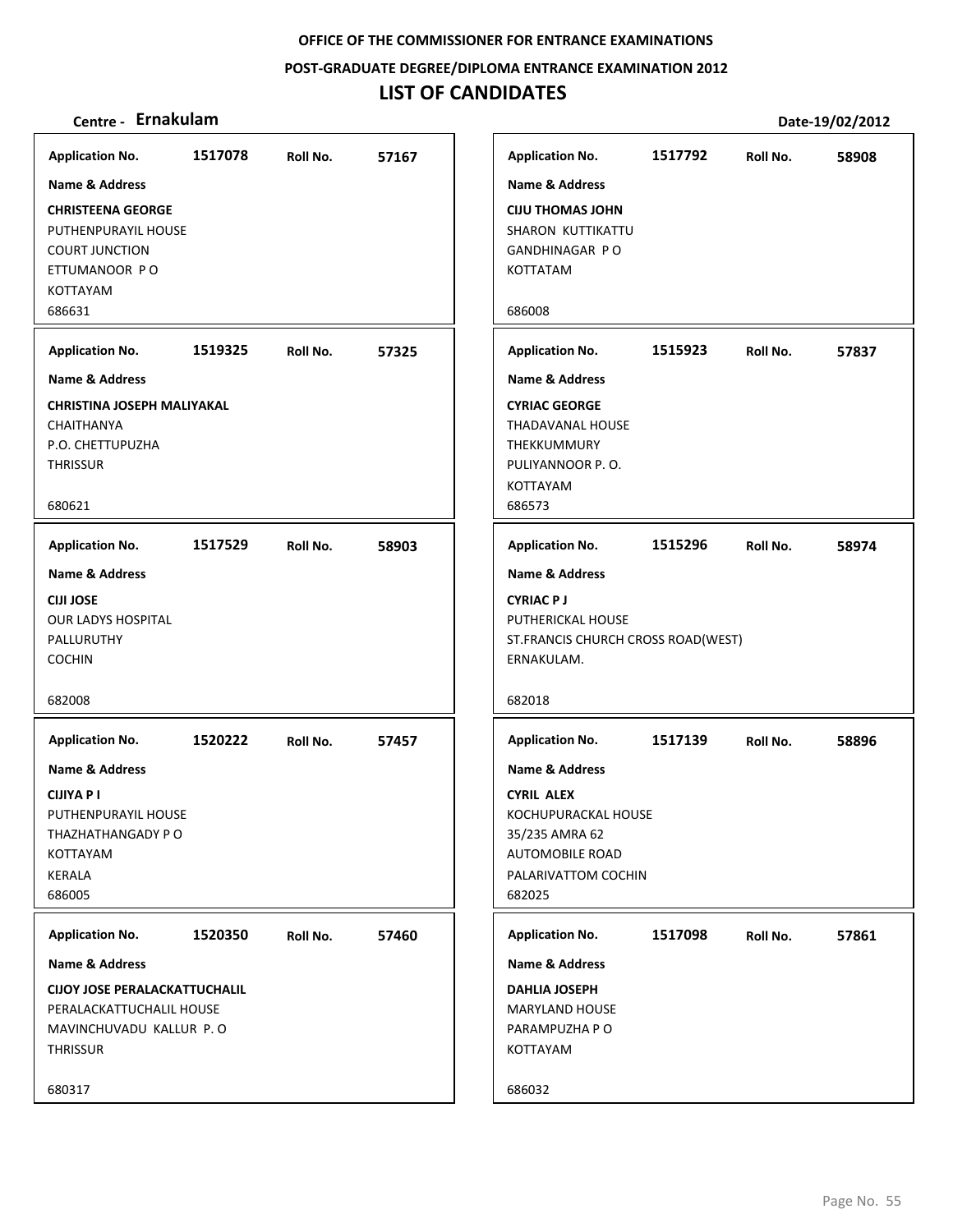OFFICE OF THE COMMISSIONER FOR ENTRANCE EXAMINATIONS

POST-GRADUATE DEGREE/DIPLOMA ENTRANCE EXAMINATION 2012

# LIST OF CANDIDATES

**Centre - Ernakulam** 　　　　　　　　　　　　　　　　　　　　**Date-19/02/2012**

---

**Application No.** 1517078 　**Roll No.** 57167

**Name & Address**

**CHRISTEENA GEORGE**
PUTHENPURAYIL HOUSE
COURT JUNCTION
ETTUMANOOR P O
KOTTAYAM
686631

---

**Application No.** 1519325 　**Roll No.** 57325

**Name & Address**

**CHRISTINA JOSEPH MALIYAKAL**
CHAITHANYA
P.O. CHETTUPUZHA
THRISSUR

680621

---

**Application No.** 1517529 　**Roll No.** 58903

**Name & Address**

**CIJI JOSE**
OUR LADYS HOSPITAL
PALLURUTHY
COCHIN

682008

---

**Application No.** 1520222 　**Roll No.** 57457

**Name & Address**

**CIJIYA P I**
PUTHENPURAYIL HOUSE
THAZHATHANGADY P O
KOTTAYAM
KERALA
686005

---

**Application No.** 1520350 　**Roll No.** 57460

**Name & Address**

**CIJOY JOSE PERALACKATTUCHALIL**
PERALACKATTUCHALIL HOUSE
MAVINCHUVADU KALLUR P. O
THRISSUR

680317

---

**Application No.** 1517792 　**Roll No.** 58908

**Name & Address**

**CIJU THOMAS JOHN**
SHARON KUTTIKATTU
GANDHINAGAR P O
KOTTATAM

686008

---

**Application No.** 1515923 　**Roll No.** 57837

**Name & Address**

**CYRIAC GEORGE**
THADAVANAL HOUSE
THEKKUMMURY
PULIYANNOOR P. O.
KOTTAYAM
686573

---

**Application No.** 1515296 　**Roll No.** 58974

**Name & Address**

**CYRIAC P J**
PUTHERICKAL HOUSE
ST.FRANCIS CHURCH CROSS ROAD(WEST)
ERNAKULAM.

682018

---

**Application No.** 1517139 　**Roll No.** 58896

**Name & Address**

**CYRIL ALEX**
KOCHUPURACKAL HOUSE
35/235 AMRA 62
AUTOMOBILE ROAD
PALARIVATTOM COCHIN
682025

---

**Application No.** 1517098 　**Roll No.** 57861

**Name & Address**

**DAHLIA JOSEPH**
MARYLAND HOUSE
PARAMPUZHA P O
KOTTAYAM

686032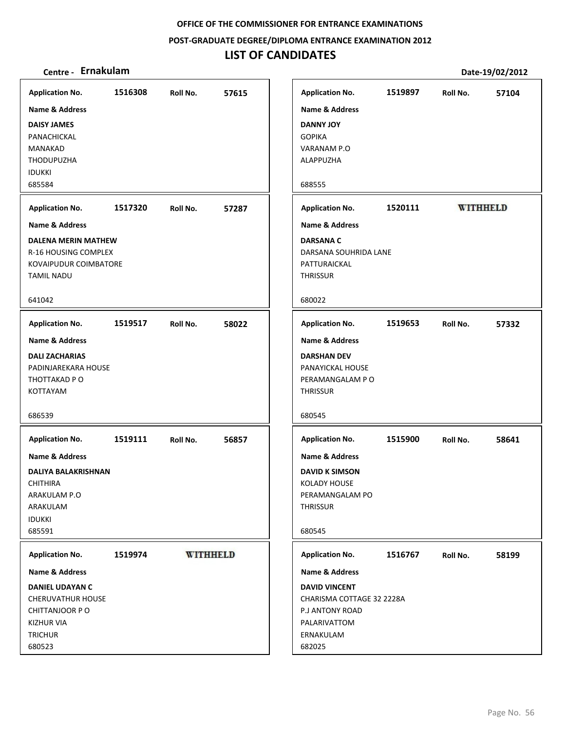**OFFICE OF THE COMMISSIONER FOR ENTRANCE EXAMINATIONS**

**POST-GRADUATE DEGREE/DIPLOMA ENTRANCE EXAMINATION 2012**

# LIST OF CANDIDATES

**Centre - Ernakulam** **Date-19/02/2012**

---

**Application No.** 1516308 **Roll No.** 57615

**Name & Address**

**DAISY JAMES**
PANACHICKAL
MANAKAD
THODUPUZHA
IDUKKI
685584

---

**Application No.** 1517320 **Roll No.** 57287

**Name & Address**

**DALENA MERIN MATHEW**
R-16 HOUSING COMPLEX
KOVAIPUDUR COIMBATORE
TAMIL NADU

641042

---

**Application No.** 1519517 **Roll No.** 58022

**Name & Address**

**DALI ZACHARIAS**
PADINJAREKARA HOUSE
THOTTAKAD P O
KOTTAYAM

686539

---

**Application No.** 1519111 **Roll No.** 56857

**Name & Address**

**DALIYA BALAKRISHNAN**
CHITHIRA
ARAKULAM P.O
ARAKULAM
IDUKKI
685591

---

**Application No.** 1519974 **WITHHELD**

**Name & Address**

**DANIEL UDAYAN C**
CHERUVATHUR HOUSE
CHITTANJOOR P O
KIZHUR VIA
TRICHUR
680523

---

**Application No.** 1519897 **Roll No.** 57104

**Name & Address**

**DANNY JOY**
GOPIKA
VARANAM P.O
ALAPPUZHA

688555

---

**Application No.** 1520111 **WITHHELD**

**Name & Address**

**DARSANA C**
DARSANA SOUHRIDA LANE
PATTURAICKAL
THRISSUR

680022

---

**Application No.** 1519653 **Roll No.** 57332

**Name & Address**

**DARSHAN DEV**
PANAYICKAL HOUSE
PERAMANGALAM P O
THRISSUR

680545

---

**Application No.** 1515900 **Roll No.** 58641

**Name & Address**

**DAVID K SIMSON**
KOLADY HOUSE
PERAMANGALAM PO
THRISSUR

680545

---

**Application No.** 1516767 **Roll No.** 58199

**Name & Address**

**DAVID VINCENT**
CHARISMA COTTAGE 32 2228A
P.J ANTONY ROAD
PALARIVATTOM
ERNAKULAM
682025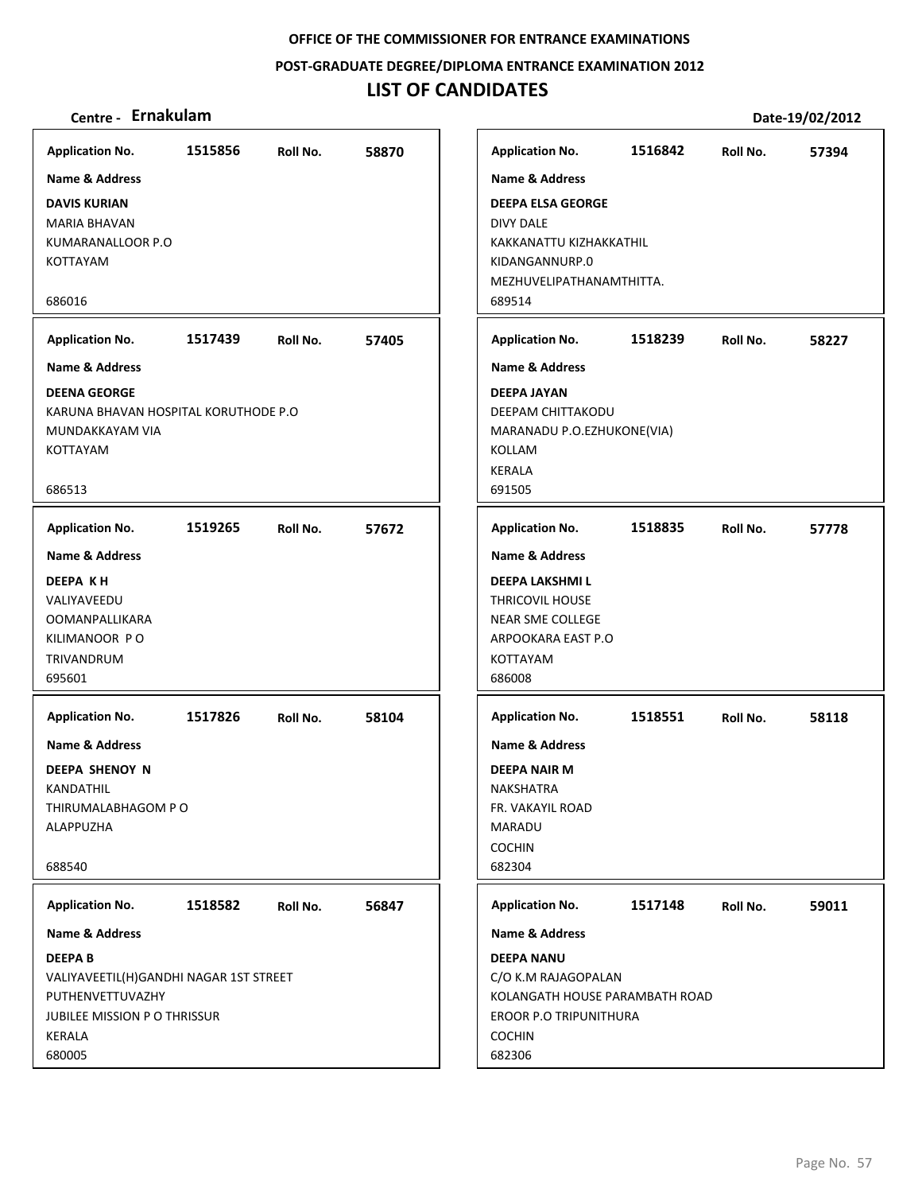**OFFICE OF THE COMMISSIONER FOR ENTRANCE EXAMINATIONS**

**POST-GRADUATE DEGREE/DIPLOMA ENTRANCE EXAMINATION 2012**

# LIST OF CANDIDATES

**Centre - Ernakulam** **Date-19/02/2012**

**Application No.** 1515856 **Roll No.** 58870
**Name & Address**
**DAVIS KURIAN**
MARIA BHAVAN
KUMARANALLOOR P.O
KOTTAYAM
686016

**Application No.** 1516842 **Roll No.** 57394
**Name & Address**
**DEEPA ELSA GEORGE**
DIVY DALE
KAKKANATTU KIZHAKKATHIL
KIDANGANNURP.0
MEZHUVELIPATHANAMTHITTA.
689514

**Application No.** 1517439 **Roll No.** 57405
**Name & Address**
**DEENA GEORGE**
KARUNA BHAVAN HOSPITAL KORUTHODE P.O
MUNDAKKAYAM VIA
KOTTAYAM
686513

**Application No.** 1518239 **Roll No.** 58227
**Name & Address**
**DEEPA JAYAN**
DEEPAM CHITTAKODU
MARANADU P.O.EZHUKONE(VIA)
KOLLAM
KERALA
691505

**Application No.** 1519265 **Roll No.** 57672
**Name & Address**
**DEEPA K H**
VALIYAVEEDU
OOMANPALLIKARA
KILIMANOOR P O
TRIVANDRUM
695601

**Application No.** 1518835 **Roll No.** 57778
**Name & Address**
**DEEPA LAKSHMI L**
THRICOVIL HOUSE
NEAR SME COLLEGE
ARPOOKARA EAST P.O
KOTTAYAM
686008

**Application No.** 1517826 **Roll No.** 58104
**Name & Address**
**DEEPA SHENOY N**
KANDATHIL
THIRUMALABHAGOM P O
ALAPPUZHA
688540

**Application No.** 1518551 **Roll No.** 58118
**Name & Address**
**DEEPA NAIR M**
NAKSHATRA
FR. VAKAYIL ROAD
MARADU
COCHIN
682304

**Application No.** 1518582 **Roll No.** 56847
**Name & Address**
**DEEPA B**
VALIYAVEETIL(H)GANDHI NAGAR 1ST STREET
PUTHENVETTUVAZHY
JUBILEE MISSION P O THRISSUR
KERALA
680005

**Application No.** 1517148 **Roll No.** 59011
**Name & Address**
**DEEPA NANU**
C/O K.M RAJAGOPALAN
KOLANGATH HOUSE PARAMBATH ROAD
EROOR P.O TRIPUNITHURA
COCHIN
682306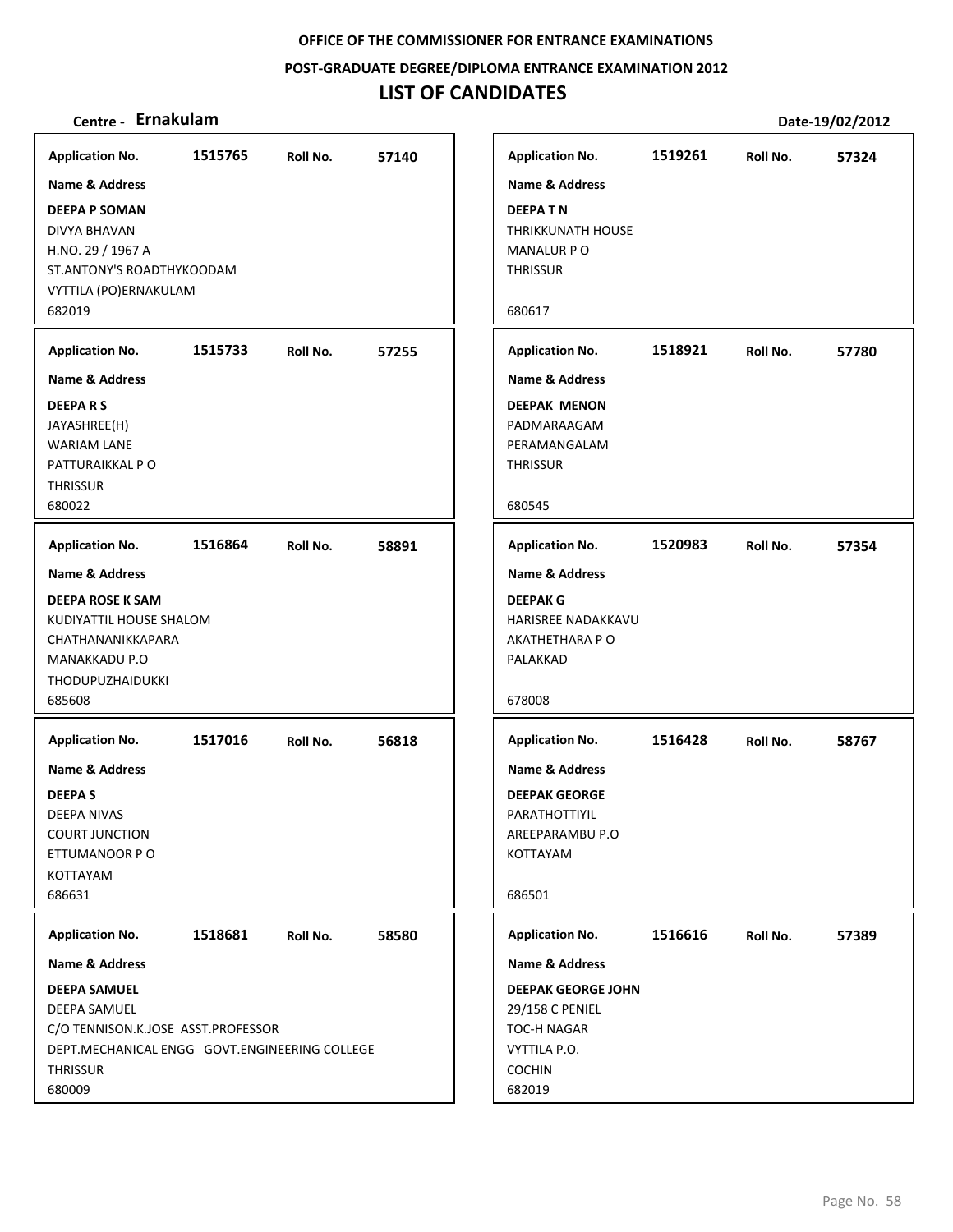**OFFICE OF THE COMMISSIONER FOR ENTRANCE EXAMINATIONS**

**POST-GRADUATE DEGREE/DIPLOMA ENTRANCE EXAMINATION 2012**

# LIST OF CANDIDATES

**Centre - Ernakulam** **Date-19/02/2012**

| Application No. | Roll No. | Name & Address |
|---|---|---|
| 1515765 | 57140 | **DEEPA P SOMAN**<br>DIVYA BHAVAN<br>H.NO. 29 / 1967 A<br>ST.ANTONY'S ROADTHYKOODAM<br>VYTTILA (PO)ERNAKULAM<br>682019 |
| 1515733 | 57255 | **DEEPA R S**<br>JAYASHREE(H)<br>WARIAM LANE<br>PATTURAIKKAL P O<br>THRISSUR<br>680022 |
| 1516864 | 58891 | **DEEPA ROSE K SAM**<br>KUDIYATTIL HOUSE SHALOM<br>CHATHANANIKKAPARA<br>MANAKKADU P.O<br>THODUPUZHAIDUKKI<br>685608 |
| 1517016 | 56818 | **DEEPA S**<br>DEEPA NIVAS<br>COURT JUNCTION<br>ETTUMANOOR P O<br>KOTTAYAM<br>686631 |
| 1518681 | 58580 | **DEEPA SAMUEL**<br>DEEPA SAMUEL<br>C/O TENNISON.K.JOSE ASST.PROFESSOR<br>DEPT.MECHANICAL ENGG GOVT.ENGINEERING COLLEGE<br>THRISSUR<br>680009 |
| 1519261 | 57324 | **DEEPA T N**<br>THRIKKUNATH HOUSE<br>MANALUR P O<br>THRISSUR<br>680617 |
| 1518921 | 57780 | **DEEPAK MENON**<br>PADMARAAGAM<br>PERAMANGALAM<br>THRISSUR<br>680545 |
| 1520983 | 57354 | **DEEPAK G**<br>HARISREE NADAKKAVU<br>AKATHETHARA P O<br>PALAKKAD<br>678008 |
| 1516428 | 58767 | **DEEPAK GEORGE**<br>PARATHOTTIYIL<br>AREEPARAMBU P.O<br>KOTTAYAM<br>686501 |
| 1516616 | 57389 | **DEEPAK GEORGE JOHN**<br>29/158 C PENIEL<br>TOC-H NAGAR<br>VYTTILA P.O.<br>COCHIN<br>682019 |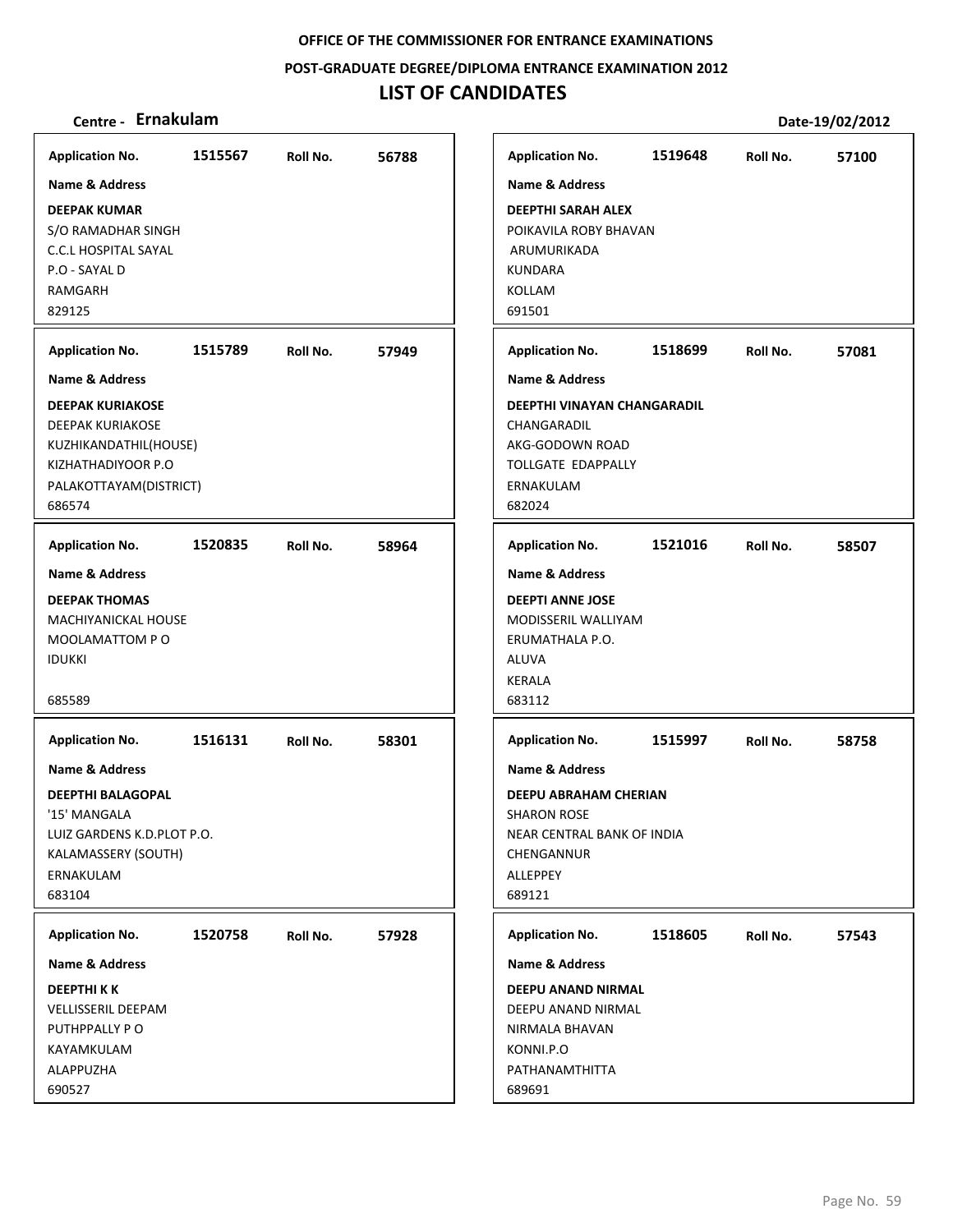**OFFICE OF THE COMMISSIONER FOR ENTRANCE EXAMINATIONS**

**POST-GRADUATE DEGREE/DIPLOMA ENTRANCE EXAMINATION 2012**

# LIST OF CANDIDATES

**Centre - Ernakulam** **Date-19/02/2012**

**Application No.** 1515567 **Roll No.** 56788
**Name & Address**
**DEEPAK KUMAR**
S/O RAMADHAR SINGH
C.C.L HOSPITAL SAYAL
P.O - SAYAL D
RAMGARH
829125

**Application No.** 1515789 **Roll No.** 57949
**Name & Address**
**DEEPAK KURIAKOSE**
DEEPAK KURIAKOSE
KUZHIKANDATHIL(HOUSE)
KIZHATHADIYOOR P.O
PALAKOTTAYAM(DISTRICT)
686574

**Application No.** 1520835 **Roll No.** 58964
**Name & Address**
**DEEPAK THOMAS**
MACHIYANICKAL HOUSE
MOOLAMATTOM P O
IDUKKI

685589

**Application No.** 1516131 **Roll No.** 58301
**Name & Address**
**DEEPTHI BALAGOPAL**
'15' MANGALA
LUIZ GARDENS K.D.PLOT P.O.
KALAMASSERY (SOUTH)
ERNAKULAM
683104

**Application No.** 1520758 **Roll No.** 57928
**Name & Address**
**DEEPTHI K K**
VELLISSERIL DEEPAM
PUTHPPALLY P O
KAYAMKULAM
ALAPPUZHA
690527

**Application No.** 1519648 **Roll No.** 57100
**Name & Address**
**DEEPTHI SARAH ALEX**
POIKAVILA ROBY BHAVAN
ARUMURIKADA
KUNDARA
KOLLAM
691501

**Application No.** 1518699 **Roll No.** 57081
**Name & Address**
**DEEPTHI VINAYAN CHANGARADIL**
CHANGARADIL
AKG-GODOWN ROAD
TOLLGATE EDAPPALLY
ERNAKULAM
682024

**Application No.** 1521016 **Roll No.** 58507
**Name & Address**
**DEEPTI ANNE JOSE**
MODISSERIL WALLIYAM
ERUMATHALA P.O.
ALUVA
KERALA
683112

**Application No.** 1515997 **Roll No.** 58758
**Name & Address**
**DEEPU ABRAHAM CHERIAN**
SHARON ROSE
NEAR CENTRAL BANK OF INDIA
CHENGANNUR
ALLEPPEY
689121

**Application No.** 1518605 **Roll No.** 57543
**Name & Address**
**DEEPU ANAND NIRMAL**
DEEPU ANAND NIRMAL
NIRMALA BHAVAN
KONNI.P.O
PATHANAMTHITTA
689691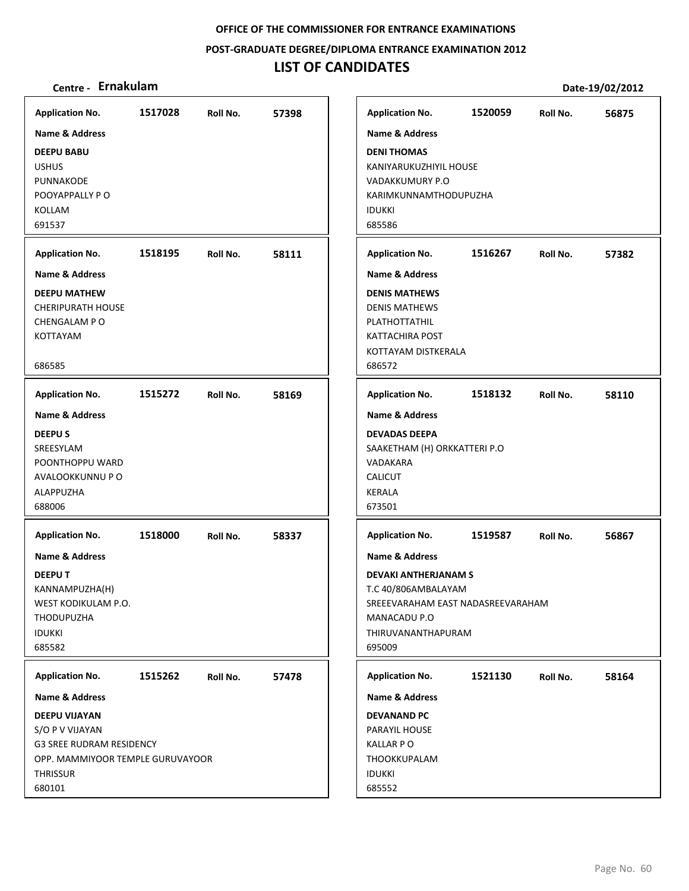**OFFICE OF THE COMMISSIONER FOR ENTRANCE EXAMINATIONS**

**POST-GRADUATE DEGREE/DIPLOMA ENTRANCE EXAMINATION 2012**

# LIST OF CANDIDATES

**Centre - Ernakulam** **Date-19/02/2012**

**Application No.** 1517028 **Roll No.** 57398

**Name & Address**

**DEEPU BABU**
USHUS
PUNNAKODE
POOYAPPALLY P O
KOLLAM
691537

**Application No.** 1518195 **Roll No.** 58111

**Name & Address**

**DEEPU MATHEW**
CHERIPURATH HOUSE
CHENGALAM P O
KOTTAYAM

686585

**Application No.** 1515272 **Roll No.** 58169

**Name & Address**

**DEEPU S**
SREESYLAM
POONTHOPPU WARD
AVALOOKKUNNU P O
ALAPPUZHA
688006

**Application No.** 1518000 **Roll No.** 58337

**Name & Address**

**DEEPU T**
KANNAMPUZHA(H)
WEST KODIKULAM P.O.
THODUPUZHA
IDUKKI
685582

**Application No.** 1515262 **Roll No.** 57478

**Name & Address**

**DEEPU VIJAYAN**
S/O P V VIJAYAN
G3 SREE RUDRAM RESIDENCY
OPP. MAMMIYOOR TEMPLE GURUVAYOOR
THRISSUR
680101

**Application No.** 1520059 **Roll No.** 56875

**Name & Address**

**DENI THOMAS**
KANIYARUKUZHIYIL HOUSE
VADAKKUMURY P.O
KARIMKUNNAMTHODUPUZHA
IDUKKI
685586

**Application No.** 1516267 **Roll No.** 57382

**Name & Address**

**DENIS MATHEWS**
DENIS MATHEWS
PLATHOTTATHIL
KATTACHIRA POST
KOTTAYAM DISTKERALA
686572

**Application No.** 1518132 **Roll No.** 58110

**Name & Address**

**DEVADAS DEEPA**
SAAKETHAM (H) ORKKATTERI P.O
VADAKARA
CALICUT
KERALA
673501

**Application No.** 1519587 **Roll No.** 56867

**Name & Address**

**DEVAKI ANTHERJANAM S**
T.C 40/806AMBALAYAM
SREEEVARAHAM EAST NADASREEVARAHAM
MANACADU P.O
THIRUVANANTHAPURAM
695009

**Application No.** 1521130 **Roll No.** 58164

**Name & Address**

**DEVANAND PC**
PARAYIL HOUSE
KALLAR P O
THOOKKUPALAM
IDUKKI
685552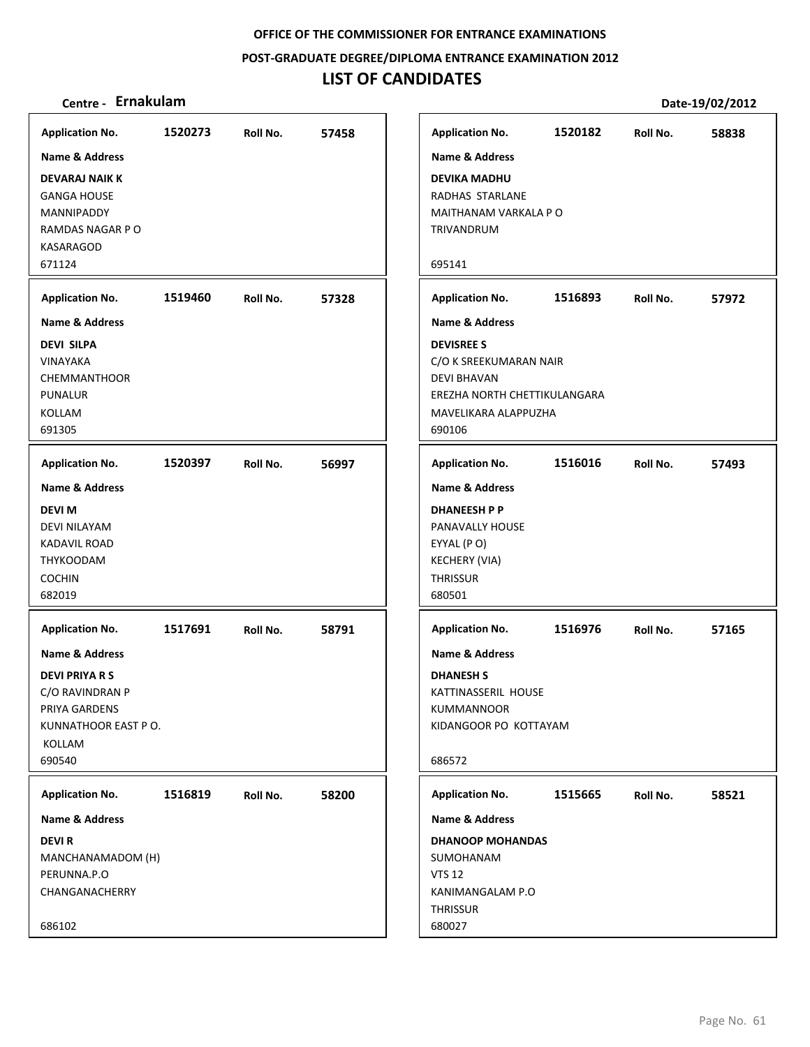**OFFICE OF THE COMMISSIONER FOR ENTRANCE EXAMINATIONS**

**POST-GRADUATE DEGREE/DIPLOMA ENTRANCE EXAMINATION 2012**

# LIST OF CANDIDATES

**Centre - Ernakulam** **Date-19/02/2012**

| Application No. | Roll No. | Name & Address |
|---|---|---|
| 1520273 | 57458 | **DEVARAJ NAIK K**<br>GANGA HOUSE<br>MANNIPADDY<br>RAMDAS NAGAR P O<br>KASARAGOD<br>671124 |
| 1519460 | 57328 | **DEVI SILPA**<br>VINAYAKA<br>CHEMMANTHOOR<br>PUNALUR<br>KOLLAM<br>691305 |
| 1520397 | 56997 | **DEVI M**<br>DEVI NILAYAM<br>KADAVIL ROAD<br>THYKOODAM<br>COCHIN<br>682019 |
| 1517691 | 58791 | **DEVI PRIYA R S**<br>C/O RAVINDRAN P<br>PRIYA GARDENS<br>KUNNATHOOR EAST P O.<br>KOLLAM<br>690540 |
| 1516819 | 58200 | **DEVI R**<br>MANCHANAMADOM (H)<br>PERUNNA.P.O<br>CHANGANACHERRY<br>686102 |
| 1520182 | 58838 | **DEVIKA MADHU**<br>RADHAS STARLANE<br>MAITHANAM VARKALA P O<br>TRIVANDRUM<br>695141 |
| 1516893 | 57972 | **DEVISREE S**<br>C/O K SREEKUMARAN NAIR<br>DEVI BHAVAN<br>EREZHA NORTH CHETTIKULANGARA<br>MAVELIKARA ALAPPUZHA<br>690106 |
| 1516016 | 57493 | **DHANEESH P P**<br>PANAVALLY HOUSE<br>EYYAL (P O)<br>KECHERY (VIA)<br>THRISSUR<br>680501 |
| 1516976 | 57165 | **DHANESH S**<br>KATTINASSERIL HOUSE<br>KUMMANNOOR<br>KIDANGOOR PO KOTTAYAM<br>686572 |
| 1515665 | 58521 | **DHANOOP MOHANDAS**<br>SUMOHANAM<br>VTS 12<br>KANIMANGALAM P.O<br>THRISSUR<br>680027 |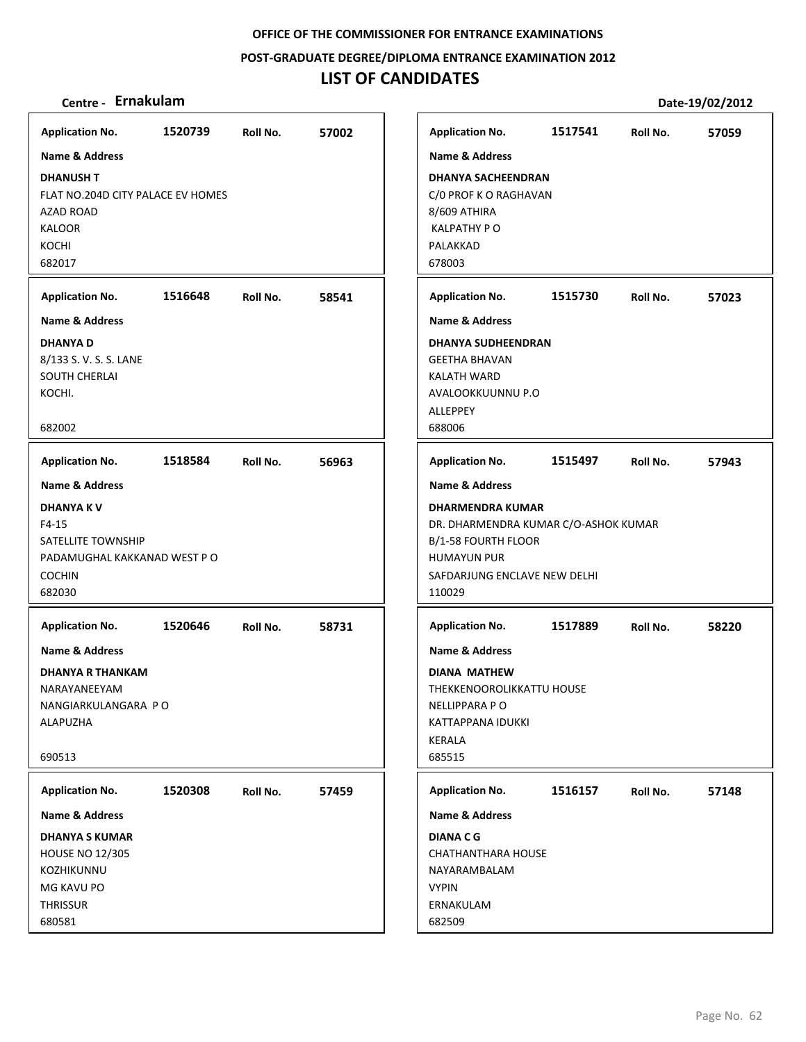**OFFICE OF THE COMMISSIONER FOR ENTRANCE EXAMINATIONS**

**POST-GRADUATE DEGREE/DIPLOMA ENTRANCE EXAMINATION 2012**

# LIST OF CANDIDATES

**Centre - Ernakulam** **Date-19/02/2012**

**Application No.** 1520739 **Roll No.** 57002

**Name & Address**

**DHANUSH T**
FLAT NO.204D CITY PALACE EV HOMES
AZAD ROAD
KALOOR
KOCHI
682017

**Application No.** 1516648 **Roll No.** 58541

**Name & Address**

**DHANYA D**
8/133 S. V. S. S. LANE
SOUTH CHERLAI
KOCHI.

682002

**Application No.** 1518584 **Roll No.** 56963

**Name & Address**

**DHANYA K V**
F4-15
SATELLITE TOWNSHIP
PADAMUGHAL KAKKANAD WEST P O
COCHIN
682030

**Application No.** 1520646 **Roll No.** 58731

**Name & Address**

**DHANYA R THANKAM**
NARAYANEEYAM
NANGIARKULANGARA P O
ALAPUZHA

690513

**Application No.** 1520308 **Roll No.** 57459

**Name & Address**

**DHANYA S KUMAR**
HOUSE NO 12/305
KOZHIKUNNU
MG KAVU PO
THRISSUR
680581

**Application No.** 1517541 **Roll No.** 57059

**Name & Address**

**DHANYA SACHEENDRAN**
C/0 PROF K O RAGHAVAN
8/609 ATHIRA
KALPATHY P O
PALAKKAD
678003

**Application No.** 1515730 **Roll No.** 57023

**Name & Address**

**DHANYA SUDHEENDRAN**
GEETHA BHAVAN
KALATH WARD
AVALOOKKUUNNU P.O
ALLEPPEY
688006

**Application No.** 1515497 **Roll No.** 57943

**Name & Address**

**DHARMENDRA KUMAR**
DR. DHARMENDRA KUMAR C/O-ASHOK KUMAR
B/1-58 FOURTH FLOOR
HUMAYUN PUR
SAFDARJUNG ENCLAVE NEW DELHI
110029

**Application No.** 1517889 **Roll No.** 58220

**Name & Address**

**DIANA MATHEW**
THEKKENOOROLIKKATTU HOUSE
NELLIPPARA P O
KATTAPPANA IDUKKI
KERALA
685515

**Application No.** 1516157 **Roll No.** 57148

**Name & Address**

**DIANA C G**
CHATHANTHARA HOUSE
NAYARAMBALAM
VYPIN
ERNAKULAM
682509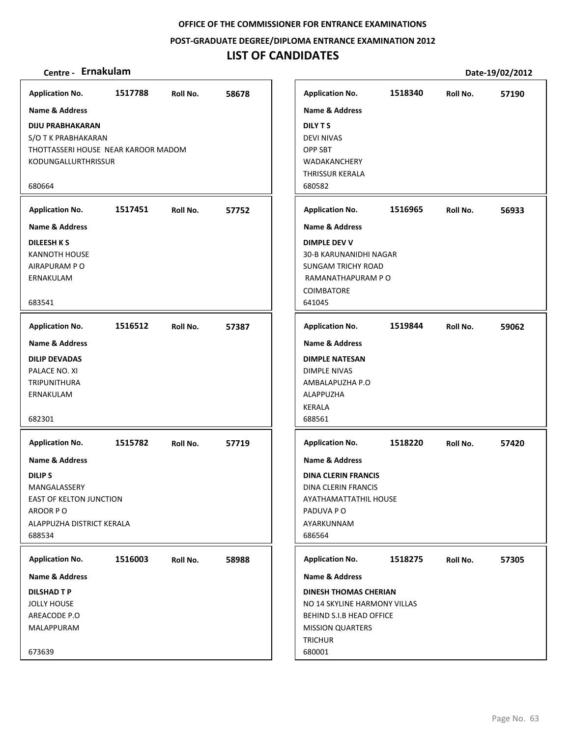# OFFICE OF THE COMMISSIONER FOR ENTRANCE EXAMINATIONS

## POST-GRADUATE DEGREE/DIPLOMA ENTRANCE EXAMINATION 2012

# LIST OF CANDIDATES

**Centre - Ernakulam** **Date-19/02/2012**

**Application No.** 1517788 **Roll No.** 58678

**Name & Address**

**DIJU PRABHAKARAN**
S/O T K PRABHAKARAN
THOTTASSERI HOUSE NEAR KAROOR MADOM
KODUNGALLURTHRISSUR

680664

---

**Application No.** 1517451 **Roll No.** 57752

**Name & Address**

**DILEESH K S**
KANNOTH HOUSE
AIRAPURAM P O
ERNAKULAM

683541

---

**Application No.** 1516512 **Roll No.** 57387

**Name & Address**

**DILIP DEVADAS**
PALACE NO. XI
TRIPUNITHURA
ERNAKULAM

682301

---

**Application No.** 1515782 **Roll No.** 57719

**Name & Address**

**DILIP S**
MANGALASSERY
EAST OF KELTON JUNCTION
AROOR P O
ALAPPUZHA DISTRICT KERALA
688534

---

**Application No.** 1516003 **Roll No.** 58988

**Name & Address**

**DILSHAD T P**
JOLLY HOUSE
AREACODE P.O
MALAPPURAM

673639

---

**Application No.** 1518340 **Roll No.** 57190

**Name & Address**

**DILY T S**
DEVI NIVAS
OPP SBT
WADAKANCHERY
THRISSUR KERALA
680582

---

**Application No.** 1516965 **Roll No.** 56933

**Name & Address**

**DIMPLE DEV V**
30-B KARUNANIDHI NAGAR
SUNGAM TRICHY ROAD
RAMANATHAPURAM P O
COIMBATORE
641045

---

**Application No.** 1519844 **Roll No.** 59062

**Name & Address**

**DIMPLE NATESAN**
DIMPLE NIVAS
AMBALAPUZHA P.O
ALAPPUZHA
KERALA
688561

---

**Application No.** 1518220 **Roll No.** 57420

**Name & Address**

**DINA CLERIN FRANCIS**
DINA CLERIN FRANCIS
AYATHAMATTATHIL HOUSE
PADUVA P O
AYARKUNNAM
686564

---

**Application No.** 1518275 **Roll No.** 57305

**Name & Address**

**DINESH THOMAS CHERIAN**
NO 14 SKYLINE HARMONY VILLAS
BEHIND S.I.B HEAD OFFICE
MISSION QUARTERS
TRICHUR
680001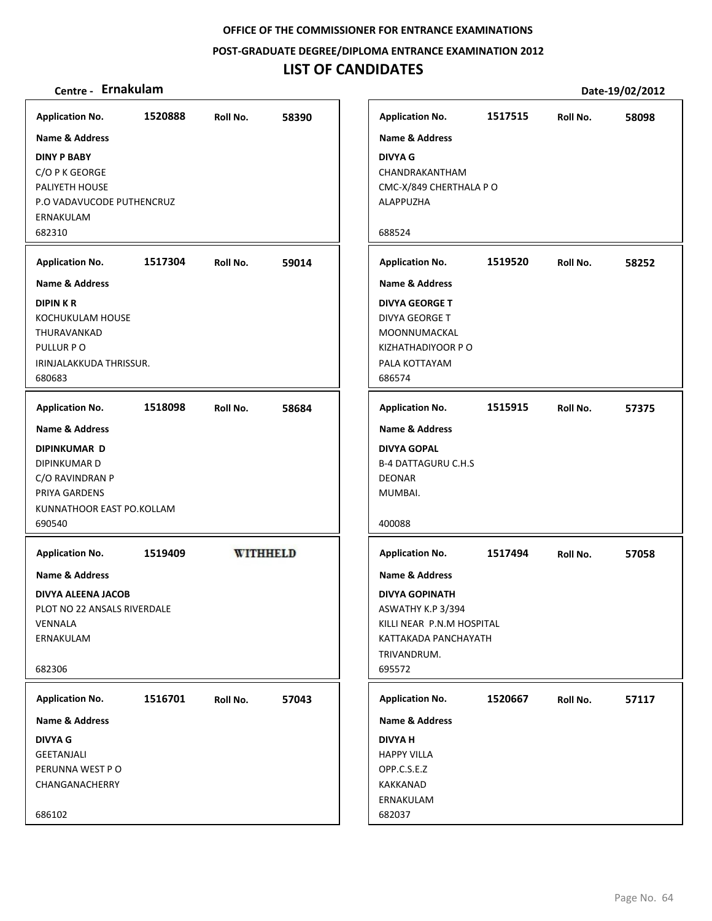**OFFICE OF THE COMMISSIONER FOR ENTRANCE EXAMINATIONS**

**POST-GRADUATE DEGREE/DIPLOMA ENTRANCE EXAMINATION 2012**

# LIST OF CANDIDATES

**Centre - Ernakulam** **Date-19/02/2012**

| Application No. | Roll No. | Name & Address |
|---|---|---|
| 1520888 | 58390 | **DINY P BABY**<br>C/O P K GEORGE<br>PALIYETH HOUSE<br>P.O VADAVUCODE PUTHENCRUZ<br>ERNAKULAM<br>682310 |
| 1517515 | 58098 | **DIVYA G**<br>CHANDRAKANTHAM<br>CMC-X/849 CHERTHALA P O<br>ALAPPUZHA<br>688524 |
| 1517304 | 59014 | **DIPIN K R**<br>KOCHUKULAM HOUSE<br>THURAVANKAD<br>PULLUR P O<br>IRINJALAKKUDA THRISSUR.<br>680683 |
| 1519520 | 58252 | **DIVYA GEORGE T**<br>DIVYA GEORGE T<br>MOONNUMACKAL<br>KIZHATHADIYOOR P O<br>PALA KOTTAYAM<br>686574 |
| 1518098 | 58684 | **DIPINKUMAR D**<br>DIPINKUMAR D<br>C/O RAVINDRAN P<br>PRIYA GARDENS<br>KUNNATHOOR EAST PO.KOLLAM<br>690540 |
| 1515915 | 57375 | **DIVYA GOPAL**<br>B-4 DATTAGURU C.H.S<br>DEONAR<br>MUMBAI.<br>400088 |
| 1519409 | WITHHELD | **DIVYA ALEENA JACOB**<br>PLOT NO 22 ANSALS RIVERDALE<br>VENNALA<br>ERNAKULAM<br>682306 |
| 1517494 | 57058 | **DIVYA GOPINATH**<br>ASWATHY K.P 3/394<br>KILLI NEAR P.N.M HOSPITAL<br>KATTAKADA PANCHAYATH<br>TRIVANDRUM.<br>695572 |
| 1516701 | 57043 | **DIVYA G**<br>GEETANJALI<br>PERUNNA WEST P O<br>CHANGANACHERRY<br>686102 |
| 1520667 | 57117 | **DIVYA H**<br>HAPPY VILLA<br>OPP.C.S.E.Z<br>KAKKANAD<br>ERNAKULAM<br>682037 |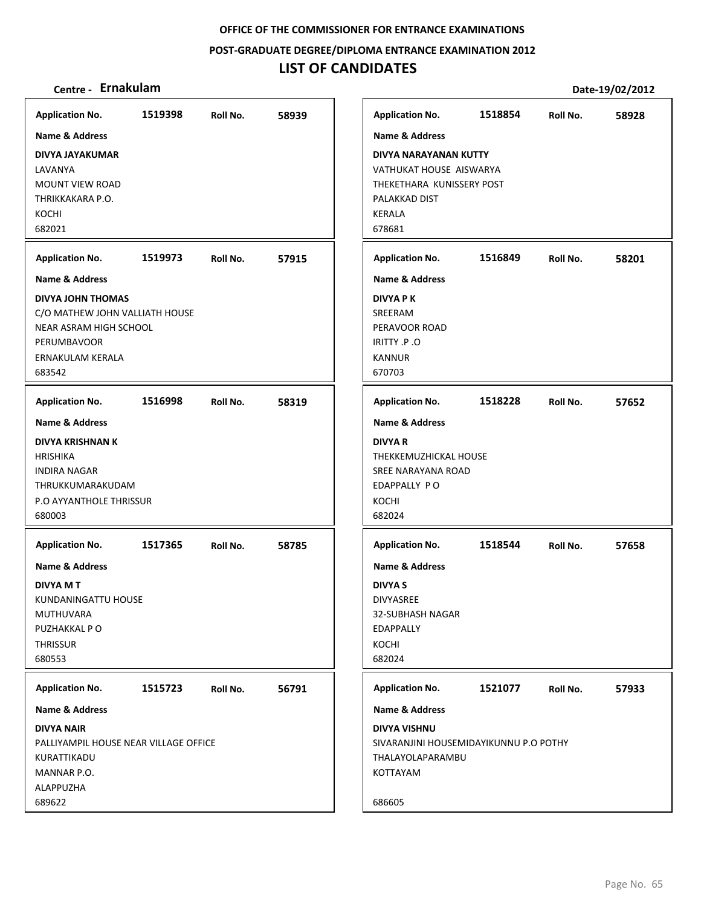**OFFICE OF THE COMMISSIONER FOR ENTRANCE EXAMINATIONS**

**POST-GRADUATE DEGREE/DIPLOMA ENTRANCE EXAMINATION 2012**

# LIST OF CANDIDATES

**Centre - Ernakulam** **Date-19/02/2012**

**Application No.** 1519398 **Roll No.** 58939
**Name & Address**
**DIVYA JAYAKUMAR**
LAVANYA
MOUNT VIEW ROAD
THRIKKAKARA P.O.
KOCHI
682021

**Application No.** 1519973 **Roll No.** 57915
**Name & Address**
**DIVYA JOHN THOMAS**
C/O MATHEW JOHN VALLIATH HOUSE
NEAR ASRAM HIGH SCHOOL
PERUMBAVOOR
ERNAKULAM KERALA
683542

**Application No.** 1516998 **Roll No.** 58319
**Name & Address**
**DIVYA KRISHNAN K**
HRISHIKA
INDIRA NAGAR
THRUKKUMARAKUDAM
P.O AYYANTHOLE THRISSUR
680003

**Application No.** 1517365 **Roll No.** 58785
**Name & Address**
**DIVYA M T**
KUNDANINGATTU HOUSE
MUTHUVARA
PUZHAKKAL P O
THRISSUR
680553

**Application No.** 1515723 **Roll No.** 56791
**Name & Address**
**DIVYA NAIR**
PALLIYAMPIL HOUSE NEAR VILLAGE OFFICE
KURATTIKADU
MANNAR P.O.
ALAPPUZHA
689622

**Application No.** 1518854 **Roll No.** 58928
**Name & Address**
**DIVYA NARAYANAN KUTTY**
VATHUKAT HOUSE AISWARYA
THEKETHARA KUNISSERY POST
PALAKKAD DIST
KERALA
678681

**Application No.** 1516849 **Roll No.** 58201
**Name & Address**
**DIVYA P K**
SREERAM
PERAVOOR ROAD
IRITTY .P .O
KANNUR
670703

**Application No.** 1518228 **Roll No.** 57652
**Name & Address**
**DIVYA R**
THEKKEMUZHICKAL HOUSE
SREE NARAYANA ROAD
EDAPPALLY P O
KOCHI
682024

**Application No.** 1518544 **Roll No.** 57658
**Name & Address**
**DIVYA S**
DIVYASREE
32-SUBHASH NAGAR
EDAPPALLY
KOCHI
682024

**Application No.** 1521077 **Roll No.** 57933
**Name & Address**
**DIVYA VISHNU**
SIVARANJINI HOUSEMIDAYIKUNNU P.O POTHY
THALAYOLAPARAMBU
KOTTAYAM

686605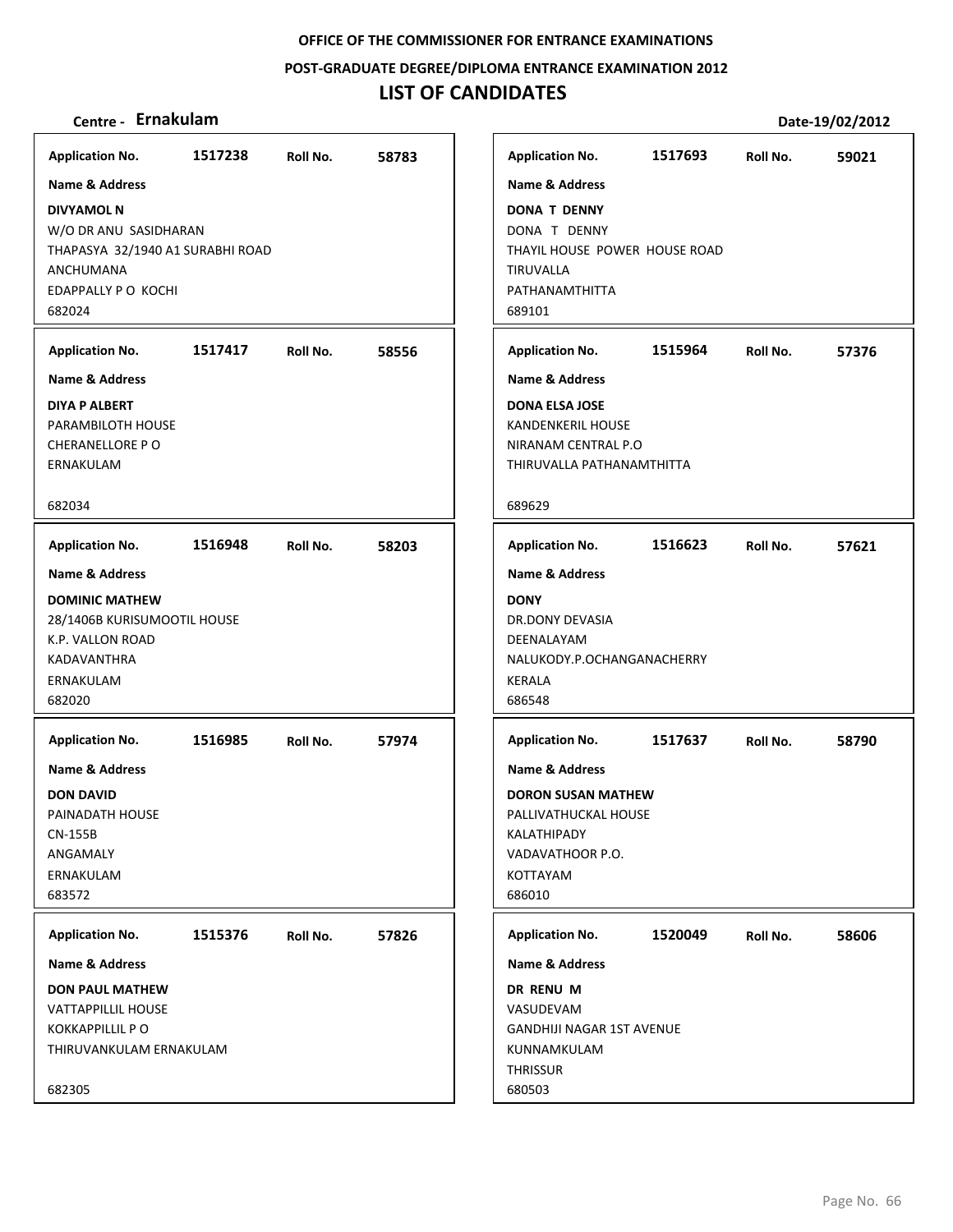OFFICE OF THE COMMISSIONER FOR ENTRANCE EXAMINATIONS

POST-GRADUATE DEGREE/DIPLOMA ENTRANCE EXAMINATION 2012

# LIST OF CANDIDATES

**Centre - Ernakulam** **Date-19/02/2012**

**Application No.** 1517238 **Roll No.** 58783

**Name & Address**

**DIVYAMOL N**
W/O DR ANU SASIDHARAN
THAPASYA 32/1940 A1 SURABHI ROAD
ANCHUMANA
EDAPPALLY P O KOCHI
682024

**Application No.** 1517417 **Roll No.** 58556

**Name & Address**

**DIYA P ALBERT**
PARAMBILOTH HOUSE
CHERANELLORE P O
ERNAKULAM

682034

**Application No.** 1516948 **Roll No.** 58203

**Name & Address**

**DOMINIC MATHEW**
28/1406B KURISUMOOTIL HOUSE
K.P. VALLON ROAD
KADAVANTHRA
ERNAKULAM
682020

**Application No.** 1516985 **Roll No.** 57974

**Name & Address**

**DON DAVID**
PAINADATH HOUSE
CN-155B
ANGAMALY
ERNAKULAM
683572

**Application No.** 1515376 **Roll No.** 57826

**Name & Address**

**DON PAUL MATHEW**
VATTAPPILLIL HOUSE
KOKKAPPILLIL P O
THIRUVANKULAM ERNAKULAM

682305

**Application No.** 1517693 **Roll No.** 59021

**Name & Address**

**DONA T DENNY**
DONA T DENNY
THAYIL HOUSE POWER HOUSE ROAD
TIRUVALLA
PATHANAMTHITTA
689101

**Application No.** 1515964 **Roll No.** 57376

**Name & Address**

**DONA ELSA JOSE**
KANDENKERIL HOUSE
NIRANAM CENTRAL P.O
THIRUVALLA PATHANAMTHITTA

689629

**Application No.** 1516623 **Roll No.** 57621

**Name & Address**

**DONY**
DR.DONY DEVASIA
DEENALAYAM
NALUKODY.P.OCHANGANACHERRY
KERALA
686548

**Application No.** 1517637 **Roll No.** 58790

**Name & Address**

**DORON SUSAN MATHEW**
PALLIVATHUCKAL HOUSE
KALATHIPADY
VADAVATHOOR P.O.
KOTTAYAM
686010

**Application No.** 1520049 **Roll No.** 58606

**Name & Address**

**DR RENU M**
VASUDEVAM
GANDHIJI NAGAR 1ST AVENUE
KUNNAMKULAM
THRISSUR
680503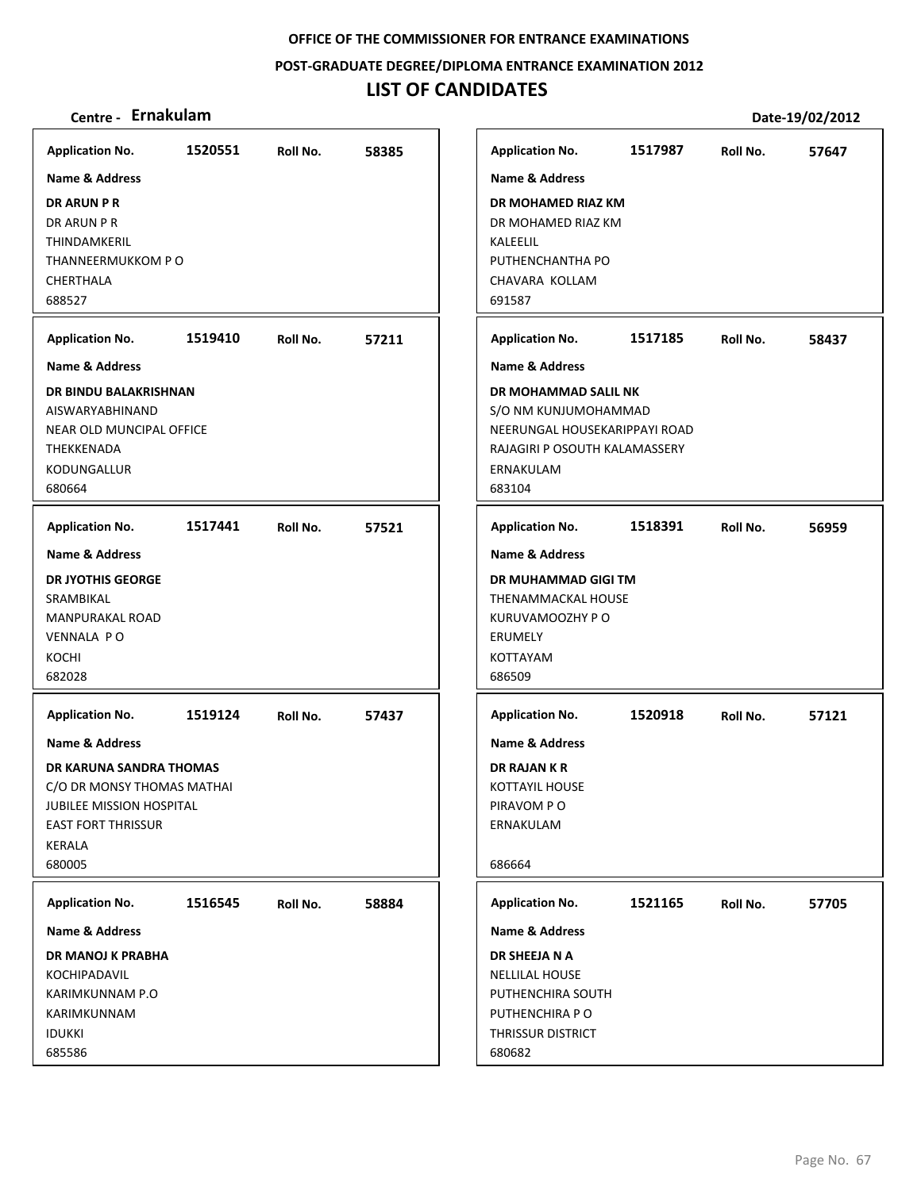OFFICE OF THE COMMISSIONER FOR ENTRANCE EXAMINATIONS

POST-GRADUATE DEGREE/DIPLOMA ENTRANCE EXAMINATION 2012

# LIST OF CANDIDATES

**Centre - Ernakulam** | **Date-19/02/2012**

---

**Application No.** 1520551 **Roll No.** 58385

**Name & Address**

**DR ARUN P R**
DR ARUN P R
THINDAMKERIL
THANNEERMUKKOM P O
CHERTHALA
688527

---

**Application No.** 1519410 **Roll No.** 57211

**Name & Address**

**DR BINDU BALAKRISHNAN**
AISWARYABHINAND
NEAR OLD MUNCIPAL OFFICE
THEKKENADA
KODUNGALLUR
680664

---

**Application No.** 1517441 **Roll No.** 57521

**Name & Address**

**DR JYOTHIS GEORGE**
SRAMBIKAL
MANPURAKAL ROAD
VENNALA P O
KOCHI
682028

---

**Application No.** 1519124 **Roll No.** 57437

**Name & Address**

**DR KARUNA SANDRA THOMAS**
C/O DR MONSY THOMAS MATHAI
JUBILEE MISSION HOSPITAL
EAST FORT THRISSUR
KERALA
680005

---

**Application No.** 1516545 **Roll No.** 58884

**Name & Address**

**DR MANOJ K PRABHA**
KOCHIPADAVIL
KARIMKUNNAM P.O
KARIMKUNNAM
IDUKKI
685586

---

**Application No.** 1517987 **Roll No.** 57647

**Name & Address**

**DR MOHAMED RIAZ KM**
DR MOHAMED RIAZ KM
KALEELIL
PUTHENCHANTHA PO
CHAVARA KOLLAM
691587

---

**Application No.** 1517185 **Roll No.** 58437

**Name & Address**

**DR MOHAMMAD SALIL NK**
S/O NM KUNJUMOHAMMAD
NEERUNGAL HOUSEKARIPPAYI ROAD
RAJAGIRI P OSOUTH KALAMASSERY
ERNAKULAM
683104

---

**Application No.** 1518391 **Roll No.** 56959

**Name & Address**

**DR MUHAMMAD GIGI TM**
THENAMMACKAL HOUSE
KURUVAMOOZHY P O
ERUMELY
KOTTAYAM
686509

---

**Application No.** 1520918 **Roll No.** 57121

**Name & Address**

**DR RAJAN K R**
KOTTAYIL HOUSE
PIRAVOM P O
ERNAKULAM

686664

---

**Application No.** 1521165 **Roll No.** 57705

**Name & Address**

**DR SHEEJA N A**
NELLILAL HOUSE
PUTHENCHIRA SOUTH
PUTHENCHIRA P O
THRISSUR DISTRICT
680682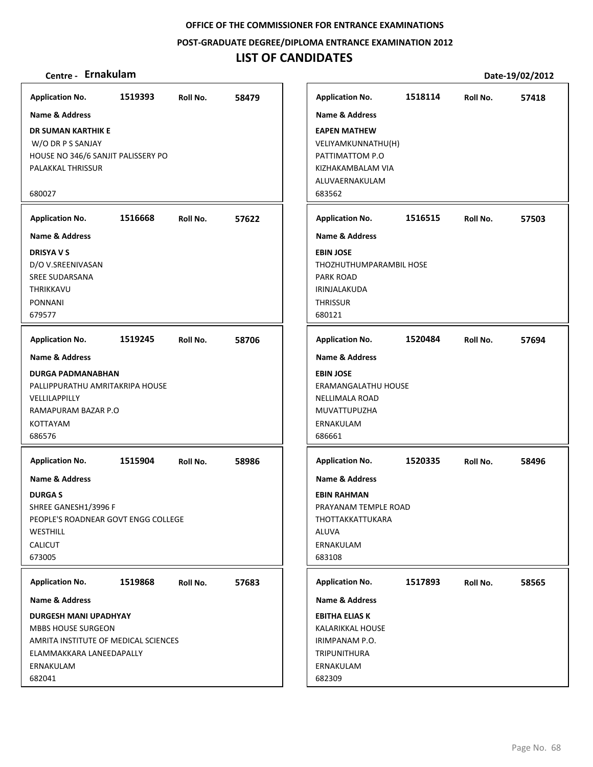**OFFICE OF THE COMMISSIONER FOR ENTRANCE EXAMINATIONS**

**POST-GRADUATE DEGREE/DIPLOMA ENTRANCE EXAMINATION 2012**

# LIST OF CANDIDATES

**Centre - Ernakulam** **Date-19/02/2012**

**Application No.** 1519393 **Roll No.** 58479

**Name & Address**

**DR SUMAN KARTHIK E**
W/O DR P S SANJAY
HOUSE NO 346/6 SANJIT PALISSERY PO
PALAKKAL THRISSUR

680027

**Application No.** 1516668 **Roll No.** 57622

**Name & Address**

**DRISYA V S**
D/O V.SREENIVASAN
SREE SUDARSANA
THRIKKAVU
PONNANI
679577

**Application No.** 1519245 **Roll No.** 58706

**Name & Address**

**DURGA PADMANABHAN**
PALLIPPURATHU AMRITAKRIPA HOUSE
VELLILAPPILLY
RAMAPURAM BAZAR P.O
KOTTAYAM
686576

**Application No.** 1515904 **Roll No.** 58986

**Name & Address**

**DURGA S**
SHREE GANESH1/3996 F
PEOPLE'S ROADNEAR GOVT ENGG COLLEGE
WESTHILL
CALICUT
673005

**Application No.** 1519868 **Roll No.** 57683

**Name & Address**

**DURGESH MANI UPADHYAY**
MBBS HOUSE SURGEON
AMRITA INSTITUTE OF MEDICAL SCIENCES
ELAMMAKKARA LANEEDAPALLY
ERNAKULAM
682041

**Application No.** 1518114 **Roll No.** 57418

**Name & Address**

**EAPEN MATHEW**
VELIYAMKUNNATHU(H)
PATTIMATTOM P.O
KIZHAKAMBALAM VIA
ALUVAERNAKULAM
683562

**Application No.** 1516515 **Roll No.** 57503

**Name & Address**

**EBIN JOSE**
THOZHUTHUMPARAMBIL HOSE
PARK ROAD
IRINJALAKUDA
THRISSUR
680121

**Application No.** 1520484 **Roll No.** 57694

**Name & Address**

**EBIN JOSE**
ERAMANGALATHU HOUSE
NELLIMALA ROAD
MUVATTUPUZHA
ERNAKULAM
686661

**Application No.** 1520335 **Roll No.** 58496

**Name & Address**

**EBIN RAHMAN**
PRAYANAM TEMPLE ROAD
THOTTAKKATTUKARA
ALUVA
ERNAKULAM
683108

**Application No.** 1517893 **Roll No.** 58565

**Name & Address**

**EBITHA ELIAS K**
KALARIKKAL HOUSE
IRIMPANAM P.O.
TRIPUNITHURA
ERNAKULAM
682309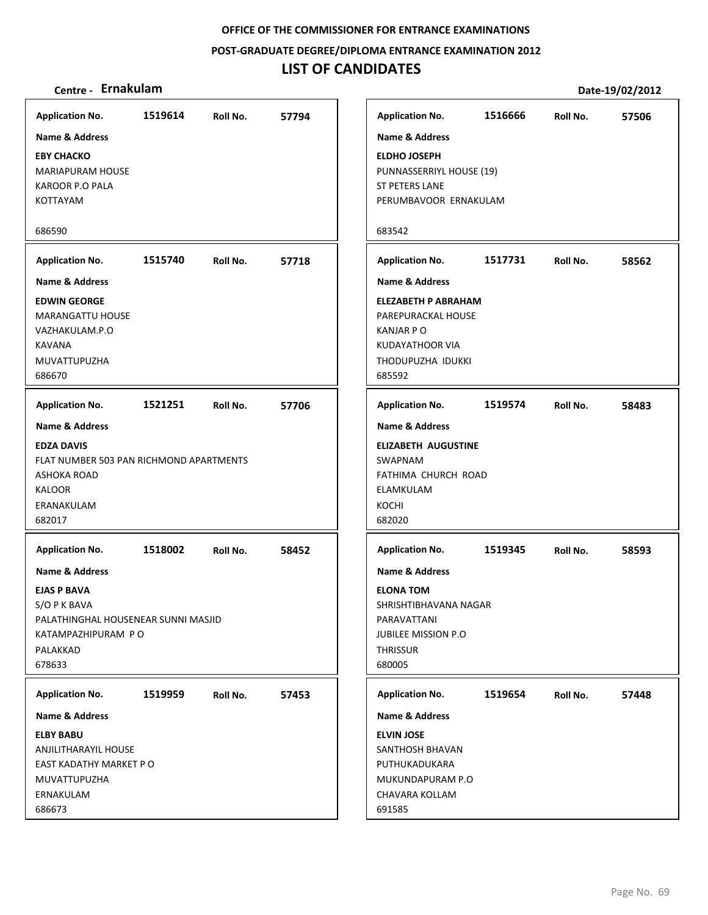OFFICE OF THE COMMISSIONER FOR ENTRANCE EXAMINATIONS

POST-GRADUATE DEGREE/DIPLOMA ENTRANCE EXAMINATION 2012

# LIST OF CANDIDATES

**Centre - Ernakulam** **Date-19/02/2012**

**Application No.** 1519614 **Roll No.** 57794

**Name & Address**

**EBY CHACKO**
MARIAPURAM HOUSE
KAROOR P.O PALA
KOTTAYAM

686590

**Application No.** 1516666 **Roll No.** 57506

**Name & Address**

**ELDHO JOSEPH**
PUNNASSERRIYL HOUSE (19)
ST PETERS LANE
PERUMBAVOOR ERNAKULAM

683542

**Application No.** 1515740 **Roll No.** 57718

**Name & Address**

**EDWIN GEORGE**
MARANGATTU HOUSE
VAZHAKULAM.P.O
KAVANA
MUVATTUPUZHA
686670

**Application No.** 1517731 **Roll No.** 58562

**Name & Address**

**ELEZABETH P ABRAHAM**
PAREPURACKAL HOUSE
KANJAR P O
KUDAYATHOOR VIA
THODUPUZHA IDUKKI
685592

**Application No.** 1521251 **Roll No.** 57706

**Name & Address**

**EDZA DAVIS**
FLAT NUMBER 503 PAN RICHMOND APARTMENTS
ASHOKA ROAD
KALOOR
ERANAKULAM
682017

**Application No.** 1519574 **Roll No.** 58483

**Name & Address**

**ELIZABETH AUGUSTINE**
SWAPNAM
FATHIMA CHURCH ROAD
ELAMKULAM
KOCHI
682020

**Application No.** 1518002 **Roll No.** 58452

**Name & Address**

**EJAS P BAVA**
S/O P K BAVA
PALATHINGHAL HOUSENEAR SUNNI MASJID
KATAMPAZHIPURAM P O
PALAKKAD
678633

**Application No.** 1519345 **Roll No.** 58593

**Name & Address**

**ELONA TOM**
SHRISHTIBHAVANA NAGAR
PARAVATTANI
JUBILEE MISSION P.O
THRISSUR
680005

**Application No.** 1519959 **Roll No.** 57453

**Name & Address**

**ELBY BABU**
ANJILITHARAYIL HOUSE
EAST KADATHY MARKET P O
MUVATTUPUZHA
ERNAKULAM
686673

**Application No.** 1519654 **Roll No.** 57448

**Name & Address**

**ELVIN JOSE**
SANTHOSH BHAVAN
PUTHUKADUKARA
MUKUNDAPURAM P.O
CHAVARA KOLLAM
691585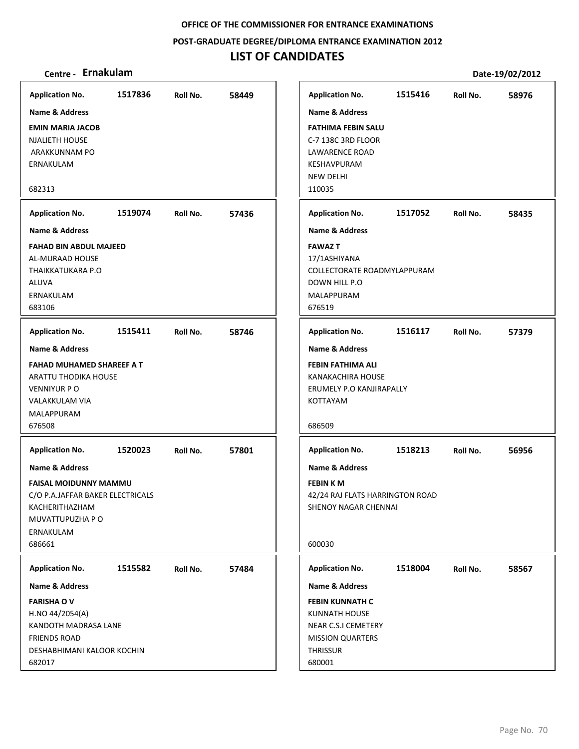**OFFICE OF THE COMMISSIONER FOR ENTRANCE EXAMINATIONS**

**POST-GRADUATE DEGREE/DIPLOMA ENTRANCE EXAMINATION 2012**

# LIST OF CANDIDATES

**Centre - Ernakulam** **Date-19/02/2012**

**Application No.** 1517836 **Roll No.** 58449

**Name & Address**

**EMIN MARIA JACOB**
NJALIETH HOUSE
ARAKKUNNAM PO
ERNAKULAM

682313

---

**Application No.** 1519074 **Roll No.** 57436

**Name & Address**

**FAHAD BIN ABDUL MAJEED**
AL-MURAAD HOUSE
THAIKKATUKARA P.O
ALUVA
ERNAKULAM
683106

---

**Application No.** 1515411 **Roll No.** 58746

**Name & Address**

**FAHAD MUHAMED SHAREEF A T**
ARATTU THODIKA HOUSE
VENNIYUR P O
VALAKKULAM VIA
MALAPPURAM
676508

---

**Application No.** 1520023 **Roll No.** 57801

**Name & Address**

**FAISAL MOIDUNNY MAMMU**
C/O P.A.JAFFAR BAKER ELECTRICALS
KACHERITHAZHAM
MUVATTUPUZHA P O
ERNAKULAM
686661

---

**Application No.** 1515582 **Roll No.** 57484

**Name & Address**

**FARISHA O V**
H.NO 44/2054(A)
KANDOTH MADRASA LANE
FRIENDS ROAD
DESHABHIMANI KALOOR KOCHIN
682017

---

**Application No.** 1515416 **Roll No.** 58976

**Name & Address**

**FATHIMA FEBIN SALU**
C-7 138C 3RD FLOOR
LAWARENCE ROAD
KESHAVPURAM
NEW DELHI
110035

---

**Application No.** 1517052 **Roll No.** 58435

**Name & Address**

**FAWAZ T**
17/1ASHIYANA
COLLECTORATE ROADMYLAPPURAM
DOWN HILL P.O
MALAPPURAM
676519

---

**Application No.** 1516117 **Roll No.** 57379

**Name & Address**

**FEBIN FATHIMA ALI**
KANAKACHIRA HOUSE
ERUMELY P.O KANJIRAPALLY
KOTTAYAM

686509

---

**Application No.** 1518213 **Roll No.** 56956

**Name & Address**

**FEBIN K M**
42/24 RAJ FLATS HARRINGTON ROAD
SHENOY NAGAR CHENNAI

600030

---

**Application No.** 1518004 **Roll No.** 58567

**Name & Address**

**FEBIN KUNNATH C**
KUNNATH HOUSE
NEAR C.S.I CEMETERY
MISSION QUARTERS
THRISSUR
680001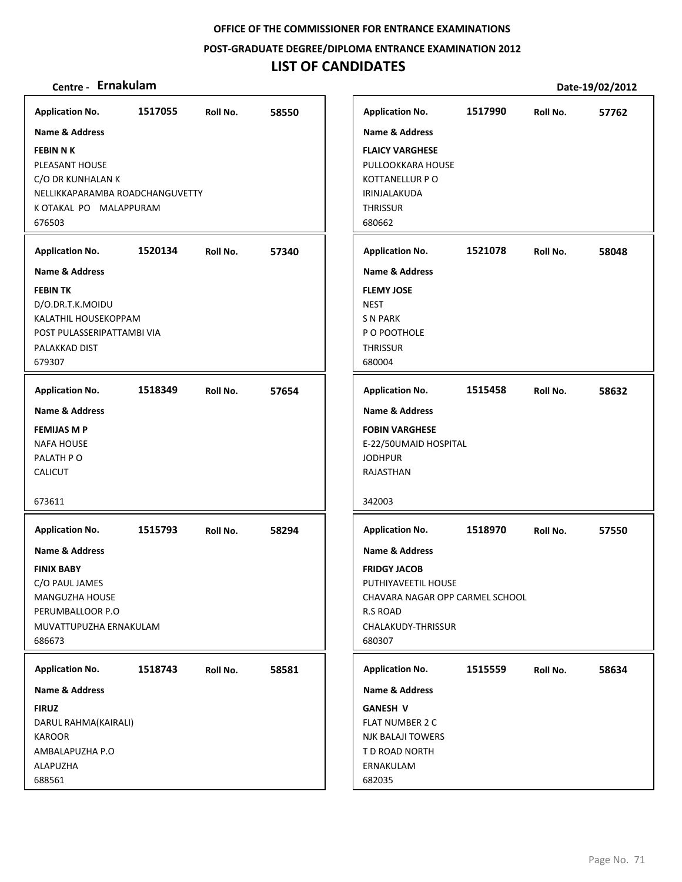**OFFICE OF THE COMMISSIONER FOR ENTRANCE EXAMINATIONS**

**POST-GRADUATE DEGREE/DIPLOMA ENTRANCE EXAMINATION 2012**

# LIST OF CANDIDATES

**Centre - Ernakulam** **Date-19/02/2012**

**Application No.** 1517055 **Roll No.** 58550
**Name & Address**
**FEBIN N K**
PLEASANT HOUSE
C/O DR KUNHALAN K
NELLIKKAPARAMBA ROADCHANGUVETTY
K OTAKAL PO MALAPPURAM
676503

**Application No.** 1520134 **Roll No.** 57340
**Name & Address**
**FEBIN TK**
D/O.DR.T.K.MOIDU
KALATHIL HOUSEKOPPAM
POST PULASSERIPATTAMBI VIA
PALAKKAD DIST
679307

**Application No.** 1518349 **Roll No.** 57654
**Name & Address**
**FEMIJAS M P**
NAFA HOUSE
PALATH P O
CALICUT

673611

**Application No.** 1515793 **Roll No.** 58294
**Name & Address**
**FINIX BABY**
C/O PAUL JAMES
MANGUZHA HOUSE
PERUMBALLOOR P.O
MUVATTUPUZHA ERNAKULAM
686673

**Application No.** 1518743 **Roll No.** 58581
**Name & Address**
**FIRUZ**
DARUL RAHMA(KAIRALI)
KAROOR
AMBALAPUZHA P.O
ALAPUZHA
688561

**Application No.** 1517990 **Roll No.** 57762
**Name & Address**
**FLAICY VARGHESE**
PULLOOKKARA HOUSE
KOTTANELLUR P O
IRINJALAKUDA
THRISSUR
680662

**Application No.** 1521078 **Roll No.** 58048
**Name & Address**
**FLEMY JOSE**
NEST
S N PARK
P O POOTHOLE
THRISSUR
680004

**Application No.** 1515458 **Roll No.** 58632
**Name & Address**
**FOBIN VARGHESE**
E-22/50UMAID HOSPITAL
JODHPUR
RAJASTHAN

342003

**Application No.** 1518970 **Roll No.** 57550
**Name & Address**
**FRIDGY JACOB**
PUTHIYAVEETIL HOUSE
CHAVARA NAGAR OPP CARMEL SCHOOL
R.S ROAD
CHALAKUDY-THRISSUR
680307

**Application No.** 1515559 **Roll No.** 58634
**Name & Address**
**GANESH V**
FLAT NUMBER 2 C
NJK BALAJI TOWERS
T D ROAD NORTH
ERNAKULAM
682035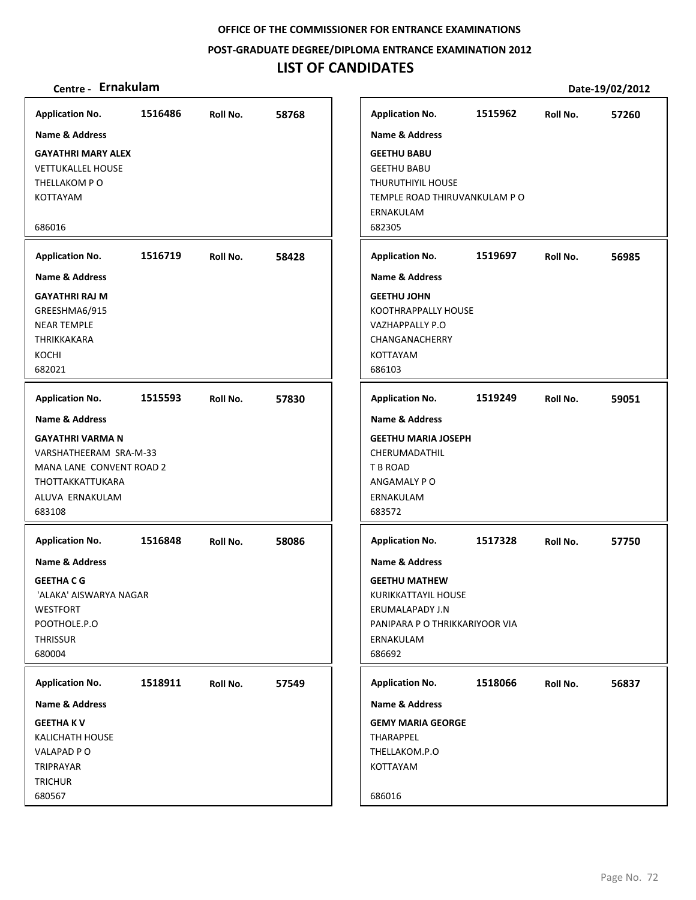OFFICE OF THE COMMISSIONER FOR ENTRANCE EXAMINATIONS

POST-GRADUATE DEGREE/DIPLOMA ENTRANCE EXAMINATION 2012

# LIST OF CANDIDATES

**Centre - Ernakulam** **Date-19/02/2012**

| Application No. | Roll No. | Name & Address |
|---|---|---|
| 1516486 | 58768 | **GAYATHRI MARY ALEX**<br>VETTUKALLEL HOUSE<br>THELLAKOM P O<br>KOTTAYAM<br>686016 |
| 1516719 | 58428 | **GAYATHRI RAJ M**<br>GREESHMA6/915<br>NEAR TEMPLE<br>THRIKKAKARA<br>KOCHI<br>682021 |
| 1515593 | 57830 | **GAYATHRI VARMA N**<br>VARSHATHEERAM SRA-M-33<br>MANA LANE CONVENT ROAD 2<br>THOTTAKKATTUKARA<br>ALUVA ERNAKULAM<br>683108 |
| 1516848 | 58086 | **GEETHA C G**<br>'ALAKA' AISWARYA NAGAR<br>WESTFORT<br>POOTHOLE.P.O<br>THRISSUR<br>680004 |
| 1518911 | 57549 | **GEETHA K V**<br>KALICHATH HOUSE<br>VALAPAD P O<br>TRIPRAYAR<br>TRICHUR<br>680567 |
| 1515962 | 57260 | **GEETHU BABU**<br>GEETHU BABU<br>THURUTHIYIL HOUSE<br>TEMPLE ROAD THIRUVANKULAM P O<br>ERNAKULAM<br>682305 |
| 1519697 | 56985 | **GEETHU JOHN**<br>KOOTHRAPPALLY HOUSE<br>VAZHAPPALLY P.O<br>CHANGANACHERRY<br>KOTTAYAM<br>686103 |
| 1519249 | 59051 | **GEETHU MARIA JOSEPH**<br>CHERUMADATHIL<br>T B ROAD<br>ANGAMALY P O<br>ERNAKULAM<br>683572 |
| 1517328 | 57750 | **GEETHU MATHEW**<br>KURIKKATTAYIL HOUSE<br>ERUMALAPADY J.N<br>PANIPARA P O THRIKKARIYOOR VIA<br>ERNAKULAM<br>686692 |
| 1518066 | 56837 | **GEMY MARIA GEORGE**<br>THARAPPEL<br>THELLAKOM.P.O<br>KOTTAYAM<br>686016 |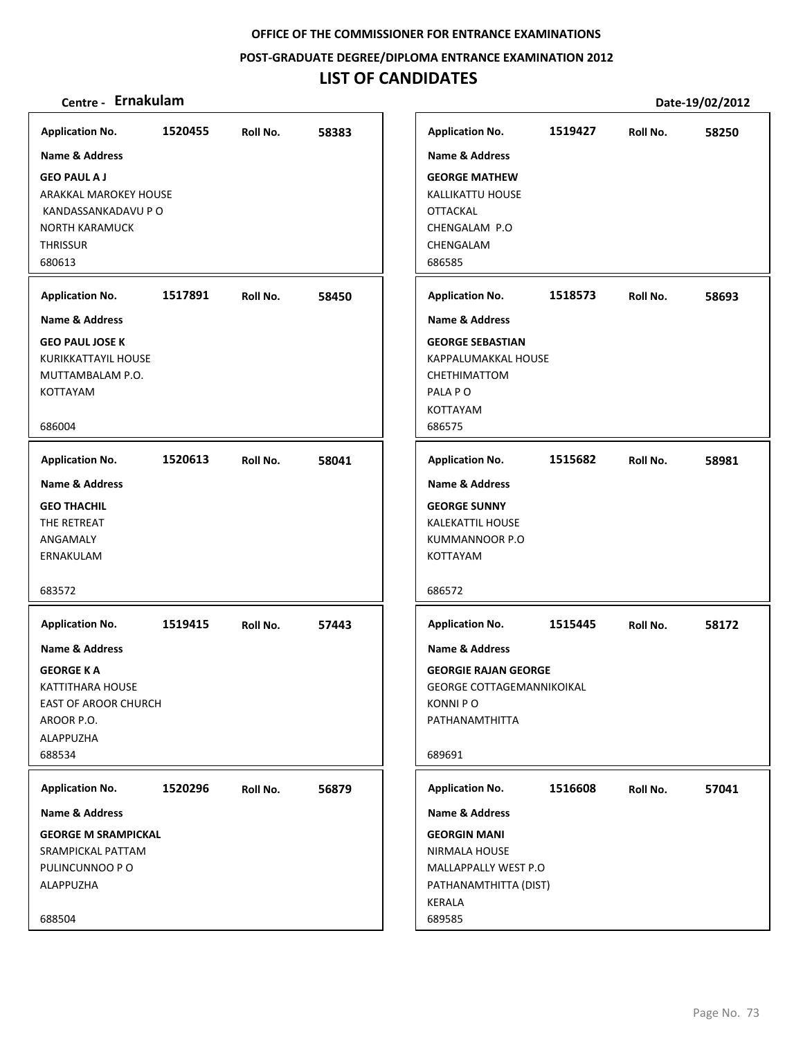**OFFICE OF THE COMMISSIONER FOR ENTRANCE EXAMINATIONS**

**POST-GRADUATE DEGREE/DIPLOMA ENTRANCE EXAMINATION 2012**

# LIST OF CANDIDATES

**Centre - Ernakulam** **Date-19/02/2012**

---

**Application No.** 1520455 **Roll No.** 58383

**Name & Address**

**GEO PAUL A J**
ARAKKAL MAROKEY HOUSE
KANDASSANKADAVU P O
NORTH KARAMUCK
THRISSUR
680613

---

**Application No.** 1517891 **Roll No.** 58450

**Name & Address**

**GEO PAUL JOSE K**
KURIKKATTAYIL HOUSE
MUTTAMBALAM P.O.
KOTTAYAM
686004

---

**Application No.** 1520613 **Roll No.** 58041

**Name & Address**

**GEO THACHIL**
THE RETREAT
ANGAMALY
ERNAKULAM
683572

---

**Application No.** 1519415 **Roll No.** 57443

**Name & Address**

**GEORGE K A**
KATTITHARA HOUSE
EAST OF AROOR CHURCH
AROOR P.O.
ALAPPUZHA
688534

---

**Application No.** 1520296 **Roll No.** 56879

**Name & Address**

**GEORGE M SRAMPICKAL**
SRAMPICKAL PATTAM
PULINCUNNOO P O
ALAPPUZHA
688504

---

**Application No.** 1519427 **Roll No.** 58250

**Name & Address**

**GEORGE MATHEW**
KALLIKATTU HOUSE
OTTACKAL
CHENGALAM P.O
CHENGALAM
686585

---

**Application No.** 1518573 **Roll No.** 58693

**Name & Address**

**GEORGE SEBASTIAN**
KAPPALUMAKKAL HOUSE
CHETHIMATTOM
PALA P O
KOTTAYAM
686575

---

**Application No.** 1515682 **Roll No.** 58981

**Name & Address**

**GEORGE SUNNY**
KALEKATTIL HOUSE
KUMMANNOOR P.O
KOTTAYAM
686572

---

**Application No.** 1515445 **Roll No.** 58172

**Name & Address**

**GEORGIE RAJAN GEORGE**
GEORGE COTTAGEMANNIKOIKAL
KONNI P O
PATHANAMTHITTA
689691

---

**Application No.** 1516608 **Roll No.** 57041

**Name & Address**

**GEORGIN MANI**
NIRMALA HOUSE
MALLAPPALLY WEST P.O
PATHANAMTHITTA (DIST)
KERALA
689585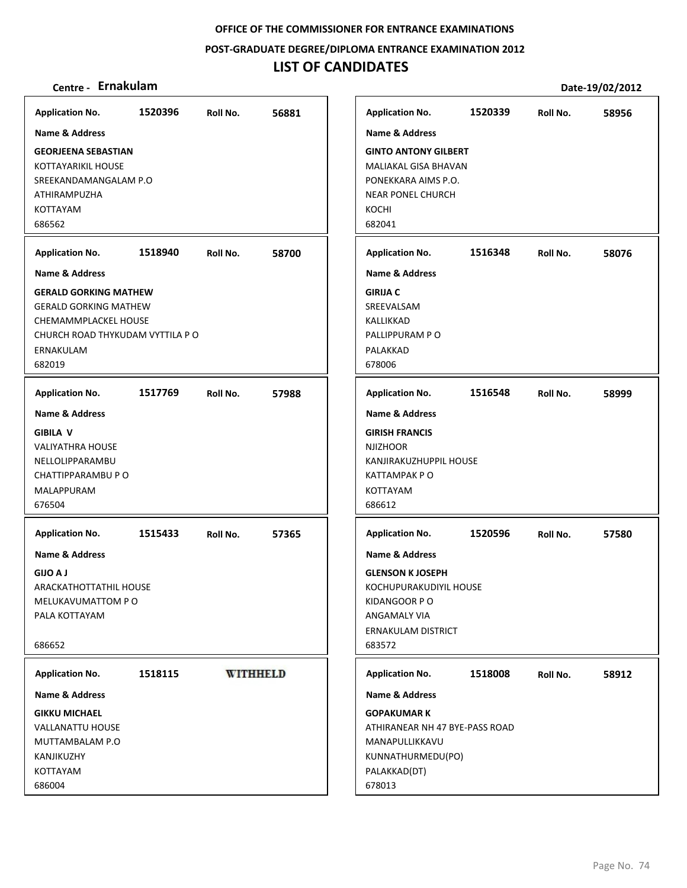OFFICE OF THE COMMISSIONER FOR ENTRANCE EXAMINATIONS

POST-GRADUATE DEGREE/DIPLOMA ENTRANCE EXAMINATION 2012

# LIST OF CANDIDATES

**Centre - Ernakulam** | **Date-19/02/2012**

---

**Application No.** 1520396 **Roll No.** 56881

**Name & Address**

**GEORJEENA SEBASTIAN**
KOTTAYARIKIL HOUSE
SREEKANDAMANGALAM P.O
ATHIRAMPUZHA
KOTTAYAM
686562

---

**Application No.** 1520339 **Roll No.** 58956

**Name & Address**

**GINTO ANTONY GILBERT**
MALIAKAL GISA BHAVAN
PONEKKARA AIMS P.O.
NEAR PONEL CHURCH
KOCHI
682041

---

**Application No.** 1518940 **Roll No.** 58700

**Name & Address**

**GERALD GORKING MATHEW**
GERALD GORKING MATHEW
CHEMAMMPLACKEL HOUSE
CHURCH ROAD THYKUDAM VYTTILA P O
ERNAKULAM
682019

---

**Application No.** 1516348 **Roll No.** 58076

**Name & Address**

**GIRIJA C**
SREEVALSAM
KALLIKKAD
PALLIPPURAM P O
PALAKKAD
678006

---

**Application No.** 1517769 **Roll No.** 57988

**Name & Address**

**GIBILA V**
VALIYATHRA HOUSE
NELLOLIPPARAMBU
CHATTIPPARAMBU P O
MALAPPURAM
676504

---

**Application No.** 1516548 **Roll No.** 58999

**Name & Address**

**GIRISH FRANCIS**
NJIZHOOR
KANJIRAKUZHUPPIL HOUSE
KATTAMPAK P O
KOTTAYAM
686612

---

**Application No.** 1515433 **Roll No.** 57365

**Name & Address**

**GIJO A J**
ARACKATHOTTATHIL HOUSE
MELUKAVUMATTOM P O
PALA KOTTAYAM

686652

---

**Application No.** 1520596 **Roll No.** 57580

**Name & Address**

**GLENSON K JOSEPH**
KOCHUPURAKUDIYIL HOUSE
KIDANGOOR P O
ANGAMALY VIA
ERNAKULAM DISTRICT
683572

---

**Application No.** 1518115 **WITHHELD**

**Name & Address**

**GIKKU MICHAEL**
VALLANATTU HOUSE
MUTTAMBALAM P.O
KANJIKUZHY
KOTTAYAM
686004

---

**Application No.** 1518008 **Roll No.** 58912

**Name & Address**

**GOPAKUMAR K**
ATHIRANEAR NH 47 BYE-PASS ROAD
MANAPULLIKKAVU
KUNNATHURMEDU(PO)
PALAKKAD(DT)
678013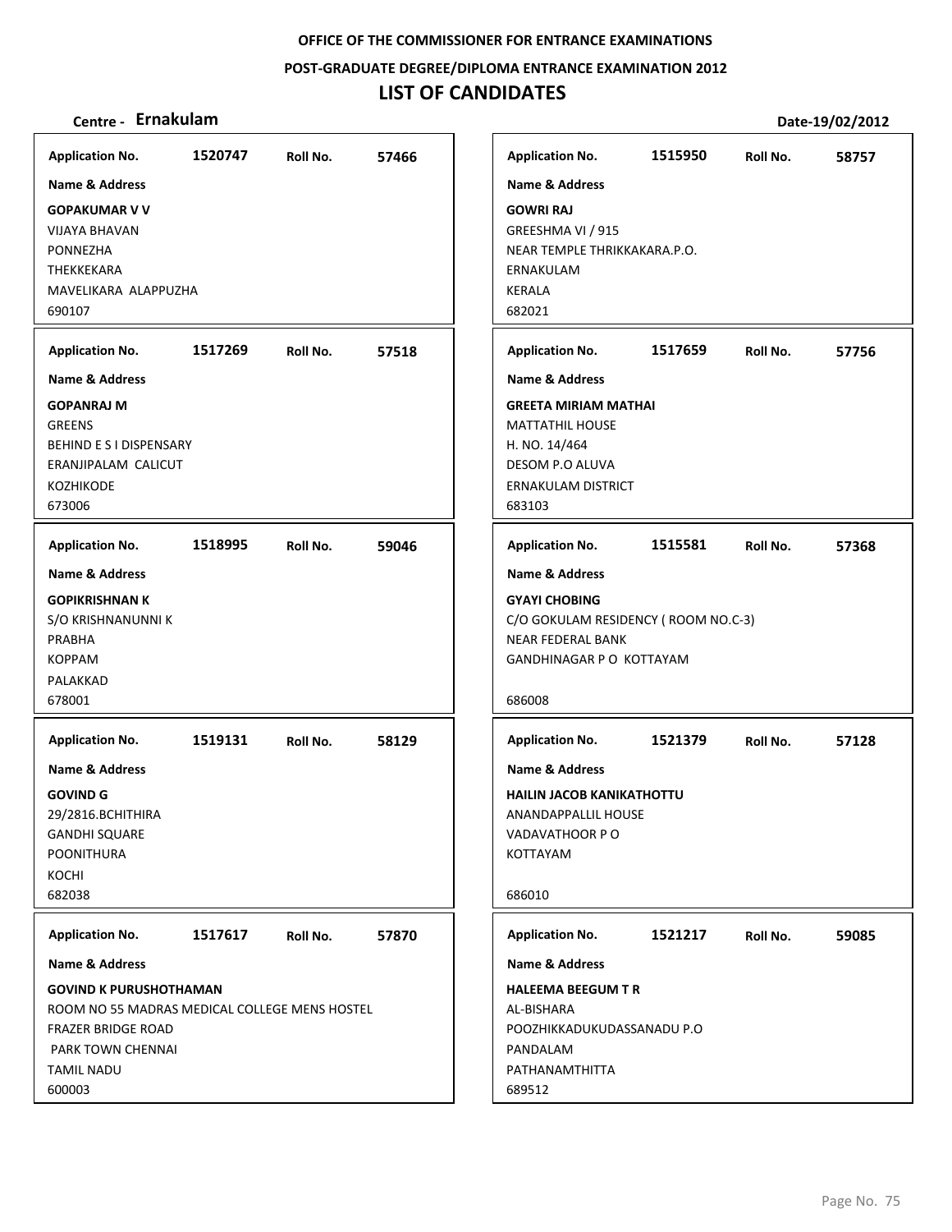OFFICE OF THE COMMISSIONER FOR ENTRANCE EXAMINATIONS

POST-GRADUATE DEGREE/DIPLOMA ENTRANCE EXAMINATION 2012

# LIST OF CANDIDATES

**Centre - Ernakulam** **Date-19/02/2012**

| Application No. | Roll No. | Name & Address |
| --- | --- | --- |
| 1520747 | 57466 | **GOPAKUMAR V V**<br>VIJAYA BHAVAN<br>PONNEZHA<br>THEKKEKARA<br>MAVELIKARA ALAPPUZHA<br>690107 |
| 1517269 | 57518 | **GOPANRAJ M**<br>GREENS<br>BEHIND E S I DISPENSARY<br>ERANJIPALAM CALICUT<br>KOZHIKODE<br>673006 |
| 1518995 | 59046 | **GOPIKRISHNAN K**<br>S/O KRISHNANUNNI K<br>PRABHA<br>KOPPAM<br>PALAKKAD<br>678001 |
| 1519131 | 58129 | **GOVIND G**<br>29/2816.BCHITHIRA<br>GANDHI SQUARE<br>POONITHURA<br>KOCHI<br>682038 |
| 1517617 | 57870 | **GOVIND K PURUSHOTHAMAN**<br>ROOM NO 55 MADRAS MEDICAL COLLEGE MENS HOSTEL<br>FRAZER BRIDGE ROAD<br>PARK TOWN CHENNAI<br>TAMIL NADU<br>600003 |
| 1515950 | 58757 | **GOWRI RAJ**<br>GREESHMA VI / 915<br>NEAR TEMPLE THRIKKAKARA.P.O.<br>ERNAKULAM<br>KERALA<br>682021 |
| 1517659 | 57756 | **GREETA MIRIAM MATHAI**<br>MATTATHIL HOUSE<br>H. NO. 14/464<br>DESOM P.O ALUVA<br>ERNAKULAM DISTRICT<br>683103 |
| 1515581 | 57368 | **GYAYI CHOBING**<br>C/O GOKULAM RESIDENCY ( ROOM NO.C-3)<br>NEAR FEDERAL BANK<br>GANDHINAGAR P O KOTTAYAM<br>686008 |
| 1521379 | 57128 | **HAILIN JACOB KANIKATHOTTU**<br>ANANDAPPALLIL HOUSE<br>VADAVATHOOR P O<br>KOTTAYAM<br>686010 |
| 1521217 | 59085 | **HALEEMA BEEGUM T R**<br>AL-BISHARA<br>POOZHIKKADUKUDASSANADU P.O<br>PANDALAM<br>PATHANAMTHITTA<br>689512 |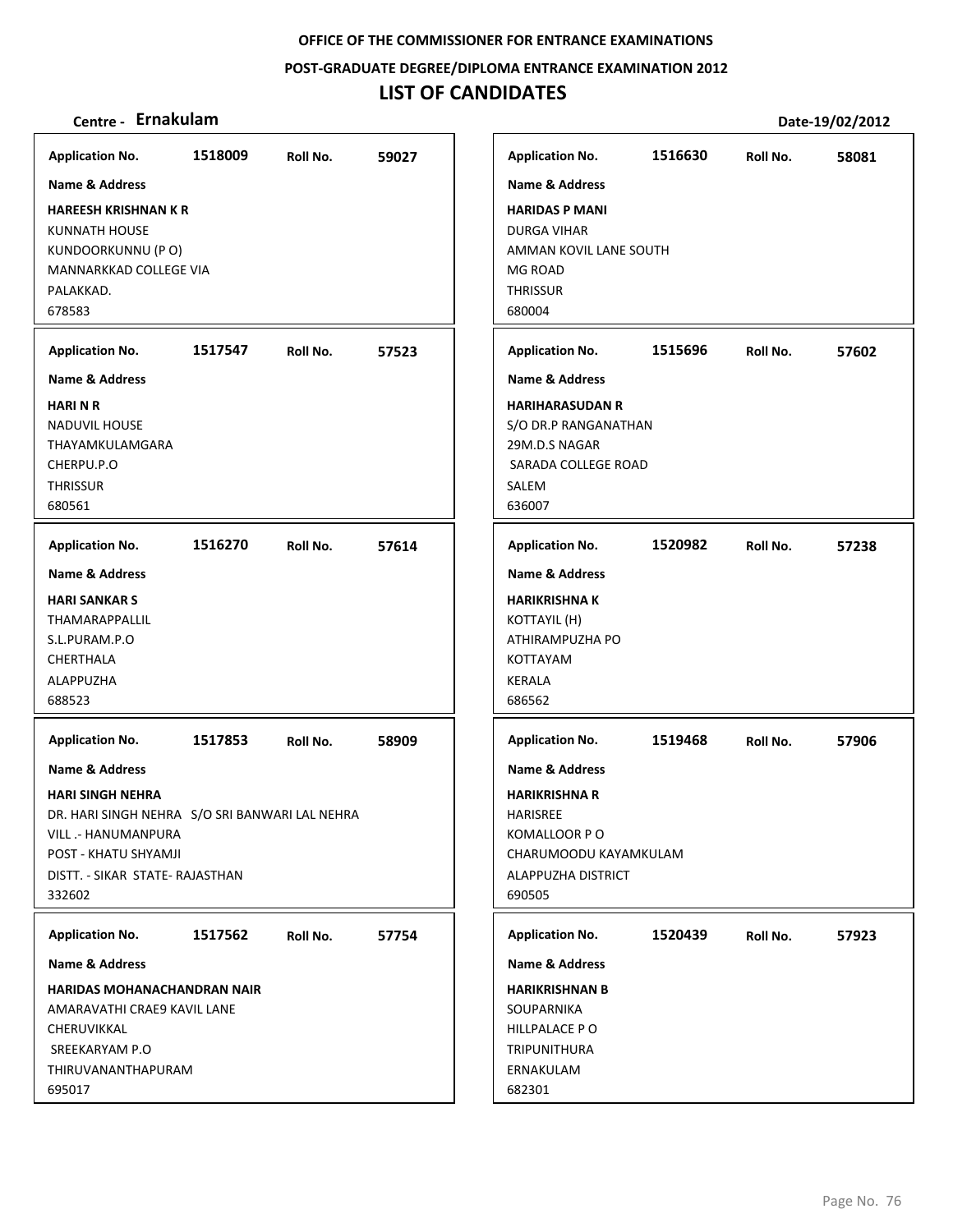**OFFICE OF THE COMMISSIONER FOR ENTRANCE EXAMINATIONS**

**POST-GRADUATE DEGREE/DIPLOMA ENTRANCE EXAMINATION 2012**

# LIST OF CANDIDATES

**Centre - Ernakulam** **Date-19/02/2012**

**Application No.** 1518009 **Roll No.** 59027

**Name & Address**

**HAREESH KRISHNAN K R**
KUNNATH HOUSE
KUNDOORKUNNU (P O)
MANNARKKAD COLLEGE VIA
PALAKKAD.
678583

**Application No.** 1517547 **Roll No.** 57523

**Name & Address**

**HARI N R**
NADUVIL HOUSE
THAYAMKULAMGARA
CHERPU.P.O
THRISSUR
680561

**Application No.** 1516270 **Roll No.** 57614

**Name & Address**

**HARI SANKAR S**
THAMARAPPALLIL
S.L.PURAM.P.O
CHERTHALA
ALAPPUZHA
688523

**Application No.** 1517853 **Roll No.** 58909

**Name & Address**

**HARI SINGH NEHRA**
DR. HARI SINGH NEHRA S/O SRI BANWARI LAL NEHRA
VILL .- HANUMANPURA
POST - KHATU SHYAMJI
DISTT. - SIKAR STATE- RAJASTHAN
332602

**Application No.** 1517562 **Roll No.** 57754

**Name & Address**

**HARIDAS MOHANACHANDRAN NAIR**
AMARAVATHI CRAE9 KAVIL LANE
CHERUVIKKAL
SREEKARYAM P.O
THIRUVANANTHAPURAM
695017

**Application No.** 1516630 **Roll No.** 58081

**Name & Address**

**HARIDAS P MANI**
DURGA VIHAR
AMMAN KOVIL LANE SOUTH
MG ROAD
THRISSUR
680004

**Application No.** 1515696 **Roll No.** 57602

**Name & Address**

**HARIHARASUDAN R**
S/O DR.P RANGANATHAN
29M.D.S NAGAR
SARADA COLLEGE ROAD
SALEM
636007

**Application No.** 1520982 **Roll No.** 57238

**Name & Address**

**HARIKRISHNA K**
KOTTAYIL (H)
ATHIRAMPUZHA PO
KOTTAYAM
KERALA
686562

**Application No.** 1519468 **Roll No.** 57906

**Name & Address**

**HARIKRISHNA R**
HARISREE
KOMALLOOR P O
CHARUMOODU KAYAMKULAM
ALAPPUZHA DISTRICT
690505

**Application No.** 1520439 **Roll No.** 57923

**Name & Address**

**HARIKRISHNAN B**
SOUPARNIKA
HILLPALACE P O
TRIPUNITHURA
ERNAKULAM
682301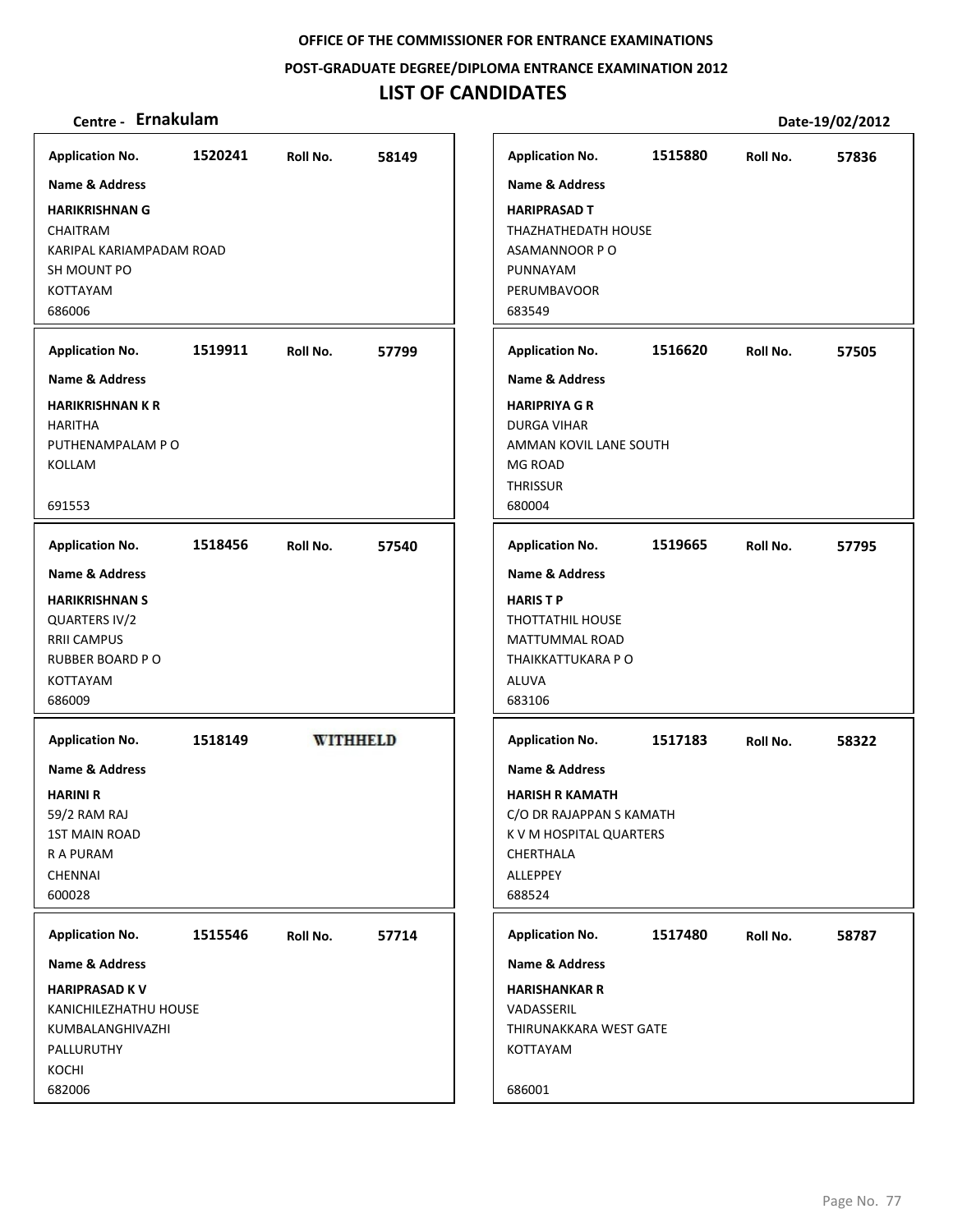**OFFICE OF THE COMMISSIONER FOR ENTRANCE EXAMINATIONS**

**POST-GRADUATE DEGREE/DIPLOMA ENTRANCE EXAMINATION 2012**

# LIST OF CANDIDATES

**Centre - Ernakulam** **Date-19/02/2012**

| Application No. | Roll No. | Name & Address |
|---|---|---|
| 1520241 | 58149 | **HARIKRISHNAN G**<br>CHAITRAM<br>KARIPAL KARIAMPADAM ROAD<br>SH MOUNT PO<br>KOTTAYAM<br>686006 |
| 1519911 | 57799 | **HARIKRISHNAN K R**<br>HARITHA<br>PUTHENAMPALAM P O<br>KOLLAM<br>691553 |
| 1518456 | 57540 | **HARIKRISHNAN S**<br>QUARTERS IV/2<br>RRII CAMPUS<br>RUBBER BOARD P O<br>KOTTAYAM<br>686009 |
| 1518149 | WITHHELD | **HARINI R**<br>59/2 RAM RAJ<br>1ST MAIN ROAD<br>R A PURAM<br>CHENNAI<br>600028 |
| 1515546 | 57714 | **HARIPRASAD K V**<br>KANICHILEZHATHU HOUSE<br>KUMBALANGHIVAZHI<br>PALLURUTHY<br>KOCHI<br>682006 |
| 1515880 | 57836 | **HARIPRASAD T**<br>THAZHATHEDATH HOUSE<br>ASAMANNOOR P O<br>PUNNAYAM<br>PERUMBAVOOR<br>683549 |
| 1516620 | 57505 | **HARIPRIYA G R**<br>DURGA VIHAR<br>AMMAN KOVIL LANE SOUTH<br>MG ROAD<br>THRISSUR<br>680004 |
| 1519665 | 57795 | **HARIS T P**<br>THOTTATHIL HOUSE<br>MATTUMMAL ROAD<br>THAIKKATTUKARA P O<br>ALUVA<br>683106 |
| 1517183 | 58322 | **HARISH R KAMATH**<br>C/O DR RAJAPPAN S KAMATH<br>K V M HOSPITAL QUARTERS<br>CHERTHALA<br>ALLEPPEY<br>688524 |
| 1517480 | 58787 | **HARISHANKAR R**<br>VADASSERIL<br>THIRUNAKKARA WEST GATE<br>KOTTAYAM<br>686001 |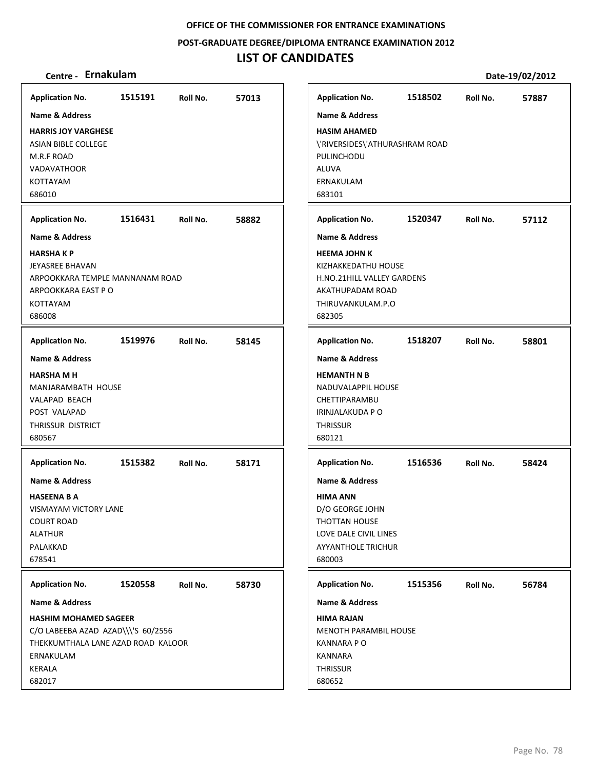**OFFICE OF THE COMMISSIONER FOR ENTRANCE EXAMINATIONS**

**POST-GRADUATE DEGREE/DIPLOMA ENTRANCE EXAMINATION 2012**

# LIST OF CANDIDATES

**Centre - Ernakulam** **Date-19/02/2012**

**Application No.** 1515191 **Roll No.** 57013

**Name & Address**

**HARRIS JOY VARGHESE**
ASIAN BIBLE COLLEGE
M.R.F ROAD
VADAVATHOOR
KOTTAYAM
686010

---

**Application No.** 1516431 **Roll No.** 58882

**Name & Address**

**HARSHA K P**
JEYASREE BHAVAN
ARPOOKKARA TEMPLE MANNANAM ROAD
ARPOOKKARA EAST P O
KOTTAYAM
686008

---

**Application No.** 1519976 **Roll No.** 58145

**Name & Address**

**HARSHA M H**
MANJARAMBATH HOUSE
VALAPAD BEACH
POST VALAPAD
THRISSUR DISTRICT
680567

---

**Application No.** 1515382 **Roll No.** 58171

**Name & Address**

**HASEENA B A**
VISMAYAM VICTORY LANE
COURT ROAD
ALATHUR
PALAKKAD
678541

---

**Application No.** 1520558 **Roll No.** 58730

**Name & Address**

**HASHIM MOHAMED SAGEER**
C/O LABEEBA AZAD AZAD\\\'S 60/2556
THEKKUMTHALA LANE AZAD ROAD KALOOR
ERNAKULAM
KERALA
682017

---

**Application No.** 1518502 **Roll No.** 57887

**Name & Address**

**HASIM AHAMED**
\'RIVERSIDES\'ATHURASHRAM ROAD
PULINCHODU
ALUVA
ERNAKULAM
683101

---

**Application No.** 1520347 **Roll No.** 57112

**Name & Address**

**HEEMA JOHN K**
KIZHAKKEDATHU HOUSE
H.NO.21HILL VALLEY GARDENS
AKATHUPADAM ROAD
THIRUVANKULAM.P.O
682305

---

**Application No.** 1518207 **Roll No.** 58801

**Name & Address**

**HEMANTH N B**
NADUVALAPPIL HOUSE
CHETTIPARAMBU
IRINJALAKUDA P O
THRISSUR
680121

---

**Application No.** 1516536 **Roll No.** 58424

**Name & Address**

**HIMA ANN**
D/O GEORGE JOHN
THOTTAN HOUSE
LOVE DALE CIVIL LINES
AYYANTHOLE TRICHUR
680003

---

**Application No.** 1515356 **Roll No.** 56784

**Name & Address**

**HIMA RAJAN**
MENOTH PARAMBIL HOUSE
KANNARA P O
KANNARA
THRISSUR
680652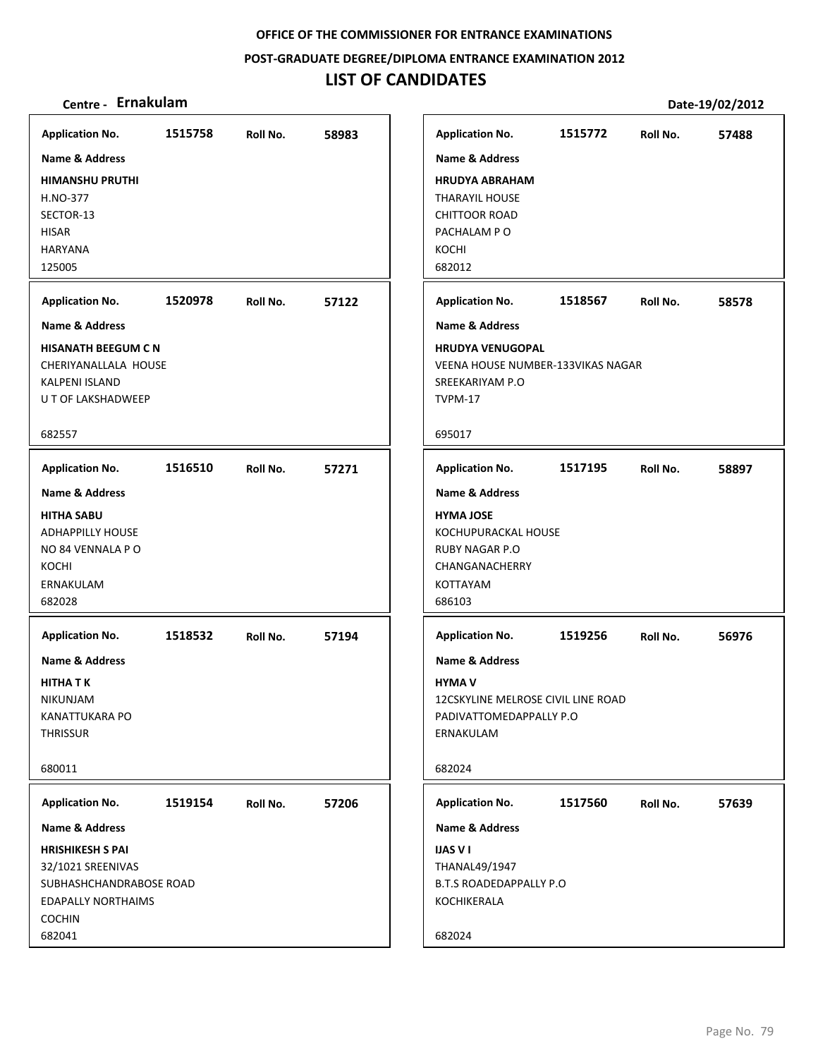**OFFICE OF THE COMMISSIONER FOR ENTRANCE EXAMINATIONS**

**POST-GRADUATE DEGREE/DIPLOMA ENTRANCE EXAMINATION 2012**

# LIST OF CANDIDATES

**Centre - Ernakulam** **Date-19/02/2012**

**Application No.** 1515758 **Roll No.** 58983
**Name & Address**
**HIMANSHU PRUTHI**
H.NO-377
SECTOR-13
HISAR
HARYANA
125005

**Application No.** 1520978 **Roll No.** 57122
**Name & Address**
**HISANATH BEEGUM C N**
CHERIYANALLALA HOUSE
KALPENI ISLAND
U T OF LAKSHADWEEP
682557

**Application No.** 1516510 **Roll No.** 57271
**Name & Address**
**HITHA SABU**
ADHAPPILLY HOUSE
NO 84 VENNALA P O
KOCHI
ERNAKULAM
682028

**Application No.** 1518532 **Roll No.** 57194
**Name & Address**
**HITHA T K**
NIKUNJAM
KANATTUKARA PO
THRISSUR
680011

**Application No.** 1519154 **Roll No.** 57206
**Name & Address**
**HRISHIKESH S PAI**
32/1021 SREENIVAS
SUBHASHCHANDRABOSE ROAD
EDAPALLY NORTHAIMS
COCHIN
682041

**Application No.** 1515772 **Roll No.** 57488
**Name & Address**
**HRUDYA ABRAHAM**
THARAYIL HOUSE
CHITTOOR ROAD
PACHALAM P O
KOCHI
682012

**Application No.** 1518567 **Roll No.** 58578
**Name & Address**
**HRUDYA VENUGOPAL**
VEENA HOUSE NUMBER-133VIKAS NAGAR
SREEKARIYAM P.O
TVPM-17
695017

**Application No.** 1517195 **Roll No.** 58897
**Name & Address**
**HYMA JOSE**
KOCHUPURACKAL HOUSE
RUBY NAGAR P.O
CHANGANACHERRY
KOTTAYAM
686103

**Application No.** 1519256 **Roll No.** 56976
**Name & Address**
**HYMA V**
12CSKYLINE MELROSE CIVIL LINE ROAD
PADIVATTOMEDAPPALLY P.O
ERNAKULAM
682024

**Application No.** 1517560 **Roll No.** 57639
**Name & Address**
**IJAS V I**
THANAL49/1947
B.T.S ROADEDAPPALLY P.O
KOCHIKERALA
682024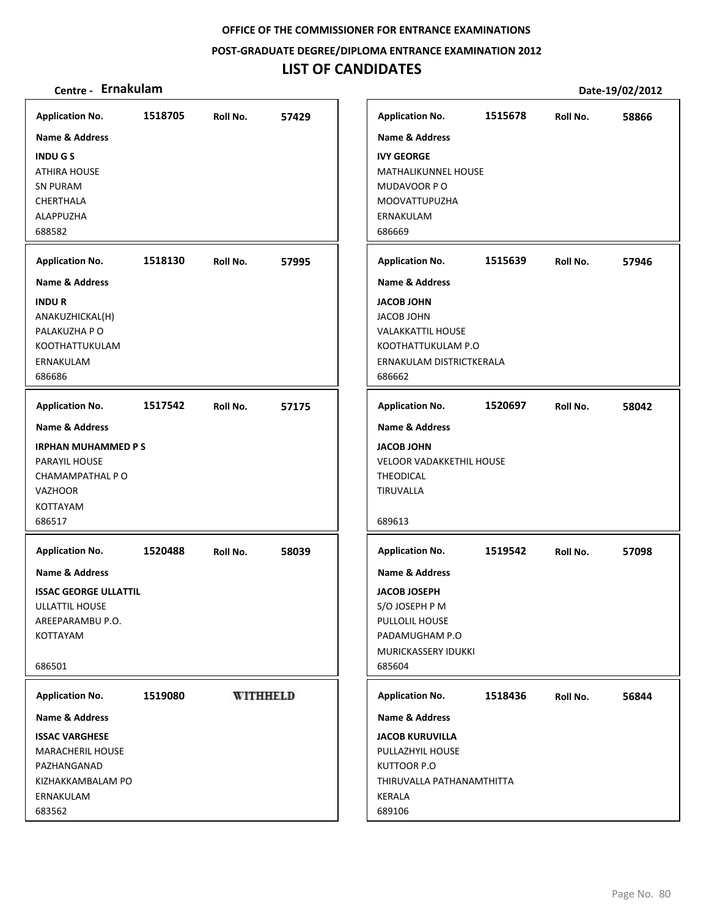OFFICE OF THE COMMISSIONER FOR ENTRANCE EXAMINATIONS

POST-GRADUATE DEGREE/DIPLOMA ENTRANCE EXAMINATION 2012

# LIST OF CANDIDATES

**Centre - Ernakulam** **Date-19/02/2012**

**Application No.** 1518705 **Roll No.** 57429
**Name & Address**
**INDU G S**
ATHIRA HOUSE
SN PURAM
CHERTHALA
ALAPPUZHA
688582

**Application No.** 1518130 **Roll No.** 57995
**Name & Address**
**INDU R**
ANAKUZHICKAL(H)
PALAKUZHA P O
KOOTHATTUKULAM
ERNAKULAM
686686

**Application No.** 1517542 **Roll No.** 57175
**Name & Address**
**IRPHAN MUHAMMED P S**
PARAYIL HOUSE
CHAMAMPATHAL P O
VAZHOOR
KOTTAYAM
686517

**Application No.** 1520488 **Roll No.** 58039
**Name & Address**
**ISSAC GEORGE ULLATTIL**
ULLATTIL HOUSE
AREEPARAMBU P.O.
KOTTAYAM
686501

**Application No.** 1519080 **WITHHELD**
**Name & Address**
**ISSAC VARGHESE**
MARACHERIL HOUSE
PAZHANGANAD
KIZHAKKAMBALAM PO
ERNAKULAM
683562

**Application No.** 1515678 **Roll No.** 58866
**Name & Address**
**IVY GEORGE**
MATHALIKUNNEL HOUSE
MUDAVOOR P O
MOOVATTUPUZHA
ERNAKULAM
686669

**Application No.** 1515639 **Roll No.** 57946
**Name & Address**
**JACOB JOHN**
JACOB JOHN
VALAKKATTIL HOUSE
KOOTHATTUKULAM P.O
ERNAKULAM DISTRICTKERALA
686662

**Application No.** 1520697 **Roll No.** 58042
**Name & Address**
**JACOB JOHN**
VELOOR VADAKKETHIL HOUSE
THEODICAL
TIRUVALLA
689613

**Application No.** 1519542 **Roll No.** 57098
**Name & Address**
**JACOB JOSEPH**
S/O JOSEPH P M
PULLOLIL HOUSE
PADAMUGHAM P.O
MURICKASSERY IDUKKI
685604

**Application No.** 1518436 **Roll No.** 56844
**Name & Address**
**JACOB KURUVILLA**
PULLAZHYIL HOUSE
KUTTOOR P.O
THIRUVALLA PATHANAMTHITTA
KERALA
689106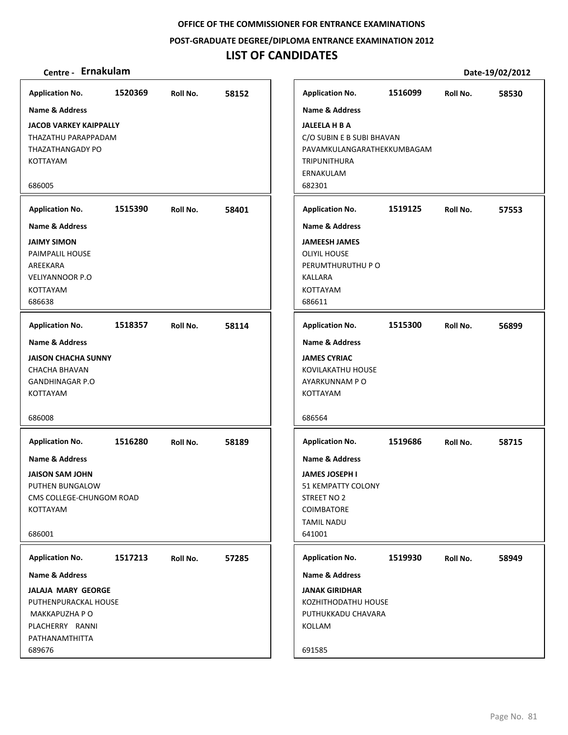OFFICE OF THE COMMISSIONER FOR ENTRANCE EXAMINATIONS

POST-GRADUATE DEGREE/DIPLOMA ENTRANCE EXAMINATION 2012

# LIST OF CANDIDATES

**Centre - Ernakulam** **Date-19/02/2012**

**Application No.** 1520369 **Roll No.** 58152

**Name & Address**

**JACOB VARKEY KAIPPALLY**
THAZATHU PARAPPADAM
THAZATHANGADY PO
KOTTAYAM
686005

---

**Application No.** 1516099 **Roll No.** 58530

**Name & Address**

**JALEELA H B A**
C/O SUBIN E B SUBI BHAVAN
PAVAMKULANGARATHEKKUMBAGAM
TRIPUNITHURA
ERNAKULAM
682301

---

**Application No.** 1515390 **Roll No.** 58401

**Name & Address**

**JAIMY SIMON**
PAIMPALIL HOUSE
AREEKARA
VELIYANNOOR P.O
KOTTAYAM
686638

---

**Application No.** 1519125 **Roll No.** 57553

**Name & Address**

**JAMEESH JAMES**
OLIYIL HOUSE
PERUMTHURUTHU P O
KALLARA
KOTTAYAM
686611

---

**Application No.** 1518357 **Roll No.** 58114

**Name & Address**

**JAISON CHACHA SUNNY**
CHACHA BHAVAN
GANDHINAGAR P.O
KOTTAYAM
686008

---

**Application No.** 1515300 **Roll No.** 56899

**Name & Address**

**JAMES CYRIAC**
KOVILAKATHU HOUSE
AYARKUNNAM P O
KOTTAYAM
686564

---

**Application No.** 1516280 **Roll No.** 58189

**Name & Address**

**JAISON SAM JOHN**
PUTHEN BUNGALOW
CMS COLLEGE-CHUNGOM ROAD
KOTTAYAM
686001

---

**Application No.** 1519686 **Roll No.** 58715

**Name & Address**

**JAMES JOSEPH I**
51 KEMPATTY COLONY
STREET NO 2
COIMBATORE
TAMIL NADU
641001

---

**Application No.** 1517213 **Roll No.** 57285

**Name & Address**

**JALAJA MARY GEORGE**
PUTHENPURACKAL HOUSE
MAKKAPUZHA P O
PLACHERRY RANNI
PATHANAMTHITTA
689676

---

**Application No.** 1519930 **Roll No.** 58949

**Name & Address**

**JANAK GIRIDHAR**
KOZHITHODATHU HOUSE
PUTHUKKADU CHAVARA
KOLLAM
691585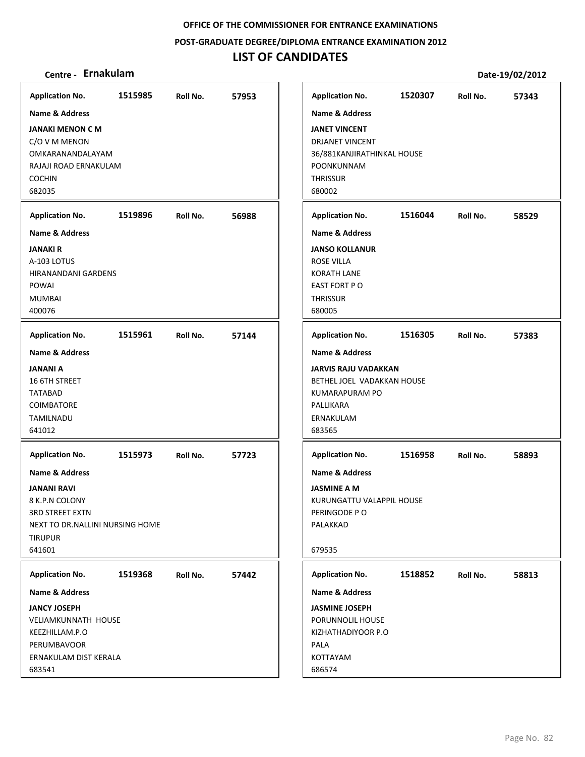**OFFICE OF THE COMMISSIONER FOR ENTRANCE EXAMINATIONS**

**POST-GRADUATE DEGREE/DIPLOMA ENTRANCE EXAMINATION 2012**

# LIST OF CANDIDATES

**Centre - Ernakulam** **Date-19/02/2012**

| Application No. | Roll No. | Name & Address |
|---|---|---|
| 1515985 | 57953 | **JANAKI MENON C M**<br>C/O V M MENON<br>OMKARANANDALAYAM<br>RAJAJI ROAD ERNAKULAM<br>COCHIN<br>682035 |
| 1519896 | 56988 | **JANAKI R**<br>A-103 LOTUS<br>HIRANANDANI GARDENS<br>POWAI<br>MUMBAI<br>400076 |
| 1515961 | 57144 | **JANANI A**<br>16 6TH STREET<br>TATABAD<br>COIMBATORE<br>TAMILNADU<br>641012 |
| 1515973 | 57723 | **JANANI RAVI**<br>8 K.P.N COLONY<br>3RD STREET EXTN<br>NEXT TO DR.NALLINI NURSING HOME<br>TIRUPUR<br>641601 |
| 1519368 | 57442 | **JANCY JOSEPH**<br>VELIAMKUNNATH HOUSE<br>KEEZHILLAM.P.O<br>PERUMBAVOOR<br>ERNAKULAM DIST KERALA<br>683541 |
| 1520307 | 57343 | **JANET VINCENT**<br>DRJANET VINCENT<br>36/881KANJIRATHINKAL HOUSE<br>POONKUNNAM<br>THRISSUR<br>680002 |
| 1516044 | 58529 | **JANSO KOLLANUR**<br>ROSE VILLA<br>KORATH LANE<br>EAST FORT P O<br>THRISSUR<br>680005 |
| 1516305 | 57383 | **JARVIS RAJU VADAKKAN**<br>BETHEL JOEL VADAKKAN HOUSE<br>KUMARAPURAM PO<br>PALLIKARA<br>ERNAKULAM<br>683565 |
| 1516958 | 58893 | **JASMINE A M**<br>KURUNGATTU VALAPPIL HOUSE<br>PERINGODE P O<br>PALAKKAD<br>679535 |
| 1518852 | 58813 | **JASMINE JOSEPH**<br>PORUNNOLIL HOUSE<br>KIZHATHADIYOOR P.O<br>PALA<br>KOTTAYAM<br>686574 |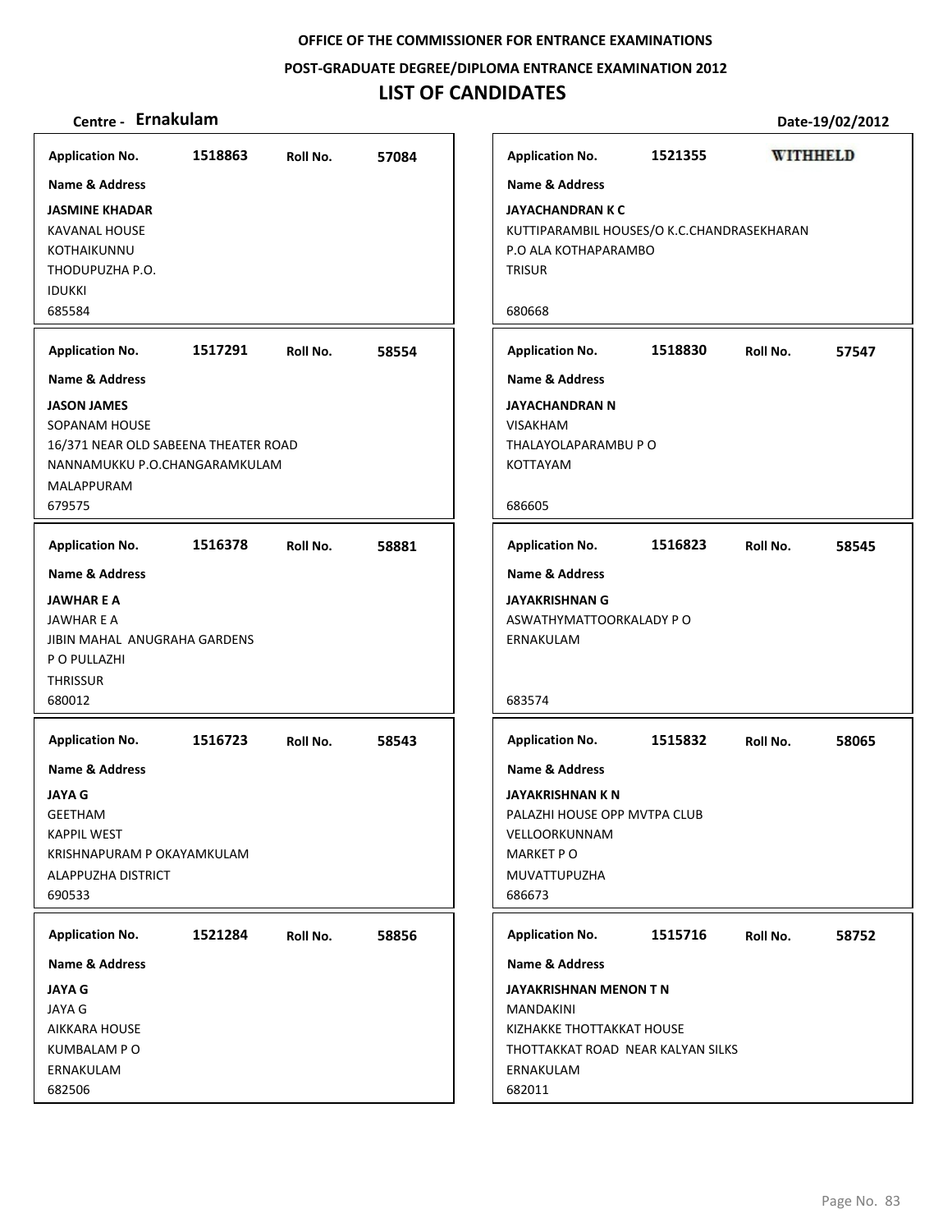**OFFICE OF THE COMMISSIONER FOR ENTRANCE EXAMINATIONS**

**POST-GRADUATE DEGREE/DIPLOMA ENTRANCE EXAMINATION 2012**

# LIST OF CANDIDATES

**Centre - Ernakulam** **Date-19/02/2012**

**Application No.** 1518863 **Roll No.** 57084
**Name & Address**
**JASMINE KHADAR**
KAVANAL HOUSE
KOTHAIKUNNU
THODUPUZHA P.O.
IDUKKI
685584

**Application No.** 1517291 **Roll No.** 58554
**Name & Address**
**JASON JAMES**
SOPANAM HOUSE
16/371 NEAR OLD SABEENA THEATER ROAD
NANNAMUKKU P.O.CHANGARAMKULAM
MALAPPURAM
679575

**Application No.** 1516378 **Roll No.** 58881
**Name & Address**
**JAWHAR E A**
JAWHAR E A
JIBIN MAHAL ANUGRAHA GARDENS
P O PULLAZHI
THRISSUR
680012

**Application No.** 1516723 **Roll No.** 58543
**Name & Address**
**JAYA G**
GEETHAM
KAPPIL WEST
KRISHNAPURAM P OKAYAMKULAM
ALAPPUZHA DISTRICT
690533

**Application No.** 1521284 **Roll No.** 58856
**Name & Address**
**JAYA G**
JAYA G
AIKKARA HOUSE
KUMBALAM P O
ERNAKULAM
682506

**Application No.** 1521355 **WITHHELD**
**Name & Address**
**JAYACHANDRAN K C**
KUTTIPARAMBIL HOUSES/O K.C.CHANDRASEKHARAN
P.O ALA KOTHAPARAMBO
TRISUR
680668

**Application No.** 1518830 **Roll No.** 57547
**Name & Address**
**JAYACHANDRAN N**
VISAKHAM
THALAYOLAPARAMBU P O
KOTTAYAM
686605

**Application No.** 1516823 **Roll No.** 58545
**Name & Address**
**JAYAKRISHNAN G**
ASWATHYMATTOORKALADY P O
ERNAKULAM
683574

**Application No.** 1515832 **Roll No.** 58065
**Name & Address**
**JAYAKRISHNAN K N**
PALAZHI HOUSE OPP MVTPA CLUB
VELLOORKUNNAM
MARKET P O
MUVATTUPUZHA
686673

**Application No.** 1515716 **Roll No.** 58752
**Name & Address**
**JAYAKRISHNAN MENON T N**
MANDAKINI
KIZHAKKE THOTTAKKAT HOUSE
THOTTAKKAT ROAD NEAR KALYAN SILKS
ERNAKULAM
682011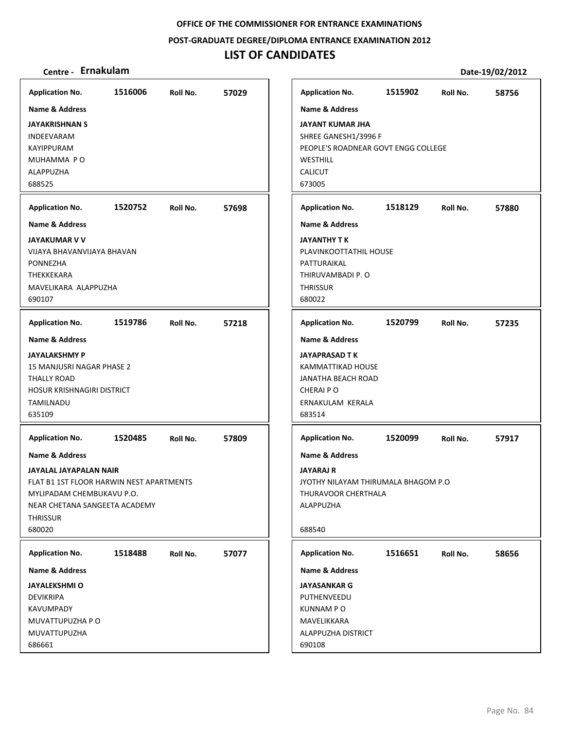**OFFICE OF THE COMMISSIONER FOR ENTRANCE EXAMINATIONS**

**POST-GRADUATE DEGREE/DIPLOMA ENTRANCE EXAMINATION 2012**

# LIST OF CANDIDATES

**Centre - Ernakulam** **Date-19/02/2012**

| Application No. | Roll No. | Name & Address |
|---|---|---|
| 1516006 | 57029 | **JAYAKRISHNAN S**<br>INDEEVARAM<br>KAYIPPURAM<br>MUHAMMA P O<br>ALAPPUZHA<br>688525 |
| 1515902 | 58756 | **JAYANT KUMAR JHA**<br>SHREE GANESH1/3996 F<br>PEOPLE'S ROADNEAR GOVT ENGG COLLEGE<br>WESTHILL<br>CALICUT<br>673005 |
| 1520752 | 57698 | **JAYAKUMAR V V**<br>VIJAYA BHAVANVIJAYA BHAVAN<br>PONNEZHA<br>THEKKEKARA<br>MAVELIKARA ALAPPUZHA<br>690107 |
| 1518129 | 57880 | **JAYANTHY T K**<br>PLAVINKOOTTATHIL HOUSE<br>PATTURAIKAL<br>THIRUVAMBADI P. O<br>THRISSUR<br>680022 |
| 1519786 | 57218 | **JAYALAKSHMY P**<br>15 MANJUSRI NAGAR PHASE 2<br>THALLY ROAD<br>HOSUR KRISHNAGIRI DISTRICT<br>TAMILNADU<br>635109 |
| 1520799 | 57235 | **JAYAPRASAD T K**<br>KAMMATTIKAD HOUSE<br>JANATHA BEACH ROAD<br>CHERAI P O<br>ERNAKULAM KERALA<br>683514 |
| 1520485 | 57809 | **JAYALAL JAYAPALAN NAIR**<br>FLAT B1 1ST FLOOR HARWIN NEST APARTMENTS<br>MYLIPADAM CHEMBUKAVU P.O.<br>NEAR CHETANA SANGEETA ACADEMY<br>THRISSUR<br>680020 |
| 1520099 | 57917 | **JAYARAJ R**<br>JYOTHY NILAYAM THIRUMALA BHAGOM P.O<br>THURAVOOR CHERTHALA<br>ALAPPUZHA<br>688540 |
| 1518488 | 57077 | **JAYALEKSHMI O**<br>DEVIKRIPA<br>KAVUMPADY<br>MUVATTUPUZHA P O<br>MUVATTUPUZHA<br>686661 |
| 1516651 | 58656 | **JAYASANKAR G**<br>PUTHENVEEDU<br>KUNNAM P O<br>MAVELIKKARA<br>ALAPPUZHA DISTRICT<br>690108 |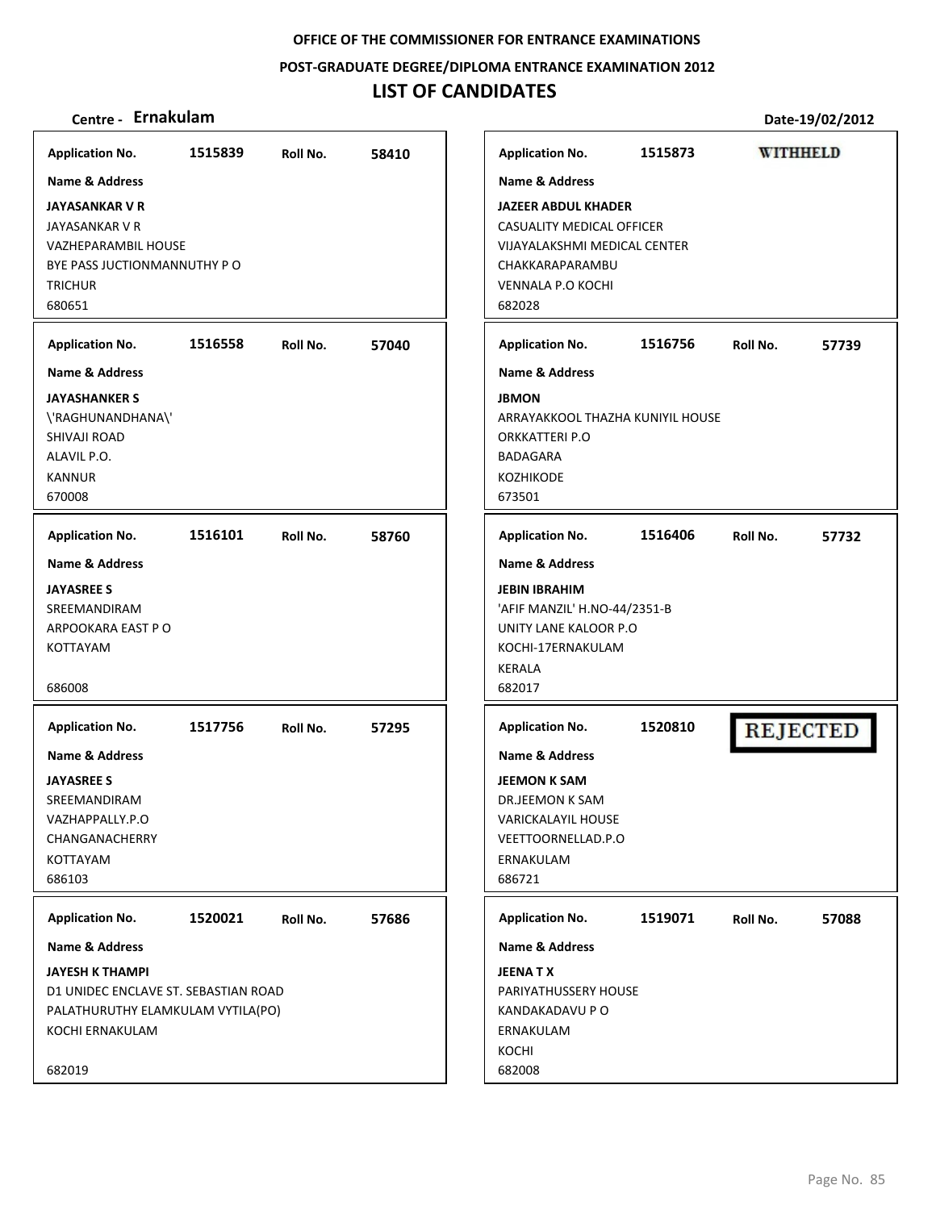**OFFICE OF THE COMMISSIONER FOR ENTRANCE EXAMINATIONS**

**POST-GRADUATE DEGREE/DIPLOMA ENTRANCE EXAMINATION 2012**

# LIST OF CANDIDATES

**Centre - Ernakulam** **Date-19/02/2012**

**Application No.** 1515839 **Roll No.** 58410

**Name & Address**

**JAYASANKAR V R**
JAYASANKAR V R
VAZHEPARAMBIL HOUSE
BYE PASS JUCTIONMANNUTHY P O
TRICHUR
680651

**Application No.** 1515873 **WITHHELD**

**Name & Address**

**JAZEER ABDUL KHADER**
CASUALITY MEDICAL OFFICER
VIJAYALAKSHMI MEDICAL CENTER
CHAKKARAPARAMBU
VENNALA P.O KOCHI
682028

**Application No.** 1516558 **Roll No.** 57040

**Name & Address**

**JAYASHANKER S**
\'RAGHUNANDHANA\'
SHIVAJI ROAD
ALAVIL P.O.
KANNUR
670008

**Application No.** 1516756 **Roll No.** 57739

**Name & Address**

**JBMON**
ARRAYAKKOOL THAZHA KUNIYIL HOUSE
ORKKATTERI P.O
BADAGARA
KOZHIKODE
673501

**Application No.** 1516101 **Roll No.** 58760

**Name & Address**

**JAYASREE S**
SREEMANDIRAM
ARPOOKARA EAST P O
KOTTAYAM

686008

**Application No.** 1516406 **Roll No.** 57732

**Name & Address**

**JEBIN IBRAHIM**
'AFIF MANZIL' H.NO-44/2351-B
UNITY LANE KALOOR P.O
KOCHI-17ERNAKULAM
KERALA
682017

**Application No.** 1517756 **Roll No.** 57295

**Name & Address**

**JAYASREE S**
SREEMANDIRAM
VAZHAPPALLY.P.O
CHANGANACHERRY
KOTTAYAM
686103

**Application No.** 1520810 **REJECTED**

**Name & Address**

**JEEMON K SAM**
DR.JEEMON K SAM
VARICKALAYIL HOUSE
VEETTOORNELLAD.P.O
ERNAKULAM
686721

**Application No.** 1520021 **Roll No.** 57686

**Name & Address**

**JAYESH K THAMPI**
D1 UNIDEC ENCLAVE ST. SEBASTIAN ROAD
PALATHURUTHY ELAMKULAM VYTILA(PO)
KOCHI ERNAKULAM

682019

**Application No.** 1519071 **Roll No.** 57088

**Name & Address**

**JEENA T X**
PARIYATHUSSERY HOUSE
KANDAKADAVU P O
ERNAKULAM
KOCHI
682008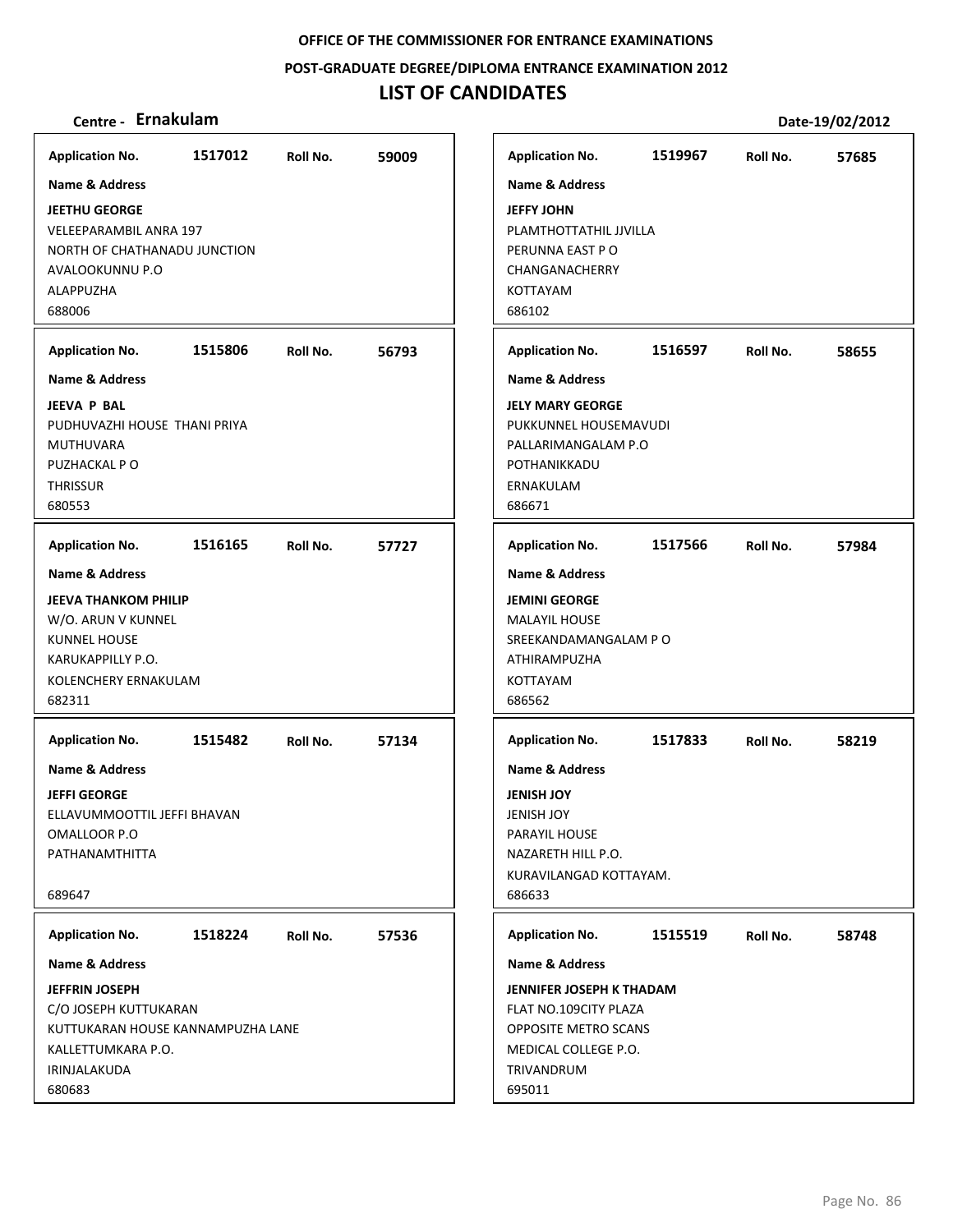OFFICE OF THE COMMISSIONER FOR ENTRANCE EXAMINATIONS

POST-GRADUATE DEGREE/DIPLOMA ENTRANCE EXAMINATION 2012

# LIST OF CANDIDATES

**Centre - Ernakulam** Date-19/02/2012

**Application No.** 1517012 **Roll No.** 59009

**Name & Address**

**JEETHU GEORGE**
VELEEPARAMBIL ANRA 197
NORTH OF CHATHANADU JUNCTION
AVALOOKUNNU P.O
ALAPPUZHA
688006

**Application No.** 1515806 **Roll No.** 56793

**Name & Address**

**JEEVA P BAL**
PUDHUVAZHI HOUSE THANI PRIYA
MUTHUVARA
PUZHACKAL P O
THRISSUR
680553

**Application No.** 1516165 **Roll No.** 57727

**Name & Address**

**JEEVA THANKOM PHILIP**
W/O. ARUN V KUNNEL
KUNNEL HOUSE
KARUKAPPILLY P.O.
KOLENCHERY ERNAKULAM
682311

**Application No.** 1515482 **Roll No.** 57134

**Name & Address**

**JEFFI GEORGE**
ELLAVUMMOOTTIL JEFFI BHAVAN
OMALLOOR P.O
PATHANAMTHITTA

689647

**Application No.** 1518224 **Roll No.** 57536

**Name & Address**

**JEFFRIN JOSEPH**
C/O JOSEPH KUTTUKARAN
KUTTUKARAN HOUSE KANNAMPUZHA LANE
KALLETTUMKARA P.O.
IRINJALAKUDA
680683

**Application No.** 1519967 **Roll No.** 57685

**Name & Address**

**JEFFY JOHN**
PLAMTHOTTATHIL JJVILLA
PERUNNA EAST P O
CHANGANACHERRY
KOTTAYAM
686102

**Application No.** 1516597 **Roll No.** 58655

**Name & Address**

**JELY MARY GEORGE**
PUKKUNNEL HOUSEMAVUDI
PALLARIMANGALAM P.O
POTHANIKKADU
ERNAKULAM
686671

**Application No.** 1517566 **Roll No.** 57984

**Name & Address**

**JEMINI GEORGE**
MALAYIL HOUSE
SREEKANDAMANGALAM P O
ATHIRAMPUZHA
KOTTAYAM
686562

**Application No.** 1517833 **Roll No.** 58219

**Name & Address**

**JENISH JOY**
JENISH JOY
PARAYIL HOUSE
NAZARETH HILL P.O.
KURAVILANGAD KOTTAYAM.
686633

**Application No.** 1515519 **Roll No.** 58748

**Name & Address**

**JENNIFER JOSEPH K THADAM**
FLAT NO.109CITY PLAZA
OPPOSITE METRO SCANS
MEDICAL COLLEGE P.O.
TRIVANDRUM
695011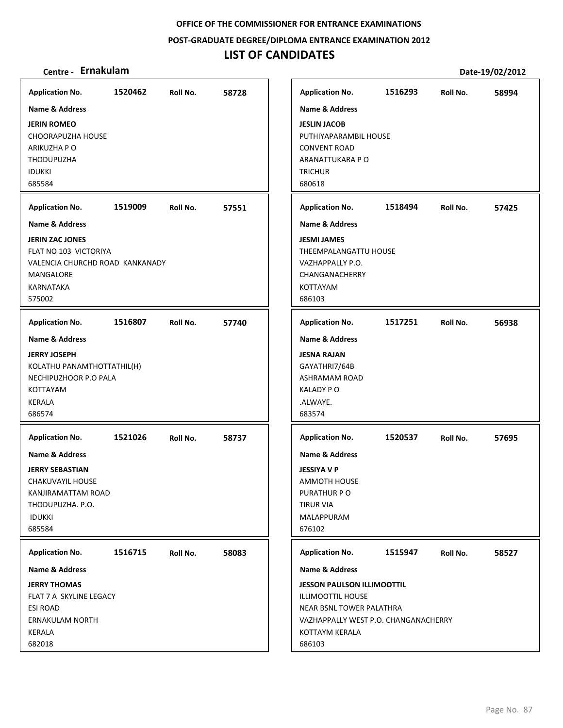**OFFICE OF THE COMMISSIONER FOR ENTRANCE EXAMINATIONS**

**POST-GRADUATE DEGREE/DIPLOMA ENTRANCE EXAMINATION 2012**

# LIST OF CANDIDATES

**Centre - Ernakulam** **Date-19/02/2012**

**Application No.** 1520462 **Roll No.** 58728

**Name & Address**

**JERIN ROMEO**
CHOORAPUZHA HOUSE
ARIKUZHA P O
THODUPUZHA
IDUKKI
685584

**Application No.** 1519009 **Roll No.** 57551

**Name & Address**

**JERIN ZAC JONES**
FLAT NO 103 VICTORIYA
VALENCIA CHURCHD ROAD KANKANADY
MANGALORE
KARNATAKA
575002

**Application No.** 1516807 **Roll No.** 57740

**Name & Address**

**JERRY JOSEPH**
KOLATHU PANAMTHOTTATHIL(H)
NECHIPUZHOOR P.O PALA
KOTTAYAM
KERALA
686574

**Application No.** 1521026 **Roll No.** 58737

**Name & Address**

**JERRY SEBASTIAN**
CHAKUVAYIL HOUSE
KANJIRAMATTAM ROAD
THODUPUZHA. P.O.
IDUKKI
685584

**Application No.** 1516715 **Roll No.** 58083

**Name & Address**

**JERRY THOMAS**
FLAT 7 A SKYLINE LEGACY
ESI ROAD
ERNAKULAM NORTH
KERALA
682018

**Application No.** 1516293 **Roll No.** 58994

**Name & Address**

**JESLIN JACOB**
PUTHIYAPARAMBIL HOUSE
CONVENT ROAD
ARANATTUKARA P O
TRICHUR
680618

**Application No.** 1518494 **Roll No.** 57425

**Name & Address**

**JESMI JAMES**
THEEMPALANGATTU HOUSE
VAZHAPPALLY P.O.
CHANGANACHERRY
KOTTAYAM
686103

**Application No.** 1517251 **Roll No.** 56938

**Name & Address**

**JESNA RAJAN**
GAYATHRI7/64B
ASHRAMAM ROAD
KALADY P O
.ALWAYE.
683574

**Application No.** 1520537 **Roll No.** 57695

**Name & Address**

**JESSIYA V P**
AMMOTH HOUSE
PURATHUR P O
TIRUR VIA
MALAPPURAM
676102

**Application No.** 1515947 **Roll No.** 58527

**Name & Address**

**JESSON PAULSON ILLIMOOTTIL**
ILLIMOOTTIL HOUSE
NEAR BSNL TOWER PALATHRA
VAZHAPPALLY WEST P.O. CHANGANACHERRY
KOTTAYM KERALA
686103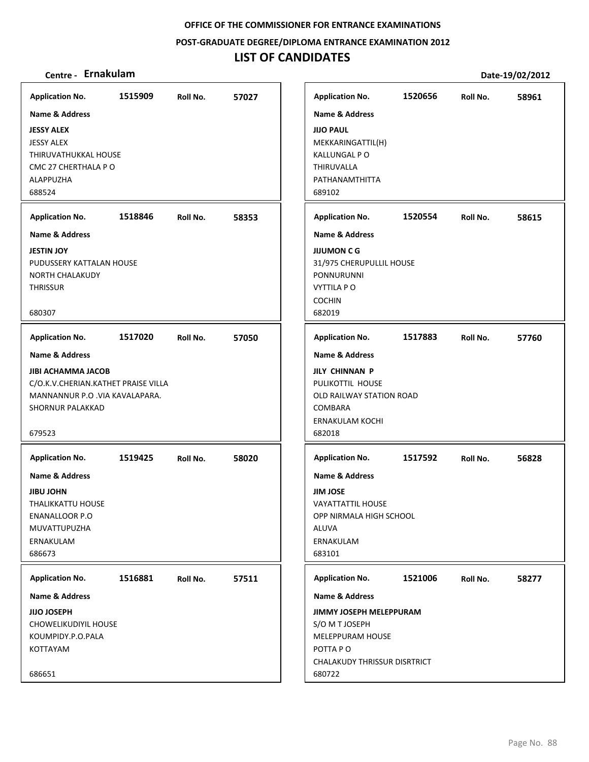OFFICE OF THE COMMISSIONER FOR ENTRANCE EXAMINATIONS

POST-GRADUATE DEGREE/DIPLOMA ENTRANCE EXAMINATION 2012

# LIST OF CANDIDATES

**Centre - Ernakulam** **Date-19/02/2012**

**Application No.** 1515909 **Roll No.** 57027

**Name & Address**

**JESSY ALEX**
JESSY ALEX
THIRUVATHUKKAL HOUSE
CMC 27 CHERTHALA P O
ALAPPUZHA
688524

**Application No.** 1518846 **Roll No.** 58353

**Name & Address**

**JESTIN JOY**
PUDUSSERY KATTALAN HOUSE
NORTH CHALAKUDY
THRISSUR
680307

**Application No.** 1517020 **Roll No.** 57050

**Name & Address**

**JIBI ACHAMMA JACOB**
C/O.K.V.CHERIAN.KATHET PRAISE VILLA
MANNANNUR P.O .VIA KAVALAPARA.
SHORNUR PALAKKAD
679523

**Application No.** 1519425 **Roll No.** 58020

**Name & Address**

**JIBU JOHN**
THALIKKATTU HOUSE
ENANALLOOR P.O
MUVATTUPUZHA
ERNAKULAM
686673

**Application No.** 1516881 **Roll No.** 57511

**Name & Address**

**JIJO JOSEPH**
CHOWELIKUDIYIL HOUSE
KOUMPIDY.P.O.PALA
KOTTAYAM
686651

**Application No.** 1520656 **Roll No.** 58961

**Name & Address**

**JIJO PAUL**
MEKKARINGATTIL(H)
KALLUNGAL P O
THIRUVALLA
PATHANAMTHITTA
689102

**Application No.** 1520554 **Roll No.** 58615

**Name & Address**

**JIJUMON C G**
31/975 CHERUPULLIL HOUSE
PONNURUNNI
VYTTILA P O
COCHIN
682019

**Application No.** 1517883 **Roll No.** 57760

**Name & Address**

**JILY CHINNAN P**
PULIKOTTIL HOUSE
OLD RAILWAY STATION ROAD
COMBARA
ERNAKULAM KOCHI
682018

**Application No.** 1517592 **Roll No.** 56828

**Name & Address**

**JIM JOSE**
VAYATTATTIL HOUSE
OPP NIRMALA HIGH SCHOOL
ALUVA
ERNAKULAM
683101

**Application No.** 1521006 **Roll No.** 58277

**Name & Address**

**JIMMY JOSEPH MELEPPURAM**
S/O M T JOSEPH
MELEPPURAM HOUSE
POTTA P O
CHALAKUDY THRISSUR DISRTRICT
680722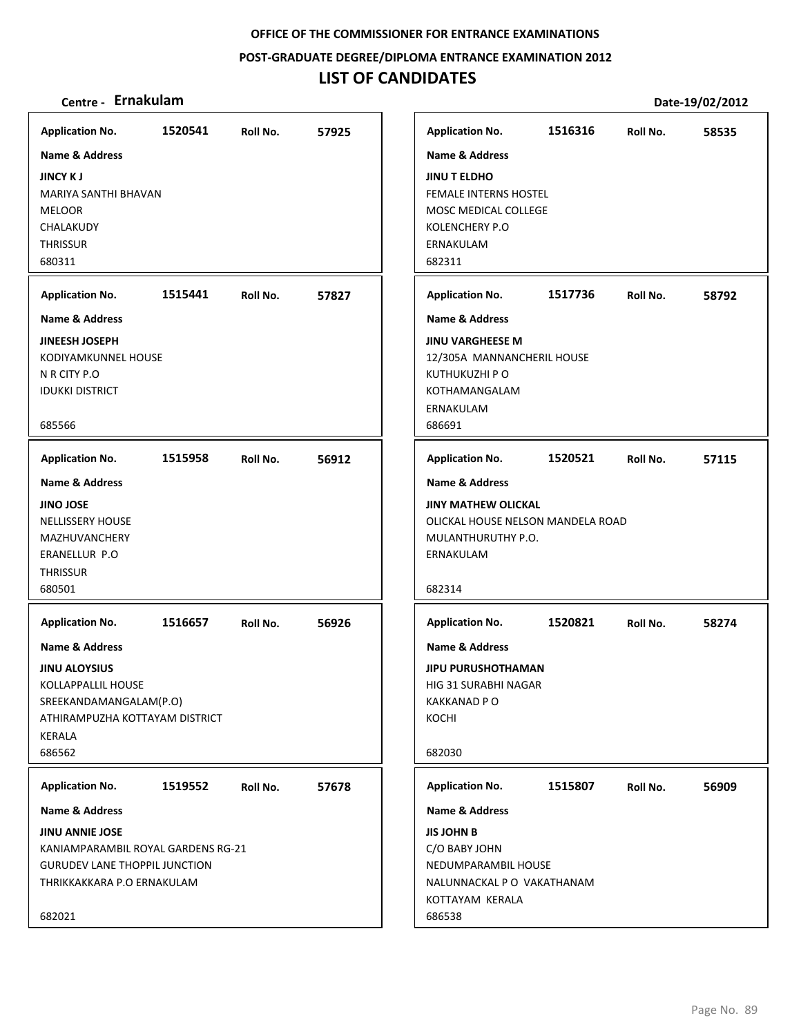**OFFICE OF THE COMMISSIONER FOR ENTRANCE EXAMINATIONS**

**POST-GRADUATE DEGREE/DIPLOMA ENTRANCE EXAMINATION 2012**

# LIST OF CANDIDATES

**Centre - Ernakulam** **Date-19/02/2012**

**Application No.** 1520541 **Roll No.** 57925

**Name & Address**

**JINCY K J**
MARIYA SANTHI BHAVAN
MELOOR
CHALAKUDY
THRISSUR
680311

**Application No.** 1515441 **Roll No.** 57827

**Name & Address**

**JINEESH JOSEPH**
KODIYAMKUNNEL HOUSE
N R CITY P.O
IDUKKI DISTRICT

685566

**Application No.** 1515958 **Roll No.** 56912

**Name & Address**

**JINO JOSE**
NELLISSERY HOUSE
MAZHUVANCHERY
ERANELLUR P.O
THRISSUR
680501

**Application No.** 1516657 **Roll No.** 56926

**Name & Address**

**JINU ALOYSIUS**
KOLLAPPALLIL HOUSE
SREEKANDAMANGALAM(P.O)
ATHIRAMPUZHA KOTTAYAM DISTRICT
KERALA
686562

**Application No.** 1519552 **Roll No.** 57678

**Name & Address**

**JINU ANNIE JOSE**
KANIAMPARAMBIL ROYAL GARDENS RG-21
GURUDEV LANE THOPPIL JUNCTION
THRIKKAKKARA P.O ERNAKULAM

682021

**Application No.** 1516316 **Roll No.** 58535

**Name & Address**

**JINU T ELDHO**
FEMALE INTERNS HOSTEL
MOSC MEDICAL COLLEGE
KOLENCHERY P.O
ERNAKULAM
682311

**Application No.** 1517736 **Roll No.** 58792

**Name & Address**

**JINU VARGHEESE M**
12/305A MANNANCHERIL HOUSE
KUTHUKUZHI P O
KOTHAMANGALAM
ERNAKULAM
686691

**Application No.** 1520521 **Roll No.** 57115

**Name & Address**

**JINY MATHEW OLICKAL**
OLICKAL HOUSE NELSON MANDELA ROAD
MULANTHURUTHY P.O.
ERNAKULAM

682314

**Application No.** 1520821 **Roll No.** 58274

**Name & Address**

**JIPU PURUSHOTHAMAN**
HIG 31 SURABHI NAGAR
KAKKANAD P O
KOCHI

682030

**Application No.** 1515807 **Roll No.** 56909

**Name & Address**

**JIS JOHN B**
C/O BABY JOHN
NEDUMPARAMBIL HOUSE
NALUNNACKAL P O VAKATHANAM
KOTTAYAM KERALA
686538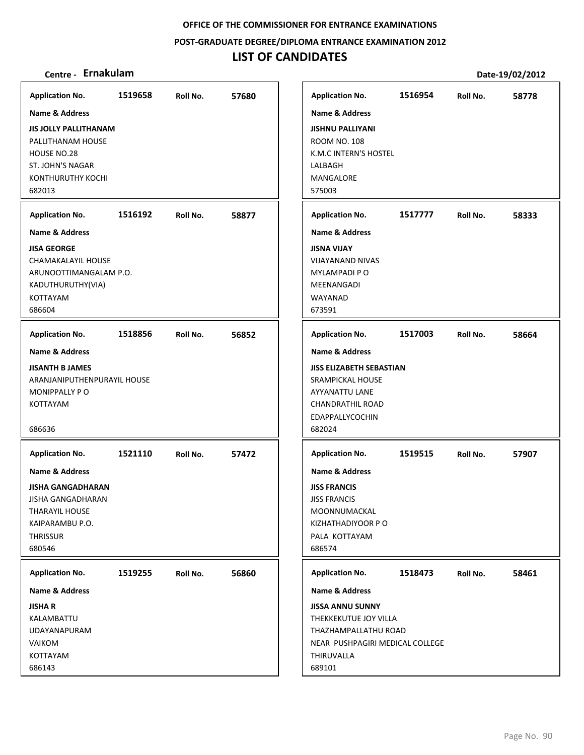**OFFICE OF THE COMMISSIONER FOR ENTRANCE EXAMINATIONS**

**POST-GRADUATE DEGREE/DIPLOMA ENTRANCE EXAMINATION 2012**

# LIST OF CANDIDATES

**Centre - Ernakulam** **Date-19/02/2012**

| Application No. | Roll No. | Name & Address |
|---|---|---|
| 1519658 | 57680 | **JIS JOLLY PALLITHANAM**<br>PALLITHANAM HOUSE<br>HOUSE NO.28<br>ST. JOHN'S NAGAR<br>KONTHURUTHY KOCHI<br>682013 |
| 1516192 | 58877 | **JISA GEORGE**<br>CHAMAKALAYIL HOUSE<br>ARUNOOTTIMANGALAM P.O.<br>KADUTHURUTHY(VIA)<br>KOTTAYAM<br>686604 |
| 1518856 | 56852 | **JISANTH B JAMES**<br>ARANJANIPUTHENPURAYIL HOUSE<br>MONIPPALLY P O<br>KOTTAYAM<br>686636 |
| 1521110 | 57472 | **JISHA GANGADHARAN**<br>JISHA GANGADHARAN<br>THARAYIL HOUSE<br>KAIPARAMBU P.O.<br>THRISSUR<br>680546 |
| 1519255 | 56860 | **JISHA R**<br>KALAMBATTU<br>UDAYANAPURAM<br>VAIKOM<br>KOTTAYAM<br>686143 |
| 1516954 | 58778 | **JISHNU PALLIYANI**<br>ROOM NO. 108<br>K.M.C INTERN'S HOSTEL<br>LALBAGH<br>MANGALORE<br>575003 |
| 1517777 | 58333 | **JISNA VIJAY**<br>VIJAYANAND NIVAS<br>MYLAMPADI P O<br>MEENANGADI<br>WAYANAD<br>673591 |
| 1517003 | 58664 | **JISS ELIZABETH SEBASTIAN**<br>SRAMPICKAL HOUSE<br>AYYANATTU LANE<br>CHANDRATHIL ROAD<br>EDAPPALLYCOCHIN<br>682024 |
| 1519515 | 57907 | **JISS FRANCIS**<br>JISS FRANCIS<br>MOONNUMACKAL<br>KIZHATHADIYOOR P O<br>PALA KOTTAYAM<br>686574 |
| 1518473 | 58461 | **JISSA ANNU SUNNY**<br>THEKKEKUTUE JOY VILLA<br>THAZHAMPALLATHU ROAD<br>NEAR PUSHPAGIRI MEDICAL COLLEGE<br>THIRUVALLA<br>689101 |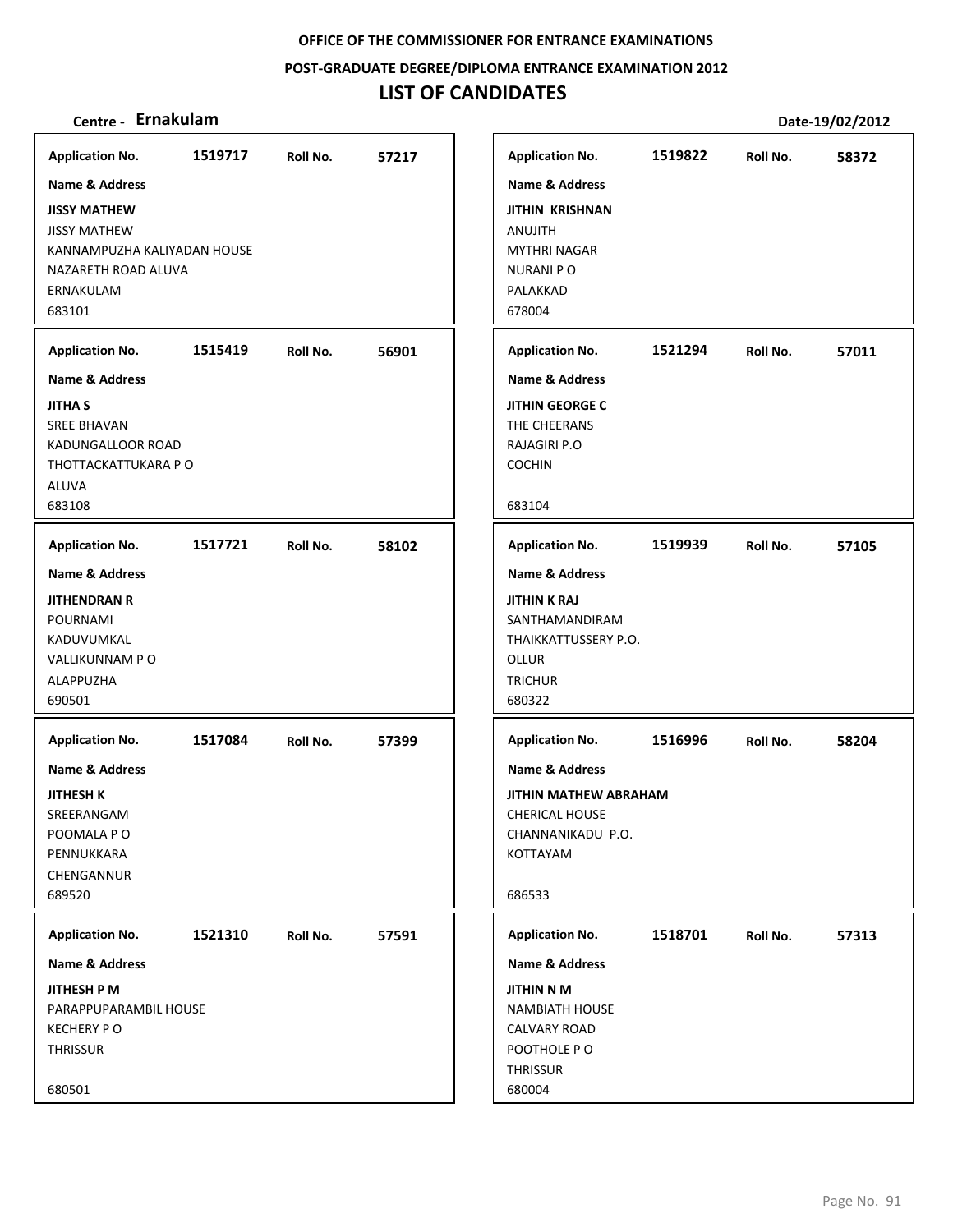**OFFICE OF THE COMMISSIONER FOR ENTRANCE EXAMINATIONS**

**POST-GRADUATE DEGREE/DIPLOMA ENTRANCE EXAMINATION 2012**

# LIST OF CANDIDATES

**Centre - Ernakulam** | **Date-19/02/2012**

---

**Application No.** 1519717 **Roll No.** 57217

**Name & Address**

**JISSY MATHEW**
JISSY MATHEW
KANNAMPUZHA KALIYADAN HOUSE
NAZARETH ROAD ALUVA
ERNAKULAM
683101

---

**Application No.** 1515419 **Roll No.** 56901

**Name & Address**

**JITHA S**
SREE BHAVAN
KADUNGALLOOR ROAD
THOTTACKATTUKARA P O
ALUVA
683108

---

**Application No.** 1517721 **Roll No.** 58102

**Name & Address**

**JITHENDRAN R**
POURNAMI
KADUVUMKAL
VALLIKUNNAM P O
ALAPPUZHA
690501

---

**Application No.** 1517084 **Roll No.** 57399

**Name & Address**

**JITHESH K**
SREERANGAM
POOMALA P O
PENNUKKARA
CHENGANNUR
689520

---

**Application No.** 1521310 **Roll No.** 57591

**Name & Address**

**JITHESH P M**
PARAPPUPARAMBIL HOUSE
KECHERY P O
THRISSUR

680501

---

**Application No.** 1519822 **Roll No.** 58372

**Name & Address**

**JITHIN KRISHNAN**
ANUJITH
MYTHRI NAGAR
NURANI P O
PALAKKAD
678004

---

**Application No.** 1521294 **Roll No.** 57011

**Name & Address**

**JITHIN GEORGE C**
THE CHEERANS
RAJAGIRI P.O
COCHIN

683104

---

**Application No.** 1519939 **Roll No.** 57105

**Name & Address**

**JITHIN K RAJ**
SANTHAMANDIRAM
THAIKKATTUSSERY P.O.
OLLUR
TRICHUR
680322

---

**Application No.** 1516996 **Roll No.** 58204

**Name & Address**

**JITHIN MATHEW ABRAHAM**
CHERICAL HOUSE
CHANNANIKADU P.O.
KOTTAYAM

686533

---

**Application No.** 1518701 **Roll No.** 57313

**Name & Address**

**JITHIN N M**
NAMBIATH HOUSE
CALVARY ROAD
POOTHOLE P O
THRISSUR
680004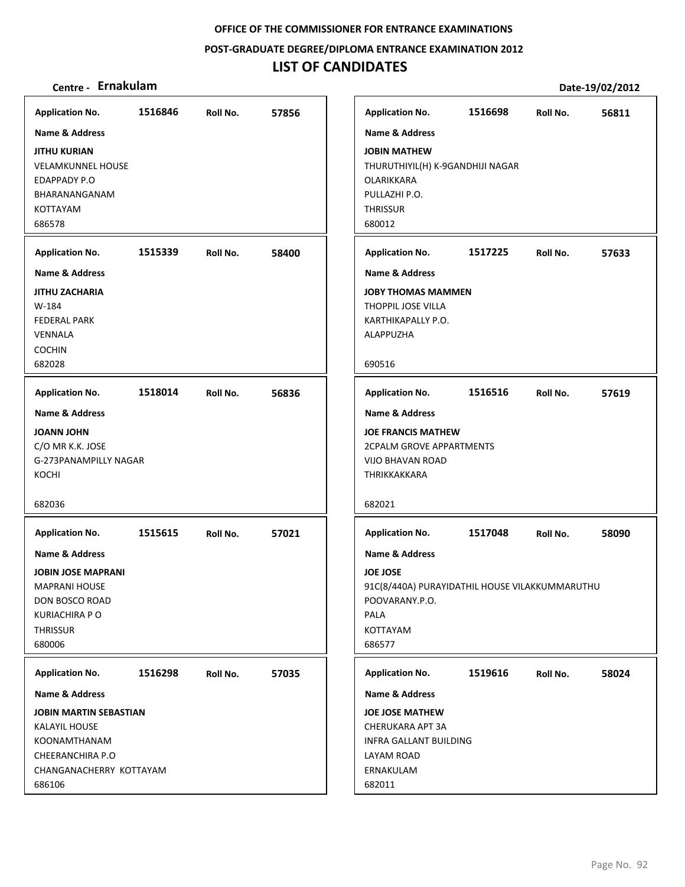**OFFICE OF THE COMMISSIONER FOR ENTRANCE EXAMINATIONS**

**POST-GRADUATE DEGREE/DIPLOMA ENTRANCE EXAMINATION 2012**

# LIST OF CANDIDATES

**Centre - Ernakulam** **Date-19/02/2012**

**Application No.** 1516846 **Roll No.** 57856
**Name & Address**
**JITHU KURIAN**
VELAMKUNNEL HOUSE
EDAPPADY P.O
BHARANANGANAM
KOTTAYAM
686578

**Application No.** 1515339 **Roll No.** 58400
**Name & Address**
**JITHU ZACHARIA**
W-184
FEDERAL PARK
VENNALA
COCHIN
682028

**Application No.** 1518014 **Roll No.** 56836
**Name & Address**
**JOANN JOHN**
C/O MR K.K. JOSE
G-273PANAMPILLY NAGAR
KOCHI
682036

**Application No.** 1515615 **Roll No.** 57021
**Name & Address**
**JOBIN JOSE MAPRANI**
MAPRANI HOUSE
DON BOSCO ROAD
KURIACHIRA P O
THRISSUR
680006

**Application No.** 1516298 **Roll No.** 57035
**Name & Address**
**JOBIN MARTIN SEBASTIAN**
KALAYIL HOUSE
KOONAMTHANAM
CHEERANCHIRA P.O
CHANGANACHERRY KOTTAYAM
686106

**Application No.** 1516698 **Roll No.** 56811
**Name & Address**
**JOBIN MATHEW**
THURUTHIYIL(H) K-9GANDHIJI NAGAR
OLARIKKARA
PULLAZHI P.O.
THRISSUR
680012

**Application No.** 1517225 **Roll No.** 57633
**Name & Address**
**JOBY THOMAS MAMMEN**
THOPPIL JOSE VILLA
KARTHIKAPALLY P.O.
ALAPPUZHA
690516

**Application No.** 1516516 **Roll No.** 57619
**Name & Address**
**JOE FRANCIS MATHEW**
2CPALM GROVE APPARTMENTS
VIJO BHAVAN ROAD
THRIKKAKKARA
682021

**Application No.** 1517048 **Roll No.** 58090
**Name & Address**
**JOE JOSE**
91C(8/440A) PURAYIDATHIL HOUSE VILAKKUMMARUTHU
POOVARANY.P.O.
PALA
KOTTAYAM
686577

**Application No.** 1519616 **Roll No.** 58024
**Name & Address**
**JOE JOSE MATHEW**
CHERUKARA APT 3A
INFRA GALLANT BUILDING
LAYAM ROAD
ERNAKULAM
682011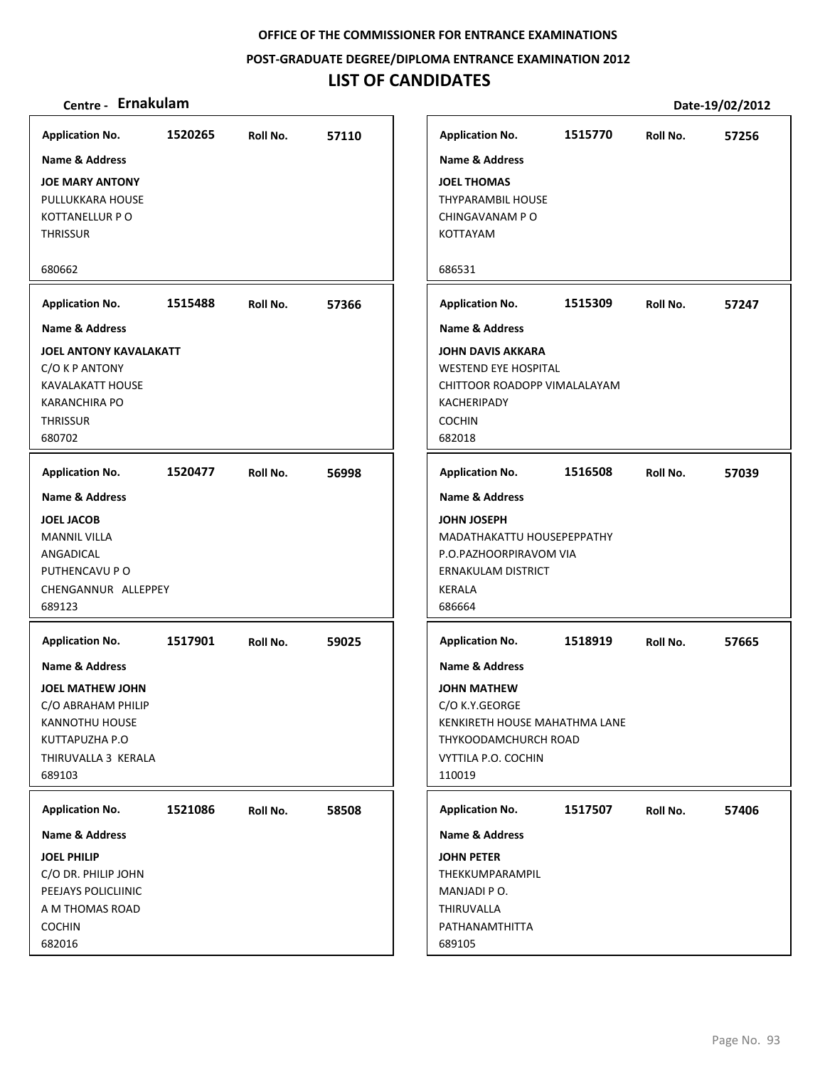**OFFICE OF THE COMMISSIONER FOR ENTRANCE EXAMINATIONS**

**POST-GRADUATE DEGREE/DIPLOMA ENTRANCE EXAMINATION 2012**

# LIST OF CANDIDATES

**Centre - Ernakulam** **Date-19/02/2012**

| Application No. | Roll No. | Name & Address |
|---|---|---|
| 1520265 | 57110 | **JOE MARY ANTONY**<br>PULLUKKARA HOUSE<br>KOTTANELLUR P O<br>THRISSUR<br>680662 |
| 1515488 | 57366 | **JOEL ANTONY KAVALAKATT**<br>C/O K P ANTONY<br>KAVALAKATT HOUSE<br>KARANCHIRA PO<br>THRISSUR<br>680702 |
| 1520477 | 56998 | **JOEL JACOB**<br>MANNIL VILLA<br>ANGADICAL<br>PUTHENCAVU P O<br>CHENGANNUR ALLEPPEY<br>689123 |
| 1517901 | 59025 | **JOEL MATHEW JOHN**<br>C/O ABRAHAM PHILIP<br>KANNOTHU HOUSE<br>KUTTAPUZHA P.O<br>THIRUVALLA 3 KERALA<br>689103 |
| 1521086 | 58508 | **JOEL PHILIP**<br>C/O DR. PHILIP JOHN<br>PEEJAYS POLICLIINIC<br>A M THOMAS ROAD<br>COCHIN<br>682016 |
| 1515770 | 57256 | **JOEL THOMAS**<br>THYPARAMBIL HOUSE<br>CHINGAVANAM P O<br>KOTTAYAM<br>686531 |
| 1515309 | 57247 | **JOHN DAVIS AKKARA**<br>WESTEND EYE HOSPITAL<br>CHITTOOR ROADOPP VIMALALAYAM<br>KACHERIPADY<br>COCHIN<br>682018 |
| 1516508 | 57039 | **JOHN JOSEPH**<br>MADATHAKATTU HOUSEPEPPATHY<br>P.O.PAZHOORPIRAVOM VIA<br>ERNAKULAM DISTRICT<br>KERALA<br>686664 |
| 1518919 | 57665 | **JOHN MATHEW**<br>C/O K.Y.GEORGE<br>KENKIRETH HOUSE MAHATHMA LANE<br>THYKOODAMCHURCH ROAD<br>VYTTILA P.O. COCHIN<br>110019 |
| 1517507 | 57406 | **JOHN PETER**<br>THEKKUMPARAMPIL<br>MANJADI P O.<br>THIRUVALLA<br>PATHANAMTHITTA<br>689105 |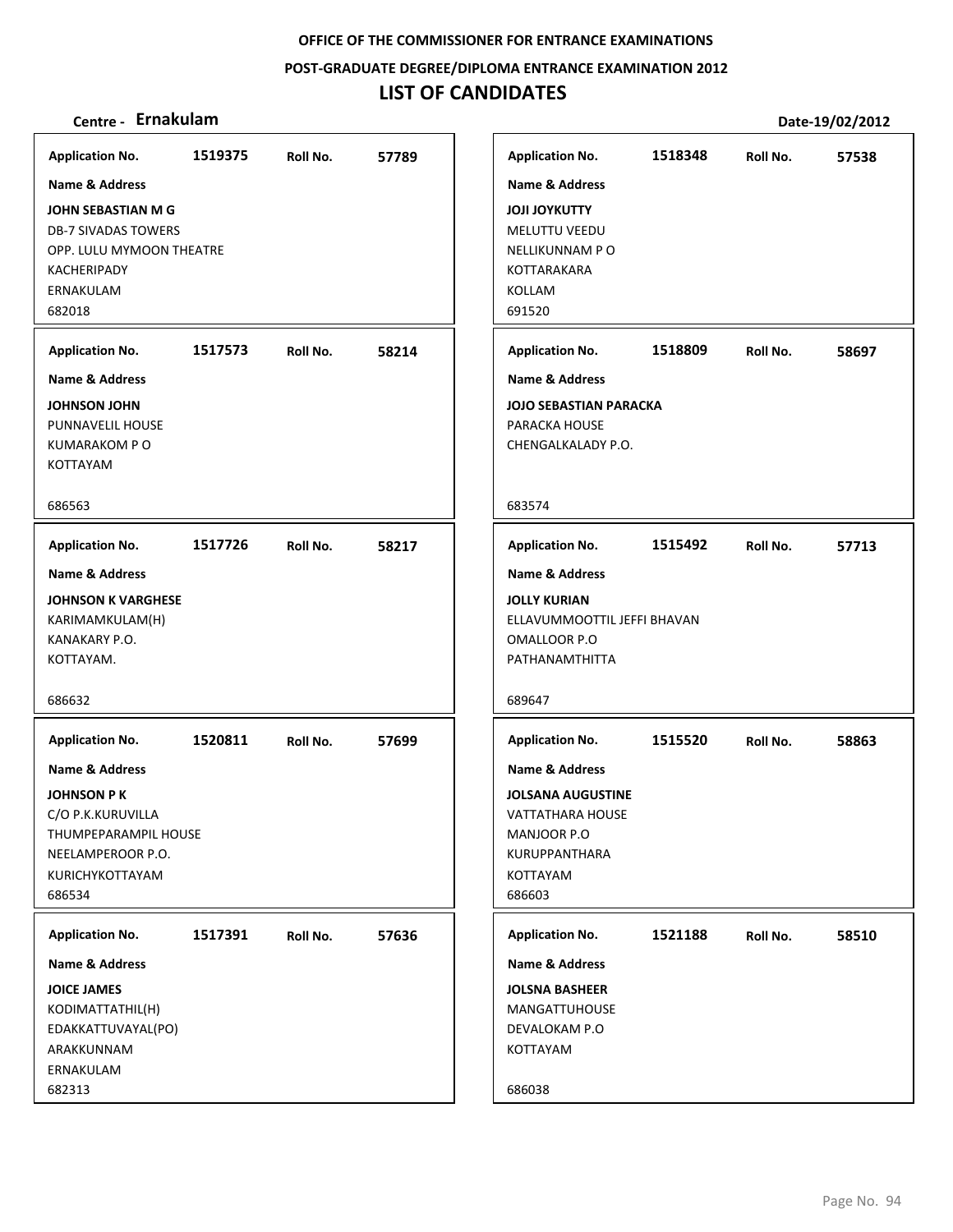**OFFICE OF THE COMMISSIONER FOR ENTRANCE EXAMINATIONS**

**POST-GRADUATE DEGREE/DIPLOMA ENTRANCE EXAMINATION 2012**

# LIST OF CANDIDATES

**Centre - Ernakulam** **Date-19/02/2012**

| Application No. | Roll No. | Name & Address |
|---|---|---|
| 1519375 | 57789 | **JOHN SEBASTIAN M G**<br>DB-7 SIVADAS TOWERS<br>OPP. LULU MYMOON THEATRE<br>KACHERIPADY<br>ERNAKULAM<br>682018 |
| 1517573 | 58214 | **JOHNSON JOHN**<br>PUNNAVELIL HOUSE<br>KUMARAKOM P O<br>KOTTAYAM<br>686563 |
| 1517726 | 58217 | **JOHNSON K VARGHESE**<br>KARIMAMKULAM(H)<br>KANAKARY P.O.<br>KOTTAYAM.<br>686632 |
| 1520811 | 57699 | **JOHNSON P K**<br>C/O P.K.KURUVILLA<br>THUMPEPARAMPIL HOUSE<br>NEELAMPEROOR P.O.<br>KURICHYKOTTAYAM<br>686534 |
| 1517391 | 57636 | **JOICE JAMES**<br>KODIMATTATHIL(H)<br>EDAKKATTUVAYAL(PO)<br>ARAKKUNNAM<br>ERNAKULAM<br>682313 |
| 1518348 | 57538 | **JOJI JOYKUTTY**<br>MELUTTU VEEDU<br>NELLIKUNNAM P O<br>KOTTARAKARA<br>KOLLAM<br>691520 |
| 1518809 | 58697 | **JOJO SEBASTIAN PARACKA**<br>PARACKA HOUSE<br>CHENGALKALADY P.O.<br>683574 |
| 1515492 | 57713 | **JOLLY KURIAN**<br>ELLAVUMMOOTTIL JEFFI BHAVAN<br>OMALLOOR P.O<br>PATHANAMTHITTA<br>689647 |
| 1515520 | 58863 | **JOLSANA AUGUSTINE**<br>VATTATHARA HOUSE<br>MANJOOR P.O<br>KURUPPANTHARA<br>KOTTAYAM<br>686603 |
| 1521188 | 58510 | **JOLSNA BASHEER**<br>MANGATTUHOUSE<br>DEVALOKAM P.O<br>KOTTAYAM<br>686038 |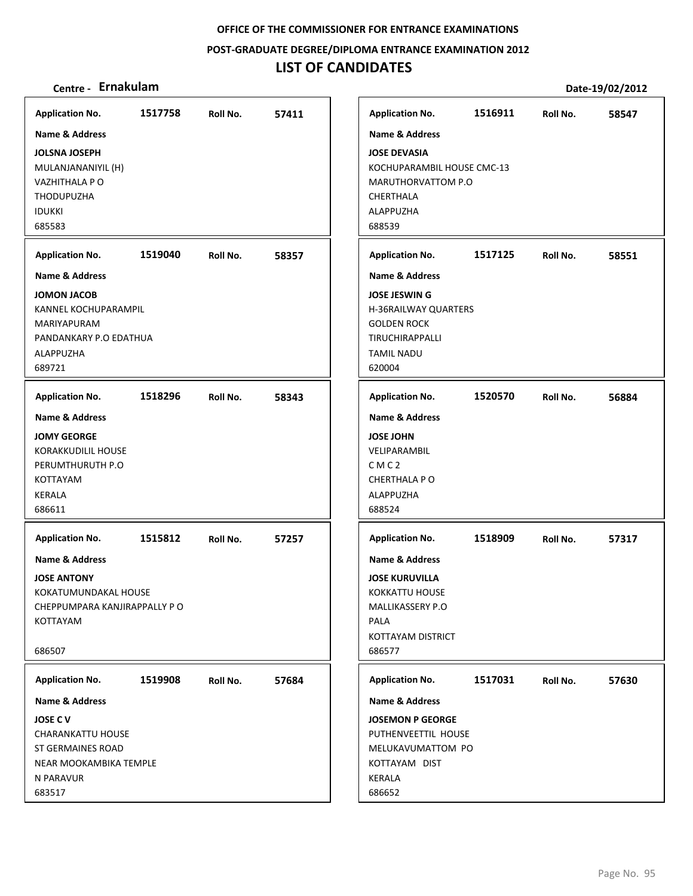**OFFICE OF THE COMMISSIONER FOR ENTRANCE EXAMINATIONS**

**POST-GRADUATE DEGREE/DIPLOMA ENTRANCE EXAMINATION 2012**

# LIST OF CANDIDATES

**Centre - Ernakulam** **Date-19/02/2012**

**Application No.** 1517758 **Roll No.** 57411
**Name & Address**
**JOLSNA JOSEPH**
MULANJANANIYIL (H)
VAZHITHALA P O
THODUPUZHA
IDUKKI
685583

**Application No.** 1519040 **Roll No.** 58357
**Name & Address**
**JOMON JACOB**
KANNEL KOCHUPARAMPIL
MARIYAPURAM
PANDANKARY P.O EDATHUA
ALAPPUZHA
689721

**Application No.** 1518296 **Roll No.** 58343
**Name & Address**
**JOMY GEORGE**
KORAKKUDILIL HOUSE
PERUMTHURUTH P.O
KOTTAYAM
KERALA
686611

**Application No.** 1515812 **Roll No.** 57257
**Name & Address**
**JOSE ANTONY**
KOKATUMUNDAKAL HOUSE
CHEPPUMPARA KANJIRAPPALLY P O
KOTTAYAM

686507

**Application No.** 1519908 **Roll No.** 57684
**Name & Address**
**JOSE C V**
CHARANKATTU HOUSE
ST GERMAINES ROAD
NEAR MOOKAMBIKA TEMPLE
N PARAVUR
683517

**Application No.** 1516911 **Roll No.** 58547
**Name & Address**
**JOSE DEVASIA**
KOCHUPARAMBIL HOUSE CMC-13
MARUTHORVATTOM P.O
CHERTHALA
ALAPPUZHA
688539

**Application No.** 1517125 **Roll No.** 58551
**Name & Address**
**JOSE JESWIN G**
H-36RAILWAY QUARTERS
GOLDEN ROCK
TIRUCHIRAPPALLI
TAMIL NADU
620004

**Application No.** 1520570 **Roll No.** 56884
**Name & Address**
**JOSE JOHN**
VELIPARAMBIL
C M C 2
CHERTHALA P O
ALAPPUZHA
688524

**Application No.** 1518909 **Roll No.** 57317
**Name & Address**
**JOSE KURUVILLA**
KOKKATTU HOUSE
MALLIKASSERY P.O
PALA
KOTTAYAM DISTRICT
686577

**Application No.** 1517031 **Roll No.** 57630
**Name & Address**
**JOSEMON P GEORGE**
PUTHENVEETTIL HOUSE
MELUKAVUMATTOM PO
KOTTAYAM DIST
KERALA
686652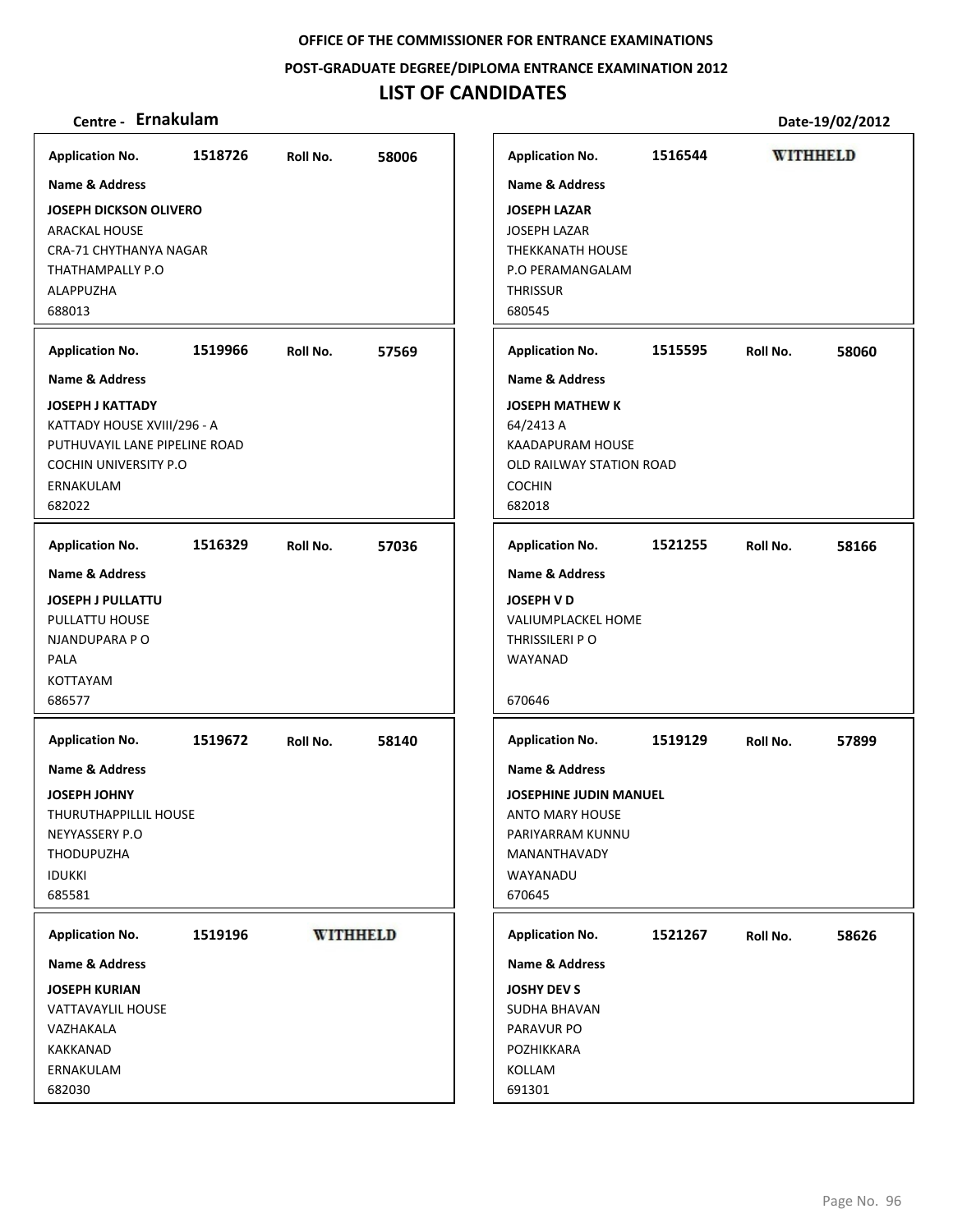OFFICE OF THE COMMISSIONER FOR ENTRANCE EXAMINATIONS

POST-GRADUATE DEGREE/DIPLOMA ENTRANCE EXAMINATION 2012

# LIST OF CANDIDATES

**Centre - Ernakulam** **Date-19/02/2012**

---

**Application No.** 1518726 **Roll No.** 58006

**Name & Address**

**JOSEPH DICKSON OLIVERO**
ARACKAL HOUSE
CRA-71 CHYTHANYA NAGAR
THATHAMPALLY P.O
ALAPPUZHA
688013

---

**Application No.** 1519966 **Roll No.** 57569

**Name & Address**

**JOSEPH J KATTADY**
KATTADY HOUSE XVIII/296 - A
PUTHUVAYIL LANE PIPELINE ROAD
COCHIN UNIVERSITY P.O
ERNAKULAM
682022

---

**Application No.** 1516329 **Roll No.** 57036

**Name & Address**

**JOSEPH J PULLATTU**
PULLATTU HOUSE
NJANDUPARA P O
PALA
KOTTAYAM
686577

---

**Application No.** 1519672 **Roll No.** 58140

**Name & Address**

**JOSEPH JOHNY**
THURUTHAPPILLIL HOUSE
NEYYASSERY P.O
THODUPUZHA
IDUKKI
685581

---

**Application No.** 1519196 **WITHHELD**

**Name & Address**

**JOSEPH KURIAN**
VATTAVAYLIL HOUSE
VAZHAKALA
KAKKANAD
ERNAKULAM
682030

---

**Application No.** 1516544 **WITHHELD**

**Name & Address**

**JOSEPH LAZAR**
JOSEPH LAZAR
THEKKANATH HOUSE
P.O PERAMANGALAM
THRISSUR
680545

---

**Application No.** 1515595 **Roll No.** 58060

**Name & Address**

**JOSEPH MATHEW K**
64/2413 A
KAADAPURAM HOUSE
OLD RAILWAY STATION ROAD
COCHIN
682018

---

**Application No.** 1521255 **Roll No.** 58166

**Name & Address**

**JOSEPH V D**
VALIUMPLACKEL HOME
THRISSILERI P O
WAYANAD
670646

---

**Application No.** 1519129 **Roll No.** 57899

**Name & Address**

**JOSEPHINE JUDIN MANUEL**
ANTO MARY HOUSE
PARIYARRAM KUNNU
MANANTHAVADY
WAYANADU
670645

---

**Application No.** 1521267 **Roll No.** 58626

**Name & Address**

**JOSHY DEV S**
SUDHA BHAVAN
PARAVUR PO
POZHIKKARA
KOLLAM
691301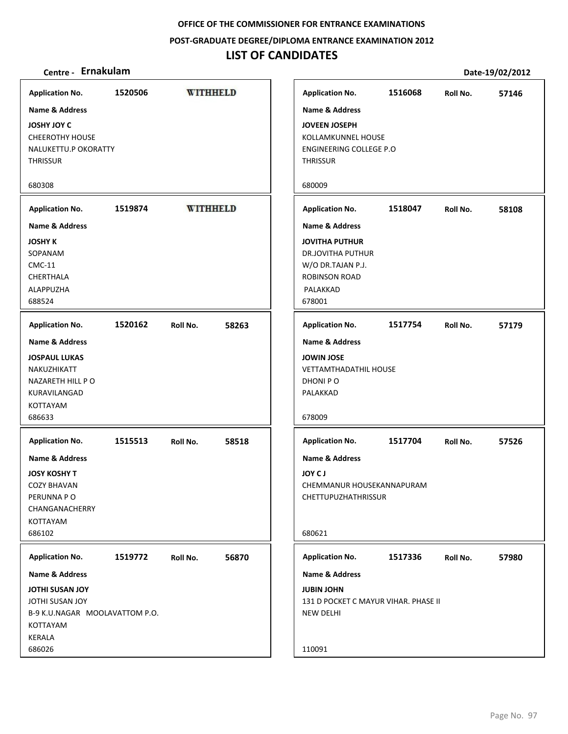**OFFICE OF THE COMMISSIONER FOR ENTRANCE EXAMINATIONS**

**POST-GRADUATE DEGREE/DIPLOMA ENTRANCE EXAMINATION 2012**

# LIST OF CANDIDATES

**Centre - Ernakulam** | **Date-19/02/2012**

---

**Application No.** 1520506 **WITHHELD**

**Name & Address**

**JOSHY JOY C**
CHEEROTHY HOUSE
NALUKETTU.P OKORATTY
THRISSUR

680308

---

**Application No.** 1519874 **WITHHELD**

**Name & Address**

**JOSHY K**
SOPANAM
CMC-11
CHERTHALA
ALAPPUZHA
688524

---

**Application No.** 1520162 **Roll No.** 58263

**Name & Address**

**JOSPAUL LUKAS**
NAKUZHIKATT
NAZARETH HILL P O
KURAVILANGAD
KOTTAYAM
686633

---

**Application No.** 1515513 **Roll No.** 58518

**Name & Address**

**JOSY KOSHY T**
COZY BHAVAN
PERUNNA P O
CHANGANACHERRY
KOTTAYAM
686102

---

**Application No.** 1519772 **Roll No.** 56870

**Name & Address**

**JOTHI SUSAN JOY**
JOTHI SUSAN JOY
B-9 K.U.NAGAR MOOLAVATTOM P.O.
KOTTAYAM
KERALA
686026

---

**Application No.** 1516068 **Roll No.** 57146

**Name & Address**

**JOVEEN JOSEPH**
KOLLAMKUNNEL HOUSE
ENGINEERING COLLEGE P.O
THRISSUR

680009

---

**Application No.** 1518047 **Roll No.** 58108

**Name & Address**

**JOVITHA PUTHUR**
DR.JOVITHA PUTHUR
W/O DR.TAJAN P.J.
ROBINSON ROAD
PALAKKAD
678001

---

**Application No.** 1517754 **Roll No.** 57179

**Name & Address**

**JOWIN JOSE**
VETTAMTHADATHIL HOUSE
DHONI P O
PALAKKAD

678009

---

**Application No.** 1517704 **Roll No.** 57526

**Name & Address**

**JOY C J**
CHEMMANUR HOUSEKANNAPURAM
CHETTUPUZHATHRISSUR

680621

---

**Application No.** 1517336 **Roll No.** 57980

**Name & Address**

**JUBIN JOHN**
131 D POCKET C MAYUR VIHAR. PHASE II
NEW DELHI

110091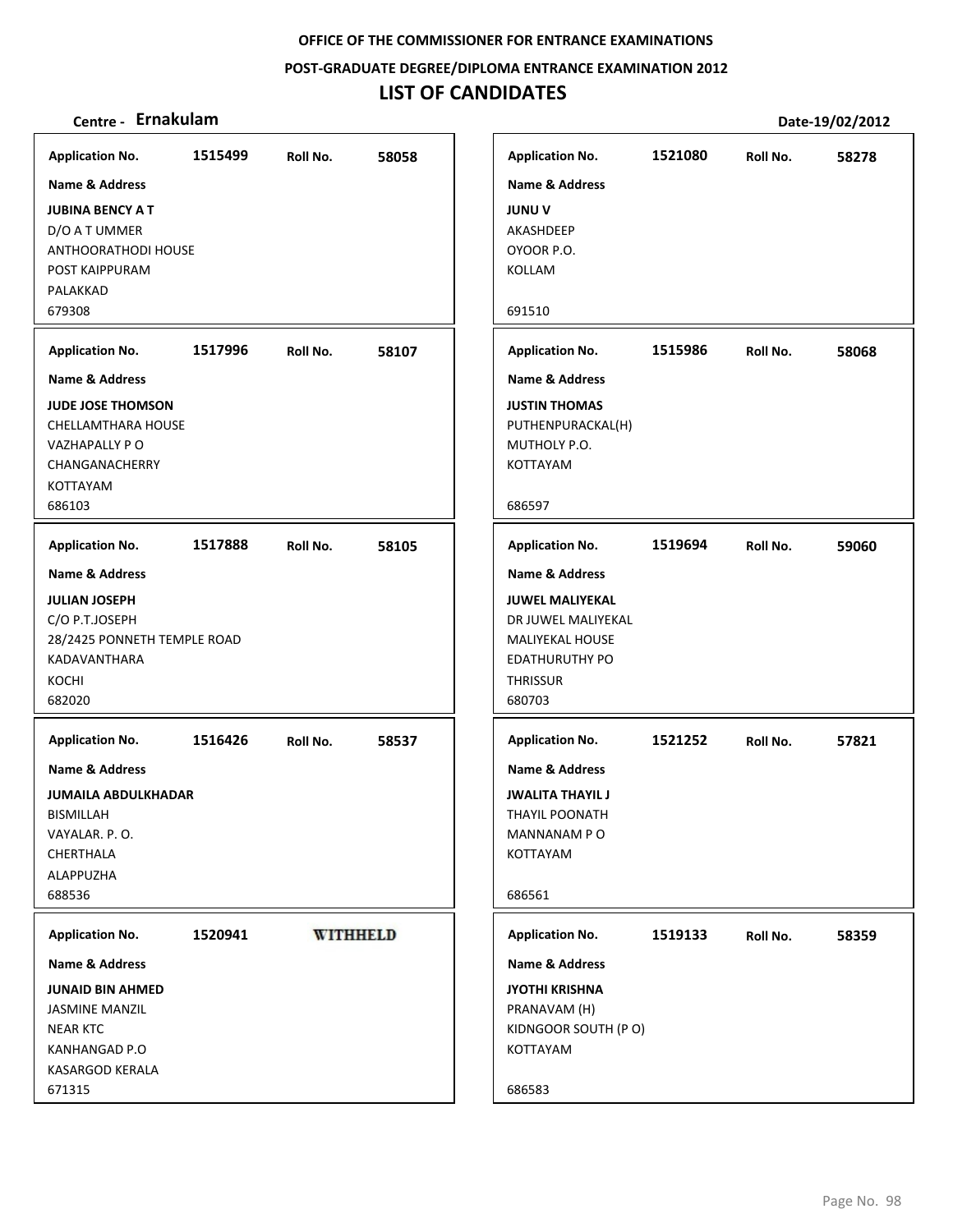OFFICE OF THE COMMISSIONER FOR ENTRANCE EXAMINATIONS

POST-GRADUATE DEGREE/DIPLOMA ENTRANCE EXAMINATION 2012

# LIST OF CANDIDATES

**Centre - Ernakulam** **Date-19/02/2012**

**Application No.** 1515499 **Roll No.** 58058
**Name & Address**
**JUBINA BENCY A T**
D/O A T UMMER
ANTHOORATHODI HOUSE
POST KAIPPURAM
PALAKKAD
679308

**Application No.** 1517996 **Roll No.** 58107
**Name & Address**
**JUDE JOSE THOMSON**
CHELLAMTHARA HOUSE
VAZHAPALLY P O
CHANGANACHERRY
KOTTAYAM
686103

**Application No.** 1517888 **Roll No.** 58105
**Name & Address**
**JULIAN JOSEPH**
C/O P.T.JOSEPH
28/2425 PONNETH TEMPLE ROAD
KADAVANTHARA
KOCHI
682020

**Application No.** 1516426 **Roll No.** 58537
**Name & Address**
**JUMAILA ABDULKHADAR**
BISMILLAH
VAYALAR. P. O.
CHERTHALA
ALAPPUZHA
688536

**Application No.** 1520941 **WITHHELD**
**Name & Address**
**JUNAID BIN AHMED**
JASMINE MANZIL
NEAR KTC
KANHANGAD P.O
KASARGOD KERALA
671315

**Application No.** 1521080 **Roll No.** 58278
**Name & Address**
**JUNU V**
AKASHDEEP
OYOOR P.O.
KOLLAM
691510

**Application No.** 1515986 **Roll No.** 58068
**Name & Address**
**JUSTIN THOMAS**
PUTHENPURACKAL(H)
MUTHOLY P.O.
KOTTAYAM
686597

**Application No.** 1519694 **Roll No.** 59060
**Name & Address**
**JUWEL MALIYEKAL**
DR JUWEL MALIYEKAL
MALIYEKAL HOUSE
EDATHURUTHY PO
THRISSUR
680703

**Application No.** 1521252 **Roll No.** 57821
**Name & Address**
**JWALITA THAYIL J**
THAYIL POONATH
MANNANAM P O
KOTTAYAM
686561

**Application No.** 1519133 **Roll No.** 58359
**Name & Address**
**JYOTHI KRISHNA**
PRANAVAM (H)
KIDNGOOR SOUTH (P O)
KOTTAYAM
686583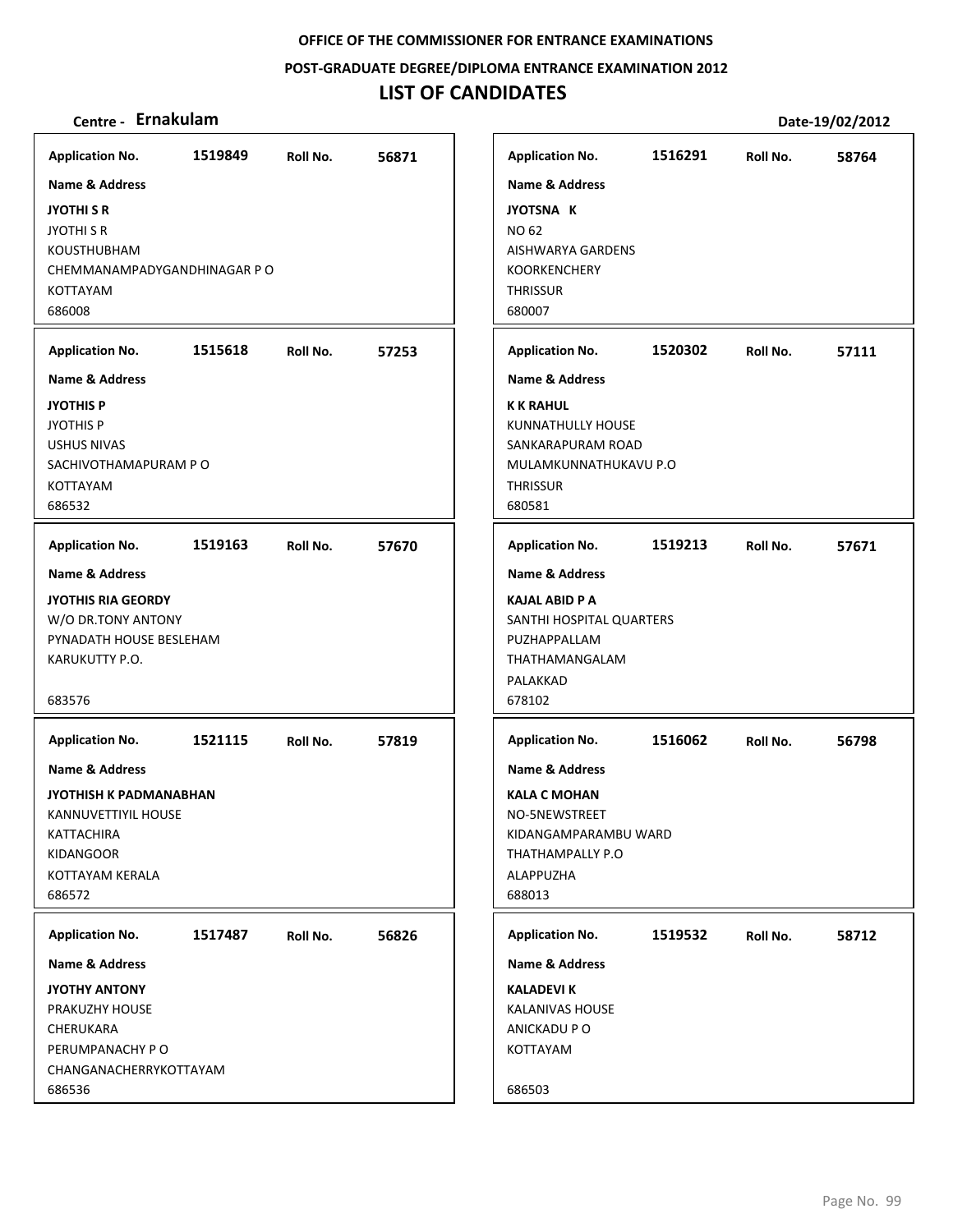OFFICE OF THE COMMISSIONER FOR ENTRANCE EXAMINATIONS

POST-GRADUATE DEGREE/DIPLOMA ENTRANCE EXAMINATION 2012

# LIST OF CANDIDATES

**Centre - Ernakulam** | **Date-19/02/2012**

**Application No.** 1519849 **Roll No.** 56871

**Name & Address**

**JYOTHI S R**
JYOTHI S R
KOUSTHUBHAM
CHEMMANAMPADYGANDHINAGAR P O
KOTTAYAM
686008

---

**Application No.** 1515618 **Roll No.** 57253

**Name & Address**

**JYOTHIS P**
JYOTHIS P
USHUS NIVAS
SACHIVOTHAMAPURAM P O
KOTTAYAM
686532

---

**Application No.** 1519163 **Roll No.** 57670

**Name & Address**

**JYOTHIS RIA GEORDY**
W/O DR.TONY ANTONY
PYNADATH HOUSE BESLEHAM
KARUKUTTY P.O.

683576

---

**Application No.** 1521115 **Roll No.** 57819

**Name & Address**

**JYOTHISH K PADMANABHAN**
KANNUVETTIYIL HOUSE
KATTACHIRA
KIDANGOOR
KOTTAYAM KERALA
686572

---

**Application No.** 1517487 **Roll No.** 56826

**Name & Address**

**JYOTHY ANTONY**
PRAKUZHY HOUSE
CHERUKARA
PERUMPANACHY P O
CHANGANACHERRYKOTTAYAM
686536

---

**Application No.** 1516291 **Roll No.** 58764

**Name & Address**

**JYOTSNA K**
NO 62
AISHWARYA GARDENS
KOORKENCHERY
THRISSUR
680007

---

**Application No.** 1520302 **Roll No.** 57111

**Name & Address**

**K K RAHUL**
KUNNATHULLY HOUSE
SANKARAPURAM ROAD
MULAMKUNNATHUKAVU P.O
THRISSUR
680581

---

**Application No.** 1519213 **Roll No.** 57671

**Name & Address**

**KAJAL ABID P A**
SANTHI HOSPITAL QUARTERS
PUZHAPPALLAM
THATHAMANGALAM
PALAKKAD
678102

---

**Application No.** 1516062 **Roll No.** 56798

**Name & Address**

**KALA C MOHAN**
NO-5NEWSTREET
KIDANGAMPARAMBU WARD
THATHAMPALLY P.O
ALAPPUZHA
688013

---

**Application No.** 1519532 **Roll No.** 58712

**Name & Address**

**KALADEVI K**
KALANIVAS HOUSE
ANICKADU P O
KOTTAYAM

686503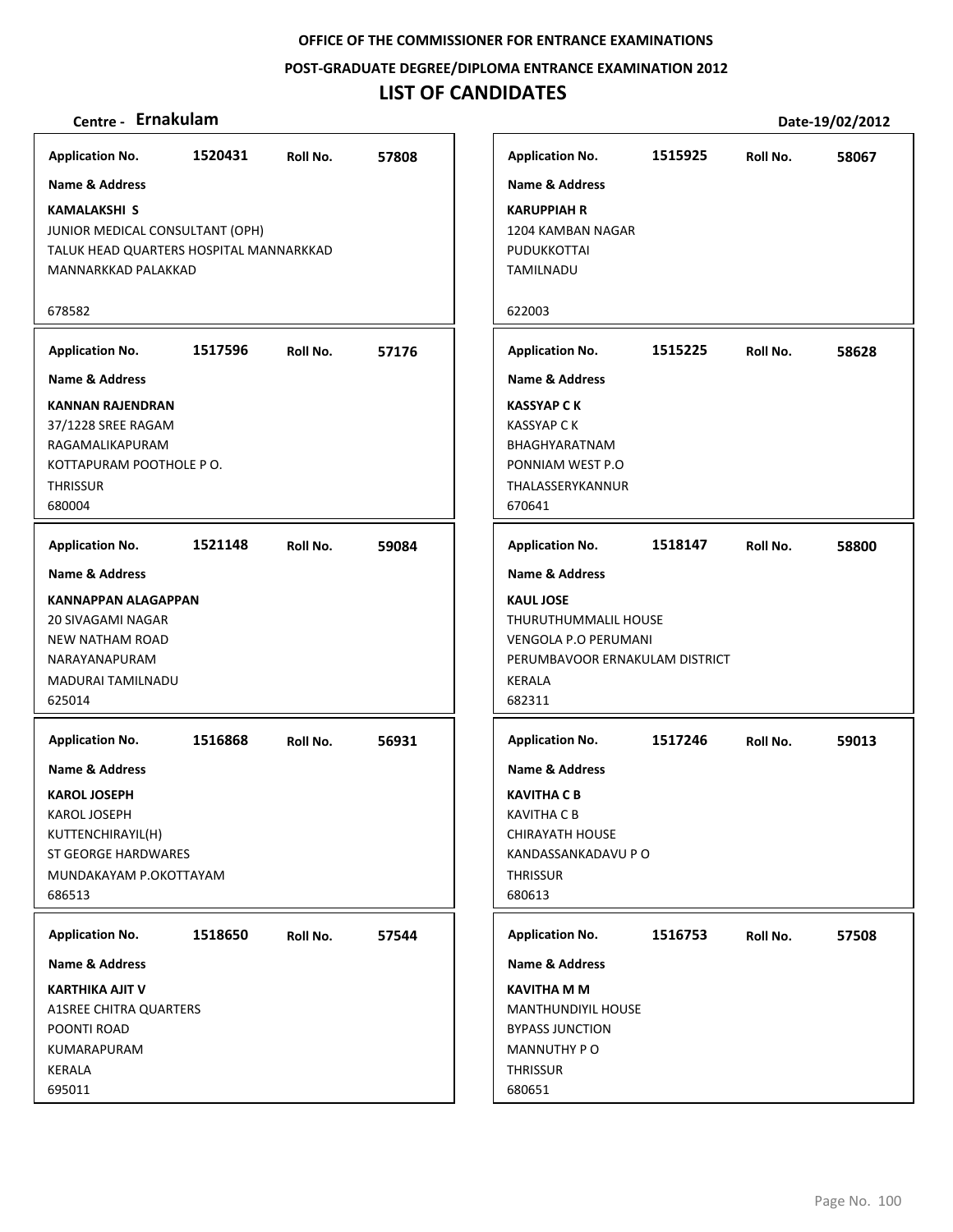**OFFICE OF THE COMMISSIONER FOR ENTRANCE EXAMINATIONS**

**POST-GRADUATE DEGREE/DIPLOMA ENTRANCE EXAMINATION 2012**

# LIST OF CANDIDATES

**Centre - Ernakulam** **Date-19/02/2012**

---

**Application No.** 1520431 **Roll No.** 57808

**Name & Address**

**KAMALAKSHI S**
JUNIOR MEDICAL CONSULTANT (OPH)
TALUK HEAD QUARTERS HOSPITAL MANNARKKAD
MANNARKKAD PALAKKAD

678582

---

**Application No.** 1517596 **Roll No.** 57176

**Name & Address**

**KANNAN RAJENDRAN**
37/1228 SREE RAGAM
RAGAMALIKAPURAM
KOTTAPURAM POOTHOLE P O.
THRISSUR
680004

---

**Application No.** 1521148 **Roll No.** 59084

**Name & Address**

**KANNAPPAN ALAGAPPAN**
20 SIVAGAMI NAGAR
NEW NATHAM ROAD
NARAYANAPURAM
MADURAI TAMILNADU
625014

---

**Application No.** 1516868 **Roll No.** 56931

**Name & Address**

**KAROL JOSEPH**
KAROL JOSEPH
KUTTENCHIRAYIL(H)
ST GEORGE HARDWARES
MUNDAKAYAM P.OKOTTAYAM
686513

---

**Application No.** 1518650 **Roll No.** 57544

**Name & Address**

**KARTHIKA AJIT V**
A1SREE CHITRA QUARTERS
POONTI ROAD
KUMARAPURAM
KERALA
695011

---

**Application No.** 1515925 **Roll No.** 58067

**Name & Address**

**KARUPPIAH R**
1204 KAMBAN NAGAR
PUDUKKOTTAI
TAMILNADU

622003

---

**Application No.** 1515225 **Roll No.** 58628

**Name & Address**

**KASSYAP C K**
KASSYAP C K
BHAGHYARATNAM
PONNIAM WEST P.O
THALASSERYKANNUR
670641

---

**Application No.** 1518147 **Roll No.** 58800

**Name & Address**

**KAUL JOSE**
THURUTHUMMALIL HOUSE
VENGOLA P.O PERUMANI
PERUMBAVOOR ERNAKULAM DISTRICT
KERALA
682311

---

**Application No.** 1517246 **Roll No.** 59013

**Name & Address**

**KAVITHA C B**
KAVITHA C B
CHIRAYATH HOUSE
KANDASSANKADAVU P O
THRISSUR
680613

---

**Application No.** 1516753 **Roll No.** 57508

**Name & Address**

**KAVITHA M M**
MANTHUNDIYIL HOUSE
BYPASS JUNCTION
MANNUTHY P O
THRISSUR
680651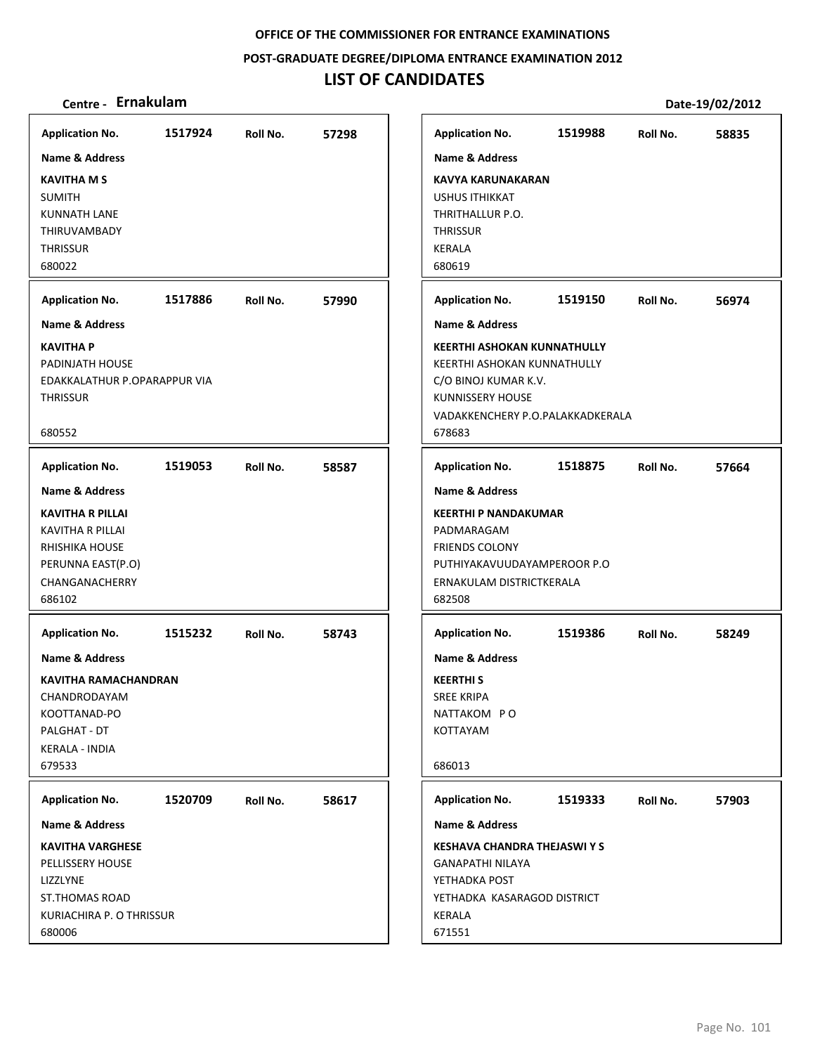OFFICE OF THE COMMISSIONER FOR ENTRANCE EXAMINATIONS

POST-GRADUATE DEGREE/DIPLOMA ENTRANCE EXAMINATION 2012

# LIST OF CANDIDATES

**Centre - Ernakulam** | **Date-19/02/2012**

| Application No. | Roll No. | Name & Address |
|---|---|---|
| 1517924 | 57298 | **KAVITHA M S**<br>SUMITH<br>KUNNATH LANE<br>THIRUVAMBADY<br>THRISSUR<br>680022 |
| 1517886 | 57990 | **KAVITHA P**<br>PADINJATH HOUSE<br>EDAKKALATHUR P.OPARAPPUR VIA<br>THRISSUR<br>680552 |
| 1519053 | 58587 | **KAVITHA R PILLAI**<br>KAVITHA R PILLAI<br>RHISHIKA HOUSE<br>PERUNNA EAST(P.O)<br>CHANGANACHERRY<br>686102 |
| 1515232 | 58743 | **KAVITHA RAMACHANDRAN**<br>CHANDRODAYAM<br>KOOTTANAD-PO<br>PALGHAT - DT<br>KERALA - INDIA<br>679533 |
| 1520709 | 58617 | **KAVITHA VARGHESE**<br>PELLISSERY HOUSE<br>LIZZLYNE<br>ST.THOMAS ROAD<br>KURIACHIRA P. O THRISSUR<br>680006 |
| 1519988 | 58835 | **KAVYA KARUNAKARAN**<br>USHUS ITHIKKAT<br>THRITHALLUR P.O.<br>THRISSUR<br>KERALA<br>680619 |
| 1519150 | 56974 | **KEERTHI ASHOKAN KUNNATHULLY**<br>KEERTHI ASHOKAN KUNNATHULLY<br>C/O BINOJ KUMAR K.V.<br>KUNNISSERY HOUSE<br>VADAKKENCHERY P.O.PALAKKADKERALA<br>678683 |
| 1518875 | 57664 | **KEERTHI P NANDAKUMAR**<br>PADMARAGAM<br>FRIENDS COLONY<br>PUTHIYAKAVUUDAYAMPEROOR P.O<br>ERNAKULAM DISTRICTKERALA<br>682508 |
| 1519386 | 58249 | **KEERTHI S**<br>SREE KRIPA<br>NATTAKOM P O<br>KOTTAYAM<br>686013 |
| 1519333 | 57903 | **KESHAVA CHANDRA THEJASWI Y S**<br>GANAPATHI NILAYA<br>YETHADKA POST<br>YETHADKA KASARAGOD DISTRICT<br>KERALA<br>671551 |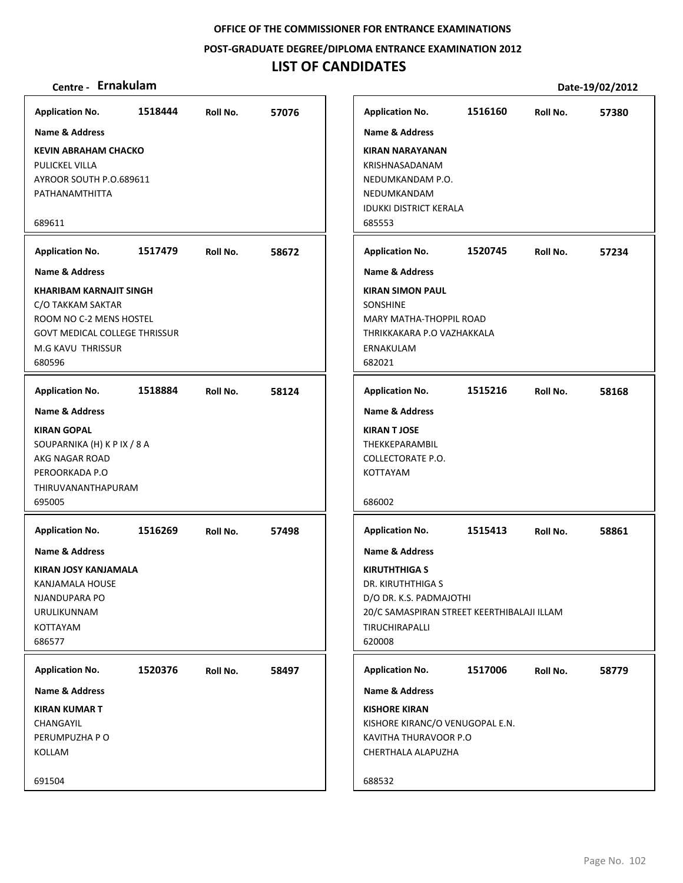**OFFICE OF THE COMMISSIONER FOR ENTRANCE EXAMINATIONS**

**POST-GRADUATE DEGREE/DIPLOMA ENTRANCE EXAMINATION 2012**

# LIST OF CANDIDATES

**Centre - Ernakulam** **Date-19/02/2012**

**Application No.** 1518444 **Roll No.** 57076
**Name & Address**
**KEVIN ABRAHAM CHACKO**
PULICKEL VILLA
AYROOR SOUTH P.O.689611
PATHANAMTHITTA
689611

**Application No.** 1517479 **Roll No.** 58672
**Name & Address**
**KHARIBAM KARNAJIT SINGH**
C/O TAKKAM SAKTAR
ROOM NO C-2 MENS HOSTEL
GOVT MEDICAL COLLEGE THRISSUR
M.G KAVU THRISSUR
680596

**Application No.** 1518884 **Roll No.** 58124
**Name & Address**
**KIRAN GOPAL**
SOUPARNIKA (H) K P IX / 8 A
AKG NAGAR ROAD
PEROORKADA P.O
THIRUVANANTHAPURAM
695005

**Application No.** 1516269 **Roll No.** 57498
**Name & Address**
**KIRAN JOSY KANJAMALA**
KANJAMALA HOUSE
NJANDUPARA PO
URULIKUNNAM
KOTTAYAM
686577

**Application No.** 1520376 **Roll No.** 58497
**Name & Address**
**KIRAN KUMAR T**
CHANGAYIL
PERUMPUZHA P O
KOLLAM
691504

**Application No.** 1516160 **Roll No.** 57380
**Name & Address**
**KIRAN NARAYANAN**
KRISHNASADANAM
NEDUMKANDAM P.O.
NEDUMKANDAM
IDUKKI DISTRICT KERALA
685553

**Application No.** 1520745 **Roll No.** 57234
**Name & Address**
**KIRAN SIMON PAUL**
SONSHINE
MARY MATHA-THOPPIL ROAD
THRIKKAKARA P.O VAZHAKKALA
ERNAKULAM
682021

**Application No.** 1515216 **Roll No.** 58168
**Name & Address**
**KIRAN T JOSE**
THEKKEPARAMBIL
COLLECTORATE P.O.
KOTTAYAM
686002

**Application No.** 1515413 **Roll No.** 58861
**Name & Address**
**KIRUTHTHIGA S**
DR. KIRUTHTHIGA S
D/O DR. K.S. PADMAJOTHI
20/C SAMASPIRAN STREET KEERTHIBALAJI ILLAM
TIRUCHIRAPALLI
620008

**Application No.** 1517006 **Roll No.** 58779
**Name & Address**
**KISHORE KIRAN**
KISHORE KIRANC/O VENUGOPAL E.N.
KAVITHA THURAVOOR P.O
CHERTHALA ALAPUZHA
688532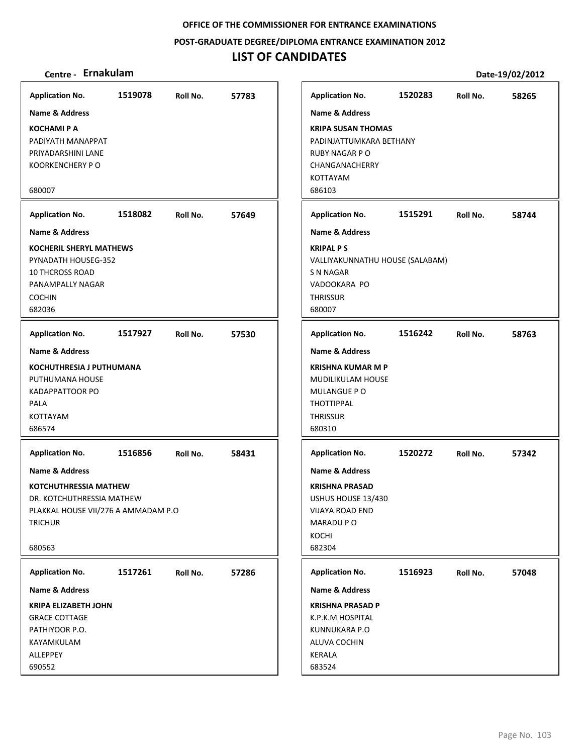**OFFICE OF THE COMMISSIONER FOR ENTRANCE EXAMINATIONS**

**POST-GRADUATE DEGREE/DIPLOMA ENTRANCE EXAMINATION 2012**

# LIST OF CANDIDATES

**Centre - Ernakulam** **Date-19/02/2012**

**Application No.** 1519078 **Roll No.** 57783

**Name & Address**

**KOCHAMI P A**
PADIYATH MANAPPAT
PRIYADARSHINI LANE
KOORKENCHERY P O

680007

**Application No.** 1518082 **Roll No.** 57649

**Name & Address**

**KOCHERIL SHERYL MATHEWS**
PYNADATH HOUSEG-352
10 THCROSS ROAD
PANAMPALLY NAGAR
COCHIN
682036

**Application No.** 1517927 **Roll No.** 57530

**Name & Address**

**KOCHUTHRESIA J PUTHUMANA**
PUTHUMANA HOUSE
KADAPPATTOOR PO
PALA
KOTTAYAM
686574

**Application No.** 1516856 **Roll No.** 58431

**Name & Address**

**KOTCHUTHRESSIA MATHEW**
DR. KOTCHUTHRESSIA MATHEW
PLAKKAL HOUSE VII/276 A AMMADAM P.O
TRICHUR

680563

**Application No.** 1517261 **Roll No.** 57286

**Name & Address**

**KRIPA ELIZABETH JOHN**
GRACE COTTAGE
PATHIYOOR P.O.
KAYAMKULAM
ALLEPPEY
690552

**Application No.** 1520283 **Roll No.** 58265

**Name & Address**

**KRIPA SUSAN THOMAS**
PADINJATTUMKARA BETHANY
RUBY NAGAR P O
CHANGANACHERRY
KOTTAYAM
686103

**Application No.** 1515291 **Roll No.** 58744

**Name & Address**

**KRIPAL P S**
VALLIYAKUNNATHU HOUSE (SALABAM)
S N NAGAR
VADOOKARA PO
THRISSUR
680007

**Application No.** 1516242 **Roll No.** 58763

**Name & Address**

**KRISHNA KUMAR M P**
MUDILIKULAM HOUSE
MULANGUE P O
THOTTIPPAL
THRISSUR
680310

**Application No.** 1520272 **Roll No.** 57342

**Name & Address**

**KRISHNA PRASAD**
USHUS HOUSE 13/430
VIJAYA ROAD END
MARADU P O
KOCHI
682304

**Application No.** 1516923 **Roll No.** 57048

**Name & Address**

**KRISHNA PRASAD P**
K.P.K.M HOSPITAL
KUNNUKARA P.O
ALUVA COCHIN
KERALA
683524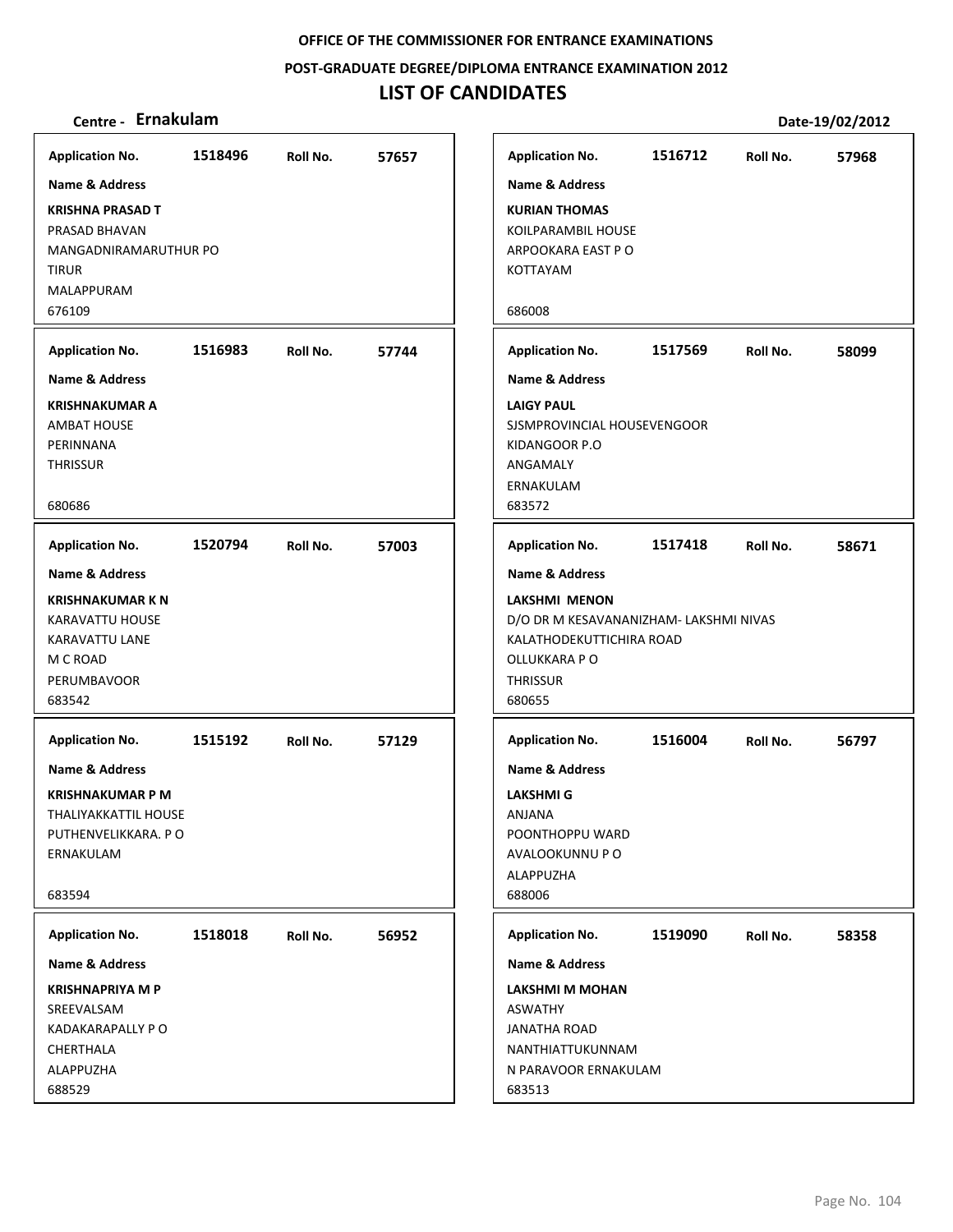**OFFICE OF THE COMMISSIONER FOR ENTRANCE EXAMINATIONS**

**POST-GRADUATE DEGREE/DIPLOMA ENTRANCE EXAMINATION 2012**

# LIST OF CANDIDATES

**Centre - Ernakulam** **Date-19/02/2012**

| Application No. | Roll No. | Name & Address |
|---|---|---|
| 1518496 | 57657 | **KRISHNA PRASAD T**<br>PRASAD BHAVAN<br>MANGADNIRAMARUTHUR PO<br>TIRUR<br>MALAPPURAM<br>676109 |
| 1516983 | 57744 | **KRISHNAKUMAR A**<br>AMBAT HOUSE<br>PERINNANA<br>THRISSUR<br>680686 |
| 1520794 | 57003 | **KRISHNAKUMAR K N**<br>KARAVATTU HOUSE<br>KARAVATTU LANE<br>M C ROAD<br>PERUMBAVOOR<br>683542 |
| 1515192 | 57129 | **KRISHNAKUMAR P M**<br>THALIYAKKATTIL HOUSE<br>PUTHENVELIKKARA. P O<br>ERNAKULAM<br>683594 |
| 1518018 | 56952 | **KRISHNAPRIYA M P**<br>SREEVALSAM<br>KADAKARAPALLY P O<br>CHERTHALA<br>ALAPPUZHA<br>688529 |
| 1516712 | 57968 | **KURIAN THOMAS**<br>KOILPARAMBIL HOUSE<br>ARPOOKARA EAST P O<br>KOTTAYAM<br>686008 |
| 1517569 | 58099 | **LAIGY PAUL**<br>SJSMPROVINCIAL HOUSEVENGOOR<br>KIDANGOOR P.O<br>ANGAMALY<br>ERNAKULAM<br>683572 |
| 1517418 | 58671 | **LAKSHMI MENON**<br>D/O DR M KESAVANANIZHAM- LAKSHMI NIVAS<br>KALATHODEKUTTICHIRA ROAD<br>OLLUKKARA P O<br>THRISSUR<br>680655 |
| 1516004 | 56797 | **LAKSHMI G**<br>ANJANA<br>POONTHOPPU WARD<br>AVALOOKUNNU P O<br>ALAPPUZHA<br>688006 |
| 1519090 | 58358 | **LAKSHMI M MOHAN**<br>ASWATHY<br>JANATHA ROAD<br>NANTHIATTUKUNNAM<br>N PARAVOOR ERNAKULAM<br>683513 |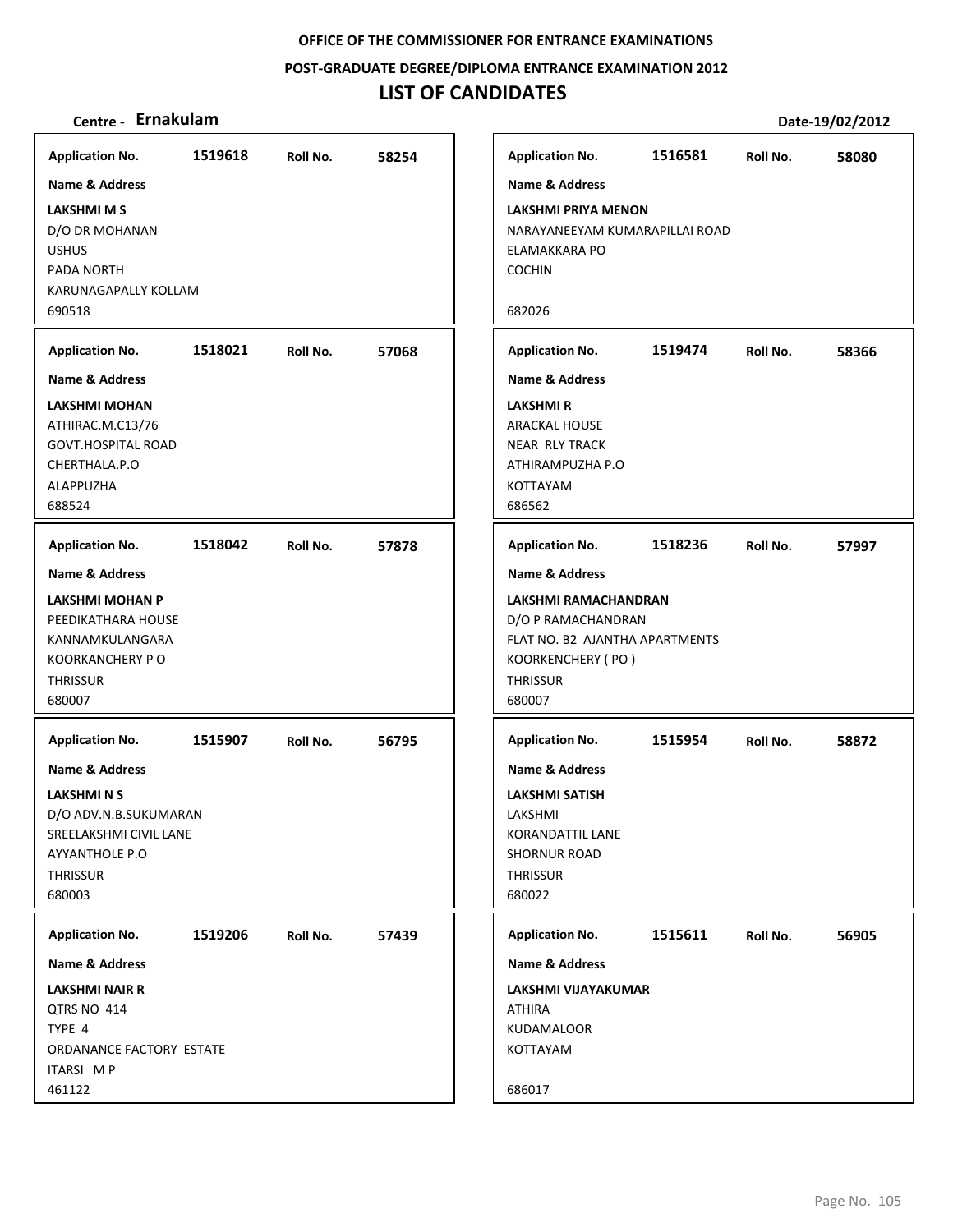**OFFICE OF THE COMMISSIONER FOR ENTRANCE EXAMINATIONS**

**POST-GRADUATE DEGREE/DIPLOMA ENTRANCE EXAMINATION 2012**

# LIST OF CANDIDATES

**Centre - Ernakulam** **Date-19/02/2012**

| Application No. | Roll No. | Name & Address |
|---|---|---|
| 1519618 | 58254 | **LAKSHMI M S**<br>D/O DR MOHANAN<br>USHUS<br>PADA NORTH<br>KARUNAGAPALLY KOLLAM<br>690518 |
| 1516581 | 58080 | **LAKSHMI PRIYA MENON**<br>NARAYANEEYAM KUMARAPILLAI ROAD<br>ELAMAKKARA PO<br>COCHIN<br>682026 |
| 1518021 | 57068 | **LAKSHMI MOHAN**<br>ATHIRAC.M.C13/76<br>GOVT.HOSPITAL ROAD<br>CHERTHALA.P.O<br>ALAPPUZHA<br>688524 |
| 1519474 | 58366 | **LAKSHMI R**<br>ARACKAL HOUSE<br>NEAR RLY TRACK<br>ATHIRAMPUZHA P.O<br>KOTTAYAM<br>686562 |
| 1518042 | 57878 | **LAKSHMI MOHAN P**<br>PEEDIKATHARA HOUSE<br>KANNAMKULANGARA<br>KOORKANCHERY P O<br>THRISSUR<br>680007 |
| 1518236 | 57997 | **LAKSHMI RAMACHANDRAN**<br>D/O P RAMACHANDRAN<br>FLAT NO. B2 AJANTHA APARTMENTS<br>KOORKENCHERY ( PO )<br>THRISSUR<br>680007 |
| 1515907 | 56795 | **LAKSHMI N S**<br>D/O ADV.N.B.SUKUMARAN<br>SREELAKSHMI CIVIL LANE<br>AYYANTHOLE P.O<br>THRISSUR<br>680003 |
| 1515954 | 58872 | **LAKSHMI SATISH**<br>LAKSHMI<br>KORANDATTIL LANE<br>SHORNUR ROAD<br>THRISSUR<br>680022 |
| 1519206 | 57439 | **LAKSHMI NAIR R**<br>QTRS NO 414<br>TYPE 4<br>ORDANANCE FACTORY ESTATE<br>ITARSI M P<br>461122 |
| 1515611 | 56905 | **LAKSHMI VIJAYAKUMAR**<br>ATHIRA<br>KUDAMALOOR<br>KOTTAYAM<br>686017 |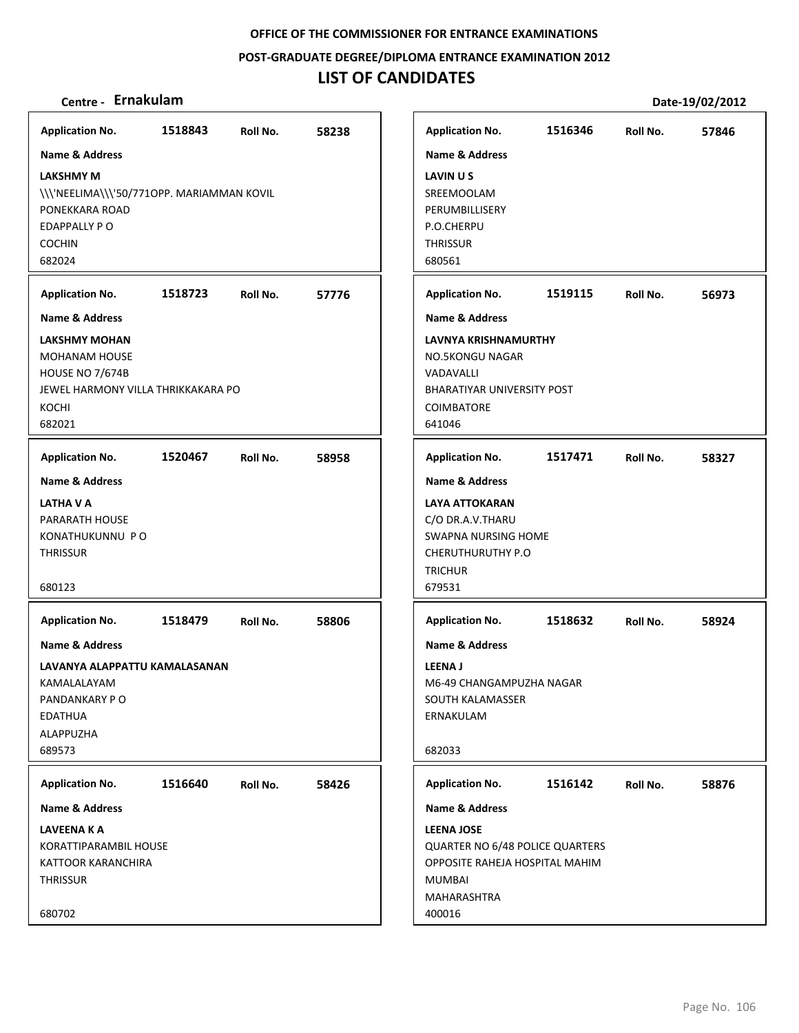OFFICE OF THE COMMISSIONER FOR ENTRANCE EXAMINATIONS

POST-GRADUATE DEGREE/DIPLOMA ENTRANCE EXAMINATION 2012

# LIST OF CANDIDATES

**Centre - Ernakulam** Date-19/02/2012

| Application No. | Roll No. | Name & Address |
|---|---|---|
| 1518843 | 58238 | **LAKSHMY M**<br>\\\'NEELIMA\\\'50/771OPP. MARIAMMAN KOVIL<br>PONEKKARA ROAD<br>EDAPPALLY P O<br>COCHIN<br>682024 |
| 1518723 | 57776 | **LAKSHMY MOHAN**<br>MOHANAM HOUSE<br>HOUSE NO 7/674B<br>JEWEL HARMONY VILLA THRIKKAKARA PO<br>KOCHI<br>682021 |
| 1520467 | 58958 | **LATHA V A**<br>PARARATH HOUSE<br>KONATHUKUNNU P O<br>THRISSUR<br>680123 |
| 1518479 | 58806 | **LAVANYA ALAPPATTU KAMALASANAN**<br>KAMALALAYAM<br>PANDANKARY P O<br>EDATHUA<br>ALAPPUZHA<br>689573 |
| 1516640 | 58426 | **LAVEENA K A**<br>KORATTIPARAMBIL HOUSE<br>KATTOOR KARANCHIRA<br>THRISSUR<br>680702 |
| 1516346 | 57846 | **LAVIN U S**<br>SREEMOOLAM<br>PERUMBILLISERY<br>P.O.CHERPU<br>THRISSUR<br>680561 |
| 1519115 | 56973 | **LAVNYA KRISHNAMURTHY**<br>NO.5KONGU NAGAR<br>VADAVALLI<br>BHARATIYAR UNIVERSITY POST<br>COIMBATORE<br>641046 |
| 1517471 | 58327 | **LAYA ATTOKARAN**<br>C/O DR.A.V.THARU<br>SWAPNA NURSING HOME<br>CHERUTHURUTHY P.O<br>TRICHUR<br>679531 |
| 1518632 | 58924 | **LEENA J**<br>M6-49 CHANGAMPUZHA NAGAR<br>SOUTH KALAMASSER<br>ERNAKULAM<br>682033 |
| 1516142 | 58876 | **LEENA JOSE**<br>QUARTER NO 6/48 POLICE QUARTERS<br>OPPOSITE RAHEJA HOSPITAL MAHIM<br>MUMBAI<br>MAHARASHTRA<br>400016 |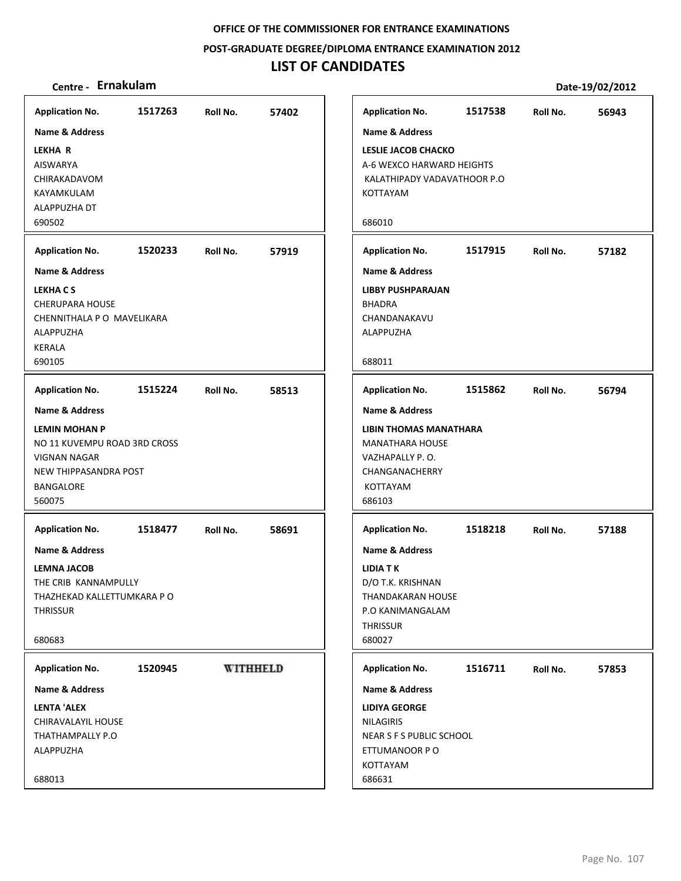**OFFICE OF THE COMMISSIONER FOR ENTRANCE EXAMINATIONS**

**POST-GRADUATE DEGREE/DIPLOMA ENTRANCE EXAMINATION 2012**

# LIST OF CANDIDATES

**Centre - Ernakulam** **Date-19/02/2012**

| Application No. | Roll No. | Name & Address |
|---|---|---|
| 1517263 | 57402 | **LEKHA R**<br>AISWARYA<br>CHIRAKADAVOM<br>KAYAMKULAM<br>ALAPPUZHA DT<br>690502 |
| 1520233 | 57919 | **LEKHA C S**<br>CHERUPARA HOUSE<br>CHENNITHALA P O MAVELIKARA<br>ALAPPUZHA<br>KERALA<br>690105 |
| 1515224 | 58513 | **LEMIN MOHAN P**<br>NO 11 KUVEMPU ROAD 3RD CROSS<br>VIGNAN NAGAR<br>NEW THIPPASANDRA POST<br>BANGALORE<br>560075 |
| 1518477 | 58691 | **LEMNA JACOB**<br>THE CRIB KANNAMPULLY<br>THAZHEKAD KALLETTUMKARA P O<br>THRISSUR<br>680683 |
| 1520945 | WITHHELD | **LENTA 'ALEX**<br>CHIRAVALAYIL HOUSE<br>THATHAMPALLY P.O<br>ALAPPUZHA<br>688013 |
| 1517538 | 56943 | **LESLIE JACOB CHACKO**<br>A-6 WEXCO HARWARD HEIGHTS<br>KALATHIPADY VADAVATHOOR P.O<br>KOTTAYAM<br>686010 |
| 1517915 | 57182 | **LIBBY PUSHPARAJAN**<br>BHADRA<br>CHANDANAKAVU<br>ALAPPUZHA<br>688011 |
| 1515862 | 56794 | **LIBIN THOMAS MANATHARA**<br>MANATHARA HOUSE<br>VAZHAPALLY P. O.<br>CHANGANACHERRY<br>KOTTAYAM<br>686103 |
| 1518218 | 57188 | **LIDIA T K**<br>D/O T.K. KRISHNAN<br>THANDAKARAN HOUSE<br>P.O KANIMANGALAM<br>THRISSUR<br>680027 |
| 1516711 | 57853 | **LIDIYA GEORGE**<br>NILAGIRIS<br>NEAR S F S PUBLIC SCHOOL<br>ETTUMANOOR P O<br>KOTTAYAM<br>686631 |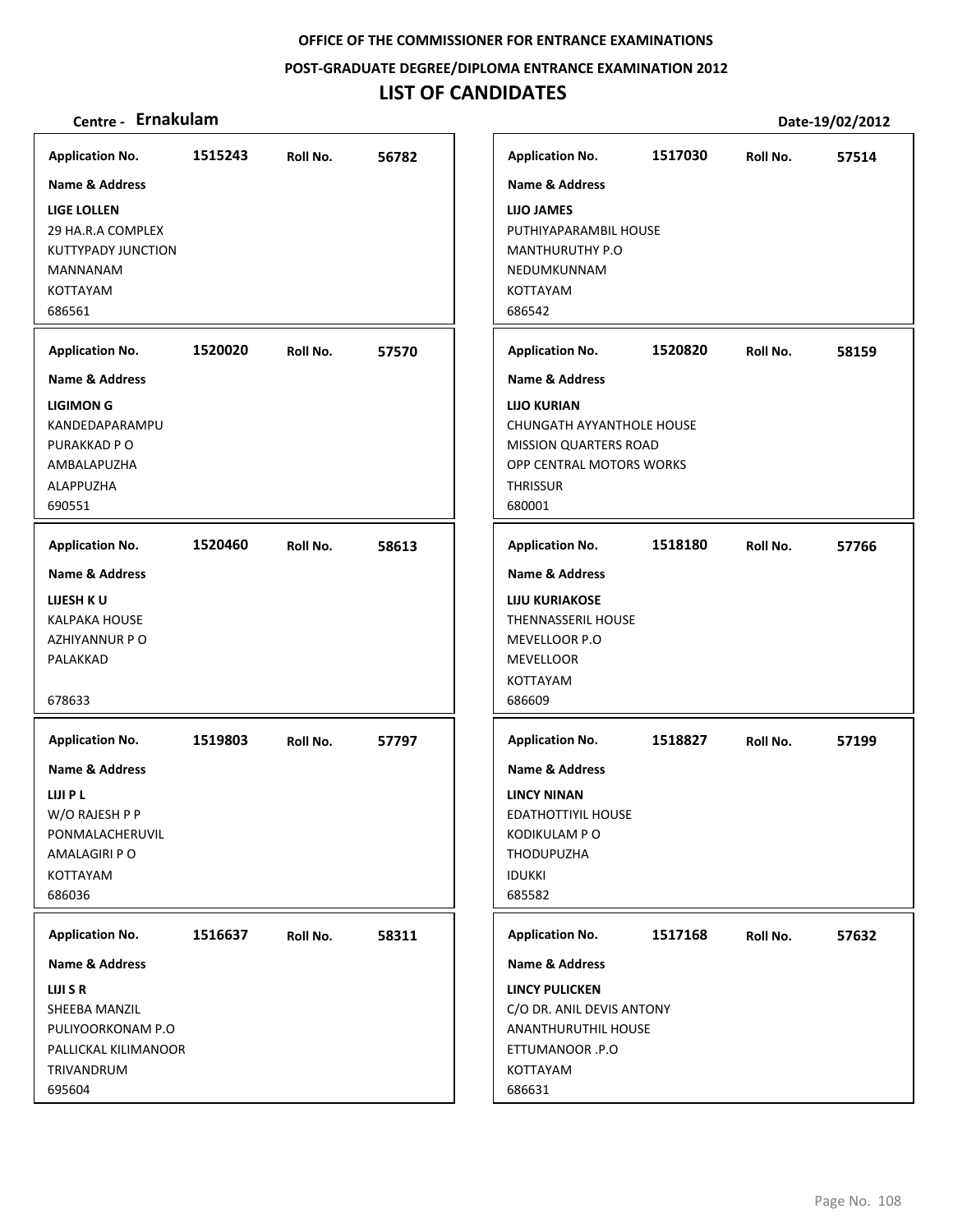OFFICE OF THE COMMISSIONER FOR ENTRANCE EXAMINATIONS

POST-GRADUATE DEGREE/DIPLOMA ENTRANCE EXAMINATION 2012

# LIST OF CANDIDATES

**Centre - Ernakulam** | **Date-19/02/2012**

| Application No. | Roll No. | Name & Address |
|---|---|---|
| 1515243 | 56782 | **LIGE LOLLEN**<br>29 HA.R.A COMPLEX<br>KUTTYPADY JUNCTION<br>MANNANAM<br>KOTTAYAM<br>686561 |
| 1520020 | 57570 | **LIGIMON G**<br>KANDEDAPARAMPU<br>PURAKKAD P O<br>AMBALAPUZHA<br>ALAPPUZHA<br>690551 |
| 1520460 | 58613 | **LIJESH K U**<br>KALPAKA HOUSE<br>AZHIYANNUR P O<br>PALAKKAD<br><br>678633 |
| 1519803 | 57797 | **LIJI P L**<br>W/O RAJESH P P<br>PONMALACHERUVIL<br>AMALAGIRI P O<br>KOTTAYAM<br>686036 |
| 1516637 | 58311 | **LIJI S R**<br>SHEEBA MANZIL<br>PULIYOORKONAM P.O<br>PALLICKAL KILIMANOOR<br>TRIVANDRUM<br>695604 |
| 1517030 | 57514 | **LIJO JAMES**<br>PUTHIYAPARAMBIL HOUSE<br>MANTHURUTHY P.O<br>NEDUMKUNNAM<br>KOTTAYAM<br>686542 |
| 1520820 | 58159 | **LIJO KURIAN**<br>CHUNGATH AYYANTHOLE HOUSE<br>MISSION QUARTERS ROAD<br>OPP CENTRAL MOTORS WORKS<br>THRISSUR<br>680001 |
| 1518180 | 57766 | **LIJU KURIAKOSE**<br>THENNASSERIL HOUSE<br>MEVELLOOR P.O<br>MEVELLOOR<br>KOTTAYAM<br>686609 |
| 1518827 | 57199 | **LINCY NINAN**<br>EDATHOTTIYIL HOUSE<br>KODIKULAM P O<br>THODUPUZHA<br>IDUKKI<br>685582 |
| 1517168 | 57632 | **LINCY PULICKEN**<br>C/O DR. ANIL DEVIS ANTONY<br>ANANTHURUTHIL HOUSE<br>ETTUMANOOR .P.O<br>KOTTAYAM<br>686631 |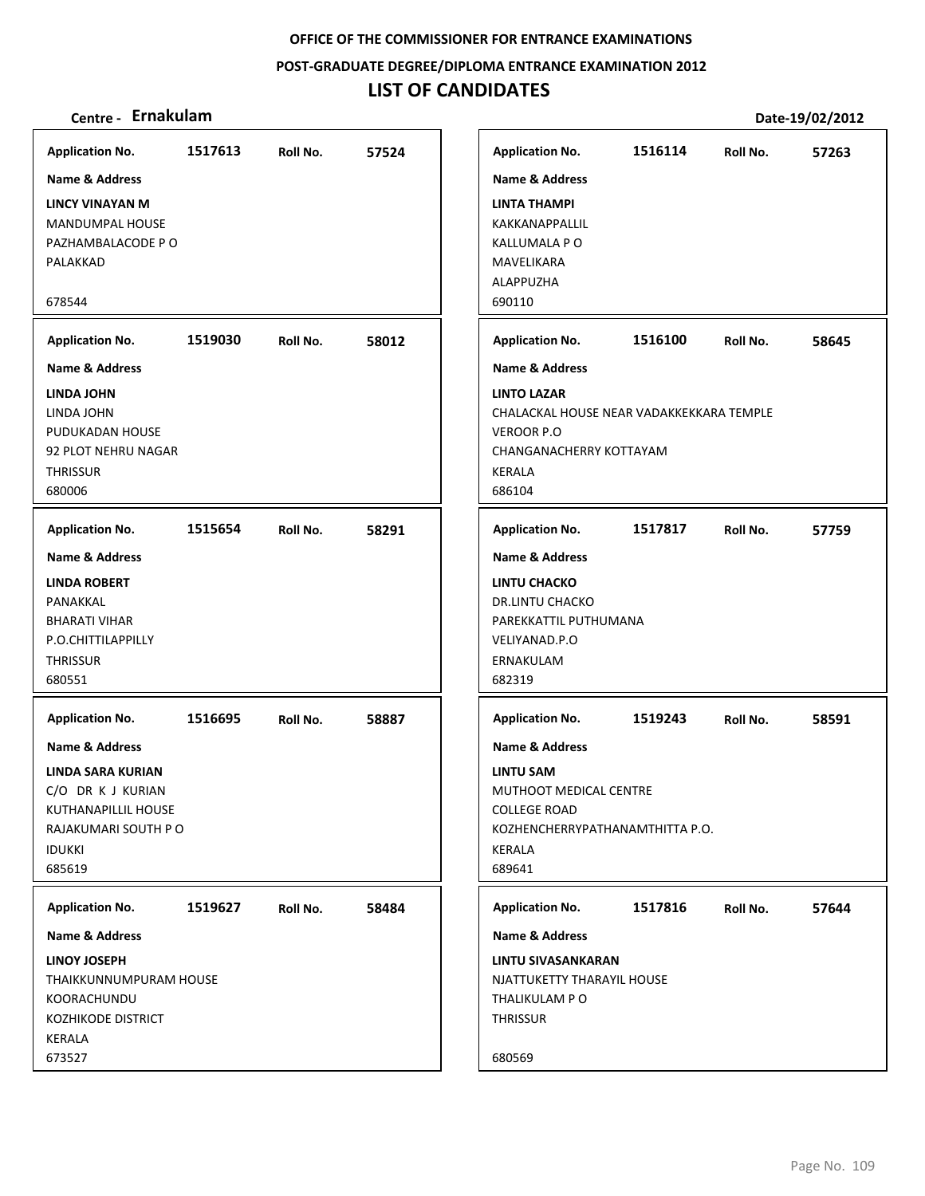**OFFICE OF THE COMMISSIONER FOR ENTRANCE EXAMINATIONS**

**POST-GRADUATE DEGREE/DIPLOMA ENTRANCE EXAMINATION 2012**

# LIST OF CANDIDATES

**Centre - Ernakulam** **Date-19/02/2012**

| Application No. | Roll No. | Name & Address |
|---|---|---|
| 1517613 | 57524 | **LINCY VINAYAN M**<br>MANDUMPAL HOUSE<br>PAZHAMBALACODE P O<br>PALAKKAD<br>678544 |
| 1519030 | 58012 | **LINDA JOHN**<br>LINDA JOHN<br>PUDUKADAN HOUSE<br>92 PLOT NEHRU NAGAR<br>THRISSUR<br>680006 |
| 1515654 | 58291 | **LINDA ROBERT**<br>PANAKKAL<br>BHARATI VIHAR<br>P.O.CHITTILAPPILLY<br>THRISSUR<br>680551 |
| 1516695 | 58887 | **LINDA SARA KURIAN**<br>C/O DR K J KURIAN<br>KUTHANAPILLIL HOUSE<br>RAJAKUMARI SOUTH P O<br>IDUKKI<br>685619 |
| 1519627 | 58484 | **LINOY JOSEPH**<br>THAIKKUNNUMPURAM HOUSE<br>KOORACHUNDU<br>KOZHIKODE DISTRICT<br>KERALA<br>673527 |
| 1516114 | 57263 | **LINTA THAMPI**<br>KAKKANAPPALLIL<br>KALLUMALA P O<br>MAVELIKARA<br>ALAPPUZHA<br>690110 |
| 1516100 | 58645 | **LINTO LAZAR**<br>CHALACKAL HOUSE NEAR VADAKKEKKARA TEMPLE<br>VEROOR P.O<br>CHANGANACHERRY KOTTAYAM<br>KERALA<br>686104 |
| 1517817 | 57759 | **LINTU CHACKO**<br>DR.LINTU CHACKO<br>PAREKKATTIL PUTHUMANA<br>VELIYANAD.P.O<br>ERNAKULAM<br>682319 |
| 1519243 | 58591 | **LINTU SAM**<br>MUTHOOT MEDICAL CENTRE<br>COLLEGE ROAD<br>KOZHENCHERRYPATHANAMTHITTA P.O.<br>KERALA<br>689641 |
| 1517816 | 57644 | **LINTU SIVASANKARAN**<br>NJATTUKETTY THARAYIL HOUSE<br>THALIKULAM P O<br>THRISSUR<br>680569 |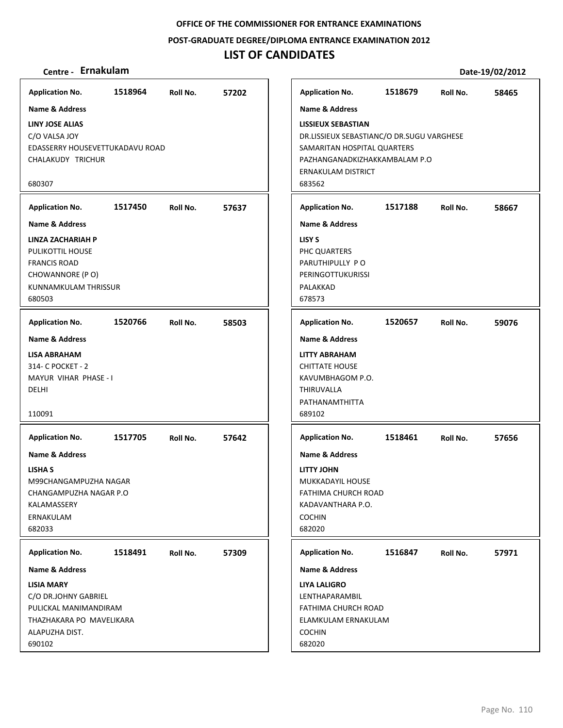OFFICE OF THE COMMISSIONER FOR ENTRANCE EXAMINATIONS

POST-GRADUATE DEGREE/DIPLOMA ENTRANCE EXAMINATION 2012

# LIST OF CANDIDATES

**Centre - Ernakulam** **Date-19/02/2012**

**Application No.** 1518964 **Roll No.** 57202

**Name & Address**

**LINY JOSE ALIAS**
C/O VALSA JOY
EDASSERRY HOUSEVETTUKADAVU ROAD
CHALAKUDY TRICHUR

680307

**Application No.** 1517450 **Roll No.** 57637

**Name & Address**

**LINZA ZACHARIAH P**
PULIKOTTIL HOUSE
FRANCIS ROAD
CHOWANNORE (P O)
KUNNAMKULAM THRISSUR
680503

**Application No.** 1520766 **Roll No.** 58503

**Name & Address**

**LISA ABRAHAM**
314- C POCKET - 2
MAYUR VIHAR PHASE - I
DELHI

110091

**Application No.** 1517705 **Roll No.** 57642

**Name & Address**

**LISHA S**
M99CHANGAMPUZHA NAGAR
CHANGAMPUZHA NAGAR P.O
KALAMASSERY
ERNAKULAM
682033

**Application No.** 1518491 **Roll No.** 57309

**Name & Address**

**LISIA MARY**
C/O DR.JOHNY GABRIEL
PULICKAL MANIMANDIRAM
THAZHAKARA PO MAVELIKARA
ALAPUZHA DIST.
690102

**Application No.** 1518679 **Roll No.** 58465

**Name & Address**

**LISSIEUX SEBASTIAN**
DR.LISSIEUX SEBASTIANC/O DR.SUGU VARGHESE
SAMARITAN HOSPITAL QUARTERS
PAZHANGANADKIZHAKKAMBALAM P.O
ERNAKULAM DISTRICT
683562

**Application No.** 1517188 **Roll No.** 58667

**Name & Address**

**LISY S**
PHC QUARTERS
PARUTHIPULLY P O
PERINGOTTUKURISSI
PALAKKAD
678573

**Application No.** 1520657 **Roll No.** 59076

**Name & Address**

**LITTY ABRAHAM**
CHITTATE HOUSE
KAVUMBHAGOM P.O.
THIRUVALLA
PATHANAMTHITTA
689102

**Application No.** 1518461 **Roll No.** 57656

**Name & Address**

**LITTY JOHN**
MUKKADAYIL HOUSE
FATHIMA CHURCH ROAD
KADAVANTHARA P.O.
COCHIN
682020

**Application No.** 1516847 **Roll No.** 57971

**Name & Address**

**LIYA LALIGRO**
LENTHAPARAMBIL
FATHIMA CHURCH ROAD
ELAMKULAM ERNAKULAM
COCHIN
682020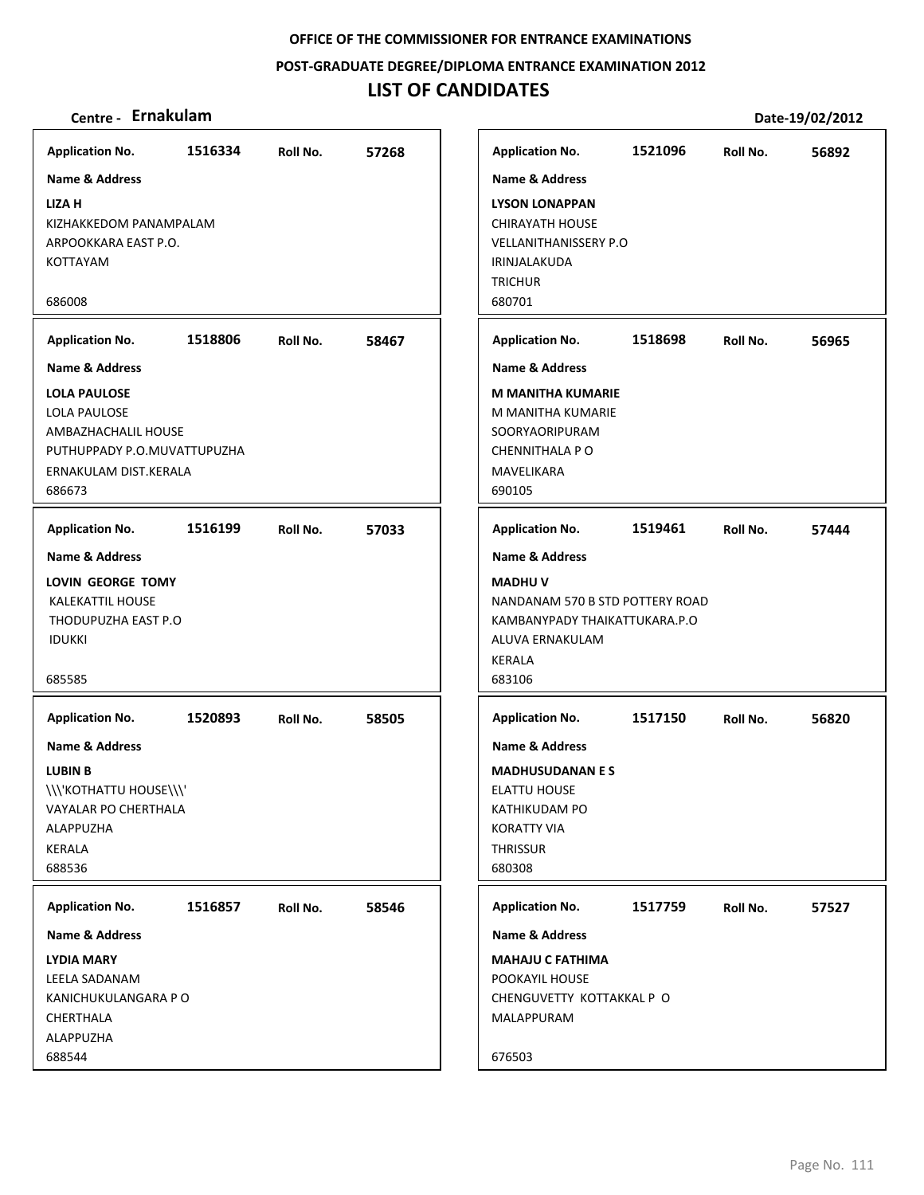OFFICE OF THE COMMISSIONER FOR ENTRANCE EXAMINATIONS

POST-GRADUATE DEGREE/DIPLOMA ENTRANCE EXAMINATION 2012

# LIST OF CANDIDATES

**Centre - Ernakulam** Date-19/02/2012

| Application No. | Roll No. | Name & Address |
|---|---|---|
| 1516334 | 57268 | **LIZA H**<br>KIZHAKKEDOM PANAMPALAM<br>ARPOOKKARA EAST P.O.<br>KOTTAYAM<br>686008 |
| 1518806 | 58467 | **LOLA PAULOSE**<br>LOLA PAULOSE<br>AMBAZHACHALIL HOUSE<br>PUTHUPPADY P.O.MUVATTUPUZHA<br>ERNAKULAM DIST.KERALA<br>686673 |
| 1516199 | 57033 | **LOVIN GEORGE TOMY**<br>KALEKATTIL HOUSE<br>THODUPUZHA EAST P.O<br>IDUKKI<br>685585 |
| 1520893 | 58505 | **LUBIN B**<br>\\\'KOTHATTU HOUSE\\\'<br>VAYALAR PO CHERTHALA<br>ALAPPUZHA<br>KERALA<br>688536 |
| 1516857 | 58546 | **LYDIA MARY**<br>LEELA SADANAM<br>KANICHUKULANGARA P O<br>CHERTHALA<br>ALAPPUZHA<br>688544 |
| 1521096 | 56892 | **LYSON LONAPPAN**<br>CHIRAYATH HOUSE<br>VELLANITHANISSERY P.O<br>IRINJALAKUDA<br>TRICHUR<br>680701 |
| 1518698 | 56965 | **M MANITHA KUMARIE**<br>M MANITHA KUMARIE<br>SOORYAORIPURAM<br>CHENNITHALA P O<br>MAVELIKARA<br>690105 |
| 1519461 | 57444 | **MADHU V**<br>NANDANAM 570 B STD POTTERY ROAD<br>KAMBANYPADY THAIKATTUKARA.P.O<br>ALUVA ERNAKULAM<br>KERALA<br>683106 |
| 1517150 | 56820 | **MADHUSUDANAN E S**<br>ELATTU HOUSE<br>KATHIKUDAM PO<br>KORATTY VIA<br>THRISSUR<br>680308 |
| 1517759 | 57527 | **MAHAJU C FATHIMA**<br>POOKAYIL HOUSE<br>CHENGUVETTY KOTTAKKAL P O<br>MALAPPURAM<br>676503 |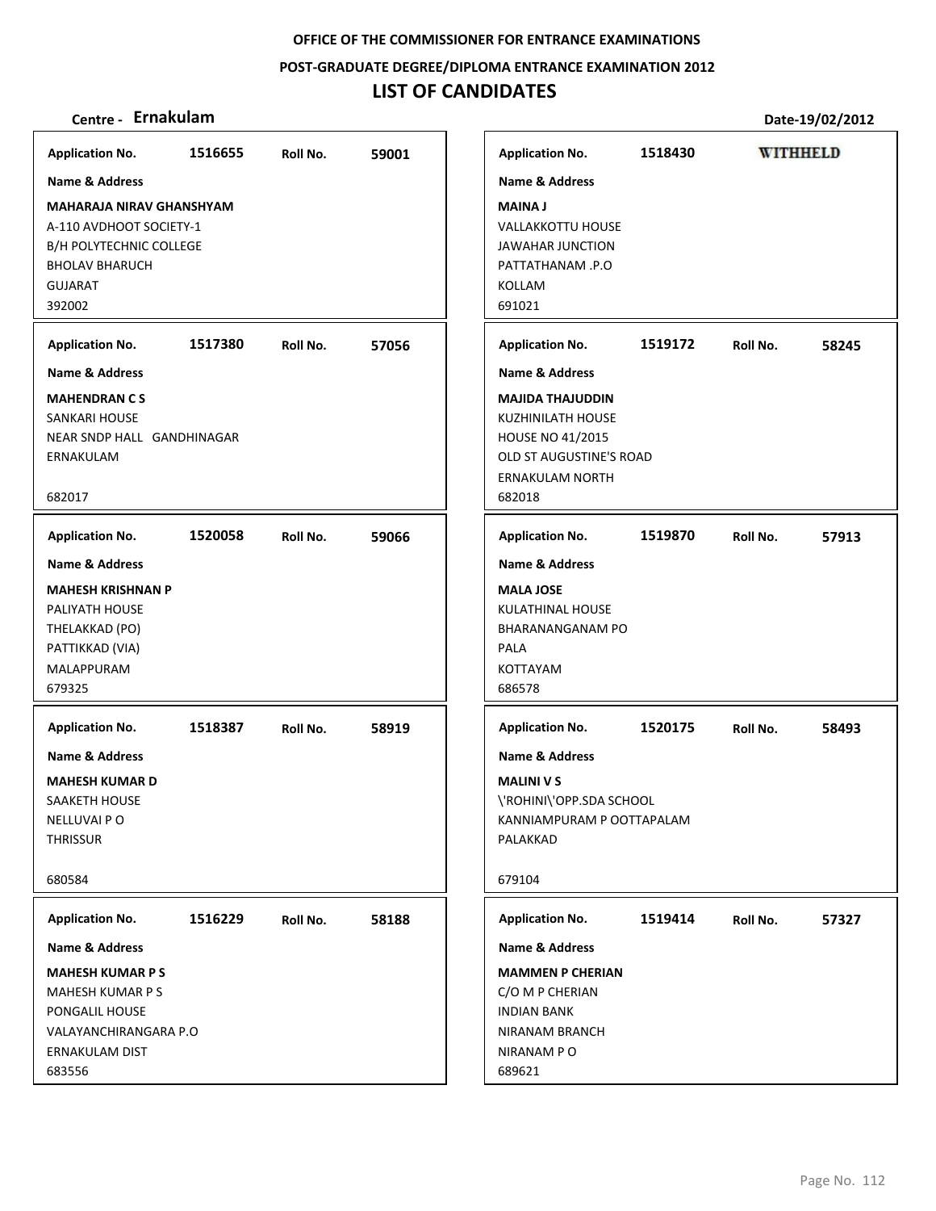**OFFICE OF THE COMMISSIONER FOR ENTRANCE EXAMINATIONS**

**POST-GRADUATE DEGREE/DIPLOMA ENTRANCE EXAMINATION 2012**

# LIST OF CANDIDATES

**Centre - Ernakulam** **Date-19/02/2012**

| Application No. | Roll No. | Name & Address |
|---|---|---|
| 1516655 | 59001 | **MAHARAJA NIRAV GHANSHYAM**<br>A-110 AVDHOOT SOCIETY-1<br>B/H POLYTECHNIC COLLEGE<br>BHOLAV BHARUCH<br>GUJARAT<br>392002 |
| 1517380 | 57056 | **MAHENDRAN C S**<br>SANKARI HOUSE<br>NEAR SNDP HALL GANDHINAGAR<br>ERNAKULAM<br>682017 |
| 1520058 | 59066 | **MAHESH KRISHNAN P**<br>PALIYATH HOUSE<br>THELAKKAD (PO)<br>PATTIKKAD (VIA)<br>MALAPPURAM<br>679325 |
| 1518387 | 58919 | **MAHESH KUMAR D**<br>SAAKETH HOUSE<br>NELLUVAI P O<br>THRISSUR<br>680584 |
| 1516229 | 58188 | **MAHESH KUMAR P S**<br>MAHESH KUMAR P S<br>PONGALIL HOUSE<br>VALAYANCHIRANGARA P.O<br>ERNAKULAM DIST<br>683556 |
| 1518430 | WITHHELD | **MAINA J**<br>VALLAKKOTTU HOUSE<br>JAWAHAR JUNCTION<br>PATTATHANAM .P.O<br>KOLLAM<br>691021 |
| 1519172 | 58245 | **MAJIDA THAJUDDIN**<br>KUZHINILATH HOUSE<br>HOUSE NO 41/2015<br>OLD ST AUGUSTINE'S ROAD<br>ERNAKULAM NORTH<br>682018 |
| 1519870 | 57913 | **MALA JOSE**<br>KULATHINAL HOUSE<br>BHARANANGANAM PO<br>PALA<br>KOTTAYAM<br>686578 |
| 1520175 | 58493 | **MALINI V S**<br>\'ROHINI\'OPP.SDA SCHOOL<br>KANNIAMPURAM P OOTTAPALAM<br>PALAKKAD<br>679104 |
| 1519414 | 57327 | **MAMMEN P CHERIAN**<br>C/O M P CHERIAN<br>INDIAN BANK<br>NIRANAM BRANCH<br>NIRANAM P O<br>689621 |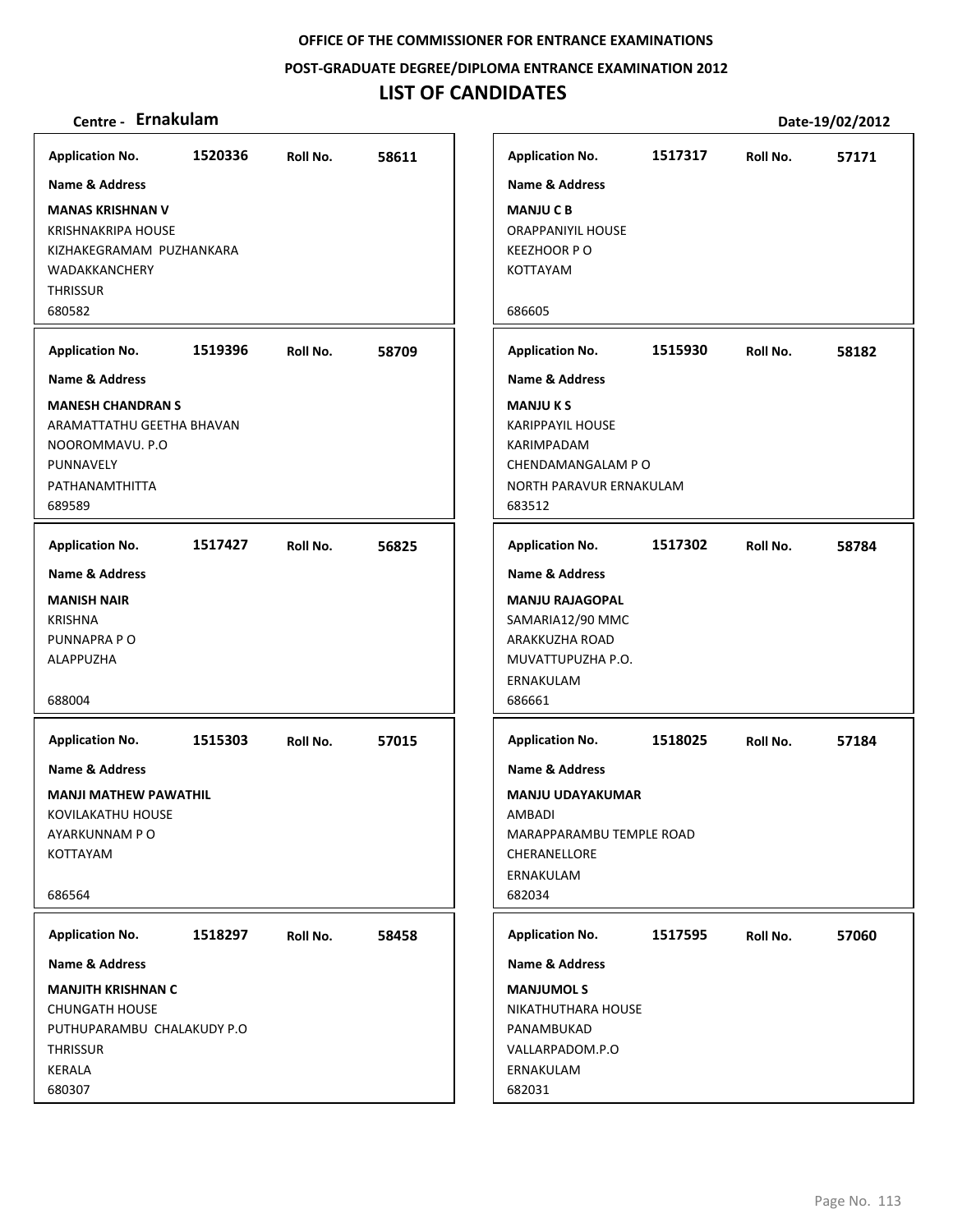**OFFICE OF THE COMMISSIONER FOR ENTRANCE EXAMINATIONS**

**POST-GRADUATE DEGREE/DIPLOMA ENTRANCE EXAMINATION 2012**

# LIST OF CANDIDATES

**Centre - Ernakulam** **Date-19/02/2012**

| Application No. | Roll No. | Name & Address |
|---|---|---|
| 1520336 | 58611 | **MANAS KRISHNAN V**<br>KRISHNAKRIPA HOUSE<br>KIZHAKEGRAMAM PUZHANKARA<br>WADAKKANCHERY<br>THRISSUR<br>680582 |
| 1519396 | 58709 | **MANESH CHANDRAN S**<br>ARAMATTATHU GEETHA BHAVAN<br>NOOROMMAVU. P.O<br>PUNNAVELY<br>PATHANAMTHITTA<br>689589 |
| 1517427 | 56825 | **MANISH NAIR**<br>KRISHNA<br>PUNNAPRA P O<br>ALAPPUZHA<br>688004 |
| 1515303 | 57015 | **MANJI MATHEW PAWATHIL**<br>KOVILAKATHU HOUSE<br>AYARKUNNAM P O<br>KOTTAYAM<br>686564 |
| 1518297 | 58458 | **MANJITH KRISHNAN C**<br>CHUNGATH HOUSE<br>PUTHUPARAMBU CHALAKUDY P.O<br>THRISSUR<br>KERALA<br>680307 |
| 1517317 | 57171 | **MANJU C B**<br>ORAPPANIYIL HOUSE<br>KEEZHOOR P O<br>KOTTAYAM<br>686605 |
| 1515930 | 58182 | **MANJU K S**<br>KARIPPAYIL HOUSE<br>KARIMPADAM<br>CHENDAMANGALAM P O<br>NORTH PARAVUR ERNAKULAM<br>683512 |
| 1517302 | 58784 | **MANJU RAJAGOPAL**<br>SAMARIA12/90 MMC<br>ARAKKUZHA ROAD<br>MUVATTUPUZHA P.O.<br>ERNAKULAM<br>686661 |
| 1518025 | 57184 | **MANJU UDAYAKUMAR**<br>AMBADI<br>MARAPPARAMBU TEMPLE ROAD<br>CHERANELLORE<br>ERNAKULAM<br>682034 |
| 1517595 | 57060 | **MANJUMOL S**<br>NIKATHUTHARA HOUSE<br>PANAMBUKAD<br>VALLARPADOM.P.O<br>ERNAKULAM<br>682031 |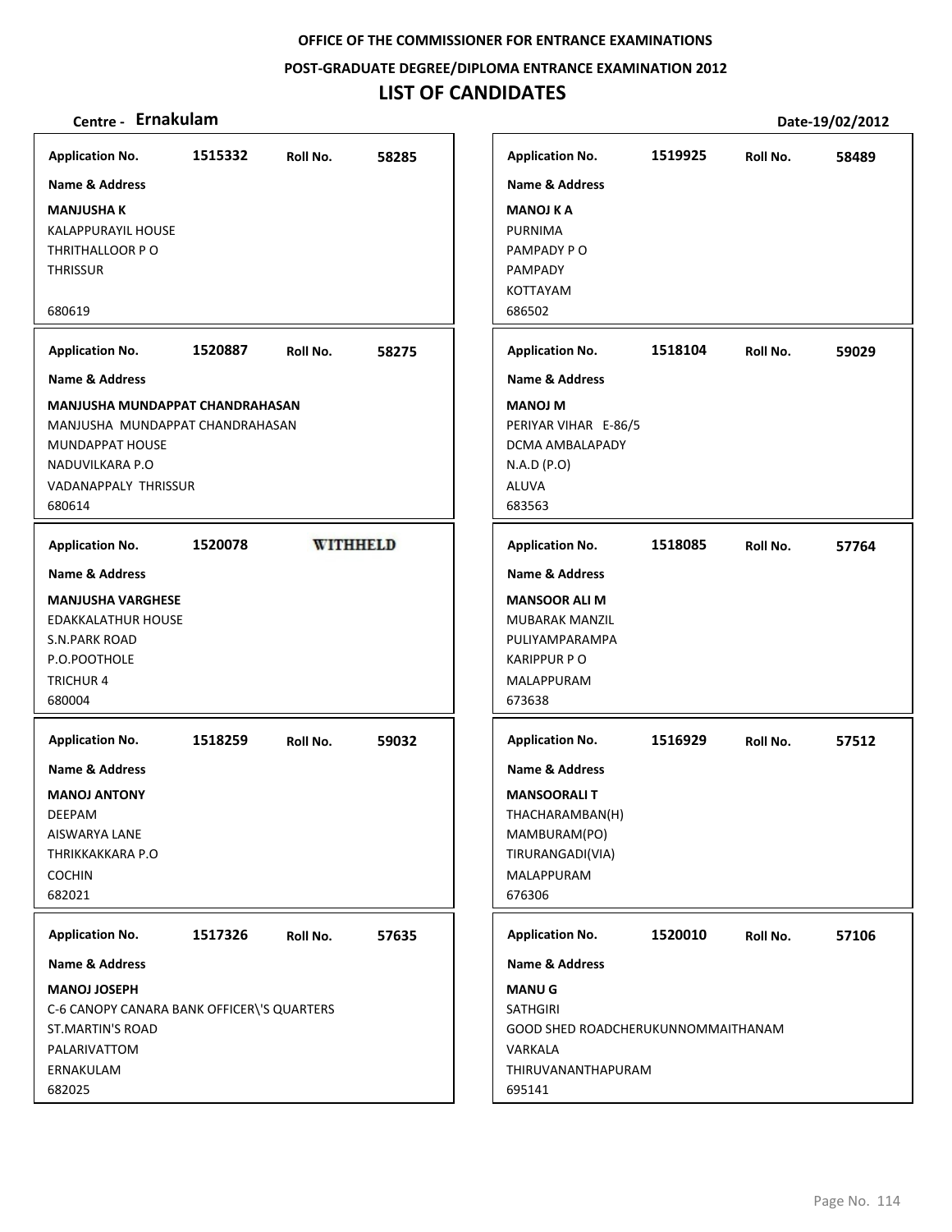**OFFICE OF THE COMMISSIONER FOR ENTRANCE EXAMINATIONS**

**POST-GRADUATE DEGREE/DIPLOMA ENTRANCE EXAMINATION 2012**

# LIST OF CANDIDATES

**Centre - Ernakulam** **Date-19/02/2012**

| Application No. | Roll No. | Name & Address |
|---|---|---|
| 1515332 | 58285 | **MANJUSHA K**<br>KALAPPURAYIL HOUSE<br>THRITHALLOOR P O<br>THRISSUR<br>680619 |
| 1519925 | 58489 | **MANOJ K A**<br>PURNIMA<br>PAMPADY P O<br>PAMPADY<br>KOTTAYAM<br>686502 |
| 1520887 | 58275 | **MANJUSHA MUNDAPPAT CHANDRAHASAN**<br>MANJUSHA MUNDAPPAT CHANDRAHASAN<br>MUNDAPPAT HOUSE<br>NADUVILKARA P.O<br>VADANAPPALY THRISSUR<br>680614 |
| 1518104 | 59029 | **MANOJ M**<br>PERIYAR VIHAR E-86/5<br>DCMA AMBALAPADY<br>N.A.D (P.O)<br>ALUVA<br>683563 |
| 1520078 | WITHHELD | **MANJUSHA VARGHESE**<br>EDAKKALATHUR HOUSE<br>S.N.PARK ROAD<br>P.O.POOTHOLE<br>TRICHUR 4<br>680004 |
| 1518085 | 57764 | **MANSOOR ALI M**<br>MUBARAK MANZIL<br>PULIYAMPARAMPA<br>KARIPPUR P O<br>MALAPPURAM<br>673638 |
| 1518259 | 59032 | **MANOJ ANTONY**<br>DEEPAM<br>AISWARYA LANE<br>THRIKKAKKARA P.O<br>COCHIN<br>682021 |
| 1516929 | 57512 | **MANSOORALI T**<br>THACHARAMBAN(H)<br>MAMBURAM(PO)<br>TIRURANGADI(VIA)<br>MALAPPURAM<br>676306 |
| 1517326 | 57635 | **MANOJ JOSEPH**<br>C-6 CANOPY CANARA BANK OFFICER\'S QUARTERS<br>ST.MARTIN'S ROAD<br>PALARIVATTOM<br>ERNAKULAM<br>682025 |
| 1520010 | 57106 | **MANU G**<br>SATHGIRI<br>GOOD SHED ROADCHERUKUNNOMMAITHANAM<br>VARKALA<br>THIRUVANANTHAPURAM<br>695141 |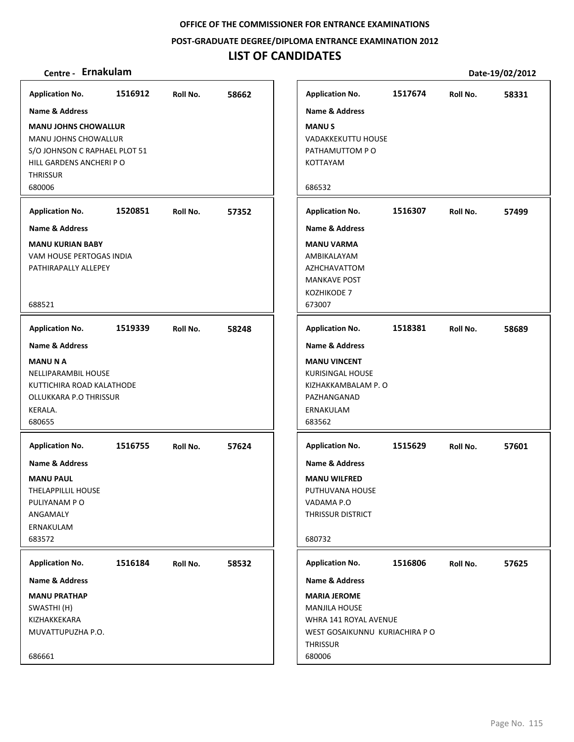**OFFICE OF THE COMMISSIONER FOR ENTRANCE EXAMINATIONS**

**POST-GRADUATE DEGREE/DIPLOMA ENTRANCE EXAMINATION 2012**

# LIST OF CANDIDATES

**Centre - Ernakulam** **Date-19/02/2012**

| Application No. | Roll No. | Name & Address |
|---|---|---|
| 1516912 | 58662 | **MANU JOHNS CHOWALLUR**<br>MANU JOHNS CHOWALLUR<br>S/O JOHNSON C RAPHAEL PLOT 51<br>HILL GARDENS ANCHERI P O<br>THRISSUR<br>680006 |
| 1520851 | 57352 | **MANU KURIAN BABY**<br>VAM HOUSE PERTOGAS INDIA<br>PATHIRAPALLY ALLEPEY<br>688521 |
| 1519339 | 58248 | **MANU N A**<br>NELLIPARAMBIL HOUSE<br>KUTTICHIRA ROAD KALATHODE<br>OLLUKKARA P.O THRISSUR<br>KERALA.<br>680655 |
| 1516755 | 57624 | **MANU PAUL**<br>THELAPPILLIL HOUSE<br>PULIYANAM P O<br>ANGAMALY<br>ERNAKULAM<br>683572 |
| 1516184 | 58532 | **MANU PRATHAP**<br>SWASTHI (H)<br>KIZHAKKEKARA<br>MUVATTUPUZHA P.O.<br>686661 |
| 1517674 | 58331 | **MANU S**<br>VADAKKEKUTTU HOUSE<br>PATHAMUTTOM P O<br>KOTTAYAM<br>686532 |
| 1516307 | 57499 | **MANU VARMA**<br>AMBIKALAYAM<br>AZHCHAVATTOM<br>MANKAVE POST<br>KOZHIKODE 7<br>673007 |
| 1518381 | 58689 | **MANU VINCENT**<br>KURISINGAL HOUSE<br>KIZHAKKAMBALAM P. O<br>PAZHANGANAD<br>ERNAKULAM<br>683562 |
| 1515629 | 57601 | **MANU WILFRED**<br>PUTHUVANA HOUSE<br>VADAMA P.O<br>THRISSUR DISTRICT<br>680732 |
| 1516806 | 57625 | **MARIA JEROME**<br>MANJILA HOUSE<br>WHRA 141 ROYAL AVENUE<br>WEST GOSAIKUNNU KURIACHIRA P O<br>THRISSUR<br>680006 |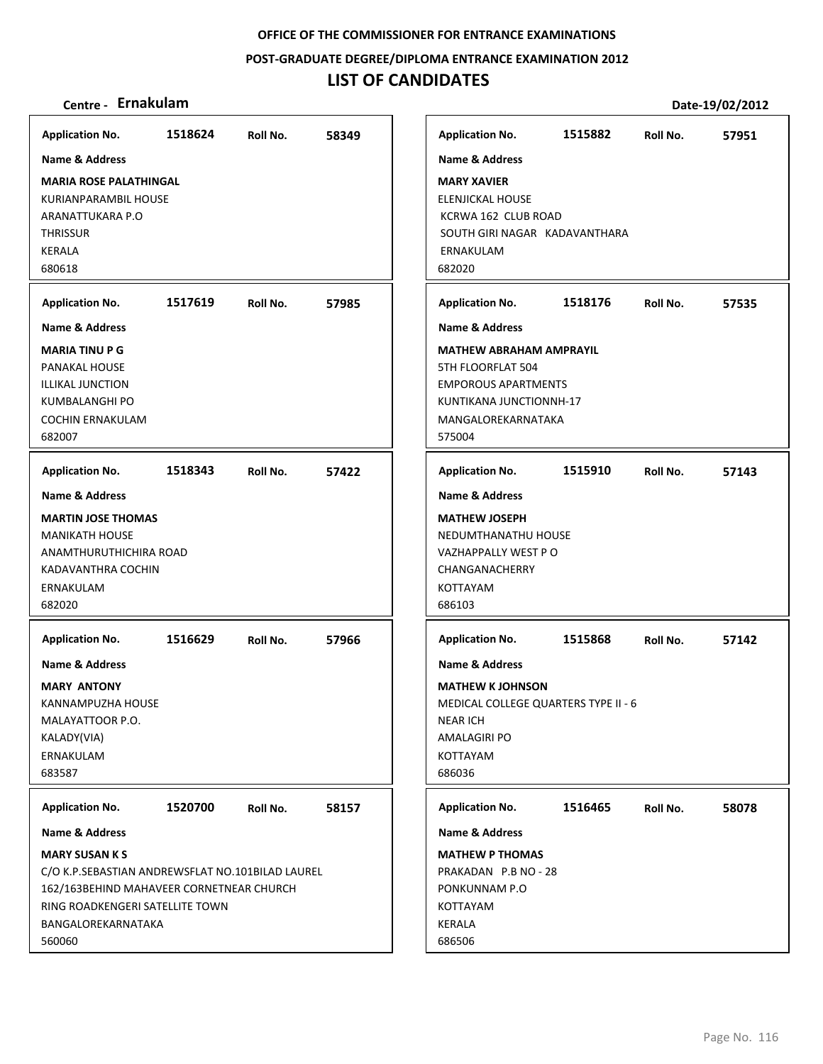**OFFICE OF THE COMMISSIONER FOR ENTRANCE EXAMINATIONS**

**POST-GRADUATE DEGREE/DIPLOMA ENTRANCE EXAMINATION 2012**

# LIST OF CANDIDATES

**Centre - Ernakulam** **Date-19/02/2012**

**Application No.** 1518624 **Roll No.** 58349

**Name & Address**

**MARIA ROSE PALATHINGAL**
KURIANPARAMBIL HOUSE
ARANATTUKARA P.O
THRISSUR
KERALA
680618

**Application No.** 1517619 **Roll No.** 57985

**Name & Address**

**MARIA TINU P G**
PANAKAL HOUSE
ILLIKAL JUNCTION
KUMBALANGHI PO
COCHIN ERNAKULAM
682007

**Application No.** 1518343 **Roll No.** 57422

**Name & Address**

**MARTIN JOSE THOMAS**
MANIKATH HOUSE
ANAMTHURUTHICHIRA ROAD
KADAVANTHRA COCHIN
ERNAKULAM
682020

**Application No.** 1516629 **Roll No.** 57966

**Name & Address**

**MARY ANTONY**
KANNAMPUZHA HOUSE
MALAYATTOOR P.O.
KALADY(VIA)
ERNAKULAM
683587

**Application No.** 1520700 **Roll No.** 58157

**Name & Address**

**MARY SUSAN K S**
C/O K.P.SEBASTIAN ANDREWSFLAT NO.101BILAD LAUREL
162/163BEHIND MAHAVEER CORNETNEAR CHURCH
RING ROADKENGERI SATELLITE TOWN
BANGALOREKARNATAKA
560060

**Application No.** 1515882 **Roll No.** 57951

**Name & Address**

**MARY XAVIER**
ELENJICKAL HOUSE
KCRWA 162 CLUB ROAD
SOUTH GIRI NAGAR KADAVANTHARA
ERNAKULAM
682020

**Application No.** 1518176 **Roll No.** 57535

**Name & Address**

**MATHEW ABRAHAM AMPRAYIL**
5TH FLOORFLAT 504
EMPOROUS APARTMENTS
KUNTIKANA JUNCTIONNH-17
MANGALOREKARNATAKA
575004

**Application No.** 1515910 **Roll No.** 57143

**Name & Address**

**MATHEW JOSEPH**
NEDUMTHANATHU HOUSE
VAZHAPPALLY WEST P O
CHANGANACHERRY
KOTTAYAM
686103

**Application No.** 1515868 **Roll No.** 57142

**Name & Address**

**MATHEW K JOHNSON**
MEDICAL COLLEGE QUARTERS TYPE II - 6
NEAR ICH
AMALAGIRI PO
KOTTAYAM
686036

**Application No.** 1516465 **Roll No.** 58078

**Name & Address**

**MATHEW P THOMAS**
PRAKADAN P.B NO - 28
PONKUNNAM P.O
KOTTAYAM
KERALA
686506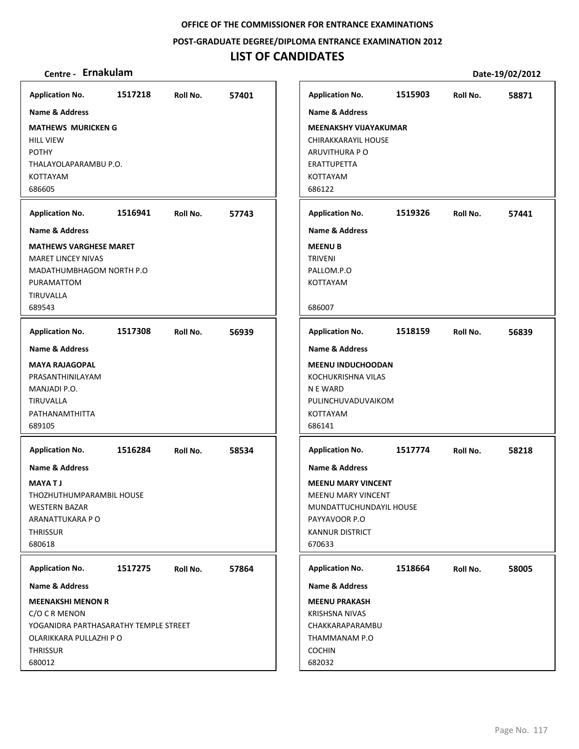OFFICE OF THE COMMISSIONER FOR ENTRANCE EXAMINATIONS

POST-GRADUATE DEGREE/DIPLOMA ENTRANCE EXAMINATION 2012

# LIST OF CANDIDATES

**Centre - Ernakulam** **Date-19/02/2012**

**Application No.** 1517218 **Roll No.** 57401

**Name & Address**

**MATHEWS MURICKEN G**
HILL VIEW
POTHY
THALAYOLAPARAMBU P.O.
KOTTAYAM
686605

**Application No.** 1516941 **Roll No.** 57743

**Name & Address**

**MATHEWS VARGHESE MARET**
MARET LINCEY NIVAS
MADATHUMBHAGOM NORTH P.O
PURAMATTOM
TIRUVALLA
689543

**Application No.** 1517308 **Roll No.** 56939

**Name & Address**

**MAYA RAJAGOPAL**
PRASANTHINILAYAM
MANJADI P.O.
TIRUVALLA
PATHANAMTHITTA
689105

**Application No.** 1516284 **Roll No.** 58534

**Name & Address**

**MAYA T J**
THOZHUTHUMPARAMBIL HOUSE
WESTERN BAZAR
ARANATTUKARA P O
THRISSUR
680618

**Application No.** 1517275 **Roll No.** 57864

**Name & Address**

**MEENAKSHI MENON R**
C/O C R MENON
YOGANIDRA PARTHASARATHY TEMPLE STREET
OLARIKKARA PULLAZHI P O
THRISSUR
680012

**Application No.** 1515903 **Roll No.** 58871

**Name & Address**

**MEENAKSHY VIJAYAKUMAR**
CHIRAKKARAYIL HOUSE
ARUVITHURA P O
ERATTUPETTA
KOTTAYAM
686122

**Application No.** 1519326 **Roll No.** 57441

**Name & Address**

**MEENU B**
TRIVENI
PALLOM.P.O
KOTTAYAM

686007

**Application No.** 1518159 **Roll No.** 56839

**Name & Address**

**MEENU INDUCHOODAN**
KOCHUKRISHNA VILAS
N E WARD
PULINCHUVADUVAIKOM
KOTTAYAM
686141

**Application No.** 1517774 **Roll No.** 58218

**Name & Address**

**MEENU MARY VINCENT**
MEENU MARY VINCENT
MUNDATTUCHUNDAYIL HOUSE
PAYYAVOOR P.O
KANNUR DISTRICT
670633

**Application No.** 1518664 **Roll No.** 58005

**Name & Address**

**MEENU PRAKASH**
KRISHSNA NIVAS
CHAKKARAPARAMBU
THAMMANAM P.O
COCHIN
682032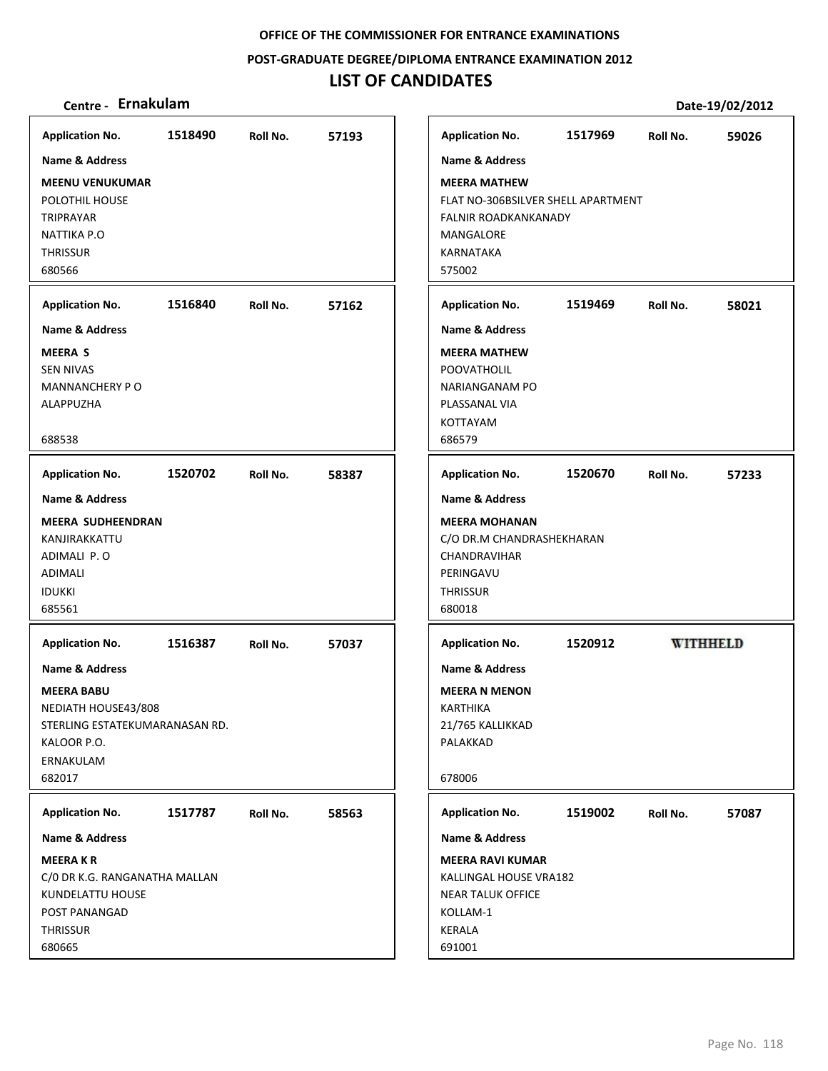OFFICE OF THE COMMISSIONER FOR ENTRANCE EXAMINATIONS

POST-GRADUATE DEGREE/DIPLOMA ENTRANCE EXAMINATION 2012

# LIST OF CANDIDATES

**Centre - Ernakulam** **Date-19/02/2012**

**Application No.** 1518490 **Roll No.** 57193

**Name & Address**

**MEENU VENUKUMAR**
POLOTHIL HOUSE
TRIPRAYAR
NATTIKA P.O
THRISSUR
680566

**Application No.** 1517969 **Roll No.** 59026

**Name & Address**

**MEERA MATHEW**
FLAT NO-306BSILVER SHELL APARTMENT
FALNIR ROADKANKANADY
MANGALORE
KARNATAKA
575002

**Application No.** 1516840 **Roll No.** 57162

**Name & Address**

**MEERA S**
SEN NIVAS
MANNANCHERY P O
ALAPPUZHA

688538

**Application No.** 1519469 **Roll No.** 58021

**Name & Address**

**MEERA MATHEW**
POOVATHOLIL
NARIANGANAM PO
PLASSANAL VIA
KOTTAYAM
686579

**Application No.** 1520702 **Roll No.** 58387

**Name & Address**

**MEERA SUDHEENDRAN**
KANJIRAKKATTU
ADIMALI P. O
ADIMALI
IDUKKI
685561

**Application No.** 1520670 **Roll No.** 57233

**Name & Address**

**MEERA MOHANAN**
C/O DR.M CHANDRASHEKHARAN
CHANDRAVIHAR
PERINGAVU
THRISSUR
680018

**Application No.** 1516387 **Roll No.** 57037

**Name & Address**

**MEERA BABU**
NEDIATH HOUSE43/808
STERLING ESTATEKUMARANASAN RD.
KALOOR P.O.
ERNAKULAM
682017

**Application No.** 1520912 **WITHHELD**

**Name & Address**

**MEERA N MENON**
KARTHIKA
21/765 KALLIKKAD
PALAKKAD

678006

**Application No.** 1517787 **Roll No.** 58563

**Name & Address**

**MEERA K R**
C/0 DR K.G. RANGANATHA MALLAN
KUNDELATTU HOUSE
POST PANANGAD
THRISSUR
680665

**Application No.** 1519002 **Roll No.** 57087

**Name & Address**

**MEERA RAVI KUMAR**
KALLINGAL HOUSE VRA182
NEAR TALUK OFFICE
KOLLAM-1
KERALA
691001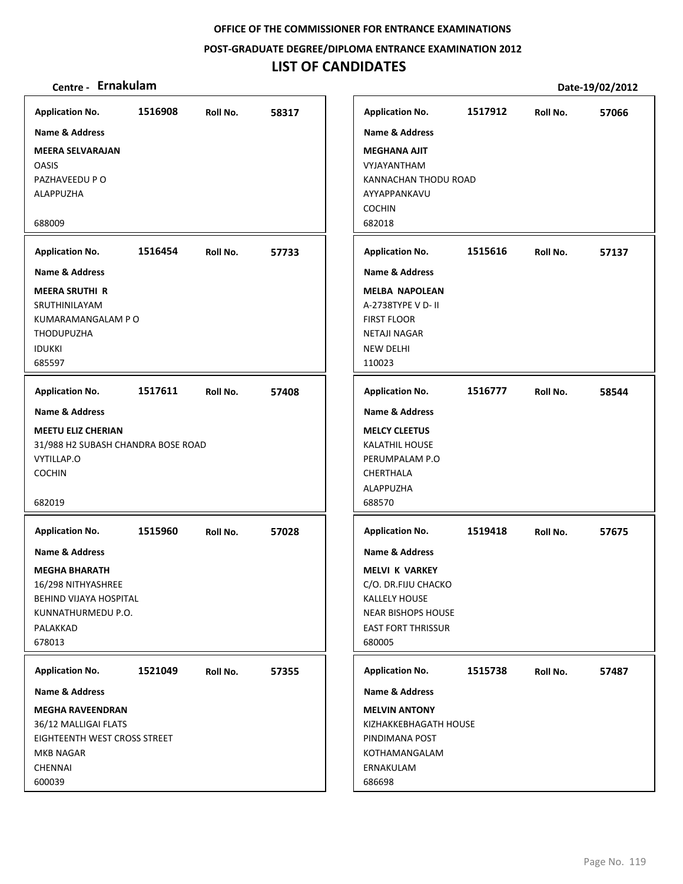**OFFICE OF THE COMMISSIONER FOR ENTRANCE EXAMINATIONS**

**POST-GRADUATE DEGREE/DIPLOMA ENTRANCE EXAMINATION 2012**

# LIST OF CANDIDATES

**Centre - Ernakulam** **Date-19/02/2012**

| Application No. | Roll No. | Name & Address |
|---|---|---|
| 1516908 | 58317 | **MEERA SELVARAJAN**<br>OASIS<br>PAZHAVEEDU P O<br>ALAPPUZHA<br>688009 |
| 1516454 | 57733 | **MEERA SRUTHI R**<br>SRUTHINILAYAM<br>KUMARAMANGALAM P O<br>THODUPUZHA<br>IDUKKI<br>685597 |
| 1517611 | 57408 | **MEETU ELIZ CHERIAN**<br>31/988 H2 SUBASH CHANDRA BOSE ROAD<br>VYTILLAP.O<br>COCHIN<br>682019 |
| 1515960 | 57028 | **MEGHA BHARATH**<br>16/298 NITHYASHREE<br>BEHIND VIJAYA HOSPITAL<br>KUNNATHURMEDU P.O.<br>PALAKKAD<br>678013 |
| 1521049 | 57355 | **MEGHA RAVEENDRAN**<br>36/12 MALLIGAI FLATS<br>EIGHTEENTH WEST CROSS STREET<br>MKB NAGAR<br>CHENNAI<br>600039 |
| 1517912 | 57066 | **MEGHANA AJIT**<br>VYJAYANTHAM<br>KANNACHAN THODU ROAD<br>AYYAPPANKAVU<br>COCHIN<br>682018 |
| 1515616 | 57137 | **MELBA NAPOLEAN**<br>A-2738TYPE V D- II<br>FIRST FLOOR<br>NETAJI NAGAR<br>NEW DELHI<br>110023 |
| 1516777 | 58544 | **MELCY CLEETUS**<br>KALATHIL HOUSE<br>PERUMPALAM P.O<br>CHERTHALA<br>ALAPPUZHA<br>688570 |
| 1519418 | 57675 | **MELVI K VARKEY**<br>C/O. DR.FIJU CHACKO<br>KALLELY HOUSE<br>NEAR BISHOPS HOUSE<br>EAST FORT THRISSUR<br>680005 |
| 1515738 | 57487 | **MELVIN ANTONY**<br>KIZHAKKEBHAGATH HOUSE<br>PINDIMANA POST<br>KOTHAMANGALAM<br>ERNAKULAM<br>686698 |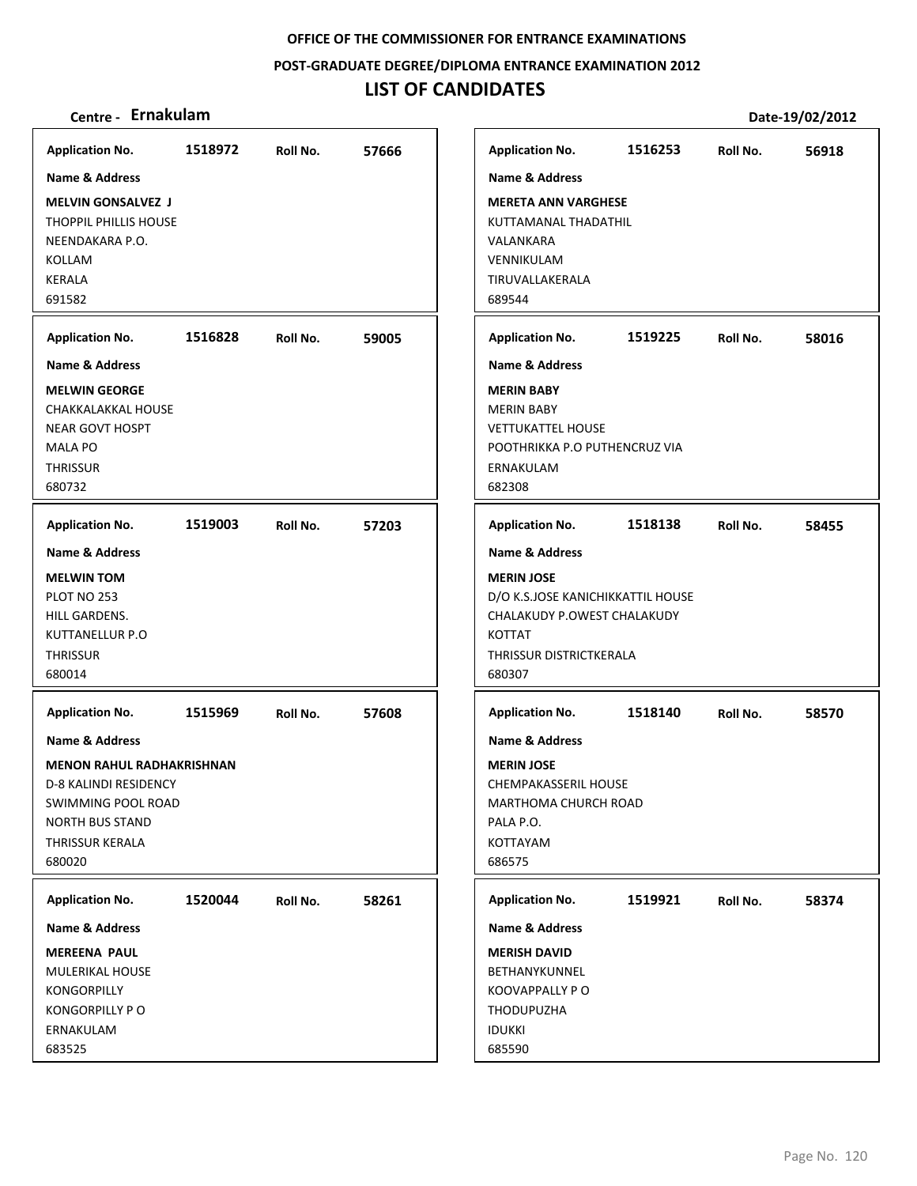OFFICE OF THE COMMISSIONER FOR ENTRANCE EXAMINATIONS

POST-GRADUATE DEGREE/DIPLOMA ENTRANCE EXAMINATION 2012

# LIST OF CANDIDATES

**Centre - Ernakulam** Date-19/02/2012

**Application No.** 1518972 **Roll No.** 57666

**Name & Address**

**MELVIN GONSALVEZ J**
THOPPIL PHILLIS HOUSE
NEENDAKARA P.O.
KOLLAM
KERALA
691582

**Application No.** 1516828 **Roll No.** 59005

**Name & Address**

**MELWIN GEORGE**
CHAKKALAKKAL HOUSE
NEAR GOVT HOSPT
MALA PO
THRISSUR
680732

**Application No.** 1519003 **Roll No.** 57203

**Name & Address**

**MELWIN TOM**
PLOT NO 253
HILL GARDENS.
KUTTANELLUR P.O
THRISSUR
680014

**Application No.** 1515969 **Roll No.** 57608

**Name & Address**

**MENON RAHUL RADHAKRISHNAN**
D-8 KALINDI RESIDENCY
SWIMMING POOL ROAD
NORTH BUS STAND
THRISSUR KERALA
680020

**Application No.** 1520044 **Roll No.** 58261

**Name & Address**

**MEREENA PAUL**
MULERIKAL HOUSE
KONGORPILLY
KONGORPILLY P O
ERNAKULAM
683525

**Application No.** 1516253 **Roll No.** 56918

**Name & Address**

**MERETA ANN VARGHESE**
KUTTAMANAL THADATHIL
VALANKARA
VENNIKULAM
TIRUVALLAKERALA
689544

**Application No.** 1519225 **Roll No.** 58016

**Name & Address**

**MERIN BABY**
MERIN BABY
VETTUKATTEL HOUSE
POOTHRIKKA P.O PUTHENCRUZ VIA
ERNAKULAM
682308

**Application No.** 1518138 **Roll No.** 58455

**Name & Address**

**MERIN JOSE**
D/O K.S.JOSE KANICHIKKATTIL HOUSE
CHALAKUDY P.OWEST CHALAKUDY
KOTTAT
THRISSUR DISTRICTKERALA
680307

**Application No.** 1518140 **Roll No.** 58570

**Name & Address**

**MERIN JOSE**
CHEMPAKASSERIL HOUSE
MARTHOMA CHURCH ROAD
PALA P.O.
KOTTAYAM
686575

**Application No.** 1519921 **Roll No.** 58374

**Name & Address**

**MERISH DAVID**
BETHANYKUNNEL
KOOVAPPALLY P O
THODUPUZHA
IDUKKI
685590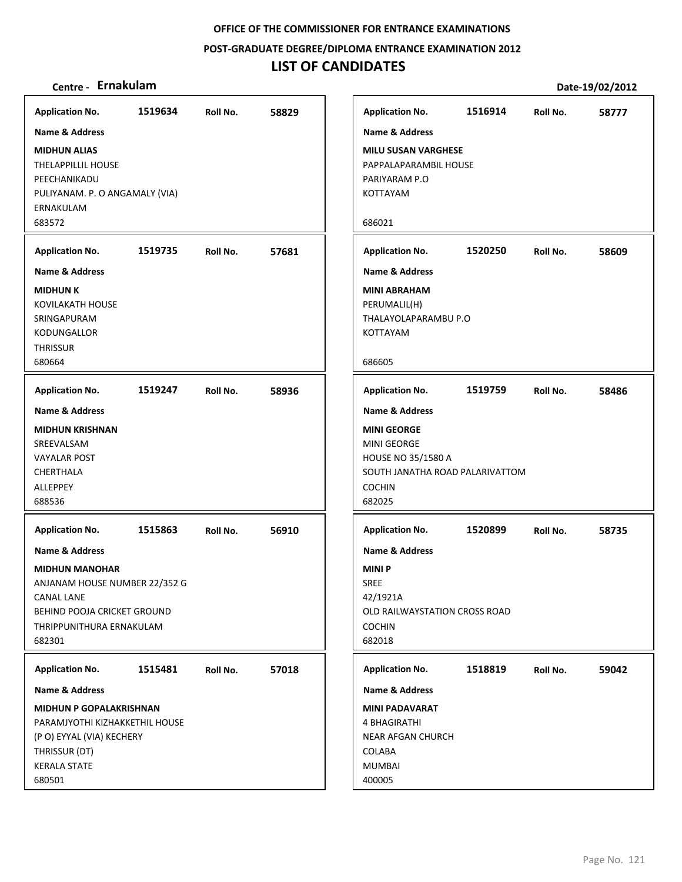**OFFICE OF THE COMMISSIONER FOR ENTRANCE EXAMINATIONS**

**POST-GRADUATE DEGREE/DIPLOMA ENTRANCE EXAMINATION 2012**

# LIST OF CANDIDATES

**Centre - Ernakulam** **Date-19/02/2012**

**Application No.** 1519634 **Roll No.** 58829

**Name & Address**

**MIDHUN ALIAS**
THELAPPILLIL HOUSE
PEECHANIKADU
PULIYANAM. P. O ANGAMALY (VIA)
ERNAKULAM
683572

**Application No.** 1519735 **Roll No.** 57681

**Name & Address**

**MIDHUN K**
KOVILAKATH HOUSE
SRINGAPURAM
KODUNGALLOR
THRISSUR
680664

**Application No.** 1519247 **Roll No.** 58936

**Name & Address**

**MIDHUN KRISHNAN**
SREEVALSAM
VAYALAR POST
CHERTHALA
ALLEPPEY
688536

**Application No.** 1515863 **Roll No.** 56910

**Name & Address**

**MIDHUN MANOHAR**
ANJANAM HOUSE NUMBER 22/352 G
CANAL LANE
BEHIND POOJA CRICKET GROUND
THRIPPUNITHURA ERNAKULAM
682301

**Application No.** 1515481 **Roll No.** 57018

**Name & Address**

**MIDHUN P GOPALAKRISHNAN**
PARAMJYOTHI KIZHAKKETHIL HOUSE
(P O) EYYAL (VIA) KECHERY
THRISSUR (DT)
KERALA STATE
680501

**Application No.** 1516914 **Roll No.** 58777

**Name & Address**

**MILU SUSAN VARGHESE**
PAPPALAPARAMBIL HOUSE
PARIYARAM P.O
KOTTAYAM
686021

**Application No.** 1520250 **Roll No.** 58609

**Name & Address**

**MINI ABRAHAM**
PERUMALIL(H)
THALAYOLAPARAMBU P.O
KOTTAYAM
686605

**Application No.** 1519759 **Roll No.** 58486

**Name & Address**

**MINI GEORGE**
MINI GEORGE
HOUSE NO 35/1580 A
SOUTH JANATHA ROAD PALARIVATTOM
COCHIN
682025

**Application No.** 1520899 **Roll No.** 58735

**Name & Address**

**MINI P**
SREE
42/1921A
OLD RAILWAYSTATION CROSS ROAD
COCHIN
682018

**Application No.** 1518819 **Roll No.** 59042

**Name & Address**

**MINI PADAVARAT**
4 BHAGIRATHI
NEAR AFGAN CHURCH
COLABA
MUMBAI
400005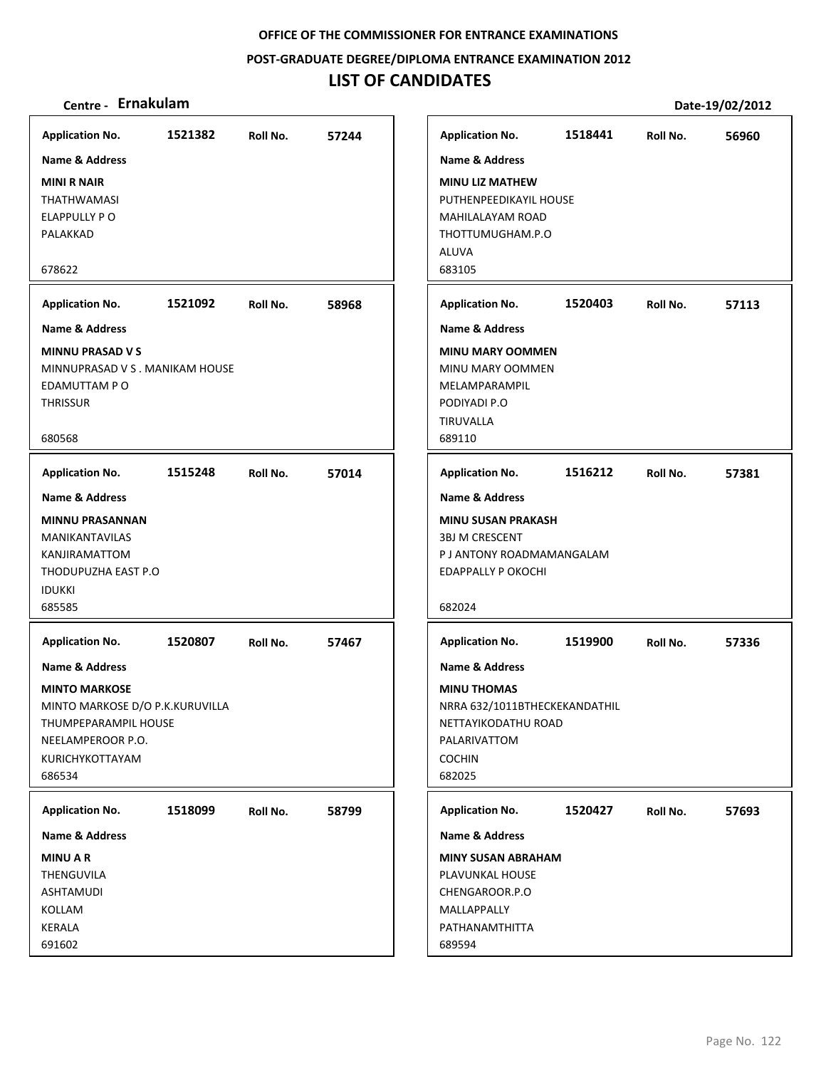**OFFICE OF THE COMMISSIONER FOR ENTRANCE EXAMINATIONS**

**POST-GRADUATE DEGREE/DIPLOMA ENTRANCE EXAMINATION 2012**

# LIST OF CANDIDATES

**Centre - Ernakulam** **Date-19/02/2012**

**Application No.** 1521382 **Roll No.** 57244
**Name & Address**
**MINI R NAIR**
THATHWAMASI
ELAPPULLY P O
PALAKKAD

678622

**Application No.** 1521092 **Roll No.** 58968
**Name & Address**
**MINNU PRASAD V S**
MINNUPRASAD V S . MANIKAM HOUSE
EDAMUTTAM P O
THRISSUR

680568

**Application No.** 1515248 **Roll No.** 57014
**Name & Address**
**MINNU PRASANNAN**
MANIKANTAVILAS
KANJIRAMATTOM
THODUPUZHA EAST P.O
IDUKKI
685585

**Application No.** 1520807 **Roll No.** 57467
**Name & Address**
**MINTO MARKOSE**
MINTO MARKOSE D/O P.K.KURUVILLA
THUMPEPARAMPIL HOUSE
NEELAMPEROOR P.O.
KURICHYKOTTAYAM
686534

**Application No.** 1518099 **Roll No.** 58799
**Name & Address**
**MINU A R**
THENGUVILA
ASHTAMUDI
KOLLAM
KERALA
691602

**Application No.** 1518441 **Roll No.** 56960
**Name & Address**
**MINU LIZ MATHEW**
PUTHENPEEDIKAYIL HOUSE
MAHILALAYAM ROAD
THOTTUMUGHAM.P.O
ALUVA
683105

**Application No.** 1520403 **Roll No.** 57113
**Name & Address**
**MINU MARY OOMMEN**
MINU MARY OOMMEN
MELAMPARAMPIL
PODIYADI P.O
TIRUVALLA
689110

**Application No.** 1516212 **Roll No.** 57381
**Name & Address**
**MINU SUSAN PRAKASH**
3BJ M CRESCENT
P J ANTONY ROADMAMANGALAM
EDAPPALLY P OKOCHI

682024

**Application No.** 1519900 **Roll No.** 57336
**Name & Address**
**MINU THOMAS**
NRRA 632/1011BTHECKEKANDATHIL
NETTAYIKODATHU ROAD
PALARIVATTOM
COCHIN
682025

**Application No.** 1520427 **Roll No.** 57693
**Name & Address**
**MINY SUSAN ABRAHAM**
PLAVUNKAL HOUSE
CHENGAROOR.P.O
MALLAPPALLY
PATHANAMTHITTA
689594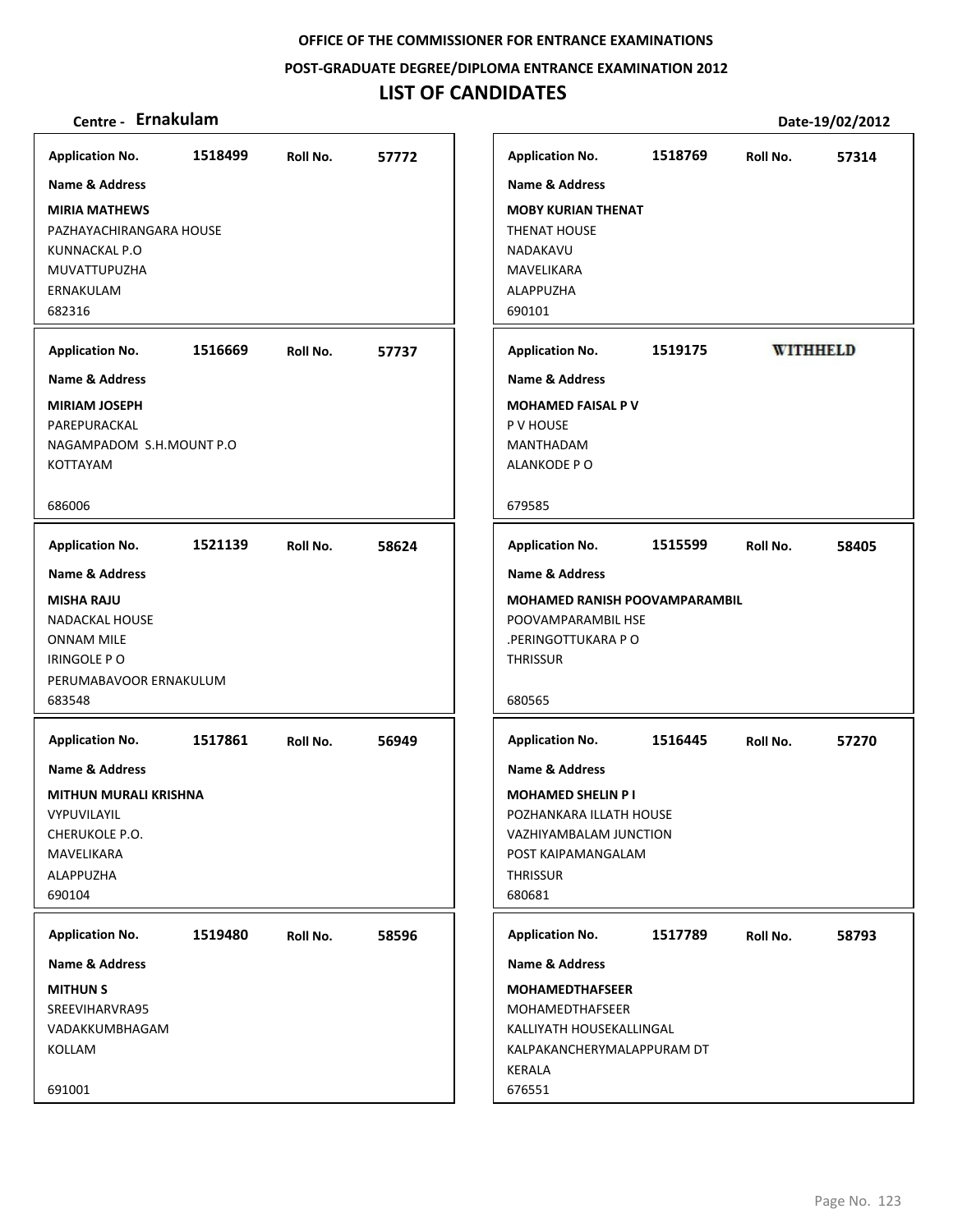OFFICE OF THE COMMISSIONER FOR ENTRANCE EXAMINATIONS

POST-GRADUATE DEGREE/DIPLOMA ENTRANCE EXAMINATION 2012

# LIST OF CANDIDATES

**Centre - Ernakulam** **Date-19/02/2012**

| Application No. | Roll No. | Name & Address |
|---|---|---|
| 1518499 | 57772 | **MIRIA MATHEWS**<br>PAZHAYACHIRANGARA HOUSE<br>KUNNACKAL P.O<br>MUVATTUPUZHA<br>ERNAKULAM<br>682316 |
| 1516669 | 57737 | **MIRIAM JOSEPH**<br>PAREPURACKAL<br>NAGAMPADOM S.H.MOUNT P.O<br>KOTTAYAM<br>686006 |
| 1521139 | 58624 | **MISHA RAJU**<br>NADACKAL HOUSE<br>ONNAM MILE<br>IRINGOLE P O<br>PERUMABAVOOR ERNAKULUM<br>683548 |
| 1517861 | 56949 | **MITHUN MURALI KRISHNA**<br>VYPUVILAYIL<br>CHERUKOLE P.O.<br>MAVELIKARA<br>ALAPPUZHA<br>690104 |
| 1519480 | 58596 | **MITHUN S**<br>SREEVIHARVRA95<br>VADAKKUMBHAGAM<br>KOLLAM<br>691001 |
| 1518769 | 57314 | **MOBY KURIAN THENAT**<br>THENAT HOUSE<br>NADAKAVU<br>MAVELIKARA<br>ALAPPUZHA<br>690101 |
| 1519175 | WITHHELD | **MOHAMED FAISAL P V**<br>P V HOUSE<br>MANTHADAM<br>ALANKODE P O<br>679585 |
| 1515599 | 58405 | **MOHAMED RANISH POOVAMPARAMBIL**<br>POOVAMPARAMBIL HSE<br>.PERINGOTTUKARA P O<br>THRISSUR<br>680565 |
| 1516445 | 57270 | **MOHAMED SHELIN P I**<br>POZHANKARA ILLATH HOUSE<br>VAZHIYAMBALAM JUNCTION<br>POST KAIPAMANGALAM<br>THRISSUR<br>680681 |
| 1517789 | 58793 | **MOHAMEDTHAFSEER**<br>MOHAMEDTHAFSEER<br>KALLIYATH HOUSEKALLINGAL<br>KALPAKANCHERYMALAPPURAM DT<br>KERALA<br>676551 |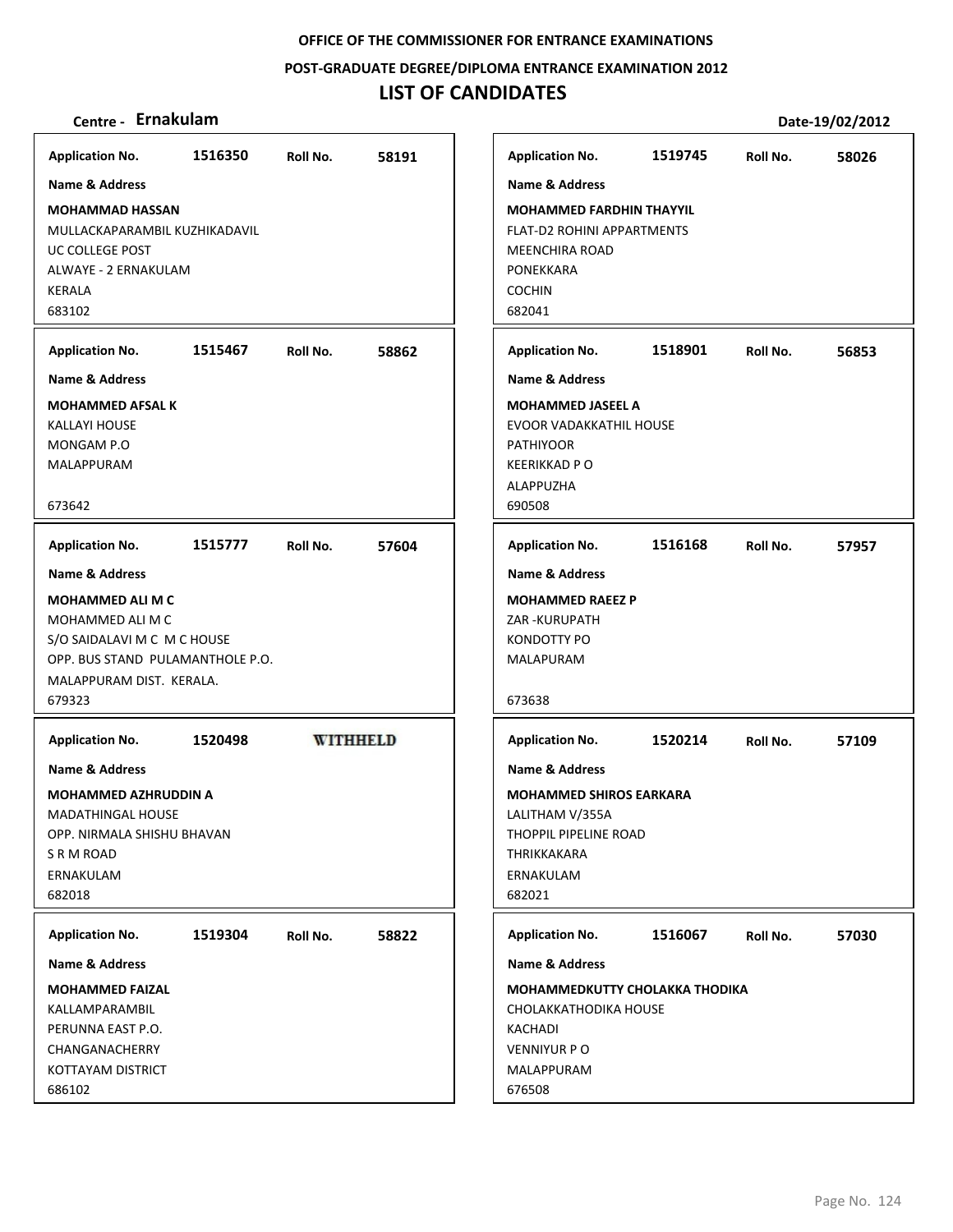OFFICE OF THE COMMISSIONER FOR ENTRANCE EXAMINATIONS

POST-GRADUATE DEGREE/DIPLOMA ENTRANCE EXAMINATION 2012

# LIST OF CANDIDATES

**Centre - Ernakulam** Date-19/02/2012

| Application No. | Roll No. | Name & Address |
|---|---|---|
| 1516350 | 58191 | **MOHAMMAD HASSAN**<br>MULLACKAPARAMBIL KUZHIKADAVIL<br>UC COLLEGE POST<br>ALWAYE - 2 ERNAKULAM<br>KERALA<br>683102 |
| 1515467 | 58862 | **MOHAMMED AFSAL K**<br>KALLAYI HOUSE<br>MONGAM P.O<br>MALAPPURAM<br>673642 |
| 1515777 | 57604 | **MOHAMMED ALI M C**<br>MOHAMMED ALI M C<br>S/O SAIDALAVI M C M C HOUSE<br>OPP. BUS STAND PULAMANTHOLE P.O.<br>MALAPPURAM DIST. KERALA.<br>679323 |
| 1520498 | WITHHELD | **MOHAMMED AZHRUDDIN A**<br>MADATHINGAL HOUSE<br>OPP. NIRMALA SHISHU BHAVAN<br>S R M ROAD<br>ERNAKULAM<br>682018 |
| 1519304 | 58822 | **MOHAMMED FAIZAL**<br>KALLAMPARAMBIL<br>PERUNNA EAST P.O.<br>CHANGANACHERRY<br>KOTTAYAM DISTRICT<br>686102 |
| 1519745 | 58026 | **MOHAMMED FARDHIN THAYYIL**<br>FLAT-D2 ROHINI APPARTMENTS<br>MEENCHIRA ROAD<br>PONEKKARA<br>COCHIN<br>682041 |
| 1518901 | 56853 | **MOHAMMED JASEEL A**<br>EVOOR VADAKKATHIL HOUSE<br>PATHIYOOR<br>KEERIKKAD P O<br>ALAPPUZHA<br>690508 |
| 1516168 | 57957 | **MOHAMMED RAEEZ P**<br>ZAR -KURUPATH<br>KONDOTTY PO<br>MALAPURAM<br>673638 |
| 1520214 | 57109 | **MOHAMMED SHIROS EARKARA**<br>LALITHAM V/355A<br>THOPPIL PIPELINE ROAD<br>THRIKKAKARA<br>ERNAKULAM<br>682021 |
| 1516067 | 57030 | **MOHAMMEDKUTTY CHOLAKKA THODIKA**<br>CHOLAKKATHODIKA HOUSE<br>KACHADI<br>VENNIYUR P O<br>MALAPPURAM<br>676508 |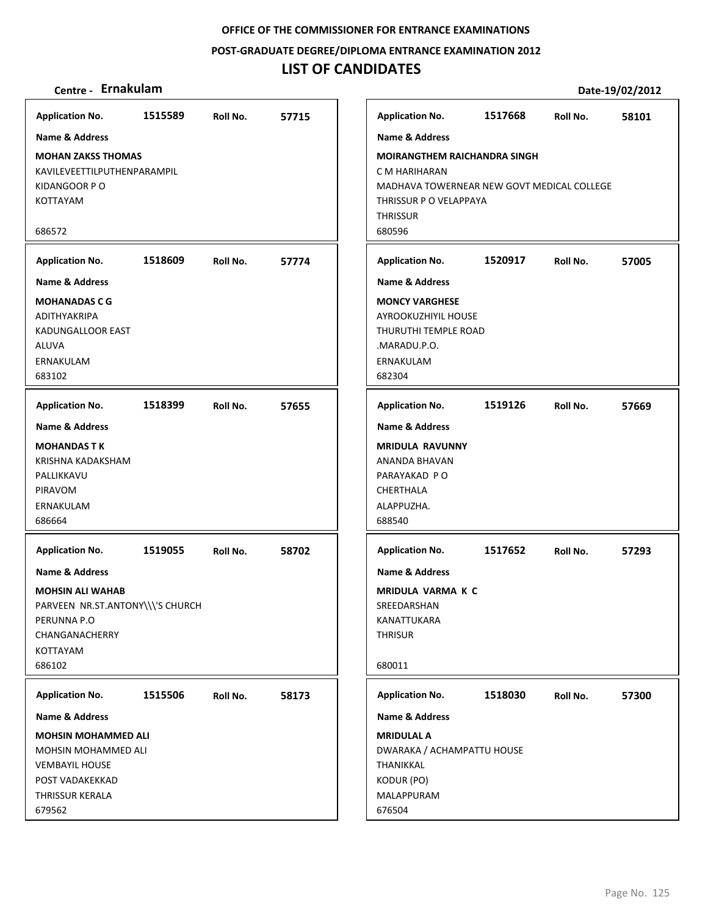**OFFICE OF THE COMMISSIONER FOR ENTRANCE EXAMINATIONS**

**POST-GRADUATE DEGREE/DIPLOMA ENTRANCE EXAMINATION 2012**

# LIST OF CANDIDATES

**Centre - Ernakulam** **Date-19/02/2012**

**Application No.** 1515589 **Roll No.** 57715

**Name & Address**

**MOHAN ZAKSS THOMAS**
KAVILEVEETTILPUTHENPARAMPIL
KIDANGOOR P O
KOTTAYAM

686572

**Application No.** 1517668 **Roll No.** 58101

**Name & Address**

**MOIRANGTHEM RAICHANDRA SINGH**
C M HARIHARAN
MADHAVA TOWERNEAR NEW GOVT MEDICAL COLLEGE
THRISSUR P O VELAPPAYA
THRISSUR
680596

**Application No.** 1518609 **Roll No.** 57774

**Name & Address**

**MOHANADAS C G**
ADITHYAKRIPA
KADUNGALLOOR EAST
ALUVA
ERNAKULAM
683102

**Application No.** 1520917 **Roll No.** 57005

**Name & Address**

**MONCY VARGHESE**
AYROOKUZHIYIL HOUSE
THURUTHI TEMPLE ROAD
.MARADU.P.O.
ERNAKULAM
682304

**Application No.** 1518399 **Roll No.** 57655

**Name & Address**

**MOHANDAS T K**
KRISHNA KADAKSHAM
PALLIKKAVU
PIRAVOM
ERNAKULAM
686664

**Application No.** 1519126 **Roll No.** 57669

**Name & Address**

**MRIDULA RAVUNNY**
ANANDA BHAVAN
PARAYAKAD P O
CHERTHALA
ALAPPUZHA.
688540

**Application No.** 1519055 **Roll No.** 58702

**Name & Address**

**MOHSIN ALI WAHAB**
PARVEEN NR.ST.ANTONY\\\'S CHURCH
PERUNNA P.O
CHANGANACHERRY
KOTTAYAM
686102

**Application No.** 1517652 **Roll No.** 57293

**Name & Address**

**MRIDULA VARMA K C**
SREEDARSHAN
KANATTUKARA
THRISUR

680011

**Application No.** 1515506 **Roll No.** 58173

**Name & Address**

**MOHSIN MOHAMMED ALI**
MOHSIN MOHAMMED ALI
VEMBAYIL HOUSE
POST VADAKEKKAD
THRISSUR KERALA
679562

**Application No.** 1518030 **Roll No.** 57300

**Name & Address**

**MRIDULAL A**
DWARAKA / ACHAMPATTU HOUSE
THANIKKAL
KODUR (PO)
MALAPPURAM
676504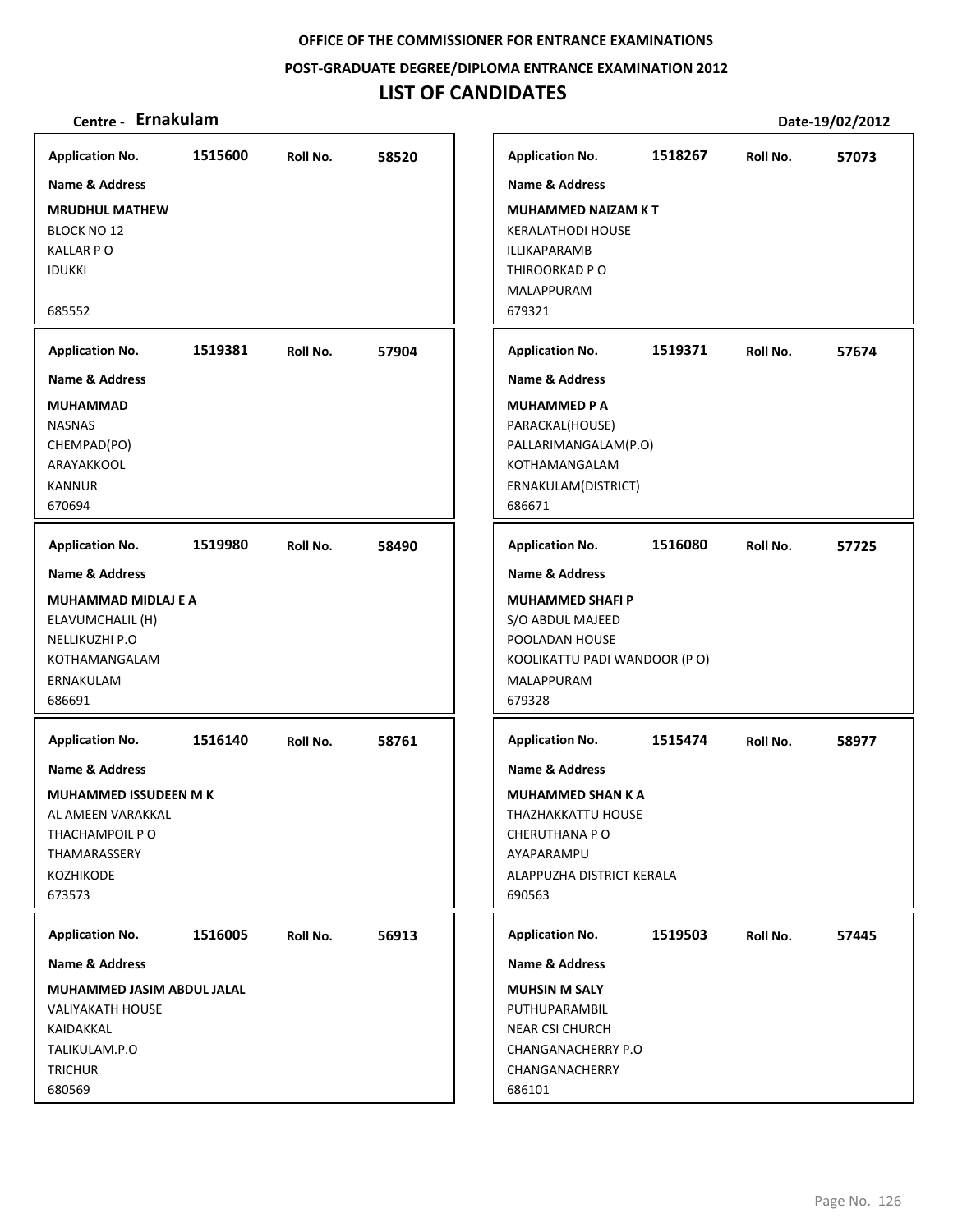OFFICE OF THE COMMISSIONER FOR ENTRANCE EXAMINATIONS

POST-GRADUATE DEGREE/DIPLOMA ENTRANCE EXAMINATION 2012

# LIST OF CANDIDATES

**Centre - Ernakulam** | **Date-19/02/2012**

---

**Application No.** 1515600 **Roll No.** 58520

**Name & Address**

**MRUDHUL MATHEW**
BLOCK NO 12
KALLAR P O
IDUKKI

685552

---

**Application No.** 1519381 **Roll No.** 57904

**Name & Address**

**MUHAMMAD**
NASNAS
CHEMPAD(PO)
ARAYAKKOOL
KANNUR
670694

---

**Application No.** 1519980 **Roll No.** 58490

**Name & Address**

**MUHAMMAD MIDLAJ E A**
ELAVUMCHALIL (H)
NELLIKUZHI P.O
KOTHAMANGALAM
ERNAKULAM
686691

---

**Application No.** 1516140 **Roll No.** 58761

**Name & Address**

**MUHAMMED ISSUDEEN M K**
AL AMEEN VARAKKAL
THACHAMPOIL P O
THAMARASSERY
KOZHIKODE
673573

---

**Application No.** 1516005 **Roll No.** 56913

**Name & Address**

**MUHAMMED JASIM ABDUL JALAL**
VALIYAKATH HOUSE
KAIDAKKAL
TALIKULAM.P.O
TRICHUR
680569

---

**Application No.** 1518267 **Roll No.** 57073

**Name & Address**

**MUHAMMED NAIZAM K T**
KERALATHODI HOUSE
ILLIKAPARAMB
THIROORKAD P O
MALAPPURAM
679321

---

**Application No.** 1519371 **Roll No.** 57674

**Name & Address**

**MUHAMMED P A**
PARACKAL(HOUSE)
PALLARIMANGALAM(P.O)
KOTHAMANGALAM
ERNAKULAM(DISTRICT)
686671

---

**Application No.** 1516080 **Roll No.** 57725

**Name & Address**

**MUHAMMED SHAFI P**
S/O ABDUL MAJEED
POOLADAN HOUSE
KOOLIKATTU PADI WANDOOR (P O)
MALAPPURAM
679328

---

**Application No.** 1515474 **Roll No.** 58977

**Name & Address**

**MUHAMMED SHAN K A**
THAZHAKKATTU HOUSE
CHERUTHANA P O
AYAPARAMPU
ALAPPUZHA DISTRICT KERALA
690563

---

**Application No.** 1519503 **Roll No.** 57445

**Name & Address**

**MUHSIN M SALY**
PUTHUPARAMBIL
NEAR CSI CHURCH
CHANGANACHERRY P.O
CHANGANACHERRY
686101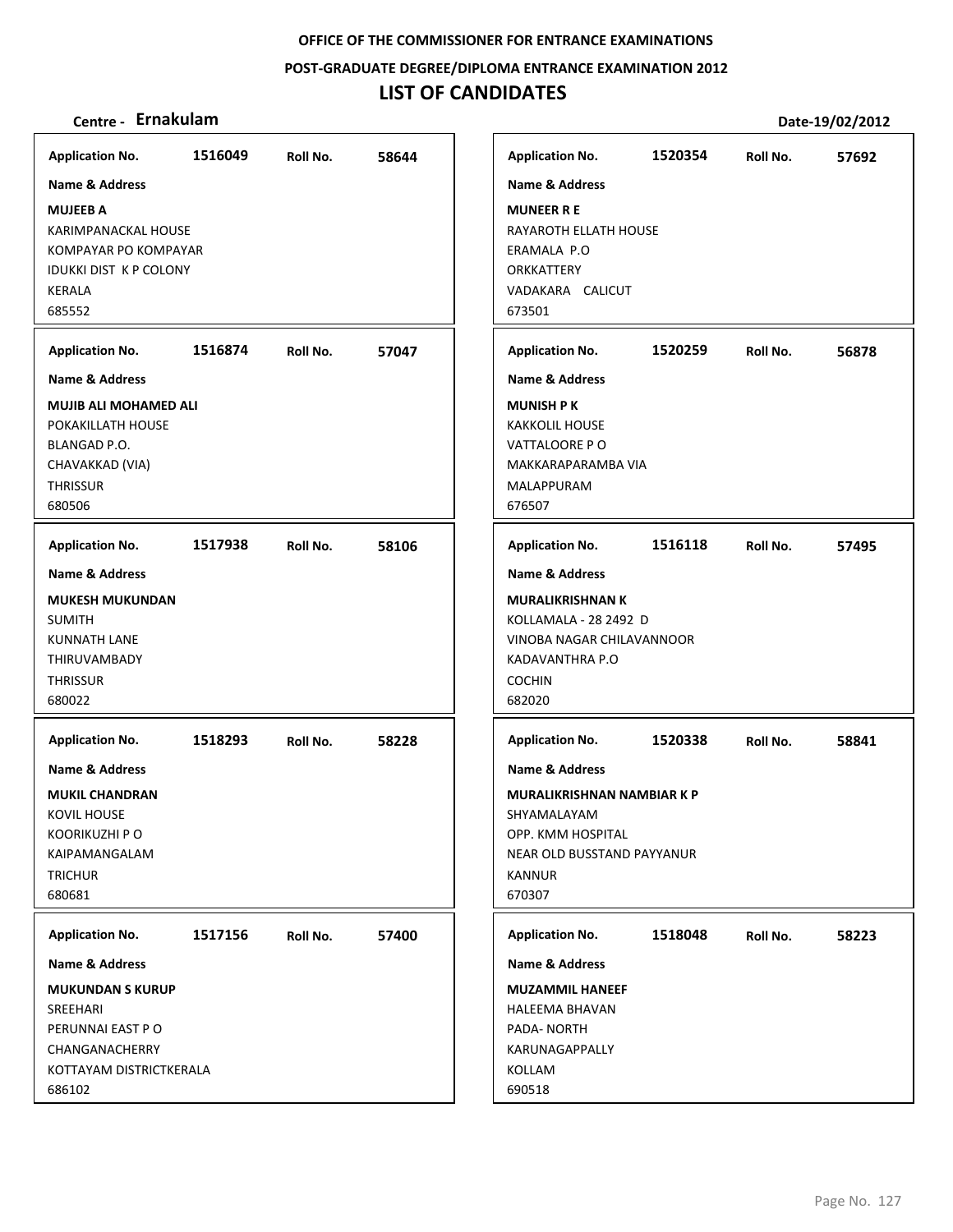OFFICE OF THE COMMISSIONER FOR ENTRANCE EXAMINATIONS

POST-GRADUATE DEGREE/DIPLOMA ENTRANCE EXAMINATION 2012

# LIST OF CANDIDATES

**Centre - Ernakulam** **Date-19/02/2012**

| Application No. | Roll No. | Name & Address |
|---|---|---|
| 1516049 | 58644 | **MUJEEB A**<br>KARIMPANACKAL HOUSE<br>KOMPAYAR PO KOMPAYAR<br>IDUKKI DIST K P COLONY<br>KERALA<br>685552 |
| 1516874 | 57047 | **MUJIB ALI MOHAMED ALI**<br>POKAKILLATH HOUSE<br>BLANGAD P.O.<br>CHAVAKKAD (VIA)<br>THRISSUR<br>680506 |
| 1517938 | 58106 | **MUKESH MUKUNDAN**<br>SUMITH<br>KUNNATH LANE<br>THIRUVAMBADY<br>THRISSUR<br>680022 |
| 1518293 | 58228 | **MUKIL CHANDRAN**<br>KOVIL HOUSE<br>KOORIKUZHI P O<br>KAIPAMANGALAM<br>TRICHUR<br>680681 |
| 1517156 | 57400 | **MUKUNDAN S KURUP**<br>SREEHARI<br>PERUNNAI EAST P O<br>CHANGANACHERRY<br>KOTTAYAM DISTRICTKERALA<br>686102 |
| 1520354 | 57692 | **MUNEER R E**<br>RAYAROTH ELLATH HOUSE<br>ERAMALA P.O<br>ORKKATTERY<br>VADAKARA CALICUT<br>673501 |
| 1520259 | 56878 | **MUNISH P K**<br>KAKKOLIL HOUSE<br>VATTALOORE P O<br>MAKKARAPARAMBA VIA<br>MALAPPURAM<br>676507 |
| 1516118 | 57495 | **MURALIKRISHNAN K**<br>KOLLAMALA - 28 2492 D<br>VINOBA NAGAR CHILAVANNOOR<br>KADAVANTHRA P.O<br>COCHIN<br>682020 |
| 1520338 | 58841 | **MURALIKRISHNAN NAMBIAR K P**<br>SHYAMALAYAM<br>OPP. KMM HOSPITAL<br>NEAR OLD BUSSTAND PAYYANUR<br>KANNUR<br>670307 |
| 1518048 | 58223 | **MUZAMMIL HANEEF**<br>HALEEMA BHAVAN<br>PADA- NORTH<br>KARUNAGAPPALLY<br>KOLLAM<br>690518 |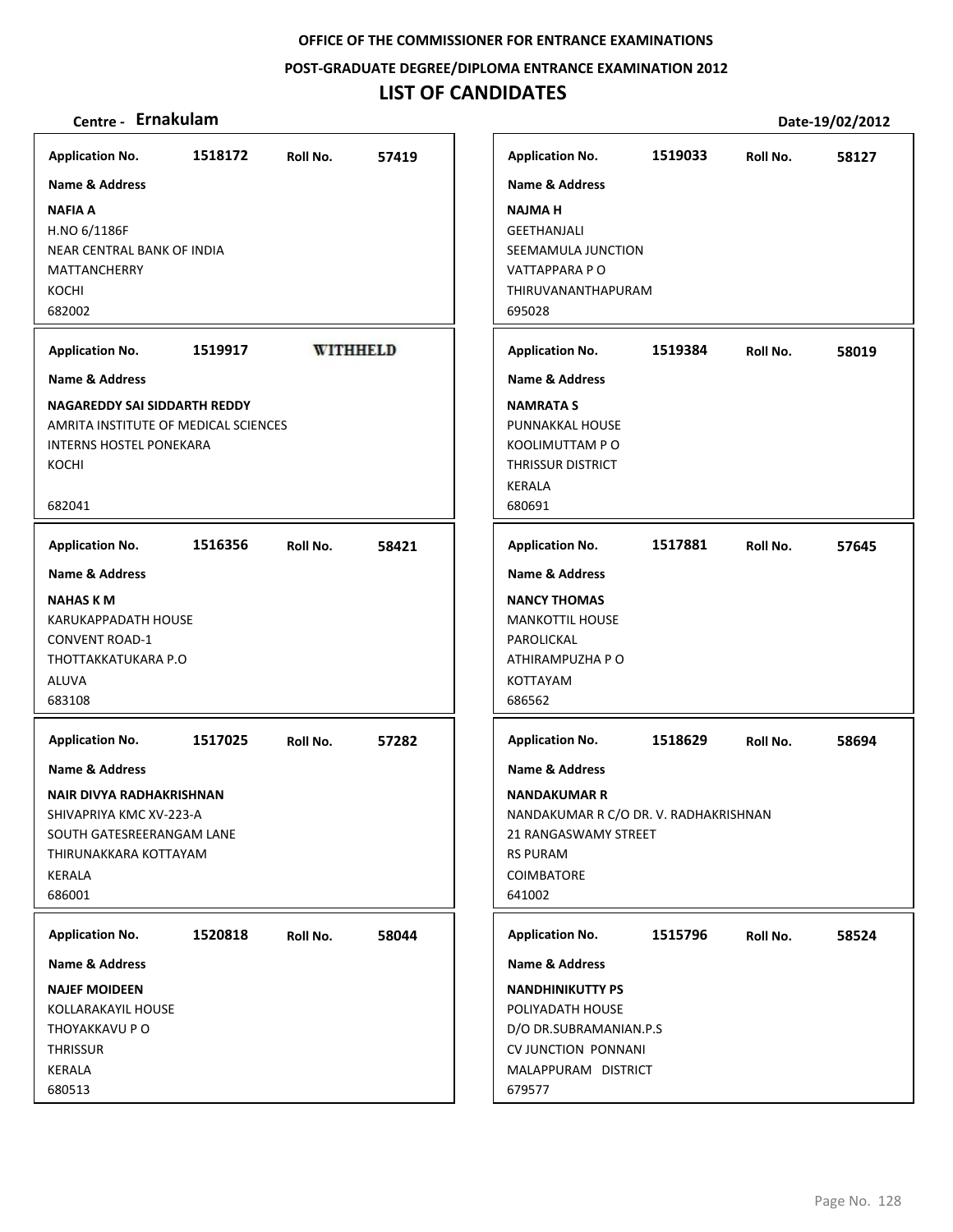**OFFICE OF THE COMMISSIONER FOR ENTRANCE EXAMINATIONS**

**POST-GRADUATE DEGREE/DIPLOMA ENTRANCE EXAMINATION 2012**

# LIST OF CANDIDATES

**Centre - Ernakulam** **Date-19/02/2012**

| Application No. | Roll No. | Name & Address |
|---|---|---|
| 1518172 | 57419 | **NAFIA A**<br>H.NO 6/1186F<br>NEAR CENTRAL BANK OF INDIA<br>MATTANCHERRY<br>KOCHI<br>682002 |
| 1519917 | WITHHELD | **NAGAREDDY SAI SIDDARTH REDDY**<br>AMRITA INSTITUTE OF MEDICAL SCIENCES<br>INTERNS HOSTEL PONEKARA<br>KOCHI<br>682041 |
| 1516356 | 58421 | **NAHAS K M**<br>KARUKAPPADATH HOUSE<br>CONVENT ROAD-1<br>THOTTAKKATUKARA P.O<br>ALUVA<br>683108 |
| 1517025 | 57282 | **NAIR DIVYA RADHAKRISHNAN**<br>SHIVAPRIYA KMC XV-223-A<br>SOUTH GATESREERANGAM LANE<br>THIRUNAKKARA KOTTAYAM<br>KERALA<br>686001 |
| 1520818 | 58044 | **NAJEF MOIDEEN**<br>KOLLARAKAYIL HOUSE<br>THOYAKKAVU P O<br>THRISSUR<br>KERALA<br>680513 |
| 1519033 | 58127 | **NAJMA H**<br>GEETHANJALI<br>SEEMAMULA JUNCTION<br>VATTAPPARA P O<br>THIRUVANANTHAPURAM<br>695028 |
| 1519384 | 58019 | **NAMRATA S**<br>PUNNAKKAL HOUSE<br>KOOLIMUTTAM P O<br>THRISSUR DISTRICT<br>KERALA<br>680691 |
| 1517881 | 57645 | **NANCY THOMAS**<br>MANKOTTIL HOUSE<br>PAROLICKAL<br>ATHIRAMPUZHA P O<br>KOTTAYAM<br>686562 |
| 1518629 | 58694 | **NANDAKUMAR R**<br>NANDAKUMAR R C/O DR. V. RADHAKRISHNAN<br>21 RANGASWAMY STREET<br>RS PURAM<br>COIMBATORE<br>641002 |
| 1515796 | 58524 | **NANDHINIKUTTY PS**<br>POLIYADATH HOUSE<br>D/O DR.SUBRAMANIAN.P.S<br>CV JUNCTION PONNANI<br>MALAPPURAM DISTRICT<br>679577 |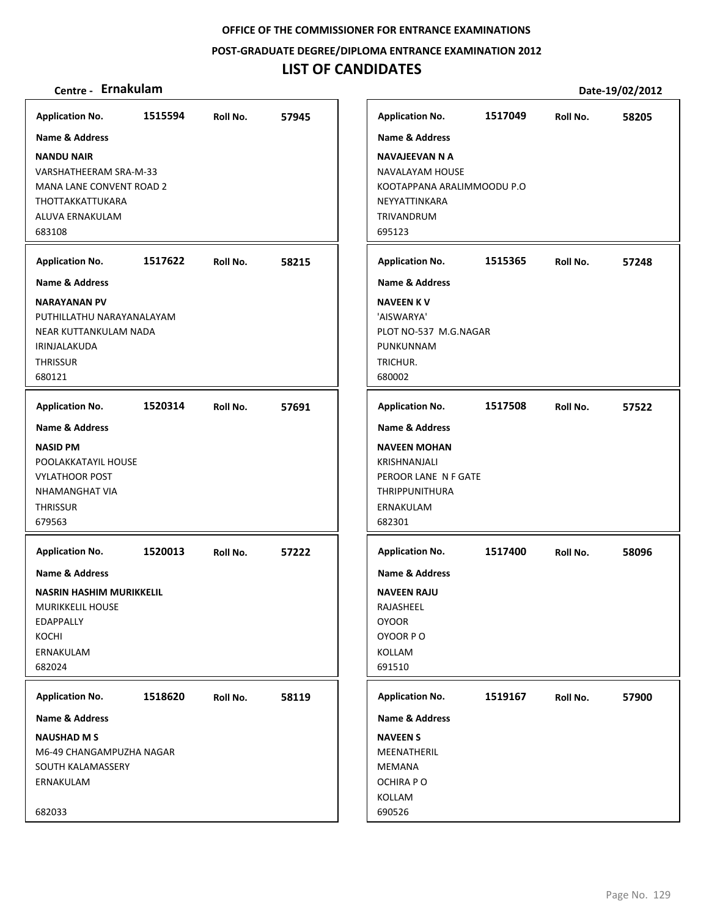**OFFICE OF THE COMMISSIONER FOR ENTRANCE EXAMINATIONS**

**POST-GRADUATE DEGREE/DIPLOMA ENTRANCE EXAMINATION 2012**

# LIST OF CANDIDATES

**Centre - Ernakulam** **Date-19/02/2012**

**Application No.** 1515594 **Roll No.** 57945
**Name & Address**
**NANDU NAIR**
VARSHATHEERAM SRA-M-33
MANA LANE CONVENT ROAD 2
THOTTAKKATTUKARA
ALUVA ERNAKULAM
683108

**Application No.** 1517622 **Roll No.** 58215
**Name & Address**
**NARAYANAN PV**
PUTHILLATHU NARAYANALAYAM
NEAR KUTTANKULAM NADA
IRINJALAKUDA
THRISSUR
680121

**Application No.** 1520314 **Roll No.** 57691
**Name & Address**
**NASID PM**
POOLAKKATAYIL HOUSE
VYLATHOOR POST
NHAMANGHAT VIA
THRISSUR
679563

**Application No.** 1520013 **Roll No.** 57222
**Name & Address**
**NASRIN HASHIM MURIKKELIL**
MURIKKELIL HOUSE
EDAPPALLY
KOCHI
ERNAKULAM
682024

**Application No.** 1518620 **Roll No.** 58119
**Name & Address**
**NAUSHAD M S**
M6-49 CHANGAMPUZHA NAGAR
SOUTH KALAMASSERY
ERNAKULAM

682033

**Application No.** 1517049 **Roll No.** 58205
**Name & Address**
**NAVAJEEVAN N A**
NAVALAYAM HOUSE
KOOTAPPANA ARALIMMOODU P.O
NEYYATTINKARA
TRIVANDRUM
695123

**Application No.** 1515365 **Roll No.** 57248
**Name & Address**
**NAVEEN K V**
'AISWARYA'
PLOT NO-537 M.G.NAGAR
PUNKUNNAM
TRICHUR.
680002

**Application No.** 1517508 **Roll No.** 57522
**Name & Address**
**NAVEEN MOHAN**
KRISHNANJALI
PEROOR LANE N F GATE
THRIPPUNITHURA
ERNAKULAM
682301

**Application No.** 1517400 **Roll No.** 58096
**Name & Address**
**NAVEEN RAJU**
RAJASHEEL
OYOOR
OYOOR P O
KOLLAM
691510

**Application No.** 1519167 **Roll No.** 57900
**Name & Address**
**NAVEEN S**
MEENATHERIL
MEMANA
OCHIRA P O
KOLLAM
690526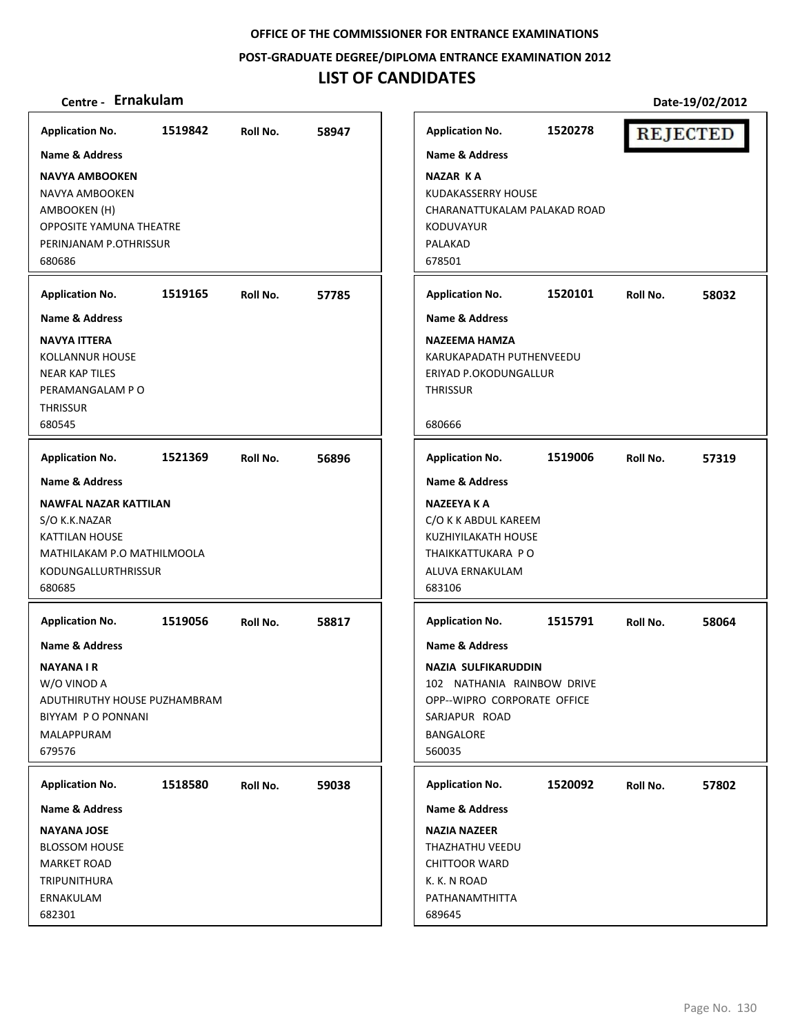**OFFICE OF THE COMMISSIONER FOR ENTRANCE EXAMINATIONS**

**POST-GRADUATE DEGREE/DIPLOMA ENTRANCE EXAMINATION 2012**

# LIST OF CANDIDATES

**Centre - Ernakulam**

**Date-19/02/2012**

**Application No.** 1519842 **Roll No.** 58947

**Name & Address**

**NAVYA AMBOOKEN**
NAVYA AMBOOKEN
AMBOOKEN (H)
OPPOSITE YAMUNA THEATRE
PERINJANAM P.OTHRISSUR
680686

**Application No.** 1519165 **Roll No.** 57785

**Name & Address**

**NAVYA ITTERA**
KOLLANNUR HOUSE
NEAR KAP TILES
PERAMANGALAM P O
THRISSUR
680545

**Application No.** 1521369 **Roll No.** 56896

**Name & Address**

**NAWFAL NAZAR KATTILAN**
S/O K.K.NAZAR
KATTILAN HOUSE
MATHILAKAM P.O MATHILMOOLA
KODUNGALLURTHRISSUR
680685

**Application No.** 1519056 **Roll No.** 58817

**Name & Address**

**NAYANA I R**
W/O VINOD A
ADUTHIRUTHY HOUSE PUZHAMBRAM
BIYYAM P O PONNANI
MALAPPURAM
679576

**Application No.** 1518580 **Roll No.** 59038

**Name & Address**

**NAYANA JOSE**
BLOSSOM HOUSE
MARKET ROAD
TRIPUNITHURA
ERNAKULAM
682301

**Application No.** 1520278 **REJECTED**

**Name & Address**

**NAZAR K A**
KUDAKASSERRY HOUSE
CHARANATTUKALAM PALAKAD ROAD
KODUVAYUR
PALAKAD
678501

**Application No.** 1520101 **Roll No.** 58032

**Name & Address**

**NAZEEMA HAMZA**
KARUKAPADATH PUTHENVEEDU
ERIYAD P.OKODUNGALLUR
THRISSUR
680666

**Application No.** 1519006 **Roll No.** 57319

**Name & Address**

**NAZEEYA K A**
C/O K K ABDUL KAREEM
KUZHIYILAKATH HOUSE
THAIKKATTUKARA P O
ALUVA ERNAKULAM
683106

**Application No.** 1515791 **Roll No.** 58064

**Name & Address**

**NAZIA SULFIKARUDDIN**
102 NATHANIA RAINBOW DRIVE
OPP--WIPRO CORPORATE OFFICE
SARJAPUR ROAD
BANGALORE
560035

**Application No.** 1520092 **Roll No.** 57802

**Name & Address**

**NAZIA NAZEER**
THAZHATHU VEEDU
CHITTOOR WARD
K. K. N ROAD
PATHANAMTHITTA
689645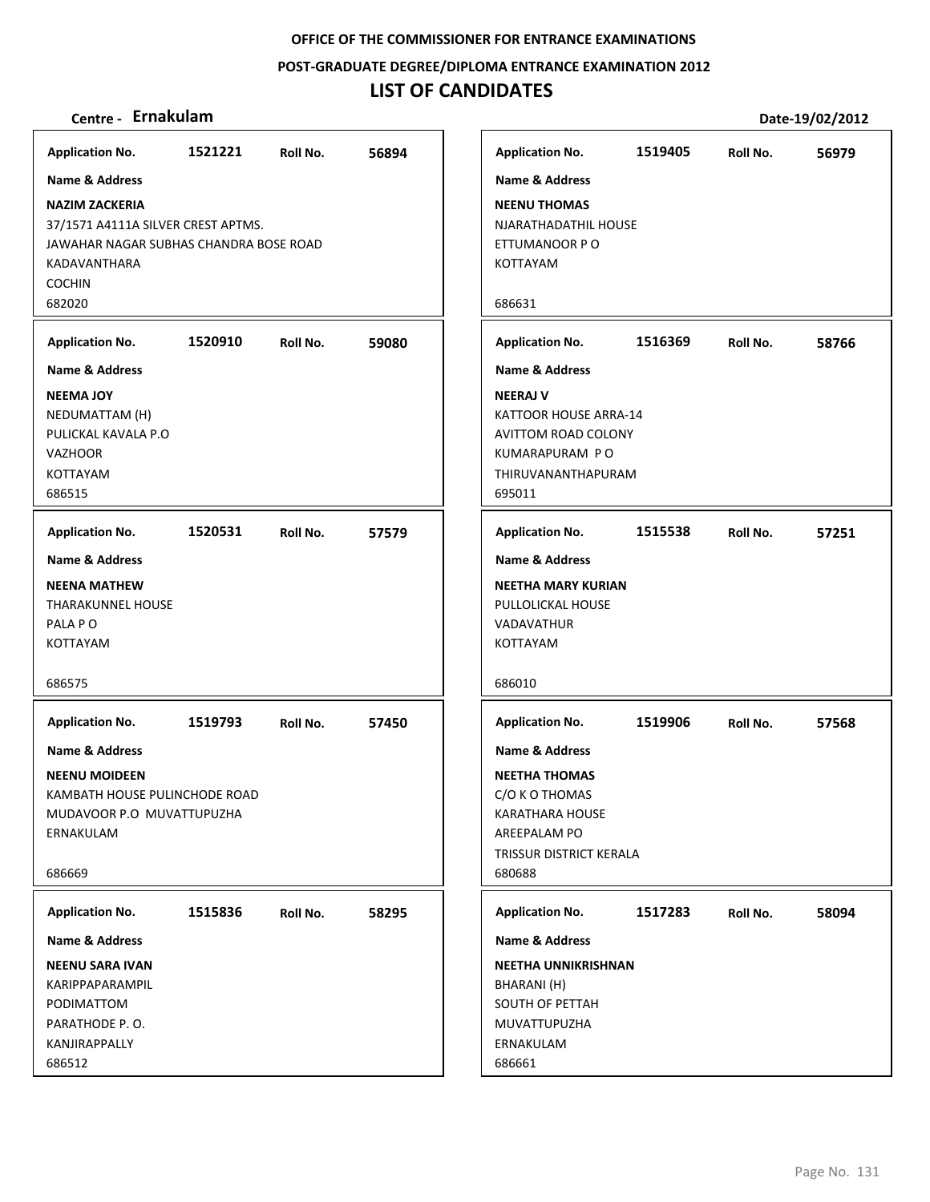**OFFICE OF THE COMMISSIONER FOR ENTRANCE EXAMINATIONS**

**POST-GRADUATE DEGREE/DIPLOMA ENTRANCE EXAMINATION 2012**

# LIST OF CANDIDATES

**Centre - Ernakulam** **Date-19/02/2012**

**Application No.** 1521221 **Roll No.** 56894

**Name & Address**

**NAZIM ZACKERIA**
37/1571 A4111A SILVER CREST APTMS.
JAWAHAR NAGAR SUBHAS CHANDRA BOSE ROAD
KADAVANTHARA
COCHIN
682020

**Application No.** 1520910 **Roll No.** 59080

**Name & Address**

**NEEMA JOY**
NEDUMATTAM (H)
PULICKAL KAVALA P.O
VAZHOOR
KOTTAYAM
686515

**Application No.** 1520531 **Roll No.** 57579

**Name & Address**

**NEENA MATHEW**
THARAKUNNEL HOUSE
PALA P O
KOTTAYAM

686575

**Application No.** 1519793 **Roll No.** 57450

**Name & Address**

**NEENU MOIDEEN**
KAMBATH HOUSE PULINCHODE ROAD
MUDAVOOR P.O MUVATTUPUZHA
ERNAKULAM

686669

**Application No.** 1515836 **Roll No.** 58295

**Name & Address**

**NEENU SARA IVAN**
KARIPPAPARAMPIL
PODIMATTOM
PARATHODE P. O.
KANJIRAPPALLY
686512

**Application No.** 1519405 **Roll No.** 56979

**Name & Address**

**NEENU THOMAS**
NJARATHADATHIL HOUSE
ETTUMANOOR P O
KOTTAYAM

686631

**Application No.** 1516369 **Roll No.** 58766

**Name & Address**

**NEERAJ V**
KATTOOR HOUSE ARRA-14
AVITTOM ROAD COLONY
KUMARAPURAM P O
THIRUVANANTHAPURAM
695011

**Application No.** 1515538 **Roll No.** 57251

**Name & Address**

**NEETHA MARY KURIAN**
PULLOLICKAL HOUSE
VADAVATHUR
KOTTAYAM

686010

**Application No.** 1519906 **Roll No.** 57568

**Name & Address**

**NEETHA THOMAS**
C/O K O THOMAS
KARATHARA HOUSE
AREEPALAM PO
TRISSUR DISTRICT KERALA
680688

**Application No.** 1517283 **Roll No.** 58094

**Name & Address**

**NEETHA UNNIKRISHNAN**
BHARANI (H)
SOUTH OF PETTAH
MUVATTUPUZHA
ERNAKULAM
686661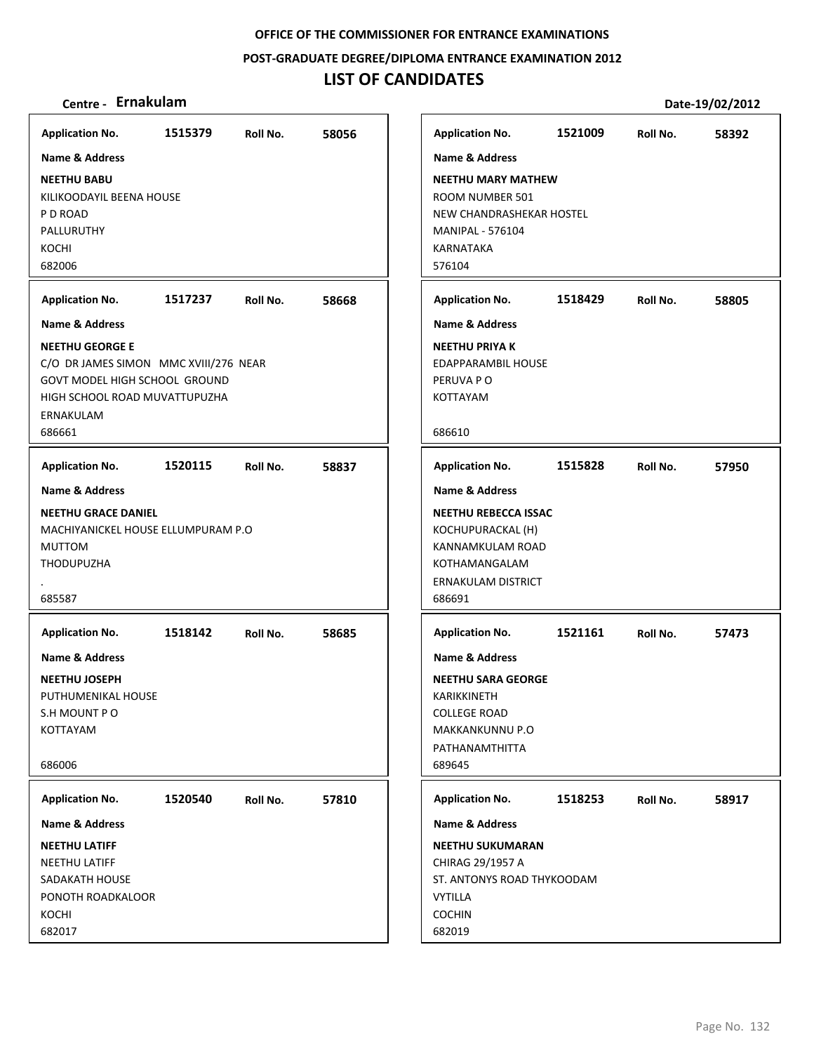**OFFICE OF THE COMMISSIONER FOR ENTRANCE EXAMINATIONS**

**POST-GRADUATE DEGREE/DIPLOMA ENTRANCE EXAMINATION 2012**

# LIST OF CANDIDATES

**Centre - Ernakulam** **Date-19/02/2012**

---

**Application No.** 1515379 **Roll No.** 58056

**Name & Address**

**NEETHU BABU**
KILIKOODAYIL BEENA HOUSE
P D ROAD
PALLURUTHY
KOCHI
682006

---

**Application No.** 1517237 **Roll No.** 58668

**Name & Address**

**NEETHU GEORGE E**
C/O DR JAMES SIMON MMC XVIII/276 NEAR
GOVT MODEL HIGH SCHOOL GROUND
HIGH SCHOOL ROAD MUVATTUPUZHA
ERNAKULAM
686661

---

**Application No.** 1520115 **Roll No.** 58837

**Name & Address**

**NEETHU GRACE DANIEL**
MACHIYANICKEL HOUSE ELLUMPURAM P.O
MUTTOM
THODUPUZHA
.
685587

---

**Application No.** 1518142 **Roll No.** 58685

**Name & Address**

**NEETHU JOSEPH**
PUTHUMENIKAL HOUSE
S.H MOUNT P O
KOTTAYAM

686006

---

**Application No.** 1520540 **Roll No.** 57810

**Name & Address**

**NEETHU LATIFF**
NEETHU LATIFF
SADAKATH HOUSE
PONOTH ROADKALOOR
KOCHI
682017

---

**Application No.** 1521009 **Roll No.** 58392

**Name & Address**

**NEETHU MARY MATHEW**
ROOM NUMBER 501
NEW CHANDRASHEKAR HOSTEL
MANIPAL - 576104
KARNATAKA
576104

---

**Application No.** 1518429 **Roll No.** 58805

**Name & Address**

**NEETHU PRIYA K**
EDAPPARAMBIL HOUSE
PERUVA P O
KOTTAYAM

686610

---

**Application No.** 1515828 **Roll No.** 57950

**Name & Address**

**NEETHU REBECCA ISSAC**
KOCHUPURACKAL (H)
KANNAMKULAM ROAD
KOTHAMANGALAM
ERNAKULAM DISTRICT
686691

---

**Application No.** 1521161 **Roll No.** 57473

**Name & Address**

**NEETHU SARA GEORGE**
KARIKKINETH
COLLEGE ROAD
MAKKANKUNNU P.O
PATHANAMTHITTA
689645

---

**Application No.** 1518253 **Roll No.** 58917

**Name & Address**

**NEETHU SUKUMARAN**
CHIRAG 29/1957 A
ST. ANTONYS ROAD THYKOODAM
VYTILLA
COCHIN
682019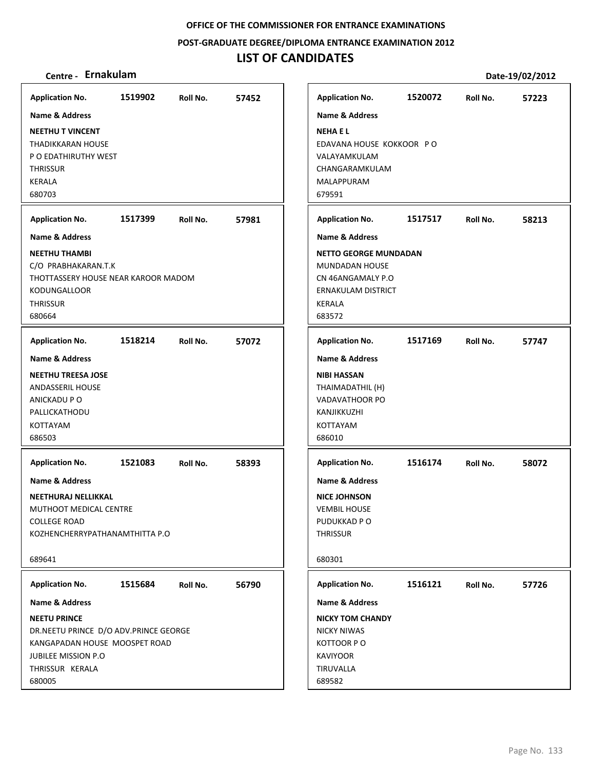OFFICE OF THE COMMISSIONER FOR ENTRANCE EXAMINATIONS

POST-GRADUATE DEGREE/DIPLOMA ENTRANCE EXAMINATION 2012

# LIST OF CANDIDATES

**Centre - Ernakulam** **Date-19/02/2012**

**Application No.** 1519902 **Roll No.** 57452

**Name & Address**

**NEETHU T VINCENT**
THADIKKARAN HOUSE
P O EDATHIRUTHY WEST
THRISSUR
KERALA
680703

**Application No.** 1520072 **Roll No.** 57223

**Name & Address**

**NEHA E L**
EDAVANA HOUSE KOKKOOR P O
VALAYAMKULAM
CHANGARAMKULAM
MALAPPURAM
679591

**Application No.** 1517399 **Roll No.** 57981

**Name & Address**

**NEETHU THAMBI**
C/O PRABHAKARAN.T.K
THOTTASSERY HOUSE NEAR KAROOR MADOM
KODUNGALLOOR
THRISSUR
680664

**Application No.** 1517517 **Roll No.** 58213

**Name & Address**

**NETTO GEORGE MUNDADAN**
MUNDADAN HOUSE
CN 46ANGAMALY P.O
ERNAKULAM DISTRICT
KERALA
683572

**Application No.** 1518214 **Roll No.** 57072

**Name & Address**

**NEETHU TREESA JOSE**
ANDASSERIL HOUSE
ANICKADU P O
PALLICKATHODU
KOTTAYAM
686503

**Application No.** 1517169 **Roll No.** 57747

**Name & Address**

**NIBI HASSAN**
THAIMADATHIL (H)
VADAVATHOOR PO
KANJIKKUZHI
KOTTAYAM
686010

**Application No.** 1521083 **Roll No.** 58393

**Name & Address**

**NEETHURAJ NELLIKKAL**
MUTHOOT MEDICAL CENTRE
COLLEGE ROAD
KOZHENCHERRYPATHANAMTHITTA P.O

689641

**Application No.** 1516174 **Roll No.** 58072

**Name & Address**

**NICE JOHNSON**
VEMBIL HOUSE
PUDUKKAD P O
THRISSUR

680301

**Application No.** 1515684 **Roll No.** 56790

**Name & Address**

**NEETU PRINCE**
DR.NEETU PRINCE D/O ADV.PRINCE GEORGE
KANGAPADAN HOUSE MOOSPET ROAD
JUBILEE MISSION P.O
THRISSUR KERALA
680005

**Application No.** 1516121 **Roll No.** 57726

**Name & Address**

**NICKY TOM CHANDY**
NICKY NIWAS
KOTTOOR P O
KAVIYOOR
TIRUVALLA
689582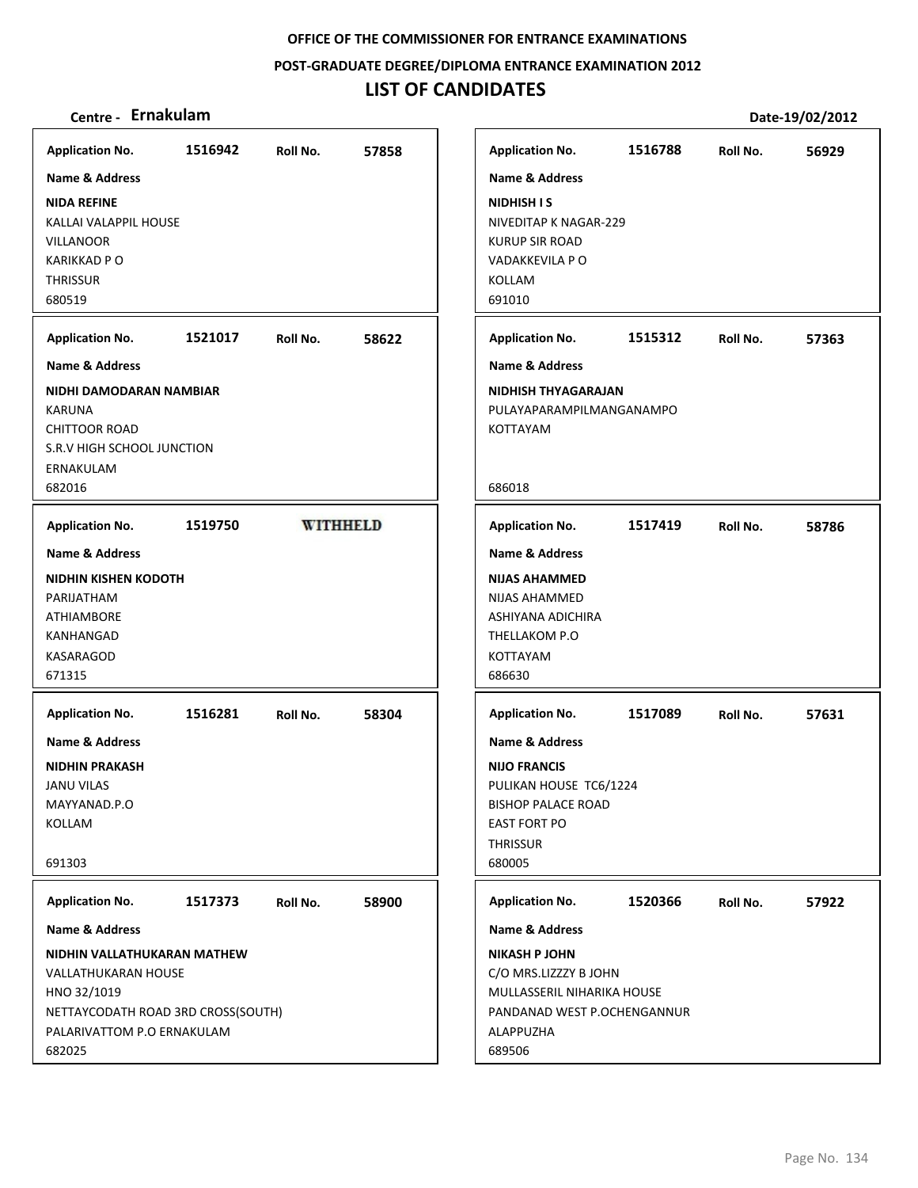OFFICE OF THE COMMISSIONER FOR ENTRANCE EXAMINATIONS

POST-GRADUATE DEGREE/DIPLOMA ENTRANCE EXAMINATION 2012

# LIST OF CANDIDATES

**Centre - Ernakulam** | **Date-19/02/2012**

---

**Application No.** 1516942 **Roll No.** 57858

**Name & Address**

**NIDA REFINE**
KALLAI VALAPPIL HOUSE
VILLANOOR
KARIKKAD P O
THRISSUR
680519

---

**Application No.** 1521017 **Roll No.** 58622

**Name & Address**

**NIDHI DAMODARAN NAMBIAR**
KARUNA
CHITTOOR ROAD
S.R.V HIGH SCHOOL JUNCTION
ERNAKULAM
682016

---

**Application No.** 1519750 **WITHHELD**

**Name & Address**

**NIDHIN KISHEN KODOTH**
PARIJATHAM
ATHIAMBORE
KANHANGAD
KASARAGOD
671315

---

**Application No.** 1516281 **Roll No.** 58304

**Name & Address**

**NIDHIN PRAKASH**
JANU VILAS
MAYYANAD.P.O
KOLLAM
691303

---

**Application No.** 1517373 **Roll No.** 58900

**Name & Address**

**NIDHIN VALLATHUKARAN MATHEW**
VALLATHUKARAN HOUSE
HNO 32/1019
NETTAYCODATH ROAD 3RD CROSS(SOUTH)
PALARIVATTOM P.O ERNAKULAM
682025

---

**Application No.** 1516788 **Roll No.** 56929

**Name & Address**

**NIDHISH I S**
NIVEDITAP K NAGAR-229
KURUP SIR ROAD
VADAKKEVILA P O
KOLLAM
691010

---

**Application No.** 1515312 **Roll No.** 57363

**Name & Address**

**NIDHISH THYAGARAJAN**
PULAYAPARAMPILMANGANAMPO
KOTTAYAM
686018

---

**Application No.** 1517419 **Roll No.** 58786

**Name & Address**

**NIJAS AHAMMED**
NIJAS AHAMMED
ASHIYANA ADICHIRA
THELLAKOM P.O
KOTTAYAM
686630

---

**Application No.** 1517089 **Roll No.** 57631

**Name & Address**

**NIJO FRANCIS**
PULIKAN HOUSE TC6/1224
BISHOP PALACE ROAD
EAST FORT PO
THRISSUR
680005

---

**Application No.** 1520366 **Roll No.** 57922

**Name & Address**

**NIKASH P JOHN**
C/O MRS.LIZZZY B JOHN
MULLASSERIL NIHARIKA HOUSE
PANDANAD WEST P.OCHENGANNUR
ALAPPUZHA
689506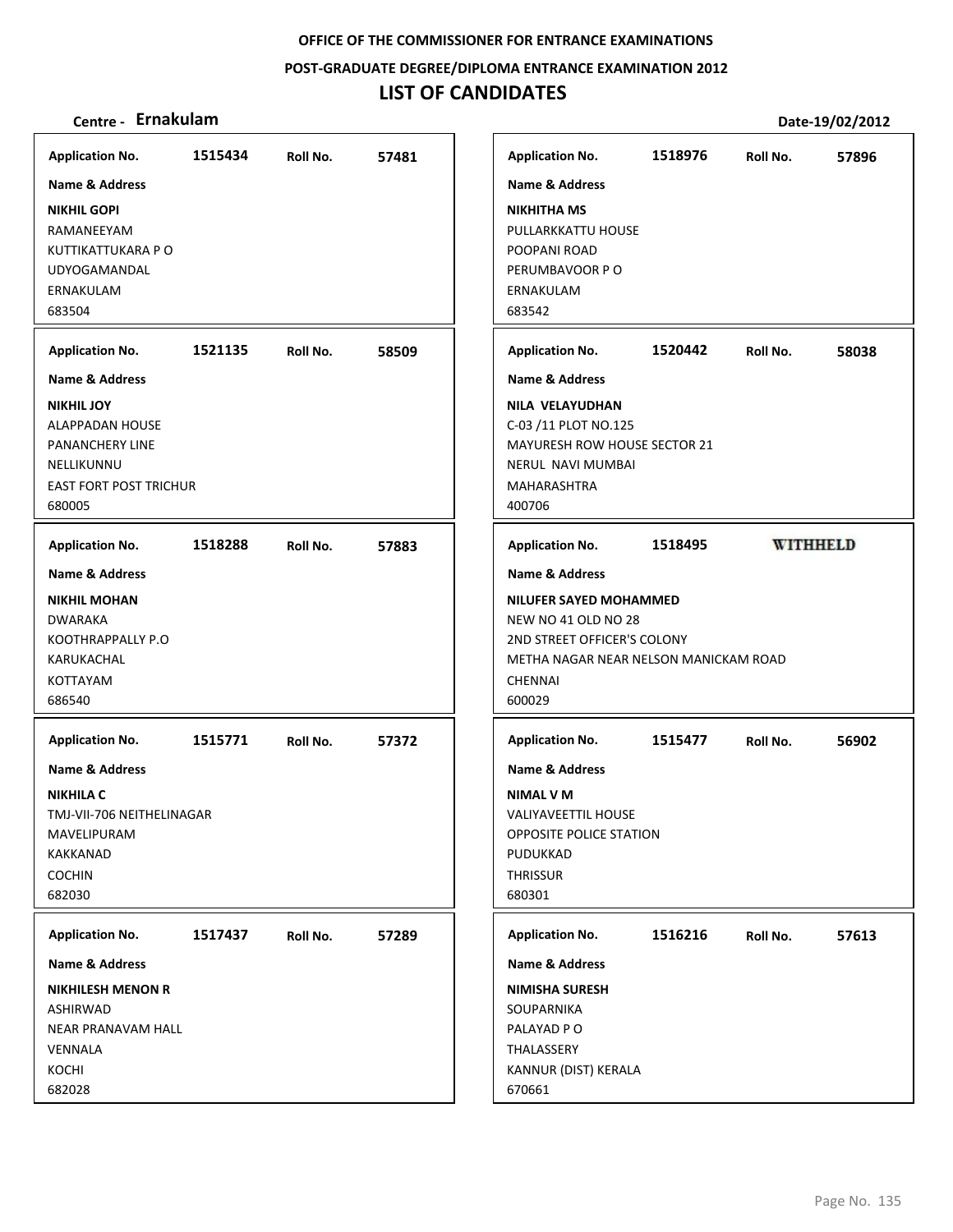**OFFICE OF THE COMMISSIONER FOR ENTRANCE EXAMINATIONS**

**POST-GRADUATE DEGREE/DIPLOMA ENTRANCE EXAMINATION 2012**

# LIST OF CANDIDATES

**Centre - Ernakulam** | **Date-19/02/2012**

---

**Application No.** 1515434 **Roll No.** 57481

**Name & Address**

**NIKHIL GOPI**
RAMANEEYAM
KUTTIKATTUKARA P O
UDYOGAMANDAL
ERNAKULAM
683504

---

**Application No.** 1521135 **Roll No.** 58509

**Name & Address**

**NIKHIL JOY**
ALAPPADAN HOUSE
PANANCHERY LINE
NELLIKUNNU
EAST FORT POST TRICHUR
680005

---

**Application No.** 1518288 **Roll No.** 57883

**Name & Address**

**NIKHIL MOHAN**
DWARAKA
KOOTHRAPPALLY P.O
KARUKACHAL
KOTTAYAM
686540

---

**Application No.** 1515771 **Roll No.** 57372

**Name & Address**

**NIKHILA C**
TMJ-VII-706 NEITHELINAGAR
MAVELIPURAM
KAKKANAD
COCHIN
682030

---

**Application No.** 1517437 **Roll No.** 57289

**Name & Address**

**NIKHILESH MENON R**
ASHIRWAD
NEAR PRANAVAM HALL
VENNALA
KOCHI
682028

---

**Application No.** 1518976 **Roll No.** 57896

**Name & Address**

**NIKHITHA MS**
PULLARKKATTU HOUSE
POOPANI ROAD
PERUMBAVOOR P O
ERNAKULAM
683542

---

**Application No.** 1520442 **Roll No.** 58038

**Name & Address**

**NILA VELAYUDHAN**
C-03 /11 PLOT NO.125
MAYURESH ROW HOUSE SECTOR 21
NERUL NAVI MUMBAI
MAHARASHTRA
400706

---

**Application No.** 1518495 **WITHHELD**

**Name & Address**

**NILUFER SAYED MOHAMMED**
NEW NO 41 OLD NO 28
2ND STREET OFFICER'S COLONY
METHA NAGAR NEAR NELSON MANICKAM ROAD
CHENNAI
600029

---

**Application No.** 1515477 **Roll No.** 56902

**Name & Address**

**NIMAL V M**
VALIYAVEETTIL HOUSE
OPPOSITE POLICE STATION
PUDUKKAD
THRISSUR
680301

---

**Application No.** 1516216 **Roll No.** 57613

**Name & Address**

**NIMISHA SURESH**
SOUPARNIKA
PALAYAD P O
THALASSERY
KANNUR (DIST) KERALA
670661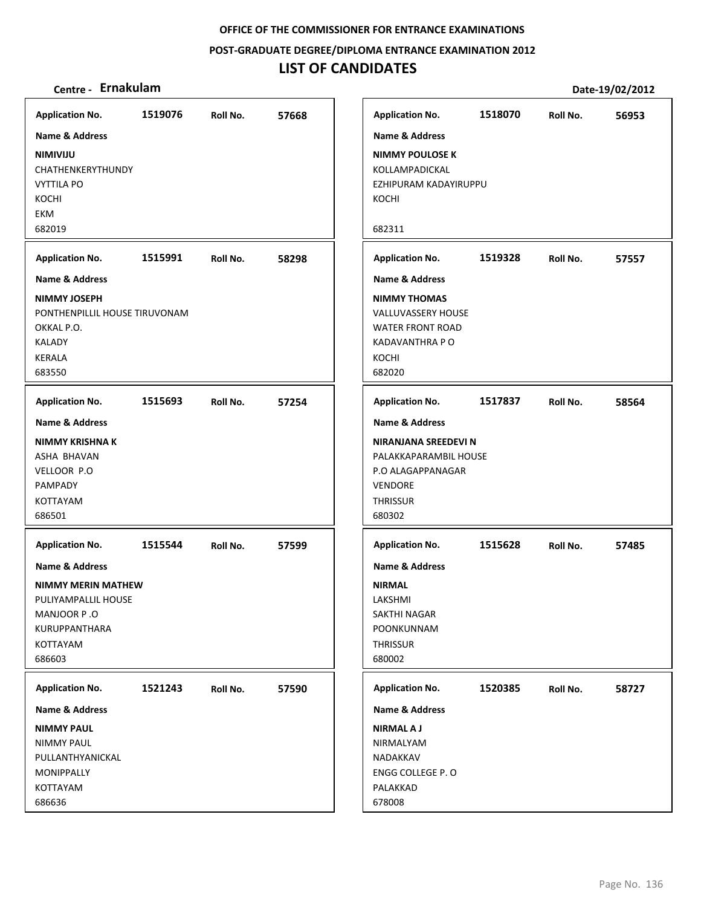OFFICE OF THE COMMISSIONER FOR ENTRANCE EXAMINATIONS

POST-GRADUATE DEGREE/DIPLOMA ENTRANCE EXAMINATION 2012

# LIST OF CANDIDATES

**Centre - Ernakulam** **Date-19/02/2012**

| Application No. | Roll No. | Name & Address |
|---|---|---|
| 1519076 | 57668 | **NIMIVIJU**<br>CHATHENKERYTHUNDY<br>VYTTILA PO<br>KOCHI<br>EKM<br>682019 |
| 1515991 | 58298 | **NIMMY JOSEPH**<br>PONTHENPILLIL HOUSE TIRUVONAM<br>OKKAL P.O.<br>KALADY<br>KERALA<br>683550 |
| 1515693 | 57254 | **NIMMY KRISHNA K**<br>ASHA BHAVAN<br>VELLOOR P.O<br>PAMPADY<br>KOTTAYAM<br>686501 |
| 1515544 | 57599 | **NIMMY MERIN MATHEW**<br>PULIYAMPALLIL HOUSE<br>MANJOOR P .O<br>KURUPPANTHARA<br>KOTTAYAM<br>686603 |
| 1521243 | 57590 | **NIMMY PAUL**<br>NIMMY PAUL<br>PULLANTHYANICKAL<br>MONIPPALLY<br>KOTTAYAM<br>686636 |
| 1518070 | 56953 | **NIMMY POULOSE K**<br>KOLLAMPADICKAL<br>EZHIPURAM KADAYIRUPPU<br>KOCHI<br>682311 |
| 1519328 | 57557 | **NIMMY THOMAS**<br>VALLUVASSERY HOUSE<br>WATER FRONT ROAD<br>KADAVANTHRA P O<br>KOCHI<br>682020 |
| 1517837 | 58564 | **NIRANJANA SREEDEVI N**<br>PALAKKAPARAMBIL HOUSE<br>P.O ALAGAPPANAGAR<br>VENDORE<br>THRISSUR<br>680302 |
| 1515628 | 57485 | **NIRMAL**<br>LAKSHMI<br>SAKTHI NAGAR<br>POONKUNNAM<br>THRISSUR<br>680002 |
| 1520385 | 58727 | **NIRMAL A J**<br>NIRMALYAM<br>NADAKKAV<br>ENGG COLLEGE P. O<br>PALAKKAD<br>678008 |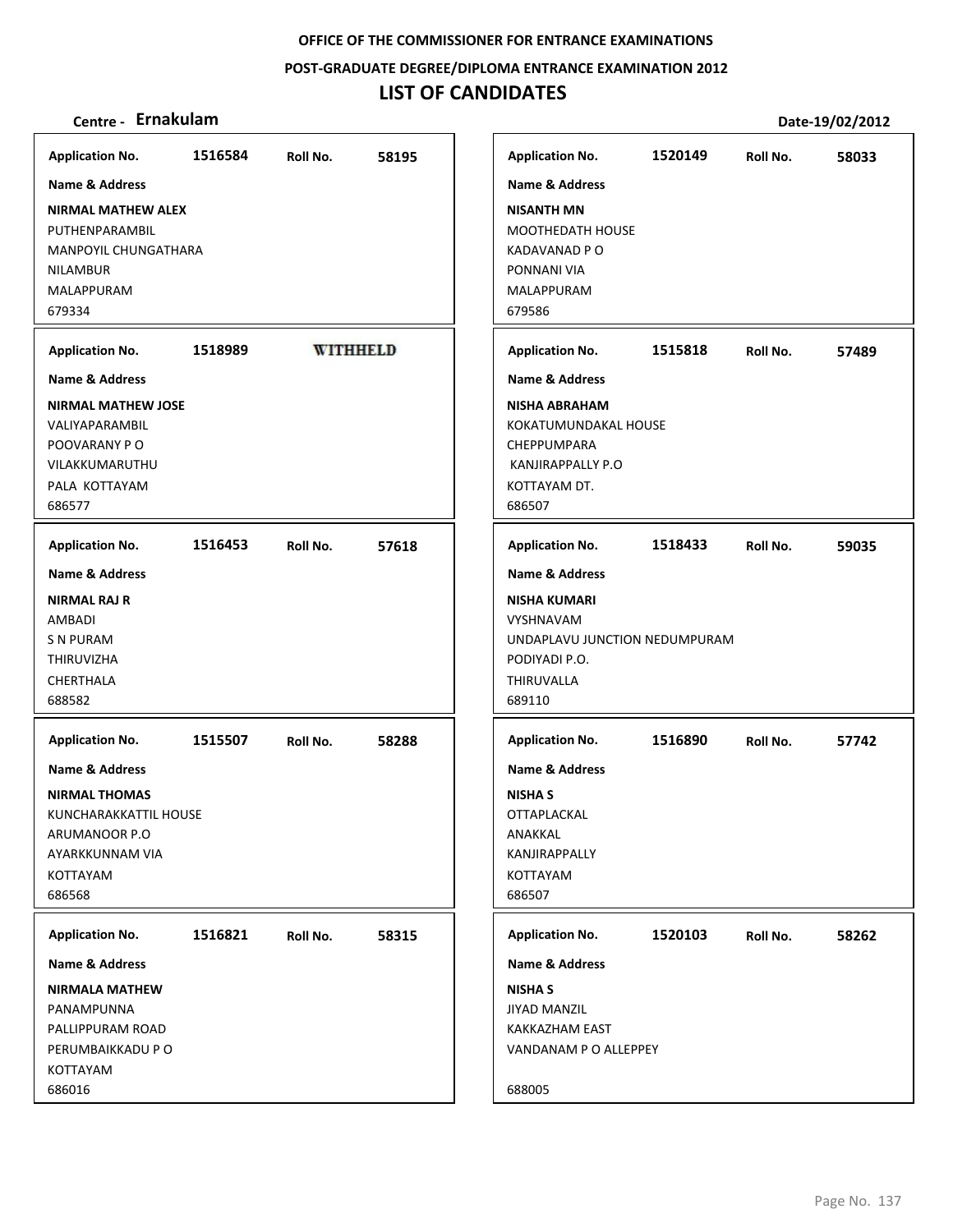OFFICE OF THE COMMISSIONER FOR ENTRANCE EXAMINATIONS

POST-GRADUATE DEGREE/DIPLOMA ENTRANCE EXAMINATION 2012

# LIST OF CANDIDATES

**Centre - Ernakulam** | **Date-19/02/2012**

| Application No. | Roll No. | Name & Address |
|---|---|---|
| 1516584 | 58195 | **NIRMAL MATHEW ALEX**<br>PUTHENPARAMBIL<br>MANPOYIL CHUNGATHARA<br>NILAMBUR<br>MALAPPURAM<br>679334 |
| 1518989 | WITHHELD | **NIRMAL MATHEW JOSE**<br>VALIYAPARAMBIL<br>POOVARANY P O<br>VILAKKUMARUTHU<br>PALA KOTTAYAM<br>686577 |
| 1516453 | 57618 | **NIRMAL RAJ R**<br>AMBADI<br>S N PURAM<br>THIRUVIZHA<br>CHERTHALA<br>688582 |
| 1515507 | 58288 | **NIRMAL THOMAS**<br>KUNCHARAKKATTIL HOUSE<br>ARUMANOOR P.O<br>AYARKKUNNAM VIA<br>KOTTAYAM<br>686568 |
| 1516821 | 58315 | **NIRMALA MATHEW**<br>PANAMPUNNA<br>PALLIPPURAM ROAD<br>PERUMBAIKKADU P O<br>KOTTAYAM<br>686016 |
| 1520149 | 58033 | **NISANTH MN**<br>MOOTHEDATH HOUSE<br>KADAVANAD P O<br>PONNANI VIA<br>MALAPPURAM<br>679586 |
| 1515818 | 57489 | **NISHA ABRAHAM**<br>KOKATUMUNDAKAL HOUSE<br>CHEPPUMPARA<br>KANJIRAPPALLY P.O<br>KOTTAYAM DT.<br>686507 |
| 1518433 | 59035 | **NISHA KUMARI**<br>VYSHNAVAM<br>UNDAPLAVU JUNCTION NEDUMPURAM<br>PODIYADI P.O.<br>THIRUVALLA<br>689110 |
| 1516890 | 57742 | **NISHA S**<br>OTTAPLACKAL<br>ANAKKAL<br>KANJIRAPPALLY<br>KOTTAYAM<br>686507 |
| 1520103 | 58262 | **NISHA S**<br>JIYAD MANZIL<br>KAKKAZHAM EAST<br>VANDANAM P O ALLEPPEY<br>688005 |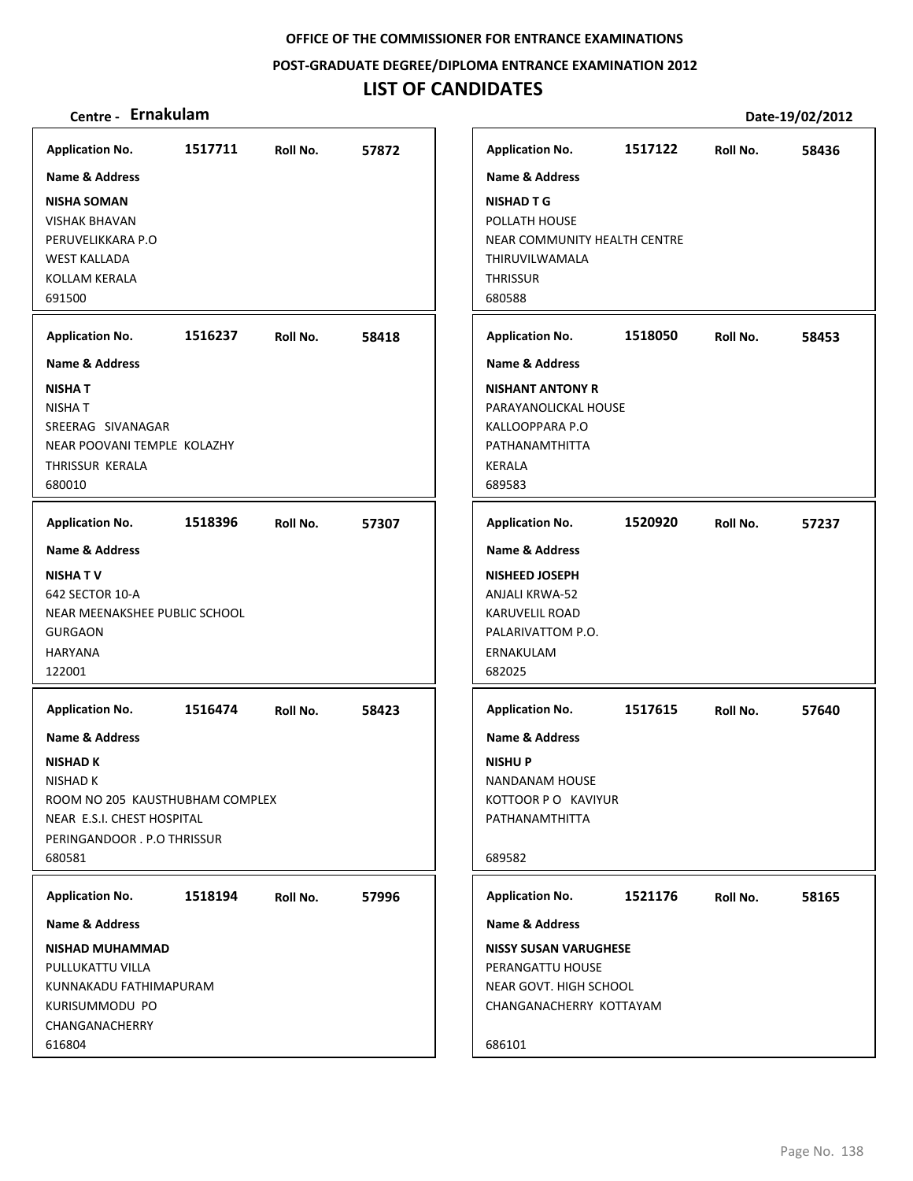**OFFICE OF THE COMMISSIONER FOR ENTRANCE EXAMINATIONS**

**POST-GRADUATE DEGREE/DIPLOMA ENTRANCE EXAMINATION 2012**

# LIST OF CANDIDATES

**Centre - Ernakulam** **Date-19/02/2012**

**Application No.** 1517711 **Roll No.** 57872

**Name & Address**

**NISHA SOMAN**
VISHAK BHAVAN
PERUVELIKKARA P.O
WEST KALLADA
KOLLAM KERALA
691500

**Application No.** 1516237 **Roll No.** 58418

**Name & Address**

**NISHA T**
NISHA T
SREERAG SIVANAGAR
NEAR POOVANI TEMPLE KOLAZHY
THRISSUR KERALA
680010

**Application No.** 1518396 **Roll No.** 57307

**Name & Address**

**NISHA T V**
642 SECTOR 10-A
NEAR MEENAKSHEE PUBLIC SCHOOL
GURGAON
HARYANA
122001

**Application No.** 1516474 **Roll No.** 58423

**Name & Address**

**NISHAD K**
NISHAD K
ROOM NO 205 KAUSTHUBHAM COMPLEX
NEAR E.S.I. CHEST HOSPITAL
PERINGANDOOR . P.O THRISSUR
680581

**Application No.** 1518194 **Roll No.** 57996

**Name & Address**

**NISHAD MUHAMMAD**
PULLUKATTU VILLA
KUNNAKADU FATHIMAPURAM
KURISUMMODU PO
CHANGANACHERRY
616804

**Application No.** 1517122 **Roll No.** 58436

**Name & Address**

**NISHAD T G**
POLLATH HOUSE
NEAR COMMUNITY HEALTH CENTRE
THIRUVILWAMALA
THRISSUR
680588

**Application No.** 1518050 **Roll No.** 58453

**Name & Address**

**NISHANT ANTONY R**
PARAYANOLICKAL HOUSE
KALLOOPPARA P.O
PATHANAMTHITTA
KERALA
689583

**Application No.** 1520920 **Roll No.** 57237

**Name & Address**

**NISHEED JOSEPH**
ANJALI KRWA-52
KARUVELIL ROAD
PALARIVATTOM P.O.
ERNAKULAM
682025

**Application No.** 1517615 **Roll No.** 57640

**Name & Address**

**NISHU P**
NANDANAM HOUSE
KOTTOOR P O KAVIYUR
PATHANAMTHITTA

689582

**Application No.** 1521176 **Roll No.** 58165

**Name & Address**

**NISSY SUSAN VARUGHESE**
PERANGATTU HOUSE
NEAR GOVT. HIGH SCHOOL
CHANGANACHERRY KOTTAYAM

686101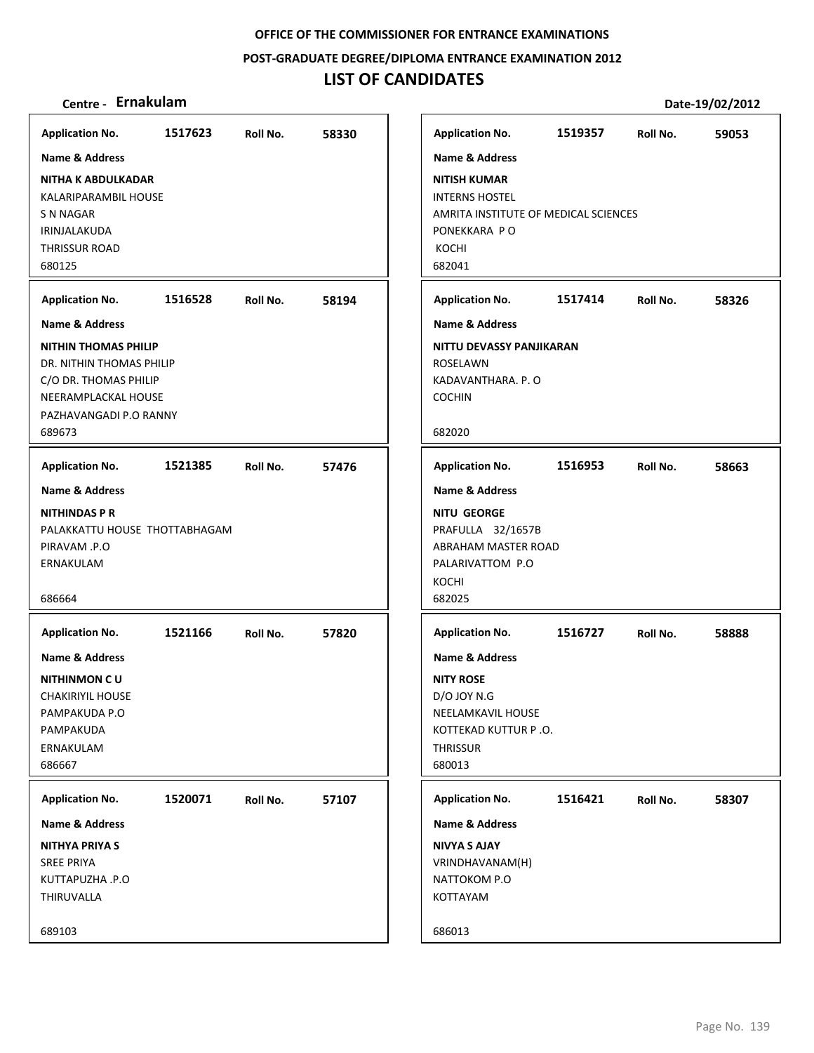**OFFICE OF THE COMMISSIONER FOR ENTRANCE EXAMINATIONS**

**POST-GRADUATE DEGREE/DIPLOMA ENTRANCE EXAMINATION 2012**

# LIST OF CANDIDATES

**Centre - Ernakulam** | **Date-19/02/2012**

**Application No.** 1517623 **Roll No.** 58330
**Name & Address**
**NITHA K ABDULKADAR**
KALARIPARAMBIL HOUSE
S N NAGAR
IRINJALAKUDA
THRISSUR ROAD
680125

**Application No.** 1516528 **Roll No.** 58194
**Name & Address**
**NITHIN THOMAS PHILIP**
DR. NITHIN THOMAS PHILIP
C/O DR. THOMAS PHILIP
NEERAMPLACKAL HOUSE
PAZHAVANGADI P.O RANNY
689673

**Application No.** 1521385 **Roll No.** 57476
**Name & Address**
**NITHINDAS P R**
PALAKKATTU HOUSE THOTTABHAGAM
PIRAVAM .P.O
ERNAKULAM
686664

**Application No.** 1521166 **Roll No.** 57820
**Name & Address**
**NITHINMON C U**
CHAKIRIYIL HOUSE
PAMPAKUDA P.O
PAMPAKUDA
ERNAKULAM
686667

**Application No.** 1520071 **Roll No.** 57107
**Name & Address**
**NITHYA PRIYA S**
SREE PRIYA
KUTTAPUZHA .P.O
THIRUVALLA
689103

**Application No.** 1519357 **Roll No.** 59053
**Name & Address**
**NITISH KUMAR**
INTERNS HOSTEL
AMRITA INSTITUTE OF MEDICAL SCIENCES
PONEKKARA P O
KOCHI
682041

**Application No.** 1517414 **Roll No.** 58326
**Name & Address**
**NITTU DEVASSY PANJIKARAN**
ROSELAWN
KADAVANTHARA. P. O
COCHIN
682020

**Application No.** 1516953 **Roll No.** 58663
**Name & Address**
**NITU GEORGE**
PRAFULLA 32/1657B
ABRAHAM MASTER ROAD
PALARIVATTOM P.O
KOCHI
682025

**Application No.** 1516727 **Roll No.** 58888
**Name & Address**
**NITY ROSE**
D/O JOY N.G
NEELAMKAVIL HOUSE
KOTTEKAD KUTTUR P .O.
THRISSUR
680013

**Application No.** 1516421 **Roll No.** 58307
**Name & Address**
**NIVYA S AJAY**
VRINDHAVANAM(H)
NATTOKOM P.O
KOTTAYAM
686013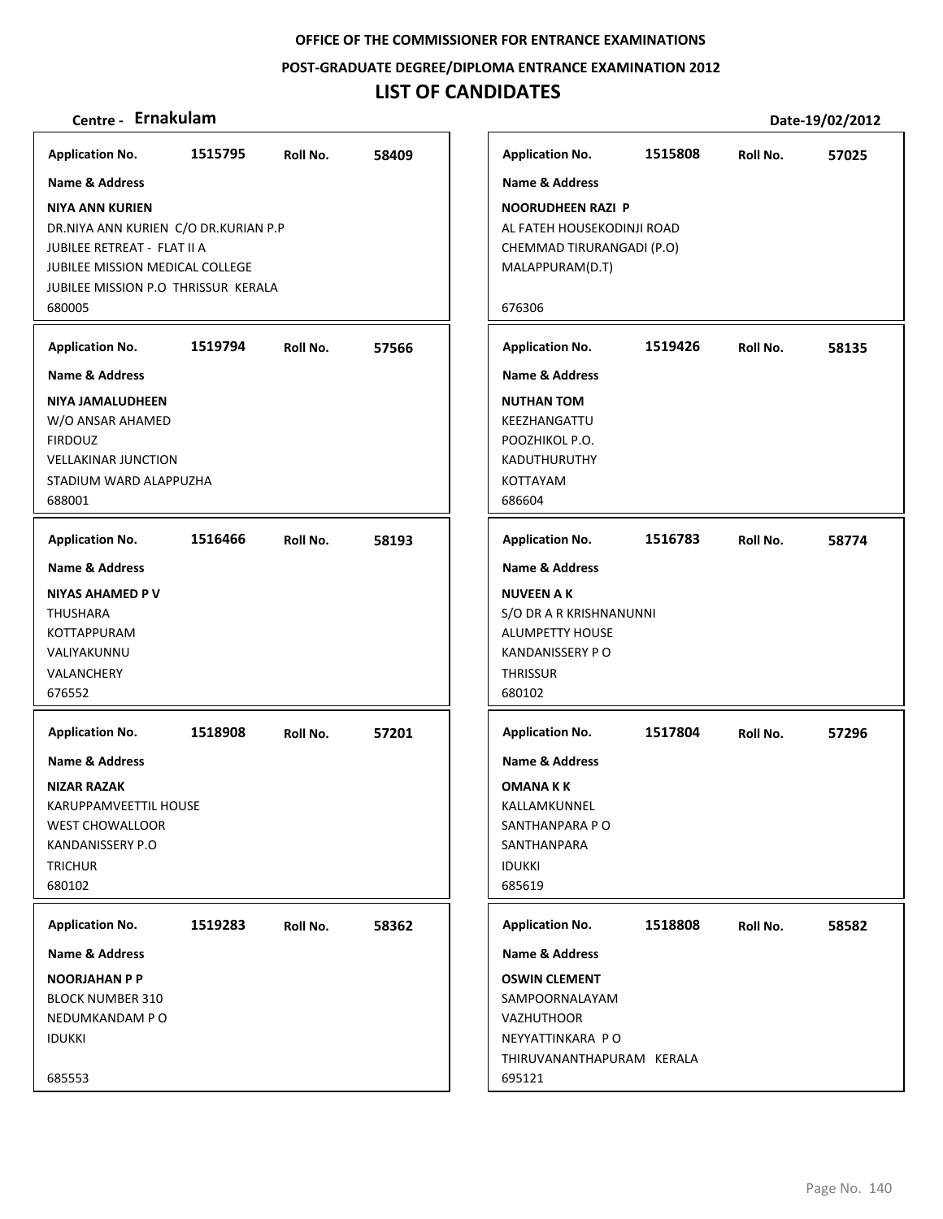**OFFICE OF THE COMMISSIONER FOR ENTRANCE EXAMINATIONS**

**POST-GRADUATE DEGREE/DIPLOMA ENTRANCE EXAMINATION 2012**

# LIST OF CANDIDATES

**Centre - Ernakulam** | **Date-19/02/2012**

**Application No.** 1515795 **Roll No.** 58409

**Name & Address**

**NIYA ANN KURIEN**
DR.NIYA ANN KURIEN C/O DR.KURIAN P.P
JUBILEE RETREAT - FLAT II A
JUBILEE MISSION MEDICAL COLLEGE
JUBILEE MISSION P.O THRISSUR KERALA
680005

**Application No.** 1519794 **Roll No.** 57566

**Name & Address**

**NIYA JAMALUDHEEN**
W/O ANSAR AHAMED
FIRDOUZ
VELLAKINAR JUNCTION
STADIUM WARD ALAPPUZHA
688001

**Application No.** 1516466 **Roll No.** 58193

**Name & Address**

**NIYAS AHAMED P V**
THUSHARA
KOTTAPPURAM
VALIYAKUNNU
VALANCHERY
676552

**Application No.** 1518908 **Roll No.** 57201

**Name & Address**

**NIZAR RAZAK**
KARUPPAMVEETTIL HOUSE
WEST CHOWALLOOR
KANDANISSERY P.O
TRICHUR
680102

**Application No.** 1519283 **Roll No.** 58362

**Name & Address**

**NOORJAHAN P P**
BLOCK NUMBER 310
NEDUMKANDAM P O
IDUKKI
685553

**Application No.** 1515808 **Roll No.** 57025

**Name & Address**

**NOORUDHEEN RAZI P**
AL FATEH HOUSEKODINJI ROAD
CHEMMAD TIRURANGADI (P.O)
MALAPPURAM(D.T)
676306

**Application No.** 1519426 **Roll No.** 58135

**Name & Address**

**NUTHAN TOM**
KEEZHANGATTU
POOZHIKOL P.O.
KADUTHURUTHY
KOTTAYAM
686604

**Application No.** 1516783 **Roll No.** 58774

**Name & Address**

**NUVEEN A K**
S/O DR A R KRISHNANUNNI
ALUMPETTY HOUSE
KANDANISSERY P O
THRISSUR
680102

**Application No.** 1517804 **Roll No.** 57296

**Name & Address**

**OMANA K K**
KALLAMKUNNEL
SANTHANPARA P O
SANTHANPARA
IDUKKI
685619

**Application No.** 1518808 **Roll No.** 58582

**Name & Address**

**OSWIN CLEMENT**
SAMPOORNALAYAM
VAZHUTHOOR
NEYYATTINKARA P O
THIRUVANANTHAPURAM KERALA
695121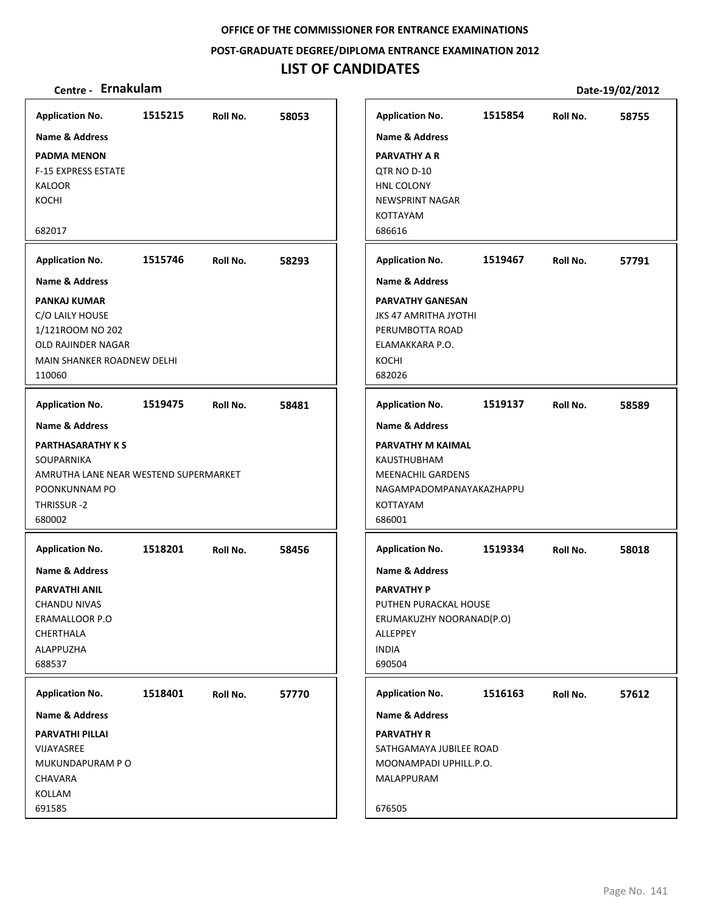OFFICE OF THE COMMISSIONER FOR ENTRANCE EXAMINATIONS

POST-GRADUATE DEGREE/DIPLOMA ENTRANCE EXAMINATION 2012

# LIST OF CANDIDATES

**Centre - Ernakulam** **Date-19/02/2012**

**Application No.** 1515215 **Roll No.** 58053
**Name & Address**
**PADMA MENON**
F-15 EXPRESS ESTATE
KALOOR
KOCHI

682017

**Application No.** 1515746 **Roll No.** 58293
**Name & Address**
**PANKAJ KUMAR**
C/O LAILY HOUSE
1/121ROOM NO 202
OLD RAJINDER NAGAR
MAIN SHANKER ROADNEW DELHI
110060

**Application No.** 1519475 **Roll No.** 58481
**Name & Address**
**PARTHASARATHY K S**
SOUPARNIKA
AMRUTHA LANE NEAR WESTEND SUPERMARKET
POONKUNNAM PO
THRISSUR -2
680002

**Application No.** 1518201 **Roll No.** 58456
**Name & Address**
**PARVATHI ANIL**
CHANDU NIVAS
ERAMALLOOR P.O
CHERTHALA
ALAPPUZHA
688537

**Application No.** 1518401 **Roll No.** 57770
**Name & Address**
**PARVATHI PILLAI**
VIJAYASREE
MUKUNDAPURAM P O
CHAVARA
KOLLAM
691585

**Application No.** 1515854 **Roll No.** 58755
**Name & Address**
**PARVATHY A R**
QTR NO D-10
HNL COLONY
NEWSPRINT NAGAR
KOTTAYAM
686616

**Application No.** 1519467 **Roll No.** 57791
**Name & Address**
**PARVATHY GANESAN**
JKS 47 AMRITHA JYOTHI
PERUMBOTTA ROAD
ELAMAKKARA P.O.
KOCHI
682026

**Application No.** 1519137 **Roll No.** 58589
**Name & Address**
**PARVATHY M KAIMAL**
KAUSTHUBHAM
MEENACHIL GARDENS
NAGAMPADOMPANAYAKAZHAPPU
KOTTAYAM
686001

**Application No.** 1519334 **Roll No.** 58018
**Name & Address**
**PARVATHY P**
PUTHEN PURACKAL HOUSE
ERUMAKUZHY NOORANAD(P.O)
ALLEPPEY
INDIA
690504

**Application No.** 1516163 **Roll No.** 57612
**Name & Address**
**PARVATHY R**
SATHGAMAYA JUBILEE ROAD
MOONAMPADI UPHILL.P.O.
MALAPPURAM

676505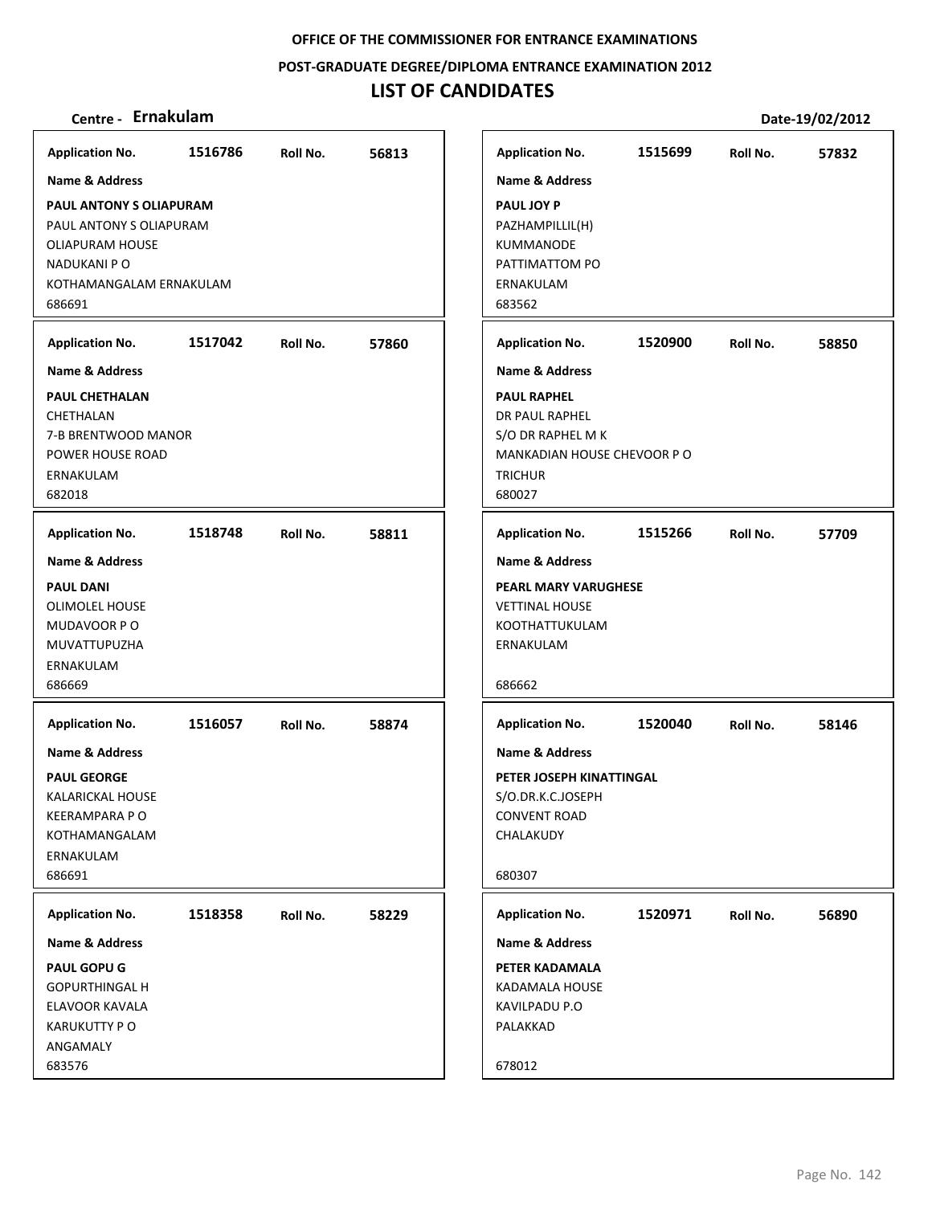**OFFICE OF THE COMMISSIONER FOR ENTRANCE EXAMINATIONS**

**POST-GRADUATE DEGREE/DIPLOMA ENTRANCE EXAMINATION 2012**

# LIST OF CANDIDATES

**Centre - Ernakulam** **Date-19/02/2012**

**Application No.** 1516786 **Roll No.** 56813

**Name & Address**

**PAUL ANTONY S OLIAPURAM**
PAUL ANTONY S OLIAPURAM
OLIAPURAM HOUSE
NADUKANI P O
KOTHAMANGALAM ERNAKULAM
686691

**Application No.** 1515699 **Roll No.** 57832

**Name & Address**

**PAUL JOY P**
PAZHAMPILLIL(H)
KUMMANODE
PATTIMATTOM PO
ERNAKULAM
683562

**Application No.** 1517042 **Roll No.** 57860

**Name & Address**

**PAUL CHETHALAN**
CHETHALAN
7-B BRENTWOOD MANOR
POWER HOUSE ROAD
ERNAKULAM
682018

**Application No.** 1520900 **Roll No.** 58850

**Name & Address**

**PAUL RAPHEL**
DR PAUL RAPHEL
S/O DR RAPHEL M K
MANKADIAN HOUSE CHEVOOR P O
TRICHUR
680027

**Application No.** 1518748 **Roll No.** 58811

**Name & Address**

**PAUL DANI**
OLIMOLEL HOUSE
MUDAVOOR P O
MUVATTUPUZHA
ERNAKULAM
686669

**Application No.** 1515266 **Roll No.** 57709

**Name & Address**

**PEARL MARY VARUGHESE**
VETTINAL HOUSE
KOOTHATTUKULAM
ERNAKULAM

686662

**Application No.** 1516057 **Roll No.** 58874

**Name & Address**

**PAUL GEORGE**
KALARICKAL HOUSE
KEERAMPARA P O
KOTHAMANGALAM
ERNAKULAM
686691

**Application No.** 1520040 **Roll No.** 58146

**Name & Address**

**PETER JOSEPH KINATTINGAL**
S/O.DR.K.C.JOSEPH
CONVENT ROAD
CHALAKUDY

680307

**Application No.** 1518358 **Roll No.** 58229

**Name & Address**

**PAUL GOPU G**
GOPURTHINGAL H
ELAVOOR KAVALA
KARUKUTTY P O
ANGAMALY
683576

**Application No.** 1520971 **Roll No.** 56890

**Name & Address**

**PETER KADAMALA**
KADAMALA HOUSE
KAVILPADU P.O
PALAKKAD

678012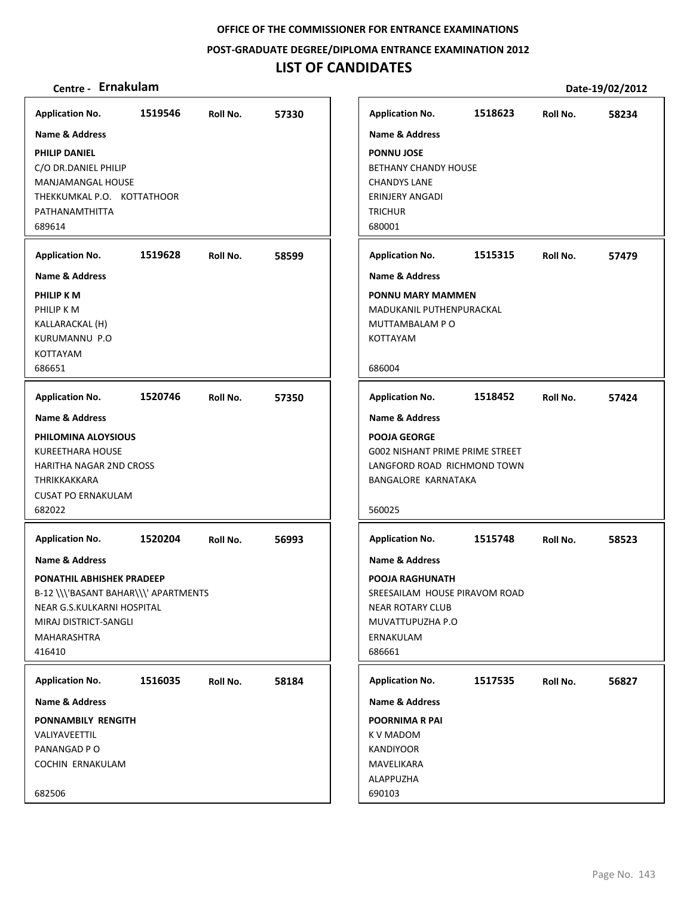OFFICE OF THE COMMISSIONER FOR ENTRANCE EXAMINATIONS

POST-GRADUATE DEGREE/DIPLOMA ENTRANCE EXAMINATION 2012

# LIST OF CANDIDATES

**Centre - Ernakulam** | **Date-19/02/2012**

**Application No.** 1519546 **Roll No.** 57330

**Name & Address**

**PHILIP DANIEL**
C/O DR.DANIEL PHILIP
MANJAMANGAL HOUSE
THEKKUMKAL P.O. KOTTATHOOR
PATHANAMTHITTA
689614

**Application No.** 1519628 **Roll No.** 58599

**Name & Address**

**PHILIP K M**
PHILIP K M
KALLARACKAL (H)
KURUMANNU P.O
KOTTAYAM
686651

**Application No.** 1520746 **Roll No.** 57350

**Name & Address**

**PHILOMINA ALOYSIOUS**
KUREETHARA HOUSE
HARITHA NAGAR 2ND CROSS
THRIKKAKKARA
CUSAT PO ERNAKULAM
682022

**Application No.** 1520204 **Roll No.** 56993

**Name & Address**

**PONATHIL ABHISHEK PRADEEP**
B-12 \\\'BASANT BAHAR\\\' APARTMENTS
NEAR G.S.KULKARNI HOSPITAL
MIRAJ DISTRICT-SANGLI
MAHARASHTRA
416410

**Application No.** 1516035 **Roll No.** 58184

**Name & Address**

**PONNAMBILY RENGITH**
VALIYAVEETTIL
PANANGAD P O
COCHIN ERNAKULAM

682506

**Application No.** 1518623 **Roll No.** 58234

**Name & Address**

**PONNU JOSE**
BETHANY CHANDY HOUSE
CHANDYS LANE
ERINJERY ANGADI
TRICHUR
680001

**Application No.** 1515315 **Roll No.** 57479

**Name & Address**

**PONNU MARY MAMMEN**
MADUKANIL PUTHENPURACKAL
MUTTAMBALAM P O
KOTTAYAM

686004

**Application No.** 1518452 **Roll No.** 57424

**Name & Address**

**POOJA GEORGE**
G002 NISHANT PRIME PRIME STREET
LANGFORD ROAD RICHMOND TOWN
BANGALORE KARNATAKA

560025

**Application No.** 1515748 **Roll No.** 58523

**Name & Address**

**POOJA RAGHUNATH**
SREESAILAM HOUSE PIRAVOM ROAD
NEAR ROTARY CLUB
MUVATTUPUZHA P.O
ERNAKULAM
686661

**Application No.** 1517535 **Roll No.** 56827

**Name & Address**

**POORNIMA R PAI**
K V MADOM
KANDIYOOR
MAVELIKARA
ALAPPUZHA
690103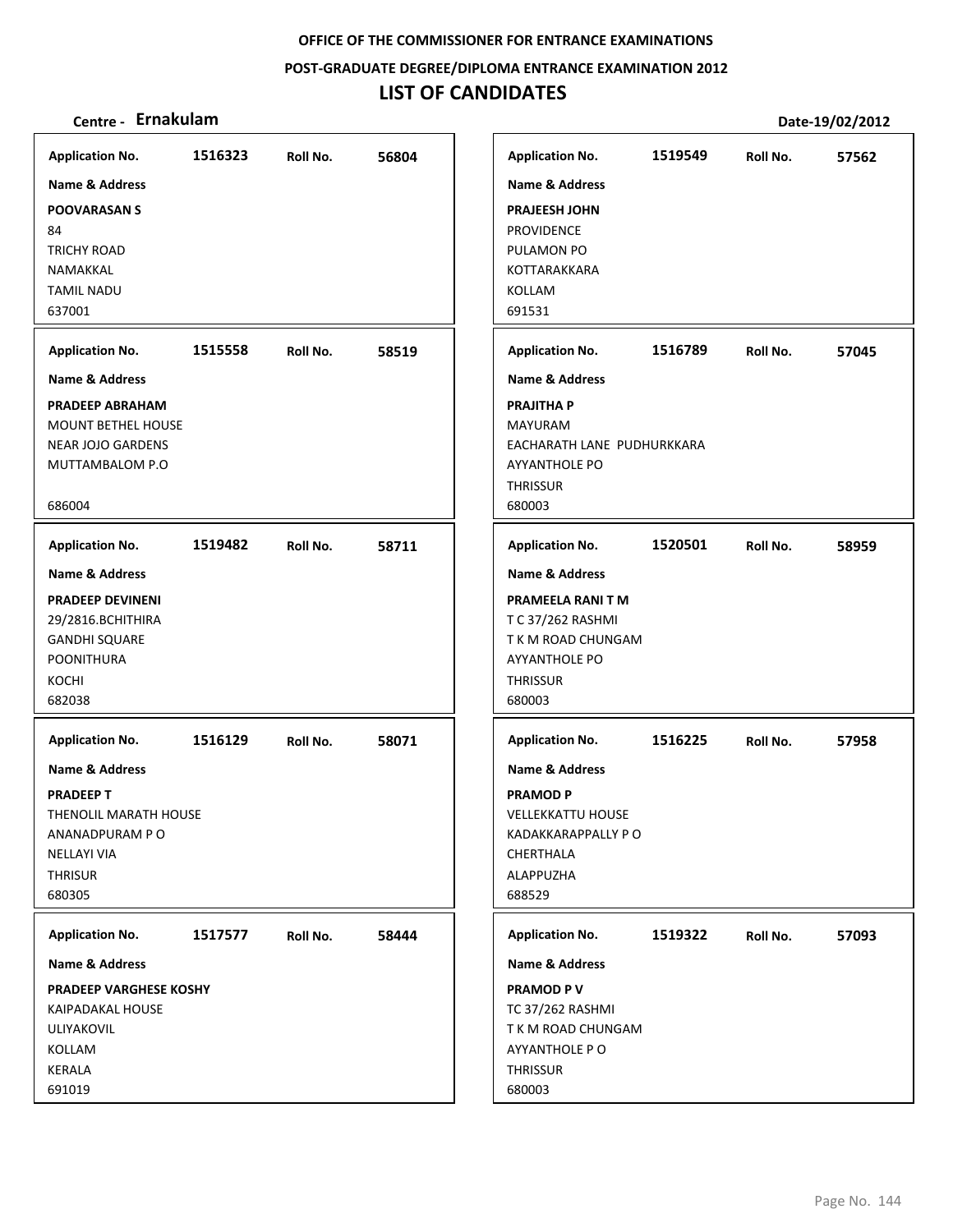OFFICE OF THE COMMISSIONER FOR ENTRANCE EXAMINATIONS

POST-GRADUATE DEGREE/DIPLOMA ENTRANCE EXAMINATION 2012

# LIST OF CANDIDATES

**Centre - Ernakulam** Date-19/02/2012

| Application No. | Roll No. | Name & Address |
|---|---|---|
| 1516323 | 56804 | **POOVARASAN S**<br>84<br>TRICHY ROAD<br>NAMAKKAL<br>TAMIL NADU<br>637001 |
| 1515558 | 58519 | **PRADEEP ABRAHAM**<br>MOUNT BETHEL HOUSE<br>NEAR JOJO GARDENS<br>MUTTAMBALOM P.O<br><br>686004 |
| 1519482 | 58711 | **PRADEEP DEVINENI**<br>29/2816.BCHITHIRA<br>GANDHI SQUARE<br>POONITHURA<br>KOCHI<br>682038 |
| 1516129 | 58071 | **PRADEEP T**<br>THENOLIL MARATH HOUSE<br>ANANADPURAM P O<br>NELLAYI VIA<br>THRISUR<br>680305 |
| 1517577 | 58444 | **PRADEEP VARGHESE KOSHY**<br>KAIPADAKAL HOUSE<br>ULIYAKOVIL<br>KOLLAM<br>KERALA<br>691019 |
| 1519549 | 57562 | **PRAJEESH JOHN**<br>PROVIDENCE<br>PULAMON PO<br>KOTTARAKKARA<br>KOLLAM<br>691531 |
| 1516789 | 57045 | **PRAJITHA P**<br>MAYURAM<br>EACHARATH LANE PUDHURKKARA<br>AYYANTHOLE PO<br>THRISSUR<br>680003 |
| 1520501 | 58959 | **PRAMEELA RANI T M**<br>T C 37/262 RASHMI<br>T K M ROAD CHUNGAM<br>AYYANTHOLE PO<br>THRISSUR<br>680003 |
| 1516225 | 57958 | **PRAMOD P**<br>VELLEKKATTU HOUSE<br>KADAKKARAPPALLY P O<br>CHERTHALA<br>ALAPPUZHA<br>688529 |
| 1519322 | 57093 | **PRAMOD P V**<br>TC 37/262 RASHMI<br>T K M ROAD CHUNGAM<br>AYYANTHOLE P O<br>THRISSUR<br>680003 |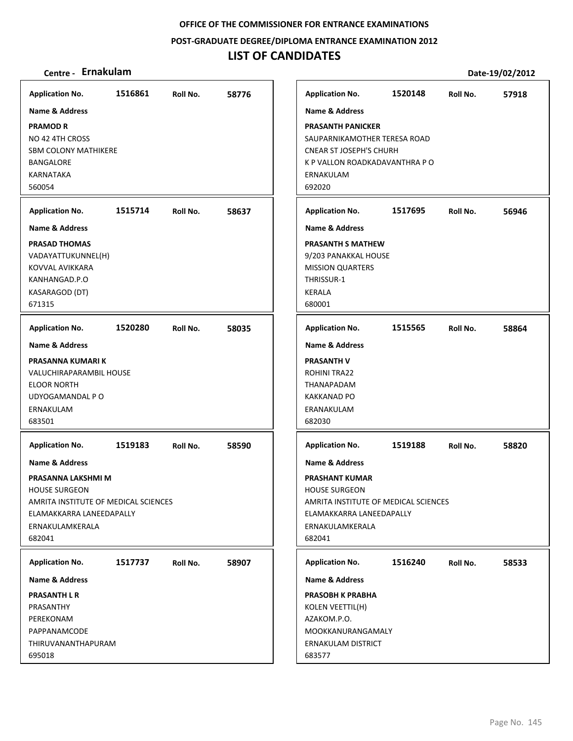**OFFICE OF THE COMMISSIONER FOR ENTRANCE EXAMINATIONS**

**POST-GRADUATE DEGREE/DIPLOMA ENTRANCE EXAMINATION 2012**

# LIST OF CANDIDATES

**Centre - Ernakulam** | **Date-19/02/2012**

**Application No.** 1516861 **Roll No.** 58776

**Name & Address**

**PRAMOD R**
NO 42 4TH CROSS
SBM COLONY MATHIKERE
BANGALORE
KARNATAKA
560054

**Application No.** 1520148 **Roll No.** 57918

**Name & Address**

**PRASANTH PANICKER**
SAUPARNIKAMOTHER TERESA ROAD
CNEAR ST JOSEPH'S CHURH
K P VALLON ROADKADAVANTHRA P O
ERNAKULAM
692020

**Application No.** 1515714 **Roll No.** 58637

**Name & Address**

**PRASAD THOMAS**
VADAYATTUKUNNEL(H)
KOVVAL AVIKKARA
KANHANGAD.P.O
KASARAGOD (DT)
671315

**Application No.** 1517695 **Roll No.** 56946

**Name & Address**

**PRASANTH S MATHEW**
9/203 PANAKKAL HOUSE
MISSION QUARTERS
THRISSUR-1
KERALA
680001

**Application No.** 1520280 **Roll No.** 58035

**Name & Address**

**PRASANNA KUMARI K**
VALUCHIRAPARAMBIL HOUSE
ELOOR NORTH
UDYOGAMANDAL P O
ERNAKULAM
683501

**Application No.** 1515565 **Roll No.** 58864

**Name & Address**

**PRASANTH V**
ROHINI TRA22
THANAPADAM
KAKKANAD PO
ERANAKULAM
682030

**Application No.** 1519183 **Roll No.** 58590

**Name & Address**

**PRASANNA LAKSHMI M**
HOUSE SURGEON
AMRITA INSTITUTE OF MEDICAL SCIENCES
ELAMAKKARRA LANEEDAPALLY
ERNAKULAMKERALA
682041

**Application No.** 1519188 **Roll No.** 58820

**Name & Address**

**PRASHANT KUMAR**
HOUSE SURGEON
AMRITA INSTITUTE OF MEDICAL SCIENCES
ELAMAKKARRA LANEEDAPALLY
ERNAKULAMKERALA
682041

**Application No.** 1517737 **Roll No.** 58907

**Name & Address**

**PRASANTH L R**
PRASANTHY
PEREKONAM
PAPPANAMCODE
THIRUVANANTHAPURAM
695018

**Application No.** 1516240 **Roll No.** 58533

**Name & Address**

**PRASOBH K PRABHA**
KOLEN VEETTIL(H)
AZAKOM.P.O.
MOOKKANURANGAMALY
ERNAKULAM DISTRICT
683577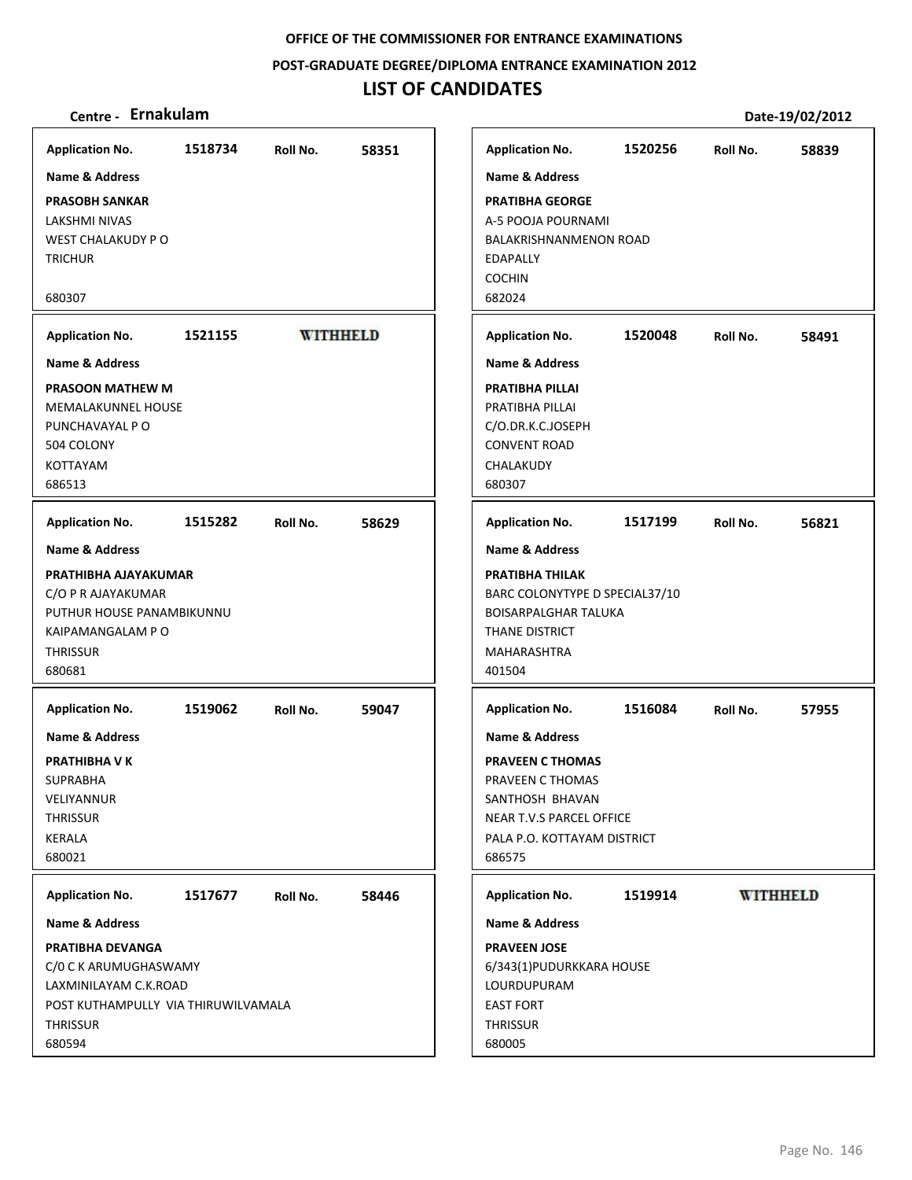**OFFICE OF THE COMMISSIONER FOR ENTRANCE EXAMINATIONS**

**POST-GRADUATE DEGREE/DIPLOMA ENTRANCE EXAMINATION 2012**

# LIST OF CANDIDATES

**Centre - Ernakulam** **Date-19/02/2012**

---

**Application No.** 1518734 **Roll No.** 58351

**Name & Address**

**PRASOBH SANKAR**
LAKSHMI NIVAS
WEST CHALAKUDY P O
TRICHUR

680307

---

**Application No.** 1521155 **WITHHELD**

**Name & Address**

**PRASOON MATHEW M**
MEMALAKUNNEL HOUSE
PUNCHAVAYAL P O
504 COLONY
KOTTAYAM
686513

---

**Application No.** 1515282 **Roll No.** 58629

**Name & Address**

**PRATHIBHA AJAYAKUMAR**
C/O P R AJAYAKUMAR
PUTHUR HOUSE PANAMBIKUNNU
KAIPAMANGALAM P O
THRISSUR
680681

---

**Application No.** 1519062 **Roll No.** 59047

**Name & Address**

**PRATHIBHA V K**
SUPRABHA
VELIYANNUR
THRISSUR
KERALA
680021

---

**Application No.** 1517677 **Roll No.** 58446

**Name & Address**

**PRATIBHA DEVANGA**
C/0 C K ARUMUGHASWAMY
LAXMINILAYAM C.K.ROAD
POST KUTHAMPULLY VIA THIRUWILVAMALA
THRISSUR
680594

---

**Application No.** 1520256 **Roll No.** 58839

**Name & Address**

**PRATIBHA GEORGE**
A-5 POOJA POURNAMI
BALAKRISHNANMENON ROAD
EDAPALLY
COCHIN
682024

---

**Application No.** 1520048 **Roll No.** 58491

**Name & Address**

**PRATIBHA PILLAI**
PRATIBHA PILLAI
C/O.DR.K.C.JOSEPH
CONVENT ROAD
CHALAKUDY
680307

---

**Application No.** 1517199 **Roll No.** 56821

**Name & Address**

**PRATIBHA THILAK**
BARC COLONYTYPE D SPECIAL37/10
BOISARPALGHAR TALUKA
THANE DISTRICT
MAHARASHTRA
401504

---

**Application No.** 1516084 **Roll No.** 57955

**Name & Address**

**PRAVEEN C THOMAS**
PRAVEEN C THOMAS
SANTHOSH BHAVAN
NEAR T.V.S PARCEL OFFICE
PALA P.O. KOTTAYAM DISTRICT
686575

---

**Application No.** 1519914 **WITHHELD**

**Name & Address**

**PRAVEEN JOSE**
6/343(1)PUDURKKARA HOUSE
LOURDUPURAM
EAST FORT
THRISSUR
680005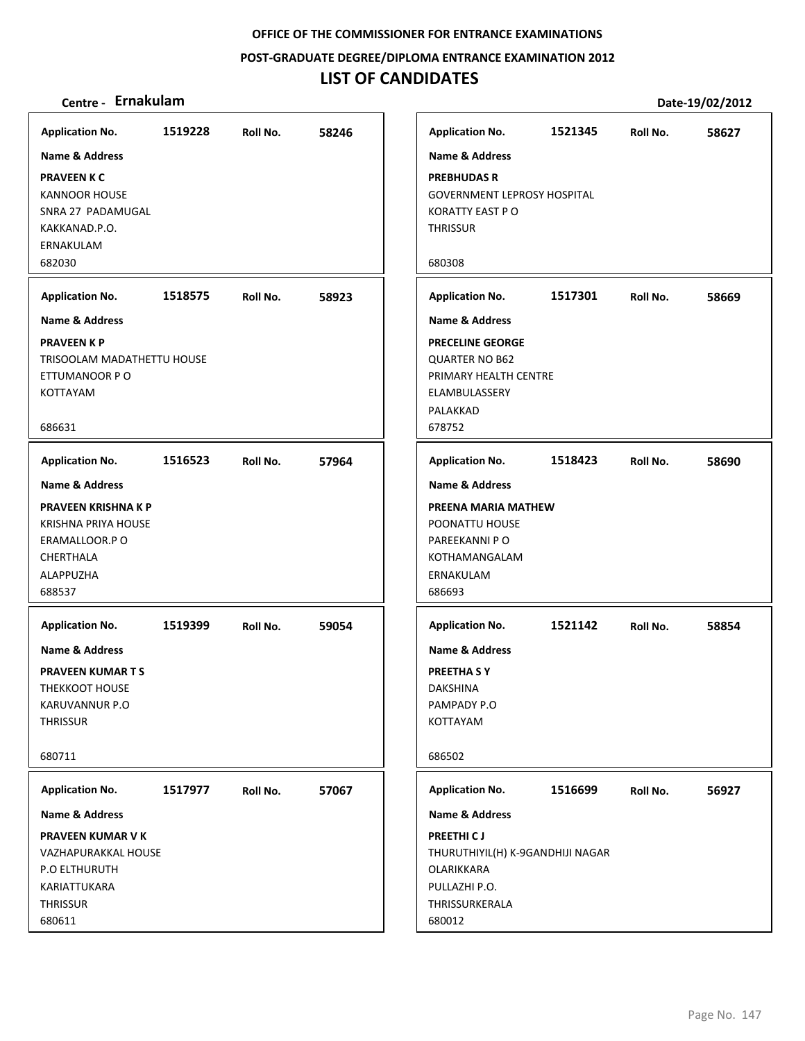OFFICE OF THE COMMISSIONER FOR ENTRANCE EXAMINATIONS

POST-GRADUATE DEGREE/DIPLOMA ENTRANCE EXAMINATION 2012

# LIST OF CANDIDATES

**Centre - Ernakulam** **Date-19/02/2012**

| Application No. | Roll No. | Name & Address |
|---|---|---|
| 1519228 | 58246 | **PRAVEEN K C**<br>KANNOOR HOUSE<br>SNRA 27 PADAMUGAL<br>KAKKANAD.P.O.<br>ERNAKULAM<br>682030 |
| 1518575 | 58923 | **PRAVEEN K P**<br>TRISOOLAM MADATHETTU HOUSE<br>ETTUMANOOR P O<br>KOTTAYAM<br>686631 |
| 1516523 | 57964 | **PRAVEEN KRISHNA K P**<br>KRISHNA PRIYA HOUSE<br>ERAMALLOOR.P O<br>CHERTHALA<br>ALAPPUZHA<br>688537 |
| 1519399 | 59054 | **PRAVEEN KUMAR T S**<br>THEKKOOT HOUSE<br>KARUVANNUR P.O<br>THRISSUR<br>680711 |
| 1517977 | 57067 | **PRAVEEN KUMAR V K**<br>VAZHAPURAKKAL HOUSE<br>P.O ELTHURUTH<br>KARIATTUKARA<br>THRISSUR<br>680611 |
| 1521345 | 58627 | **PREBHUDAS R**<br>GOVERNMENT LEPROSY HOSPITAL<br>KORATTY EAST P O<br>THRISSUR<br>680308 |
| 1517301 | 58669 | **PRECELINE GEORGE**<br>QUARTER NO B62<br>PRIMARY HEALTH CENTRE<br>ELAMBULASSERY<br>PALAKKAD<br>678752 |
| 1518423 | 58690 | **PREENA MARIA MATHEW**<br>POONATTU HOUSE<br>PAREEKANNI P O<br>KOTHAMANGALAM<br>ERNAKULAM<br>686693 |
| 1521142 | 58854 | **PREETHA S Y**<br>DAKSHINA<br>PAMPADY P.O<br>KOTTAYAM<br>686502 |
| 1516699 | 56927 | **PREETHI C J**<br>THURUTHIYIL(H) K-9GANDHIJI NAGAR<br>OLARIKKARA<br>PULLAZHI P.O.<br>THRISSURKERALA<br>680012 |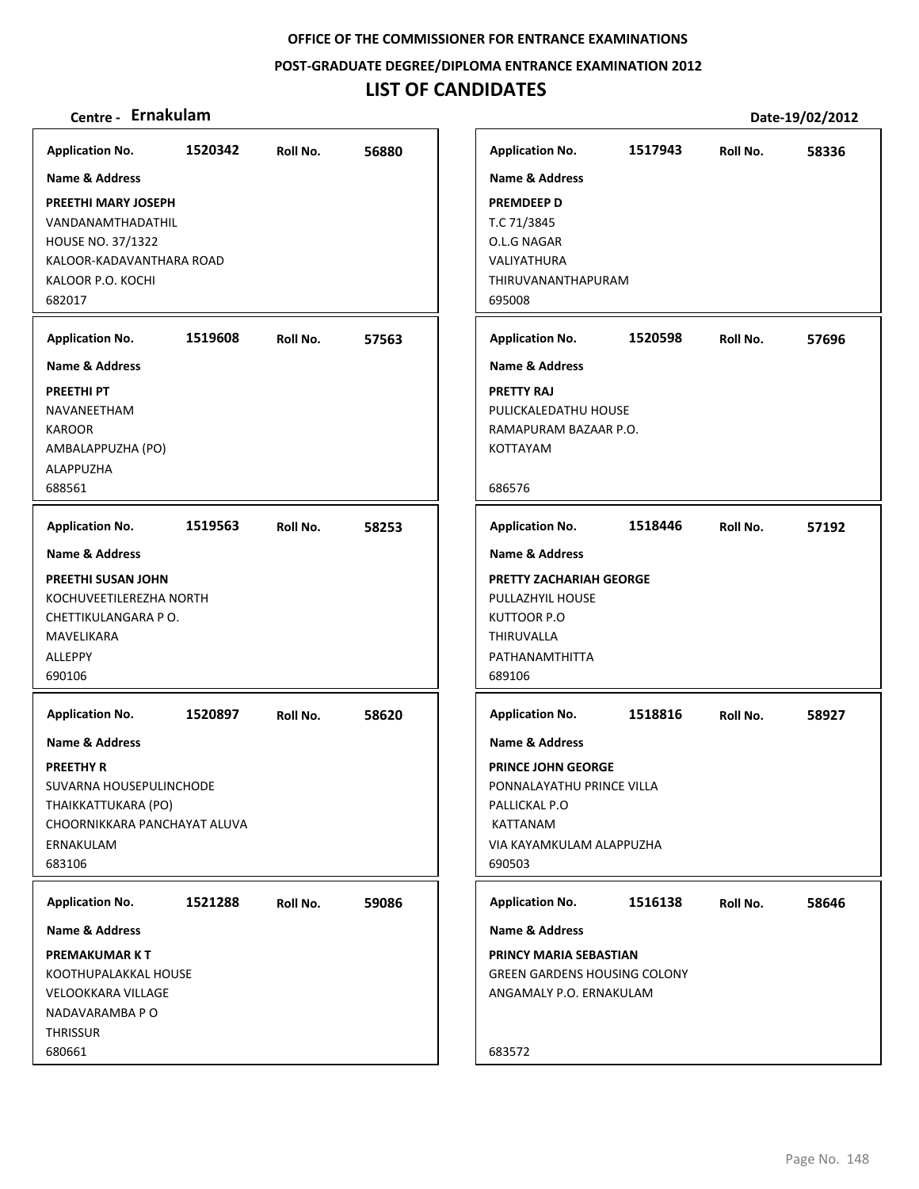**OFFICE OF THE COMMISSIONER FOR ENTRANCE EXAMINATIONS**

**POST-GRADUATE DEGREE/DIPLOMA ENTRANCE EXAMINATION 2012**

# LIST OF CANDIDATES

**Centre - Ernakulam** **Date-19/02/2012**

**Application No.** 1520342 **Roll No.** 56880

**Name & Address**

**PREETHI MARY JOSEPH**
VANDANAMTHADATHIL
HOUSE NO. 37/1322
KALOOR-KADAVANTHARA ROAD
KALOOR P.O. KOCHI
682017

**Application No.** 1519608 **Roll No.** 57563

**Name & Address**

**PREETHI PT**
NAVANEETHAM
KAROOR
AMBALAPPUZHA (PO)
ALAPPUZHA
688561

**Application No.** 1519563 **Roll No.** 58253

**Name & Address**

**PREETHI SUSAN JOHN**
KOCHUVEETILEREZHA NORTH
CHETTIKULANGARA P O.
MAVELIKARA
ALLEPPY
690106

**Application No.** 1520897 **Roll No.** 58620

**Name & Address**

**PREETHY R**
SUVARNA HOUSEPULINCHODE
THAIKKATTUKARA (PO)
CHOORNIKKARA PANCHAYAT ALUVA
ERNAKULAM
683106

**Application No.** 1521288 **Roll No.** 59086

**Name & Address**

**PREMAKUMAR K T**
KOOTHUPALAKKAL HOUSE
VELOOKKARA VILLAGE
NADAVARAMBA P O
THRISSUR
680661

**Application No.** 1517943 **Roll No.** 58336

**Name & Address**

**PREMDEEP D**
T.C 71/3845
O.L.G NAGAR
VALIYATHURA
THIRUVANANTHAPURAM
695008

**Application No.** 1520598 **Roll No.** 57696

**Name & Address**

**PRETTY RAJ**
PULICKALEDATHU HOUSE
RAMAPURAM BAZAAR P.O.
KOTTAYAM
686576

**Application No.** 1518446 **Roll No.** 57192

**Name & Address**

**PRETTY ZACHARIAH GEORGE**
PULLAZHYIL HOUSE
KUTTOOR P.O
THIRUVALLA
PATHANAMTHITTA
689106

**Application No.** 1518816 **Roll No.** 58927

**Name & Address**

**PRINCE JOHN GEORGE**
PONNALAYATHU PRINCE VILLA
PALLICKAL P.O
KATTANAM
VIA KAYAMKULAM ALAPPUZHA
690503

**Application No.** 1516138 **Roll No.** 58646

**Name & Address**

**PRINCY MARIA SEBASTIAN**
GREEN GARDENS HOUSING COLONY
ANGAMALY P.O. ERNAKULAM
683572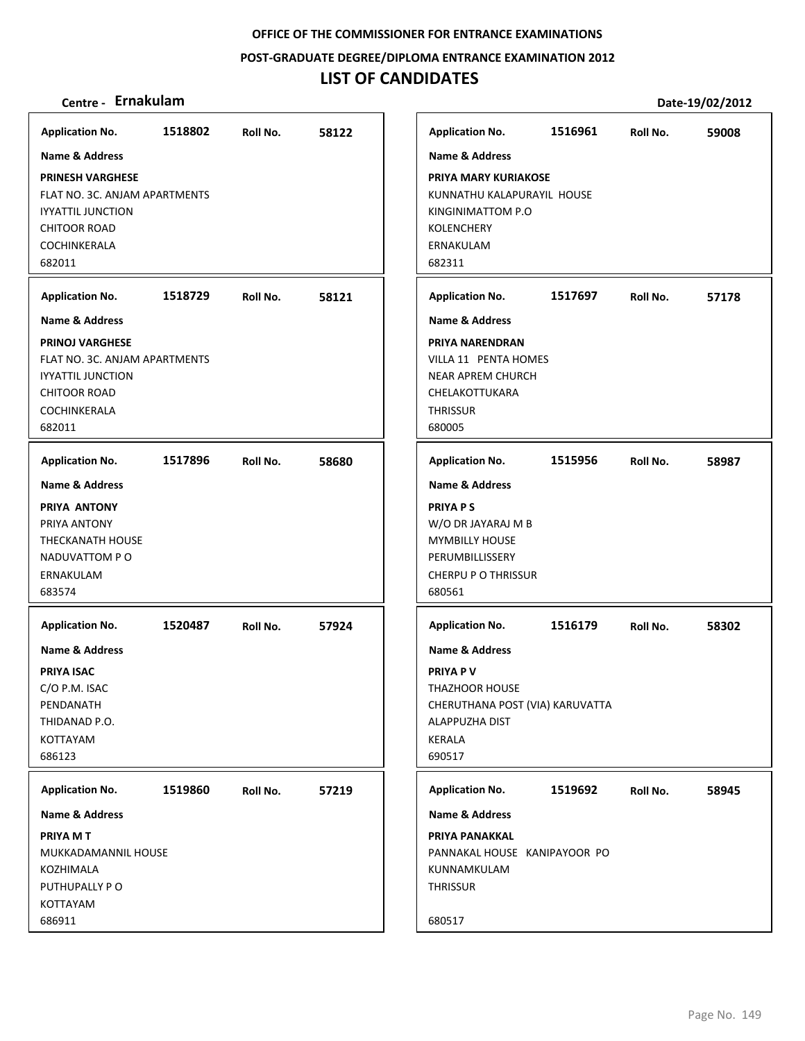OFFICE OF THE COMMISSIONER FOR ENTRANCE EXAMINATIONS

POST-GRADUATE DEGREE/DIPLOMA ENTRANCE EXAMINATION 2012

# LIST OF CANDIDATES

**Centre - Ernakulam** **Date-19/02/2012**

| Application No. | Roll No. | Name & Address |
|---|---|---|
| 1518802 | 58122 | **PRINESH VARGHESE**<br>FLAT NO. 3C. ANJAM APARTMENTS<br>IYYATTIL JUNCTION<br>CHITOOR ROAD<br>COCHINKERALA<br>682011 |
| 1518729 | 58121 | **PRINOJ VARGHESE**<br>FLAT NO. 3C. ANJAM APARTMENTS<br>IYYATTIL JUNCTION<br>CHITOOR ROAD<br>COCHINKERALA<br>682011 |
| 1517896 | 58680 | **PRIYA ANTONY**<br>PRIYA ANTONY<br>THECKANATH HOUSE<br>NADUVATTOM P O<br>ERNAKULAM<br>683574 |
| 1520487 | 57924 | **PRIYA ISAC**<br>C/O P.M. ISAC<br>PENDANATH<br>THIDANAD P.O.<br>KOTTAYAM<br>686123 |
| 1519860 | 57219 | **PRIYA M T**<br>MUKKADAMANNIL HOUSE<br>KOZHIMALA<br>PUTHUPALLY P O<br>KOTTAYAM<br>686911 |
| 1516961 | 59008 | **PRIYA MARY KURIAKOSE**<br>KUNNATHU KALAPURAYIL HOUSE<br>KINGINIMATTOM P.O<br>KOLENCHERY<br>ERNAKULAM<br>682311 |
| 1517697 | 57178 | **PRIYA NARENDRAN**<br>VILLA 11 PENTA HOMES<br>NEAR APREM CHURCH<br>CHELAKOTTUKARA<br>THRISSUR<br>680005 |
| 1515956 | 58987 | **PRIYA P S**<br>W/O DR JAYARAJ M B<br>MYMBILLY HOUSE<br>PERUMBILLISSERY<br>CHERPU P O THRISSUR<br>680561 |
| 1516179 | 58302 | **PRIYA P V**<br>THAZHOOR HOUSE<br>CHERUTHANA POST (VIA) KARUVATTA<br>ALAPPUZHA DIST<br>KERALA<br>690517 |
| 1519692 | 58945 | **PRIYA PANAKKAL**<br>PANNAKAL HOUSE KANIPAYOOR PO<br>KUNNAMKULAM<br>THRISSUR<br>680517 |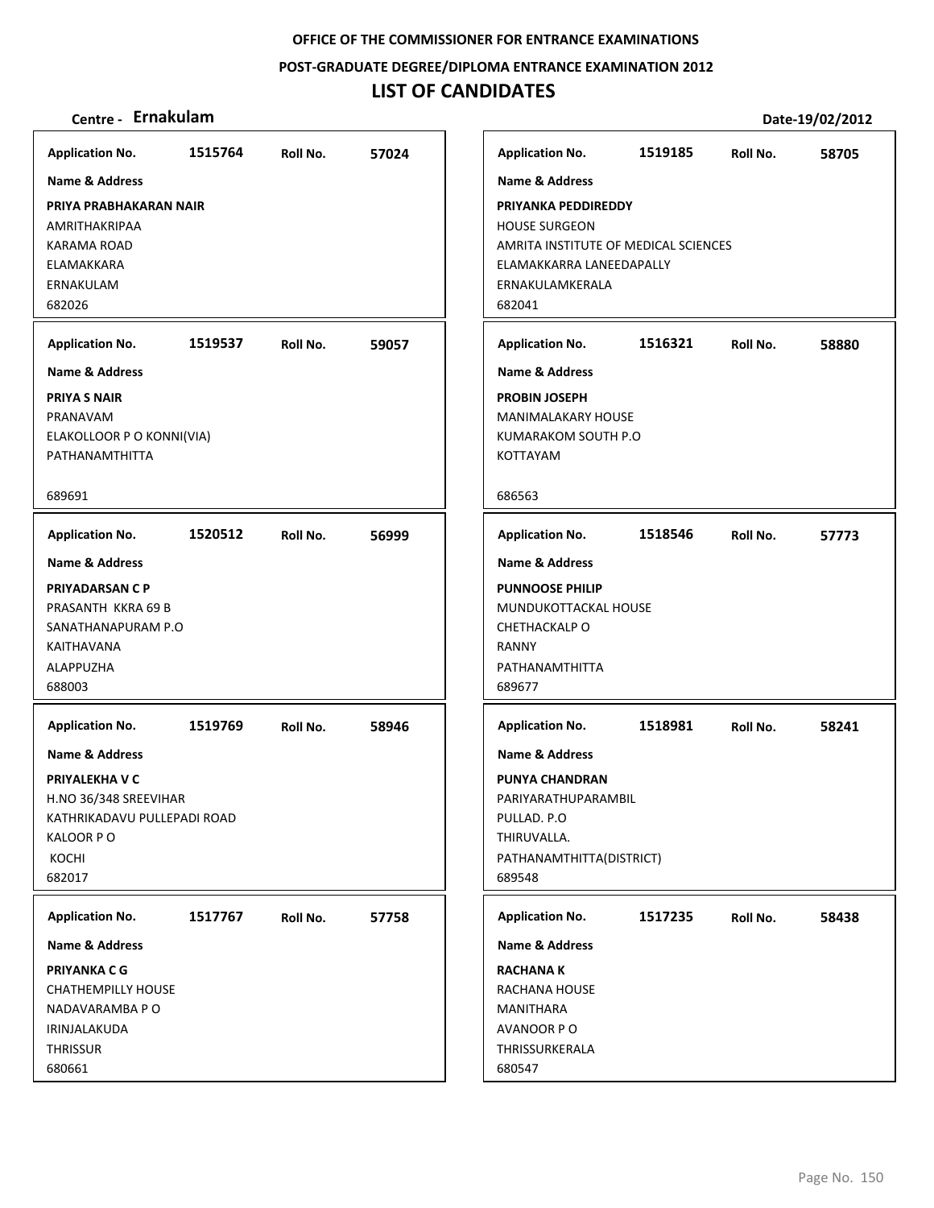**OFFICE OF THE COMMISSIONER FOR ENTRANCE EXAMINATIONS**

**POST-GRADUATE DEGREE/DIPLOMA ENTRANCE EXAMINATION 2012**

# LIST OF CANDIDATES

**Centre - Ernakulam** **Date-19/02/2012**

---

**Application No.** 1515764 **Roll No.** 57024

**Name & Address**

**PRIYA PRABHAKARAN NAIR**
AMRITHAKRIPAA
KARAMA ROAD
ELAMAKKARA
ERNAKULAM
682026

---

**Application No.** 1519537 **Roll No.** 59057

**Name & Address**

**PRIYA S NAIR**
PRANAVAM
ELAKOLLOOR P O KONNI(VIA)
PATHANAMTHITTA
689691

---

**Application No.** 1520512 **Roll No.** 56999

**Name & Address**

**PRIYADARSAN C P**
PRASANTH KKRA 69 B
SANATHANAPURAM P.O
KAITHAVANA
ALAPPUZHA
688003

---

**Application No.** 1519769 **Roll No.** 58946

**Name & Address**

**PRIYALEKHA V C**
H.NO 36/348 SREEVIHAR
KATHRIKADAVU PULLEPADI ROAD
KALOOR P O
KOCHI
682017

---

**Application No.** 1517767 **Roll No.** 57758

**Name & Address**

**PRIYANKA C G**
CHATHEMPILLY HOUSE
NADAVARAMBA P O
IRINJALAKUDA
THRISSUR
680661

---

**Application No.** 1519185 **Roll No.** 58705

**Name & Address**

**PRIYANKA PEDDIREDDY**
HOUSE SURGEON
AMRITA INSTITUTE OF MEDICAL SCIENCES
ELAMAKKARRA LANEEDAPALLY
ERNAKULAMKERALA
682041

---

**Application No.** 1516321 **Roll No.** 58880

**Name & Address**

**PROBIN JOSEPH**
MANIMALAKARY HOUSE
KUMARAKOM SOUTH P.O
KOTTAYAM
686563

---

**Application No.** 1518546 **Roll No.** 57773

**Name & Address**

**PUNNOOSE PHILIP**
MUNDUKOTTACKAL HOUSE
CHETHACKALP O
RANNY
PATHANAMTHITTA
689677

---

**Application No.** 1518981 **Roll No.** 58241

**Name & Address**

**PUNYA CHANDRAN**
PARIYARATHUPARAMBIL
PULLAD. P.O
THIRUVALLA.
PATHANAMTHITTA(DISTRICT)
689548

---

**Application No.** 1517235 **Roll No.** 58438

**Name & Address**

**RACHANA K**
RACHANA HOUSE
MANITHARA
AVANOOR P O
THRISSURKERALA
680547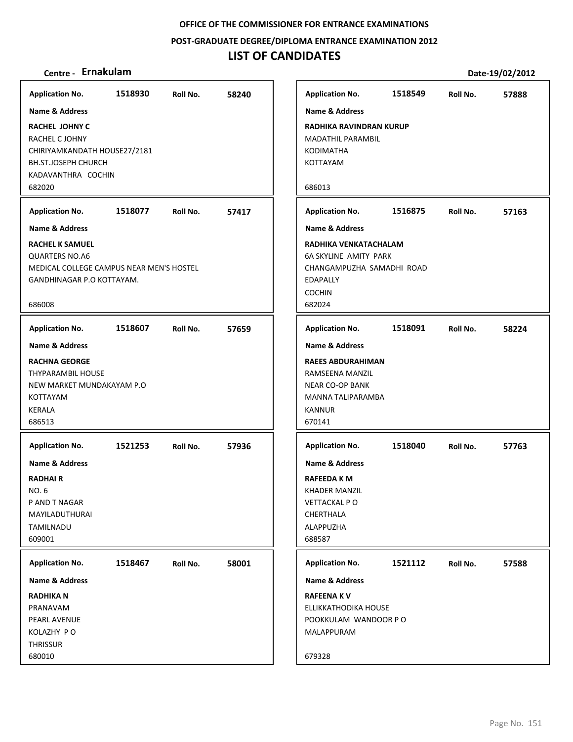OFFICE OF THE COMMISSIONER FOR ENTRANCE EXAMINATIONS

POST-GRADUATE DEGREE/DIPLOMA ENTRANCE EXAMINATION 2012

# LIST OF CANDIDATES

**Centre - Ernakulam** **Date-19/02/2012**

| Application No. | Roll No. | Name & Address |
|---|---|---|
| 1518930 | 58240 | **RACHEL JOHNY C**<br>RACHEL C JOHNY<br>CHIRIYAMKANDATH HOUSE27/2181<br>BH.ST.JOSEPH CHURCH<br>KADAVANTHRA COCHIN<br>682020 |
| 1518077 | 57417 | **RACHEL K SAMUEL**<br>QUARTERS NO.A6<br>MEDICAL COLLEGE CAMPUS NEAR MEN'S HOSTEL<br>GANDHINAGAR P.O KOTTAYAM.<br>686008 |
| 1518607 | 57659 | **RACHNA GEORGE**<br>THYPARAMBIL HOUSE<br>NEW MARKET MUNDAKAYAM P.O<br>KOTTAYAM<br>KERALA<br>686513 |
| 1521253 | 57936 | **RADHAI R**<br>NO. 6<br>P AND T NAGAR<br>MAYILADUTHURAI<br>TAMILNADU<br>609001 |
| 1518467 | 58001 | **RADHIKA N**<br>PRANAVAM<br>PEARL AVENUE<br>KOLAZHY P O<br>THRISSUR<br>680010 |
| 1518549 | 57888 | **RADHIKA RAVINDRAN KURUP**<br>MADATHIL PARAMBIL<br>KODIMATHA<br>KOTTAYAM<br>686013 |
| 1516875 | 57163 | **RADHIKA VENKATACHALAM**<br>6A SKYLINE AMITY PARK<br>CHANGAMPUZHA SAMADHI ROAD<br>EDAPALLY<br>COCHIN<br>682024 |
| 1518091 | 58224 | **RAEES ABDURAHIMAN**<br>RAMSEENA MANZIL<br>NEAR CO-OP BANK<br>MANNA TALIPARAMBA<br>KANNUR<br>670141 |
| 1518040 | 57763 | **RAFEEDA K M**<br>KHADER MANZIL<br>VETTACKAL P O<br>CHERTHALA<br>ALAPPUZHA<br>688587 |
| 1521112 | 57588 | **RAFEENA K V**<br>ELLIKKATHODIKA HOUSE<br>POOKKULAM WANDOOR P O<br>MALAPPURAM<br>679328 |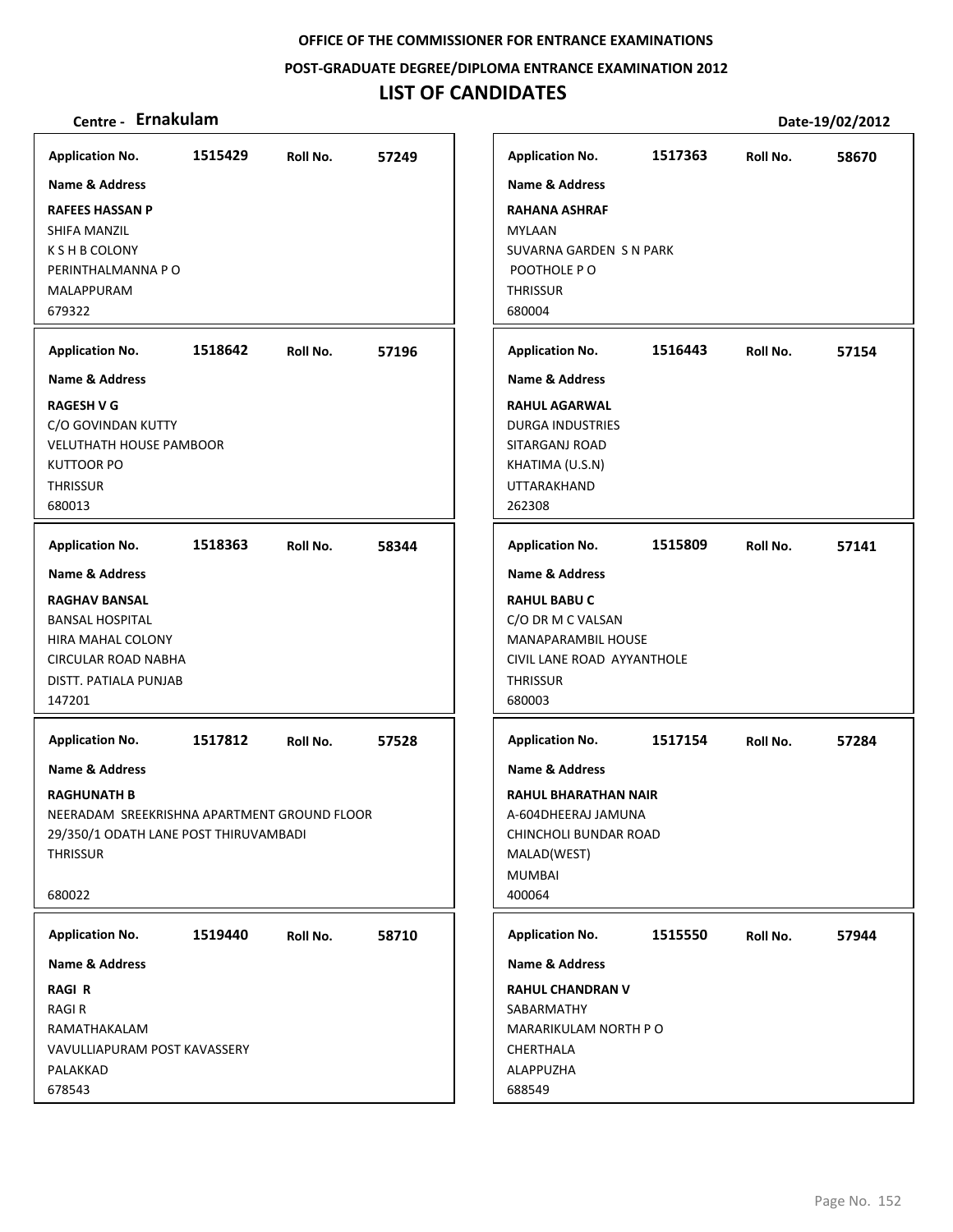**OFFICE OF THE COMMISSIONER FOR ENTRANCE EXAMINATIONS**

**POST-GRADUATE DEGREE/DIPLOMA ENTRANCE EXAMINATION 2012**

# LIST OF CANDIDATES

**Centre - Ernakulam** **Date-19/02/2012**

| Application No. | Roll No. | Name & Address |
|---|---|---|
| 1515429 | 57249 | **RAFEES HASSAN P**<br>SHIFA MANZIL<br>K S H B COLONY<br>PERINTHALMANNA P O<br>MALAPPURAM<br>679322 |
| 1518642 | 57196 | **RAGESH V G**<br>C/O GOVINDAN KUTTY<br>VELUTHATH HOUSE PAMBOOR<br>KUTTOOR PO<br>THRISSUR<br>680013 |
| 1518363 | 58344 | **RAGHAV BANSAL**<br>BANSAL HOSPITAL<br>HIRA MAHAL COLONY<br>CIRCULAR ROAD NABHA<br>DISTT. PATIALA PUNJAB<br>147201 |
| 1517812 | 57528 | **RAGHUNATH B**<br>NEERADAM SREEKRISHNA APARTMENT GROUND FLOOR<br>29/350/1 ODATH LANE POST THIRUVAMBADI<br>THRISSUR<br>680022 |
| 1519440 | 58710 | **RAGI R**<br>RAGI R<br>RAMATHAKALAM<br>VAVULLIAPURAM POST KAVASSERY<br>PALAKKAD<br>678543 |
| 1517363 | 58670 | **RAHANA ASHRAF**<br>MYLAAN<br>SUVARNA GARDEN S N PARK<br>POOTHOLE P O<br>THRISSUR<br>680004 |
| 1516443 | 57154 | **RAHUL AGARWAL**<br>DURGA INDUSTRIES<br>SITARGANJ ROAD<br>KHATIMA (U.S.N)<br>UTTARAKHAND<br>262308 |
| 1515809 | 57141 | **RAHUL BABU C**<br>C/O DR M C VALSAN<br>MANAPARAMBIL HOUSE<br>CIVIL LANE ROAD AYYANTHOLE<br>THRISSUR<br>680003 |
| 1517154 | 57284 | **RAHUL BHARATHAN NAIR**<br>A-604DHEERAJ JAMUNA<br>CHINCHOLI BUNDAR ROAD<br>MALAD(WEST)<br>MUMBAI<br>400064 |
| 1515550 | 57944 | **RAHUL CHANDRAN V**<br>SABARMATHY<br>MARARIKULAM NORTH P O<br>CHERTHALA<br>ALAPPUZHA<br>688549 |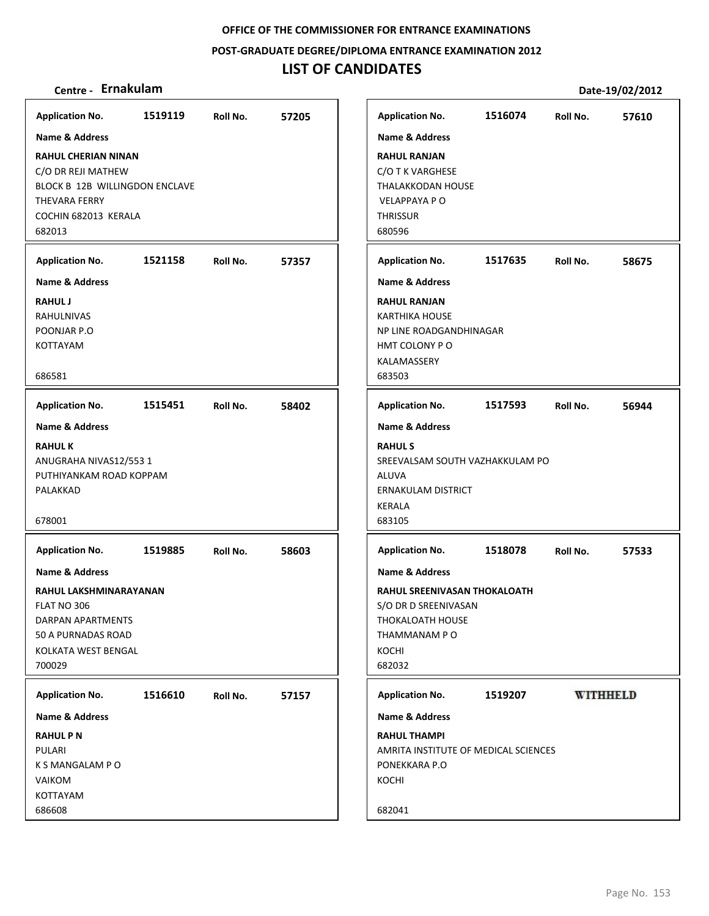**OFFICE OF THE COMMISSIONER FOR ENTRANCE EXAMINATIONS**

**POST-GRADUATE DEGREE/DIPLOMA ENTRANCE EXAMINATION 2012**

# LIST OF CANDIDATES

**Centre - Ernakulam** **Date-19/02/2012**

| Application No. | Roll No. | Name & Address |
|---|---|---|
| 1519119 | 57205 | **RAHUL CHERIAN NINAN**<br>C/O DR REJI MATHEW<br>BLOCK B 12B WILLINGDON ENCLAVE<br>THEVARA FERRY<br>COCHIN 682013 KERALA<br>682013 |
| 1516074 | 57610 | **RAHUL RANJAN**<br>C/O T K VARGHESE<br>THALAKKODAN HOUSE<br>VELAPPAYA P O<br>THRISSUR<br>680596 |
| 1521158 | 57357 | **RAHUL J**<br>RAHULNIVAS<br>POONJAR P.O<br>KOTTAYAM<br>686581 |
| 1517635 | 58675 | **RAHUL RANJAN**<br>KARTHIKA HOUSE<br>NP LINE ROADGANDHINAGAR<br>HMT COLONY P O<br>KALAMASSERY<br>683503 |
| 1515451 | 58402 | **RAHUL K**<br>ANUGRAHA NIVAS12/553 1<br>PUTHIYANKAM ROAD KOPPAM<br>PALAKKAD<br>678001 |
| 1517593 | 56944 | **RAHUL S**<br>SREEVALSAM SOUTH VAZHAKKULAM PO<br>ALUVA<br>ERNAKULAM DISTRICT<br>KERALA<br>683105 |
| 1519885 | 58603 | **RAHUL LAKSHMINARAYANAN**<br>FLAT NO 306<br>DARPAN APARTMENTS<br>50 A PURNADAS ROAD<br>KOLKATA WEST BENGAL<br>700029 |
| 1518078 | 57533 | **RAHUL SREENIVASAN THOKALOATH**<br>S/O DR D SREENIVASAN<br>THOKALOATH HOUSE<br>THAMMANAM P O<br>KOCHI<br>682032 |
| 1516610 | 57157 | **RAHUL P N**<br>PULARI<br>K S MANGALAM P O<br>VAIKOM<br>KOTTAYAM<br>686608 |
| 1519207 | WITHHELD | **RAHUL THAMPI**<br>AMRITA INSTITUTE OF MEDICAL SCIENCES<br>PONEKKARA P.O<br>KOCHI<br>682041 |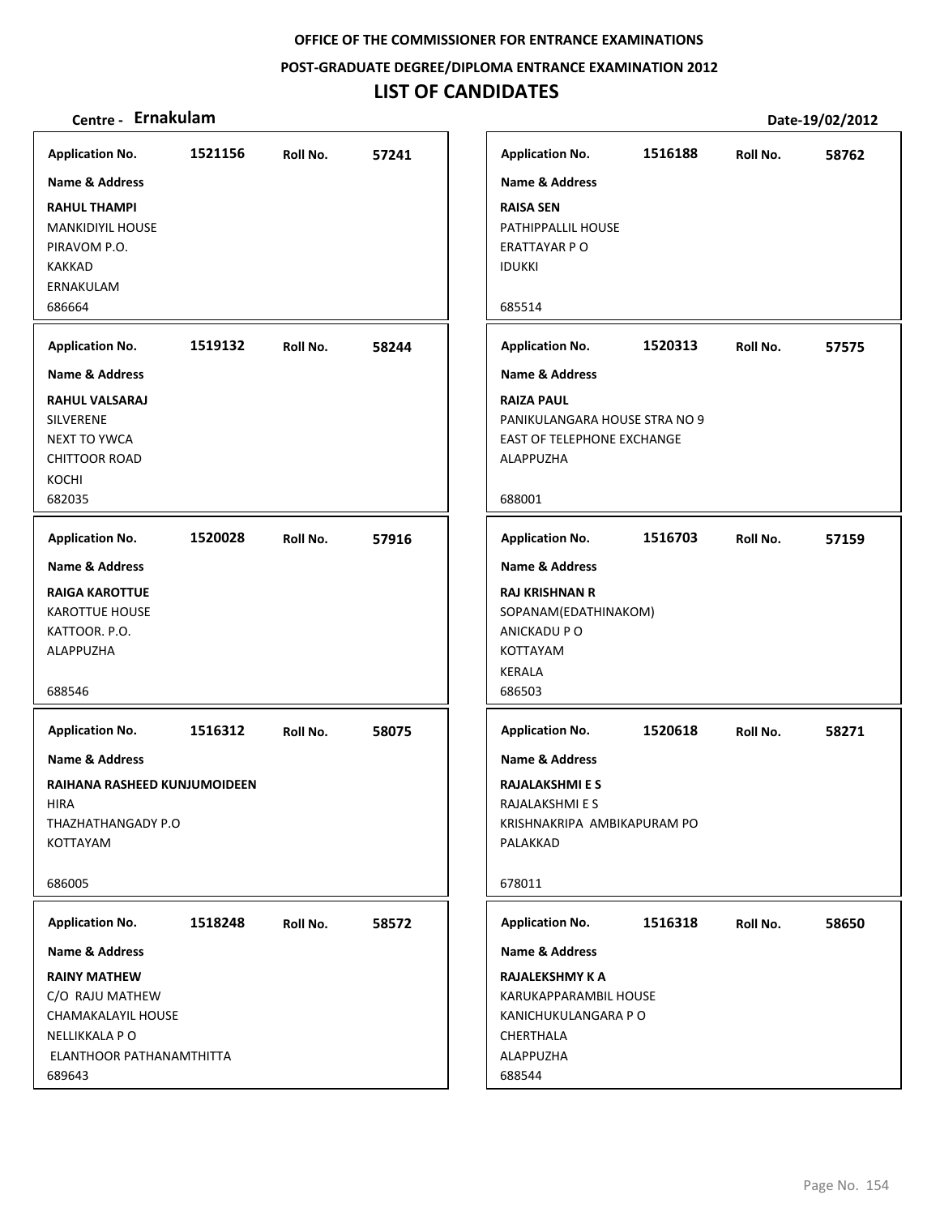**OFFICE OF THE COMMISSIONER FOR ENTRANCE EXAMINATIONS**

**POST-GRADUATE DEGREE/DIPLOMA ENTRANCE EXAMINATION 2012**

# LIST OF CANDIDATES

**Centre - Ernakulam** **Date-19/02/2012**

**Application No.** 1521156 **Roll No.** 57241
**Name & Address**
**RAHUL THAMPI**
MANKIDIYIL HOUSE
PIRAVOM P.O.
KAKKAD
ERNAKULAM
686664

**Application No.** 1519132 **Roll No.** 58244
**Name & Address**
**RAHUL VALSARAJ**
SILVERENE
NEXT TO YWCA
CHITTOOR ROAD
KOCHI
682035

**Application No.** 1520028 **Roll No.** 57916
**Name & Address**
**RAIGA KAROTTUE**
KAROTTUE HOUSE
KATTOOR. P.O.
ALAPPUZHA
688546

**Application No.** 1516312 **Roll No.** 58075
**Name & Address**
**RAIHANA RASHEED KUNJUMOIDEEN**
HIRA
THAZHATHANGADY P.O
KOTTAYAM
686005

**Application No.** 1518248 **Roll No.** 58572
**Name & Address**
**RAINY MATHEW**
C/O RAJU MATHEW
CHAMAKALAYIL HOUSE
NELLIKKALA P O
ELANTHOOR PATHANAMTHITTA
689643

**Application No.** 1516188 **Roll No.** 58762
**Name & Address**
**RAISA SEN**
PATHIPPALLIL HOUSE
ERATTAYAR P O
IDUKKI
685514

**Application No.** 1520313 **Roll No.** 57575
**Name & Address**
**RAIZA PAUL**
PANIKULANGARA HOUSE STRA NO 9
EAST OF TELEPHONE EXCHANGE
ALAPPUZHA
688001

**Application No.** 1516703 **Roll No.** 57159
**Name & Address**
**RAJ KRISHNAN R**
SOPANAM(EDATHINAKOM)
ANICKADU P O
KOTTAYAM
KERALA
686503

**Application No.** 1520618 **Roll No.** 58271
**Name & Address**
**RAJALAKSHMI E S**
RAJALAKSHMI E S
KRISHNAKRIPA AMBIKAPURAM PO
PALAKKAD
678011

**Application No.** 1516318 **Roll No.** 58650
**Name & Address**
**RAJALEKSHMY K A**
KARUKAPPARAMBIL HOUSE
KANICHUKULANGARA P O
CHERTHALA
ALAPPUZHA
688544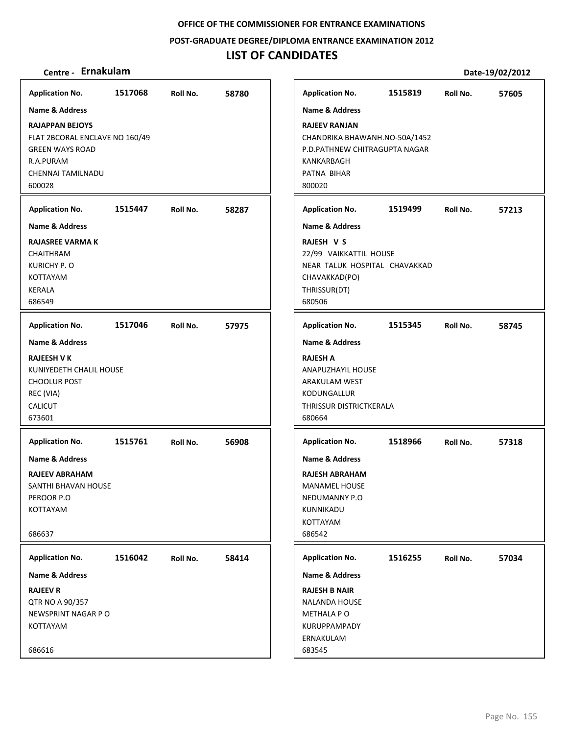OFFICE OF THE COMMISSIONER FOR ENTRANCE EXAMINATIONS

POST-GRADUATE DEGREE/DIPLOMA ENTRANCE EXAMINATION 2012

# LIST OF CANDIDATES

**Centre - Ernakulam** **Date-19/02/2012**

**Application No.** 1517068 **Roll No.** 58780
**Name & Address**
**RAJAPPAN BEJOYS**
FLAT 2BCORAL ENCLAVE NO 160/49
GREEN WAYS ROAD
R.A.PURAM
CHENNAI TAMILNADU
600028

**Application No.** 1515447 **Roll No.** 58287
**Name & Address**
**RAJASREE VARMA K**
CHAITHRAM
KURICHY P. O
KOTTAYAM
KERALA
686549

**Application No.** 1517046 **Roll No.** 57975
**Name & Address**
**RAJEESH V K**
KUNIYEDETH CHALIL HOUSE
CHOOLUR POST
REC (VIA)
CALICUT
673601

**Application No.** 1515761 **Roll No.** 56908
**Name & Address**
**RAJEEV ABRAHAM**
SANTHI BHAVAN HOUSE
PEROOR P.O
KOTTAYAM
686637

**Application No.** 1516042 **Roll No.** 58414
**Name & Address**
**RAJEEV R**
QTR NO A 90/357
NEWSPRINT NAGAR P O
KOTTAYAM
686616

**Application No.** 1515819 **Roll No.** 57605
**Name & Address**
**RAJEEV RANJAN**
CHANDRIKA BHAWANH.NO-50A/1452
P.D.PATHNEW CHITRAGUPTA NAGAR
KANKARBAGH
PATNA BIHAR
800020

**Application No.** 1519499 **Roll No.** 57213
**Name & Address**
**RAJESH V S**
22/99 VAIKKATTIL HOUSE
NEAR TALUK HOSPITAL CHAVAKKAD
CHAVAKKAD(PO)
THRISSUR(DT)
680506

**Application No.** 1515345 **Roll No.** 58745
**Name & Address**
**RAJESH A**
ANAPUZHAYIL HOUSE
ARAKULAM WEST
KODUNGALLUR
THRISSUR DISTRICTKERALA
680664

**Application No.** 1518966 **Roll No.** 57318
**Name & Address**
**RAJESH ABRAHAM**
MANAMEL HOUSE
NEDUMANNY P.O
KUNNIKADU
KOTTAYAM
686542

**Application No.** 1516255 **Roll No.** 57034
**Name & Address**
**RAJESH B NAIR**
NALANDA HOUSE
METHALA P O
KURUPPAMPADY
ERNAKULAM
683545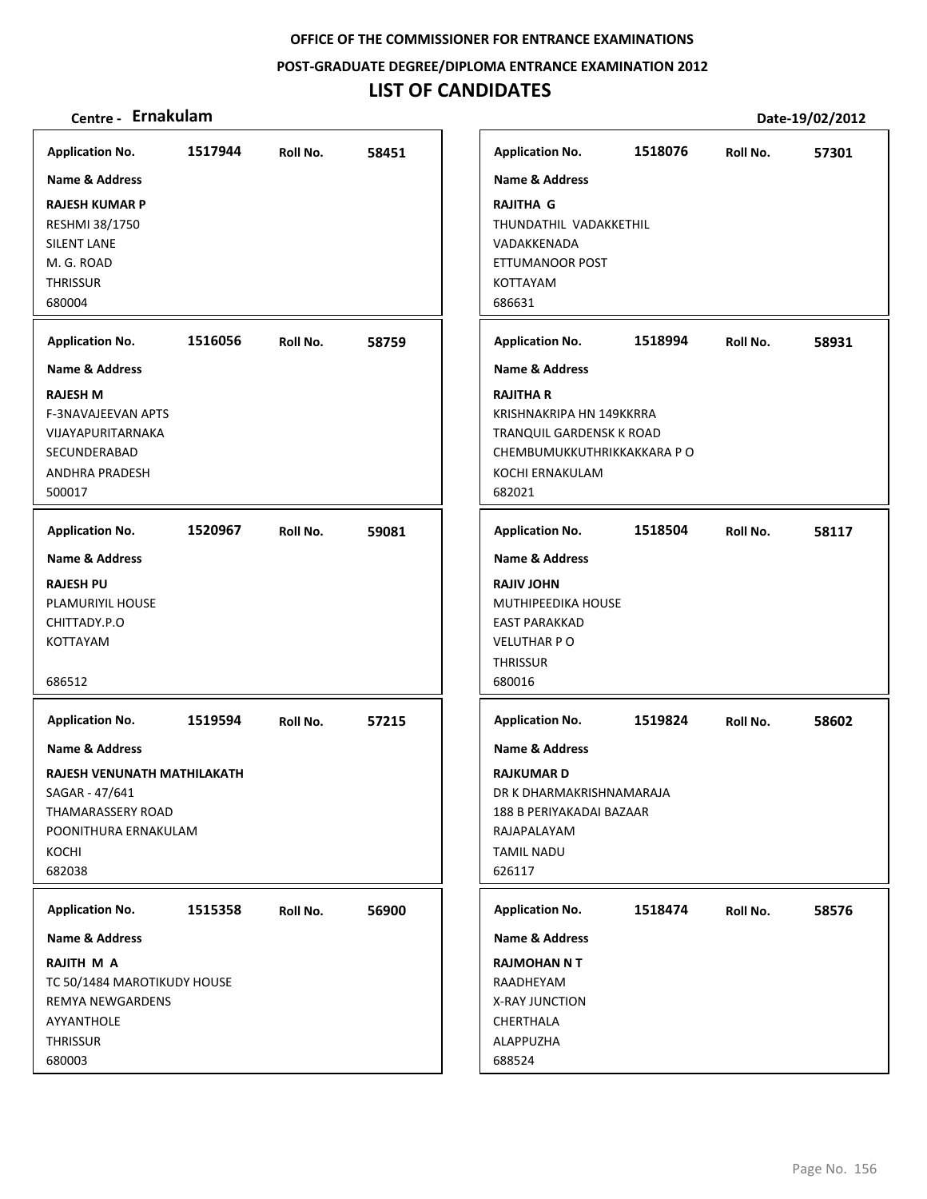**OFFICE OF THE COMMISSIONER FOR ENTRANCE EXAMINATIONS**

**POST-GRADUATE DEGREE/DIPLOMA ENTRANCE EXAMINATION 2012**

# LIST OF CANDIDATES

**Centre - Ernakulam** **Date-19/02/2012**

**Application No.** 1517944 **Roll No.** 58451

**Name & Address**

**RAJESH KUMAR P**
RESHMI 38/1750
SILENT LANE
M. G. ROAD
THRISSUR
680004

**Application No.** 1516056 **Roll No.** 58759

**Name & Address**

**RAJESH M**
F-3NAVAJEEVAN APTS
VIJAYAPURITARNAKA
SECUNDERABAD
ANDHRA PRADESH
500017

**Application No.** 1520967 **Roll No.** 59081

**Name & Address**

**RAJESH PU**
PLAMURIYIL HOUSE
CHITTADY.P.O
KOTTAYAM

686512

**Application No.** 1519594 **Roll No.** 57215

**Name & Address**

**RAJESH VENUNATH MATHILAKATH**
SAGAR - 47/641
THAMARASSERY ROAD
POONITHURA ERNAKULAM
KOCHI
682038

**Application No.** 1515358 **Roll No.** 56900

**Name & Address**

**RAJITH M A**
TC 50/1484 MAROTIKUDY HOUSE
REMYA NEWGARDENS
AYYANTHOLE
THRISSUR
680003

**Application No.** 1518076 **Roll No.** 57301

**Name & Address**

**RAJITHA G**
THUNDATHIL VADAKKETHIL
VADAKKENADA
ETTUMANOOR POST
KOTTAYAM
686631

**Application No.** 1518994 **Roll No.** 58931

**Name & Address**

**RAJITHA R**
KRISHNAKRIPA HN 149KKRRA
TRANQUIL GARDENSK K ROAD
CHEMBUMUKKUTHRIKKAKKARA P O
KOCHI ERNAKULAM
682021

**Application No.** 1518504 **Roll No.** 58117

**Name & Address**

**RAJIV JOHN**
MUTHIPEEDIKA HOUSE
EAST PARAKKAD
VELUTHAR P O
THRISSUR
680016

**Application No.** 1519824 **Roll No.** 58602

**Name & Address**

**RAJKUMAR D**
DR K DHARMAKRISHNAMARAJA
188 B PERIYAKADAI BAZAAR
RAJAPALAYAM
TAMIL NADU
626117

**Application No.** 1518474 **Roll No.** 58576

**Name & Address**

**RAJMOHAN N T**
RAADHEYAM
X-RAY JUNCTION
CHERTHALA
ALAPPUZHA
688524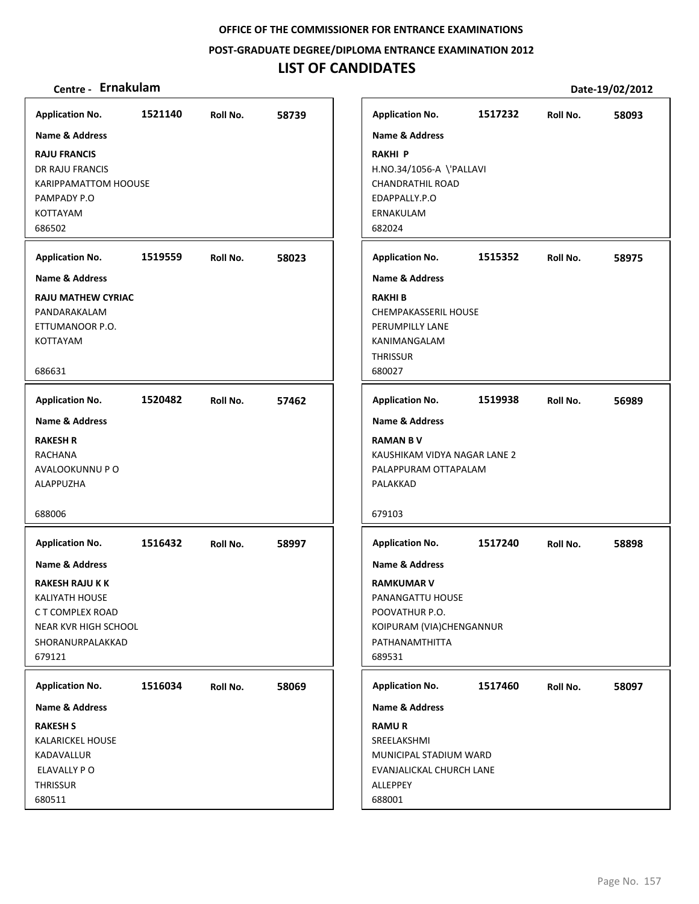**OFFICE OF THE COMMISSIONER FOR ENTRANCE EXAMINATIONS**

**POST-GRADUATE DEGREE/DIPLOMA ENTRANCE EXAMINATION 2012**

# LIST OF CANDIDATES

**Centre - Ernakulam** **Date-19/02/2012**

| Application No. | Roll No. | Name & Address |
|---|---|---|
| 1521140 | 58739 | **RAJU FRANCIS**<br>DR RAJU FRANCIS<br>KARIPPAMATTOM HOOUSE<br>PAMPADY P.O<br>KOTTAYAM<br>686502 |
| 1519559 | 58023 | **RAJU MATHEW CYRIAC**<br>PANDARAKALAM<br>ETTUMANOOR P.O.<br>KOTTAYAM<br>686631 |
| 1520482 | 57462 | **RAKESH R**<br>RACHANA<br>AVALOOKUNNU P O<br>ALAPPUZHA<br>688006 |
| 1516432 | 58997 | **RAKESH RAJU K K**<br>KALIYATH HOUSE<br>C T COMPLEX ROAD<br>NEAR KVR HIGH SCHOOL<br>SHORANURPALAKKAD<br>679121 |
| 1516034 | 58069 | **RAKESH S**<br>KALARICKEL HOUSE<br>KADAVALLUR<br>ELAVALLY P O<br>THRISSUR<br>680511 |
| 1517232 | 58093 | **RAKHI P**<br>H.NO.34/1056-A \'PALLAVI<br>CHANDRATHIL ROAD<br>EDAPPALLY.P.O<br>ERNAKULAM<br>682024 |
| 1515352 | 58975 | **RAKHI B**<br>CHEMPAKASSERIL HOUSE<br>PERUMPILLY LANE<br>KANIMANGALAM<br>THRISSUR<br>680027 |
| 1519938 | 56989 | **RAMAN B V**<br>KAUSHIKAM VIDYA NAGAR LANE 2<br>PALAPPURAM OTTAPALAM<br>PALAKKAD<br>679103 |
| 1517240 | 58898 | **RAMKUMAR V**<br>PANANGATTU HOUSE<br>POOVATHUR P.O.<br>KOIPURAM (VIA)CHENGANNUR<br>PATHANAMTHITTA<br>689531 |
| 1517460 | 58097 | **RAMU R**<br>SREELAKSHMI<br>MUNICIPAL STADIUM WARD<br>EVANJALICKAL CHURCH LANE<br>ALLEPPEY<br>688001 |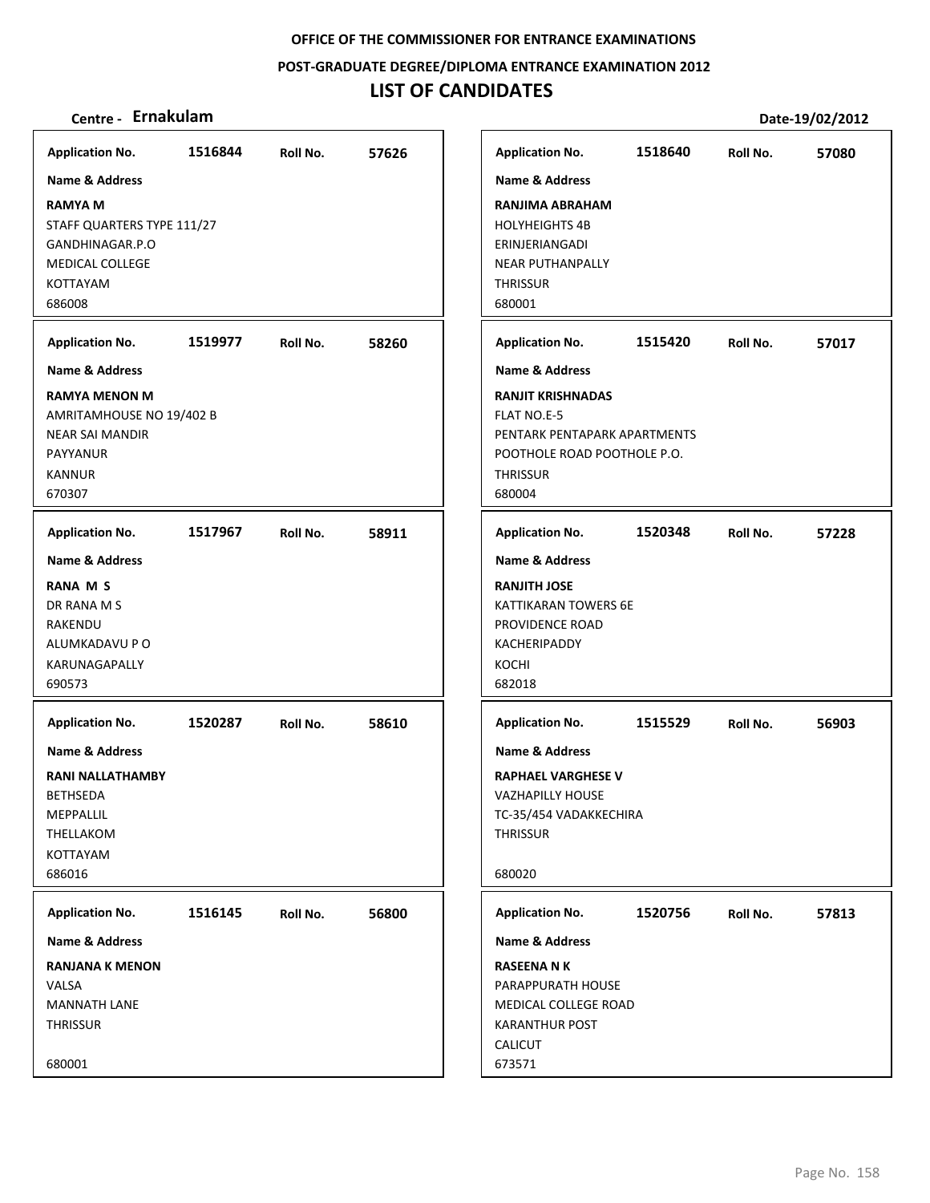**OFFICE OF THE COMMISSIONER FOR ENTRANCE EXAMINATIONS**

**POST-GRADUATE DEGREE/DIPLOMA ENTRANCE EXAMINATION 2012**

# LIST OF CANDIDATES

**Centre - Ernakulam** **Date-19/02/2012**

**Application No.** 1516844 **Roll No.** 57626
**Name & Address**
**RAMYA M**
STAFF QUARTERS TYPE 111/27
GANDHINAGAR.P.O
MEDICAL COLLEGE
KOTTAYAM
686008

**Application No.** 1519977 **Roll No.** 58260
**Name & Address**
**RAMYA MENON M**
AMRITAMHOUSE NO 19/402 B
NEAR SAI MANDIR
PAYYANUR
KANNUR
670307

**Application No.** 1517967 **Roll No.** 58911
**Name & Address**
**RANA M S**
DR RANA M S
RAKENDU
ALUMKADAVU P O
KARUNAGAPALLY
690573

**Application No.** 1520287 **Roll No.** 58610
**Name & Address**
**RANI NALLATHAMBY**
BETHSEDA
MEPPALLIL
THELLAKOM
KOTTAYAM
686016

**Application No.** 1516145 **Roll No.** 56800
**Name & Address**
**RANJANA K MENON**
VALSA
MANNATH LANE
THRISSUR

680001

**Application No.** 1518640 **Roll No.** 57080
**Name & Address**
**RANJIMA ABRAHAM**
HOLYHEIGHTS 4B
ERINJERIANGADI
NEAR PUTHANPALLY
THRISSUR
680001

**Application No.** 1515420 **Roll No.** 57017
**Name & Address**
**RANJIT KRISHNADAS**
FLAT NO.E-5
PENTARK PENTAPARK APARTMENTS
POOTHOLE ROAD POOTHOLE P.O.
THRISSUR
680004

**Application No.** 1520348 **Roll No.** 57228
**Name & Address**
**RANJITH JOSE**
KATTIKARAN TOWERS 6E
PROVIDENCE ROAD
KACHERIPADDY
KOCHI
682018

**Application No.** 1515529 **Roll No.** 56903
**Name & Address**
**RAPHAEL VARGHESE V**
VAZHAPILLY HOUSE
TC-35/454 VADAKKECHIRA
THRISSUR

680020

**Application No.** 1520756 **Roll No.** 57813
**Name & Address**
**RASEENA N K**
PARAPPURATH HOUSE
MEDICAL COLLEGE ROAD
KARANTHUR POST
CALICUT
673571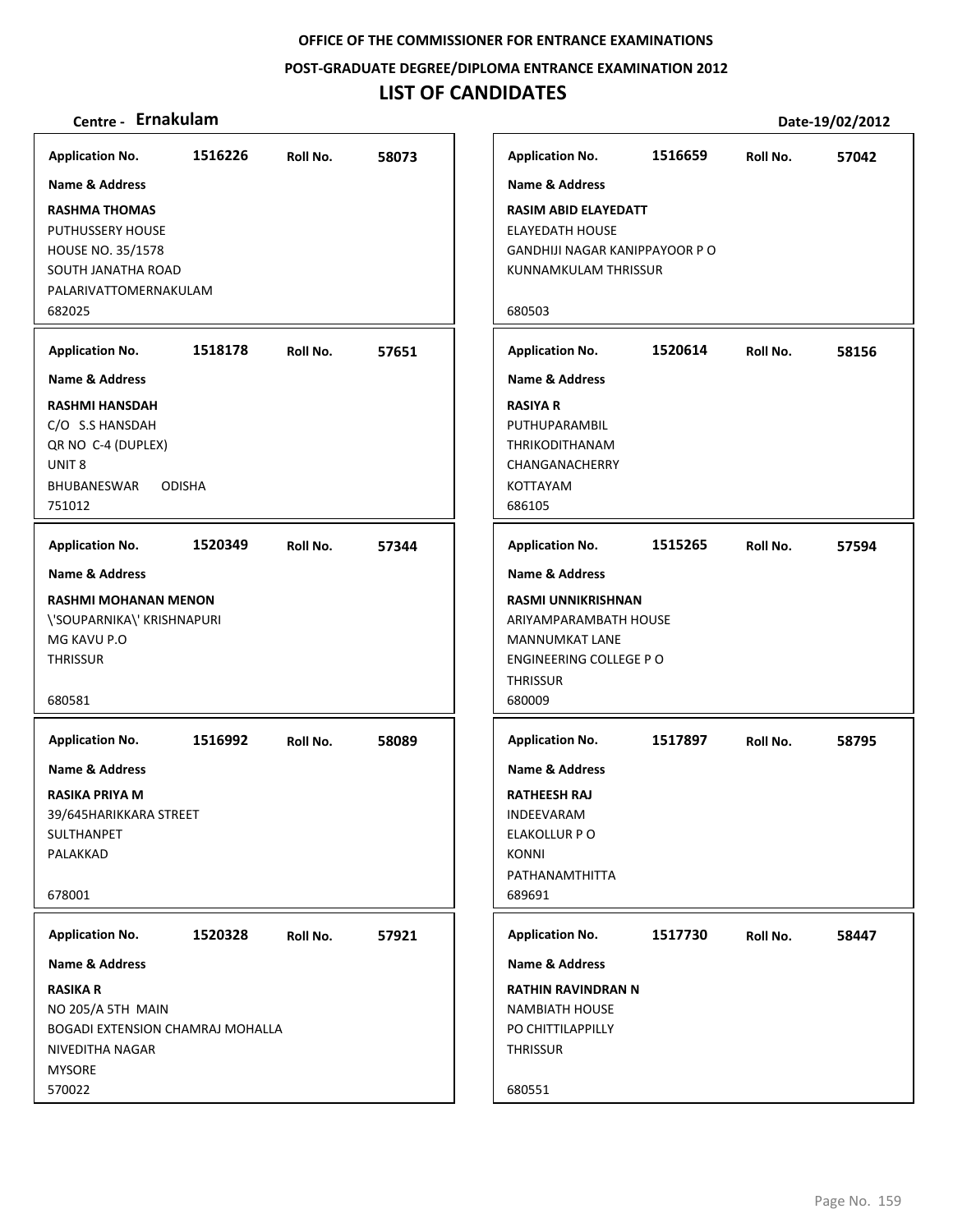OFFICE OF THE COMMISSIONER FOR ENTRANCE EXAMINATIONS

POST-GRADUATE DEGREE/DIPLOMA ENTRANCE EXAMINATION 2012

# LIST OF CANDIDATES

**Centre - Ernakulam** **Date-19/02/2012**

**Application No.** 1516226 **Roll No.** 58073
**Name & Address**
**RASHMA THOMAS**
PUTHUSSERY HOUSE
HOUSE NO. 35/1578
SOUTH JANATHA ROAD
PALARIVATTOMERNAKULAM
682025

**Application No.** 1518178 **Roll No.** 57651
**Name & Address**
**RASHMI HANSDAH**
C/O S.S HANSDAH
QR NO C-4 (DUPLEX)
UNIT 8
BHUBANESWAR ODISHA
751012

**Application No.** 1520349 **Roll No.** 57344
**Name & Address**
**RASHMI MOHANAN MENON**
\'SOUPARNIKA\' KRISHNAPURI
MG KAVU P.O
THRISSUR
680581

**Application No.** 1516992 **Roll No.** 58089
**Name & Address**
**RASIKA PRIYA M**
39/645HARIKKARA STREET
SULTHANPET
PALAKKAD
678001

**Application No.** 1520328 **Roll No.** 57921
**Name & Address**
**RASIKA R**
NO 205/A 5TH MAIN
BOGADI EXTENSION CHAMRAJ MOHALLA
NIVEDITHA NAGAR
MYSORE
570022

**Application No.** 1516659 **Roll No.** 57042
**Name & Address**
**RASIM ABID ELAYEDATT**
ELAYEDATH HOUSE
GANDHIJI NAGAR KANIPPAYOOR P O
KUNNAMKULAM THRISSUR
680503

**Application No.** 1520614 **Roll No.** 58156
**Name & Address**
**RASIYA R**
PUTHUPARAMBIL
THRIKODITHANAM
CHANGANACHERRY
KOTTAYAM
686105

**Application No.** 1515265 **Roll No.** 57594
**Name & Address**
**RASMI UNNIKRISHNAN**
ARIYAMPARAMBATH HOUSE
MANNUMKAT LANE
ENGINEERING COLLEGE P O
THRISSUR
680009

**Application No.** 1517897 **Roll No.** 58795
**Name & Address**
**RATHEESH RAJ**
INDEEVARAM
ELAKOLLUR P O
KONNI
PATHANAMTHITTA
689691

**Application No.** 1517730 **Roll No.** 58447
**Name & Address**
**RATHIN RAVINDRAN N**
NAMBIATH HOUSE
PO CHITTILAPPILLY
THRISSUR
680551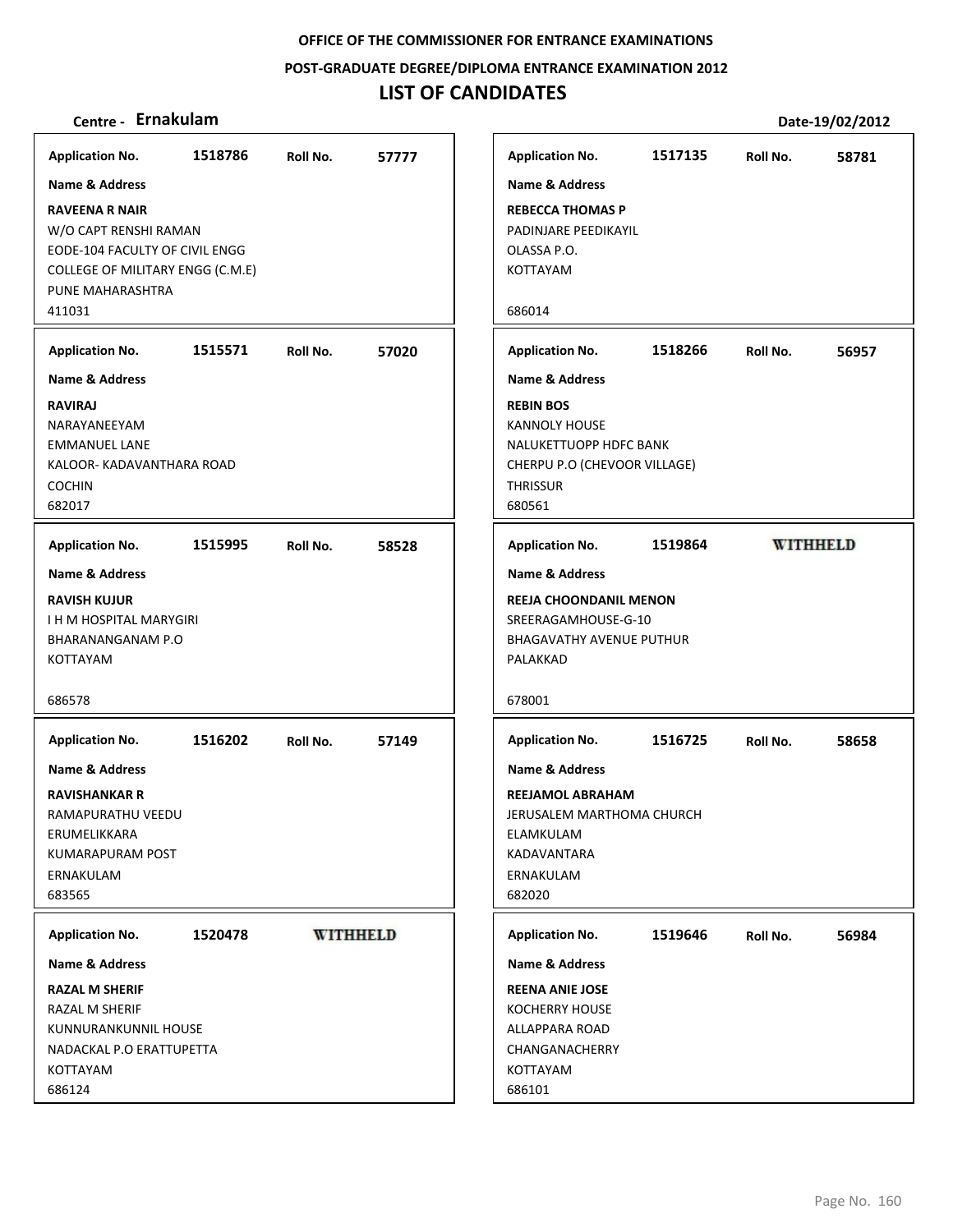**OFFICE OF THE COMMISSIONER FOR ENTRANCE EXAMINATIONS**

**POST-GRADUATE DEGREE/DIPLOMA ENTRANCE EXAMINATION 2012**

# LIST OF CANDIDATES

**Centre - Ernakulam** **Date-19/02/2012**

| Application No. | Roll No. | Name & Address |
|---|---|---|
| 1518786 | 57777 | **RAVEENA R NAIR**<br>W/O CAPT RENSHI RAMAN<br>EODE-104 FACULTY OF CIVIL ENGG<br>COLLEGE OF MILITARY ENGG (C.M.E)<br>PUNE MAHARASHTRA<br>411031 |
| 1515571 | 57020 | **RAVIRAJ**<br>NARAYANEEYAM<br>EMMANUEL LANE<br>KALOOR- KADAVANTHARA ROAD<br>COCHIN<br>682017 |
| 1515995 | 58528 | **RAVISH KUJUR**<br>I H M HOSPITAL MARYGIRI<br>BHARANANGANAM P.O<br>KOTTAYAM<br>686578 |
| 1516202 | 57149 | **RAVISHANKAR R**<br>RAMAPURATHU VEEDU<br>ERUMELIKKARA<br>KUMARAPURAM POST<br>ERNAKULAM<br>683565 |
| 1520478 | WITHHELD | **RAZAL M SHERIF**<br>RAZAL M SHERIF<br>KUNNURANKUNNIL HOUSE<br>NADACKAL P.O ERATTUPETTA<br>KOTTAYAM<br>686124 |
| 1517135 | 58781 | **REBECCA THOMAS P**<br>PADINJARE PEEDIKAYIL<br>OLASSA P.O.<br>KOTTAYAM<br>686014 |
| 1518266 | 56957 | **REBIN BOS**<br>KANNOLY HOUSE<br>NALUKETTUOPP HDFC BANK<br>CHERPU P.O (CHEVOOR VILLAGE)<br>THRISSUR<br>680561 |
| 1519864 | WITHHELD | **REEJA CHOONDANIL MENON**<br>SREERAGAMHOUSE-G-10<br>BHAGAVATHY AVENUE PUTHUR<br>PALAKKAD<br>678001 |
| 1516725 | 58658 | **REEJAMOL ABRAHAM**<br>JERUSALEM MARTHOMA CHURCH<br>ELAMKULAM<br>KADAVANTARA<br>ERNAKULAM<br>682020 |
| 1519646 | 56984 | **REENA ANIE JOSE**<br>KOCHERRY HOUSE<br>ALLAPPARA ROAD<br>CHANGANACHERRY<br>KOTTAYAM<br>686101 |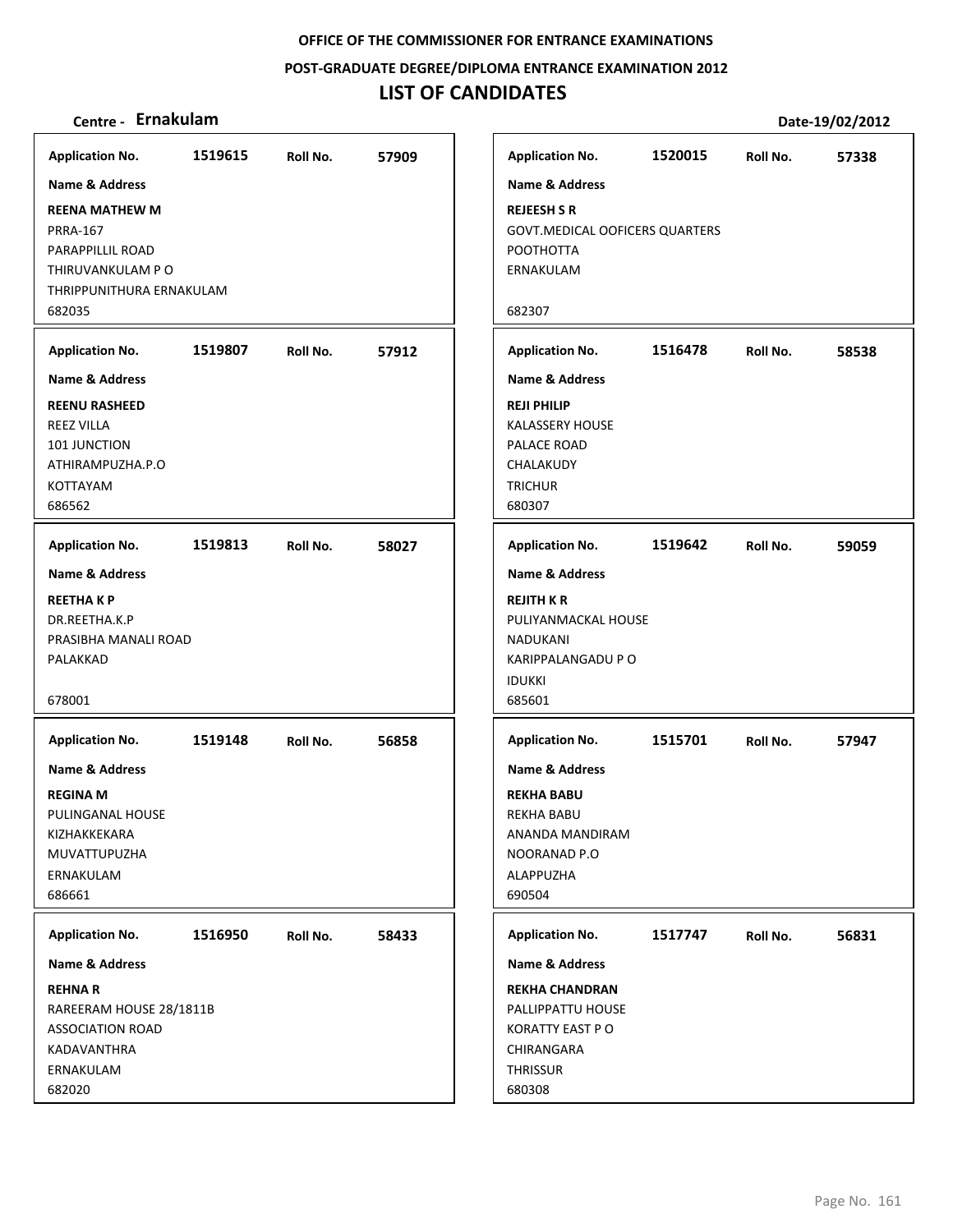**OFFICE OF THE COMMISSIONER FOR ENTRANCE EXAMINATIONS**

**POST-GRADUATE DEGREE/DIPLOMA ENTRANCE EXAMINATION 2012**

# LIST OF CANDIDATES

**Centre - Ernakulam** **Date-19/02/2012**

| Application No. | Roll No. | Name & Address |
|---|---|---|
| 1519615 | 57909 | **REENA MATHEW M**<br>PRRA-167<br>PARAPPILLIL ROAD<br>THIRUVANKULAM P O<br>THRIPPUNITHURA ERNAKULAM<br>682035 |
| 1519807 | 57912 | **REENU RASHEED**<br>REEZ VILLA<br>101 JUNCTION<br>ATHIRAMPUZHA.P.O<br>KOTTAYAM<br>686562 |
| 1519813 | 58027 | **REETHA K P**<br>DR.REETHA.K.P<br>PRASIBHA MANALI ROAD<br>PALAKKAD<br>678001 |
| 1519148 | 56858 | **REGINA M**<br>PULINGANAL HOUSE<br>KIZHAKKEKARA<br>MUVATTUPUZHA<br>ERNAKULAM<br>686661 |
| 1516950 | 58433 | **REHNA R**<br>RAREERAM HOUSE 28/1811B<br>ASSOCIATION ROAD<br>KADAVANTHRA<br>ERNAKULAM<br>682020 |
| 1520015 | 57338 | **REJEESH S R**<br>GOVT.MEDICAL OOFICERS QUARTERS<br>POOTHOTTA<br>ERNAKULAM<br>682307 |
| 1516478 | 58538 | **REJI PHILIP**<br>KALASSERY HOUSE<br>PALACE ROAD<br>CHALAKUDY<br>TRICHUR<br>680307 |
| 1519642 | 59059 | **REJITH K R**<br>PULIYANMACKAL HOUSE<br>NADUKANI<br>KARIPPALANGADU P O<br>IDUKKI<br>685601 |
| 1515701 | 57947 | **REKHA BABU**<br>REKHA BABU<br>ANANDA MANDIRAM<br>NOORANAD P.O<br>ALAPPUZHA<br>690504 |
| 1517747 | 56831 | **REKHA CHANDRAN**<br>PALLIPPATTU HOUSE<br>KORATTY EAST P O<br>CHIRANGARA<br>THRISSUR<br>680308 |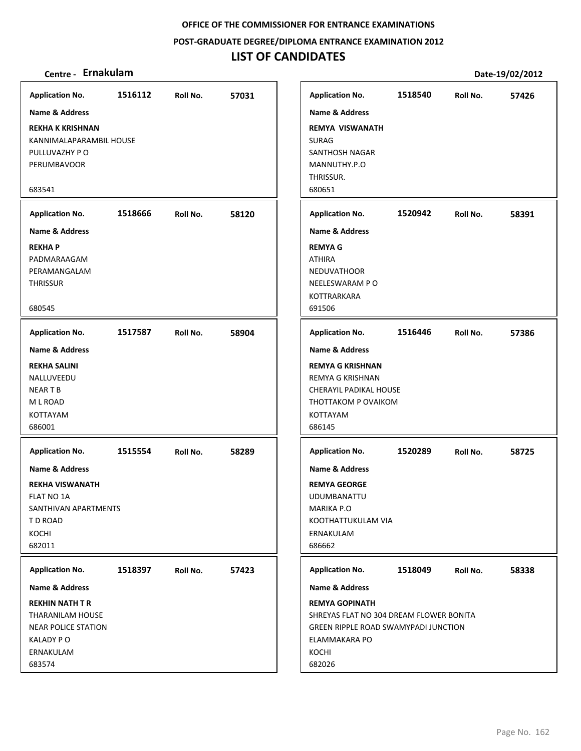**OFFICE OF THE COMMISSIONER FOR ENTRANCE EXAMINATIONS**

**POST-GRADUATE DEGREE/DIPLOMA ENTRANCE EXAMINATION 2012**

# LIST OF CANDIDATES

**Centre - Ernakulam** **Date-19/02/2012**

**Application No.** 1516112 **Roll No.** 57031

**Name & Address**

**REKHA K KRISHNAN**
KANNIMALAPARAMBIL HOUSE
PULLUVAZHY P O
PERUMBAVOOR

683541

**Application No.** 1518666 **Roll No.** 58120

**Name & Address**

**REKHA P**
PADMARAAGAM
PERAMANGALAM
THRISSUR

680545

**Application No.** 1517587 **Roll No.** 58904

**Name & Address**

**REKHA SALINI**
NALLUVEEDU
NEAR T B
M L ROAD
KOTTAYAM
686001

**Application No.** 1515554 **Roll No.** 58289

**Name & Address**

**REKHA VISWANATH**
FLAT NO 1A
SANTHIVAN APARTMENTS
T D ROAD
KOCHI
682011

**Application No.** 1518397 **Roll No.** 57423

**Name & Address**

**REKHIN NATH T R**
THARANILAM HOUSE
NEAR POLICE STATION
KALADY P O
ERNAKULAM
683574

**Application No.** 1518540 **Roll No.** 57426

**Name & Address**

**REMYA VISWANATH**
SURAG
SANTHOSH NAGAR
MANNUTHY.P.O
THRISSUR.
680651

**Application No.** 1520942 **Roll No.** 58391

**Name & Address**

**REMYA G**
ATHIRA
NEDUVATHOOR
NEELESWARAM P O
KOTTRARKARA
691506

**Application No.** 1516446 **Roll No.** 57386

**Name & Address**

**REMYA G KRISHNAN**
REMYA G KRISHNAN
CHERAYIL PADIKAL HOUSE
THOTTAKOM P OVAIKOM
KOTTAYAM
686145

**Application No.** 1520289 **Roll No.** 58725

**Name & Address**

**REMYA GEORGE**
UDUMBANATTU
MARIKA P.O
KOOTHATTUKULAM VIA
ERNAKULAM
686662

**Application No.** 1518049 **Roll No.** 58338

**Name & Address**

**REMYA GOPINATH**
SHREYAS FLAT NO 304 DREAM FLOWER BONITA
GREEN RIPPLE ROAD SWAMYPADI JUNCTION
ELAMMAKARA PO
KOCHI
682026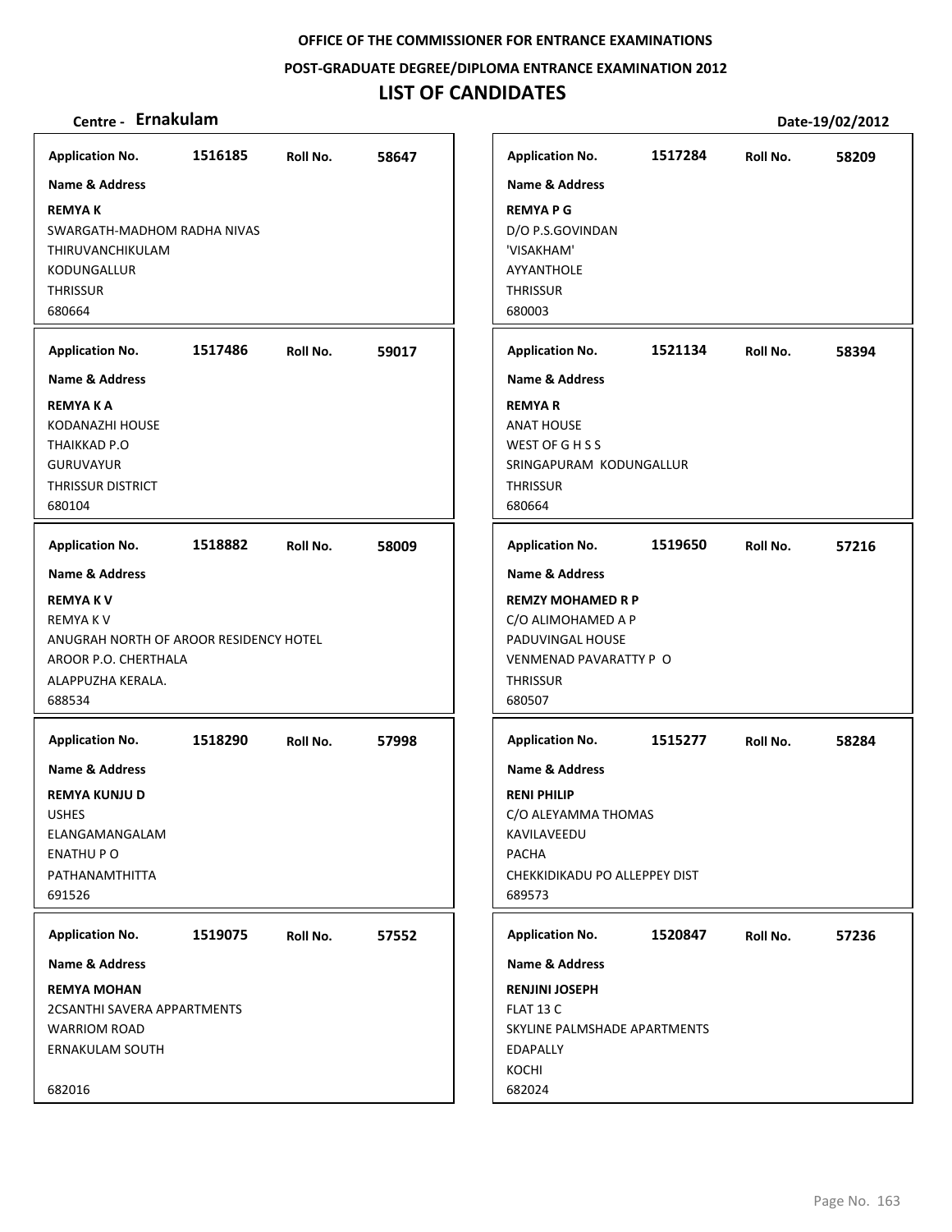**OFFICE OF THE COMMISSIONER FOR ENTRANCE EXAMINATIONS**

**POST-GRADUATE DEGREE/DIPLOMA ENTRANCE EXAMINATION 2012**

# LIST OF CANDIDATES

**Centre - Ernakulam** **Date-19/02/2012**

| Application No. | Roll No. | Name & Address |
|---|---|---|
| 1516185 | 58647 | **REMYA K**<br>SWARGATH-MADHOM RADHA NIVAS<br>THIRUVANCHIKULAM<br>KODUNGALLUR<br>THRISSUR<br>680664 |
| 1517486 | 59017 | **REMYA K A**<br>KODANAZHI HOUSE<br>THAIKKAD P.O<br>GURUVAYUR<br>THRISSUR DISTRICT<br>680104 |
| 1518882 | 58009 | **REMYA K V**<br>REMYA K V<br>ANUGRAH NORTH OF AROOR RESIDENCY HOTEL<br>AROOR P.O. CHERTHALA<br>ALAPPUZHA KERALA.<br>688534 |
| 1518290 | 57998 | **REMYA KUNJU D**<br>USHES<br>ELANGAMANGALAM<br>ENATHU P O<br>PATHANAMTHITTA<br>691526 |
| 1519075 | 57552 | **REMYA MOHAN**<br>2CSANTHI SAVERA APPARTMENTS<br>WARRIOM ROAD<br>ERNAKULAM SOUTH<br>682016 |
| 1517284 | 58209 | **REMYA P G**<br>D/O P.S.GOVINDAN<br>'VISAKHAM'<br>AYYANTHOLE<br>THRISSUR<br>680003 |
| 1521134 | 58394 | **REMYA R**<br>ANAT HOUSE<br>WEST OF G H S S<br>SRINGAPURAM KODUNGALLUR<br>THRISSUR<br>680664 |
| 1519650 | 57216 | **REMZY MOHAMED R P**<br>C/O ALIMOHAMED A P<br>PADUVINGAL HOUSE<br>VENMENAD PAVARATTY P O<br>THRISSUR<br>680507 |
| 1515277 | 58284 | **RENI PHILIP**<br>C/O ALEYAMMA THOMAS<br>KAVILAVEEDU<br>PACHA<br>CHEKKIDIKADU PO ALLEPPEY DIST<br>689573 |
| 1520847 | 57236 | **RENJINI JOSEPH**<br>FLAT 13 C<br>SKYLINE PALMSHADE APARTMENTS<br>EDAPALLY<br>KOCHI<br>682024 |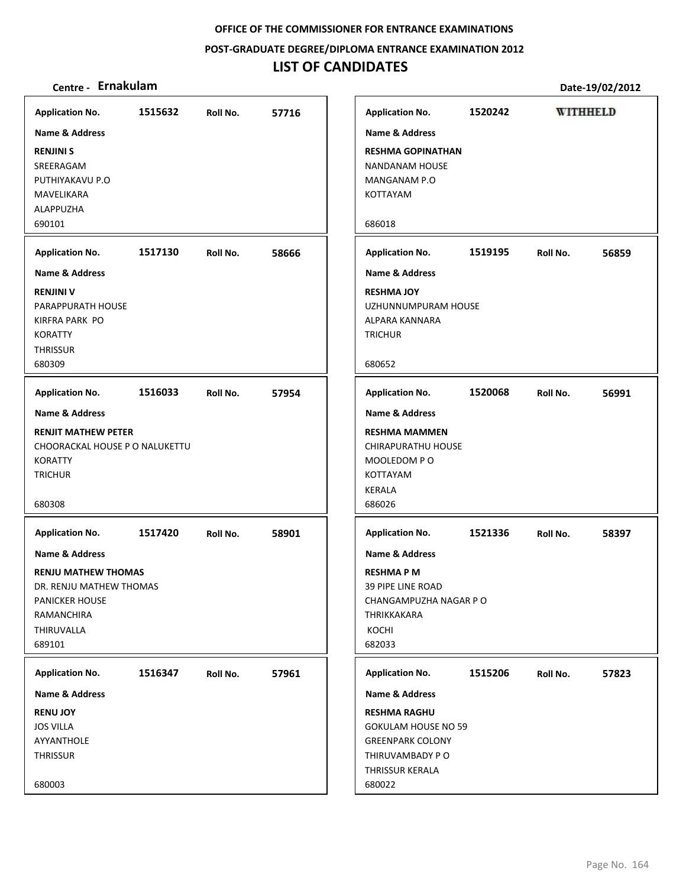**OFFICE OF THE COMMISSIONER FOR ENTRANCE EXAMINATIONS**

**POST-GRADUATE DEGREE/DIPLOMA ENTRANCE EXAMINATION 2012**

# LIST OF CANDIDATES

**Centre - Ernakulam** **Date-19/02/2012**

| Application No. | Roll No. | Name & Address |
|---|---|---|
| 1515632 | 57716 | **RENJINI S**<br>SREERAGAM<br>PUTHIYAKAVU P.O<br>MAVELIKARA<br>ALAPPUZHA<br>690101 |
| 1517130 | 58666 | **RENJINI V**<br>PARAPPURATH HOUSE<br>KIRFRA PARK PO<br>KORATTY<br>THRISSUR<br>680309 |
| 1516033 | 57954 | **RENJIT MATHEW PETER**<br>CHOORACKAL HOUSE P O NALUKETTU<br>KORATTY<br>TRICHUR<br>680308 |
| 1517420 | 58901 | **RENJU MATHEW THOMAS**<br>DR. RENJU MATHEW THOMAS<br>PANICKER HOUSE<br>RAMANCHIRA<br>THIRUVALLA<br>689101 |
| 1516347 | 57961 | **RENU JOY**<br>JOS VILLA<br>AYYANTHOLE<br>THRISSUR<br>680003 |
| 1520242 | WITHHELD | **RESHMA GOPINATHAN**<br>NANDANAM HOUSE<br>MANGANAM P.O<br>KOTTAYAM<br>686018 |
| 1519195 | 56859 | **RESHMA JOY**<br>UZHUNNUMPURAM HOUSE<br>ALPARA KANNARA<br>TRICHUR<br>680652 |
| 1520068 | 56991 | **RESHMA MAMMEN**<br>CHIRAPURATHU HOUSE<br>MOOLEDOM P O<br>KOTTAYAM<br>KERALA<br>686026 |
| 1521336 | 58397 | **RESHMA P M**<br>39 PIPE LINE ROAD<br>CHANGAMPUZHA NAGAR P O<br>THRIKKAKARA<br>KOCHI<br>682033 |
| 1515206 | 57823 | **RESHMA RAGHU**<br>GOKULAM HOUSE NO 59<br>GREENPARK COLONY<br>THIRUVAMBADY P O<br>THRISSUR KERALA<br>680022 |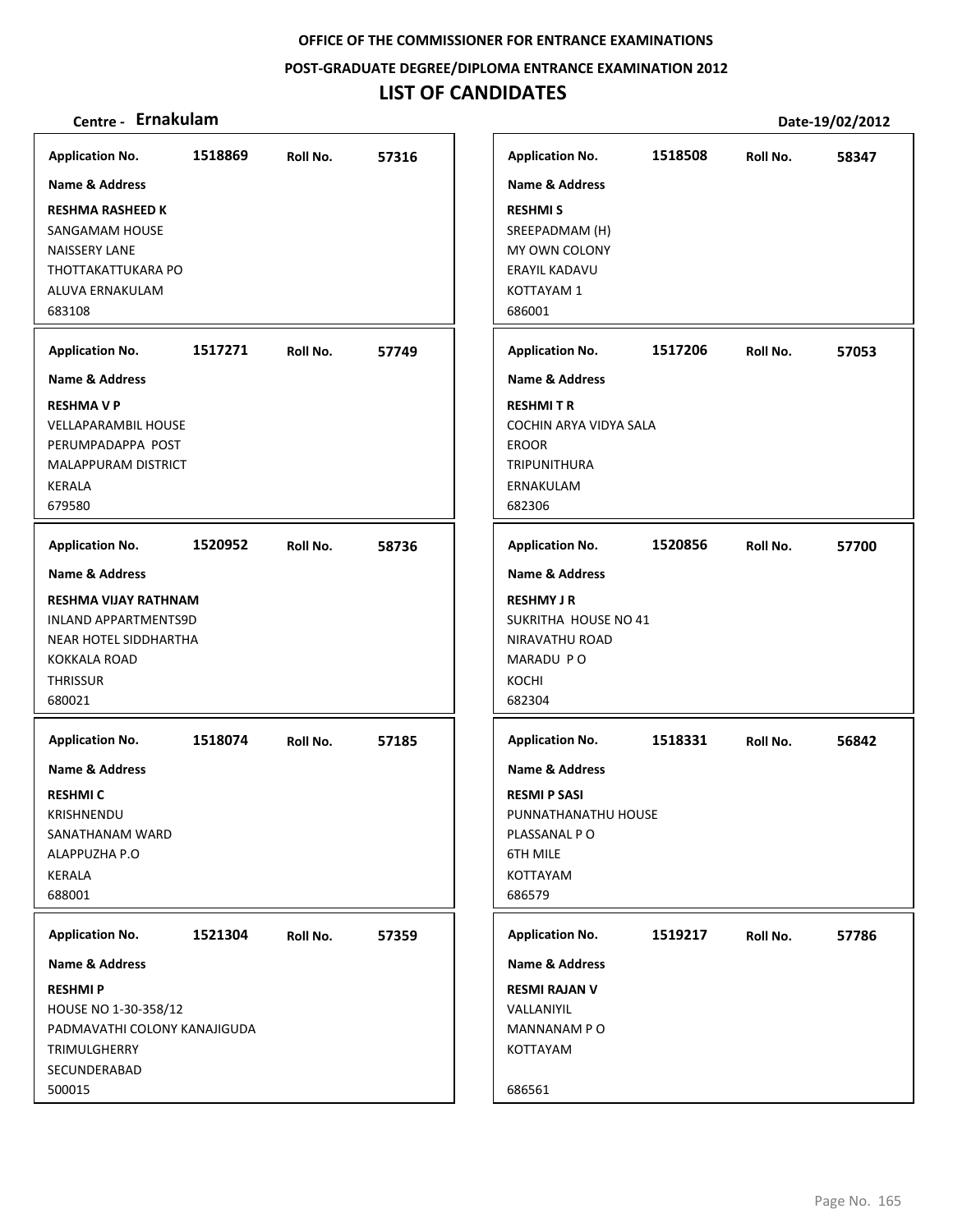**OFFICE OF THE COMMISSIONER FOR ENTRANCE EXAMINATIONS**

**POST-GRADUATE DEGREE/DIPLOMA ENTRANCE EXAMINATION 2012**

# LIST OF CANDIDATES

**Centre - Ernakulam** **Date-19/02/2012**

**Application No.** 1518869 **Roll No.** 57316

**Name & Address**

**RESHMA RASHEED K**
SANGAMAM HOUSE
NAISSERY LANE
THOTTAKATTUKARA PO
ALUVA ERNAKULAM
683108

**Application No.** 1517271 **Roll No.** 57749

**Name & Address**

**RESHMA V P**
VELLAPARAMBIL HOUSE
PERUMPADAPPA POST
MALAPPURAM DISTRICT
KERALA
679580

**Application No.** 1520952 **Roll No.** 58736

**Name & Address**

**RESHMA VIJAY RATHNAM**
INLAND APPARTMENTS9D
NEAR HOTEL SIDDHARTHA
KOKKALA ROAD
THRISSUR
680021

**Application No.** 1518074 **Roll No.** 57185

**Name & Address**

**RESHMI C**
KRISHNENDU
SANATHANAM WARD
ALAPPUZHA P.O
KERALA
688001

**Application No.** 1521304 **Roll No.** 57359

**Name & Address**

**RESHMI P**
HOUSE NO 1-30-358/12
PADMAVATHI COLONY KANAJIGUDA
TRIMULGHERRY
SECUNDERABAD
500015

**Application No.** 1518508 **Roll No.** 58347

**Name & Address**

**RESHMI S**
SREEPADMAM (H)
MY OWN COLONY
ERAYIL KADAVU
KOTTAYAM 1
686001

**Application No.** 1517206 **Roll No.** 57053

**Name & Address**

**RESHMI T R**
COCHIN ARYA VIDYA SALA
EROOR
TRIPUNITHURA
ERNAKULAM
682306

**Application No.** 1520856 **Roll No.** 57700

**Name & Address**

**RESHMY J R**
SUKRITHA HOUSE NO 41
NIRAVATHU ROAD
MARADU P O
KOCHI
682304

**Application No.** 1518331 **Roll No.** 56842

**Name & Address**

**RESMI P SASI**
PUNNATHANATHU HOUSE
PLASSANAL P O
6TH MILE
KOTTAYAM
686579

**Application No.** 1519217 **Roll No.** 57786

**Name & Address**

**RESMI RAJAN V**
VALLANIYIL
MANNANAM P O
KOTTAYAM

686561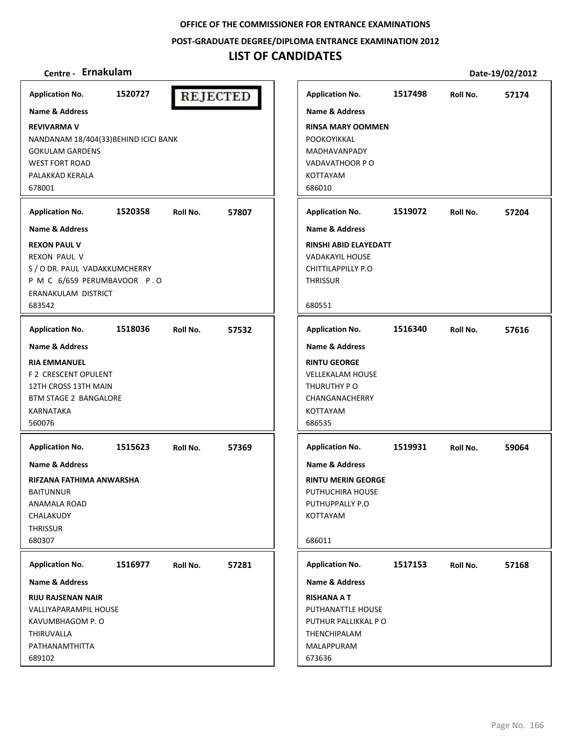OFFICE OF THE COMMISSIONER FOR ENTRANCE EXAMINATIONS

POST-GRADUATE DEGREE/DIPLOMA ENTRANCE EXAMINATION 2012

# LIST OF CANDIDATES

**Centre - Ernakulam** **Date-19/02/2012**

**Application No.** 1520727 **REJECTED**

**Name & Address**

**REVIVARMA V**
NANDANAM 18/404(33)BEHIND ICICI BANK
GOKULAM GARDENS
WEST FORT ROAD
PALAKKAD KERALA
678001

**Application No.** 1520358 **Roll No.** 57807

**Name & Address**

**REXON PAUL V**
REXON PAUL V
S / O DR. PAUL VADAKKUMCHERRY
P M C 6/659 PERUMBAVOOR P . O
ERANAKULAM DISTRICT
683542

**Application No.** 1518036 **Roll No.** 57532

**Name & Address**

**RIA EMMANUEL**
F 2 CRESCENT OPULENT
12TH CROSS 13TH MAIN
BTM STAGE 2 BANGALORE
KARNATAKA
560076

**Application No.** 1515623 **Roll No.** 57369

**Name & Address**

**RIFZANA FATHIMA ANWARSHA**
BAITUNNUR
ANAMALA ROAD
CHALAKUDY
THRISSUR
680307

**Application No.** 1516977 **Roll No.** 57281

**Name & Address**

**RIJU RAJSENAN NAIR**
VALLIYAPARAMPIL HOUSE
KAVUMBHAGOM P. O
THIRUVALLA
PATHANAMTHITTA
689102

**Application No.** 1517498 **Roll No.** 57174

**Name & Address**

**RINSA MARY OOMMEN**
POOKOYIKKAL
MADHAVANPADY
VADAVATHOOR P O
KOTTAYAM
686010

**Application No.** 1519072 **Roll No.** 57204

**Name & Address**

**RINSHI ABID ELAYEDATT**
VADAKAYIL HOUSE
CHITTILAPPILLY P.O
THRISSUR

680551

**Application No.** 1516340 **Roll No.** 57616

**Name & Address**

**RINTU GEORGE**
VELLEKALAM HOUSE
THURUTHY P O
CHANGANACHERRY
KOTTAYAM
686535

**Application No.** 1519931 **Roll No.** 59064

**Name & Address**

**RINTU MERIN GEORGE**
PUTHUCHIRA HOUSE
PUTHUPPALLY P.O
KOTTAYAM

686011

**Application No.** 1517153 **Roll No.** 57168

**Name & Address**

**RISHANA A T**
PUTHANATTLE HOUSE
PUTHUR PALLIKKAL P O
THENCHIPALAM
MALAPPURAM
673636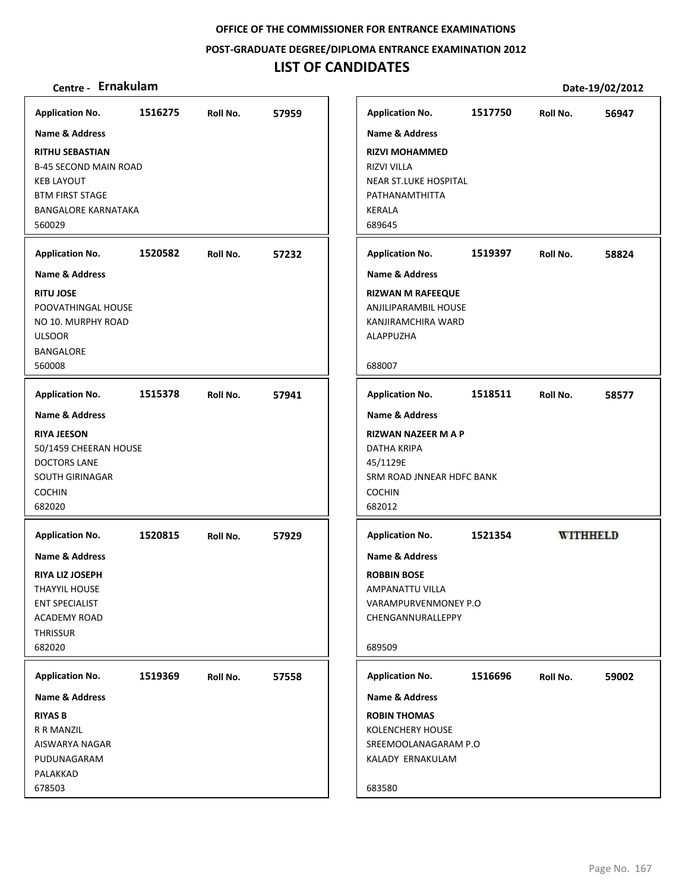**OFFICE OF THE COMMISSIONER FOR ENTRANCE EXAMINATIONS**

**POST-GRADUATE DEGREE/DIPLOMA ENTRANCE EXAMINATION 2012**

# LIST OF CANDIDATES

**Centre - Ernakulam** | **Date-19/02/2012**

---

**Application No.** 1516275 **Roll No.** 57959

**Name & Address**

**RITHU SEBASTIAN**
B-45 SECOND MAIN ROAD
KEB LAYOUT
BTM FIRST STAGE
BANGALORE KARNATAKA
560029

---

**Application No.** 1520582 **Roll No.** 57232

**Name & Address**

**RITU JOSE**
POOVATHINGAL HOUSE
NO 10. MURPHY ROAD
ULSOOR
BANGALORE
560008

---

**Application No.** 1515378 **Roll No.** 57941

**Name & Address**

**RIYA JEESON**
50/1459 CHEERAN HOUSE
DOCTORS LANE
SOUTH GIRINAGAR
COCHIN
682020

---

**Application No.** 1520815 **Roll No.** 57929

**Name & Address**

**RIYA LIZ JOSEPH**
THAYYIL HOUSE
ENT SPECIALIST
ACADEMY ROAD
THRISSUR
682020

---

**Application No.** 1519369 **Roll No.** 57558

**Name & Address**

**RIYAS B**
R R MANZIL
AISWARYA NAGAR
PUDUNAGARAM
PALAKKAD
678503

---

**Application No.** 1517750 **Roll No.** 56947

**Name & Address**

**RIZVI MOHAMMED**
RIZVI VILLA
NEAR ST.LUKE HOSPITAL
PATHANAMTHITTA
KERALA
689645

---

**Application No.** 1519397 **Roll No.** 58824

**Name & Address**

**RIZWAN M RAFEEQUE**
ANJILIPARAMBIL HOUSE
KANJIRAMCHIRA WARD
ALAPPUZHA
688007

---

**Application No.** 1518511 **Roll No.** 58577

**Name & Address**

**RIZWAN NAZEER M A P**
DATHA KRIPA
45/1129E
SRM ROAD JNNEAR HDFC BANK
COCHIN
682012

---

**Application No.** 1521354 **WITHHELD**

**Name & Address**

**ROBBIN BOSE**
AMPANATTU VILLA
VARAMPURVENMONEY P.O
CHENGANNURALLEPPY
689509

---

**Application No.** 1516696 **Roll No.** 59002

**Name & Address**

**ROBIN THOMAS**
KOLENCHERY HOUSE
SREEMOOLANAGARAM P.O
KALADY ERNAKULAM
683580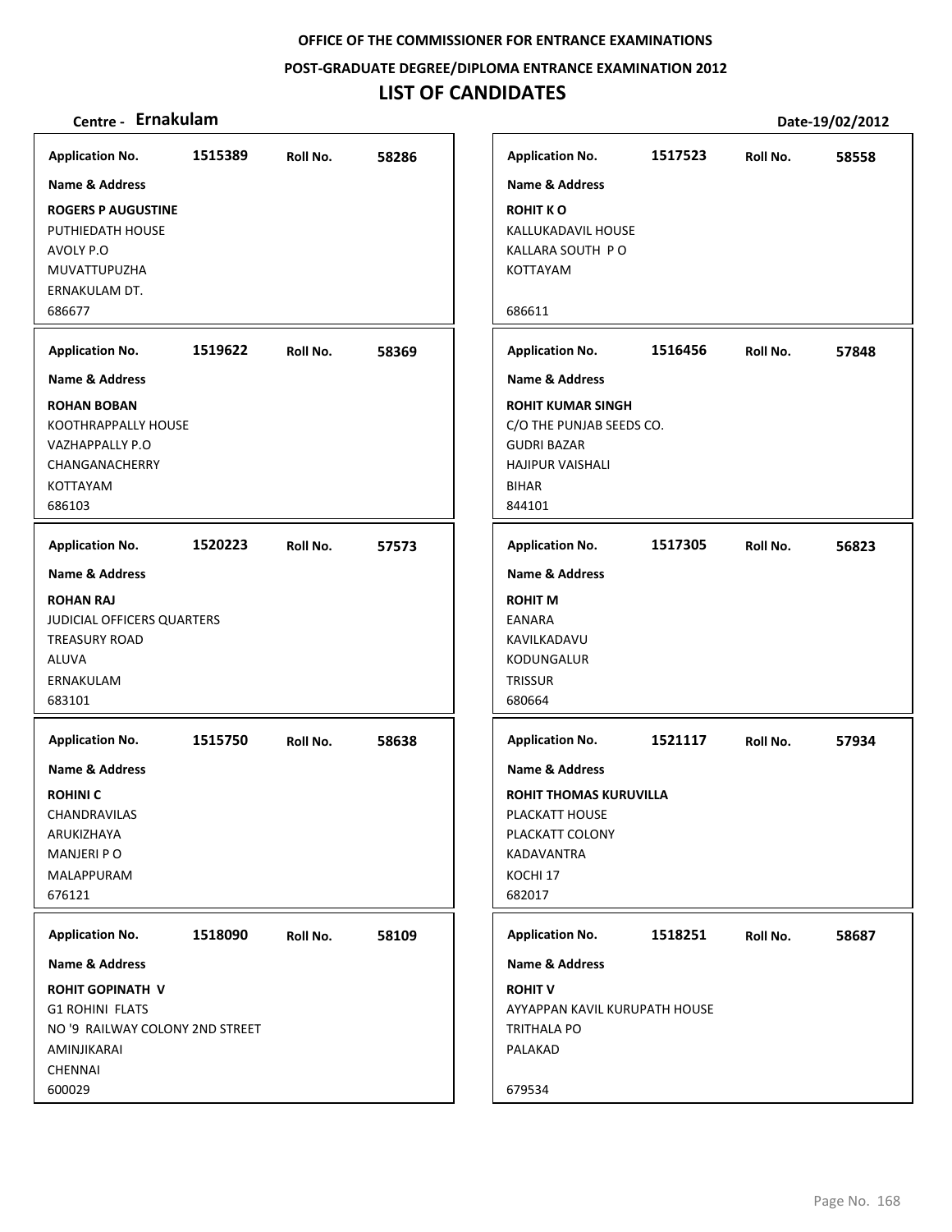**OFFICE OF THE COMMISSIONER FOR ENTRANCE EXAMINATIONS**

**POST-GRADUATE DEGREE/DIPLOMA ENTRANCE EXAMINATION 2012**

# LIST OF CANDIDATES

**Centre - Ernakulam** **Date-19/02/2012**

| Application No. | Roll No. | Name & Address |
|---|---|---|
| 1515389 | 58286 | **ROGERS P AUGUSTINE**<br>PUTHIEDATH HOUSE<br>AVOLY P.O<br>MUVATTUPUZHA<br>ERNAKULAM DT.<br>686677 |
| 1519622 | 58369 | **ROHAN BOBAN**<br>KOOTHRAPPALLY HOUSE<br>VAZHAPPALLY P.O<br>CHANGANACHERRY<br>KOTTAYAM<br>686103 |
| 1520223 | 57573 | **ROHAN RAJ**<br>JUDICIAL OFFICERS QUARTERS<br>TREASURY ROAD<br>ALUVA<br>ERNAKULAM<br>683101 |
| 1515750 | 58638 | **ROHINI C**<br>CHANDRAVILAS<br>ARUKIZHAYA<br>MANJERI P O<br>MALAPPURAM<br>676121 |
| 1518090 | 58109 | **ROHIT GOPINATH V**<br>G1 ROHINI FLATS<br>NO '9 RAILWAY COLONY 2ND STREET<br>AMINJIKARAI<br>CHENNAI<br>600029 |
| 1517523 | 58558 | **ROHIT K O**<br>KALLUKADAVIL HOUSE<br>KALLARA SOUTH P O<br>KOTTAYAM<br>686611 |
| 1516456 | 57848 | **ROHIT KUMAR SINGH**<br>C/O THE PUNJAB SEEDS CO.<br>GUDRI BAZAR<br>HAJIPUR VAISHALI<br>BIHAR<br>844101 |
| 1517305 | 56823 | **ROHIT M**<br>EANARA<br>KAVILKADAVU<br>KODUNGALUR<br>TRISSUR<br>680664 |
| 1521117 | 57934 | **ROHIT THOMAS KURUVILLA**<br>PLACKATT HOUSE<br>PLACKATT COLONY<br>KADAVANTRA<br>KOCHI 17<br>682017 |
| 1518251 | 58687 | **ROHIT V**<br>AYYAPPAN KAVIL KURUPATH HOUSE<br>TRITHALA PO<br>PALAKAD<br>679534 |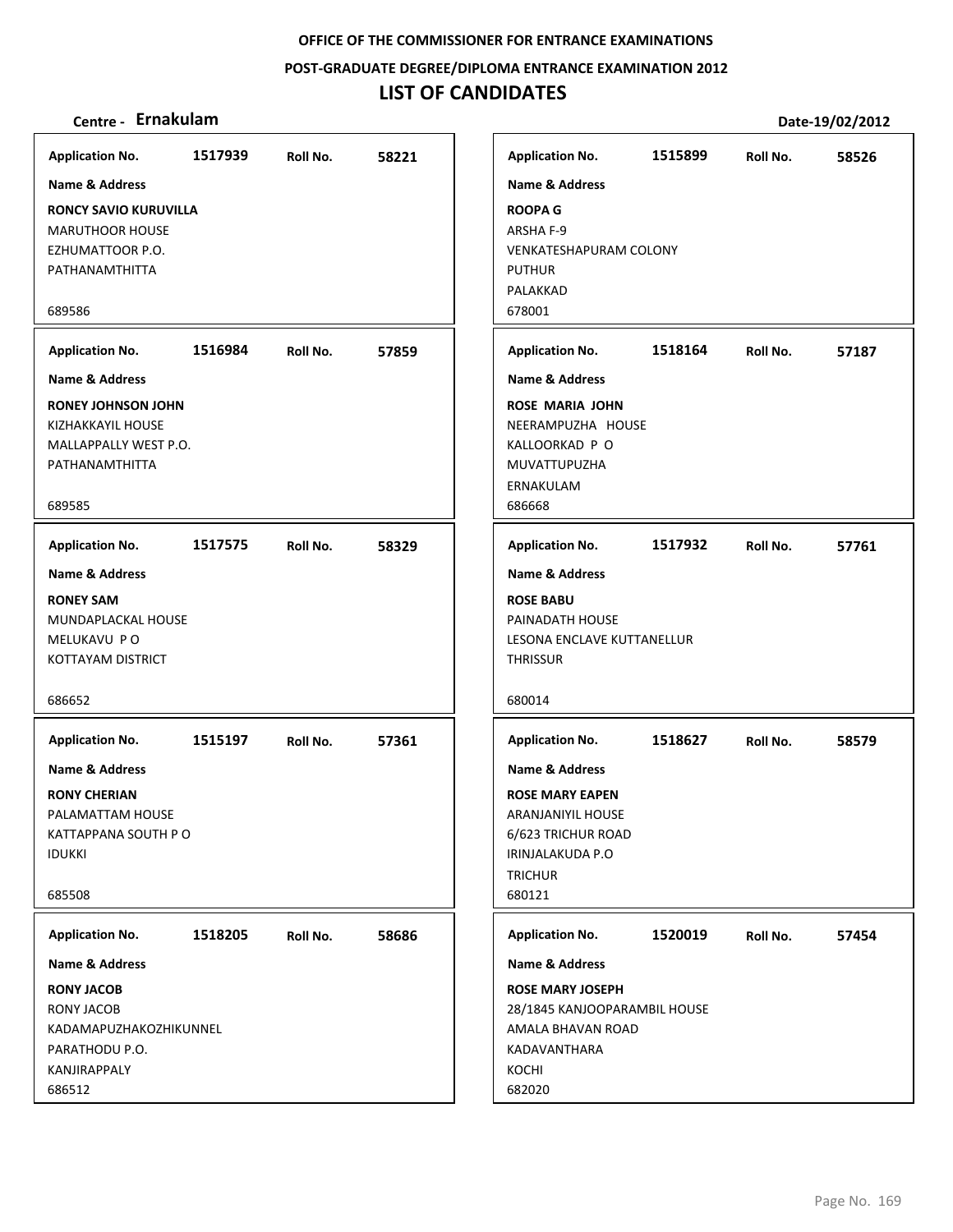**OFFICE OF THE COMMISSIONER FOR ENTRANCE EXAMINATIONS**

**POST-GRADUATE DEGREE/DIPLOMA ENTRANCE EXAMINATION 2012**

# LIST OF CANDIDATES

**Centre - Ernakulam** **Date-19/02/2012**

| Application No. | Roll No. | Name & Address |
|---|---|---|
| 1517939 | 58221 | **RONCY SAVIO KURUVILLA**<br>MARUTHOOR HOUSE<br>EZHUMATTOOR P.O.<br>PATHANAMTHITTA<br>689586 |
| 1516984 | 57859 | **RONEY JOHNSON JOHN**<br>KIZHAKKAYIL HOUSE<br>MALLAPPALLY WEST P.O.<br>PATHANAMTHITTA<br>689585 |
| 1517575 | 58329 | **RONEY SAM**<br>MUNDAPLACKAL HOUSE<br>MELUKAVU P O<br>KOTTAYAM DISTRICT<br>686652 |
| 1515197 | 57361 | **RONY CHERIAN**<br>PALAMATTAM HOUSE<br>KATTAPPANA SOUTH P O<br>IDUKKI<br>685508 |
| 1518205 | 58686 | **RONY JACOB**<br>RONY JACOB<br>KADAMAPUZHAKOZHIKUNNEL<br>PARATHODU P.O.<br>KANJIRAPPALY<br>686512 |
| 1515899 | 58526 | **ROOPA G**<br>ARSHA F-9<br>VENKATESHAPURAM COLONY<br>PUTHUR<br>PALAKKAD<br>678001 |
| 1518164 | 57187 | **ROSE MARIA JOHN**<br>NEERAMPUZHA HOUSE<br>KALLOORKAD P O<br>MUVATTUPUZHA<br>ERNAKULAM<br>686668 |
| 1517932 | 57761 | **ROSE BABU**<br>PAINADATH HOUSE<br>LESONA ENCLAVE KUTTANELLUR<br>THRISSUR<br>680014 |
| 1518627 | 58579 | **ROSE MARY EAPEN**<br>ARANJANIYIL HOUSE<br>6/623 TRICHUR ROAD<br>IRINJALAKUDA P.O<br>TRICHUR<br>680121 |
| 1520019 | 57454 | **ROSE MARY JOSEPH**<br>28/1845 KANJOOPARAMBIL HOUSE<br>AMALA BHAVAN ROAD<br>KADAVANTHARA<br>KOCHI<br>682020 |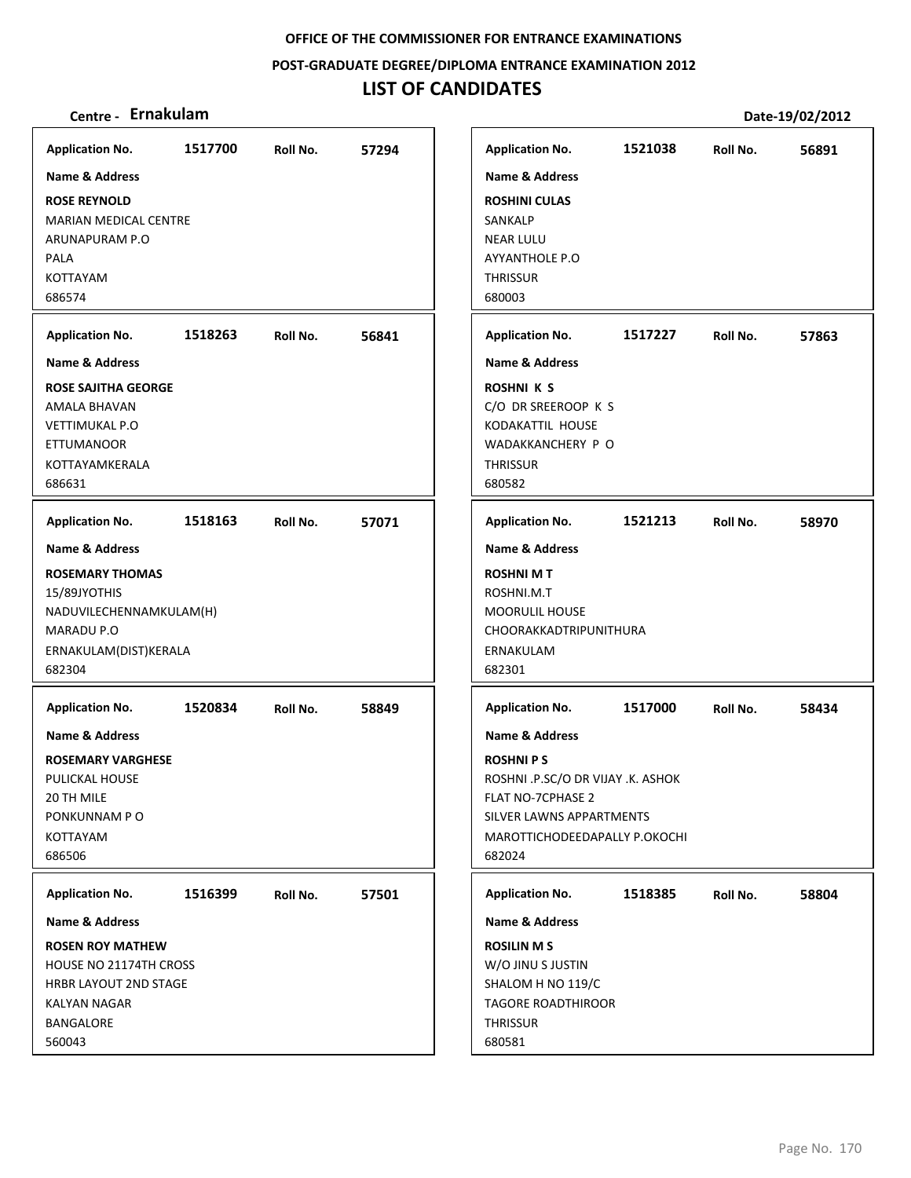OFFICE OF THE COMMISSIONER FOR ENTRANCE EXAMINATIONS

POST-GRADUATE DEGREE/DIPLOMA ENTRANCE EXAMINATION 2012

# LIST OF CANDIDATES

**Centre - Ernakulam** | **Date-19/02/2012**

**Application No.** 1517700 **Roll No.** 57294
**Name & Address**
**ROSE REYNOLD**
MARIAN MEDICAL CENTRE
ARUNAPURAM P.O
PALA
KOTTAYAM
686574

**Application No.** 1518263 **Roll No.** 56841
**Name & Address**
**ROSE SAJITHA GEORGE**
AMALA BHAVAN
VETTIMUKAL P.O
ETTUMANOOR
KOTTAYAMKERALA
686631

**Application No.** 1518163 **Roll No.** 57071
**Name & Address**
**ROSEMARY THOMAS**
15/89JYOTHIS
NADUVILECHENNAMKULAM(H)
MARADU P.O
ERNAKULAM(DIST)KERALA
682304

**Application No.** 1520834 **Roll No.** 58849
**Name & Address**
**ROSEMARY VARGHESE**
PULICKAL HOUSE
20 TH MILE
PONKUNNAM P O
KOTTAYAM
686506

**Application No.** 1516399 **Roll No.** 57501
**Name & Address**
**ROSEN ROY MATHEW**
HOUSE NO 21174TH CROSS
HRBR LAYOUT 2ND STAGE
KALYAN NAGAR
BANGALORE
560043

**Application No.** 1521038 **Roll No.** 56891
**Name & Address**
**ROSHINI CULAS**
SANKALP
NEAR LULU
AYYANTHOLE P.O
THRISSUR
680003

**Application No.** 1517227 **Roll No.** 57863
**Name & Address**
**ROSHNI K S**
C/O DR SREEROOP K S
KODAKATTIL HOUSE
WADAKKANCHERY P O
THRISSUR
680582

**Application No.** 1521213 **Roll No.** 58970
**Name & Address**
**ROSHNI M T**
ROSHNI.M.T
MOORULIL HOUSE
CHOORAKKADTRIPUNITHURA
ERNAKULAM
682301

**Application No.** 1517000 **Roll No.** 58434
**Name & Address**
**ROSHNI P S**
ROSHNI .P.SC/O DR VIJAY .K. ASHOK
FLAT NO-7CPHASE 2
SILVER LAWNS APPARTMENTS
MAROTTICHODEEDAPALLY P.OKOCHI
682024

**Application No.** 1518385 **Roll No.** 58804
**Name & Address**
**ROSILIN M S**
W/O JINU S JUSTIN
SHALOM H NO 119/C
TAGORE ROADTHIROOR
THRISSUR
680581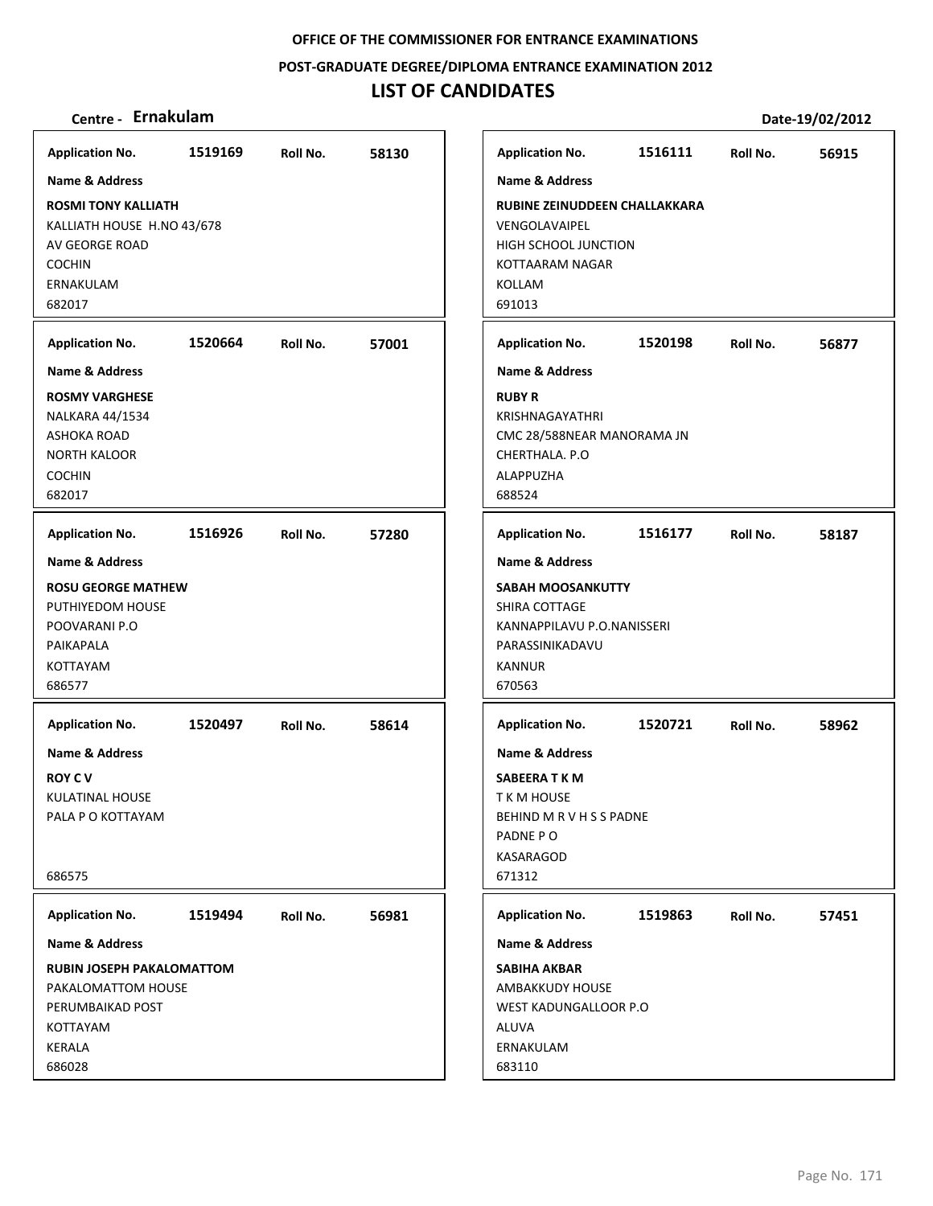OFFICE OF THE COMMISSIONER FOR ENTRANCE EXAMINATIONS

POST-GRADUATE DEGREE/DIPLOMA ENTRANCE EXAMINATION 2012

# LIST OF CANDIDATES

**Centre - Ernakulam** **Date-19/02/2012**

| Application No. | Roll No. | Name & Address |
|---|---|---|
| 1519169 | 58130 | **ROSMI TONY KALLIATH**<br>KALLIATH HOUSE H.NO 43/678<br>AV GEORGE ROAD<br>COCHIN<br>ERNAKULAM<br>682017 |
| 1520664 | 57001 | **ROSMY VARGHESE**<br>NALKARA 44/1534<br>ASHOKA ROAD<br>NORTH KALOOR<br>COCHIN<br>682017 |
| 1516926 | 57280 | **ROSU GEORGE MATHEW**<br>PUTHIYEDOM HOUSE<br>POOVARANI P.O<br>PAIKAPALA<br>KOTTAYAM<br>686577 |
| 1520497 | 58614 | **ROY C V**<br>KULATINAL HOUSE<br>PALA P O KOTTAYAM<br>686575 |
| 1519494 | 56981 | **RUBIN JOSEPH PAKALOMATTOM**<br>PAKALOMATTOM HOUSE<br>PERUMBAIKAD POST<br>KOTTAYAM<br>KERALA<br>686028 |
| 1516111 | 56915 | **RUBINE ZEINUDDEEN CHALLAKKARA**<br>VENGOLAVAIPEL<br>HIGH SCHOOL JUNCTION<br>KOTTAARAM NAGAR<br>KOLLAM<br>691013 |
| 1520198 | 56877 | **RUBY R**<br>KRISHNAGAYATHRI<br>CMC 28/588NEAR MANORAMA JN<br>CHERTHALA. P.O<br>ALAPPUZHA<br>688524 |
| 1516177 | 58187 | **SABAH MOOSANKUTTY**<br>SHIRA COTTAGE<br>KANNAPPILAVU P.O.NANISSERI<br>PARASSINIKADAVU<br>KANNUR<br>670563 |
| 1520721 | 58962 | **SABEERA T K M**<br>T K M HOUSE<br>BEHIND M R V H S S PADNE<br>PADNE P O<br>KASARAGOD<br>671312 |
| 1519863 | 57451 | **SABIHA AKBAR**<br>AMBAKKUDY HOUSE<br>WEST KADUNGALLOOR P.O<br>ALUVA<br>ERNAKULAM<br>683110 |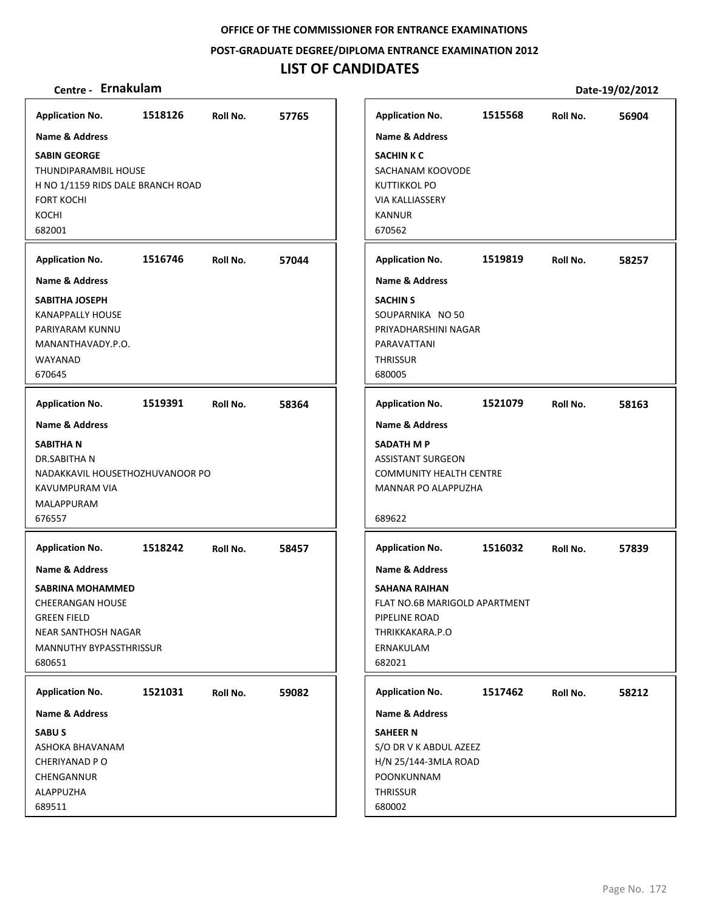**OFFICE OF THE COMMISSIONER FOR ENTRANCE EXAMINATIONS**

**POST-GRADUATE DEGREE/DIPLOMA ENTRANCE EXAMINATION 2012**

# LIST OF CANDIDATES

**Centre - Ernakulam** | **Date-19/02/2012**

---

**Application No.** 1518126 **Roll No.** 57765

**Name & Address**

**SABIN GEORGE**
THUNDIPARAMBIL HOUSE
H NO 1/1159 RIDS DALE BRANCH ROAD
FORT KOCHI
KOCHI
682001

---

**Application No.** 1516746 **Roll No.** 57044

**Name & Address**

**SABITHA JOSEPH**
KANAPPALLY HOUSE
PARIYARAM KUNNU
MANANTHAVADY.P.O.
WAYANAD
670645

---

**Application No.** 1519391 **Roll No.** 58364

**Name & Address**

**SABITHA N**
DR.SABITHA N
NADAKKAVIL HOUSETHOZHUVANOOR PO
KAVUMPURAM VIA
MALAPPURAM
676557

---

**Application No.** 1518242 **Roll No.** 58457

**Name & Address**

**SABRINA MOHAMMED**
CHEERANGAN HOUSE
GREEN FIELD
NEAR SANTHOSH NAGAR
MANNUTHY BYPASSTHRISSUR
680651

---

**Application No.** 1521031 **Roll No.** 59082

**Name & Address**

**SABU S**
ASHOKA BHAVANAM
CHERIYANAD P O
CHENGANNUR
ALAPPUZHA
689511

---

**Application No.** 1515568 **Roll No.** 56904

**Name & Address**

**SACHIN K C**
SACHANAM KOOVODE
KUTTIKKOL PO
VIA KALLIASSERY
KANNUR
670562

---

**Application No.** 1519819 **Roll No.** 58257

**Name & Address**

**SACHIN S**
SOUPARNIKA NO 50
PRIYADHARSHINI NAGAR
PARAVATTANI
THRISSUR
680005

---

**Application No.** 1521079 **Roll No.** 58163

**Name & Address**

**SADATH M P**
ASSISTANT SURGEON
COMMUNITY HEALTH CENTRE
MANNAR PO ALAPPUZHA

689622

---

**Application No.** 1516032 **Roll No.** 57839

**Name & Address**

**SAHANA RAIHAN**
FLAT NO.6B MARIGOLD APARTMENT
PIPELINE ROAD
THRIKKAKARA.P.O
ERNAKULAM
682021

---

**Application No.** 1517462 **Roll No.** 58212

**Name & Address**

**SAHEER N**
S/O DR V K ABDUL AZEEZ
H/N 25/144-3MLA ROAD
POONKUNNAM
THRISSUR
680002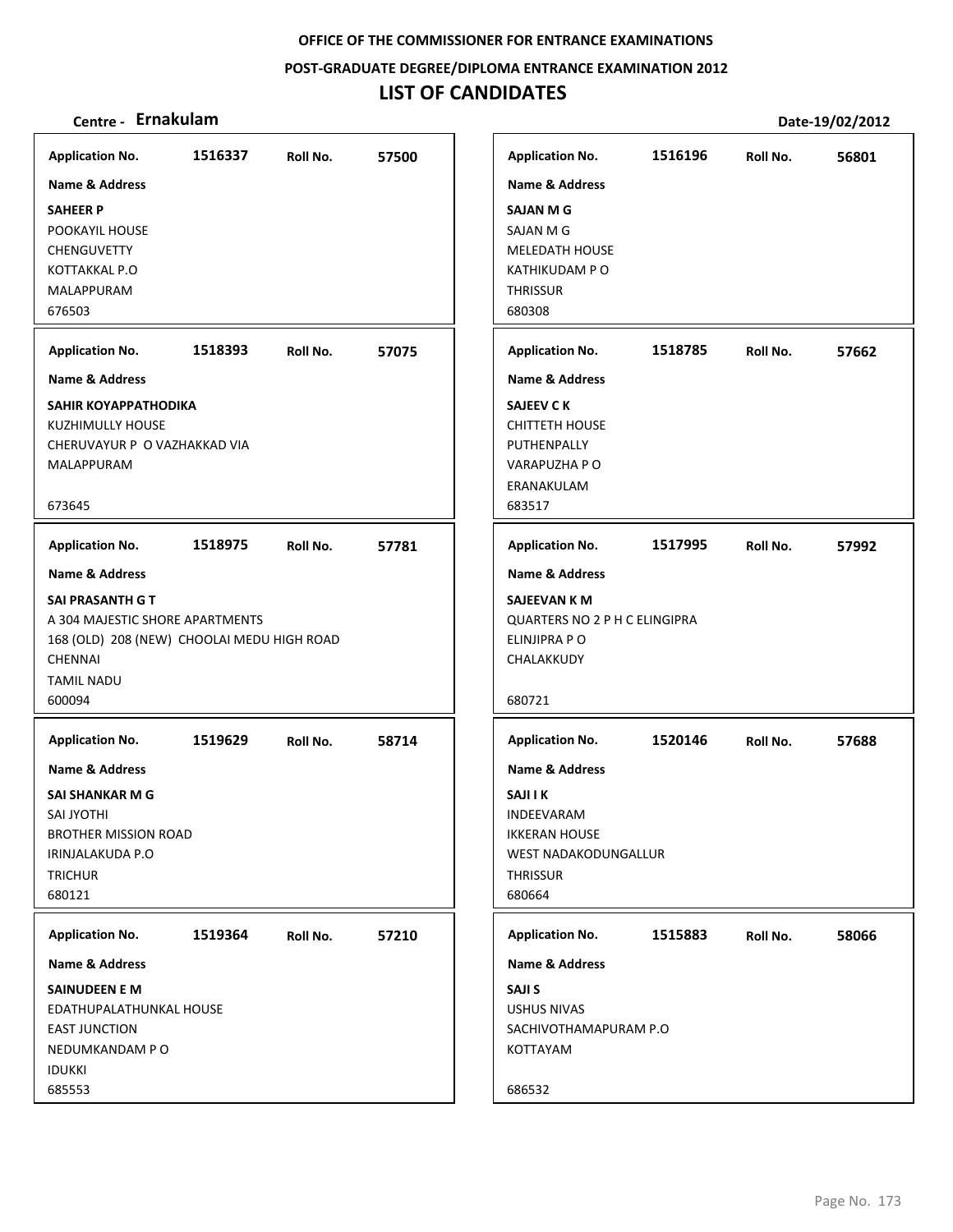OFFICE OF THE COMMISSIONER FOR ENTRANCE EXAMINATIONS

POST-GRADUATE DEGREE/DIPLOMA ENTRANCE EXAMINATION 2012

# LIST OF CANDIDATES

**Centre - Ernakulam** Date-19/02/2012

| Application No. | Roll No. | Name & Address |
|---|---|---|
| 1516337 | 57500 | **SAHEER P**<br>POOKAYIL HOUSE<br>CHENGUVETTY<br>KOTTAKKAL P.O<br>MALAPPURAM<br>676503 |
| 1518393 | 57075 | **SAHIR KOYAPPATHODIKA**<br>KUZHIMULLY HOUSE<br>CHERUVAYUR P O VAZHAKKAD VIA<br>MALAPPURAM<br>673645 |
| 1518975 | 57781 | **SAI PRASANTH G T**<br>A 304 MAJESTIC SHORE APARTMENTS<br>168 (OLD) 208 (NEW) CHOOLAI MEDU HIGH ROAD<br>CHENNAI<br>TAMIL NADU<br>600094 |
| 1519629 | 58714 | **SAI SHANKAR M G**<br>SAI JYOTHI<br>BROTHER MISSION ROAD<br>IRINJALAKUDA P.O<br>TRICHUR<br>680121 |
| 1519364 | 57210 | **SAINUDEEN E M**<br>EDATHUPALATHUNKAL HOUSE<br>EAST JUNCTION<br>NEDUMKANDAM P O<br>IDUKKI<br>685553 |
| 1516196 | 56801 | **SAJAN M G**<br>SAJAN M G<br>MELEDATH HOUSE<br>KATHIKUDAM P O<br>THRISSUR<br>680308 |
| 1518785 | 57662 | **SAJEEV C K**<br>CHITTETH HOUSE<br>PUTHENPALLY<br>VARAPUZHA P O<br>ERANAKULAM<br>683517 |
| 1517995 | 57992 | **SAJEEVAN K M**<br>QUARTERS NO 2 P H C ELINGIPRA<br>ELINJIPRA P O<br>CHALAKKUDY<br>680721 |
| 1520146 | 57688 | **SAJI I K**<br>INDEEVARAM<br>IKKERAN HOUSE<br>WEST NADAKODUNGALLUR<br>THRISSUR<br>680664 |
| 1515883 | 58066 | **SAJI S**<br>USHUS NIVAS<br>SACHIVOTHAMAPURAM P.O<br>KOTTAYAM<br>686532 |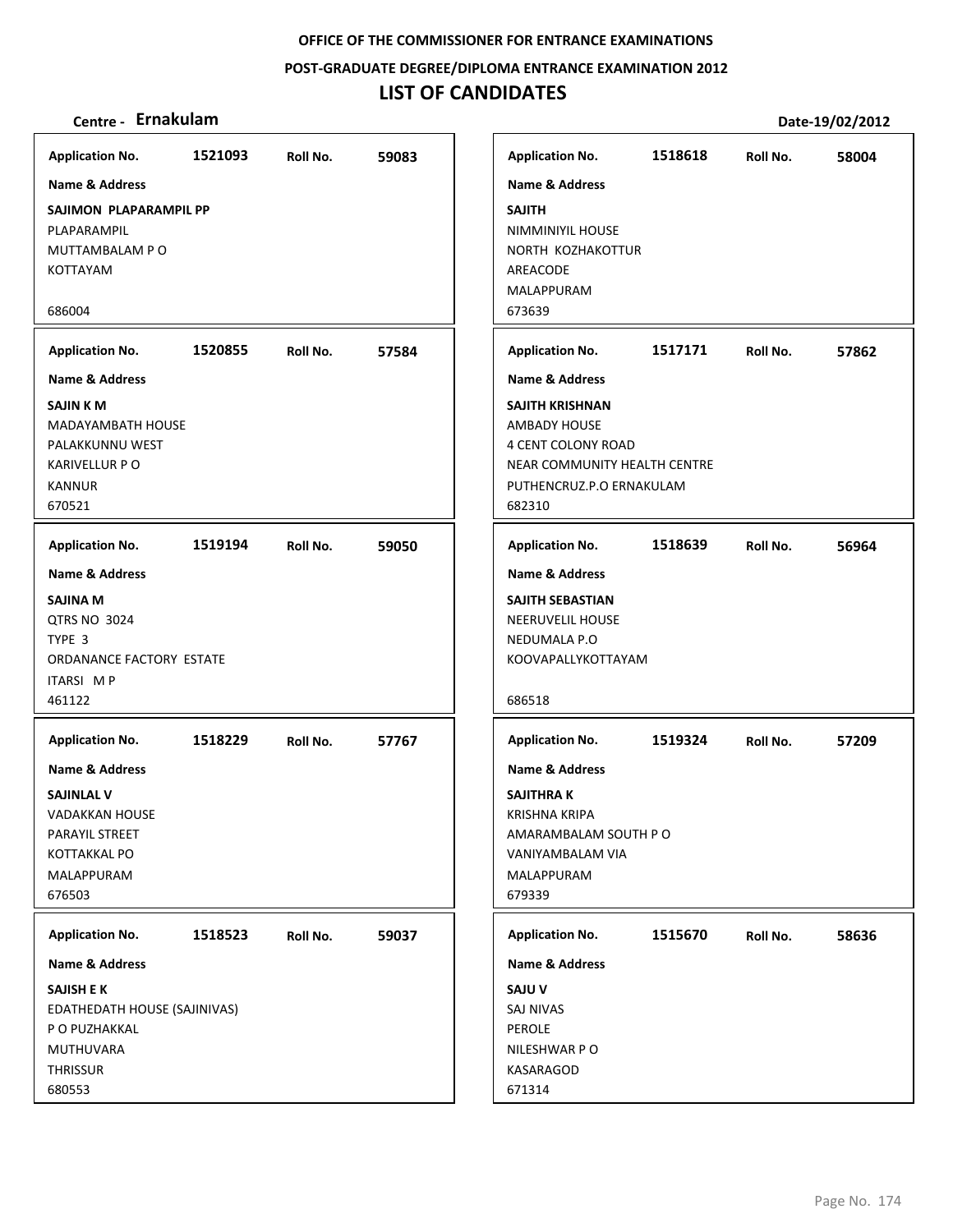**OFFICE OF THE COMMISSIONER FOR ENTRANCE EXAMINATIONS**

**POST-GRADUATE DEGREE/DIPLOMA ENTRANCE EXAMINATION 2012**

# LIST OF CANDIDATES

**Centre - Ernakulam** **Date-19/02/2012**

---

**Application No.** 1521093 **Roll No.** 59083

**Name & Address**

**SAJIMON PLAPARAMPIL PP**
PLAPARAMPIL
MUTTAMBALAM P O
KOTTAYAM

686004

---

**Application No.** 1520855 **Roll No.** 57584

**Name & Address**

**SAJIN K M**
MADAYAMBATH HOUSE
PALAKKUNNU WEST
KARIVELLUR P O
KANNUR
670521

---

**Application No.** 1519194 **Roll No.** 59050

**Name & Address**

**SAJINA M**
QTRS NO 3024
TYPE 3
ORDANANCE FACTORY ESTATE
ITARSI M P
461122

---

**Application No.** 1518229 **Roll No.** 57767

**Name & Address**

**SAJINLAL V**
VADAKKAN HOUSE
PARAYIL STREET
KOTTAKKAL PO
MALAPPURAM
676503

---

**Application No.** 1518523 **Roll No.** 59037

**Name & Address**

**SAJISH E K**
EDATHEDATH HOUSE (SAJINIVAS)
P O PUZHAKKAL
MUTHUVARA
THRISSUR
680553

---

**Application No.** 1518618 **Roll No.** 58004

**Name & Address**

**SAJITH**
NIMMINIYIL HOUSE
NORTH KOZHAKOTTUR
AREACODE
MALAPPURAM
673639

---

**Application No.** 1517171 **Roll No.** 57862

**Name & Address**

**SAJITH KRISHNAN**
AMBADY HOUSE
4 CENT COLONY ROAD
NEAR COMMUNITY HEALTH CENTRE
PUTHENCRUZ.P.O ERNAKULAM
682310

---

**Application No.** 1518639 **Roll No.** 56964

**Name & Address**

**SAJITH SEBASTIAN**
NEERUVELIL HOUSE
NEDUMALA P.O
KOOVAPALLYKOTTAYAM

686518

---

**Application No.** 1519324 **Roll No.** 57209

**Name & Address**

**SAJITHRA K**
KRISHNA KRIPA
AMARAMBALAM SOUTH P O
VANIYAMBALAM VIA
MALAPPURAM
679339

---

**Application No.** 1515670 **Roll No.** 58636

**Name & Address**

**SAJU V**
SAJ NIVAS
PEROLE
NILESHWAR P O
KASARAGOD
671314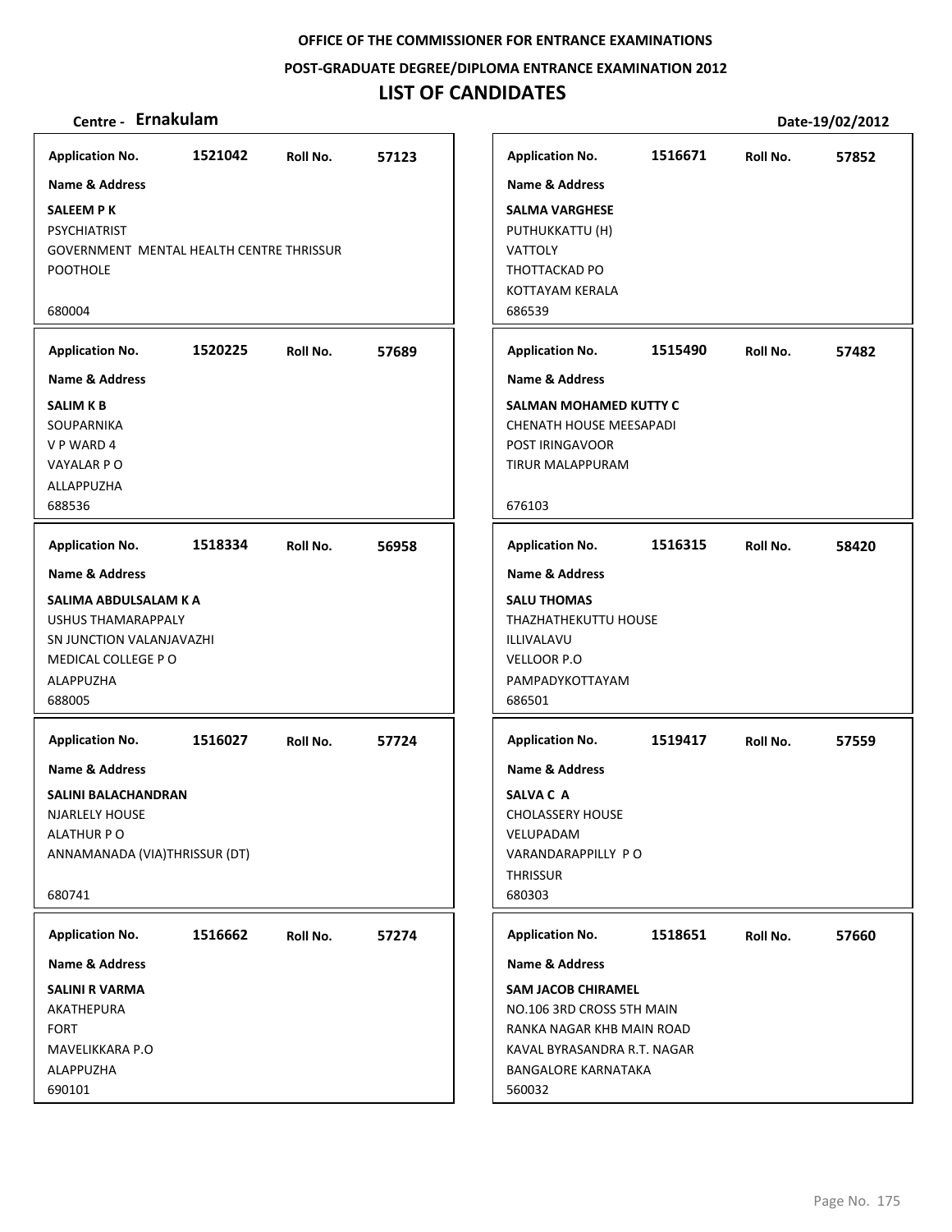**OFFICE OF THE COMMISSIONER FOR ENTRANCE EXAMINATIONS**

**POST-GRADUATE DEGREE/DIPLOMA ENTRANCE EXAMINATION 2012**

# LIST OF CANDIDATES

**Centre - Ernakulam** **Date-19/02/2012**

| Application No. | Roll No. | Name & Address |
|---|---|---|
| 1521042 | 57123 | **SALEEM P K**<br>PSYCHIATRIST<br>GOVERNMENT MENTAL HEALTH CENTRE THRISSUR<br>POOTHOLE<br>680004 |
| 1520225 | 57689 | **SALIM K B**<br>SOUPARNIKA<br>V P WARD 4<br>VAYALAR P O<br>ALLAPPUZHA<br>688536 |
| 1518334 | 56958 | **SALIMA ABDULSALAM K A**<br>USHUS THAMARAPPALY<br>SN JUNCTION VALANJAVAZHI<br>MEDICAL COLLEGE P O<br>ALAPPUZHA<br>688005 |
| 1516027 | 57724 | **SALINI BALACHANDRAN**<br>NJARLELY HOUSE<br>ALATHUR P O<br>ANNAMANADA (VIA)THRISSUR (DT)<br>680741 |
| 1516662 | 57274 | **SALINI R VARMA**<br>AKATHEPURA<br>FORT<br>MAVELIKKARA P.O<br>ALAPPUZHA<br>690101 |
| 1516671 | 57852 | **SALMA VARGHESE**<br>PUTHUKKATTU (H)<br>VATTOLY<br>THOTTACKAD PO<br>KOTTAYAM KERALA<br>686539 |
| 1515490 | 57482 | **SALMAN MOHAMED KUTTY C**<br>CHENATH HOUSE MEESAPADI<br>POST IRINGAVOOR<br>TIRUR MALAPPURAM<br>676103 |
| 1516315 | 58420 | **SALU THOMAS**<br>THAZHATHEKUTTU HOUSE<br>ILLIVALAVU<br>VELLOOR P.O<br>PAMPADYKOTTAYAM<br>686501 |
| 1519417 | 57559 | **SALVA C A**<br>CHOLASSERY HOUSE<br>VELUPADAM<br>VARANDARAPPILLY P O<br>THRISSUR<br>680303 |
| 1518651 | 57660 | **SAM JACOB CHIRAMEL**<br>NO.106 3RD CROSS 5TH MAIN<br>RANKA NAGAR KHB MAIN ROAD<br>KAVAL BYRASANDRA R.T. NAGAR<br>BANGALORE KARNATAKA<br>560032 |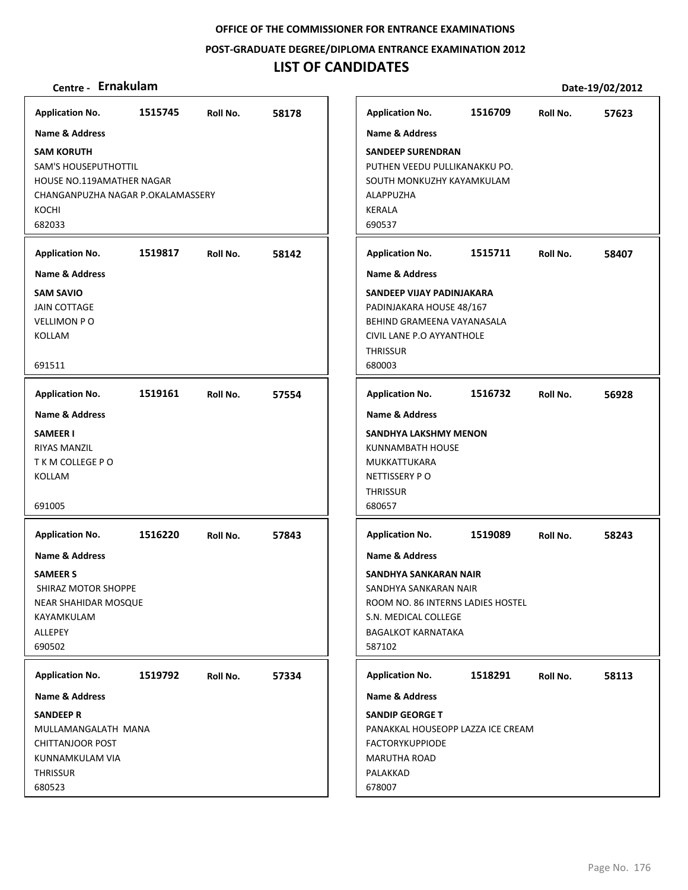**OFFICE OF THE COMMISSIONER FOR ENTRANCE EXAMINATIONS**

**POST-GRADUATE DEGREE/DIPLOMA ENTRANCE EXAMINATION 2012**

# LIST OF CANDIDATES

**Centre - Ernakulam** **Date-19/02/2012**

**Application No.** 1515745 **Roll No.** 58178
**Name & Address**
**SAM KORUTH**
SAM'S HOUSEPUTHOTTIL
HOUSE NO.119AMATHER NAGAR
CHANGANPUZHA NAGAR P.OKALAMASSERY
KOCHI
682033

**Application No.** 1519817 **Roll No.** 58142
**Name & Address**
**SAM SAVIO**
JAIN COTTAGE
VELLIMON P O
KOLLAM
691511

**Application No.** 1519161 **Roll No.** 57554
**Name & Address**
**SAMEER I**
RIYAS MANZIL
T K M COLLEGE P O
KOLLAM
691005

**Application No.** 1516220 **Roll No.** 57843
**Name & Address**
**SAMEER S**
SHIRAZ MOTOR SHOPPE
NEAR SHAHIDAR MOSQUE
KAYAMKULAM
ALLEPEY
690502

**Application No.** 1519792 **Roll No.** 57334
**Name & Address**
**SANDEEP R**
MULLAMANGALATH MANA
CHITTANJOOR POST
KUNNAMKULAM VIA
THRISSUR
680523

**Application No.** 1516709 **Roll No.** 57623
**Name & Address**
**SANDEEP SURENDRAN**
PUTHEN VEEDU PULLIKANAKKU PO.
SOUTH MONKUZHY KAYAMKULAM
ALAPPUZHA
KERALA
690537

**Application No.** 1515711 **Roll No.** 58407
**Name & Address**
**SANDEEP VIJAY PADINJAKARA**
PADINJAKARA HOUSE 48/167
BEHIND GRAMEENA VAYANASALA
CIVIL LANE P.O AYYANTHOLE
THRISSUR
680003

**Application No.** 1516732 **Roll No.** 56928
**Name & Address**
**SANDHYA LAKSHMY MENON**
KUNNAMBATH HOUSE
MUKKATTUKARA
NETTISSERY P O
THRISSUR
680657

**Application No.** 1519089 **Roll No.** 58243
**Name & Address**
**SANDHYA SANKARAN NAIR**
SANDHYA SANKARAN NAIR
ROOM NO. 86 INTERNS LADIES HOSTEL
S.N. MEDICAL COLLEGE
BAGALKOT KARNATAKA
587102

**Application No.** 1518291 **Roll No.** 58113
**Name & Address**
**SANDIP GEORGE T**
PANAKKAL HOUSEOPP LAZZA ICE CREAM
FACTORYKUPPIODE
MARUTHA ROAD
PALAKKAD
678007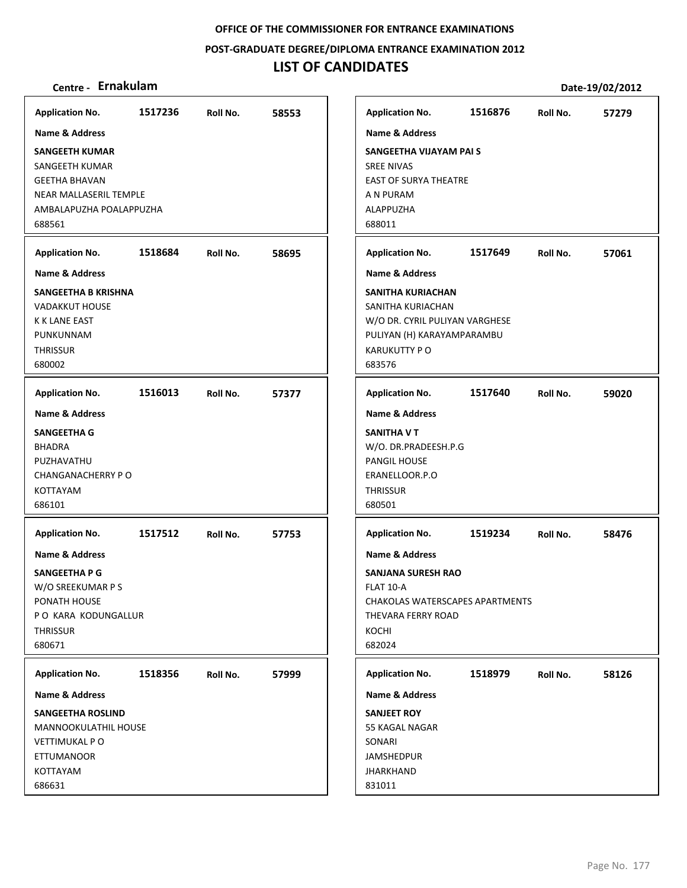**OFFICE OF THE COMMISSIONER FOR ENTRANCE EXAMINATIONS**

**POST-GRADUATE DEGREE/DIPLOMA ENTRANCE EXAMINATION 2012**

# LIST OF CANDIDATES

**Centre - Ernakulam** **Date-19/02/2012**

**Application No.** 1517236 **Roll No.** 58553

**Name & Address**

**SANGEETH KUMAR**
SANGEETH KUMAR
GEETHA BHAVAN
NEAR MALLASERIL TEMPLE
AMBALAPUZHA POALAPPUZHA
688561

**Application No.** 1518684 **Roll No.** 58695

**Name & Address**

**SANGEETHA B KRISHNA**
VADAKKUT HOUSE
K K LANE EAST
PUNKUNNAM
THRISSUR
680002

**Application No.** 1516013 **Roll No.** 57377

**Name & Address**

**SANGEETHA G**
BHADRA
PUZHAVATHU
CHANGANACHERRY P O
KOTTAYAM
686101

**Application No.** 1517512 **Roll No.** 57753

**Name & Address**

**SANGEETHA P G**
W/O SREEKUMAR P S
PONATH HOUSE
P O KARA KODUNGALLUR
THRISSUR
680671

**Application No.** 1518356 **Roll No.** 57999

**Name & Address**

**SANGEETHA ROSLIND**
MANNOOKULATHIL HOUSE
VETTIMUKAL P O
ETTUMANOOR
KOTTAYAM
686631

**Application No.** 1516876 **Roll No.** 57279

**Name & Address**

**SANGEETHA VIJAYAM PAI S**
SREE NIVAS
EAST OF SURYA THEATRE
A N PURAM
ALAPPUZHA
688011

**Application No.** 1517649 **Roll No.** 57061

**Name & Address**

**SANITHA KURIACHAN**
SANITHA KURIACHAN
W/O DR. CYRIL PULIYAN VARGHESE
PULIYAN (H) KARAYAMPARAMBU
KARUKUTTY P O
683576

**Application No.** 1517640 **Roll No.** 59020

**Name & Address**

**SANITHA V T**
W/O. DR.PRADEESH.P.G
PANGIL HOUSE
ERANELLOOR.P.O
THRISSUR
680501

**Application No.** 1519234 **Roll No.** 58476

**Name & Address**

**SANJANA SURESH RAO**
FLAT 10-A
CHAKOLAS WATERSCAPES APARTMENTS
THEVARA FERRY ROAD
KOCHI
682024

**Application No.** 1518979 **Roll No.** 58126

**Name & Address**

**SANJEET ROY**
55 KAGAL NAGAR
SONARI
JAMSHEDPUR
JHARKHAND
831011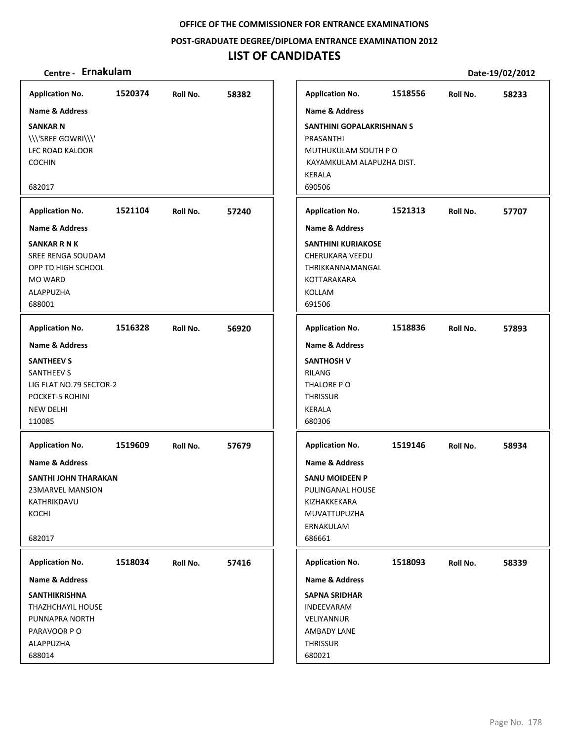**OFFICE OF THE COMMISSIONER FOR ENTRANCE EXAMINATIONS**

**POST-GRADUATE DEGREE/DIPLOMA ENTRANCE EXAMINATION 2012**

# LIST OF CANDIDATES

**Centre - Ernakulam** **Date-19/02/2012**

**Application No.** 1520374 **Roll No.** 58382

**Name & Address**

**SANKAR N**
\\\'SREE GOWRI\\\'
LFC ROAD KALOOR
COCHIN

682017

**Application No.** 1521104 **Roll No.** 57240

**Name & Address**

**SANKAR R N K**
SREE RENGA SOUDAM
OPP TD HIGH SCHOOL
MO WARD
ALAPPUZHA
688001

**Application No.** 1516328 **Roll No.** 56920

**Name & Address**

**SANTHEEV S**
SANTHEEV S
LIG FLAT NO.79 SECTOR-2
POCKET-5 ROHINI
NEW DELHI
110085

**Application No.** 1519609 **Roll No.** 57679

**Name & Address**

**SANTHI JOHN THARAKAN**
23MARVEL MANSION
KATHRIKDAVU
KOCHI

682017

**Application No.** 1518034 **Roll No.** 57416

**Name & Address**

**SANTHIKRISHNA**
THAZHCHAYIL HOUSE
PUNNAPRA NORTH
PARAVOOR P O
ALAPPUZHA
688014

**Application No.** 1518556 **Roll No.** 58233

**Name & Address**

**SANTHINI GOPALAKRISHNAN S**
PRASANTHI
MUTHUKULAM SOUTH P O
KAYAMKULAM ALAPUZHA DIST.
KERALA
690506

**Application No.** 1521313 **Roll No.** 57707

**Name & Address**

**SANTHINI KURIAKOSE**
CHERUKARA VEEDU
THRIKKANNAMANGAL
KOTTARAKARA
KOLLAM
691506

**Application No.** 1518836 **Roll No.** 57893

**Name & Address**

**SANTHOSH V**
RILANG
THALORE P O
THRISSUR
KERALA
680306

**Application No.** 1519146 **Roll No.** 58934

**Name & Address**

**SANU MOIDEEN P**
PULINGANAL HOUSE
KIZHAKKEKARA
MUVATTUPUZHA
ERNAKULAM
686661

**Application No.** 1518093 **Roll No.** 58339

**Name & Address**

**SAPNA SRIDHAR**
INDEEVARAM
VELIYANNUR
AMBADY LANE
THRISSUR
680021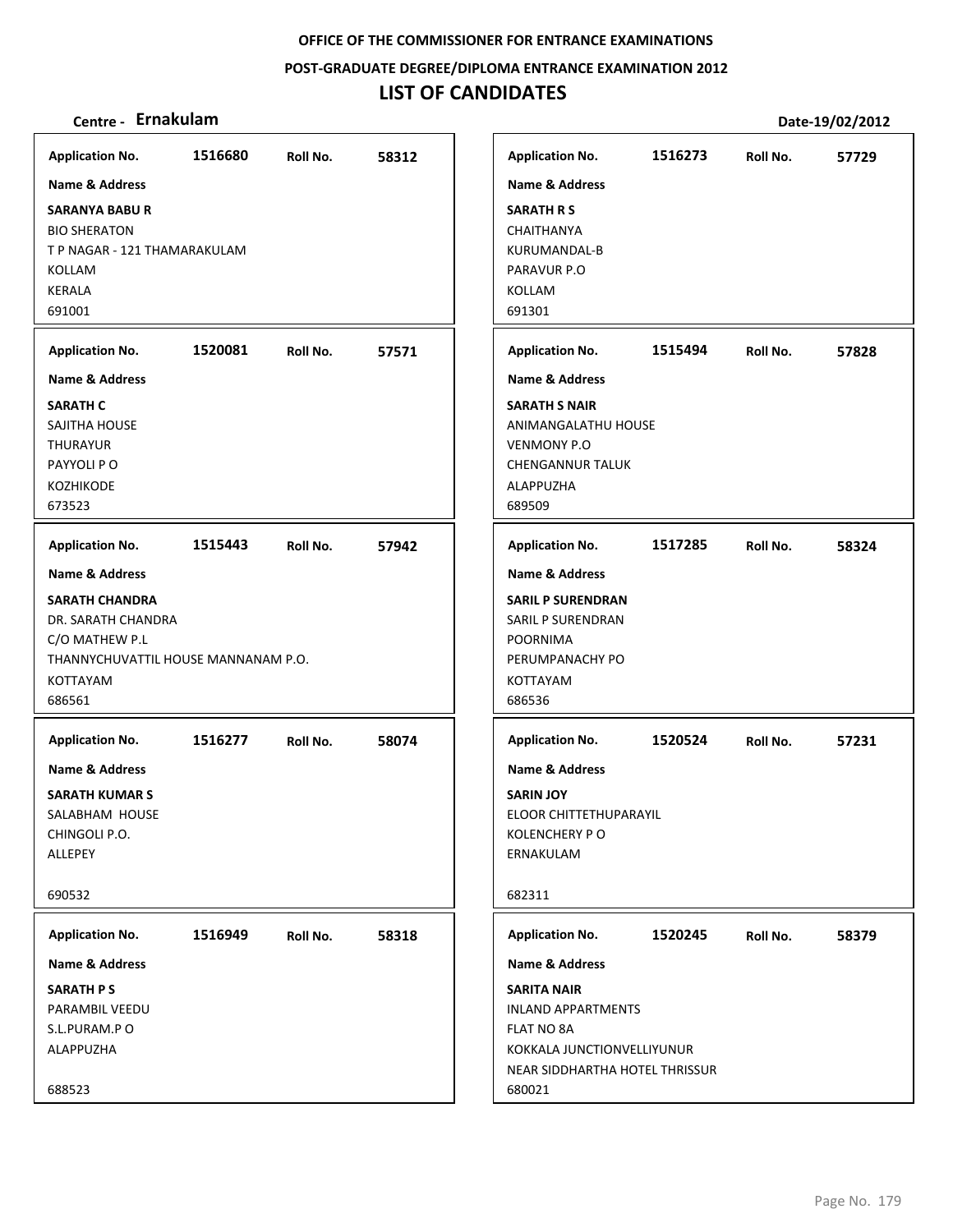**OFFICE OF THE COMMISSIONER FOR ENTRANCE EXAMINATIONS**

**POST-GRADUATE DEGREE/DIPLOMA ENTRANCE EXAMINATION 2012**

# LIST OF CANDIDATES

**Centre - Ernakulam** **Date-19/02/2012**

**Application No.** 1516680 **Roll No.** 58312

**Name & Address**

**SARANYA BABU R**
BIO SHERATON
T P NAGAR - 121 THAMARAKULAM
KOLLAM
KERALA
691001

**Application No.** 1520081 **Roll No.** 57571

**Name & Address**

**SARATH C**
SAJITHA HOUSE
THURAYUR
PAYYOLI P O
KOZHIKODE
673523

**Application No.** 1515443 **Roll No.** 57942

**Name & Address**

**SARATH CHANDRA**
DR. SARATH CHANDRA
C/O MATHEW P.L
THANNYCHUVATTIL HOUSE MANNANAM P.O.
KOTTAYAM
686561

**Application No.** 1516277 **Roll No.** 58074

**Name & Address**

**SARATH KUMAR S**
SALABHAM HOUSE
CHINGOLI P.O.
ALLEPEY

690532

**Application No.** 1516949 **Roll No.** 58318

**Name & Address**

**SARATH P S**
PARAMBIL VEEDU
S.L.PURAM.P O
ALAPPUZHA

688523

**Application No.** 1516273 **Roll No.** 57729

**Name & Address**

**SARATH R S**
CHAITHANYA
KURUMANDAL-B
PARAVUR P.O
KOLLAM
691301

**Application No.** 1515494 **Roll No.** 57828

**Name & Address**

**SARATH S NAIR**
ANIMANGALATHU HOUSE
VENMONY P.O
CHENGANNUR TALUK
ALAPPUZHA
689509

**Application No.** 1517285 **Roll No.** 58324

**Name & Address**

**SARIL P SURENDRAN**
SARIL P SURENDRAN
POORNIMA
PERUMPANACHY PO
KOTTAYAM
686536

**Application No.** 1520524 **Roll No.** 57231

**Name & Address**

**SARIN JOY**
ELOOR CHITTETHUPARAYIL
KOLENCHERY P O
ERNAKULAM

682311

**Application No.** 1520245 **Roll No.** 58379

**Name & Address**

**SARITA NAIR**
INLAND APPARTMENTS
FLAT NO 8A
KOKKALA JUNCTIONVELLIYUNUR
NEAR SIDDHARTHA HOTEL THRISSUR
680021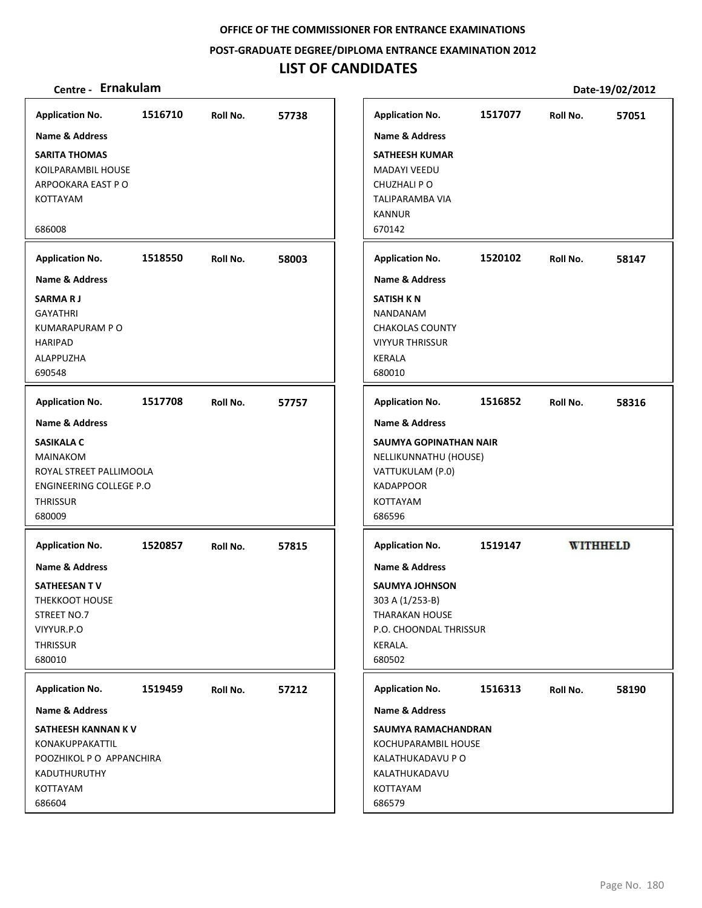**OFFICE OF THE COMMISSIONER FOR ENTRANCE EXAMINATIONS**

**POST-GRADUATE DEGREE/DIPLOMA ENTRANCE EXAMINATION 2012**

# LIST OF CANDIDATES

**Centre - Ernakulam** **Date-19/02/2012**

---

**Application No.** 1516710 **Roll No.** 57738

**Name & Address**

**SARITA THOMAS**
KOILPARAMBIL HOUSE
ARPOOKARA EAST P O
KOTTAYAM

686008

---

**Application No.** 1518550 **Roll No.** 58003

**Name & Address**

**SARMA R J**
GAYATHRI
KUMARAPURAM P O
HARIPAD
ALAPPUZHA
690548

---

**Application No.** 1517708 **Roll No.** 57757

**Name & Address**

**SASIKALA C**
MAINAKOM
ROYAL STREET PALLIMOOLA
ENGINEERING COLLEGE P.O
THRISSUR
680009

---

**Application No.** 1520857 **Roll No.** 57815

**Name & Address**

**SATHEESAN T V**
THEKKOOT HOUSE
STREET NO.7
VIYYUR.P.O
THRISSUR
680010

---

**Application No.** 1519459 **Roll No.** 57212

**Name & Address**

**SATHEESH KANNAN K V**
KONAKUPPAKATTIL
POOZHIKOL P O APPANCHIRA
KADUTHURUTHY
KOTTAYAM
686604

---

**Application No.** 1517077 **Roll No.** 57051

**Name & Address**

**SATHEESH KUMAR**
MADAYI VEEDU
CHUZHALI P O
TALIPARAMBA VIA
KANNUR
670142

---

**Application No.** 1520102 **Roll No.** 58147

**Name & Address**

**SATISH K N**
NANDANAM
CHAKOLAS COUNTY
VIYYUR THRISSUR
KERALA
680010

---

**Application No.** 1516852 **Roll No.** 58316

**Name & Address**

**SAUMYA GOPINATHAN NAIR**
NELLIKUNNATHU (HOUSE)
VATTUKULAM (P.0)
KADAPPOOR
KOTTAYAM
686596

---

**Application No.** 1519147 **WITHHELD**

**Name & Address**

**SAUMYA JOHNSON**
303 A (1/253-B)
THARAKAN HOUSE
P.O. CHOONDAL THRISSUR
KERALA.
680502

---

**Application No.** 1516313 **Roll No.** 58190

**Name & Address**

**SAUMYA RAMACHANDRAN**
KOCHUPARAMBIL HOUSE
KALATHUKADAVU P O
KALATHUKADAVU
KOTTAYAM
686579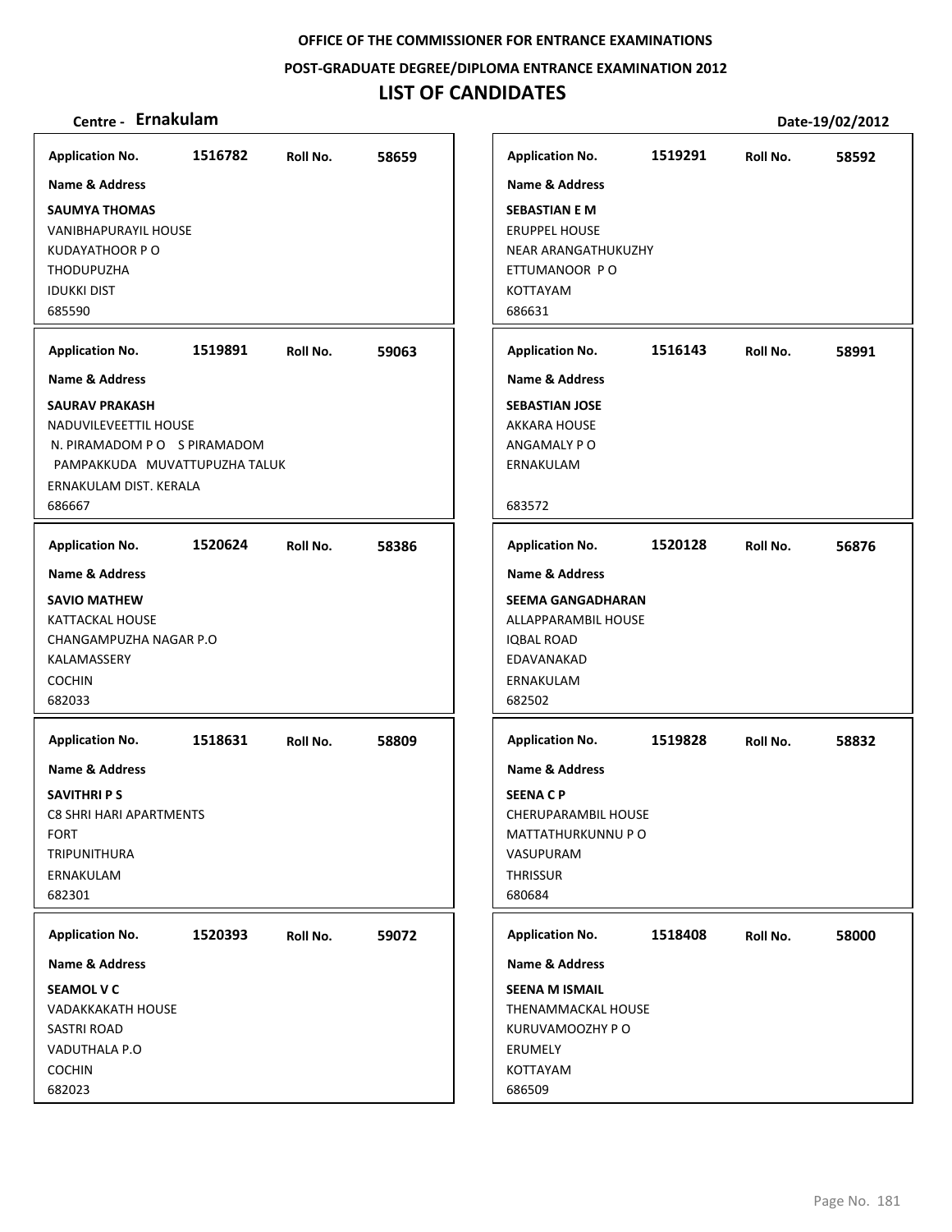**OFFICE OF THE COMMISSIONER FOR ENTRANCE EXAMINATIONS**

**POST-GRADUATE DEGREE/DIPLOMA ENTRANCE EXAMINATION 2012**

# LIST OF CANDIDATES

**Centre - Ernakulam** **Date-19/02/2012**

**Application No.** 1516782 **Roll No.** 58659
**Name & Address**
**SAUMYA THOMAS**
VANIBHAPURAYIL HOUSE
KUDAYATHOOR P O
THODUPUZHA
IDUKKI DIST
685590

**Application No.** 1519891 **Roll No.** 59063
**Name & Address**
**SAURAV PRAKASH**
NADUVILEVEETTIL HOUSE
N. PIRAMADOM P O S PIRAMADOM
PAMPAKKUDA MUVATTUPUZHA TALUK
ERNAKULAM DIST. KERALA
686667

**Application No.** 1520624 **Roll No.** 58386
**Name & Address**
**SAVIO MATHEW**
KATTACKAL HOUSE
CHANGAMPUZHA NAGAR P.O
KALAMASSERY
COCHIN
682033

**Application No.** 1518631 **Roll No.** 58809
**Name & Address**
**SAVITHRI P S**
C8 SHRI HARI APARTMENTS
FORT
TRIPUNITHURA
ERNAKULAM
682301

**Application No.** 1520393 **Roll No.** 59072
**Name & Address**
**SEAMOL V C**
VADAKKAKATH HOUSE
SASTRI ROAD
VADUTHALA P.O
COCHIN
682023

**Application No.** 1519291 **Roll No.** 58592
**Name & Address**
**SEBASTIAN E M**
ERUPPEL HOUSE
NEAR ARANGATHUKUZHY
ETTUMANOOR P O
KOTTAYAM
686631

**Application No.** 1516143 **Roll No.** 58991
**Name & Address**
**SEBASTIAN JOSE**
AKKARA HOUSE
ANGAMALY P O
ERNAKULAM
683572

**Application No.** 1520128 **Roll No.** 56876
**Name & Address**
**SEEMA GANGADHARAN**
ALLAPPARAMBIL HOUSE
IQBAL ROAD
EDAVANAKAD
ERNAKULAM
682502

**Application No.** 1519828 **Roll No.** 58832
**Name & Address**
**SEENA C P**
CHERUPARAMBIL HOUSE
MATTATHURKUNNU P O
VASUPURAM
THRISSUR
680684

**Application No.** 1518408 **Roll No.** 58000
**Name & Address**
**SEENA M ISMAIL**
THENAMMACKAL HOUSE
KURUVAMOOZHY P O
ERUMELY
KOTTAYAM
686509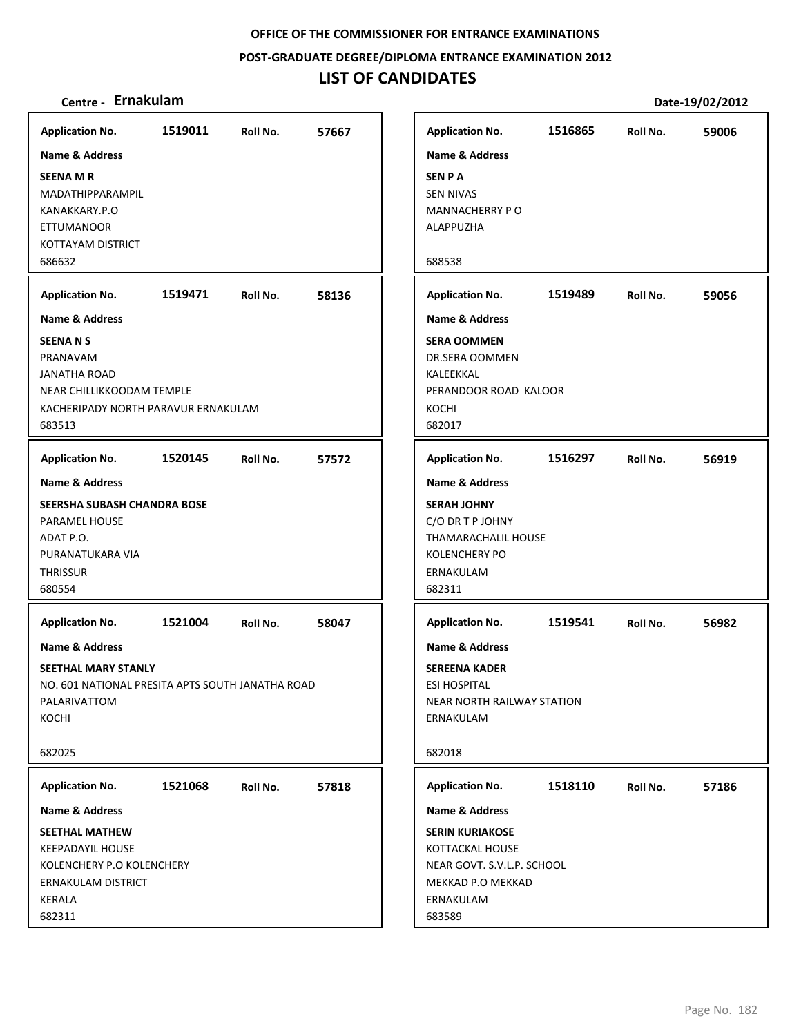OFFICE OF THE COMMISSIONER FOR ENTRANCE EXAMINATIONS

POST-GRADUATE DEGREE/DIPLOMA ENTRANCE EXAMINATION 2012

# LIST OF CANDIDATES

**Centre - Ernakulam** | **Date-19/02/2012**

---

**Application No.** 1519011 **Roll No.** 57667

**Name & Address**

**SEENA M R**
MADATHIPPARAMPIL
KANAKKARY.P.O
ETTUMANOOR
KOTTAYAM DISTRICT
686632

---

**Application No.** 1519471 **Roll No.** 58136

**Name & Address**

**SEENA N S**
PRANAVAM
JANATHA ROAD
NEAR CHILLIKKOODAM TEMPLE
KACHERIPADY NORTH PARAVUR ERNAKULAM
683513

---

**Application No.** 1520145 **Roll No.** 57572

**Name & Address**

**SEERSHA SUBASH CHANDRA BOSE**
PARAMEL HOUSE
ADAT P.O.
PURANATUKARA VIA
THRISSUR
680554

---

**Application No.** 1521004 **Roll No.** 58047

**Name & Address**

**SEETHAL MARY STANLY**
NO. 601 NATIONAL PRESITA APTS SOUTH JANATHA ROAD
PALARIVATTOM
KOCHI
682025

---

**Application No.** 1521068 **Roll No.** 57818

**Name & Address**

**SEETHAL MATHEW**
KEEPADAYIL HOUSE
KOLENCHERY P.O KOLENCHERY
ERNAKULAM DISTRICT
KERALA
682311

---

**Application No.** 1516865 **Roll No.** 59006

**Name & Address**

**SEN P A**
SEN NIVAS
MANNACHERRY P O
ALAPPUZHA
688538

---

**Application No.** 1519489 **Roll No.** 59056

**Name & Address**

**SERA OOMMEN**
DR.SERA OOMMEN
KALEEKKAL
PERANDOOR ROAD KALOOR
KOCHI
682017

---

**Application No.** 1516297 **Roll No.** 56919

**Name & Address**

**SERAH JOHNY**
C/O DR T P JOHNY
THAMARACHALIL HOUSE
KOLENCHERY PO
ERNAKULAM
682311

---

**Application No.** 1519541 **Roll No.** 56982

**Name & Address**

**SEREENA KADER**
ESI HOSPITAL
NEAR NORTH RAILWAY STATION
ERNAKULAM
682018

---

**Application No.** 1518110 **Roll No.** 57186

**Name & Address**

**SERIN KURIAKOSE**
KOTTACKAL HOUSE
NEAR GOVT. S.V.L.P. SCHOOL
MEKKAD P.O MEKKAD
ERNAKULAM
683589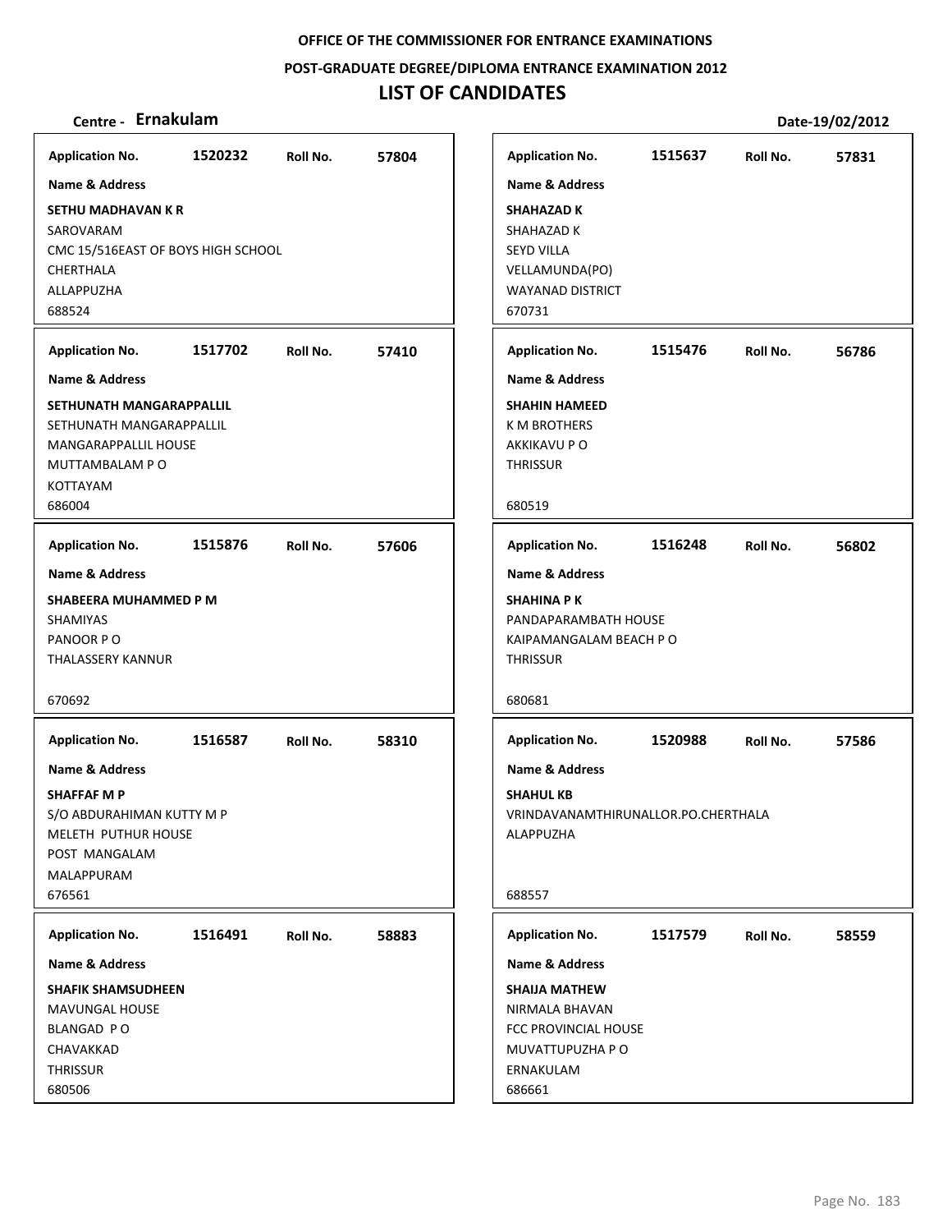OFFICE OF THE COMMISSIONER FOR ENTRANCE EXAMINATIONS

POST-GRADUATE DEGREE/DIPLOMA ENTRANCE EXAMINATION 2012

# LIST OF CANDIDATES

**Centre - Ernakulam** **Date-19/02/2012**

**Application No.** 1520232 **Roll No.** 57804

**Name & Address**

**SETHU MADHAVAN K R**
SAROVARAM
CMC 15/516EAST OF BOYS HIGH SCHOOL
CHERTHALA
ALLAPPUZHA
688524

**Application No.** 1517702 **Roll No.** 57410

**Name & Address**

**SETHUNATH MANGARAPPALLIL**
SETHUNATH MANGARAPPALLIL
MANGARAPPALLIL HOUSE
MUTTAMBALAM P O
KOTTAYAM
686004

**Application No.** 1515876 **Roll No.** 57606

**Name & Address**

**SHABEERA MUHAMMED P M**
SHAMIYAS
PANOOR P O
THALASSERY KANNUR
670692

**Application No.** 1516587 **Roll No.** 58310

**Name & Address**

**SHAFFAF M P**
S/O ABDURAHIMAN KUTTY M P
MELETH PUTHUR HOUSE
POST MANGALAM
MALAPPURAM
676561

**Application No.** 1516491 **Roll No.** 58883

**Name & Address**

**SHAFIK SHAMSUDHEEN**
MAVUNGAL HOUSE
BLANGAD P O
CHAVAKKAD
THRISSUR
680506

**Application No.** 1515637 **Roll No.** 57831

**Name & Address**

**SHAHAZAD K**
SHAHAZAD K
SEYD VILLA
VELLAMUNDA(PO)
WAYANAD DISTRICT
670731

**Application No.** 1515476 **Roll No.** 56786

**Name & Address**

**SHAHIN HAMEED**
K M BROTHERS
AKKIKAVU P O
THRISSUR
680519

**Application No.** 1516248 **Roll No.** 56802

**Name & Address**

**SHAHINA P K**
PANDAPARAMBATH HOUSE
KAIPAMANGALAM BEACH P O
THRISSUR
680681

**Application No.** 1520988 **Roll No.** 57586

**Name & Address**

**SHAHUL KB**
VRINDAVANAMTHIRUNALLOR.PO.CHERTHALA
ALAPPUZHA
688557

**Application No.** 1517579 **Roll No.** 58559

**Name & Address**

**SHAIJA MATHEW**
NIRMALA BHAVAN
FCC PROVINCIAL HOUSE
MUVATTUPUZHA P O
ERNAKULAM
686661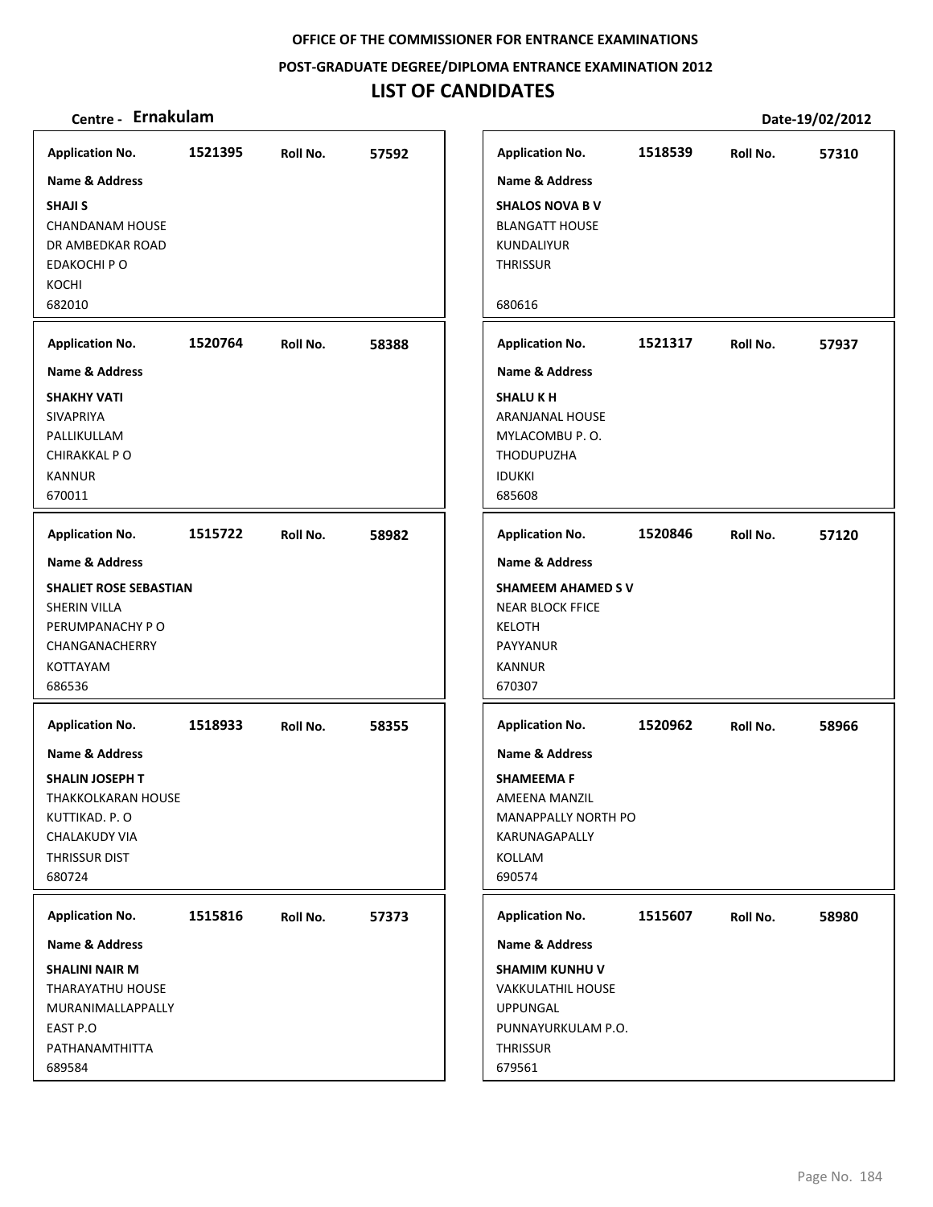**OFFICE OF THE COMMISSIONER FOR ENTRANCE EXAMINATIONS**

**POST-GRADUATE DEGREE/DIPLOMA ENTRANCE EXAMINATION 2012**

# LIST OF CANDIDATES

**Centre - Ernakulam** **Date-19/02/2012**

| Application No. | Roll No. | Name & Address |
|---|---|---|
| 1521395 | 57592 | **SHAJI S**<br>CHANDANAM HOUSE<br>DR AMBEDKAR ROAD<br>EDAKOCHI P O<br>KOCHI<br>682010 |
| 1520764 | 58388 | **SHAKHY VATI**<br>SIVAPRIYA<br>PALLIKULLAM<br>CHIRAKKAL P O<br>KANNUR<br>670011 |
| 1515722 | 58982 | **SHALIET ROSE SEBASTIAN**<br>SHERIN VILLA<br>PERUMPANACHY P O<br>CHANGANACHERRY<br>KOTTAYAM<br>686536 |
| 1518933 | 58355 | **SHALIN JOSEPH T**<br>THAKKOLKARAN HOUSE<br>KUTTIKAD. P. O<br>CHALAKUDY VIA<br>THRISSUR DIST<br>680724 |
| 1515816 | 57373 | **SHALINI NAIR M**<br>THARAYATHU HOUSE<br>MURANIMALLAPPALLY<br>EAST P.O<br>PATHANAMTHITTA<br>689584 |
| 1518539 | 57310 | **SHALOS NOVA B V**<br>BLANGATT HOUSE<br>KUNDALIYUR<br>THRISSUR<br>680616 |
| 1521317 | 57937 | **SHALU K H**<br>ARANJANAL HOUSE<br>MYLACOMBU P. O.<br>THODUPUZHA<br>IDUKKI<br>685608 |
| 1520846 | 57120 | **SHAMEEM AHAMED S V**<br>NEAR BLOCK FFICE<br>KELOTH<br>PAYYANUR<br>KANNUR<br>670307 |
| 1520962 | 58966 | **SHAMEEMA F**<br>AMEENA MANZIL<br>MANAPPALLY NORTH PO<br>KARUNAGAPALLY<br>KOLLAM<br>690574 |
| 1515607 | 58980 | **SHAMIM KUNHU V**<br>VAKKULATHIL HOUSE<br>UPPUNGAL<br>PUNNAYURKULAM P.O.<br>THRISSUR<br>679561 |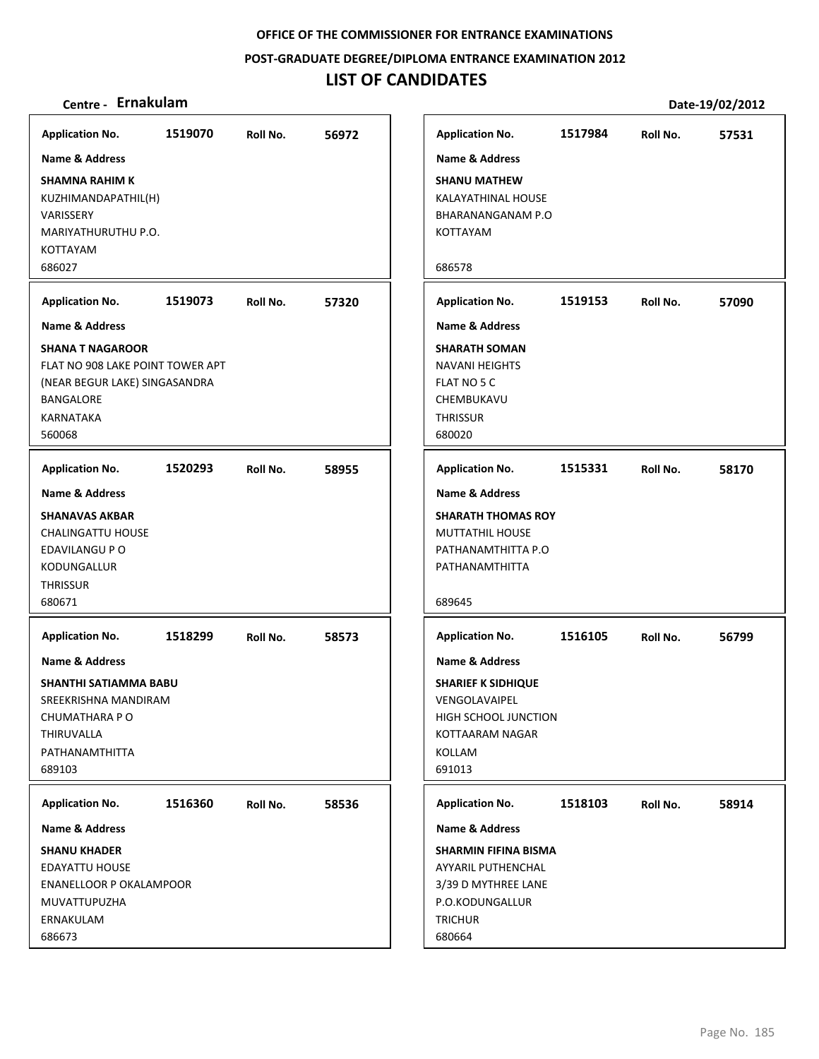**OFFICE OF THE COMMISSIONER FOR ENTRANCE EXAMINATIONS**

**POST-GRADUATE DEGREE/DIPLOMA ENTRANCE EXAMINATION 2012**

# LIST OF CANDIDATES

**Centre - Ernakulam** | **Date-19/02/2012**

---

**Application No.** 1519070 | **Roll No.** 56972

**Name & Address**

**SHAMNA RAHIM K**
KUZHIMANDAPATHIL(H)
VARISSERY
MARIYATHURUTHU P.O.
KOTTAYAM
686027

---

**Application No.** 1519073 | **Roll No.** 57320

**Name & Address**

**SHANA T NAGAROOR**
FLAT NO 908 LAKE POINT TOWER APT
(NEAR BEGUR LAKE) SINGASANDRA
BANGALORE
KARNATAKA
560068

---

**Application No.** 1520293 | **Roll No.** 58955

**Name & Address**

**SHANAVAS AKBAR**
CHALINGATTU HOUSE
EDAVILANGU P O
KODUNGALLUR
THRISSUR
680671

---

**Application No.** 1518299 | **Roll No.** 58573

**Name & Address**

**SHANTHI SATIAMMA BABU**
SREEKRISHNA MANDIRAM
CHUMATHARA P O
THIRUVALLA
PATHANAMTHITTA
689103

---

**Application No.** 1516360 | **Roll No.** 58536

**Name & Address**

**SHANU KHADER**
EDAYATTU HOUSE
ENANELLOOR P OKALAMPOOR
MUVATTUPUZHA
ERNAKULAM
686673

---

**Application No.** 1517984 | **Roll No.** 57531

**Name & Address**

**SHANU MATHEW**
KALAYATHINAL HOUSE
BHARANANGANAM P.O
KOTTAYAM

686578

---

**Application No.** 1519153 | **Roll No.** 57090

**Name & Address**

**SHARATH SOMAN**
NAVANI HEIGHTS
FLAT NO 5 C
CHEMBUKAVU
THRISSUR
680020

---

**Application No.** 1515331 | **Roll No.** 58170

**Name & Address**

**SHARATH THOMAS ROY**
MUTTATHIL HOUSE
PATHANAMTHITTA P.O
PATHANAMTHITTA

689645

---

**Application No.** 1516105 | **Roll No.** 56799

**Name & Address**

**SHARIEF K SIDHIQUE**
VENGOLAVAIPEL
HIGH SCHOOL JUNCTION
KOTTAARAM NAGAR
KOLLAM
691013

---

**Application No.** 1518103 | **Roll No.** 58914

**Name & Address**

**SHARMIN FIFINA BISMA**
AYYARIL PUTHENCHAL
3/39 D MYTHREE LANE
P.O.KODUNGALLUR
TRICHUR
680664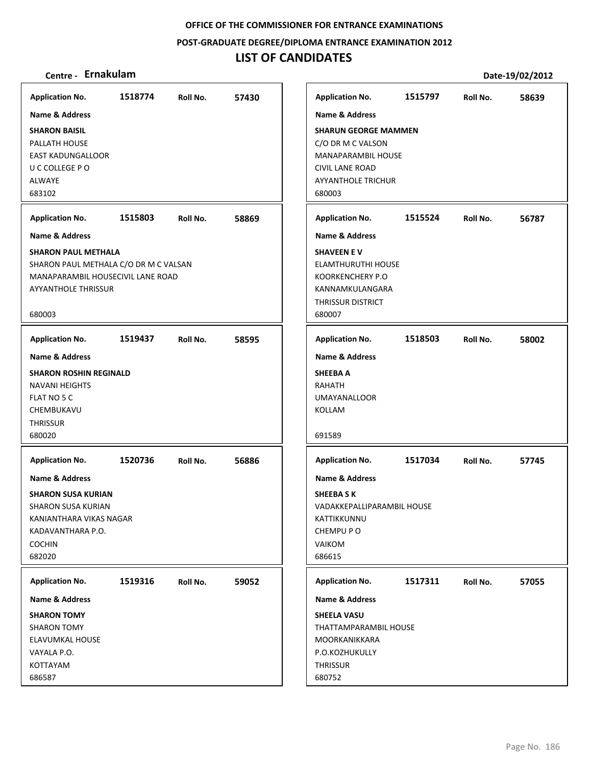**OFFICE OF THE COMMISSIONER FOR ENTRANCE EXAMINATIONS**

**POST-GRADUATE DEGREE/DIPLOMA ENTRANCE EXAMINATION 2012**

# LIST OF CANDIDATES

**Centre - Ernakulam** **Date-19/02/2012**

| Application No. | Roll No. | Name & Address |
|---|---|---|
| 1518774 | 57430 | **SHARON BAISIL**<br>PALLATH HOUSE<br>EAST KADUNGALLOOR<br>U C COLLEGE P O<br>ALWAYE<br>683102 |
| 1515803 | 58869 | **SHARON PAUL METHALA**<br>SHARON PAUL METHALA C/O DR M C VALSAN<br>MANAPARAMBIL HOUSECIVIL LANE ROAD<br>AYYANTHOLE THRISSUR<br>680003 |
| 1519437 | 58595 | **SHARON ROSHIN REGINALD**<br>NAVANI HEIGHTS<br>FLAT NO 5 C<br>CHEMBUKAVU<br>THRISSUR<br>680020 |
| 1520736 | 56886 | **SHARON SUSA KURIAN**<br>SHARON SUSA KURIAN<br>KANIANTHARA VIKAS NAGAR<br>KADAVANTHARA P.O.<br>COCHIN<br>682020 |
| 1519316 | 59052 | **SHARON TOMY**<br>SHARON TOMY<br>ELAVUMKAL HOUSE<br>VAYALA P.O.<br>KOTTAYAM<br>686587 |
| 1515797 | 58639 | **SHARUN GEORGE MAMMEN**<br>C/O DR M C VALSON<br>MANAPARAMBIL HOUSE<br>CIVIL LANE ROAD<br>AYYANTHOLE TRICHUR<br>680003 |
| 1515524 | 56787 | **SHAVEEN E V**<br>ELAMTHURUTHI HOUSE<br>KOORKENCHERY P.O<br>KANNAMKULANGARA<br>THRISSUR DISTRICT<br>680007 |
| 1518503 | 58002 | **SHEEBA A**<br>RAHATH<br>UMAYANALLOOR<br>KOLLAM<br>691589 |
| 1517034 | 57745 | **SHEEBA S K**<br>VADAKKEPALLIPARAMBIL HOUSE<br>KATTIKKUNNU<br>CHEMPU P O<br>VAIKOM<br>686615 |
| 1517311 | 57055 | **SHEELA VASU**<br>THATTAMPARAMBIL HOUSE<br>MOORKANIKKARA<br>P.O.KOZHUKULLY<br>THRISSUR<br>680752 |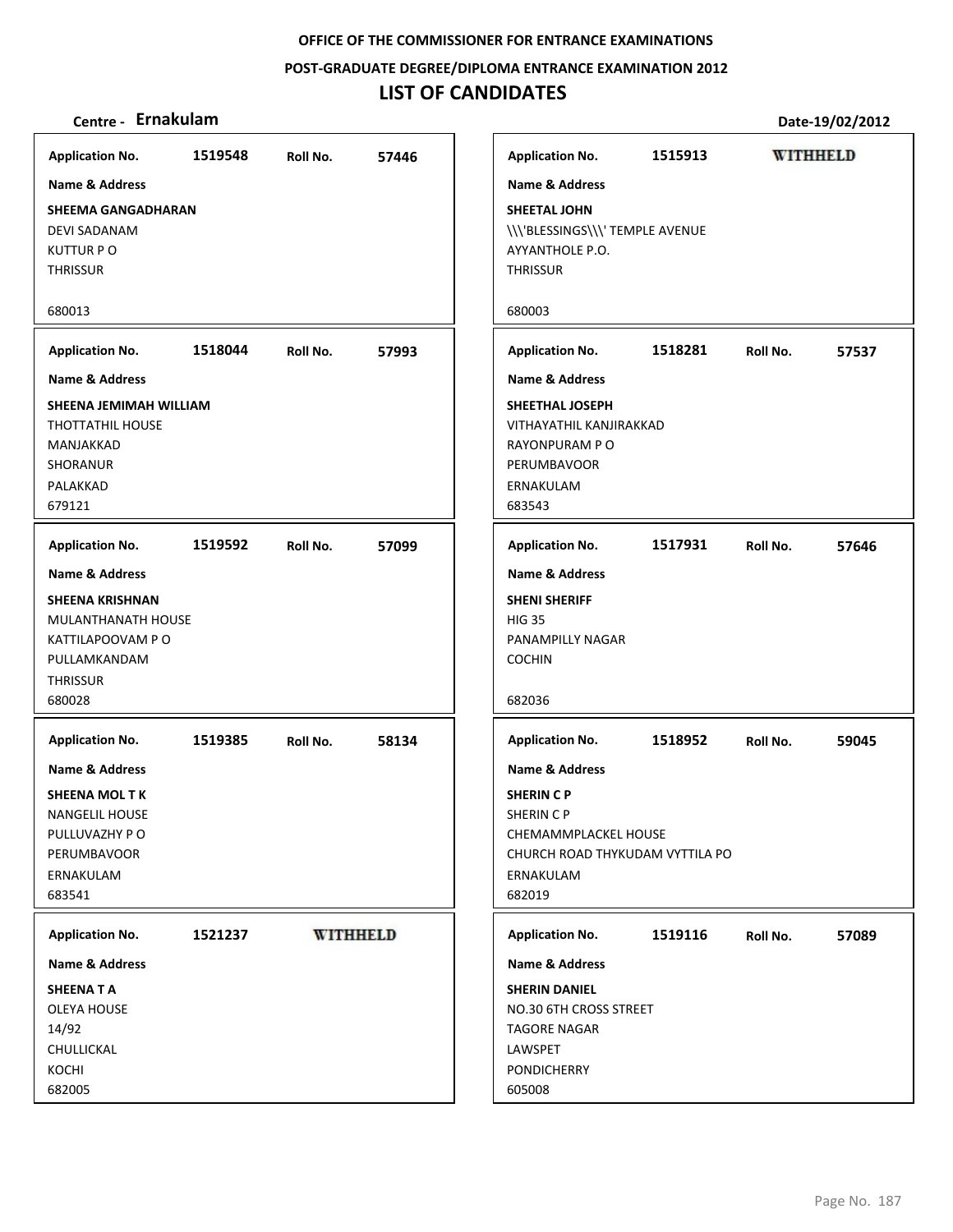OFFICE OF THE COMMISSIONER FOR ENTRANCE EXAMINATIONS

POST-GRADUATE DEGREE/DIPLOMA ENTRANCE EXAMINATION 2012

# LIST OF CANDIDATES

**Centre - Ernakulam** **Date-19/02/2012**

| Application No. | Roll No. | Name & Address |
|---|---|---|
| 1519548 | 57446 | **SHEEMA GANGADHARAN**<br>DEVI SADANAM<br>KUTTUR P O<br>THRISSUR<br>680013 |
| 1518044 | 57993 | **SHEENA JEMIMAH WILLIAM**<br>THOTTATHIL HOUSE<br>MANJAKKAD<br>SHORANUR<br>PALAKKAD<br>679121 |
| 1519592 | 57099 | **SHEENA KRISHNAN**<br>MULANTHANATH HOUSE<br>KATTILAPOOVAM P O<br>PULLAMKANDAM<br>THRISSUR<br>680028 |
| 1519385 | 58134 | **SHEENA MOL T K**<br>NANGELIL HOUSE<br>PULLUVAZHY P O<br>PERUMBAVOOR<br>ERNAKULAM<br>683541 |
| 1521237 | WITHHELD | **SHEENA T A**<br>OLEYA HOUSE<br>14/92<br>CHULLICKAL<br>KOCHI<br>682005 |
| 1515913 | WITHHELD | **SHEETAL JOHN**<br>\\\'BLESSINGS\\\' TEMPLE AVENUE<br>AYYANTHOLE P.O.<br>THRISSUR<br>680003 |
| 1518281 | 57537 | **SHEETHAL JOSEPH**<br>VITHAYATHIL KANJIRAKKAD<br>RAYONPURAM P O<br>PERUMBAVOOR<br>ERNAKULAM<br>683543 |
| 1517931 | 57646 | **SHENI SHERIFF**<br>HIG 35<br>PANAMPILLY NAGAR<br>COCHIN<br>682036 |
| 1518952 | 59045 | **SHERIN C P**<br>SHERIN C P<br>CHEMAMMPLACKEL HOUSE<br>CHURCH ROAD THYKUDAM VYTTILA PO<br>ERNAKULAM<br>682019 |
| 1519116 | 57089 | **SHERIN DANIEL**<br>NO.30 6TH CROSS STREET<br>TAGORE NAGAR<br>LAWSPET<br>PONDICHERRY<br>605008 |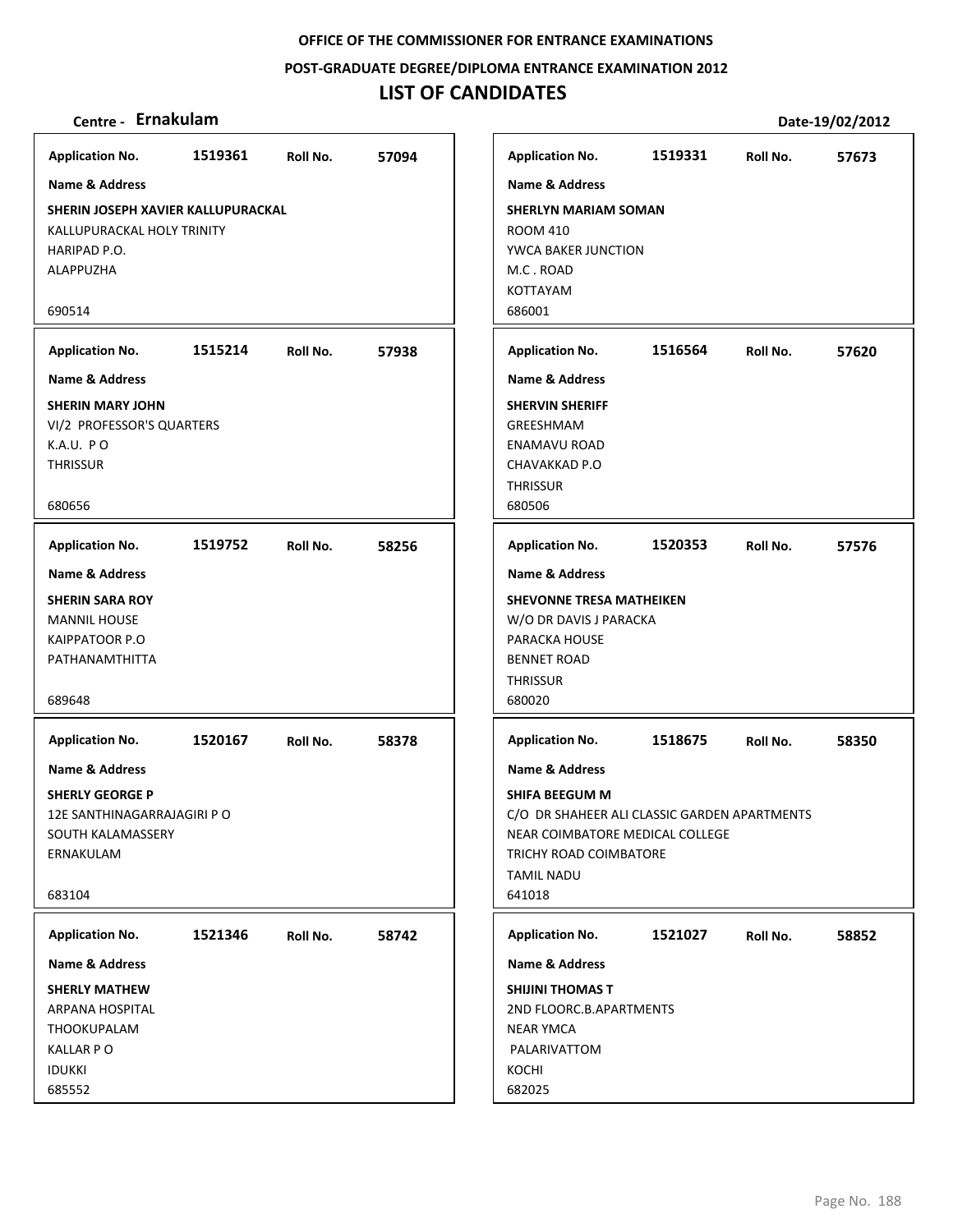**OFFICE OF THE COMMISSIONER FOR ENTRANCE EXAMINATIONS**

**POST-GRADUATE DEGREE/DIPLOMA ENTRANCE EXAMINATION 2012**

# LIST OF CANDIDATES

**Centre - Ernakulam** **Date-19/02/2012**

**Application No.** 1519361 **Roll No.** 57094

**Name & Address**

**SHERIN JOSEPH XAVIER KALLUPURACKAL**
KALLUPURACKAL HOLY TRINITY
HARIPAD P.O.
ALAPPUZHA

690514

---

**Application No.** 1519331 **Roll No.** 57673

**Name & Address**

**SHERLYN MARIAM SOMAN**
ROOM 410
YWCA BAKER JUNCTION
M.C . ROAD
KOTTAYAM
686001

---

**Application No.** 1515214 **Roll No.** 57938

**Name & Address**

**SHERIN MARY JOHN**
VI/2 PROFESSOR'S QUARTERS
K.A.U. P O
THRISSUR

680656

---

**Application No.** 1516564 **Roll No.** 57620

**Name & Address**

**SHERVIN SHERIFF**
GREESHMAM
ENAMAVU ROAD
CHAVAKKAD P.O
THRISSUR
680506

---

**Application No.** 1519752 **Roll No.** 58256

**Name & Address**

**SHERIN SARA ROY**
MANNIL HOUSE
KAIPPATOOR P.O
PATHANAMTHITTA

689648

---

**Application No.** 1520353 **Roll No.** 57576

**Name & Address**

**SHEVONNE TRESA MATHEIKEN**
W/O DR DAVIS J PARACKA
PARACKA HOUSE
BENNET ROAD
THRISSUR
680020

---

**Application No.** 1520167 **Roll No.** 58378

**Name & Address**

**SHERLY GEORGE P**
12E SANTHINAGARRAJAGIRI P O
SOUTH KALAMASSERY
ERNAKULAM

683104

---

**Application No.** 1518675 **Roll No.** 58350

**Name & Address**

**SHIFA BEEGUM M**
C/O DR SHAHEER ALI CLASSIC GARDEN APARTMENTS
NEAR COIMBATORE MEDICAL COLLEGE
TRICHY ROAD COIMBATORE
TAMIL NADU
641018

---

**Application No.** 1521346 **Roll No.** 58742

**Name & Address**

**SHERLY MATHEW**
ARPANA HOSPITAL
THOOKUPALAM
KALLAR P O
IDUKKI
685552

---

**Application No.** 1521027 **Roll No.** 58852

**Name & Address**

**SHIJINI THOMAS T**
2ND FLOORC.B.APARTMENTS
NEAR YMCA
PALARIVATTOM
KOCHI
682025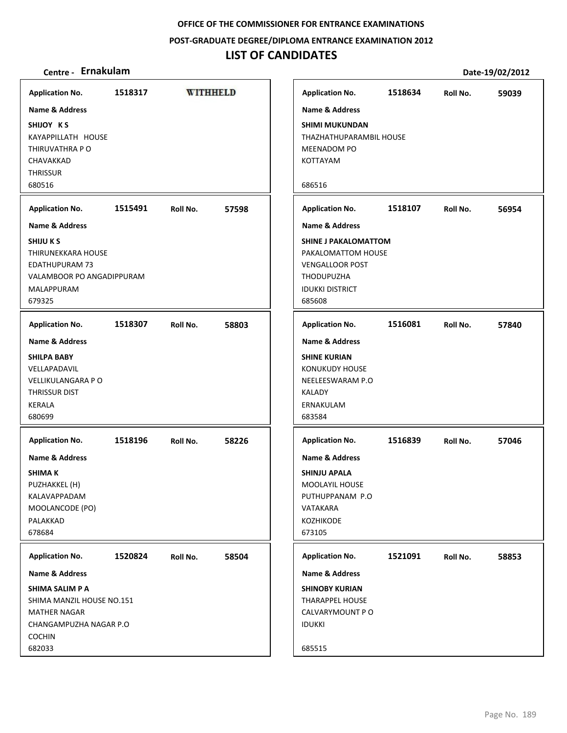**OFFICE OF THE COMMISSIONER FOR ENTRANCE EXAMINATIONS**

**POST-GRADUATE DEGREE/DIPLOMA ENTRANCE EXAMINATION 2012**

# LIST OF CANDIDATES

**Centre - Ernakulam** **Date-19/02/2012**

**Application No.** 1518317 **WITHHELD**

**Name & Address**

**SHIJOY K S**
KAYAPPILLATH HOUSE
THIRUVATHRA P O
CHAVAKKAD
THRISSUR
680516

**Application No.** 1515491 **Roll No.** 57598

**Name & Address**

**SHIJU K S**
THIRUNEKKARA HOUSE
EDATHUPURAM 73
VALAMBOOR PO ANGADIPPURAM
MALAPPURAM
679325

**Application No.** 1518307 **Roll No.** 58803

**Name & Address**

**SHILPA BABY**
VELLAPADAVIL
VELLIKULANGARA P O
THRISSUR DIST
KERALA
680699

**Application No.** 1518196 **Roll No.** 58226

**Name & Address**

**SHIMA K**
PUZHAKKEL (H)
KALAVAPPADAM
MOOLANCODE (PO)
PALAKKAD
678684

**Application No.** 1520824 **Roll No.** 58504

**Name & Address**

**SHIMA SALIM P A**
SHIMA MANZIL HOUSE NO.151
MATHER NAGAR
CHANGAMPUZHA NAGAR P.O
COCHIN
682033

**Application No.** 1518634 **Roll No.** 59039

**Name & Address**

**SHIMI MUKUNDAN**
THAZHATHUPARAMBIL HOUSE
MEENADOM PO
KOTTAYAM

686516

**Application No.** 1518107 **Roll No.** 56954

**Name & Address**

**SHINE J PAKALOMATTOM**
PAKALOMATTOM HOUSE
VENGALLOOR POST
THODUPUZHA
IDUKKI DISTRICT
685608

**Application No.** 1516081 **Roll No.** 57840

**Name & Address**

**SHINE KURIAN**
KONUKUDY HOUSE
NEELEESWARAM P.O
KALADY
ERNAKULAM
683584

**Application No.** 1516839 **Roll No.** 57046

**Name & Address**

**SHINJU APALA**
MOOLAYIL HOUSE
PUTHUPPANAM P.O
VATAKARA
KOZHIKODE
673105

**Application No.** 1521091 **Roll No.** 58853

**Name & Address**

**SHINOBY KURIAN**
THARAPPEL HOUSE
CALVARYMOUNT P O
IDUKKI

685515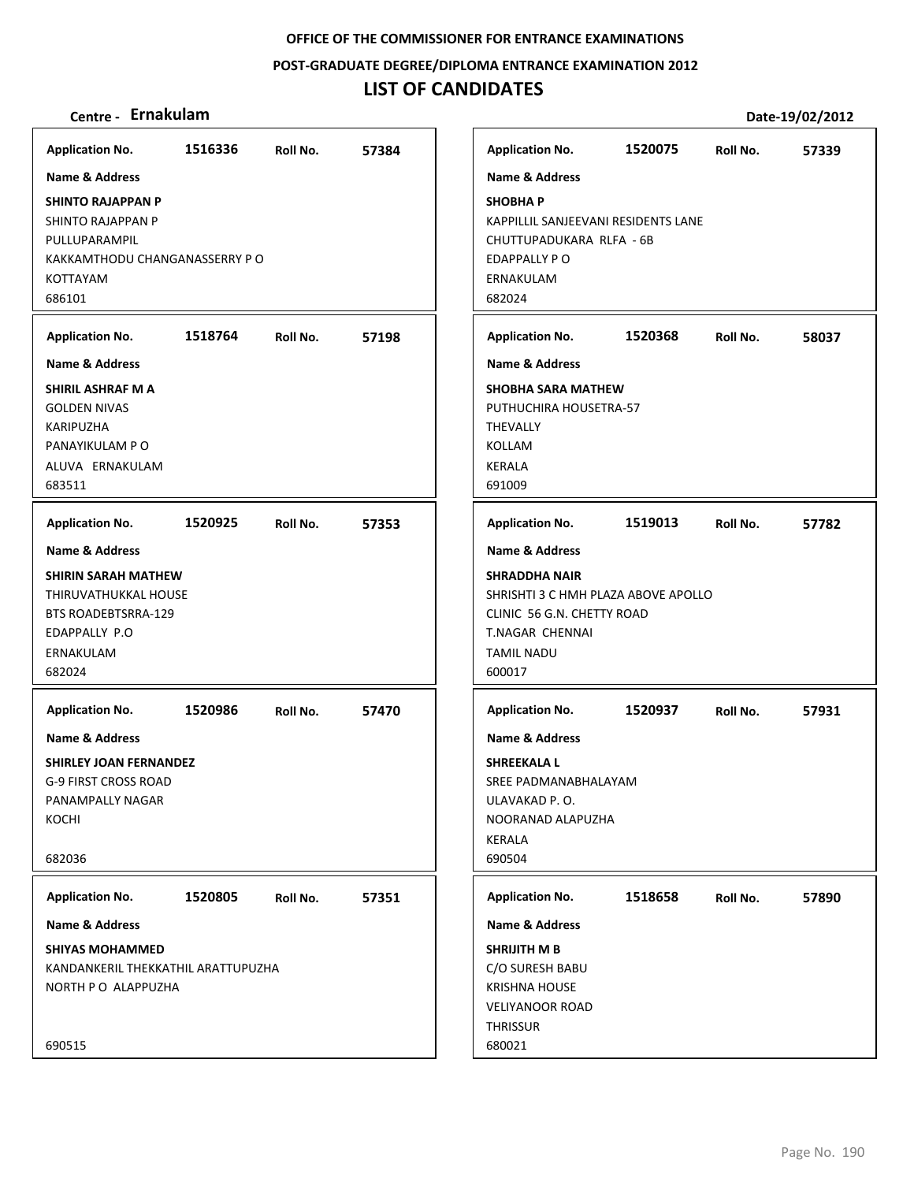**OFFICE OF THE COMMISSIONER FOR ENTRANCE EXAMINATIONS**

**POST-GRADUATE DEGREE/DIPLOMA ENTRANCE EXAMINATION 2012**

# LIST OF CANDIDATES

**Centre - Ernakulam** **Date-19/02/2012**

**Application No.** 1516336 **Roll No.** 57384

**Name & Address**

**SHINTO RAJAPPAN P**
SHINTO RAJAPPAN P
PULLUPARAMPIL
KAKKAMTHODU CHANGANASSERRY P O
KOTTAYAM
686101

**Application No.** 1520075 **Roll No.** 57339

**Name & Address**

**SHOBHA P**
KAPPILLIL SANJEEVANI RESIDENTS LANE
CHUTTUPADUKARA RLFA - 6B
EDAPPALLY P O
ERNAKULAM
682024

**Application No.** 1518764 **Roll No.** 57198

**Name & Address**

**SHIRIL ASHRAF M A**
GOLDEN NIVAS
KARIPUZHA
PANAYIKULAM P O
ALUVA ERNAKULAM
683511

**Application No.** 1520368 **Roll No.** 58037

**Name & Address**

**SHOBHA SARA MATHEW**
PUTHUCHIRA HOUSETRA-57
THEVALLY
KOLLAM
KERALA
691009

**Application No.** 1520925 **Roll No.** 57353

**Name & Address**

**SHIRIN SARAH MATHEW**
THIRUVATHUKKAL HOUSE
BTS ROADEBTSRRA-129
EDAPPALLY P.O
ERNAKULAM
682024

**Application No.** 1519013 **Roll No.** 57782

**Name & Address**

**SHRADDHA NAIR**
SHRISHTI 3 C HMH PLAZA ABOVE APOLLO
CLINIC 56 G.N. CHETTY ROAD
T.NAGAR CHENNAI
TAMIL NADU
600017

**Application No.** 1520986 **Roll No.** 57470

**Name & Address**

**SHIRLEY JOAN FERNANDEZ**
G-9 FIRST CROSS ROAD
PANAMPALLY NAGAR
KOCHI

682036

**Application No.** 1520937 **Roll No.** 57931

**Name & Address**

**SHREEKALA L**
SREE PADMANABHALAYAM
ULAVAKAD P. O.
NOORANAD ALAPUZHA
KERALA
690504

**Application No.** 1520805 **Roll No.** 57351

**Name & Address**

**SHIYAS MOHAMMED**
KANDANKERIL THEKKATHIL ARATTUPUZHA
NORTH P O ALAPPUZHA

690515

**Application No.** 1518658 **Roll No.** 57890

**Name & Address**

**SHRIJITH M B**
C/O SURESH BABU
KRISHNA HOUSE
VELIYANOOR ROAD
THRISSUR
680021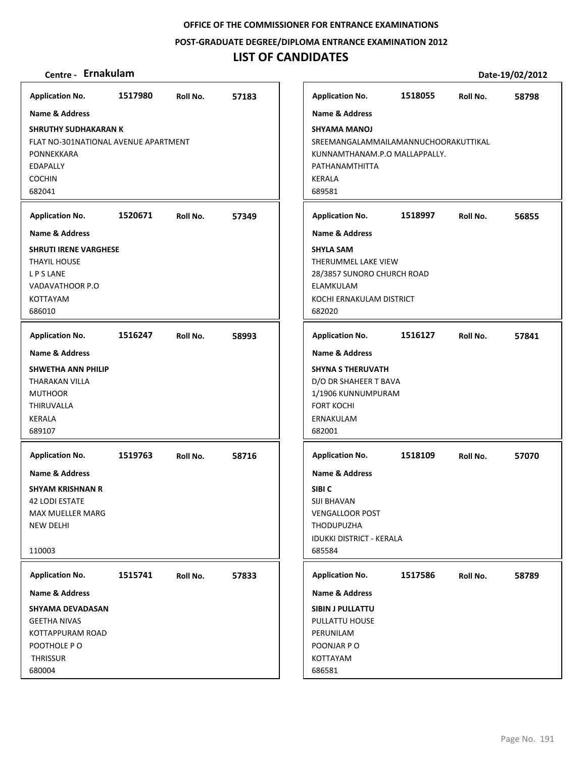**OFFICE OF THE COMMISSIONER FOR ENTRANCE EXAMINATIONS**

**POST-GRADUATE DEGREE/DIPLOMA ENTRANCE EXAMINATION 2012**

# LIST OF CANDIDATES

**Centre - Ernakulam** **Date-19/02/2012**

**Application No.** 1517980 **Roll No.** 57183

**Name & Address**

**SHRUTHY SUDHAKARAN K**
FLAT NO-301NATIONAL AVENUE APARTMENT
PONNEKKARA
EDAPALLY
COCHIN
682041

**Application No.** 1520671 **Roll No.** 57349

**Name & Address**

**SHRUTI IRENE VARGHESE**
THAYIL HOUSE
L P S LANE
VADAVATHOOR P.O
KOTTAYAM
686010

**Application No.** 1516247 **Roll No.** 58993

**Name & Address**

**SHWETHA ANN PHILIP**
THARAKAN VILLA
MUTHOOR
THIRUVALLA
KERALA
689107

**Application No.** 1519763 **Roll No.** 58716

**Name & Address**

**SHYAM KRISHNAN R**
42 LODI ESTATE
MAX MUELLER MARG
NEW DELHI

110003

**Application No.** 1515741 **Roll No.** 57833

**Name & Address**

**SHYAMA DEVADASAN**
GEETHA NIVAS
KOTTAPPURAM ROAD
POOTHOLE P O
THRISSUR
680004

**Application No.** 1518055 **Roll No.** 58798

**Name & Address**

**SHYAMA MANOJ**
SREEMANGALAMMAILAMANNUCHOORAKUTTIKAL
KUNNAMTHANAM.P.O MALLAPPALLY.
PATHANAMTHITTA
KERALA
689581

**Application No.** 1518997 **Roll No.** 56855

**Name & Address**

**SHYLA SAM**
THERUMMEL LAKE VIEW
28/3857 SUNORO CHURCH ROAD
ELAMKULAM
KOCHI ERNAKULAM DISTRICT
682020

**Application No.** 1516127 **Roll No.** 57841

**Name & Address**

**SHYNA S THERUVATH**
D/O DR SHAHEER T BAVA
1/1906 KUNNUMPURAM
FORT KOCHI
ERNAKULAM
682001

**Application No.** 1518109 **Roll No.** 57070

**Name & Address**

**SIBI C**
SIJI BHAVAN
VENGALLOOR POST
THODUPUZHA
IDUKKI DISTRICT - KERALA
685584

**Application No.** 1517586 **Roll No.** 58789

**Name & Address**

**SIBIN J PULLATTU**
PULLATTU HOUSE
PERUNILAM
POONJAR P O
KOTTAYAM
686581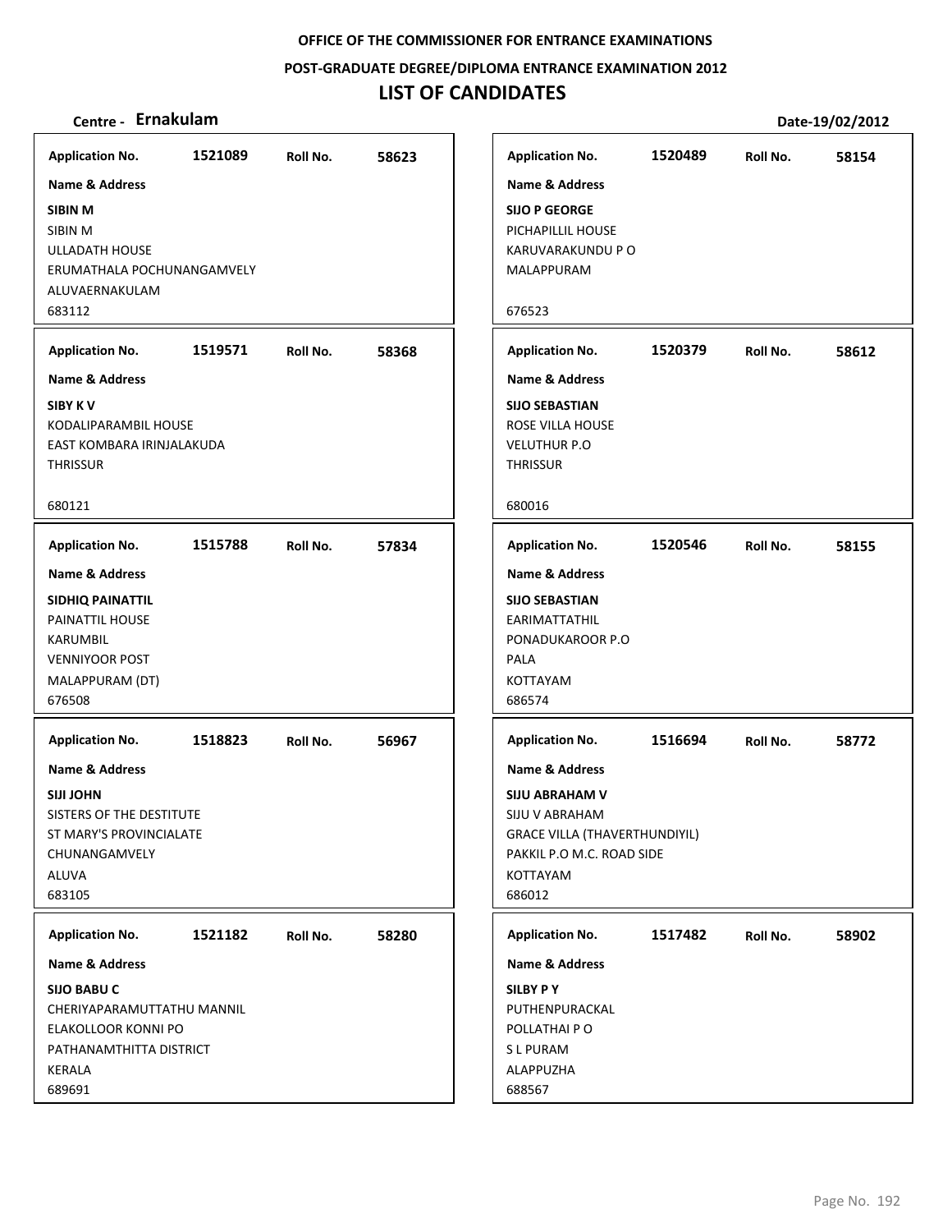OFFICE OF THE COMMISSIONER FOR ENTRANCE EXAMINATIONS

POST-GRADUATE DEGREE/DIPLOMA ENTRANCE EXAMINATION 2012

# LIST OF CANDIDATES

**Centre - Ernakulam** Date-19/02/2012

**Application No.** 1521089 **Roll No.** 58623

**Name & Address**

**SIBIN M**
SIBIN M
ULLADATH HOUSE
ERUMATHALA POCHUNANGAMVELY
ALUVAERNAKULAM
683112

**Application No.** 1519571 **Roll No.** 58368

**Name & Address**

**SIBY K V**
KODALIPARAMBIL HOUSE
EAST KOMBARA IRINJALAKUDA
THRISSUR
680121

**Application No.** 1515788 **Roll No.** 57834

**Name & Address**

**SIDHIQ PAINATTIL**
PAINATTIL HOUSE
KARUMBIL
VENNIYOOR POST
MALAPPURAM (DT)
676508

**Application No.** 1518823 **Roll No.** 56967

**Name & Address**

**SIJI JOHN**
SISTERS OF THE DESTITUTE
ST MARY'S PROVINCIALATE
CHUNANGAMVELY
ALUVA
683105

**Application No.** 1521182 **Roll No.** 58280

**Name & Address**

**SIJO BABU C**
CHERIYAPARAMUTTATHU MANNIL
ELAKOLLOOR KONNI PO
PATHANAMTHITTA DISTRICT
KERALA
689691

**Application No.** 1520489 **Roll No.** 58154

**Name & Address**

**SIJO P GEORGE**
PICHAPILLIL HOUSE
KARUVARAKUNDU P O
MALAPPURAM
676523

**Application No.** 1520379 **Roll No.** 58612

**Name & Address**

**SIJO SEBASTIAN**
ROSE VILLA HOUSE
VELUTHUR P.O
THRISSUR
680016

**Application No.** 1520546 **Roll No.** 58155

**Name & Address**

**SIJO SEBASTIAN**
EARIMATTATHIL
PONADUKAROOR P.O
PALA
KOTTAYAM
686574

**Application No.** 1516694 **Roll No.** 58772

**Name & Address**

**SIJU ABRAHAM V**
SIJU V ABRAHAM
GRACE VILLA (THAVERTHUNDIYIL)
PAKKIL P.O M.C. ROAD SIDE
KOTTAYAM
686012

**Application No.** 1517482 **Roll No.** 58902

**Name & Address**

**SILBY P Y**
PUTHENPURACKAL
POLLATHAI P O
S L PURAM
ALAPPUZHA
688567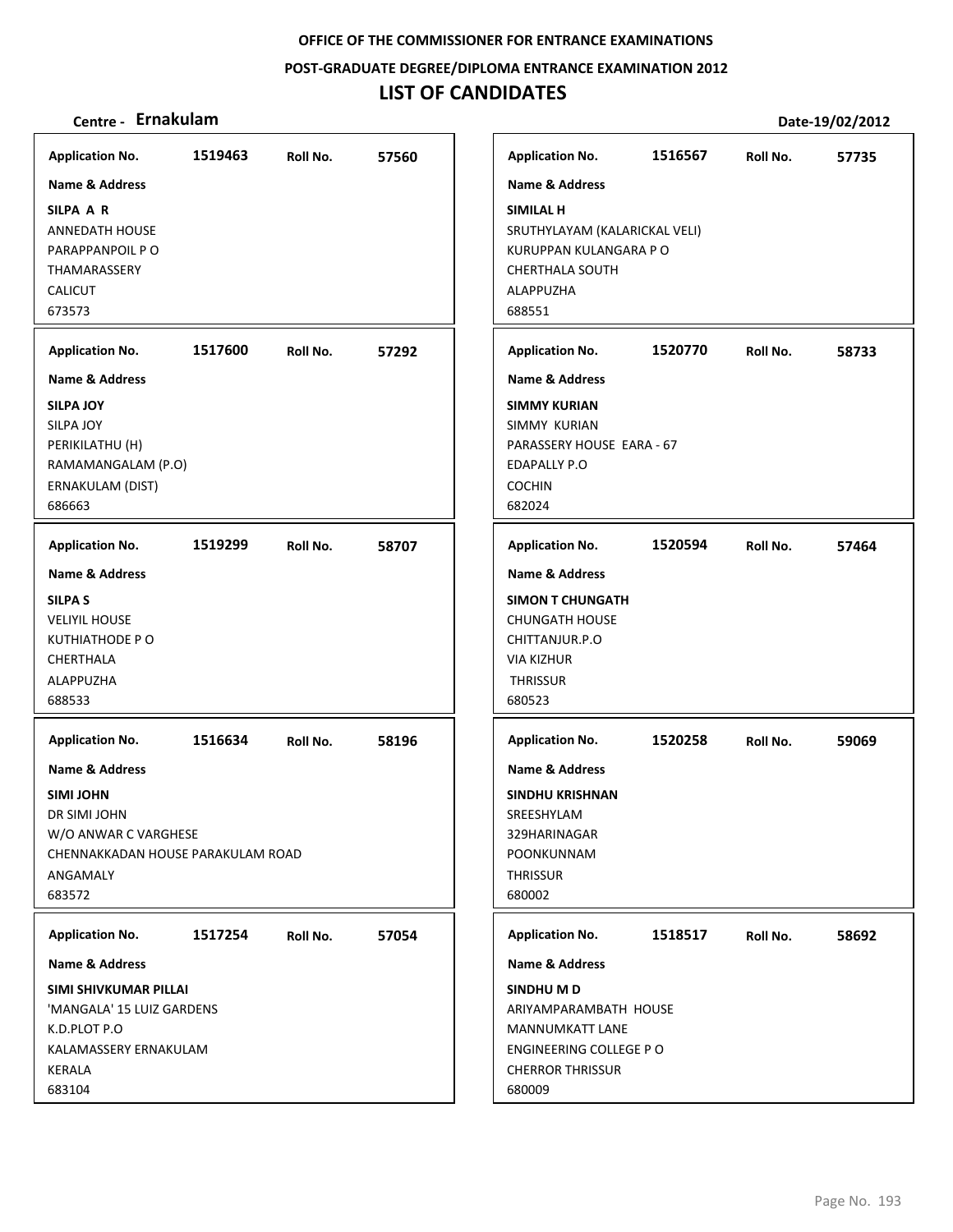**OFFICE OF THE COMMISSIONER FOR ENTRANCE EXAMINATIONS**

**POST-GRADUATE DEGREE/DIPLOMA ENTRANCE EXAMINATION 2012**

# LIST OF CANDIDATES

**Centre - Ernakulam** **Date-19/02/2012**

**Application No.** 1519463 **Roll No.** 57560
**Name & Address**
**SILPA A R**
ANNEDATH HOUSE
PARAPPANPOIL P O
THAMARASSERY
CALICUT
673573

**Application No.** 1517600 **Roll No.** 57292
**Name & Address**
**SILPA JOY**
SILPA JOY
PERIKILATHU (H)
RAMAMANGALAM (P.O)
ERNAKULAM (DIST)
686663

**Application No.** 1519299 **Roll No.** 58707
**Name & Address**
**SILPA S**
VELIYIL HOUSE
KUTHIATHODE P O
CHERTHALA
ALAPPUZHA
688533

**Application No.** 1516634 **Roll No.** 58196
**Name & Address**
**SIMI JOHN**
DR SIMI JOHN
W/O ANWAR C VARGHESE
CHENNAKKADAN HOUSE PARAKULAM ROAD
ANGAMALY
683572

**Application No.** 1517254 **Roll No.** 57054
**Name & Address**
**SIMI SHIVKUMAR PILLAI**
'MANGALA' 15 LUIZ GARDENS
K.D.PLOT P.O
KALAMASSERY ERNAKULAM
KERALA
683104

**Application No.** 1516567 **Roll No.** 57735
**Name & Address**
**SIMILAL H**
SRUTHYLAYAM (KALARICKAL VELI)
KURUPPAN KULANGARA P O
CHERTHALA SOUTH
ALAPPUZHA
688551

**Application No.** 1520770 **Roll No.** 58733
**Name & Address**
**SIMMY KURIAN**
SIMMY KURIAN
PARASSERY HOUSE EARA - 67
EDAPALLY P.O
COCHIN
682024

**Application No.** 1520594 **Roll No.** 57464
**Name & Address**
**SIMON T CHUNGATH**
CHUNGATH HOUSE
CHITTANJUR.P.O
VIA KIZHUR
THRISSUR
680523

**Application No.** 1520258 **Roll No.** 59069
**Name & Address**
**SINDHU KRISHNAN**
SREESHYLAM
329HARINAGAR
POONKUNNAM
THRISSUR
680002

**Application No.** 1518517 **Roll No.** 58692
**Name & Address**
**SINDHU M D**
ARIYAMPARAMBATH HOUSE
MANNUMKATT LANE
ENGINEERING COLLEGE P O
CHERROR THRISSUR
680009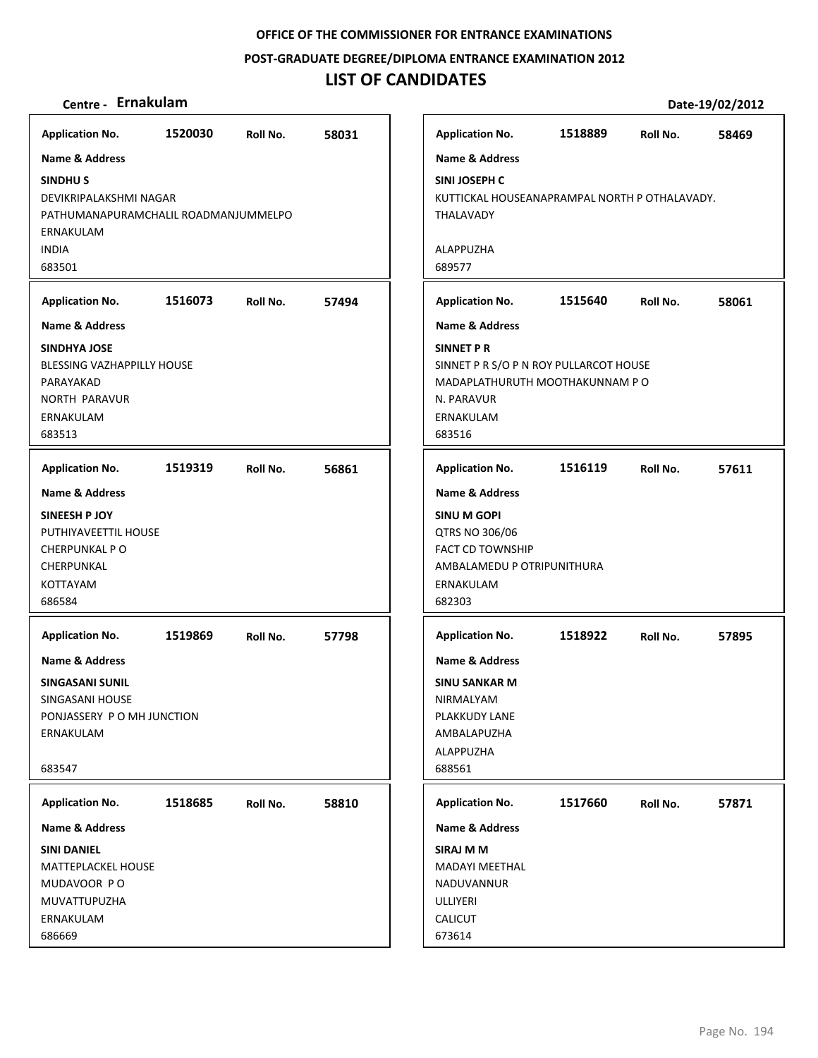OFFICE OF THE COMMISSIONER FOR ENTRANCE EXAMINATIONS

POST-GRADUATE DEGREE/DIPLOMA ENTRANCE EXAMINATION 2012

# LIST OF CANDIDATES

**Centre - Ernakulam** | **Date-19/02/2012**

**Application No.** 1520030 **Roll No.** 58031
**Name & Address**
**SINDHU S**
DEVIKRIPALAKSHMI NAGAR
PATHUMANAPURAMCHALIL ROADMANJUMMELPO
ERNAKULAM
INDIA
683501

**Application No.** 1516073 **Roll No.** 57494
**Name & Address**
**SINDHYA JOSE**
BLESSING VAZHAPPILLY HOUSE
PARAYAKAD
NORTH PARAVUR
ERNAKULAM
683513

**Application No.** 1519319 **Roll No.** 56861
**Name & Address**
**SINEESH P JOY**
PUTHIYAVEETTIL HOUSE
CHERPUNKAL P O
CHERPUNKAL
KOTTAYAM
686584

**Application No.** 1519869 **Roll No.** 57798
**Name & Address**
**SINGASANI SUNIL**
SINGASANI HOUSE
PONJASSERY P O MH JUNCTION
ERNAKULAM

683547

**Application No.** 1518685 **Roll No.** 58810
**Name & Address**
**SINI DANIEL**
MATTEPLACKEL HOUSE
MUDAVOOR P O
MUVATTUPUZHA
ERNAKULAM
686669

**Application No.** 1518889 **Roll No.** 58469
**Name & Address**
**SINI JOSEPH C**
KUTTICKAL HOUSEANAPRAMPAL NORTH P OTHALAVADY.
THALAVADY

ALAPPUZHA
689577

**Application No.** 1515640 **Roll No.** 58061
**Name & Address**
**SINNET P R**
SINNET P R S/O P N ROY PULLARCOT HOUSE
MADAPLATHURUTH MOOTHAKUNNAM P O
N. PARAVUR
ERNAKULAM
683516

**Application No.** 1516119 **Roll No.** 57611
**Name & Address**
**SINU M GOPI**
QTRS NO 306/06
FACT CD TOWNSHIP
AMBALAMEDU P OTRIPUNITHURA
ERNAKULAM
682303

**Application No.** 1518922 **Roll No.** 57895
**Name & Address**
**SINU SANKAR M**
NIRMALYAM
PLAKKUDY LANE
AMBALAPUZHA
ALAPPUZHA
688561

**Application No.** 1517660 **Roll No.** 57871
**Name & Address**
**SIRAJ M M**
MADAYI MEETHAL
NADUVANNUR
ULLIYERI
CALICUT
673614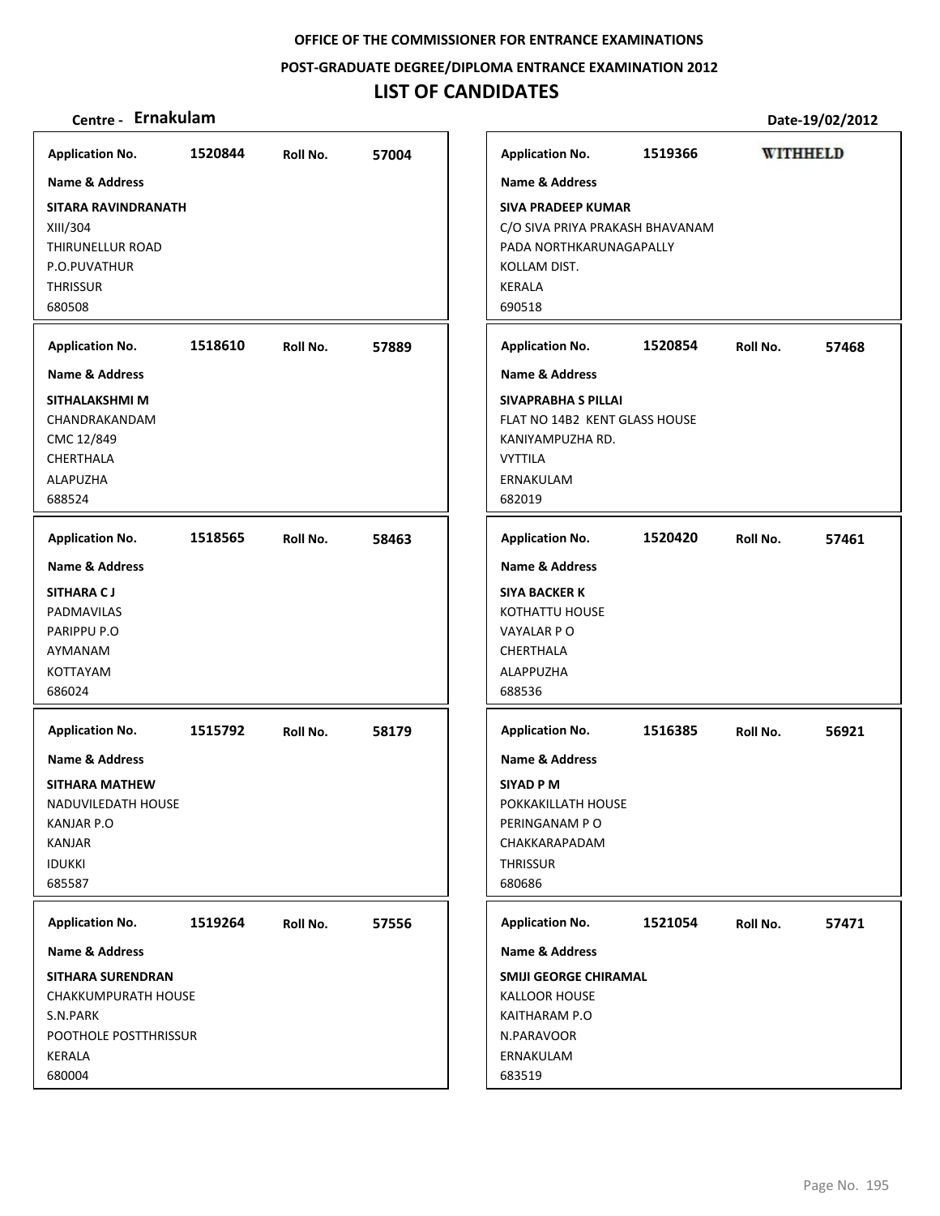**OFFICE OF THE COMMISSIONER FOR ENTRANCE EXAMINATIONS**

**POST-GRADUATE DEGREE/DIPLOMA ENTRANCE EXAMINATION 2012**

# LIST OF CANDIDATES

**Centre - Ernakulam** | **Date-19/02/2012**

---

**Application No.** 1520844 **Roll No.** 57004

**Name & Address**

**SITARA RAVINDRANATH**
XIII/304
THIRUNELLUR ROAD
P.O.PUVATHUR
THRISSUR
680508

---

**Application No.** 1518610 **Roll No.** 57889

**Name & Address**

**SITHALAKSHMI M**
CHANDRAKANDAM
CMC 12/849
CHERTHALA
ALAPUZHA
688524

---

**Application No.** 1518565 **Roll No.** 58463

**Name & Address**

**SITHARA C J**
PADMAVILAS
PARIPPU P.O
AYMANAM
KOTTAYAM
686024

---

**Application No.** 1515792 **Roll No.** 58179

**Name & Address**

**SITHARA MATHEW**
NADUVILEDATH HOUSE
KANJAR P.O
KANJAR
IDUKKI
685587

---

**Application No.** 1519264 **Roll No.** 57556

**Name & Address**

**SITHARA SURENDRAN**
CHAKKUMPURATH HOUSE
S.N.PARK
POOTHOLE POSTTHRISSUR
KERALA
680004

---

**Application No.** 1519366 **WITHHELD**

**Name & Address**

**SIVA PRADEEP KUMAR**
C/O SIVA PRIYA PRAKASH BHAVANAM
PADA NORTHKARUNAGAPALLY
KOLLAM DIST.
KERALA
690518

---

**Application No.** 1520854 **Roll No.** 57468

**Name & Address**

**SIVAPRABHA S PILLAI**
FLAT NO 14B2 KENT GLASS HOUSE
KANIYAMPUZHA RD.
VYTTILA
ERNAKULAM
682019

---

**Application No.** 1520420 **Roll No.** 57461

**Name & Address**

**SIYA BACKER K**
KOTHATTU HOUSE
VAYALAR P O
CHERTHALA
ALAPPUZHA
688536

---

**Application No.** 1516385 **Roll No.** 56921

**Name & Address**

**SIYAD P M**
POKKAKILLATH HOUSE
PERINGANAM P O
CHAKKARAPADAM
THRISSUR
680686

---

**Application No.** 1521054 **Roll No.** 57471

**Name & Address**

**SMIJI GEORGE CHIRAMAL**
KALLOOR HOUSE
KAITHARAM P.O
N.PARAVOOR
ERNAKULAM
683519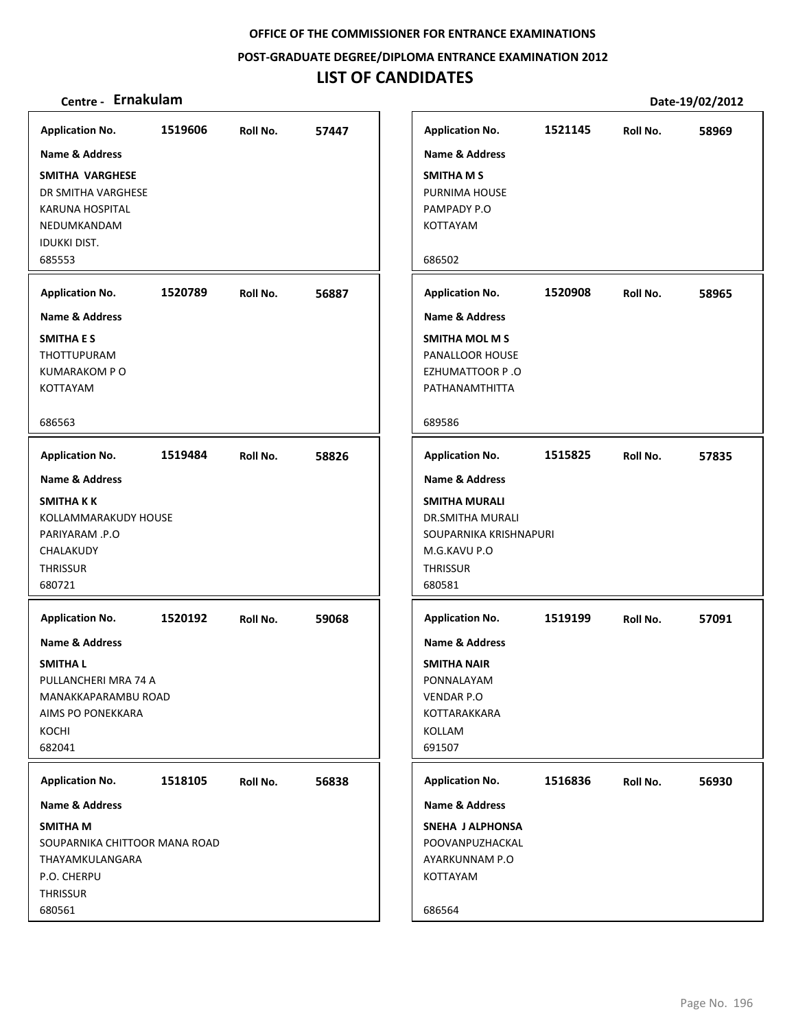**OFFICE OF THE COMMISSIONER FOR ENTRANCE EXAMINATIONS**

**POST-GRADUATE DEGREE/DIPLOMA ENTRANCE EXAMINATION 2012**

# LIST OF CANDIDATES

**Centre - Ernakulam** **Date-19/02/2012**

**Application No.** 1519606 **Roll No.** 57447
**Name & Address**
**SMITHA VARGHESE**
DR SMITHA VARGHESE
KARUNA HOSPITAL
NEDUMKANDAM
IDUKKI DIST.
685553

**Application No.** 1520789 **Roll No.** 56887
**Name & Address**
**SMITHA E S**
THOTTUPURAM
KUMARAKOM P O
KOTTAYAM
686563

**Application No.** 1519484 **Roll No.** 58826
**Name & Address**
**SMITHA K K**
KOLLAMMARAKUDY HOUSE
PARIYARAM .P.O
CHALAKUDY
THRISSUR
680721

**Application No.** 1520192 **Roll No.** 59068
**Name & Address**
**SMITHA L**
PULLANCHERI MRA 74 A
MANAKKAPARAMBU ROAD
AIMS PO PONEKKARA
KOCHI
682041

**Application No.** 1518105 **Roll No.** 56838
**Name & Address**
**SMITHA M**
SOUPARNIKA CHITTOOR MANA ROAD
THAYAMKULANGARA
P.O. CHERPU
THRISSUR
680561

**Application No.** 1521145 **Roll No.** 58969
**Name & Address**
**SMITHA M S**
PURNIMA HOUSE
PAMPADY P.O
KOTTAYAM
686502

**Application No.** 1520908 **Roll No.** 58965
**Name & Address**
**SMITHA MOL M S**
PANALLOOR HOUSE
EZHUMATTOOR P .O
PATHANAMTHITTA
689586

**Application No.** 1515825 **Roll No.** 57835
**Name & Address**
**SMITHA MURALI**
DR.SMITHA MURALI
SOUPARNIKA KRISHNAPURI
M.G.KAVU P.O
THRISSUR
680581

**Application No.** 1519199 **Roll No.** 57091
**Name & Address**
**SMITHA NAIR**
PONNALAYAM
VENDAR P.O
KOTTARAKKARA
KOLLAM
691507

**Application No.** 1516836 **Roll No.** 56930
**Name & Address**
**SNEHA J ALPHONSA**
POOVANPUZHACKAL
AYARKUNNAM P.O
KOTTAYAM
686564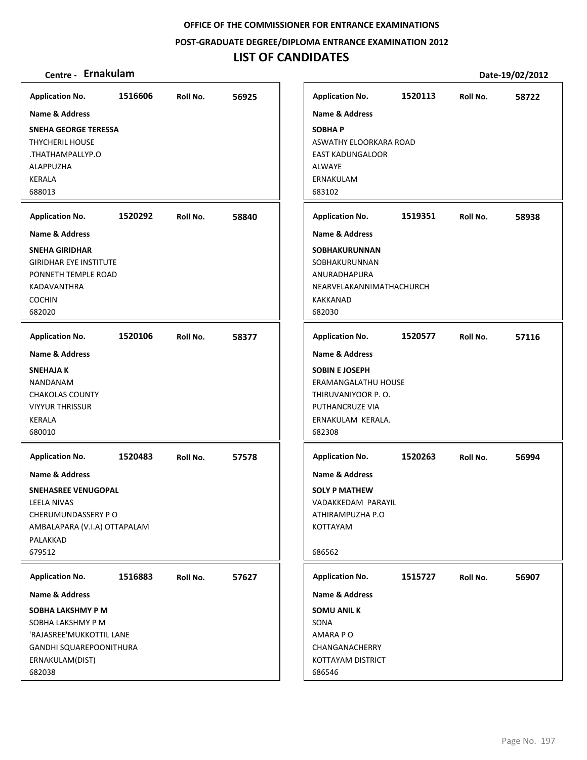OFFICE OF THE COMMISSIONER FOR ENTRANCE EXAMINATIONS

POST-GRADUATE DEGREE/DIPLOMA ENTRANCE EXAMINATION 2012

# LIST OF CANDIDATES

**Centre - Ernakulam** | **Date-19/02/2012**

| Application No. | Roll No. | Name & Address |
|---|---|---|
| 1516606 | 56925 | **SNEHA GEORGE TERESSA**<br>THYCHERIL HOUSE<br>.THATHAMPALLYP.O<br>ALAPPUZHA<br>KERALA<br>688013 |
| 1520292 | 58840 | **SNEHA GIRIDHAR**<br>GIRIDHAR EYE INSTITUTE<br>PONNETH TEMPLE ROAD<br>KADAVANTHRA<br>COCHIN<br>682020 |
| 1520106 | 58377 | **SNEHAJA K**<br>NANDANAM<br>CHAKOLAS COUNTY<br>VIYYUR THRISSUR<br>KERALA<br>680010 |
| 1520483 | 57578 | **SNEHASREE VENUGOPAL**<br>LEELA NIVAS<br>CHERUMUNDASSERY P O<br>AMBALAPARA (V.I.A) OTTAPALAM<br>PALAKKAD<br>679512 |
| 1516883 | 57627 | **SOBHA LAKSHMY P M**<br>SOBHA LAKSHMY P M<br>'RAJASREE'MUKKOTTIL LANE<br>GANDHI SQUAREPOONITHURA<br>ERNAKULAM(DIST)<br>682038 |
| 1520113 | 58722 | **SOBHA P**<br>ASWATHY ELOORKARA ROAD<br>EAST KADUNGALOOR<br>ALWAYE<br>ERNAKULAM<br>683102 |
| 1519351 | 58938 | **SOBHAKURUNNAN**<br>SOBHAKURUNNAN<br>ANURADHAPURA<br>NEARVELAKANNIMATHACHURCH<br>KAKKANAD<br>682030 |
| 1520577 | 57116 | **SOBIN E JOSEPH**<br>ERAMANGALATHU HOUSE<br>THIRUVANIYOOR P. O.<br>PUTHANCRUZE VIA<br>ERNAKULAM KERALA.<br>682308 |
| 1520263 | 56994 | **SOLY P MATHEW**<br>VADAKKEDAM PARAYIL<br>ATHIRAMPUZHA P.O<br>KOTTAYAM<br>686562 |
| 1515727 | 56907 | **SOMU ANIL K**<br>SONA<br>AMARA P O<br>CHANGANACHERRY<br>KOTTAYAM DISTRICT<br>686546 |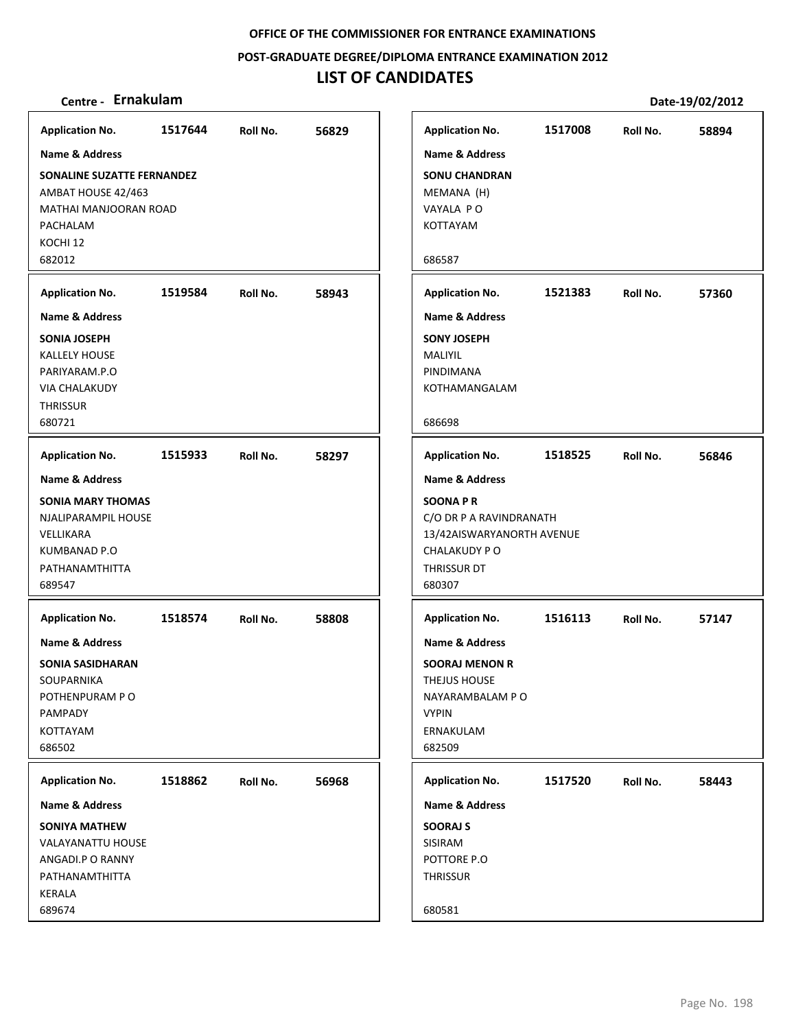OFFICE OF THE COMMISSIONER FOR ENTRANCE EXAMINATIONS

POST-GRADUATE DEGREE/DIPLOMA ENTRANCE EXAMINATION 2012

# LIST OF CANDIDATES

**Centre - Ernakulam** | **Date-19/02/2012**

**Application No.** 1517644 **Roll No.** 56829

**Name & Address**

**SONALINE SUZATTE FERNANDEZ**
AMBAT HOUSE 42/463
MATHAI MANJOORAN ROAD
PACHALAM
KOCHI 12
682012

**Application No.** 1519584 **Roll No.** 58943

**Name & Address**

**SONIA JOSEPH**
KALLELY HOUSE
PARIYARAM.P.O
VIA CHALAKUDY
THRISSUR
680721

**Application No.** 1515933 **Roll No.** 58297

**Name & Address**

**SONIA MARY THOMAS**
NJALIPARAMPIL HOUSE
VELLIKARA
KUMBANAD P.O
PATHANAMTHITTA
689547

**Application No.** 1518574 **Roll No.** 58808

**Name & Address**

**SONIA SASIDHARAN**
SOUPARNIKA
POTHENPURAM P O
PAMPADY
KOTTAYAM
686502

**Application No.** 1518862 **Roll No.** 56968

**Name & Address**

**SONIYA MATHEW**
VALAYANATTU HOUSE
ANGADI.P O RANNY
PATHANAMTHITTA
KERALA
689674

**Application No.** 1517008 **Roll No.** 58894

**Name & Address**

**SONU CHANDRAN**
MEMANA (H)
VAYALA P O
KOTTAYAM

686587

**Application No.** 1521383 **Roll No.** 57360

**Name & Address**

**SONY JOSEPH**
MALIYIL
PINDIMANA
KOTHAMANGALAM

686698

**Application No.** 1518525 **Roll No.** 56846

**Name & Address**

**SOONA P R**
C/O DR P A RAVINDRANATH
13/42AISWARYANORTH AVENUE
CHALAKUDY P O
THRISSUR DT
680307

**Application No.** 1516113 **Roll No.** 57147

**Name & Address**

**SOORAJ MENON R**
THEJUS HOUSE
NAYARAMBALAM P O
VYPIN
ERNAKULAM
682509

**Application No.** 1517520 **Roll No.** 58443

**Name & Address**

**SOORAJ S**
SISIRAM
POTTORE P.O
THRISSUR

680581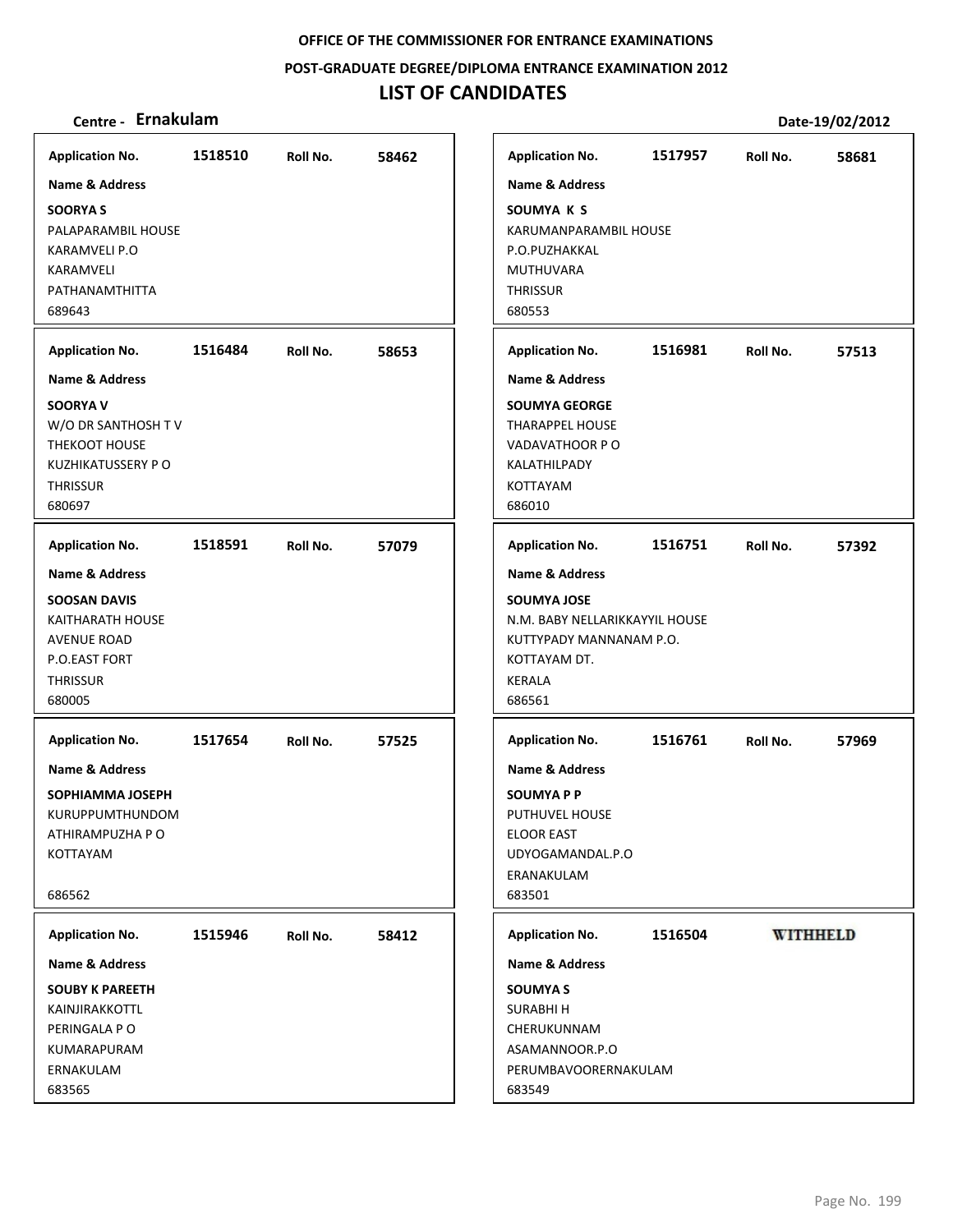**OFFICE OF THE COMMISSIONER FOR ENTRANCE EXAMINATIONS**

**POST-GRADUATE DEGREE/DIPLOMA ENTRANCE EXAMINATION 2012**

# LIST OF CANDIDATES

**Centre - Ernakulam** **Date-19/02/2012**

| Application No. | Roll No. | Name & Address |
|---|---|---|
| 1518510 | 58462 | **SOORYA S**<br>PALAPARAMBIL HOUSE<br>KARAMVELI P.O<br>KARAMVELI<br>PATHANAMTHITTA<br>689643 |
| 1516484 | 58653 | **SOORYA V**<br>W/O DR SANTHOSH T V<br>THEKOOT HOUSE<br>KUZHIKATUSSERY P O<br>THRISSUR<br>680697 |
| 1518591 | 57079 | **SOOSAN DAVIS**<br>KAITHARATH HOUSE<br>AVENUE ROAD<br>P.O.EAST FORT<br>THRISSUR<br>680005 |
| 1517654 | 57525 | **SOPHIAMMA JOSEPH**<br>KURUPPUMTHUNDOM<br>ATHIRAMPUZHA P O<br>KOTTAYAM<br>686562 |
| 1515946 | 58412 | **SOUBY K PAREETH**<br>KAINJIRAKKOTTL<br>PERINGALA P O<br>KUMARAPURAM<br>ERNAKULAM<br>683565 |
| 1517957 | 58681 | **SOUMYA K S**<br>KARUMANPARAMBIL HOUSE<br>P.O.PUZHAKKAL<br>MUTHUVARA<br>THRISSUR<br>680553 |
| 1516981 | 57513 | **SOUMYA GEORGE**<br>THARAPPEL HOUSE<br>VADAVATHOOR P O<br>KALATHILPADY<br>KOTTAYAM<br>686010 |
| 1516751 | 57392 | **SOUMYA JOSE**<br>N.M. BABY NELLARIKKAYYIL HOUSE<br>KUTTYPADY MANNANAM P.O.<br>KOTTAYAM DT.<br>KERALA<br>686561 |
| 1516761 | 57969 | **SOUMYA P P**<br>PUTHUVEL HOUSE<br>ELOOR EAST<br>UDYOGAMANDAL.P.O<br>ERANAKULAM<br>683501 |
| 1516504 | WITHHELD | **SOUMYA S**<br>SURABHI H<br>CHERUKUNNAM<br>ASAMANNOOR.P.O<br>PERUMBAVOORERNAKULAM<br>683549 |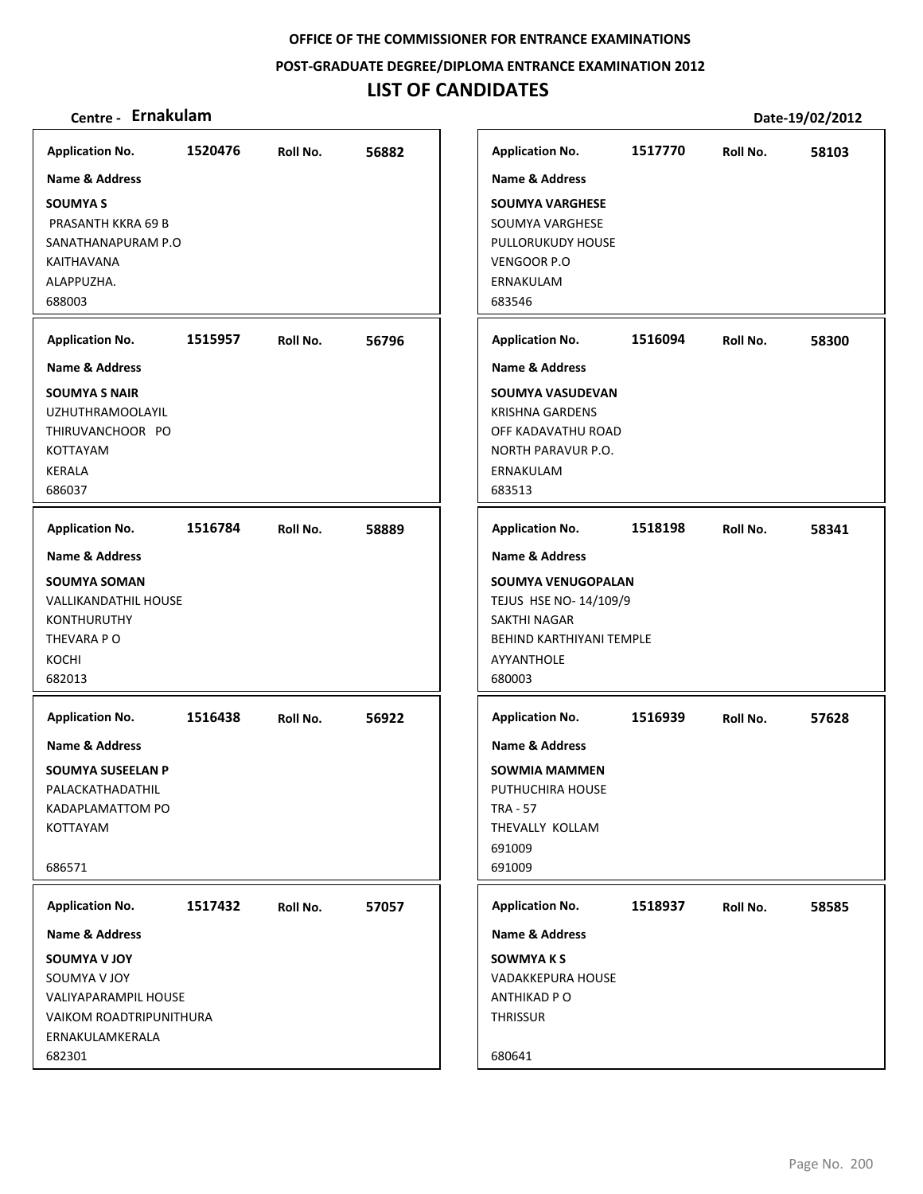OFFICE OF THE COMMISSIONER FOR ENTRANCE EXAMINATIONS

POST-GRADUATE DEGREE/DIPLOMA ENTRANCE EXAMINATION 2012

# LIST OF CANDIDATES

**Centre - Ernakulam** Date-19/02/2012

| Application No. | Roll No. | Name & Address |
|---|---|---|
| 1520476 | 56882 | **SOUMYA S**<br>PRASANTH KKRA 69 B<br>SANATHANAPURAM P.O<br>KAITHAVANA<br>ALAPPUZHA.<br>688003 |
| 1515957 | 56796 | **SOUMYA S NAIR**<br>UZHUTHRAMOOLAYIL<br>THIRUVANCHOOR PO<br>KOTTAYAM<br>KERALA<br>686037 |
| 1516784 | 58889 | **SOUMYA SOMAN**<br>VALLIKANDATHIL HOUSE<br>KONTHURUTHY<br>THEVARA P O<br>KOCHI<br>682013 |
| 1516438 | 56922 | **SOUMYA SUSEELAN P**<br>PALACKATHADATHIL<br>KADAPLAMATTOM PO<br>KOTTAYAM<br>686571 |
| 1517432 | 57057 | **SOUMYA V JOY**<br>SOUMYA V JOY<br>VALIYAPARAMPIL HOUSE<br>VAIKOM ROADTRIPUNITHURA<br>ERNAKULAMKERALA<br>682301 |
| 1517770 | 58103 | **SOUMYA VARGHESE**<br>SOUMYA VARGHESE<br>PULLORUKUDY HOUSE<br>VENGOOR P.O<br>ERNAKULAM<br>683546 |
| 1516094 | 58300 | **SOUMYA VASUDEVAN**<br>KRISHNA GARDENS<br>OFF KADAVATHU ROAD<br>NORTH PARAVUR P.O.<br>ERNAKULAM<br>683513 |
| 1518198 | 58341 | **SOUMYA VENUGOPALAN**<br>TEJUS HSE NO- 14/109/9<br>SAKTHI NAGAR<br>BEHIND KARTHIYANI TEMPLE<br>AYYANTHOLE<br>680003 |
| 1516939 | 57628 | **SOWMIA MAMMEN**<br>PUTHUCHIRA HOUSE<br>TRA - 57<br>THEVALLY KOLLAM<br>691009<br>691009 |
| 1518937 | 58585 | **SOWMYA K S**<br>VADAKKEPURA HOUSE<br>ANTHIKAD P O<br>THRISSUR<br>680641 |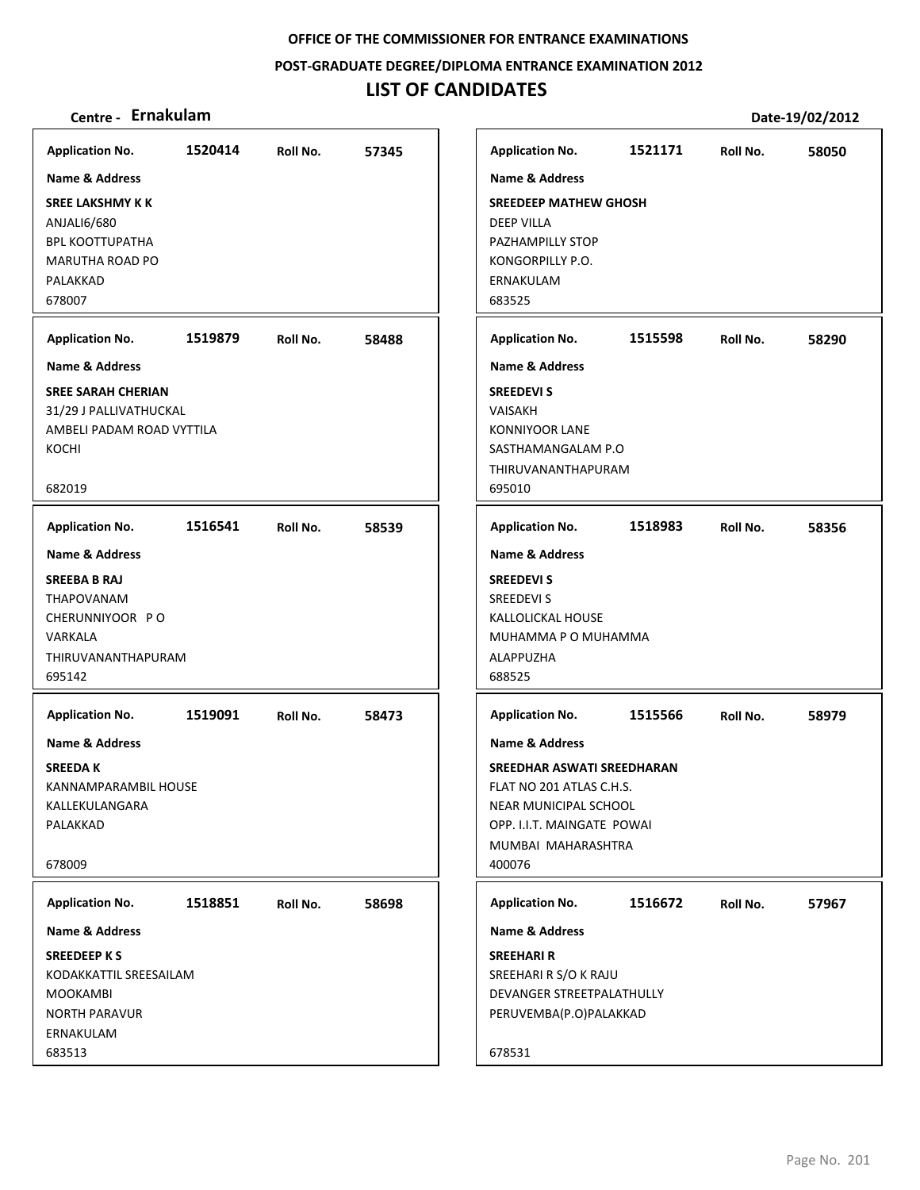**OFFICE OF THE COMMISSIONER FOR ENTRANCE EXAMINATIONS**

**POST-GRADUATE DEGREE/DIPLOMA ENTRANCE EXAMINATION 2012**

# LIST OF CANDIDATES

**Centre - Ernakulam** **Date-19/02/2012**

| Application No. | Roll No. | Name & Address |
|---|---|---|
| 1520414 | 57345 | **SREE LAKSHMY K K**<br>ANJALI6/680<br>BPL KOOTTUPATHA<br>MARUTHA ROAD PO<br>PALAKKAD<br>678007 |
| 1519879 | 58488 | **SREE SARAH CHERIAN**<br>31/29 J PALLIVATHUCKAL<br>AMBELI PADAM ROAD VYTTILA<br>KOCHI<br>682019 |
| 1516541 | 58539 | **SREEBA B RAJ**<br>THAPOVANAM<br>CHERUNNIYOOR P O<br>VARKALA<br>THIRUVANANTHAPURAM<br>695142 |
| 1519091 | 58473 | **SREEDA K**<br>KANNAMPARAMBIL HOUSE<br>KALLEKULANGARA<br>PALAKKAD<br>678009 |
| 1518851 | 58698 | **SREEDEEP K S**<br>KODAKKATTIL SREESAILAM<br>MOOKAMBI<br>NORTH PARAVUR<br>ERNAKULAM<br>683513 |
| 1521171 | 58050 | **SREEDEEP MATHEW GHOSH**<br>DEEP VILLA<br>PAZHAMPILLY STOP<br>KONGORPILLY P.O.<br>ERNAKULAM<br>683525 |
| 1515598 | 58290 | **SREEDEVI S**<br>VAISAKH<br>KONNIYOOR LANE<br>SASTHAMANGALAM P.O<br>THIRUVANANTHAPURAM<br>695010 |
| 1518983 | 58356 | **SREEDEVI S**<br>SREEDEVI S<br>KALLOLICKAL HOUSE<br>MUHAMMA P O MUHAMMA<br>ALAPPUZHA<br>688525 |
| 1515566 | 58979 | **SREEDHAR ASWATI SREEDHARAN**<br>FLAT NO 201 ATLAS C.H.S.<br>NEAR MUNICIPAL SCHOOL<br>OPP. I.I.T. MAINGATE POWAI<br>MUMBAI MAHARASHTRA<br>400076 |
| 1516672 | 57967 | **SREEHARI R**<br>SREEHARI R S/O K RAJU<br>DEVANGER STREETPALATHULLY<br>PERUVEMBA(P.O)PALAKKAD<br>678531 |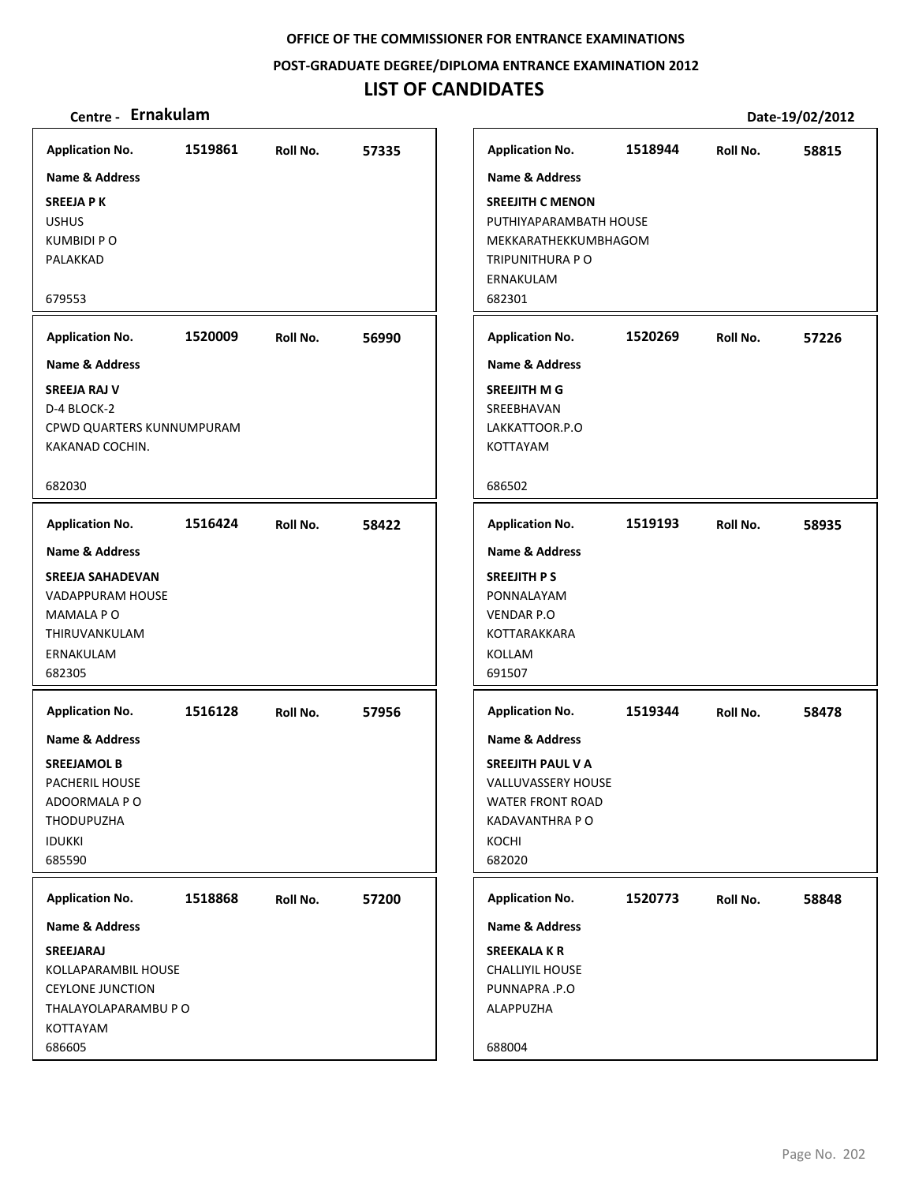OFFICE OF THE COMMISSIONER FOR ENTRANCE EXAMINATIONS

POST-GRADUATE DEGREE/DIPLOMA ENTRANCE EXAMINATION 2012

# LIST OF CANDIDATES

**Centre - Ernakulam** | **Date-19/02/2012**

**Application No.** 1519861 **Roll No.** 57335
**Name & Address**
**SREEJA P K**
USHUS
KUMBIDI P O
PALAKKAD
679553

**Application No.** 1520009 **Roll No.** 56990
**Name & Address**
**SREEJA RAJ V**
D-4 BLOCK-2
CPWD QUARTERS KUNNUMPURAM
KAKANAD COCHIN.
682030

**Application No.** 1516424 **Roll No.** 58422
**Name & Address**
**SREEJA SAHADEVAN**
VADAPPURAM HOUSE
MAMALA P O
THIRUVANKULAM
ERNAKULAM
682305

**Application No.** 1516128 **Roll No.** 57956
**Name & Address**
**SREEJAMOL B**
PACHERIL HOUSE
ADOORMALA P O
THODUPUZHA
IDUKKI
685590

**Application No.** 1518868 **Roll No.** 57200
**Name & Address**
**SREEJARAJ**
KOLLAPARAMBIL HOUSE
CEYLONE JUNCTION
THALAYOLAPARAMBU P O
KOTTAYAM
686605

**Application No.** 1518944 **Roll No.** 58815
**Name & Address**
**SREEJITH C MENON**
PUTHIYAPARAMBATH HOUSE
MEKKARATHEKKUMBHAGOM
TRIPUNITHURA P O
ERNAKULAM
682301

**Application No.** 1520269 **Roll No.** 57226
**Name & Address**
**SREEJITH M G**
SREEBHAVAN
LAKKATTOOR.P.O
KOTTAYAM
686502

**Application No.** 1519193 **Roll No.** 58935
**Name & Address**
**SREEJITH P S**
PONNALAYAM
VENDAR P.O
KOTTARAKKARA
KOLLAM
691507

**Application No.** 1519344 **Roll No.** 58478
**Name & Address**
**SREEJITH PAUL V A**
VALLUVASSERY HOUSE
WATER FRONT ROAD
KADAVANTHRA P O
KOCHI
682020

**Application No.** 1520773 **Roll No.** 58848
**Name & Address**
**SREEKALA K R**
CHALLIYIL HOUSE
PUNNAPRA .P.O
ALAPPUZHA
688004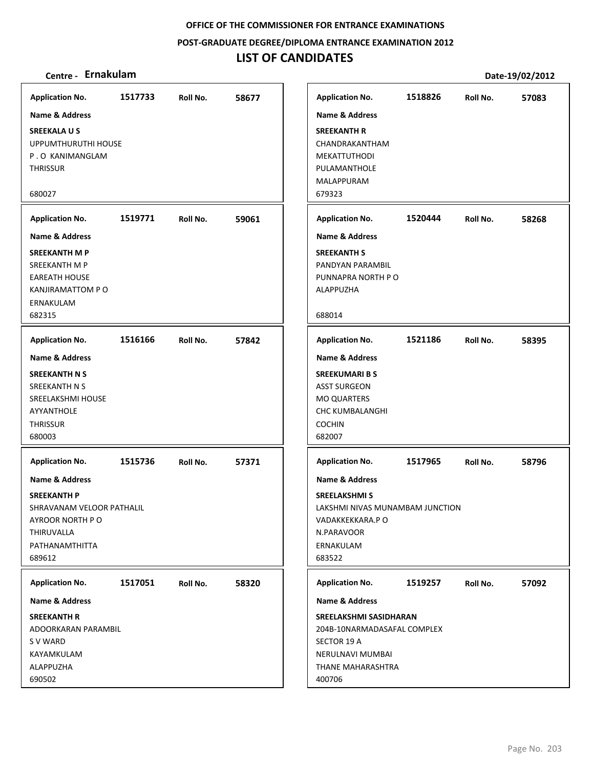**OFFICE OF THE COMMISSIONER FOR ENTRANCE EXAMINATIONS**

**POST-GRADUATE DEGREE/DIPLOMA ENTRANCE EXAMINATION 2012**

# LIST OF CANDIDATES

**Centre - Ernakulam** **Date-19/02/2012**

**Application No.** 1517733 **Roll No.** 58677

**Name & Address**

**SREEKALA U S**
UPPUMTHURUTHI HOUSE
P . O KANIMANGLAM
THRISSUR

680027

**Application No.** 1519771 **Roll No.** 59061

**Name & Address**

**SREEKANTH M P**
SREEKANTH M P
EAREATH HOUSE
KANJIRAMATTOM P O
ERNAKULAM
682315

**Application No.** 1516166 **Roll No.** 57842

**Name & Address**

**SREEKANTH N S**
SREEKANTH N S
SREELAKSHMI HOUSE
AYYANTHOLE
THRISSUR
680003

**Application No.** 1515736 **Roll No.** 57371

**Name & Address**

**SREEKANTH P**
SHRAVANAM VELOOR PATHALIL
AYROOR NORTH P O
THIRUVALLA
PATHANAMTHITTA
689612

**Application No.** 1517051 **Roll No.** 58320

**Name & Address**

**SREEKANTH R**
ADOORKARAN PARAMBIL
S V WARD
KAYAMKULAM
ALAPPUZHA
690502

**Application No.** 1518826 **Roll No.** 57083

**Name & Address**

**SREEKANTH R**
CHANDRAKANTHAM
MEKATTUTHODI
PULAMANTHOLE
MALAPPURAM
679323

**Application No.** 1520444 **Roll No.** 58268

**Name & Address**

**SREEKANTH S**
PANDYAN PARAMBIL
PUNNAPRA NORTH P O
ALAPPUZHA

688014

**Application No.** 1521186 **Roll No.** 58395

**Name & Address**

**SREEKUMARI B S**
ASST SURGEON
MO QUARTERS
CHC KUMBALANGHI
COCHIN
682007

**Application No.** 1517965 **Roll No.** 58796

**Name & Address**

**SREELAKSHMI S**
LAKSHMI NIVAS MUNAMBAM JUNCTION
VADAKKEKKARA.P O
N.PARAVOOR
ERNAKULAM
683522

**Application No.** 1519257 **Roll No.** 57092

**Name & Address**

**SREELAKSHMI SASIDHARAN**
204B-10NARMADASAFAL COMPLEX
SECTOR 19 A
NERULNAVI MUMBAI
THANE MAHARASHTRA
400706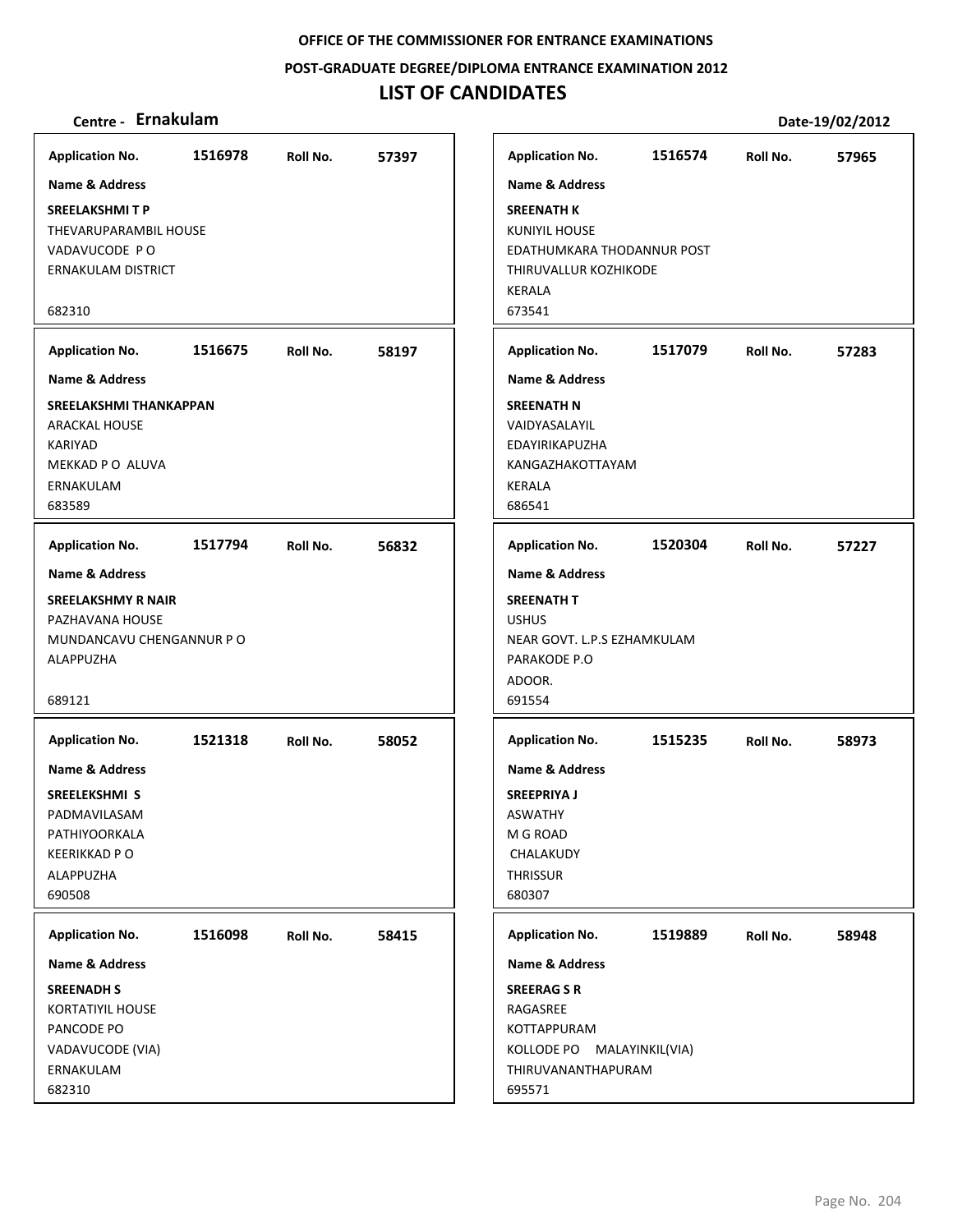OFFICE OF THE COMMISSIONER FOR ENTRANCE EXAMINATIONS

POST-GRADUATE DEGREE/DIPLOMA ENTRANCE EXAMINATION 2012

# LIST OF CANDIDATES

**Centre - Ernakulam** **Date-19/02/2012**

**Application No.** 1516978 **Roll No.** 57397

**Name & Address**

**SREELAKSHMI T P**
THEVARUPARAMBIL HOUSE
VADAVUCODE P O
ERNAKULAM DISTRICT

682310

**Application No.** 1516675 **Roll No.** 58197

**Name & Address**

**SREELAKSHMI THANKAPPAN**
ARACKAL HOUSE
KARIYAD
MEKKAD P O ALUVA
ERNAKULAM
683589

**Application No.** 1517794 **Roll No.** 56832

**Name & Address**

**SREELAKSHMY R NAIR**
PAZHAVANA HOUSE
MUNDANCAVU CHENGANNUR P O
ALAPPUZHA

689121

**Application No.** 1521318 **Roll No.** 58052

**Name & Address**

**SREELEKSHMI S**
PADMAVILASAM
PATHIYOORKALA
KEERIKKAD P O
ALAPPUZHA
690508

**Application No.** 1516098 **Roll No.** 58415

**Name & Address**

**SREENADH S**
KORTATIYIL HOUSE
PANCODE PO
VADAVUCODE (VIA)
ERNAKULAM
682310

**Application No.** 1516574 **Roll No.** 57965

**Name & Address**

**SREENATH K**
KUNIYIL HOUSE
EDATHUMKARA THODANNUR POST
THIRUVALLUR KOZHIKODE
KERALA
673541

**Application No.** 1517079 **Roll No.** 57283

**Name & Address**

**SREENATH N**
VAIDYASALAYIL
EDAYIRIKAPUZHA
KANGAZHAKOTTAYAM
KERALA
686541

**Application No.** 1520304 **Roll No.** 57227

**Name & Address**

**SREENATH T**
USHUS
NEAR GOVT. L.P.S EZHAMKULAM
PARAKODE P.O
ADOOR.
691554

**Application No.** 1515235 **Roll No.** 58973

**Name & Address**

**SREEPRIYA J**
ASWATHY
M G ROAD
CHALAKUDY
THRISSUR
680307

**Application No.** 1519889 **Roll No.** 58948

**Name & Address**

**SREERAG S R**
RAGASREE
KOTTAPPURAM
KOLLODE PO MALAYINKIL(VIA)
THIRUVANANTHAPURAM
695571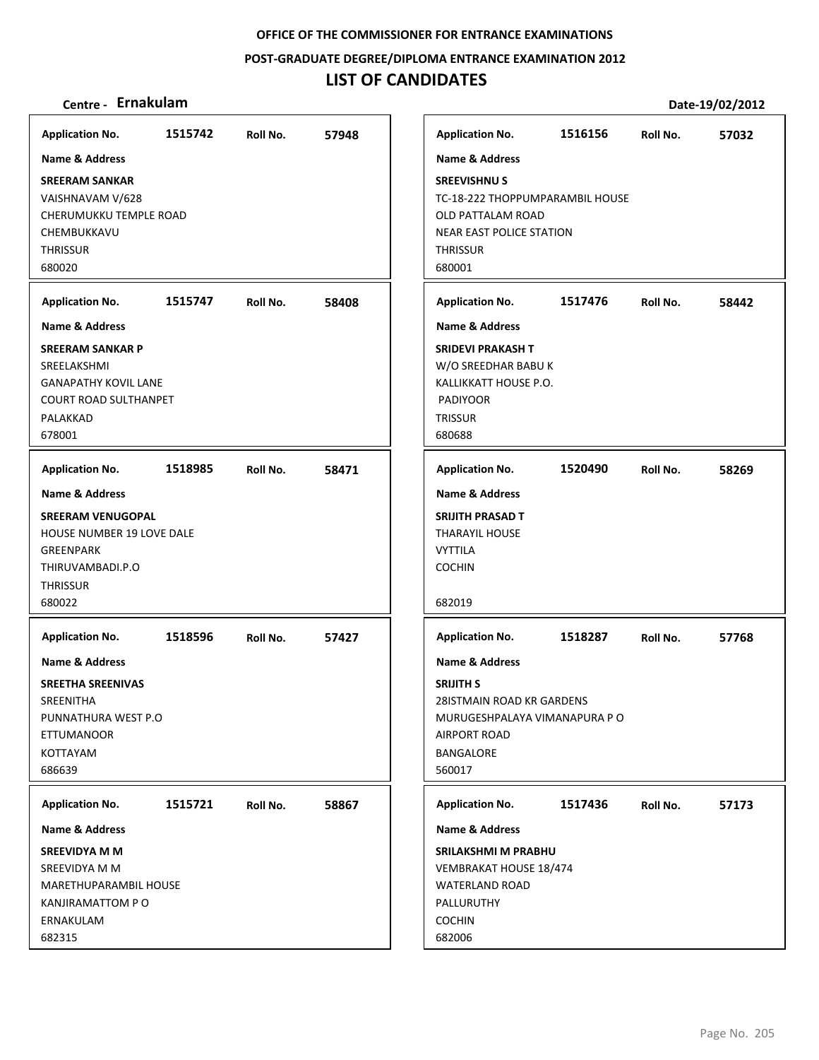**OFFICE OF THE COMMISSIONER FOR ENTRANCE EXAMINATIONS**

**POST-GRADUATE DEGREE/DIPLOMA ENTRANCE EXAMINATION 2012**

# LIST OF CANDIDATES

**Centre - Ernakulam** — **Date-19/02/2012**

| Application No. | Roll No. | Name & Address |
|---|---|---|
| 1515742 | 57948 | **SREERAM SANKAR**<br>VAISHNAVAM V/628<br>CHERUMUKKU TEMPLE ROAD<br>CHEMBUKKAVU<br>THRISSUR<br>680020 |
| 1515747 | 58408 | **SREERAM SANKAR P**<br>SREELAKSHMI<br>GANAPATHY KOVIL LANE<br>COURT ROAD SULTHANPET<br>PALAKKAD<br>678001 |
| 1518985 | 58471 | **SREERAM VENUGOPAL**<br>HOUSE NUMBER 19 LOVE DALE<br>GREENPARK<br>THIRUVAMBADI.P.O<br>THRISSUR<br>680022 |
| 1518596 | 57427 | **SREETHA SREENIVAS**<br>SREENITHA<br>PUNNATHURA WEST P.O<br>ETTUMANOOR<br>KOTTAYAM<br>686639 |
| 1515721 | 58867 | **SREEVIDYA M M**<br>SREEVIDYA M M<br>MARETHUPARAMBIL HOUSE<br>KANJIRAMATTOM P O<br>ERNAKULAM<br>682315 |
| 1516156 | 57032 | **SREEVISHNU S**<br>TC-18-222 THOPPUMPARAMBIL HOUSE<br>OLD PATTALAM ROAD<br>NEAR EAST POLICE STATION<br>THRISSUR<br>680001 |
| 1517476 | 58442 | **SRIDEVI PRAKASH T**<br>W/O SREEDHAR BABU K<br>KALLIKKATT HOUSE P.O.<br>PADIYOOR<br>TRISSUR<br>680688 |
| 1520490 | 58269 | **SRIJITH PRASAD T**<br>THARAYIL HOUSE<br>VYTTILA<br>COCHIN<br>682019 |
| 1518287 | 57768 | **SRIJITH S**<br>28ISTMAIN ROAD KR GARDENS<br>MURUGESHPALAYA VIMANAPURA P O<br>AIRPORT ROAD<br>BANGALORE<br>560017 |
| 1517436 | 57173 | **SRILAKSHMI M PRABHU**<br>VEMBRAKAT HOUSE 18/474<br>WATERLAND ROAD<br>PALLURUTHY<br>COCHIN<br>682006 |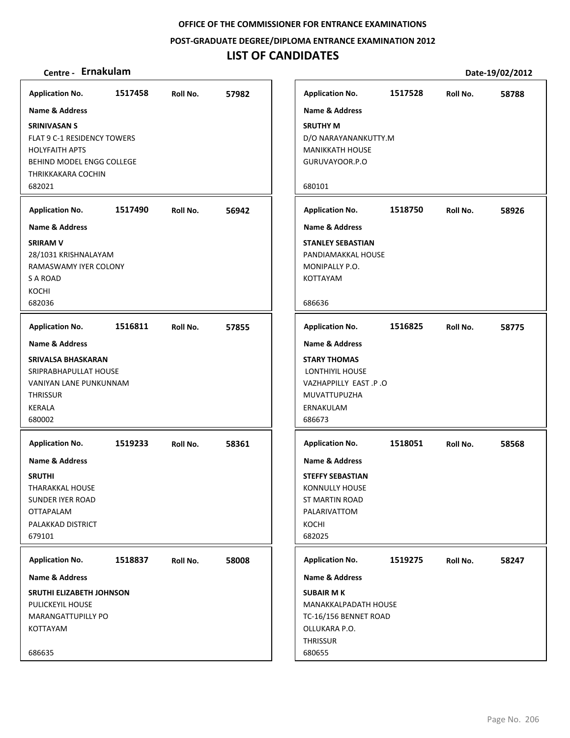**OFFICE OF THE COMMISSIONER FOR ENTRANCE EXAMINATIONS**

**POST-GRADUATE DEGREE/DIPLOMA ENTRANCE EXAMINATION 2012**

# LIST OF CANDIDATES

**Centre - Ernakulam** | **Date-19/02/2012**

| Application No. | Roll No. | Name & Address |
|---|---|---|
| 1517458 | 57982 | **SRINIVASAN S**<br>FLAT 9 C-1 RESIDENCY TOWERS<br>HOLYFAITH APTS<br>BEHIND MODEL ENGG COLLEGE<br>THRIKKAKARA COCHIN<br>682021 |
| 1517490 | 56942 | **SRIRAM V**<br>28/1031 KRISHNALAYAM<br>RAMASWAMY IYER COLONY<br>S A ROAD<br>KOCHI<br>682036 |
| 1516811 | 57855 | **SRIVALSA BHASKARAN**<br>SRIPRABHAPULLAT HOUSE<br>VANIYAN LANE PUNKUNNAM<br>THRISSUR<br>KERALA<br>680002 |
| 1519233 | 58361 | **SRUTHI**<br>THARAKKAL HOUSE<br>SUNDER IYER ROAD<br>OTTAPALAM<br>PALAKKAD DISTRICT<br>679101 |
| 1518837 | 58008 | **SRUTHI ELIZABETH JOHNSON**<br>PULICKEYIL HOUSE<br>MARANGATTUPILLY PO<br>KOTTAYAM<br>686635 |
| 1517528 | 58788 | **SRUTHY M**<br>D/O NARAYANANKUTTY.M<br>MANIKKATH HOUSE<br>GURUVAYOOR.P.O<br>680101 |
| 1518750 | 58926 | **STANLEY SEBASTIAN**<br>PANDIAMAKKAL HOUSE<br>MONIPALLY P.O.<br>KOTTAYAM<br>686636 |
| 1516825 | 58775 | **STARY THOMAS**<br>LONTHIYIL HOUSE<br>VAZHAPPILLY EAST .P .O<br>MUVATTUPUZHA<br>ERNAKULAM<br>686673 |
| 1518051 | 58568 | **STEFFY SEBASTIAN**<br>KONNULLY HOUSE<br>ST MARTIN ROAD<br>PALARIVATTOM<br>KOCHI<br>682025 |
| 1519275 | 58247 | **SUBAIR M K**<br>MANAKKALPADATH HOUSE<br>TC-16/156 BENNET ROAD<br>OLLUKARA P.O.<br>THRISSUR<br>680655 |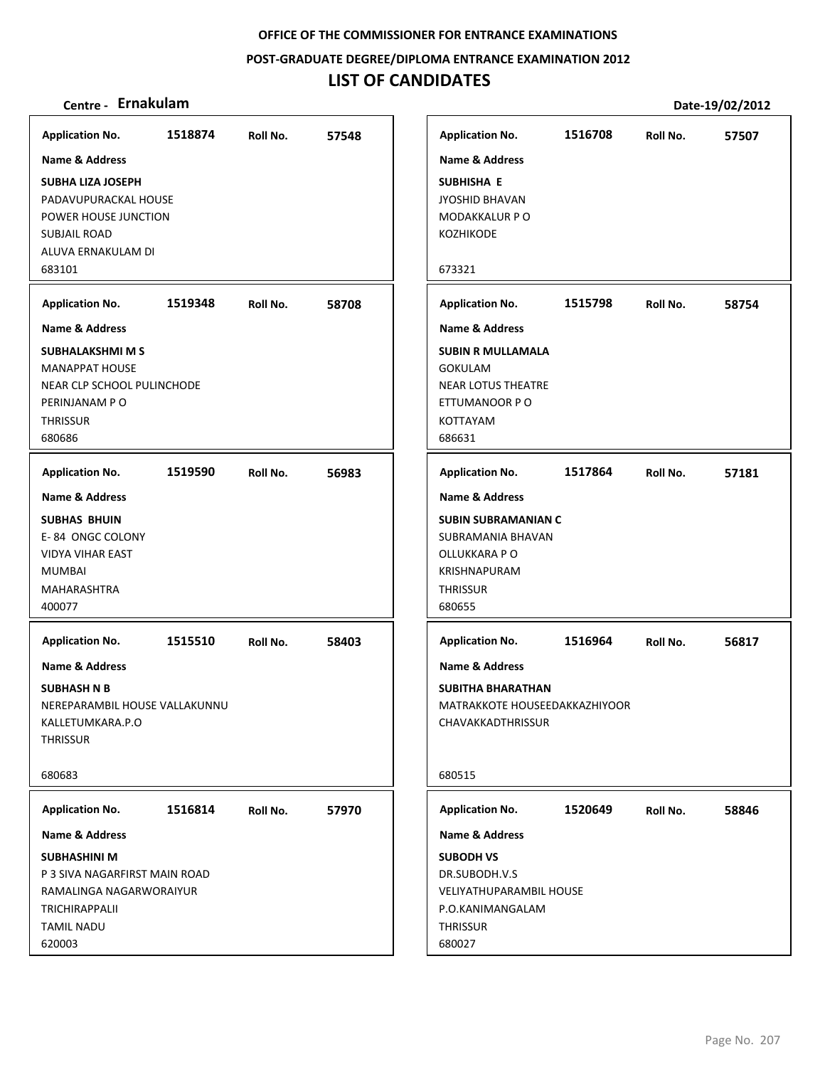OFFICE OF THE COMMISSIONER FOR ENTRANCE EXAMINATIONS

POST-GRADUATE DEGREE/DIPLOMA ENTRANCE EXAMINATION 2012

# LIST OF CANDIDATES

**Centre - Ernakulam** Date-19/02/2012

**Application No.** 1518874 **Roll No.** 57548

**Name & Address**

**SUBHA LIZA JOSEPH**
PADAVUPURACKAL HOUSE
POWER HOUSE JUNCTION
SUBJAIL ROAD
ALUVA ERNAKULAM DI
683101

**Application No.** 1519348 **Roll No.** 58708

**Name & Address**

**SUBHALAKSHMI M S**
MANAPPAT HOUSE
NEAR CLP SCHOOL PULINCHODE
PERINJANAM P O
THRISSUR
680686

**Application No.** 1519590 **Roll No.** 56983

**Name & Address**

**SUBHAS BHUIN**
E- 84 ONGC COLONY
VIDYA VIHAR EAST
MUMBAI
MAHARASHTRA
400077

**Application No.** 1515510 **Roll No.** 58403

**Name & Address**

**SUBHASH N B**
NEREPARAMBIL HOUSE VALLAKUNNU
KALLETUMKARA.P.O
THRISSUR

680683

**Application No.** 1516814 **Roll No.** 57970

**Name & Address**

**SUBHASHINI M**
P 3 SIVA NAGARFIRST MAIN ROAD
RAMALINGA NAGARWORAIYUR
TRICHIRAPPALII
TAMIL NADU
620003

**Application No.** 1516708 **Roll No.** 57507

**Name & Address**

**SUBHISHA E**
JYOSHID BHAVAN
MODAKKALUR P O
KOZHIKODE

673321

**Application No.** 1515798 **Roll No.** 58754

**Name & Address**

**SUBIN R MULLAMALA**
GOKULAM
NEAR LOTUS THEATRE
ETTUMANOOR P O
KOTTAYAM
686631

**Application No.** 1517864 **Roll No.** 57181

**Name & Address**

**SUBIN SUBRAMANIAN C**
SUBRAMANIA BHAVAN
OLLUKKARA P O
KRISHNAPURAM
THRISSUR
680655

**Application No.** 1516964 **Roll No.** 56817

**Name & Address**

**SUBITHA BHARATHAN**
MATRAKKOTE HOUSEEDAKKAZHIYOOR
CHAVAKKADTHRISSUR

680515

**Application No.** 1520649 **Roll No.** 58846

**Name & Address**

**SUBODH VS**
DR.SUBODH.V.S
VELIYATHUPARAMBIL HOUSE
P.O.KANIMANGALAM
THRISSUR
680027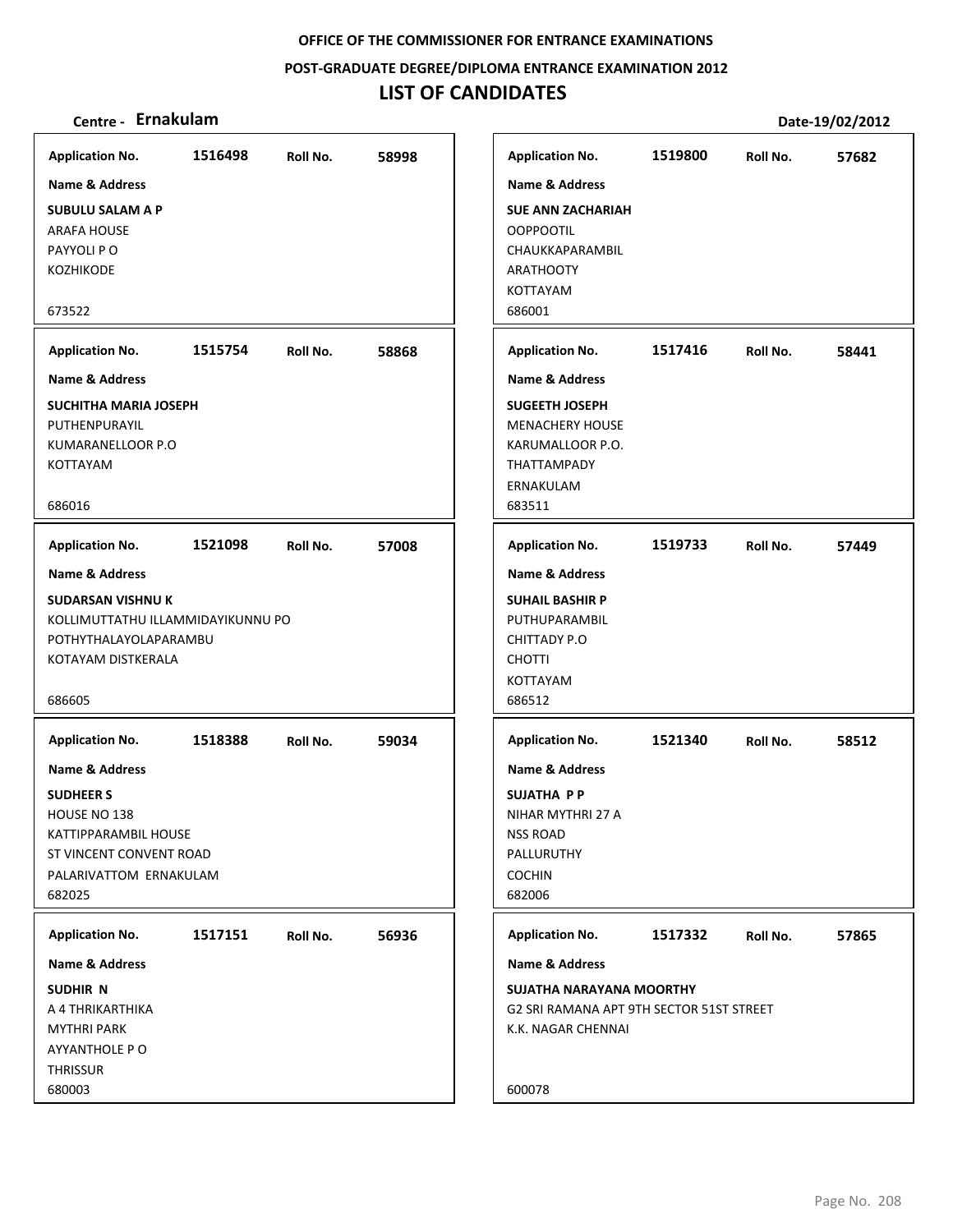OFFICE OF THE COMMISSIONER FOR ENTRANCE EXAMINATIONS

POST-GRADUATE DEGREE/DIPLOMA ENTRANCE EXAMINATION 2012

# LIST OF CANDIDATES

**Centre - Ernakulam** | **Date-19/02/2012**

---

**Application No.** 1516498 **Roll No.** 58998

**Name & Address**

**SUBULU SALAM A P**
ARAFA HOUSE
PAYYOLI P O
KOZHIKODE

673522

---

**Application No.** 1515754 **Roll No.** 58868

**Name & Address**

**SUCHITHA MARIA JOSEPH**
PUTHENPURAYIL
KUMARANELLOOR P.O
KOTTAYAM

686016

---

**Application No.** 1521098 **Roll No.** 57008

**Name & Address**

**SUDARSAN VISHNU K**
KOLLIMUTTATHU ILLAMMIDAYIKUNNU PO
POTHYTHALAYOLAPARAMBU
KOTAYAM DISTKERALA

686605

---

**Application No.** 1518388 **Roll No.** 59034

**Name & Address**

**SUDHEER S**
HOUSE NO 138
KATTIPPARAMBIL HOUSE
ST VINCENT CONVENT ROAD
PALARIVATTOM ERNAKULAM
682025

---

**Application No.** 1517151 **Roll No.** 56936

**Name & Address**

**SUDHIR N**
A 4 THRIKARTHIKA
MYTHRI PARK
AYYANTHOLE P O
THRISSUR
680003

---

**Application No.** 1519800 **Roll No.** 57682

**Name & Address**

**SUE ANN ZACHARIAH**
OOPPOOTIL
CHAUKKAPARAMBIL
ARATHOOTY
KOTTAYAM
686001

---

**Application No.** 1517416 **Roll No.** 58441

**Name & Address**

**SUGEETH JOSEPH**
MENACHERY HOUSE
KARUMALLOOR P.O.
THATTAMPADY
ERNAKULAM
683511

---

**Application No.** 1519733 **Roll No.** 57449

**Name & Address**

**SUHAIL BASHIR P**
PUTHUPARAMBIL
CHITTADY P.O
CHOTTI
KOTTAYAM
686512

---

**Application No.** 1521340 **Roll No.** 58512

**Name & Address**

**SUJATHA P P**
NIHAR MYTHRI 27 A
NSS ROAD
PALLURUTHY
COCHIN
682006

---

**Application No.** 1517332 **Roll No.** 57865

**Name & Address**

**SUJATHA NARAYANA MOORTHY**
G2 SRI RAMANA APT 9TH SECTOR 51ST STREET
K.K. NAGAR CHENNAI

600078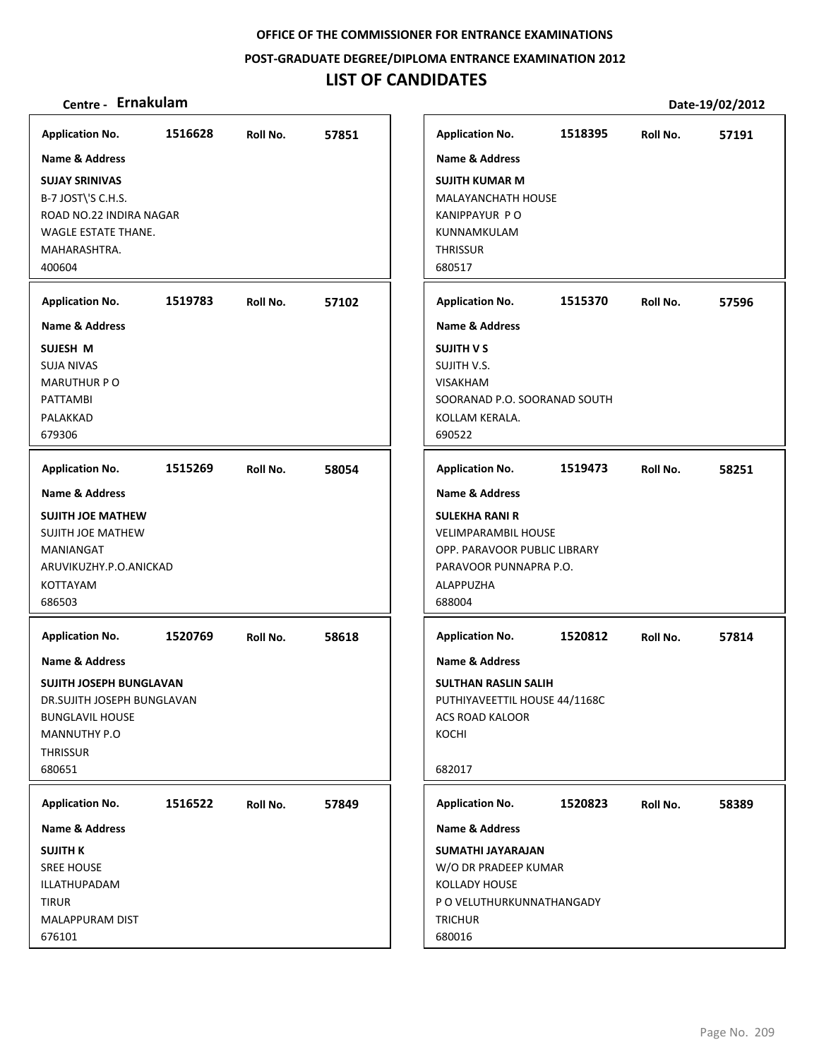OFFICE OF THE COMMISSIONER FOR ENTRANCE EXAMINATIONS

POST-GRADUATE DEGREE/DIPLOMA ENTRANCE EXAMINATION 2012

# LIST OF CANDIDATES

**Centre - Ernakulam** **Date-19/02/2012**

| Application No. | Roll No. | Name & Address |
|---|---|---|
| 1516628 | 57851 | **SUJAY SRINIVAS**<br>B-7 JOST\'S C.H.S.<br>ROAD NO.22 INDIRA NAGAR<br>WAGLE ESTATE THANE.<br>MAHARASHTRA.<br>400604 |
| 1519783 | 57102 | **SUJESH M**<br>SUJA NIVAS<br>MARUTHUR P O<br>PATTAMBI<br>PALAKKAD<br>679306 |
| 1515269 | 58054 | **SUJITH JOE MATHEW**<br>SUJITH JOE MATHEW<br>MANIANGAT<br>ARUVIKUZHY.P.O.ANICKAD<br>KOTTAYAM<br>686503 |
| 1520769 | 58618 | **SUJITH JOSEPH BUNGLAVAN**<br>DR.SUJITH JOSEPH BUNGLAVAN<br>BUNGLAVIL HOUSE<br>MANNUTHY P.O<br>THRISSUR<br>680651 |
| 1516522 | 57849 | **SUJITH K**<br>SREE HOUSE<br>ILLATHUPADAM<br>TIRUR<br>MALAPPURAM DIST<br>676101 |
| 1518395 | 57191 | **SUJITH KUMAR M**<br>MALAYANCHATH HOUSE<br>KANIPPAYUR P O<br>KUNNAMKULAM<br>THRISSUR<br>680517 |
| 1515370 | 57596 | **SUJITH V S**<br>SUJITH V.S.<br>VISAKHAM<br>SOORANAD P.O. SOORANAD SOUTH<br>KOLLAM KERALA.<br>690522 |
| 1519473 | 58251 | **SULEKHA RANI R**<br>VELIMPARAMBIL HOUSE<br>OPP. PARAVOOR PUBLIC LIBRARY<br>PARAVOOR PUNNAPRA P.O.<br>ALAPPUZHA<br>688004 |
| 1520812 | 57814 | **SULTHAN RASLIN SALIH**<br>PUTHIYAVEETTIL HOUSE 44/1168C<br>ACS ROAD KALOOR<br>KOCHI<br>682017 |
| 1520823 | 58389 | **SUMATHI JAYARAJAN**<br>W/O DR PRADEEP KUMAR<br>KOLLADY HOUSE<br>P O VELUTHURKUNNATHANGADY<br>TRICHUR<br>680016 |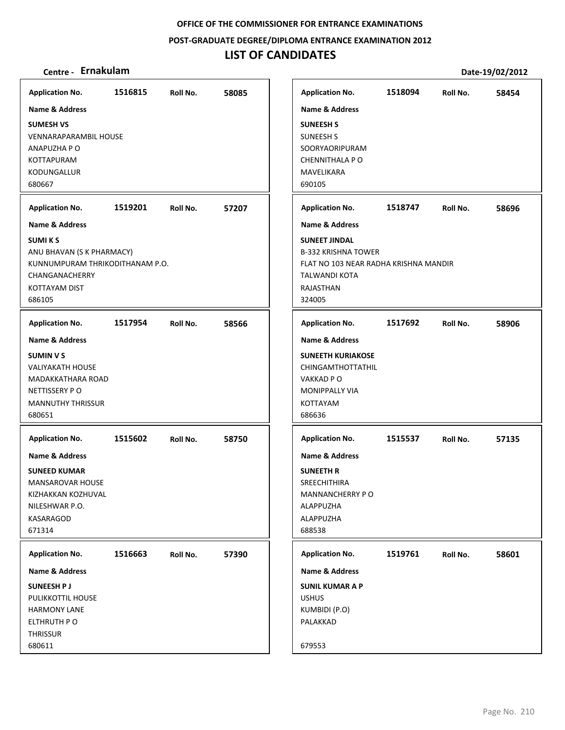**OFFICE OF THE COMMISSIONER FOR ENTRANCE EXAMINATIONS**

**POST-GRADUATE DEGREE/DIPLOMA ENTRANCE EXAMINATION 2012**

# LIST OF CANDIDATES

**Centre - Ernakulam** **Date-19/02/2012**

**Application No.** 1516815 **Roll No.** 58085

**Name & Address**

**SUMESH VS**
VENNARAPARAMBIL HOUSE
ANAPUZHA P O
KOTTAPURAM
KODUNGALLUR
680667

**Application No.** 1519201 **Roll No.** 57207

**Name & Address**

**SUMI K S**
ANU BHAVAN (S K PHARMACY)
KUNNUMPURAM THRIKODITHANAM P.O.
CHANGANACHERRY
KOTTAYAM DIST
686105

**Application No.** 1517954 **Roll No.** 58566

**Name & Address**

**SUMIN V S**
VALIYAKATH HOUSE
MADAKKATHARA ROAD
NETTISSERY P O
MANNUTHY THRISSUR
680651

**Application No.** 1515602 **Roll No.** 58750

**Name & Address**

**SUNEED KUMAR**
MANSAROVAR HOUSE
KIZHAKKAN KOZHUVAL
NILESHWAR P.O.
KASARAGOD
671314

**Application No.** 1516663 **Roll No.** 57390

**Name & Address**

**SUNEESH P J**
PULIKKOTTIL HOUSE
HARMONY LANE
ELTHRUTH P O
THRISSUR
680611

**Application No.** 1518094 **Roll No.** 58454

**Name & Address**

**SUNEESH S**
SUNEESH S
SOORYAORIPURAM
CHENNITHALA P O
MAVELIKARA
690105

**Application No.** 1518747 **Roll No.** 58696

**Name & Address**

**SUNEET JINDAL**
B-332 KRISHNA TOWER
FLAT NO 103 NEAR RADHA KRISHNA MANDIR
TALWANDI KOTA
RAJASTHAN
324005

**Application No.** 1517692 **Roll No.** 58906

**Name & Address**

**SUNEETH KURIAKOSE**
CHINGAMTHOTTATHIL
VAKKAD P O
MONIPPALLY VIA
KOTTAYAM
686636

**Application No.** 1515537 **Roll No.** 57135

**Name & Address**

**SUNEETH R**
SREECHITHIRA
MANNANCHERRY P O
ALAPPUZHA
ALAPPUZHA
688538

**Application No.** 1519761 **Roll No.** 58601

**Name & Address**

**SUNIL KUMAR A P**
USHUS
KUMBIDI (P.O)
PALAKKAD

679553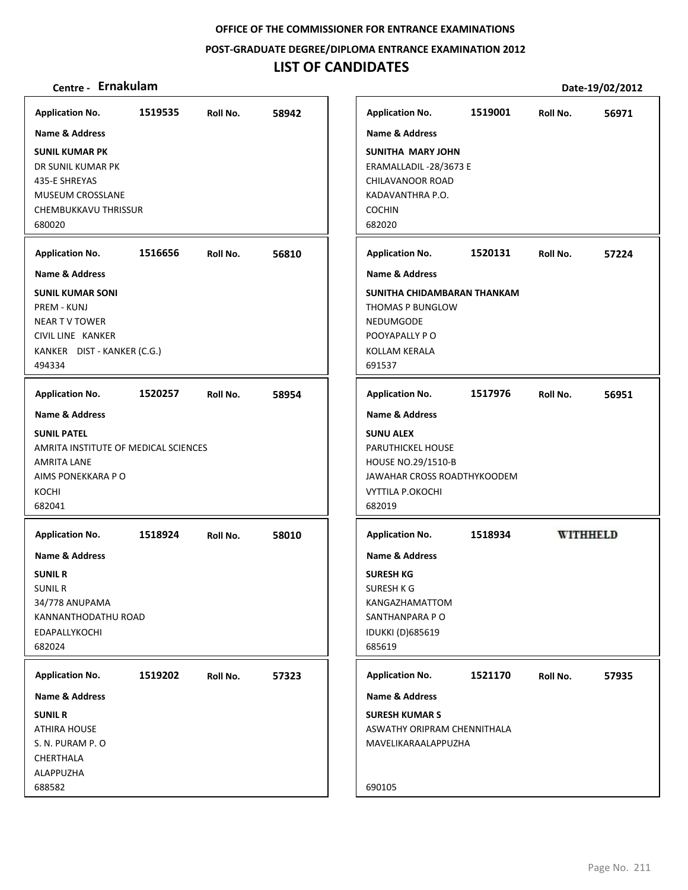OFFICE OF THE COMMISSIONER FOR ENTRANCE EXAMINATIONS

POST-GRADUATE DEGREE/DIPLOMA ENTRANCE EXAMINATION 2012

# LIST OF CANDIDATES

**Centre - Ernakulam** **Date-19/02/2012**

**Application No.** 1519535 **Roll No.** 58942

**Name & Address**

**SUNIL KUMAR PK**
DR SUNIL KUMAR PK
435-E SHREYAS
MUSEUM CROSSLANE
CHEMBUKKAVU THRISSUR
680020

---

**Application No.** 1516656 **Roll No.** 56810

**Name & Address**

**SUNIL KUMAR SONI**
PREM - KUNJ
NEAR T V TOWER
CIVIL LINE KANKER
KANKER DIST - KANKER (C.G.)
494334

---

**Application No.** 1520257 **Roll No.** 58954

**Name & Address**

**SUNIL PATEL**
AMRITA INSTITUTE OF MEDICAL SCIENCES
AMRITA LANE
AIMS PONEKKARA P O
KOCHI
682041

---

**Application No.** 1518924 **Roll No.** 58010

**Name & Address**

**SUNIL R**
SUNIL R
34/778 ANUPAMA
KANNANTHODATHU ROAD
EDAPALLYKOCHI
682024

---

**Application No.** 1519202 **Roll No.** 57323

**Name & Address**

**SUNIL R**
ATHIRA HOUSE
S. N. PURAM P. O
CHERTHALA
ALAPPUZHA
688582

---

**Application No.** 1519001 **Roll No.** 56971

**Name & Address**

**SUNITHA MARY JOHN**
ERAMALLADIL -28/3673 E
CHILAVANOOR ROAD
KADAVANTHRA P.O.
COCHIN
682020

---

**Application No.** 1520131 **Roll No.** 57224

**Name & Address**

**SUNITHA CHIDAMBARAN THANKAM**
THOMAS P BUNGLOW
NEDUMGODE
POOYAPALLY P O
KOLLAM KERALA
691537

---

**Application No.** 1517976 **Roll No.** 56951

**Name & Address**

**SUNU ALEX**
PARUTHICKEL HOUSE
HOUSE NO.29/1510-B
JAWAHAR CROSS ROADTHYKOODEM
VYTTILA P.OKOCHI
682019

---

**Application No.** 1518934 **WITHHELD**

**Name & Address**

**SURESH KG**
SURESH K G
KANGAZHAMATTOM
SANTHANPARA P O
IDUKKI (D)685619
685619

---

**Application No.** 1521170 **Roll No.** 57935

**Name & Address**

**SURESH KUMAR S**
ASWATHY ORIPRAM CHENNITHALA
MAVELIKARAALAPPUZHA
690105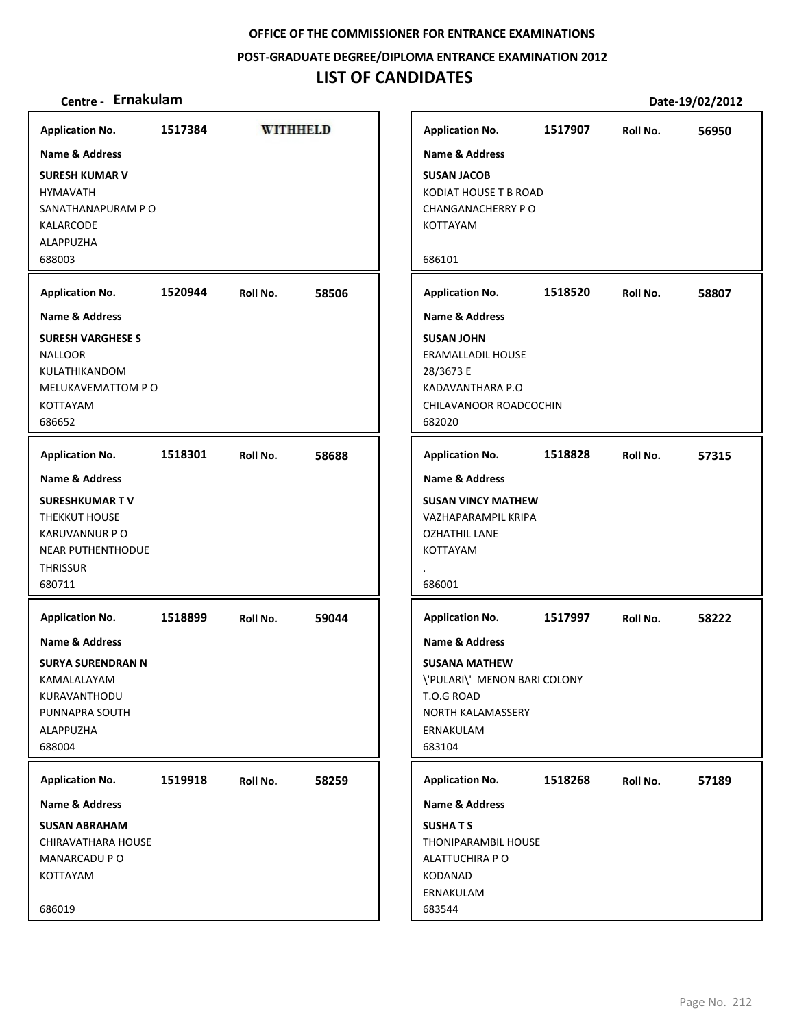**OFFICE OF THE COMMISSIONER FOR ENTRANCE EXAMINATIONS**

**POST-GRADUATE DEGREE/DIPLOMA ENTRANCE EXAMINATION 2012**

# LIST OF CANDIDATES

**Centre - Ernakulam** **Date-19/02/2012**

| Application No. | Roll No. | Name & Address |
|---|---|---|
| 1517384 | WITHHELD | **SURESH KUMAR V**<br>HYMAVATH<br>SANATHANAPURAM P O<br>KALARCODE<br>ALAPPUZHA<br>688003 |
| 1520944 | 58506 | **SURESH VARGHESE S**<br>NALLOOR<br>KULATHIKANDOM<br>MELUKAVEMATTOM P O<br>KOTTAYAM<br>686652 |
| 1518301 | 58688 | **SURESHKUMAR T V**<br>THEKKUT HOUSE<br>KARUVANNUR P O<br>NEAR PUTHENTHODUE<br>THRISSUR<br>680711 |
| 1518899 | 59044 | **SURYA SURENDRAN N**<br>KAMALALAYAM<br>KURAVANTHODU<br>PUNNAPRA SOUTH<br>ALAPPUZHA<br>688004 |
| 1519918 | 58259 | **SUSAN ABRAHAM**<br>CHIRAVATHARA HOUSE<br>MANARCADU P O<br>KOTTAYAM<br>686019 |
| 1517907 | 56950 | **SUSAN JACOB**<br>KODIAT HOUSE T B ROAD<br>CHANGANACHERRY P O<br>KOTTAYAM<br>686101 |
| 1518520 | 58807 | **SUSAN JOHN**<br>ERAMALLADIL HOUSE<br>28/3673 E<br>KADAVANTHARA P.O<br>CHILAVANOOR ROADCOCHIN<br>682020 |
| 1518828 | 57315 | **SUSAN VINCY MATHEW**<br>VAZHAPARAMPIL KRIPA<br>OZHATHIL LANE<br>KOTTAYAM<br>.<br>686001 |
| 1517997 | 58222 | **SUSANA MATHEW**<br>\'PULARI\' MENON BARI COLONY<br>T.O.G ROAD<br>NORTH KALAMASSERY<br>ERNAKULAM<br>683104 |
| 1518268 | 57189 | **SUSHA T S**<br>THONIPARAMBIL HOUSE<br>ALATTUCHIRA P O<br>KODANAD<br>ERNAKULAM<br>683544 |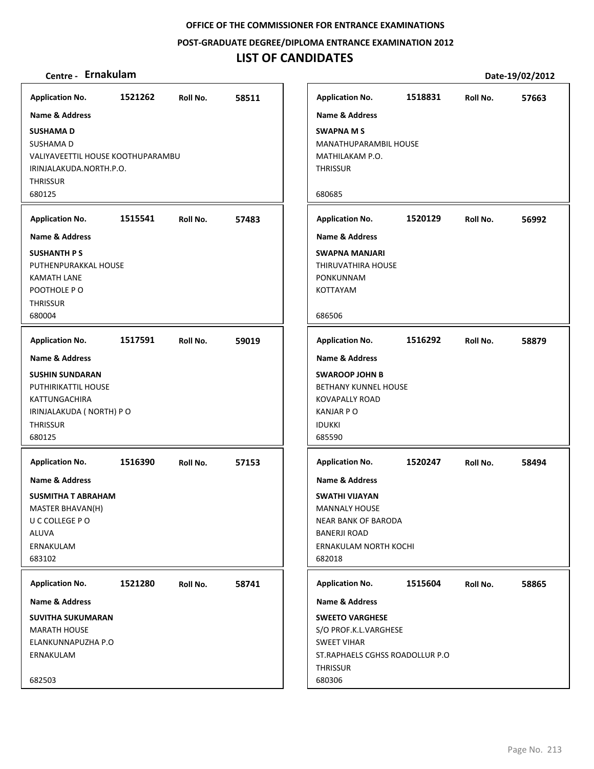**OFFICE OF THE COMMISSIONER FOR ENTRANCE EXAMINATIONS**

**POST-GRADUATE DEGREE/DIPLOMA ENTRANCE EXAMINATION 2012**

# LIST OF CANDIDATES

**Centre - Ernakulam** | **Date-19/02/2012**

**Application No.** 1521262 **Roll No.** 58511

**Name & Address**

**SUSHAMA D**
SUSHAMA D
VALIYAVEETTIL HOUSE KOOTHUPARAMBU
IRINJALAKUDA.NORTH.P.O.
THRISSUR
680125

**Application No.** 1515541 **Roll No.** 57483

**Name & Address**

**SUSHANTH P S**
PUTHENPURAKKAL HOUSE
KAMATH LANE
POOTHOLE P O
THRISSUR
680004

**Application No.** 1517591 **Roll No.** 59019

**Name & Address**

**SUSHIN SUNDARAN**
PUTHIRIKATTIL HOUSE
KATTUNGACHIRA
IRINJALAKUDA ( NORTH) P O
THRISSUR
680125

**Application No.** 1516390 **Roll No.** 57153

**Name & Address**

**SUSMITHA T ABRAHAM**
MASTER BHAVAN(H)
U C COLLEGE P O
ALUVA
ERNAKULAM
683102

**Application No.** 1521280 **Roll No.** 58741

**Name & Address**

**SUVITHA SUKUMARAN**
MARATH HOUSE
ELANKUNNAPUZHA P.O
ERNAKULAM
682503

**Application No.** 1518831 **Roll No.** 57663

**Name & Address**

**SWAPNA M S**
MANATHUPARAMBIL HOUSE
MATHILAKAM P.O.
THRISSUR
680685

**Application No.** 1520129 **Roll No.** 56992

**Name & Address**

**SWAPNA MANJARI**
THIRUVATHIRA HOUSE
PONKUNNAM
KOTTAYAM
686506

**Application No.** 1516292 **Roll No.** 58879

**Name & Address**

**SWAROOP JOHN B**
BETHANY KUNNEL HOUSE
KOVAPALLY ROAD
KANJAR P O
IDUKKI
685590

**Application No.** 1520247 **Roll No.** 58494

**Name & Address**

**SWATHI VIJAYAN**
MANNALY HOUSE
NEAR BANK OF BARODA
BANERJI ROAD
ERNAKULAM NORTH KOCHI
682018

**Application No.** 1515604 **Roll No.** 58865

**Name & Address**

**SWEETO VARGHESE**
S/O PROF.K.L.VARGHESE
SWEET VIHAR
ST.RAPHAELS CGHSS ROADOLLUR P.O
THRISSUR
680306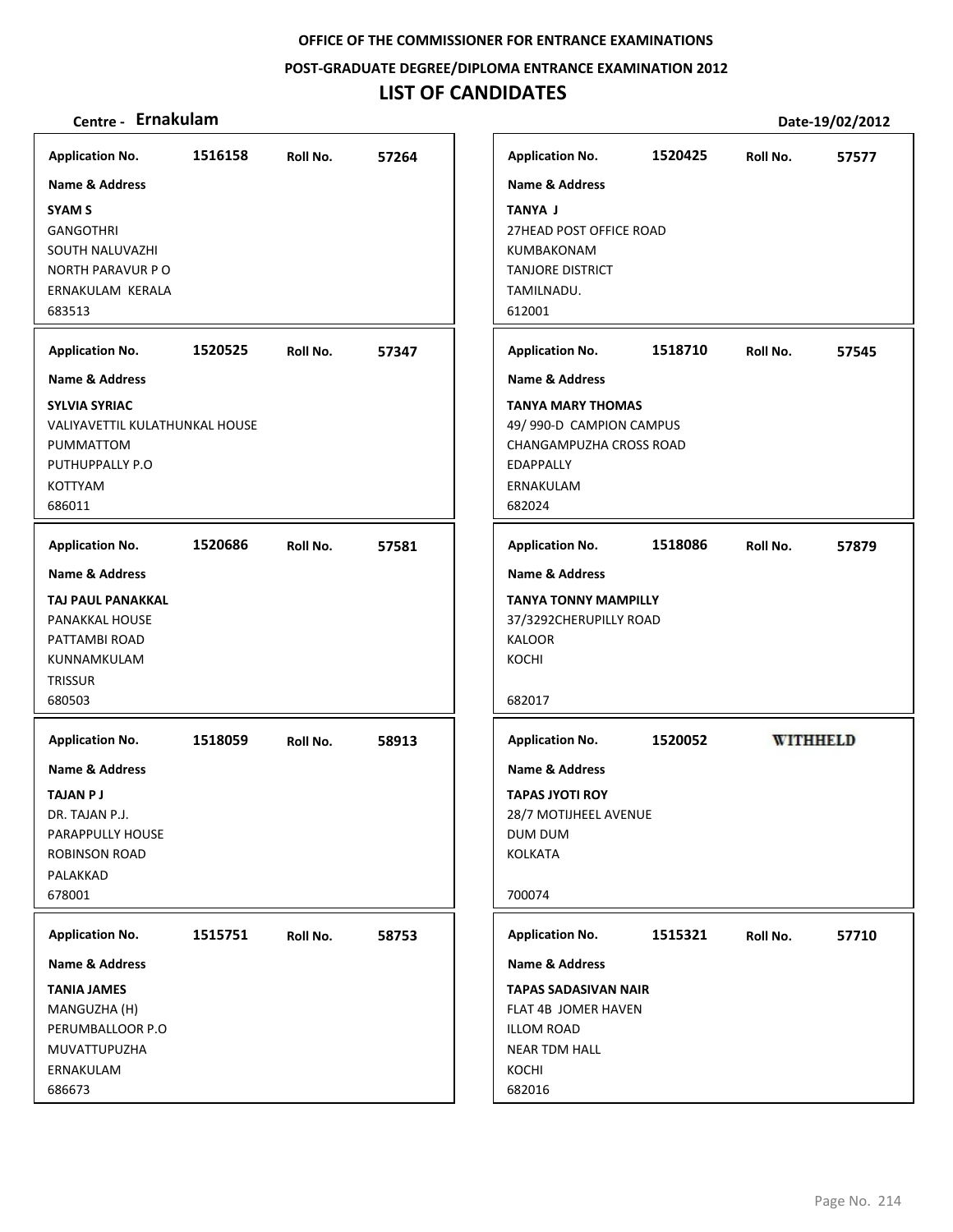**OFFICE OF THE COMMISSIONER FOR ENTRANCE EXAMINATIONS**

**POST-GRADUATE DEGREE/DIPLOMA ENTRANCE EXAMINATION 2012**

# LIST OF CANDIDATES

**Centre - Ernakulam** **Date-19/02/2012**

| Application No. | Roll No. | Name & Address |
|---|---|---|
| 1516158 | 57264 | **SYAM S**<br>GANGOTHRI<br>SOUTH NALUVAZHI<br>NORTH PARAVUR P O<br>ERNAKULAM KERALA<br>683513 |
| 1520525 | 57347 | **SYLVIA SYRIAC**<br>VALIYAVETTIL KULATHUNKAL HOUSE<br>PUMMATTOM<br>PUTHUPPALLY P.O<br>KOTTYAM<br>686011 |
| 1520686 | 57581 | **TAJ PAUL PANAKKAL**<br>PANAKKAL HOUSE<br>PATTAMBI ROAD<br>KUNNAMKULAM<br>TRISSUR<br>680503 |
| 1518059 | 58913 | **TAJAN P J**<br>DR. TAJAN P.J.<br>PARAPPULLY HOUSE<br>ROBINSON ROAD<br>PALAKKAD<br>678001 |
| 1515751 | 58753 | **TANIA JAMES**<br>MANGUZHA (H)<br>PERUMBALLOOR P.O<br>MUVATTUPUZHA<br>ERNAKULAM<br>686673 |
| 1520425 | 57577 | **TANYA J**<br>27HEAD POST OFFICE ROAD<br>KUMBAKONAM<br>TANJORE DISTRICT<br>TAMILNADU.<br>612001 |
| 1518710 | 57545 | **TANYA MARY THOMAS**<br>49/ 990-D CAMPION CAMPUS<br>CHANGAMPUZHA CROSS ROAD<br>EDAPPALLY<br>ERNAKULAM<br>682024 |
| 1518086 | 57879 | **TANYA TONNY MAMPILLY**<br>37/3292CHERUPILLY ROAD<br>KALOOR<br>KOCHI<br>682017 |
| 1520052 | WITHHELD | **TAPAS JYOTI ROY**<br>28/7 MOTIJHEEL AVENUE<br>DUM DUM<br>KOLKATA<br>700074 |
| 1515321 | 57710 | **TAPAS SADASIVAN NAIR**<br>FLAT 4B JOMER HAVEN<br>ILLOM ROAD<br>NEAR TDM HALL<br>KOCHI<br>682016 |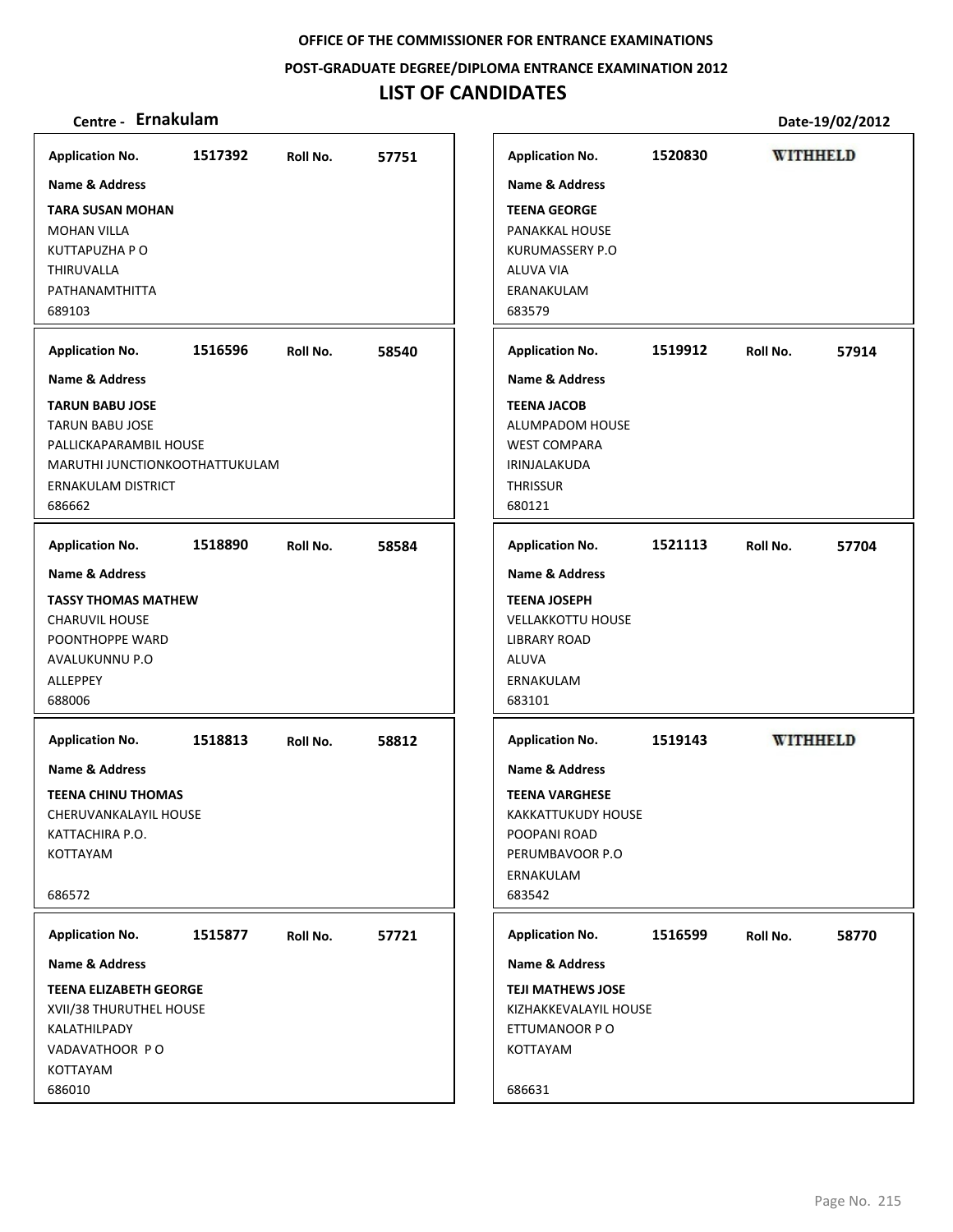OFFICE OF THE COMMISSIONER FOR ENTRANCE EXAMINATIONS

POST-GRADUATE DEGREE/DIPLOMA ENTRANCE EXAMINATION 2012

# LIST OF CANDIDATES

**Centre - Ernakulam** **Date-19/02/2012**

**Application No.** 1517392 **Roll No.** 57751

**Name & Address**

**TARA SUSAN MOHAN**
MOHAN VILLA
KUTTAPUZHA P O
THIRUVALLA
PATHANAMTHITTA
689103

**Application No.** 1516596 **Roll No.** 58540

**Name & Address**

**TARUN BABU JOSE**
TARUN BABU JOSE
PALLICKAPARAMBIL HOUSE
MARUTHI JUNCTIONKOOTHATTUKULAM
ERNAKULAM DISTRICT
686662

**Application No.** 1518890 **Roll No.** 58584

**Name & Address**

**TASSY THOMAS MATHEW**
CHARUVIL HOUSE
POONTHOPPE WARD
AVALUKUNNU P.O
ALLEPPEY
688006

**Application No.** 1518813 **Roll No.** 58812

**Name & Address**

**TEENA CHINU THOMAS**
CHERUVANKALAYIL HOUSE
KATTACHIRA P.O.
KOTTAYAM

686572

**Application No.** 1515877 **Roll No.** 57721

**Name & Address**

**TEENA ELIZABETH GEORGE**
XVII/38 THURUTHEL HOUSE
KALATHILPADY
VADAVATHOOR P O
KOTTAYAM
686010

**Application No.** 1520830 **WITHHELD**

**Name & Address**

**TEENA GEORGE**
PANAKKAL HOUSE
KURUMASSERY P.O
ALUVA VIA
ERANAKULAM
683579

**Application No.** 1519912 **Roll No.** 57914

**Name & Address**

**TEENA JACOB**
ALUMPADOM HOUSE
WEST COMPARA
IRINJALAKUDA
THRISSUR
680121

**Application No.** 1521113 **Roll No.** 57704

**Name & Address**

**TEENA JOSEPH**
VELLAKKOTTU HOUSE
LIBRARY ROAD
ALUVA
ERNAKULAM
683101

**Application No.** 1519143 **WITHHELD**

**Name & Address**

**TEENA VARGHESE**
KAKKATTUKUDY HOUSE
POOPANI ROAD
PERUMBAVOOR P.O
ERNAKULAM
683542

**Application No.** 1516599 **Roll No.** 58770

**Name & Address**

**TEJI MATHEWS JOSE**
KIZHAKKEVALAYIL HOUSE
ETTUMANOOR P O
KOTTAYAM

686631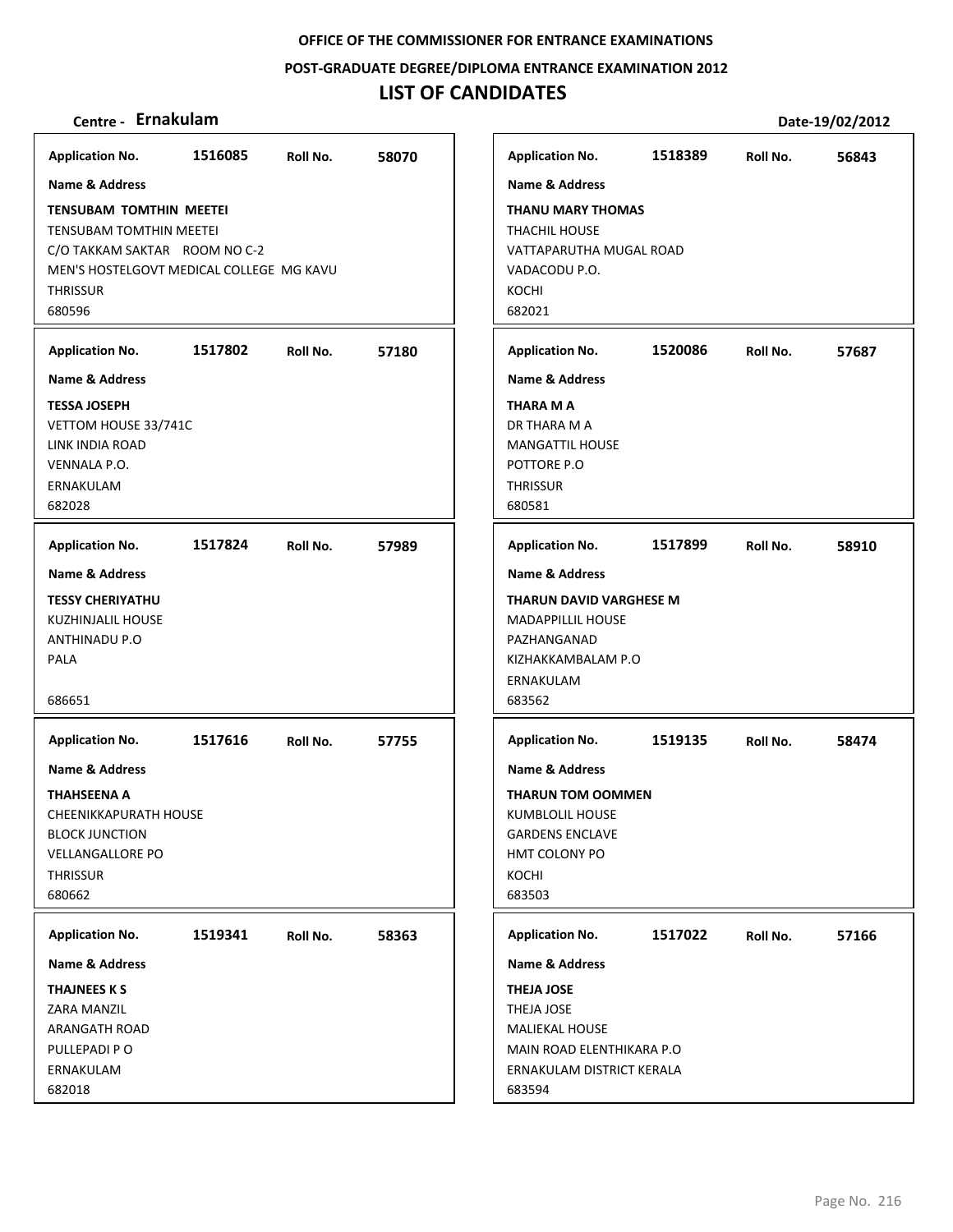OFFICE OF THE COMMISSIONER FOR ENTRANCE EXAMINATIONS

POST-GRADUATE DEGREE/DIPLOMA ENTRANCE EXAMINATION 2012

# LIST OF CANDIDATES

**Centre - Ernakulam** Date-19/02/2012

**Application No.** 1516085 **Roll No.** 58070

**Name & Address**

**TENSUBAM TOMTHIN MEETEI**
TENSUBAM TOMTHIN MEETEI
C/O TAKKAM SAKTAR ROOM NO C-2
MEN'S HOSTELGOVT MEDICAL COLLEGE MG KAVU
THRISSUR
680596

**Application No.** 1517802 **Roll No.** 57180

**Name & Address**

**TESSA JOSEPH**
VETTOM HOUSE 33/741C
LINK INDIA ROAD
VENNALA P.O.
ERNAKULAM
682028

**Application No.** 1517824 **Roll No.** 57989

**Name & Address**

**TESSY CHERIYATHU**
KUZHINJALIL HOUSE
ANTHINADU P.O
PALA

686651

**Application No.** 1517616 **Roll No.** 57755

**Name & Address**

**THAHSEENA A**
CHEENIKKAPURATH HOUSE
BLOCK JUNCTION
VELLANGALLORE PO
THRISSUR
680662

**Application No.** 1519341 **Roll No.** 58363

**Name & Address**

**THAJNEES K S**
ZARA MANZIL
ARANGATH ROAD
PULLEPADI P O
ERNAKULAM
682018

**Application No.** 1518389 **Roll No.** 56843

**Name & Address**

**THANU MARY THOMAS**
THACHIL HOUSE
VATTAPARUTHA MUGAL ROAD
VADACODU P.O.
KOCHI
682021

**Application No.** 1520086 **Roll No.** 57687

**Name & Address**

**THARA M A**
DR THARA M A
MANGATTIL HOUSE
POTTORE P.O
THRISSUR
680581

**Application No.** 1517899 **Roll No.** 58910

**Name & Address**

**THARUN DAVID VARGHESE M**
MADAPPILLIL HOUSE
PAZHANGANAD
KIZHAKKAMBALAM P.O
ERNAKULAM
683562

**Application No.** 1519135 **Roll No.** 58474

**Name & Address**

**THARUN TOM OOMMEN**
KUMBLOLIL HOUSE
GARDENS ENCLAVE
HMT COLONY PO
KOCHI
683503

**Application No.** 1517022 **Roll No.** 57166

**Name & Address**

**THEJA JOSE**
THEJA JOSE
MALIEKAL HOUSE
MAIN ROAD ELENTHIKARA P.O
ERNAKULAM DISTRICT KERALA
683594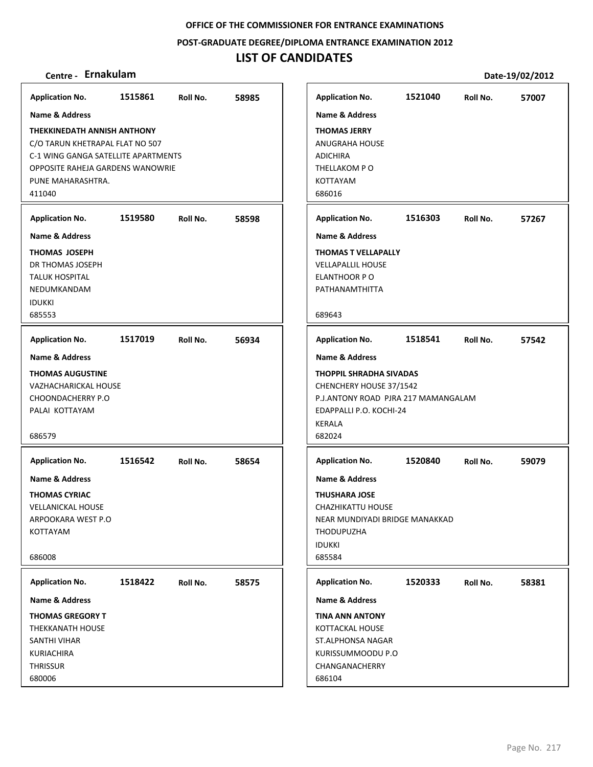**OFFICE OF THE COMMISSIONER FOR ENTRANCE EXAMINATIONS**

**POST-GRADUATE DEGREE/DIPLOMA ENTRANCE EXAMINATION 2012**

# LIST OF CANDIDATES

**Centre - Ernakulam** **Date-19/02/2012**

**Application No.** 1515861 **Roll No.** 58985

**Name & Address**

**THEKKINEDATH ANNISH ANTHONY**
C/O TARUN KHETRAPAL FLAT NO 507
C-1 WING GANGA SATELLITE APARTMENTS
OPPOSITE RAHEJA GARDENS WANOWRIE
PUNE MAHARASHTRA.
411040

**Application No.** 1519580 **Roll No.** 58598

**Name & Address**

**THOMAS JOSEPH**
DR THOMAS JOSEPH
TALUK HOSPITAL
NEDUMKANDAM
IDUKKI
685553

**Application No.** 1517019 **Roll No.** 56934

**Name & Address**

**THOMAS AUGUSTINE**
VAZHACHARICKAL HOUSE
CHOONDACHERRY P.O
PALAI KOTTAYAM

686579

**Application No.** 1516542 **Roll No.** 58654

**Name & Address**

**THOMAS CYRIAC**
VELLANICKAL HOUSE
ARPOOKARA WEST P.O
KOTTAYAM

686008

**Application No.** 1518422 **Roll No.** 58575

**Name & Address**

**THOMAS GREGORY T**
THEKKANATH HOUSE
SANTHI VIHAR
KURIACHIRA
THRISSUR
680006

**Application No.** 1521040 **Roll No.** 57007

**Name & Address**

**THOMAS JERRY**
ANUGRAHA HOUSE
ADICHIRA
THELLAKOM P O
KOTTAYAM
686016

**Application No.** 1516303 **Roll No.** 57267

**Name & Address**

**THOMAS T VELLAPALLY**
VELLAPALLIL HOUSE
ELANTHOOR P O
PATHANAMTHITTA

689643

**Application No.** 1518541 **Roll No.** 57542

**Name & Address**

**THOPPIL SHRADHA SIVADAS**
CHENCHERY HOUSE 37/1542
P.J.ANTONY ROAD PJRA 217 MAMANGALAM
EDAPPALLI P.O. KOCHI-24
KERALA
682024

**Application No.** 1520840 **Roll No.** 59079

**Name & Address**

**THUSHARA JOSE**
CHAZHIKATTU HOUSE
NEAR MUNDIYADI BRIDGE MANAKKAD
THODUPUZHA
IDUKKI
685584

**Application No.** 1520333 **Roll No.** 58381

**Name & Address**

**TINA ANN ANTONY**
KOTTACKAL HOUSE
ST.ALPHONSA NAGAR
KURISSUMMOODU P.O
CHANGANACHERRY
686104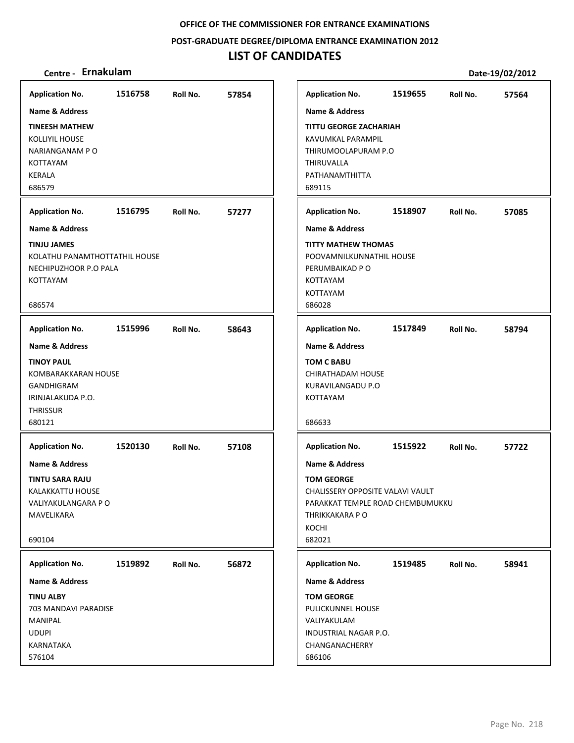OFFICE OF THE COMMISSIONER FOR ENTRANCE EXAMINATIONS

POST-GRADUATE DEGREE/DIPLOMA ENTRANCE EXAMINATION 2012

# LIST OF CANDIDATES

**Centre - Ernakulam** Date-19/02/2012

**Application No.** 1516758 **Roll No.** 57854

**Name & Address**

**TINEESH MATHEW**
KOLLIYIL HOUSE
NARIANGANAM P O
KOTTAYAM
KERALA
686579

**Application No.** 1516795 **Roll No.** 57277

**Name & Address**

**TINJU JAMES**
KOLATHU PANAMTHOTTATHIL HOUSE
NECHIPUZHOOR P.O PALA
KOTTAYAM

686574

**Application No.** 1515996 **Roll No.** 58643

**Name & Address**

**TINOY PAUL**
KOMBARAKKARAN HOUSE
GANDHIGRAM
IRINJALAKUDA P.O.
THRISSUR
680121

**Application No.** 1520130 **Roll No.** 57108

**Name & Address**

**TINTU SARA RAJU**
KALAKKATTU HOUSE
VALIYAKULANGARA P O
MAVELIKARA

690104

**Application No.** 1519892 **Roll No.** 56872

**Name & Address**

**TINU ALBY**
703 MANDAVI PARADISE
MANIPAL
UDUPI
KARNATAKA
576104

**Application No.** 1519655 **Roll No.** 57564

**Name & Address**

**TITTU GEORGE ZACHARIAH**
KAVUMKAL PARAMPIL
THIRUMOOLAPURAM P.O
THIRUVALLA
PATHANAMTHITTA
689115

**Application No.** 1518907 **Roll No.** 57085

**Name & Address**

**TITTY MATHEW THOMAS**
POOVAMNILKUNNATHIL HOUSE
PERUMBAIKAD P O
KOTTAYAM
KOTTAYAM
686028

**Application No.** 1517849 **Roll No.** 58794

**Name & Address**

**TOM C BABU**
CHIRATHADAM HOUSE
KURAVILANGADU P.O
KOTTAYAM

686633

**Application No.** 1515922 **Roll No.** 57722

**Name & Address**

**TOM GEORGE**
CHALISSERY OPPOSITE VALAVI VAULT
PARAKKAT TEMPLE ROAD CHEMBUMUKKU
THRIKKAKARA P O
KOCHI
682021

**Application No.** 1519485 **Roll No.** 58941

**Name & Address**

**TOM GEORGE**
PULICKUNNEL HOUSE
VALIYAKULAM
INDUSTRIAL NAGAR P.O.
CHANGANACHERRY
686106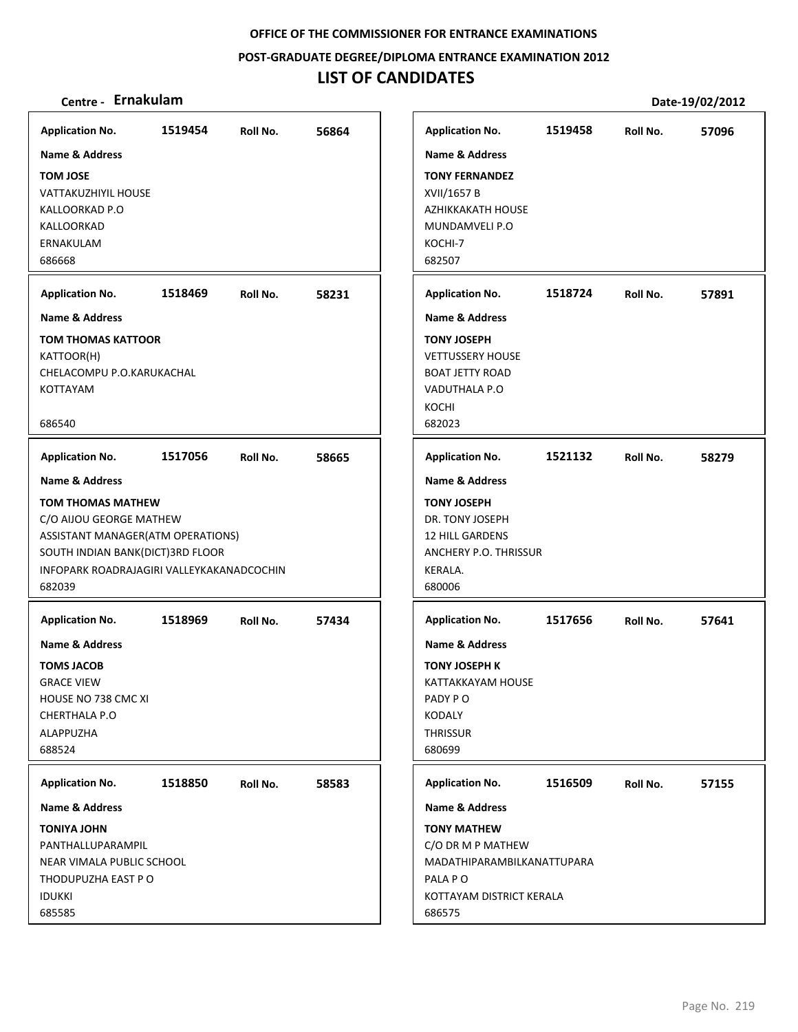**OFFICE OF THE COMMISSIONER FOR ENTRANCE EXAMINATIONS**

**POST-GRADUATE DEGREE/DIPLOMA ENTRANCE EXAMINATION 2012**

# LIST OF CANDIDATES

**Centre - Ernakulam** **Date-19/02/2012**

| Application No. | Roll No. | Name & Address |
|---|---|---|
| 1519454 | 56864 | **TOM JOSE**<br>VATTAKUZHIYIL HOUSE<br>KALLOORKAD P.O<br>KALLOORKAD<br>ERNAKULAM<br>686668 |
| 1518469 | 58231 | **TOM THOMAS KATTOOR**<br>KATTOOR(H)<br>CHELACOMPU P.O.KARUKACHAL<br>KOTTAYAM<br>686540 |
| 1517056 | 58665 | **TOM THOMAS MATHEW**<br>C/O AIJOU GEORGE MATHEW<br>ASSISTANT MANAGER(ATM OPERATIONS)<br>SOUTH INDIAN BANK(DICT)3RD FLOOR<br>INFOPARK ROADRAJAGIRI VALLEYKAKANADCOCHIN<br>682039 |
| 1518969 | 57434 | **TOMS JACOB**<br>GRACE VIEW<br>HOUSE NO 738 CMC XI<br>CHERTHALA P.O<br>ALAPPUZHA<br>688524 |
| 1518850 | 58583 | **TONIYA JOHN**<br>PANTHALLUPARAMPIL<br>NEAR VIMALA PUBLIC SCHOOL<br>THODUPUZHA EAST P O<br>IDUKKI<br>685585 |
| 1519458 | 57096 | **TONY FERNANDEZ**<br>XVII/1657 B<br>AZHIKKAKATH HOUSE<br>MUNDAMVELI P.O<br>KOCHI-7<br>682507 |
| 1518724 | 57891 | **TONY JOSEPH**<br>VETTUSSERY HOUSE<br>BOAT JETTY ROAD<br>VADUTHALA P.O<br>KOCHI<br>682023 |
| 1521132 | 58279 | **TONY JOSEPH**<br>DR. TONY JOSEPH<br>12 HILL GARDENS<br>ANCHERY P.O. THRISSUR<br>KERALA.<br>680006 |
| 1517656 | 57641 | **TONY JOSEPH K**<br>KATTAKKAYAM HOUSE<br>PADY P O<br>KODALY<br>THRISSUR<br>680699 |
| 1516509 | 57155 | **TONY MATHEW**<br>C/O DR M P MATHEW<br>MADATHIPARAMBILKANATTUPARA<br>PALA P O<br>KOTTAYAM DISTRICT KERALA<br>686575 |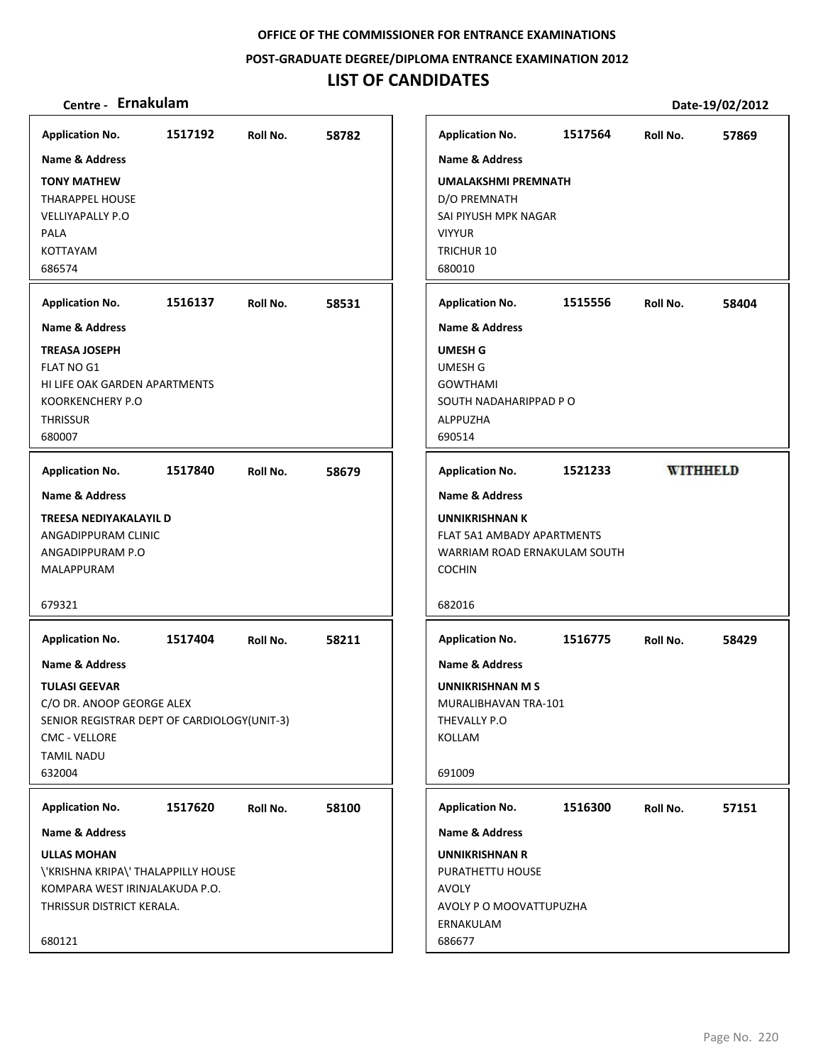**OFFICE OF THE COMMISSIONER FOR ENTRANCE EXAMINATIONS**

**POST-GRADUATE DEGREE/DIPLOMA ENTRANCE EXAMINATION 2012**

# LIST OF CANDIDATES

**Centre - Ernakulam** **Date-19/02/2012**

**Application No.** 1517192 **Roll No.** 58782

**Name & Address**

**TONY MATHEW**
THARAPPEL HOUSE
VELLIYAPALLY P.O
PALA
KOTTAYAM
686574

---

**Application No.** 1516137 **Roll No.** 58531

**Name & Address**

**TREASA JOSEPH**
FLAT NO G1
HI LIFE OAK GARDEN APARTMENTS
KOORKENCHERY P.O
THRISSUR
680007

---

**Application No.** 1517840 **Roll No.** 58679

**Name & Address**

**TREESA NEDIYAKALAYIL D**
ANGADIPPURAM CLINIC
ANGADIPPURAM P.O
MALAPPURAM

679321

---

**Application No.** 1517404 **Roll No.** 58211

**Name & Address**

**TULASI GEEVAR**
C/O DR. ANOOP GEORGE ALEX
SENIOR REGISTRAR DEPT OF CARDIOLOGY(UNIT-3)
CMC - VELLORE
TAMIL NADU
632004

---

**Application No.** 1517620 **Roll No.** 58100

**Name & Address**

**ULLAS MOHAN**
\'KRISHNA KRIPA\' THALAPPILLY HOUSE
KOMPARA WEST IRINJALAKUDA P.O.
THRISSUR DISTRICT KERALA.

680121

---

**Application No.** 1517564 **Roll No.** 57869

**Name & Address**

**UMALAKSHMI PREMNATH**
D/O PREMNATH
SAI PIYUSH MPK NAGAR
VIYYUR
TRICHUR 10
680010

---

**Application No.** 1515556 **Roll No.** 58404

**Name & Address**

**UMESH G**
UMESH G
GOWTHAMI
SOUTH NADAHARIPPAD P O
ALPPUZHA
690514

---

**Application No.** 1521233 **WITHHELD**

**Name & Address**

**UNNIKRISHNAN K**
FLAT 5A1 AMBADY APARTMENTS
WARRIAM ROAD ERNAKULAM SOUTH
COCHIN

682016

---

**Application No.** 1516775 **Roll No.** 58429

**Name & Address**

**UNNIKRISHNAN M S**
MURALIBHAVAN TRA-101
THEVALLY P.O
KOLLAM

691009

---

**Application No.** 1516300 **Roll No.** 57151

**Name & Address**

**UNNIKRISHNAN R**
PURATHETTU HOUSE
AVOLY
AVOLY P O MOOVATTUPUZHA
ERNAKULAM
686677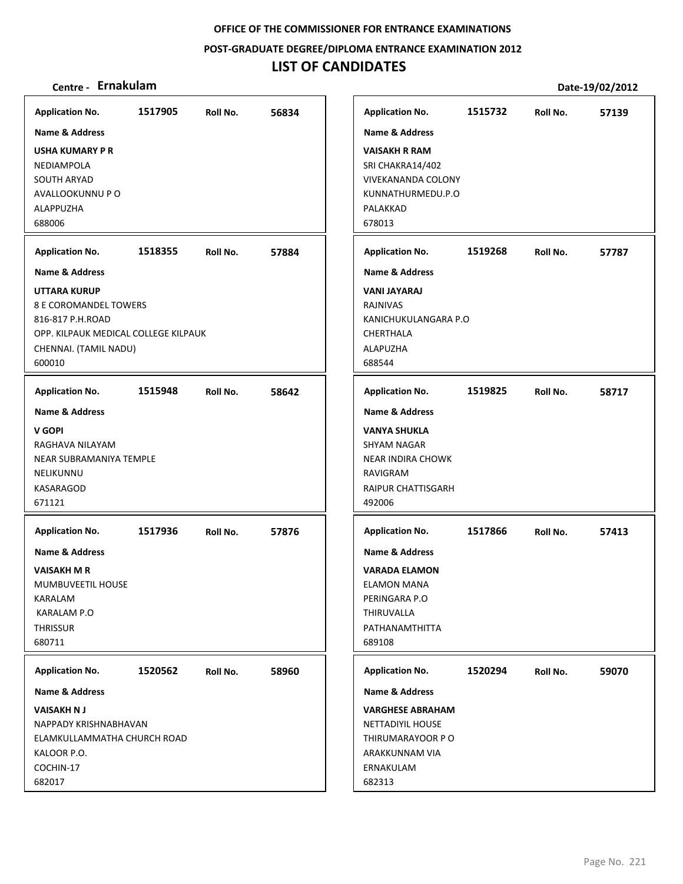OFFICE OF THE COMMISSIONER FOR ENTRANCE EXAMINATIONS

POST-GRADUATE DEGREE/DIPLOMA ENTRANCE EXAMINATION 2012

# LIST OF CANDIDATES

**Centre - Ernakulam** | **Date-19/02/2012**

**Application No.** 1517905 **Roll No.** 56834
**Name & Address**
**USHA KUMARY P R**
NEDIAMPOLA
SOUTH ARYAD
AVALLOOKUNNU P O
ALAPPUZHA
688006

**Application No.** 1518355 **Roll No.** 57884
**Name & Address**
**UTTARA KURUP**
8 E COROMANDEL TOWERS
816-817 P.H.ROAD
OPP. KILPAUK MEDICAL COLLEGE KILPAUK
CHENNAI. (TAMIL NADU)
600010

**Application No.** 1515948 **Roll No.** 58642
**Name & Address**
**V GOPI**
RAGHAVA NILAYAM
NEAR SUBRAMANIYA TEMPLE
NELIKUNNU
KASARAGOD
671121

**Application No.** 1517936 **Roll No.** 57876
**Name & Address**
**VAISAKH M R**
MUMBUVEETIL HOUSE
KARALAM
KARALAM P.O
THRISSUR
680711

**Application No.** 1520562 **Roll No.** 58960
**Name & Address**
**VAISAKH N J**
NAPPADY KRISHNABHAVAN
ELAMKULLAMMATHA CHURCH ROAD
KALOOR P.O.
COCHIN-17
682017

**Application No.** 1515732 **Roll No.** 57139
**Name & Address**
**VAISAKH R RAM**
SRI CHAKRA14/402
VIVEKANANDA COLONY
KUNNATHURMEDU.P.O
PALAKKAD
678013

**Application No.** 1519268 **Roll No.** 57787
**Name & Address**
**VANI JAYARAJ**
RAJNIVAS
KANICHUKULANGARA P.O
CHERTHALA
ALAPUZHA
688544

**Application No.** 1519825 **Roll No.** 58717
**Name & Address**
**VANYA SHUKLA**
SHYAM NAGAR
NEAR INDIRA CHOWK
RAVIGRAM
RAIPUR CHATTISGARH
492006

**Application No.** 1517866 **Roll No.** 57413
**Name & Address**
**VARADA ELAMON**
ELAMON MANA
PERINGARA P.O
THIRUVALLA
PATHANAMTHITTA
689108

**Application No.** 1520294 **Roll No.** 59070
**Name & Address**
**VARGHESE ABRAHAM**
NETTADIYIL HOUSE
THIRUMARAYOOR P O
ARAKKUNNAM VIA
ERNAKULAM
682313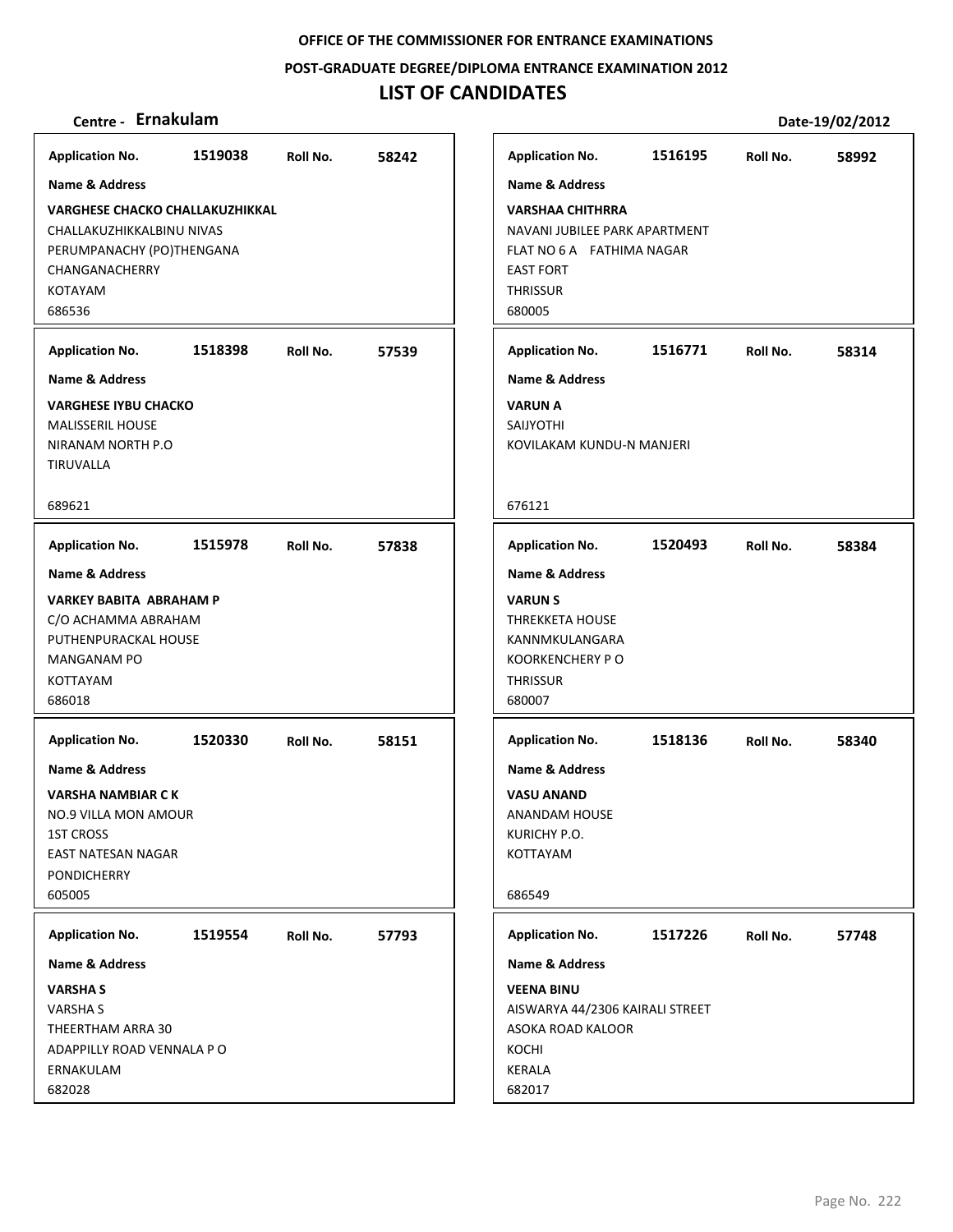**OFFICE OF THE COMMISSIONER FOR ENTRANCE EXAMINATIONS**

**POST-GRADUATE DEGREE/DIPLOMA ENTRANCE EXAMINATION 2012**

# LIST OF CANDIDATES

**Centre - Ernakulam** **Date-19/02/2012**

---

**Application No.** 1519038 **Roll No.** 58242

**Name & Address**

**VARGHESE CHACKO CHALLAKUZHIKKAL**
CHALLAKUZHIKKALBINU NIVAS
PERUMPANACHY (PO)THENGANA
CHANGANACHERRY
KOTAYAM
686536

---

**Application No.** 1518398 **Roll No.** 57539

**Name & Address**

**VARGHESE IYBU CHACKO**
MALISSERIL HOUSE
NIRANAM NORTH P.O
TIRUVALLA
689621

---

**Application No.** 1515978 **Roll No.** 57838

**Name & Address**

**VARKEY BABITA ABRAHAM P**
C/O ACHAMMA ABRAHAM
PUTHENPURACKAL HOUSE
MANGANAM PO
KOTTAYAM
686018

---

**Application No.** 1520330 **Roll No.** 58151

**Name & Address**

**VARSHA NAMBIAR C K**
NO.9 VILLA MON AMOUR
1ST CROSS
EAST NATESAN NAGAR
PONDICHERRY
605005

---

**Application No.** 1519554 **Roll No.** 57793

**Name & Address**

**VARSHA S**
VARSHA S
THEERTHAM ARRA 30
ADAPPILLY ROAD VENNALA P O
ERNAKULAM
682028

---

**Application No.** 1516195 **Roll No.** 58992

**Name & Address**

**VARSHAA CHITHRRA**
NAVANI JUBILEE PARK APARTMENT
FLAT NO 6 A FATHIMA NAGAR
EAST FORT
THRISSUR
680005

---

**Application No.** 1516771 **Roll No.** 58314

**Name & Address**

**VARUN A**
SAIJYOTHI
KOVILAKAM KUNDU-N MANJERI
676121

---

**Application No.** 1520493 **Roll No.** 58384

**Name & Address**

**VARUN S**
THREKKETA HOUSE
KANNMKULANGARA
KOORKENCHERY P O
THRISSUR
680007

---

**Application No.** 1518136 **Roll No.** 58340

**Name & Address**

**VASU ANAND**
ANANDAM HOUSE
KURICHY P.O.
KOTTAYAM
686549

---

**Application No.** 1517226 **Roll No.** 57748

**Name & Address**

**VEENA BINU**
AISWARYA 44/2306 KAIRALI STREET
ASOKA ROAD KALOOR
KOCHI
KERALA
682017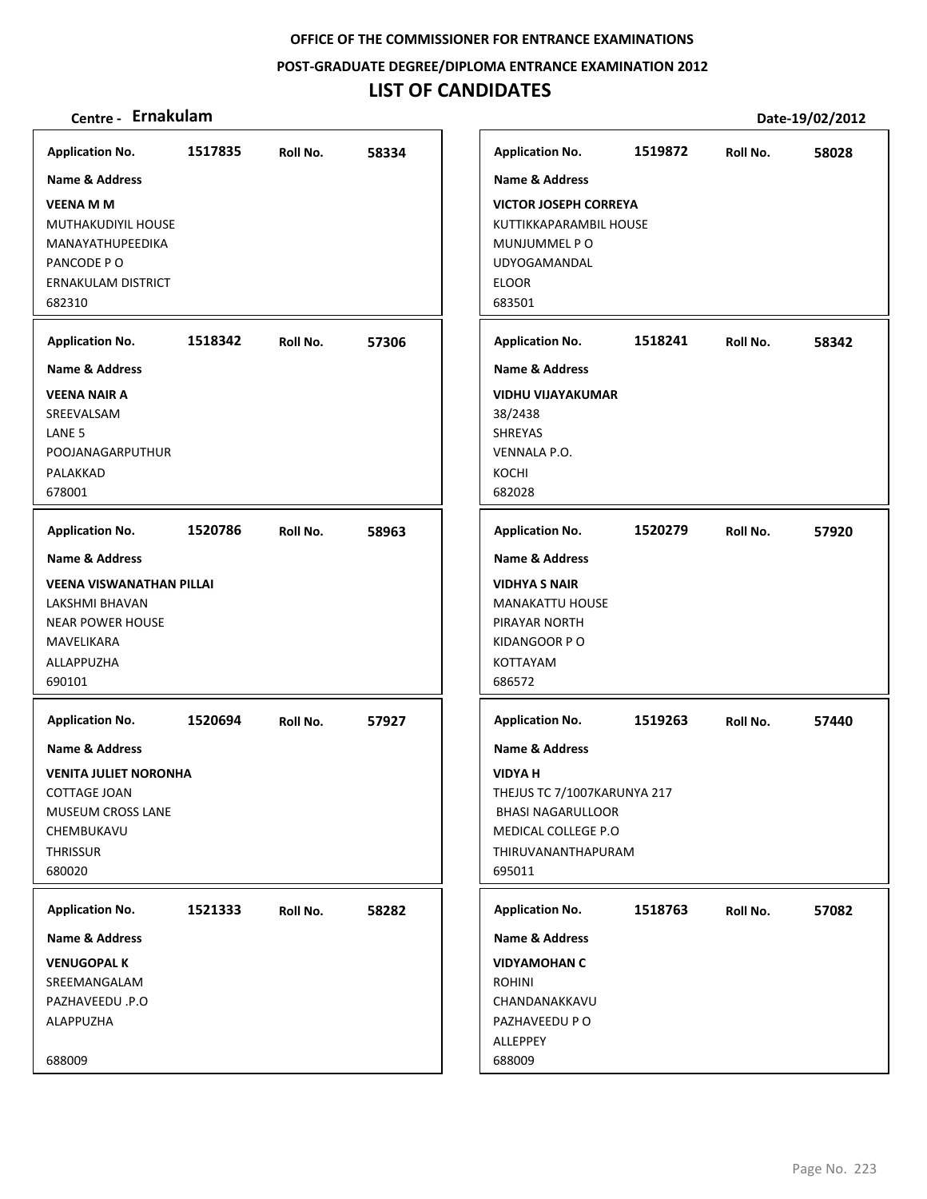**OFFICE OF THE COMMISSIONER FOR ENTRANCE EXAMINATIONS**

**POST-GRADUATE DEGREE/DIPLOMA ENTRANCE EXAMINATION 2012**

# LIST OF CANDIDATES

**Centre - Ernakulam** **Date-19/02/2012**

**Application No.** 1517835 **Roll No.** 58334

**Name & Address**

**VEENA M M**
MUTHAKUDIYIL HOUSE
MANAYATHUPEEDIKA
PANCODE P O
ERNAKULAM DISTRICT
682310

**Application No.** 1518342 **Roll No.** 57306

**Name & Address**

**VEENA NAIR A**
SREEVALSAM
LANE 5
POOJANAGARPUTHUR
PALAKKAD
678001

**Application No.** 1520786 **Roll No.** 58963

**Name & Address**

**VEENA VISWANATHAN PILLAI**
LAKSHMI BHAVAN
NEAR POWER HOUSE
MAVELIKARA
ALLAPPUZHA
690101

**Application No.** 1520694 **Roll No.** 57927

**Name & Address**

**VENITA JULIET NORONHA**
COTTAGE JOAN
MUSEUM CROSS LANE
CHEMBUKAVU
THRISSUR
680020

**Application No.** 1521333 **Roll No.** 58282

**Name & Address**

**VENUGOPAL K**
SREEMANGALAM
PAZHAVEEDU .P.O
ALAPPUZHA

688009

**Application No.** 1519872 **Roll No.** 58028

**Name & Address**

**VICTOR JOSEPH CORREYA**
KUTTIKKAPARAMBIL HOUSE
MUNJUMMEL P O
UDYOGAMANDAL
ELOOR
683501

**Application No.** 1518241 **Roll No.** 58342

**Name & Address**

**VIDHU VIJAYAKUMAR**
38/2438
SHREYAS
VENNALA P.O.
KOCHI
682028

**Application No.** 1520279 **Roll No.** 57920

**Name & Address**

**VIDHYA S NAIR**
MANAKATTU HOUSE
PIRAYAR NORTH
KIDANGOOR P O
KOTTAYAM
686572

**Application No.** 1519263 **Roll No.** 57440

**Name & Address**

**VIDYA H**
THEJUS TC 7/1007KARUNYA 217
BHASI NAGARULLOOR
MEDICAL COLLEGE P.O
THIRUVANANTHAPURAM
695011

**Application No.** 1518763 **Roll No.** 57082

**Name & Address**

**VIDYAMOHAN C**
ROHINI
CHANDANAKKAVU
PAZHAVEEDU P O
ALLEPPEY
688009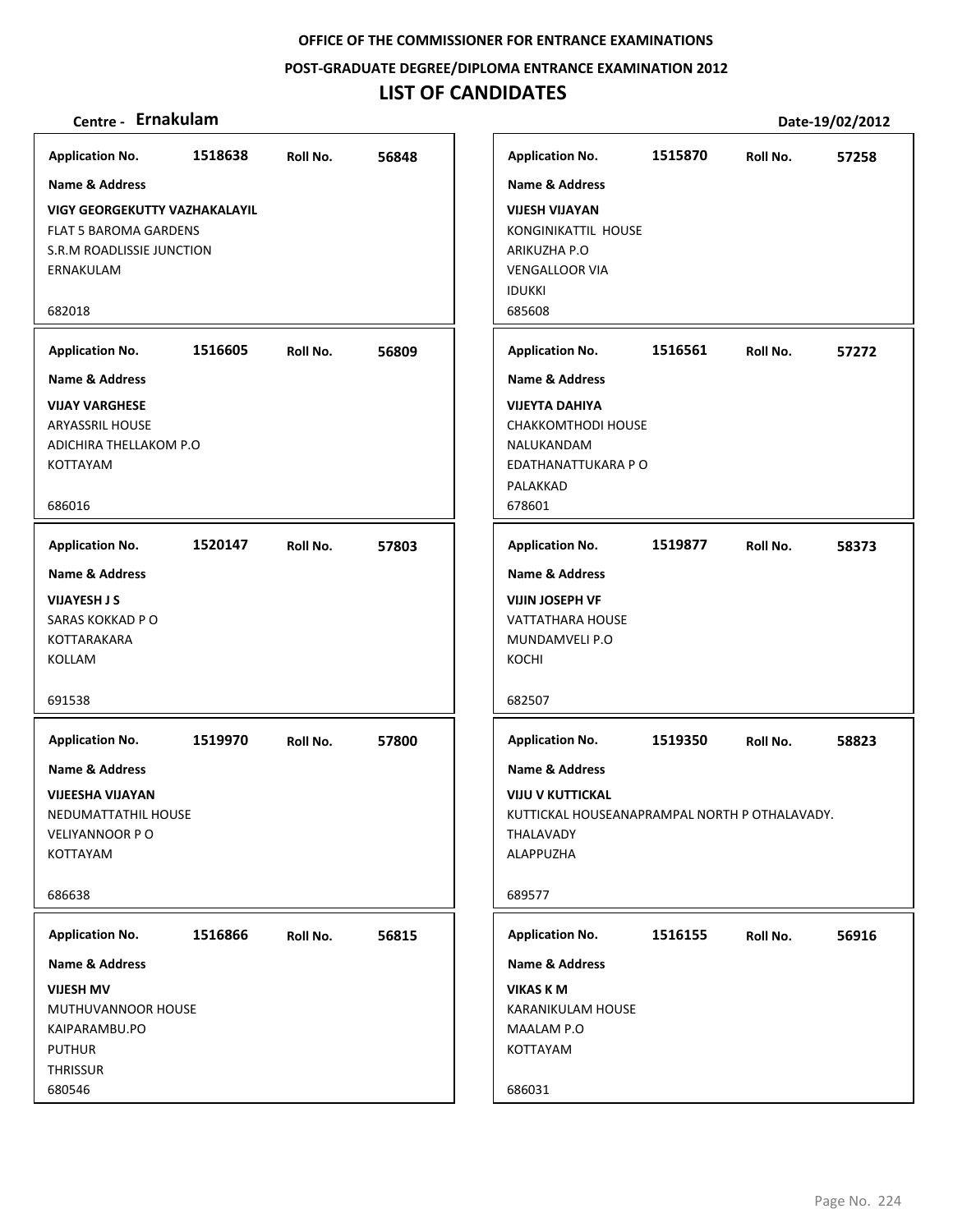OFFICE OF THE COMMISSIONER FOR ENTRANCE EXAMINATIONS

POST-GRADUATE DEGREE/DIPLOMA ENTRANCE EXAMINATION 2012

# LIST OF CANDIDATES

**Centre - Ernakulam** **Date-19/02/2012**

**Application No.** 1518638 **Roll No.** 56848

**Name & Address**

**VIGY GEORGEKUTTY VAZHAKALAYIL**
FLAT 5 BAROMA GARDENS
S.R.M ROADLISSIE JUNCTION
ERNAKULAM

682018

**Application No.** 1516605 **Roll No.** 56809

**Name & Address**

**VIJAY VARGHESE**
ARYASSRIL HOUSE
ADICHIRA THELLAKOM P.O
KOTTAYAM

686016

**Application No.** 1520147 **Roll No.** 57803

**Name & Address**

**VIJAYESH J S**
SARAS KOKKAD P O
KOTTARAKARA
KOLLAM

691538

**Application No.** 1519970 **Roll No.** 57800

**Name & Address**

**VIJEESHA VIJAYAN**
NEDUMATTATHIL HOUSE
VELIYANNOOR P O
KOTTAYAM

686638

**Application No.** 1516866 **Roll No.** 56815

**Name & Address**

**VIJESH MV**
MUTHUVANNOOR HOUSE
KAIPARAMBU.PO
PUTHUR
THRISSUR
680546

**Application No.** 1515870 **Roll No.** 57258

**Name & Address**

**VIJESH VIJAYAN**
KONGINIKATTIL HOUSE
ARIKUZHA P.O
VENGALLOOR VIA
IDUKKI
685608

**Application No.** 1516561 **Roll No.** 57272

**Name & Address**

**VIJEYTA DAHIYA**
CHAKKOMTHODI HOUSE
NALUKANDAM
EDATHANATTUKARA P O
PALAKKAD
678601

**Application No.** 1519877 **Roll No.** 58373

**Name & Address**

**VIJIN JOSEPH VF**
VATTATHARA HOUSE
MUNDAMVELI P.O
KOCHI

682507

**Application No.** 1519350 **Roll No.** 58823

**Name & Address**

**VIJU V KUTTICKAL**
KUTTICKAL HOUSEANAPRAMPAL NORTH P OTHALAVADY.
THALAVADY
ALAPPUZHA

689577

**Application No.** 1516155 **Roll No.** 56916

**Name & Address**

**VIKAS K M**
KARANIKULAM HOUSE
MAALAM P.O
KOTTAYAM

686031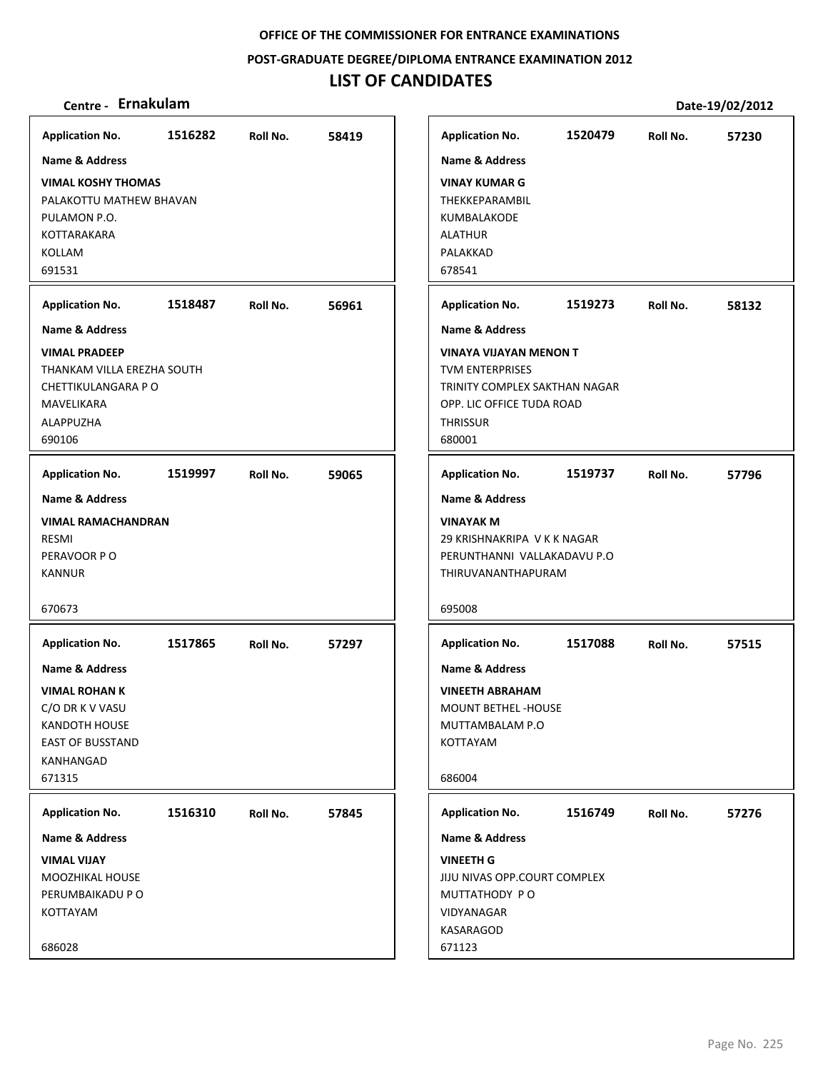OFFICE OF THE COMMISSIONER FOR ENTRANCE EXAMINATIONS

POST-GRADUATE DEGREE/DIPLOMA ENTRANCE EXAMINATION 2012

# LIST OF CANDIDATES

**Centre - Ernakulam** **Date-19/02/2012**

**Application No.** 1516282 **Roll No.** 58419
**Name & Address**
**VIMAL KOSHY THOMAS**
PALAKOTTU MATHEW BHAVAN
PULAMON P.O.
KOTTARAKARA
KOLLAM
691531

**Application No.** 1518487 **Roll No.** 56961
**Name & Address**
**VIMAL PRADEEP**
THANKAM VILLA EREZHA SOUTH
CHETTIKULANGARA P O
MAVELIKARA
ALAPPUZHA
690106

**Application No.** 1519997 **Roll No.** 59065
**Name & Address**
**VIMAL RAMACHANDRAN**
RESMI
PERAVOOR P O
KANNUR

670673

**Application No.** 1517865 **Roll No.** 57297
**Name & Address**
**VIMAL ROHAN K**
C/O DR K V VASU
KANDOTH HOUSE
EAST OF BUSSTAND
KANHANGAD
671315

**Application No.** 1516310 **Roll No.** 57845
**Name & Address**
**VIMAL VIJAY**
MOOZHIKAL HOUSE
PERUMBAIKADU P O
KOTTAYAM

686028

**Application No.** 1520479 **Roll No.** 57230
**Name & Address**
**VINAY KUMAR G**
THEKKEPARAMBIL
KUMBALAKODE
ALATHUR
PALAKKAD
678541

**Application No.** 1519273 **Roll No.** 58132
**Name & Address**
**VINAYA VIJAYAN MENON T**
TVM ENTERPRISES
TRINITY COMPLEX SAKTHAN NAGAR
OPP. LIC OFFICE TUDA ROAD
THRISSUR
680001

**Application No.** 1519737 **Roll No.** 57796
**Name & Address**
**VINAYAK M**
29 KRISHNAKRIPA V K K NAGAR
PERUNTHANNI VALLAKADAVU P.O
THIRUVANANTHAPURAM

695008

**Application No.** 1517088 **Roll No.** 57515
**Name & Address**
**VINEETH ABRAHAM**
MOUNT BETHEL -HOUSE
MUTTAMBALAM P.O
KOTTAYAM

686004

**Application No.** 1516749 **Roll No.** 57276
**Name & Address**
**VINEETH G**
JIJU NIVAS OPP.COURT COMPLEX
MUTTATHODY P O
VIDYANAGAR
KASARAGOD
671123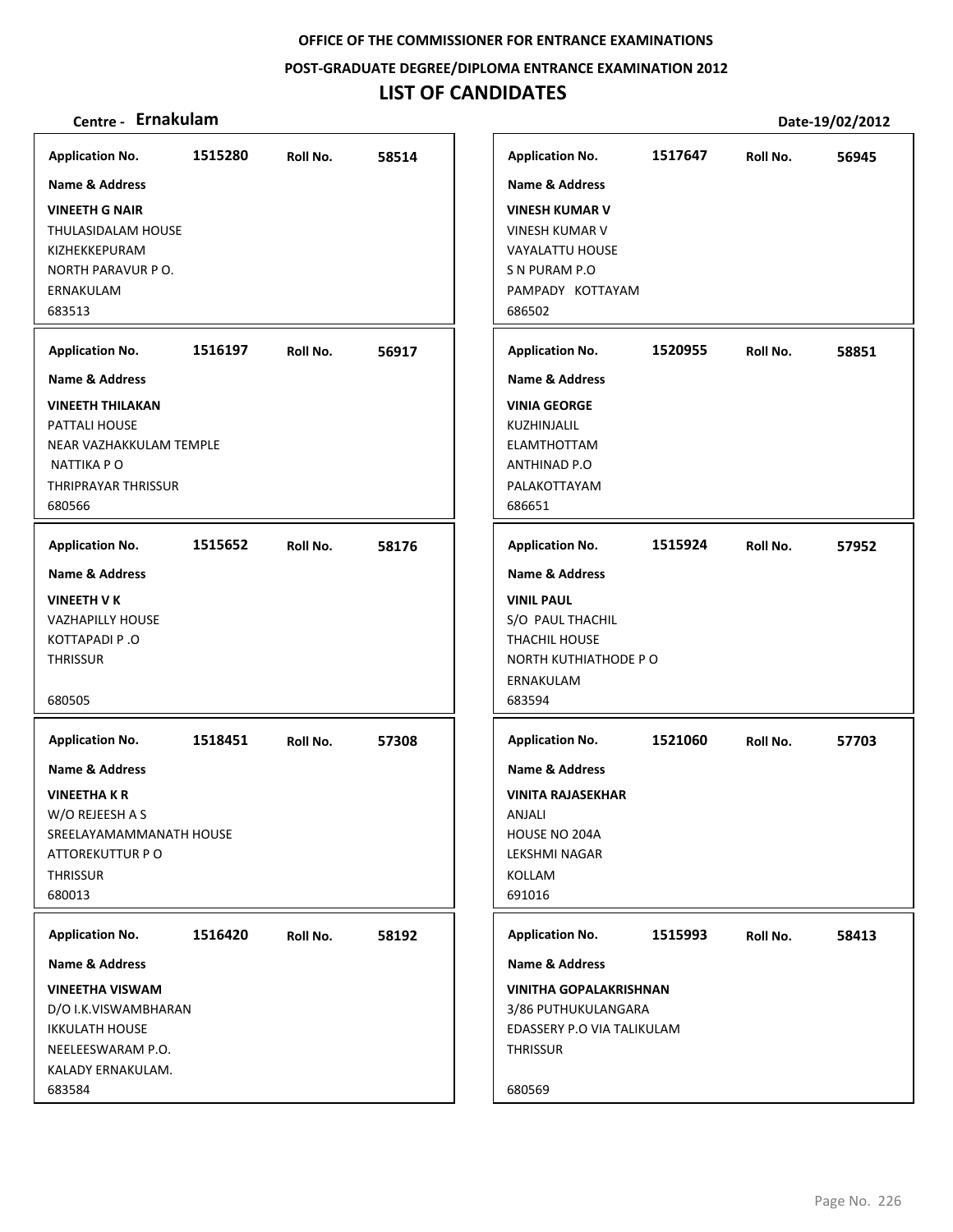**OFFICE OF THE COMMISSIONER FOR ENTRANCE EXAMINATIONS**

**POST-GRADUATE DEGREE/DIPLOMA ENTRANCE EXAMINATION 2012**

# LIST OF CANDIDATES

**Centre - Ernakulam** **Date-19/02/2012**

| Application No. | Roll No. | Name & Address |
|---|---|---|
| 1515280 | 58514 | **VINEETH G NAIR**<br>THULASIDALAM HOUSE<br>KIZHEKKEPURAM<br>NORTH PARAVUR P O.<br>ERNAKULAM<br>683513 |
| 1516197 | 56917 | **VINEETH THILAKAN**<br>PATTALI HOUSE<br>NEAR VAZHAKKULAM TEMPLE<br>NATTIKA P O<br>THRIPRAYAR THRISSUR<br>680566 |
| 1515652 | 58176 | **VINEETH V K**<br>VAZHAPILLY HOUSE<br>KOTTAPADI P .O<br>THRISSUR<br>680505 |
| 1518451 | 57308 | **VINEETHA K R**<br>W/O REJEESH A S<br>SREELAYAMAMMANATH HOUSE<br>ATTOREKUTTUR P O<br>THRISSUR<br>680013 |
| 1516420 | 58192 | **VINEETHA VISWAM**<br>D/O I.K.VISWAMBHARAN<br>IKKULATH HOUSE<br>NEELEESWARAM P.O.<br>KALADY ERNAKULAM.<br>683584 |
| 1517647 | 56945 | **VINESH KUMAR V**<br>VINESH KUMAR V<br>VAYALATTU HOUSE<br>S N PURAM P.O<br>PAMPADY KOTTAYAM<br>686502 |
| 1520955 | 58851 | **VINIA GEORGE**<br>KUZHINJALIL<br>ELAMTHOTTAM<br>ANTHINAD P.O<br>PALAKOTTAYAM<br>686651 |
| 1515924 | 57952 | **VINIL PAUL**<br>S/O PAUL THACHIL<br>THACHIL HOUSE<br>NORTH KUTHIATHODE P O<br>ERNAKULAM<br>683594 |
| 1521060 | 57703 | **VINITA RAJASEKHAR**<br>ANJALI<br>HOUSE NO 204A<br>LEKSHMI NAGAR<br>KOLLAM<br>691016 |
| 1515993 | 58413 | **VINITHA GOPALAKRISHNAN**<br>3/86 PUTHUKULANGARA<br>EDASSERY P.O VIA TALIKULAM<br>THRISSUR<br>680569 |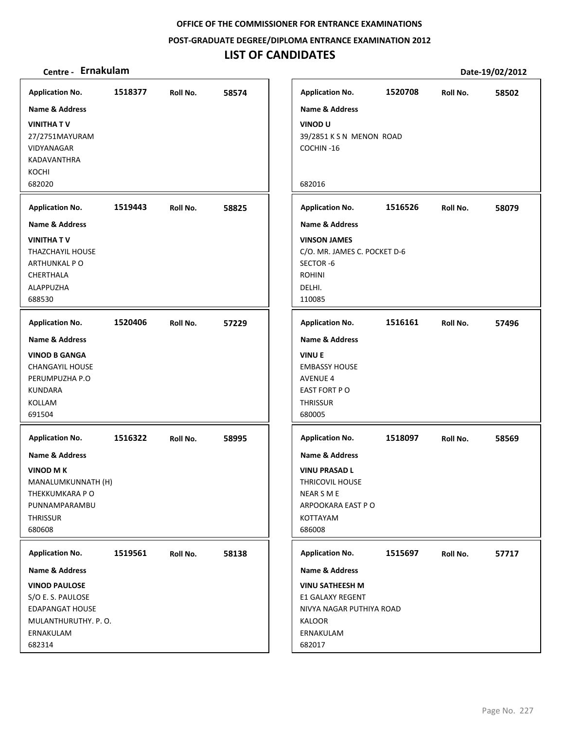**OFFICE OF THE COMMISSIONER FOR ENTRANCE EXAMINATIONS**

**POST-GRADUATE DEGREE/DIPLOMA ENTRANCE EXAMINATION 2012**

# LIST OF CANDIDATES

**Centre - Ernakulam** **Date-19/02/2012**

**Application No.** 1518377 **Roll No.** 58574
**Name & Address**
**VINITHA T V**
27/2751MAYURAM
VIDYANAGAR
KADAVANTHRA
KOCHI
682020

**Application No.** 1519443 **Roll No.** 58825
**Name & Address**
**VINITHA T V**
THAZCHAYIL HOUSE
ARTHUNKAL P O
CHERTHALA
ALAPPUZHA
688530

**Application No.** 1520406 **Roll No.** 57229
**Name & Address**
**VINOD B GANGA**
CHANGAYIL HOUSE
PERUMPUZHA P.O
KUNDARA
KOLLAM
691504

**Application No.** 1516322 **Roll No.** 58995
**Name & Address**
**VINOD M K**
MANALUMKUNNATH (H)
THEKKUMKARA P O
PUNNAMPARAMBU
THRISSUR
680608

**Application No.** 1519561 **Roll No.** 58138
**Name & Address**
**VINOD PAULOSE**
S/O E. S. PAULOSE
EDAPANGAT HOUSE
MULANTHURUTHY. P. O.
ERNAKULAM
682314

**Application No.** 1520708 **Roll No.** 58502
**Name & Address**
**VINOD U**
39/2851 K S N MENON ROAD
COCHIN -16
682016

**Application No.** 1516526 **Roll No.** 58079
**Name & Address**
**VINSON JAMES**
C/O. MR. JAMES C. POCKET D-6
SECTOR -6
ROHINI
DELHI.
110085

**Application No.** 1516161 **Roll No.** 57496
**Name & Address**
**VINU E**
EMBASSY HOUSE
AVENUE 4
EAST FORT P O
THRISSUR
680005

**Application No.** 1518097 **Roll No.** 58569
**Name & Address**
**VINU PRASAD L**
THRICOVIL HOUSE
NEAR S M E
ARPOOKARA EAST P O
KOTTAYAM
686008

**Application No.** 1515697 **Roll No.** 57717
**Name & Address**
**VINU SATHEESH M**
E1 GALAXY REGENT
NIVYA NAGAR PUTHIYA ROAD
KALOOR
ERNAKULAM
682017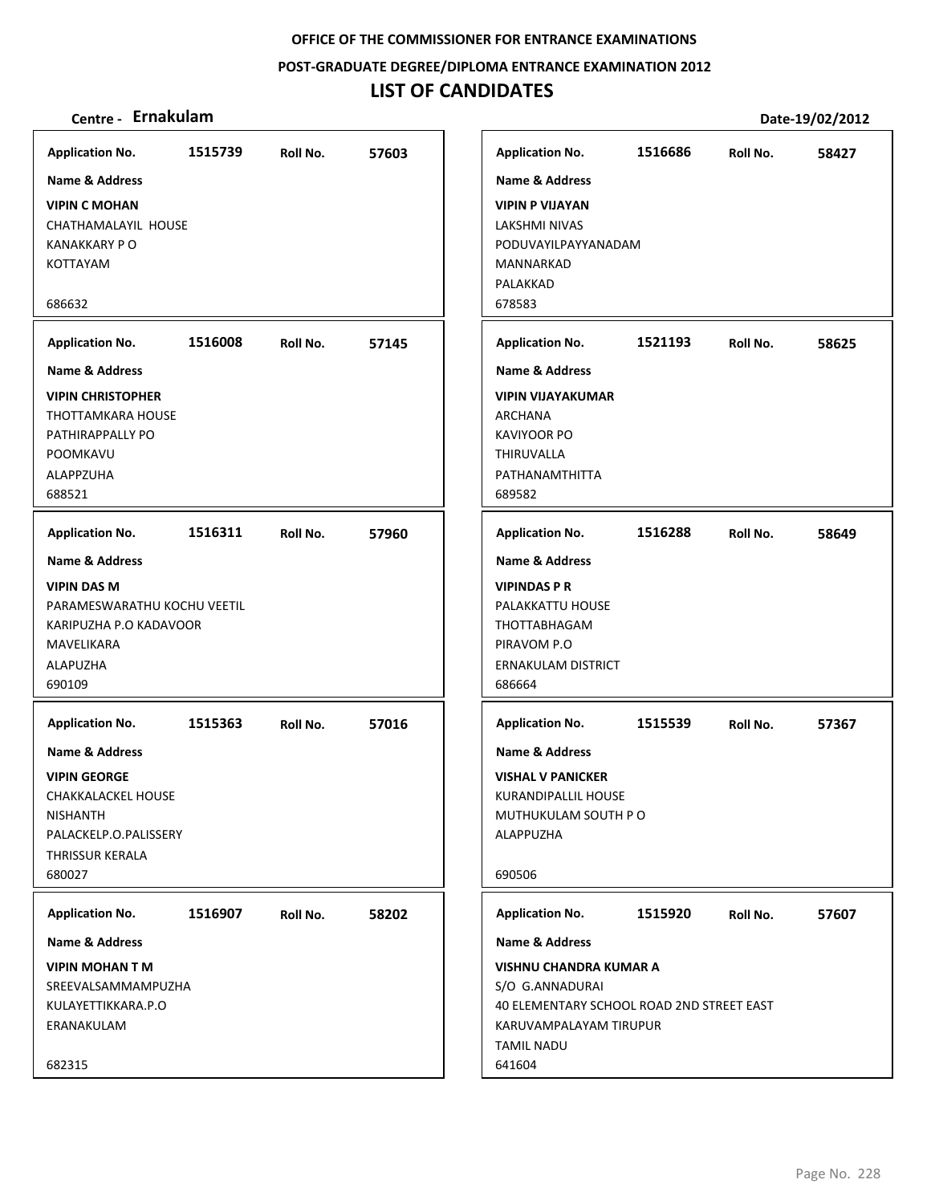OFFICE OF THE COMMISSIONER FOR ENTRANCE EXAMINATIONS

POST-GRADUATE DEGREE/DIPLOMA ENTRANCE EXAMINATION 2012

# LIST OF CANDIDATES

**Centre - Ernakulam** Date-19/02/2012

**Application No.** 1515739 **Roll No.** 57603

**Name & Address**

**VIPIN C MOHAN**
CHATHAMALAYIL HOUSE
KANAKKARY P O
KOTTAYAM

686632

**Application No.** 1516008 **Roll No.** 57145

**Name & Address**

**VIPIN CHRISTOPHER**
THOTTAMKARA HOUSE
PATHIRAPPALLY PO
POOMKAVU
ALAPPZUHA
688521

**Application No.** 1516311 **Roll No.** 57960

**Name & Address**

**VIPIN DAS M**
PARAMESWARATHU KOCHU VEETIL
KARIPUZHA P.O KADAVOOR
MAVELIKARA
ALAPUZHA
690109

**Application No.** 1515363 **Roll No.** 57016

**Name & Address**

**VIPIN GEORGE**
CHAKKALACKEL HOUSE
NISHANTH
PALACKELP.O.PALISSERY
THRISSUR KERALA
680027

**Application No.** 1516907 **Roll No.** 58202

**Name & Address**

**VIPIN MOHAN T M**
SREEVALSAMMAMPUZHA
KULAYETTIKKARA.P.O
ERANAKULAM

682315

**Application No.** 1516686 **Roll No.** 58427

**Name & Address**

**VIPIN P VIJAYAN**
LAKSHMI NIVAS
PODUVAYILPAYYANADAM
MANNARKAD
PALAKKAD
678583

**Application No.** 1521193 **Roll No.** 58625

**Name & Address**

**VIPIN VIJAYAKUMAR**
ARCHANA
KAVIYOOR PO
THIRUVALLA
PATHANAMTHITTA
689582

**Application No.** 1516288 **Roll No.** 58649

**Name & Address**

**VIPINDAS P R**
PALAKKATTU HOUSE
THOTTABHAGAM
PIRAVOM P.O
ERNAKULAM DISTRICT
686664

**Application No.** 1515539 **Roll No.** 57367

**Name & Address**

**VISHAL V PANICKER**
KURANDIPALLIL HOUSE
MUTHUKULAM SOUTH P O
ALAPPUZHA

690506

**Application No.** 1515920 **Roll No.** 57607

**Name & Address**

**VISHNU CHANDRA KUMAR A**
S/O G.ANNADURAI
40 ELEMENTARY SCHOOL ROAD 2ND STREET EAST
KARUVAMPALAYAM TIRUPUR
TAMIL NADU
641604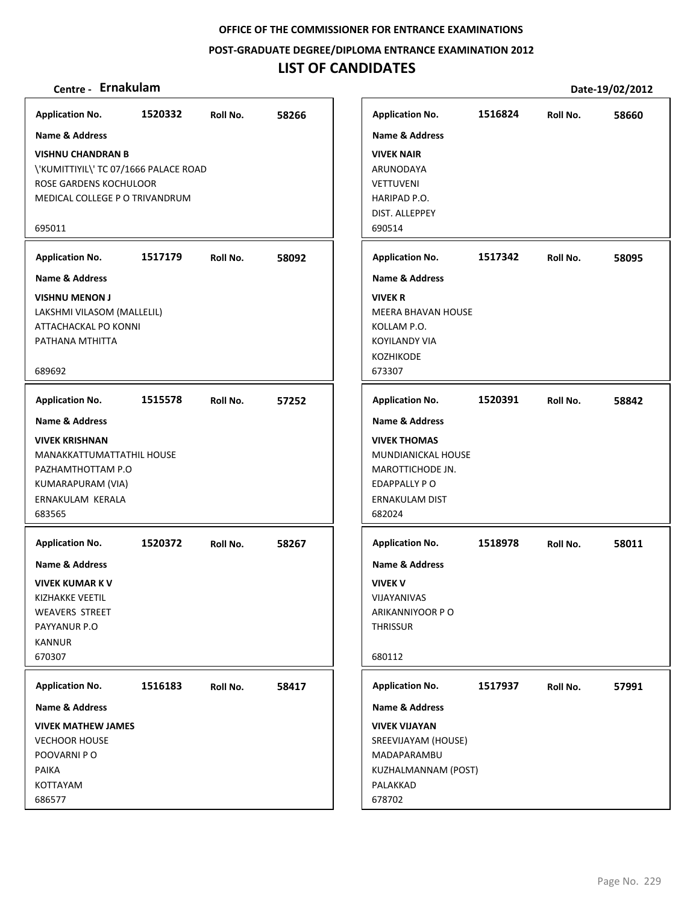OFFICE OF THE COMMISSIONER FOR ENTRANCE EXAMINATIONS

POST-GRADUATE DEGREE/DIPLOMA ENTRANCE EXAMINATION 2012

# LIST OF CANDIDATES

**Centre - Ernakulam** **Date-19/02/2012**

**Application No.** 1520332 **Roll No.** 58266

**Name & Address**

**VISHNU CHANDRAN B**
\'KUMITTIYIL\' TC 07/1666 PALACE ROAD
ROSE GARDENS KOCHULOOR
MEDICAL COLLEGE P O TRIVANDRUM
695011

**Application No.** 1517179 **Roll No.** 58092

**Name & Address**

**VISHNU MENON J**
LAKSHMI VILASOM (MALLELIL)
ATTACHACKAL PO KONNI
PATHANA MTHITTA
689692

**Application No.** 1515578 **Roll No.** 57252

**Name & Address**

**VIVEK KRISHNAN**
MANAKKATTUMATTATHIL HOUSE
PAZHAMTHOTTAM P.O
KUMARAPURAM (VIA)
ERNAKULAM KERALA
683565

**Application No.** 1520372 **Roll No.** 58267

**Name & Address**

**VIVEK KUMAR K V**
KIZHAKKE VEETIL
WEAVERS STREET
PAYYANUR P.O
KANNUR
670307

**Application No.** 1516183 **Roll No.** 58417

**Name & Address**

**VIVEK MATHEW JAMES**
VECHOOR HOUSE
POOVARNI P O
PAIKA
KOTTAYAM
686577

**Application No.** 1516824 **Roll No.** 58660

**Name & Address**

**VIVEK NAIR**
ARUNODAYA
VETTUVENI
HARIPAD P.O.
DIST. ALLEPPEY
690514

**Application No.** 1517342 **Roll No.** 58095

**Name & Address**

**VIVEK R**
MEERA BHAVAN HOUSE
KOLLAM P.O.
KOYILANDY VIA
KOZHIKODE
673307

**Application No.** 1520391 **Roll No.** 58842

**Name & Address**

**VIVEK THOMAS**
MUNDIANICKAL HOUSE
MAROTTICHODE JN.
EDAPPALLY P O
ERNAKULAM DIST
682024

**Application No.** 1518978 **Roll No.** 58011

**Name & Address**

**VIVEK V**
VIJAYANIVAS
ARIKANNIYOOR P O
THRISSUR
680112

**Application No.** 1517937 **Roll No.** 57991

**Name & Address**

**VIVEK VIJAYAN**
SREEVIJAYAM (HOUSE)
MADAPARAMBU
KUZHALMANNAM (POST)
PALAKKAD
678702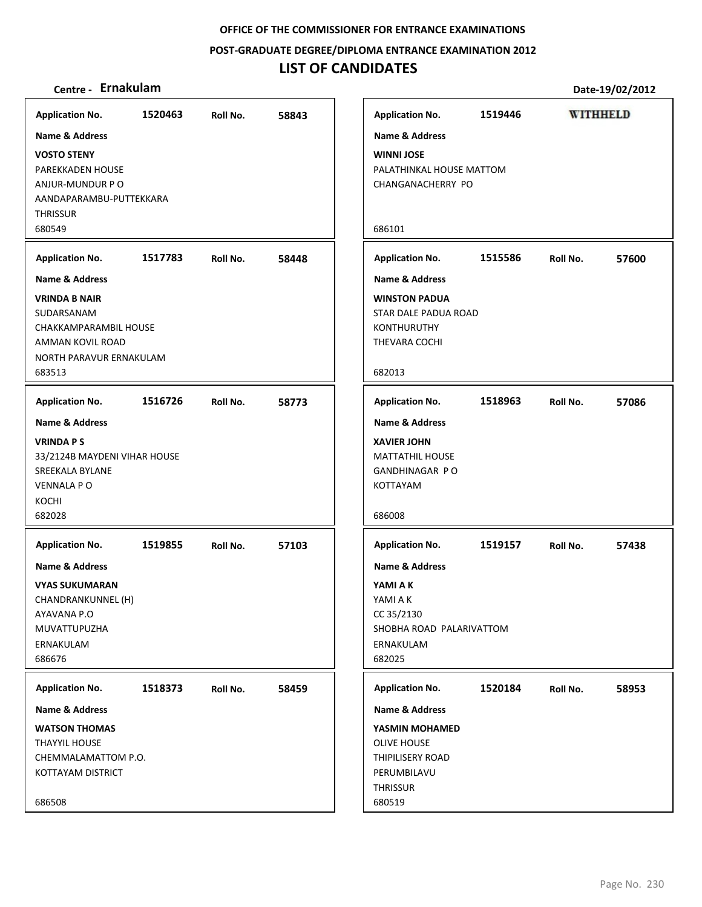**OFFICE OF THE COMMISSIONER FOR ENTRANCE EXAMINATIONS**

**POST-GRADUATE DEGREE/DIPLOMA ENTRANCE EXAMINATION 2012**

# LIST OF CANDIDATES

**Centre - Ernakulam** **Date-19/02/2012**

| Application No. | Roll No. | Name & Address |
|---|---|---|
| 1520463 | 58843 | **VOSTO STENY**<br>PAREKKADEN HOUSE<br>ANJUR-MUNDUR P O<br>AANDAPARAMBU-PUTTEKKARA<br>THRISSUR<br>680549 |
| 1517783 | 58448 | **VRINDA B NAIR**<br>SUDARSANAM<br>CHAKKAMPARAMBIL HOUSE<br>AMMAN KOVIL ROAD<br>NORTH PARAVUR ERNAKULAM<br>683513 |
| 1516726 | 58773 | **VRINDA P S**<br>33/2124B MAYDENI VIHAR HOUSE<br>SREEKALA BYLANE<br>VENNALA P O<br>KOCHI<br>682028 |
| 1519855 | 57103 | **VYAS SUKUMARAN**<br>CHANDRANKUNNEL (H)<br>AYAVANA P.O<br>MUVATTUPUZHA<br>ERNAKULAM<br>686676 |
| 1518373 | 58459 | **WATSON THOMAS**<br>THAYYIL HOUSE<br>CHEMMALAMATTOM P.O.<br>KOTTAYAM DISTRICT<br>686508 |
| 1519446 | WITHHELD | **WINNI JOSE**<br>PALATHINKAL HOUSE MATTOM<br>CHANGANACHERRY PO<br>686101 |
| 1515586 | 57600 | **WINSTON PADUA**<br>STAR DALE PADUA ROAD<br>KONTHURUTHY<br>THEVARA COCHI<br>682013 |
| 1518963 | 57086 | **XAVIER JOHN**<br>MATTATHIL HOUSE<br>GANDHINAGAR P O<br>KOTTAYAM<br>686008 |
| 1519157 | 57438 | **YAMI A K**<br>YAMI A K<br>CC 35/2130<br>SHOBHA ROAD PALARIVATTOM<br>ERNAKULAM<br>682025 |
| 1520184 | 58953 | **YASMIN MOHAMED**<br>OLIVE HOUSE<br>THIPILISERY ROAD<br>PERUMBILAVU<br>THRISSUR<br>680519 |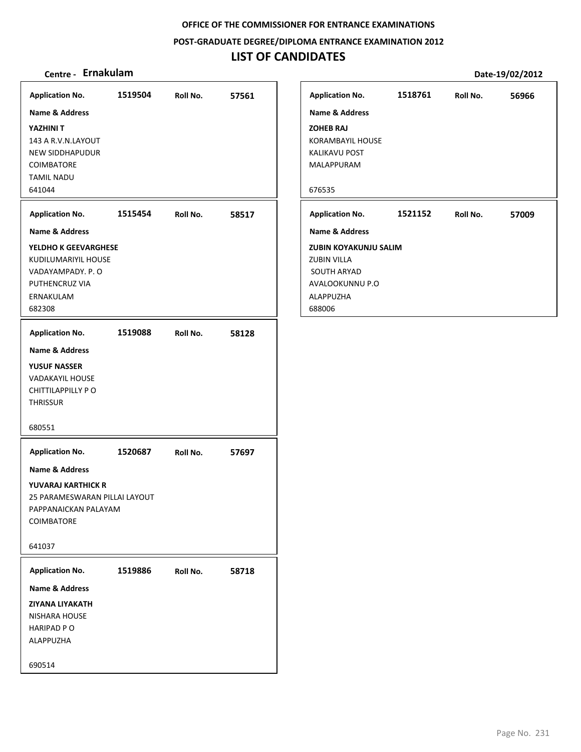**OFFICE OF THE COMMISSIONER FOR ENTRANCE EXAMINATIONS**

**POST-GRADUATE DEGREE/DIPLOMA ENTRANCE EXAMINATION 2012**

# LIST OF CANDIDATES

**Centre - Ernakulam** **Date-19/02/2012**

**Application No.** 1519504 **Roll No.** 57561

**Name & Address**

**YAZHINI T**
143 A R.V.N.LAYOUT
NEW SIDDHAPUDUR
COIMBATORE
TAMIL NADU
641044

**Application No.** 1515454 **Roll No.** 58517

**Name & Address**

**YELDHO K GEEVARGHESE**
KUDILUMARIYIL HOUSE
VADAYAMPADY. P. O
PUTHENCRUZ VIA
ERNAKULAM
682308

**Application No.** 1519088 **Roll No.** 58128

**Name & Address**

**YUSUF NASSER**
VADAKAYIL HOUSE
CHITTILAPPILLY P O
THRISSUR

680551

**Application No.** 1520687 **Roll No.** 57697

**Name & Address**

**YUVARAJ KARTHICK R**
25 PARAMESWARAN PILLAI LAYOUT
PAPPANAICKAN PALAYAM
COIMBATORE

641037

**Application No.** 1519886 **Roll No.** 58718

**Name & Address**

**ZIYANA LIYAKATH**
NISHARA HOUSE
HARIPAD P O
ALAPPUZHA

690514

**Application No.** 1518761 **Roll No.** 56966

**Name & Address**

**ZOHEB RAJ**
KORAMBAYIL HOUSE
KALIKAVU POST
MALAPPURAM

676535

**Application No.** 1521152 **Roll No.** 57009

**Name & Address**

**ZUBIN KOYAKUNJU SALIM**
ZUBIN VILLA
SOUTH ARYAD
AVALOOKUNNU P.O
ALAPPUZHA
688006